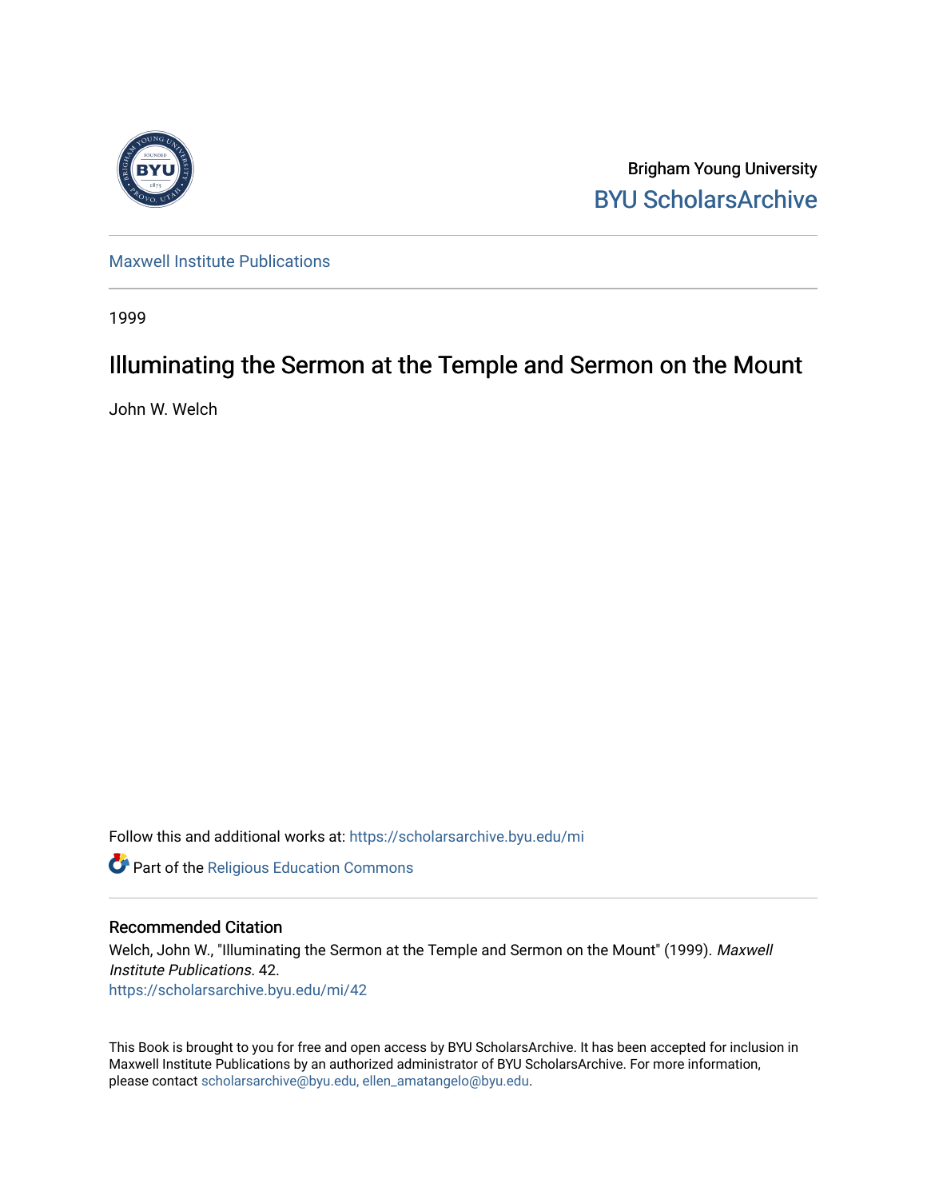Brigham Young University
BYU ScholarsArchive

Maxwell Institute Publications

1999

# Illuminating the Sermon at the Temple and Sermon on the Mount

John W. Welch

Follow this and additional works at: https://scholarsarchive.byu.edu/mi

Part of the Religious Education Commons

## Recommended Citation

Welch, John W., "Illuminating the Sermon at the Temple and Sermon on the Mount" (1999). *Maxwell Institute Publications*. 42.
https://scholarsarchive.byu.edu/mi/42

This Book is brought to you for free and open access by BYU ScholarsArchive. It has been accepted for inclusion in Maxwell Institute Publications by an authorized administrator of BYU ScholarsArchive. For more information, please contact scholarsarchive@byu.edu, ellen_amatangelo@byu.edu.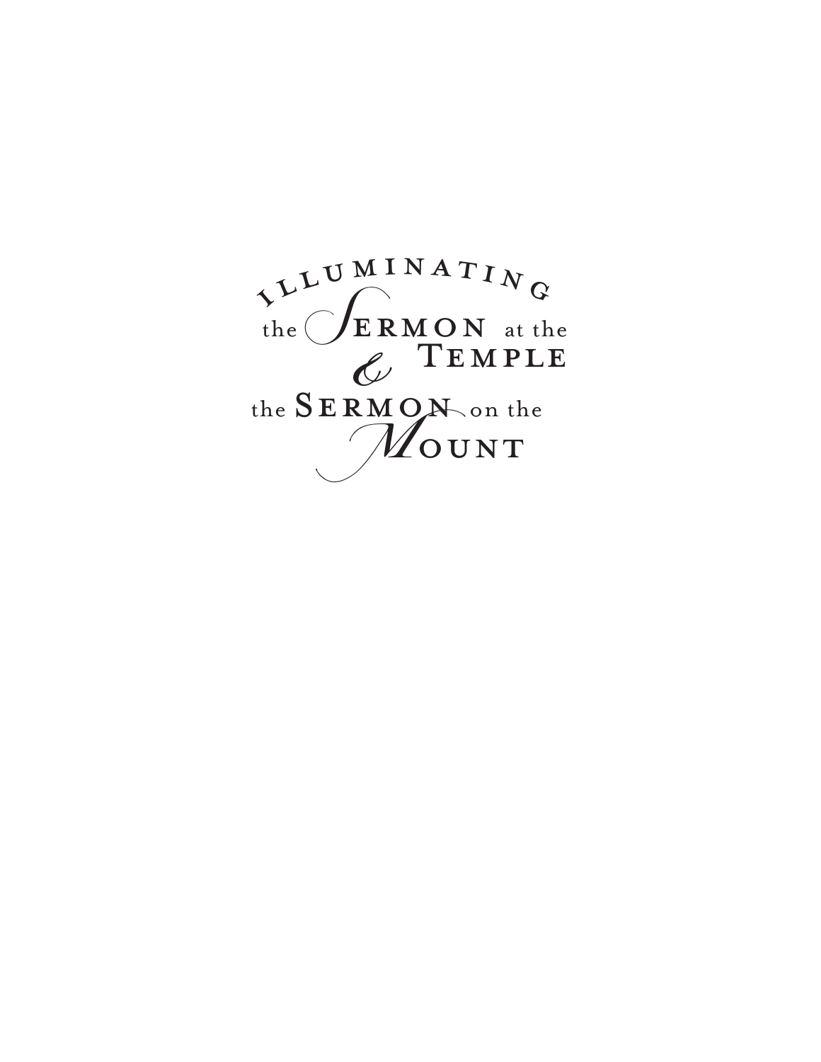# Illuminating the Sermon at the Temple & the Sermon on the Mount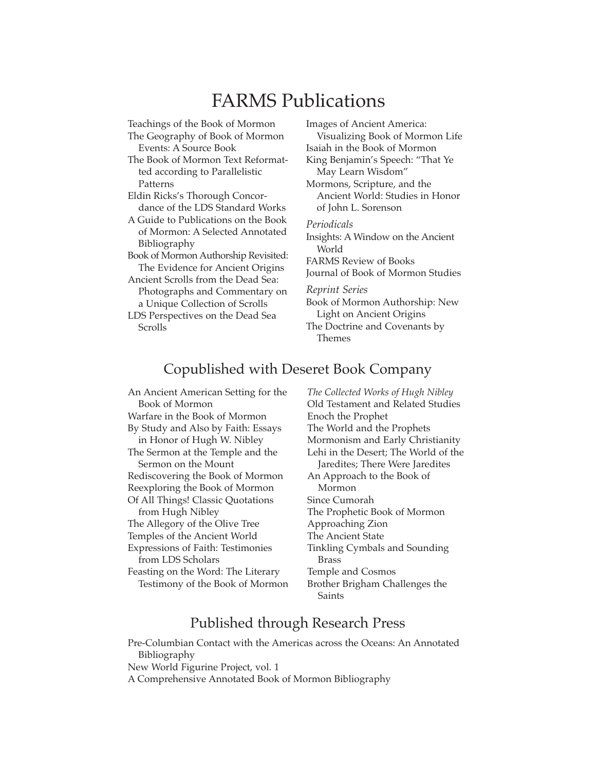# FARMS Publications

Teachings of the Book of Mormon
The Geography of Book of Mormon Events: A Source Book
The Book of Mormon Text Reformatted according to Parallelistic Patterns
Eldin Ricks's Thorough Concordance of the LDS Standard Works
A Guide to Publications on the Book of Mormon: A Selected Annotated Bibliography
Book of Mormon Authorship Revisited: The Evidence for Ancient Origins
Ancient Scrolls from the Dead Sea: Photographs and Commentary on a Unique Collection of Scrolls
LDS Perspectives on the Dead Sea Scrolls
Images of Ancient America: Visualizing Book of Mormon Life
Isaiah in the Book of Mormon
King Benjamin's Speech: "That Ye May Learn Wisdom"
Mormons, Scripture, and the Ancient World: Studies in Honor of John L. Sorenson

*Periodicals*

Insights: A Window on the Ancient World
FARMS Review of Books
Journal of Book of Mormon Studies

*Reprint Series*

Book of Mormon Authorship: New Light on Ancient Origins
The Doctrine and Covenants by Themes

## Copublished with Deseret Book Company

An Ancient American Setting for the Book of Mormon
Warfare in the Book of Mormon
By Study and Also by Faith: Essays in Honor of Hugh W. Nibley
The Sermon at the Temple and the Sermon on the Mount
Rediscovering the Book of Mormon
Reexploring the Book of Mormon
Of All Things! Classic Quotations from Hugh Nibley
The Allegory of the Olive Tree
Temples of the Ancient World
Expressions of Faith: Testimonies from LDS Scholars
Feasting on the Word: The Literary Testimony of the Book of Mormon

*The Collected Works of Hugh Nibley*

Old Testament and Related Studies
Enoch the Prophet
The World and the Prophets
Mormonism and Early Christianity
Lehi in the Desert; The World of the Jaredites; There Were Jaredites
An Approach to the Book of Mormon
Since Cumorah
The Prophetic Book of Mormon
Approaching Zion
The Ancient State
Tinkling Cymbals and Sounding Brass
Temple and Cosmos
Brother Brigham Challenges the Saints

## Published through Research Press

Pre-Columbian Contact with the Americas across the Oceans: An Annotated Bibliography
New World Figurine Project, vol. 1
A Comprehensive Annotated Book of Mormon Bibliography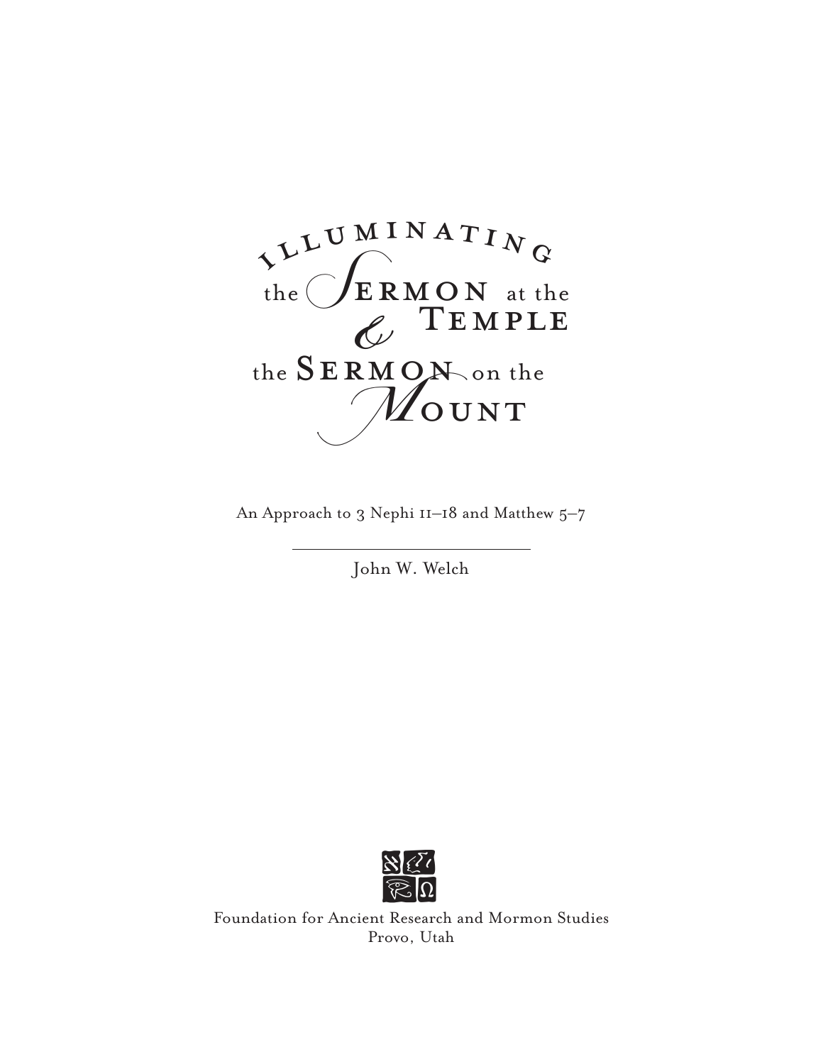# Illuminating the Sermon at the Temple & the Sermon on the Mount

An Approach to 3 Nephi 11–18 and Matthew 5–7

John W. Welch

Foundation for Ancient Research and Mormon Studies
Provo, Utah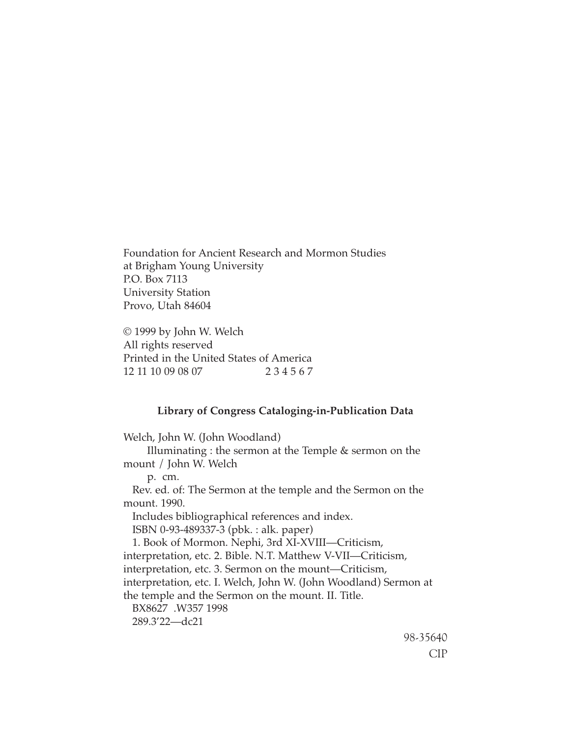Foundation for Ancient Research and Mormon Studies
at Brigham Young University
P.O. Box 7113
University Station
Provo, Utah 84604

© 1999 by John W. Welch
All rights reserved
Printed in the United States of America
12 11 10 09 08 07 2 3 4 5 6 7

**Library of Congress Cataloging-in-Publication Data**

Welch, John W. (John Woodland)
Illuminating : the sermon at the Temple & sermon on the mount / John W. Welch
p. cm.
Rev. ed. of: The Sermon at the temple and the Sermon on the mount. 1990.
Includes bibliographical references and index.
ISBN 0-93-489337-3 (pbk. : alk. paper)
1. Book of Mormon. Nephi, 3rd XI-XVIII—Criticism, interpretation, etc. 2. Bible. N.T. Matthew V-VII—Criticism, interpretation, etc. 3. Sermon on the mount—Criticism, interpretation, etc. I. Welch, John W. (John Woodland) Sermon at the temple and the Sermon on the mount. II. Title.
BX8627 .W357 1998
289.3'22—dc21

98-35640
CIP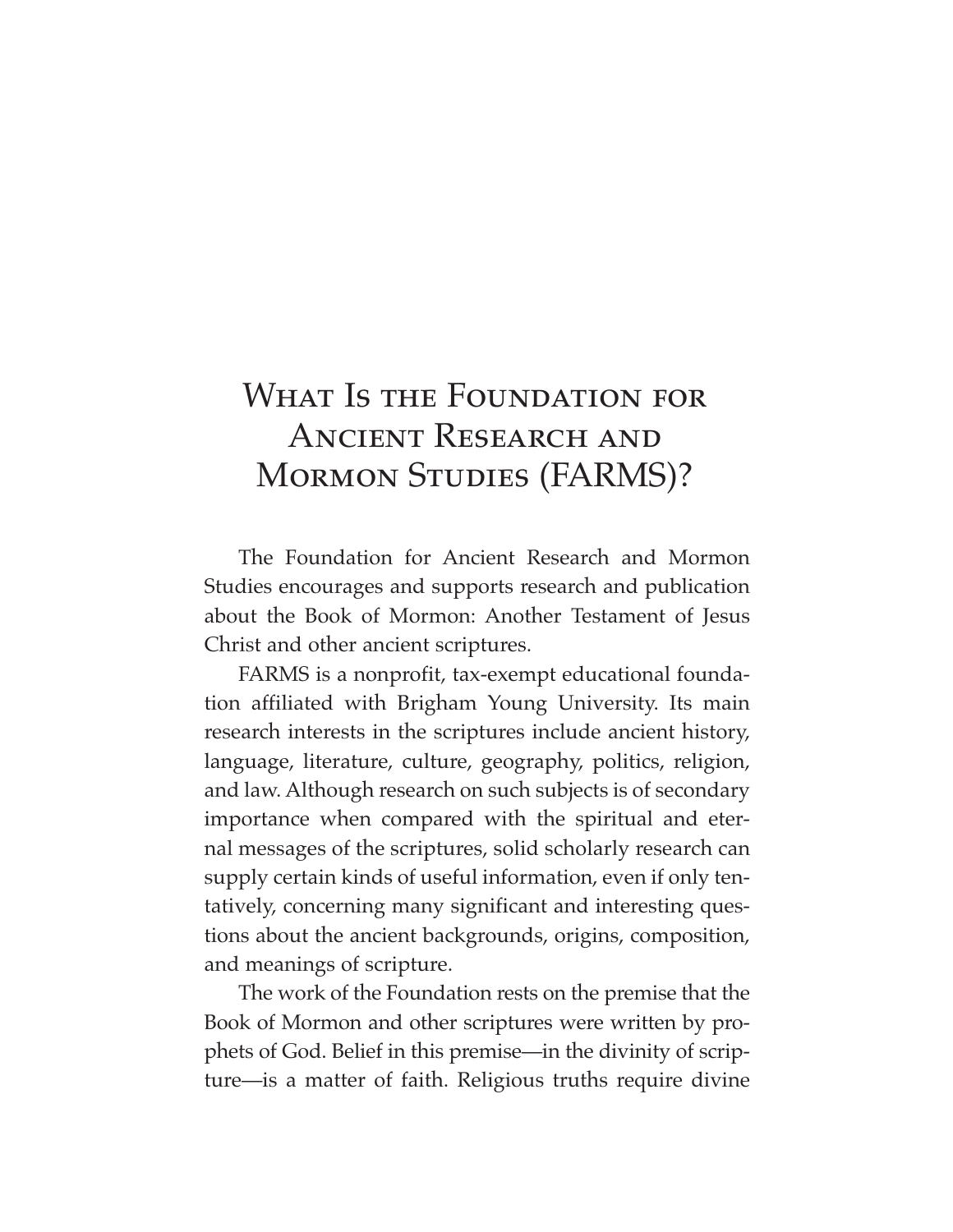# What Is the Foundation for Ancient Research and Mormon Studies (FARMS)?

The Foundation for Ancient Research and Mormon Studies encourages and supports research and publication about the Book of Mormon: Another Testament of Jesus Christ and other ancient scriptures.

FARMS is a nonprofit, tax-exempt educational foundation affiliated with Brigham Young University. Its main research interests in the scriptures include ancient history, language, literature, culture, geography, politics, religion, and law. Although research on such subjects is of secondary importance when compared with the spiritual and eternal messages of the scriptures, solid scholarly research can supply certain kinds of useful information, even if only tentatively, concerning many significant and interesting questions about the ancient backgrounds, origins, composition, and meanings of scripture.

The work of the Foundation rests on the premise that the Book of Mormon and other scriptures were written by prophets of God. Belief in this premise—in the divinity of scripture—is a matter of faith. Religious truths require divine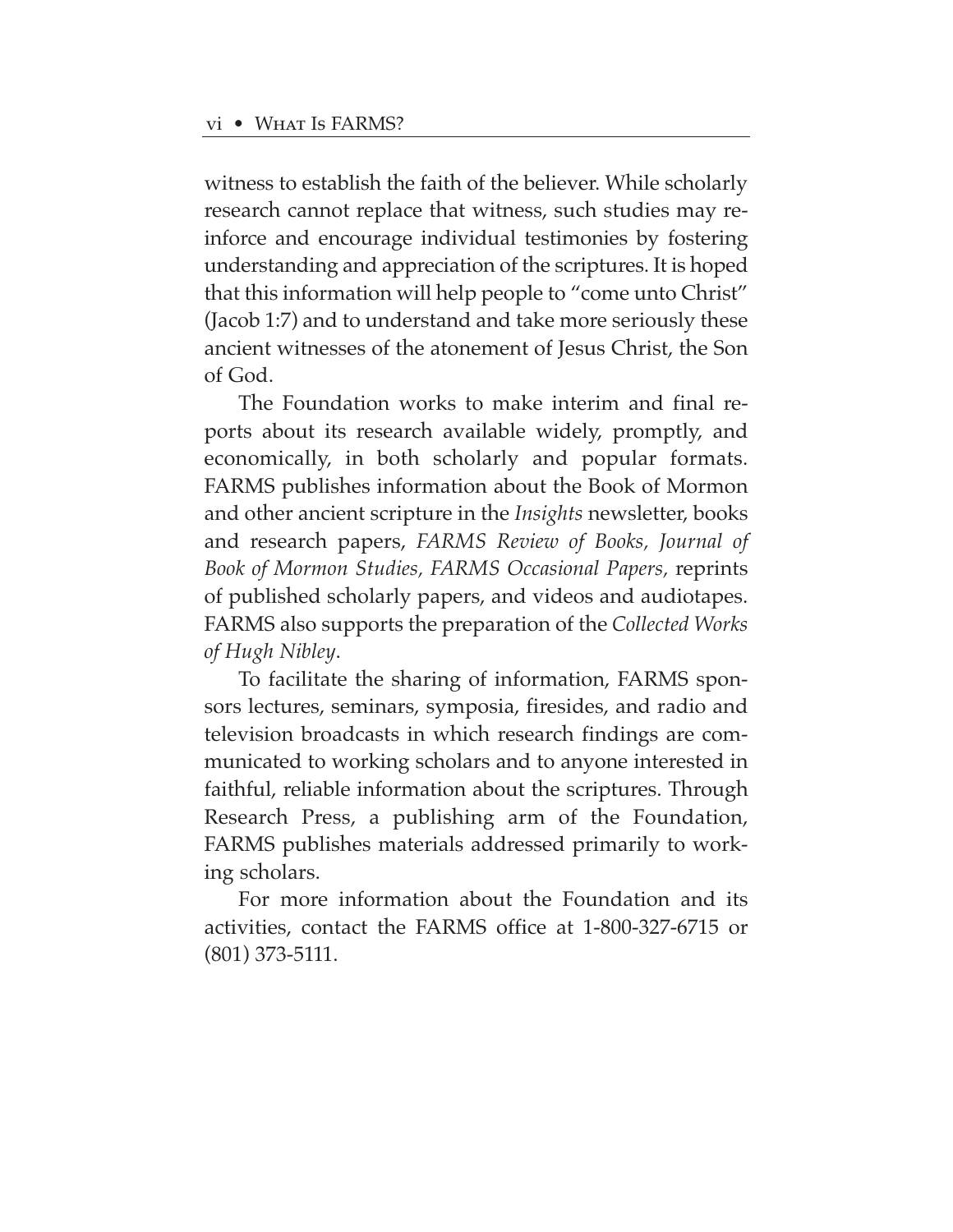witness to establish the faith of the believer. While scholarly research cannot replace that witness, such studies may reinforce and encourage individual testimonies by fostering understanding and appreciation of the scriptures. It is hoped that this information will help people to "come unto Christ" (Jacob 1:7) and to understand and take more seriously these ancient witnesses of the atonement of Jesus Christ, the Son of God.

The Foundation works to make interim and final reports about its research available widely, promptly, and economically, in both scholarly and popular formats. FARMS publishes information about the Book of Mormon and other ancient scripture in the *Insights* newsletter, books and research papers, *FARMS Review of Books, Journal of Book of Mormon Studies, FARMS Occasional Papers,* reprints of published scholarly papers, and videos and audiotapes. FARMS also supports the preparation of the *Collected Works of Hugh Nibley*.

To facilitate the sharing of information, FARMS sponsors lectures, seminars, symposia, firesides, and radio and television broadcasts in which research findings are communicated to working scholars and to anyone interested in faithful, reliable information about the scriptures. Through Research Press, a publishing arm of the Foundation, FARMS publishes materials addressed primarily to working scholars.

For more information about the Foundation and its activities, contact the FARMS office at 1-800-327-6715 or (801) 373-5111.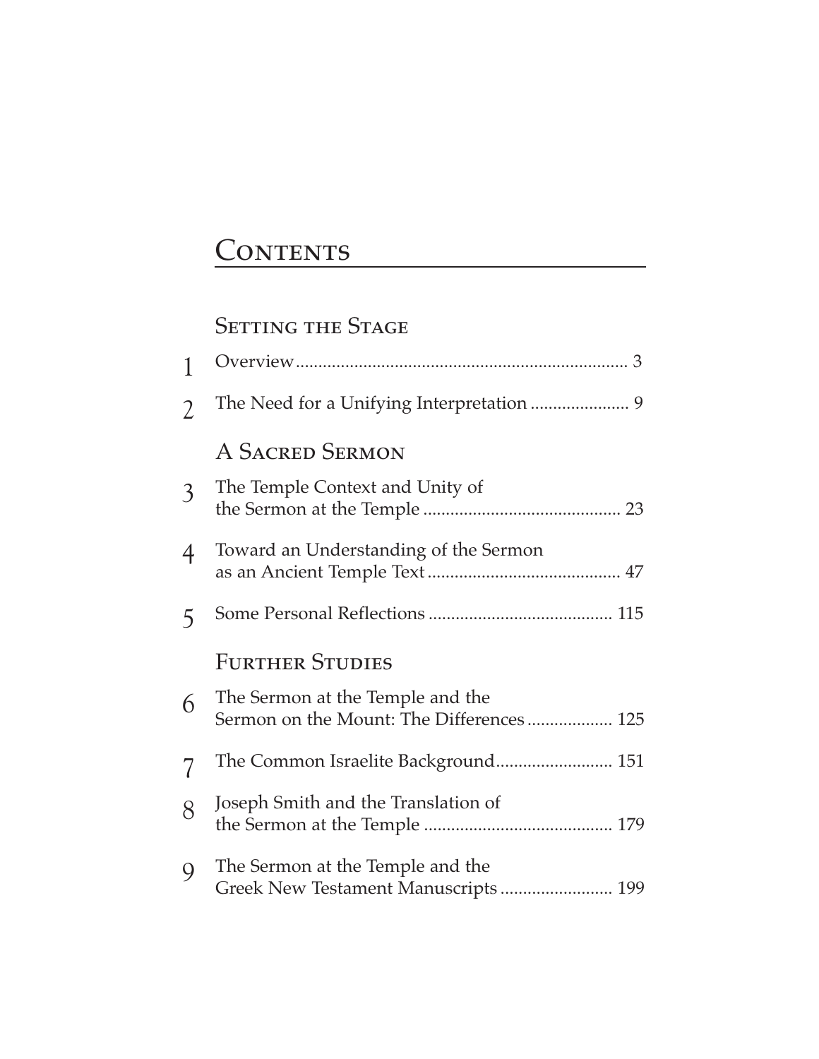# Contents

## Setting the Stage

1 Overview ... 3

2 The Need for a Unifying Interpretation ... 9

## A Sacred Sermon

3 The Temple Context and Unity of the Sermon at the Temple ... 23

4 Toward an Understanding of the Sermon as an Ancient Temple Text ... 47

5 Some Personal Reflections ... 115

## Further Studies

6 The Sermon at the Temple and the Sermon on the Mount: The Differences ... 125

7 The Common Israelite Background ... 151

8 Joseph Smith and the Translation of the Sermon at the Temple ... 179

9 The Sermon at the Temple and the Greek New Testament Manuscripts ... 199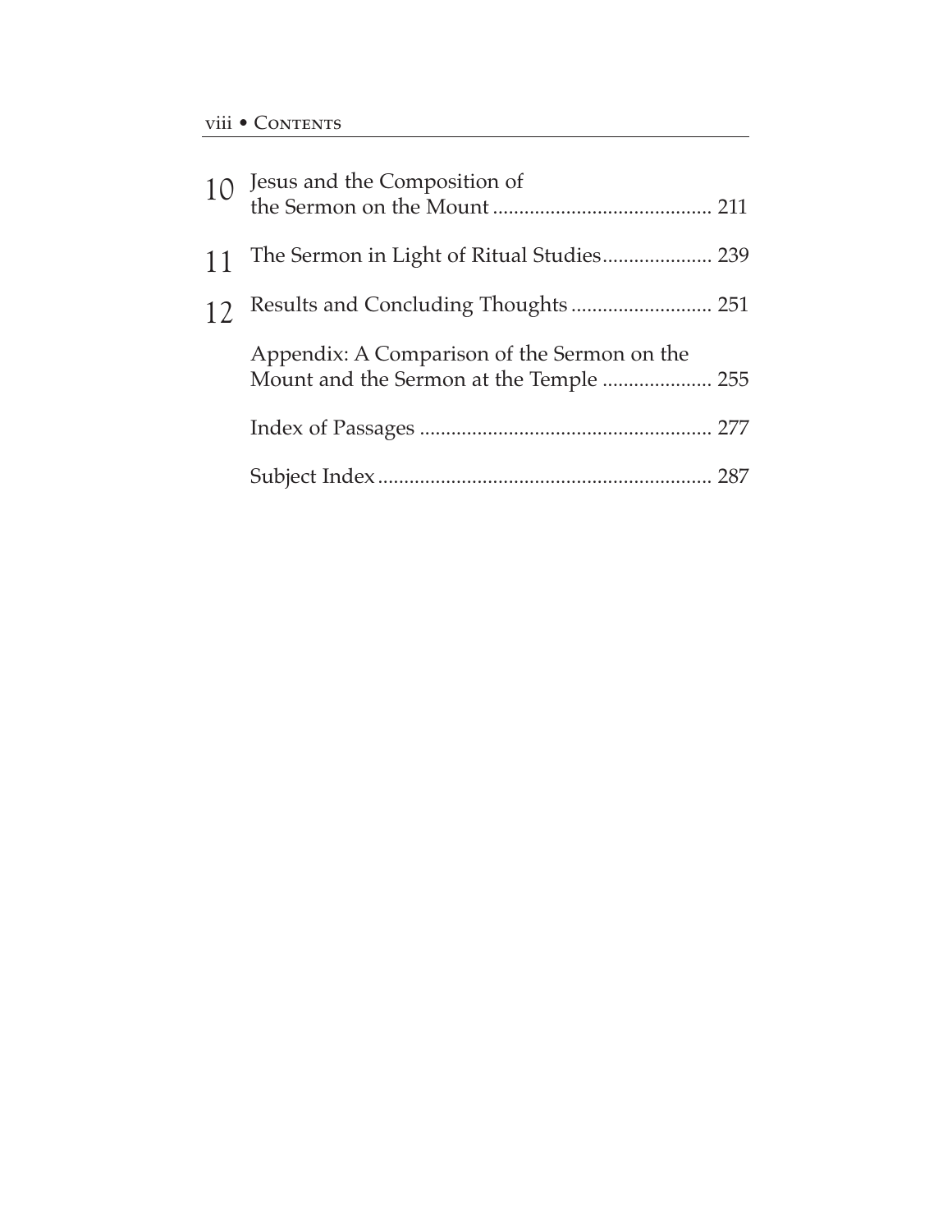10 Jesus and the Composition of the Sermon on the Mount .......................................... 211

11 The Sermon in Light of Ritual Studies..................... 239

12 Results and Concluding Thoughts ........................... 251

Appendix: A Comparison of the Sermon on the Mount and the Sermon at the Temple ..................... 255

Index of Passages ........................................................ 277

Subject Index ................................................................ 287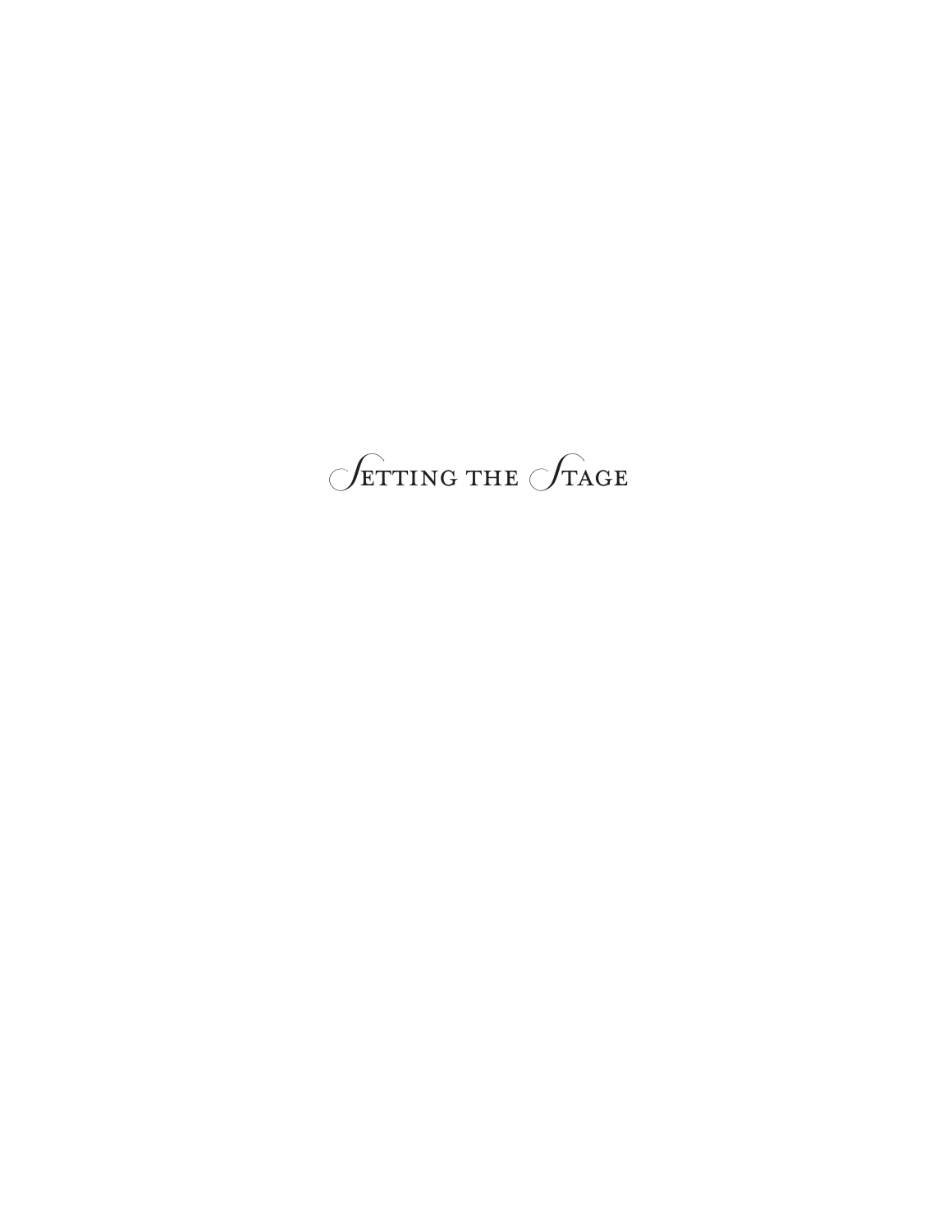# Setting the Stage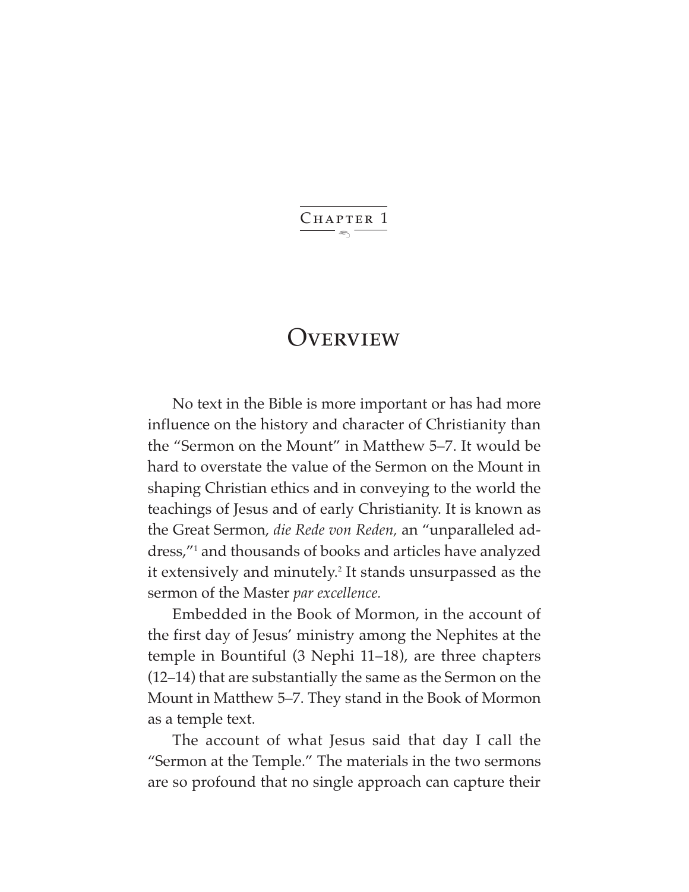# Chapter 1

# Overview

No text in the Bible is more important or has had more influence on the history and character of Christianity than the "Sermon on the Mount" in Matthew 5–7. It would be hard to overstate the value of the Sermon on the Mount in shaping Christian ethics and in conveying to the world the teachings of Jesus and of early Christianity. It is known as the Great Sermon, *die Rede von Reden,* an "unparalleled address,"[1] and thousands of books and articles have analyzed it extensively and minutely.[2] It stands unsurpassed as the sermon of the Master *par excellence.*

Embedded in the Book of Mormon, in the account of the first day of Jesus' ministry among the Nephites at the temple in Bountiful (3 Nephi 11–18), are three chapters (12–14) that are substantially the same as the Sermon on the Mount in Matthew 5–7. They stand in the Book of Mormon as a temple text.

The account of what Jesus said that day I call the "Sermon at the Temple." The materials in the two sermons are so profound that no single approach can capture their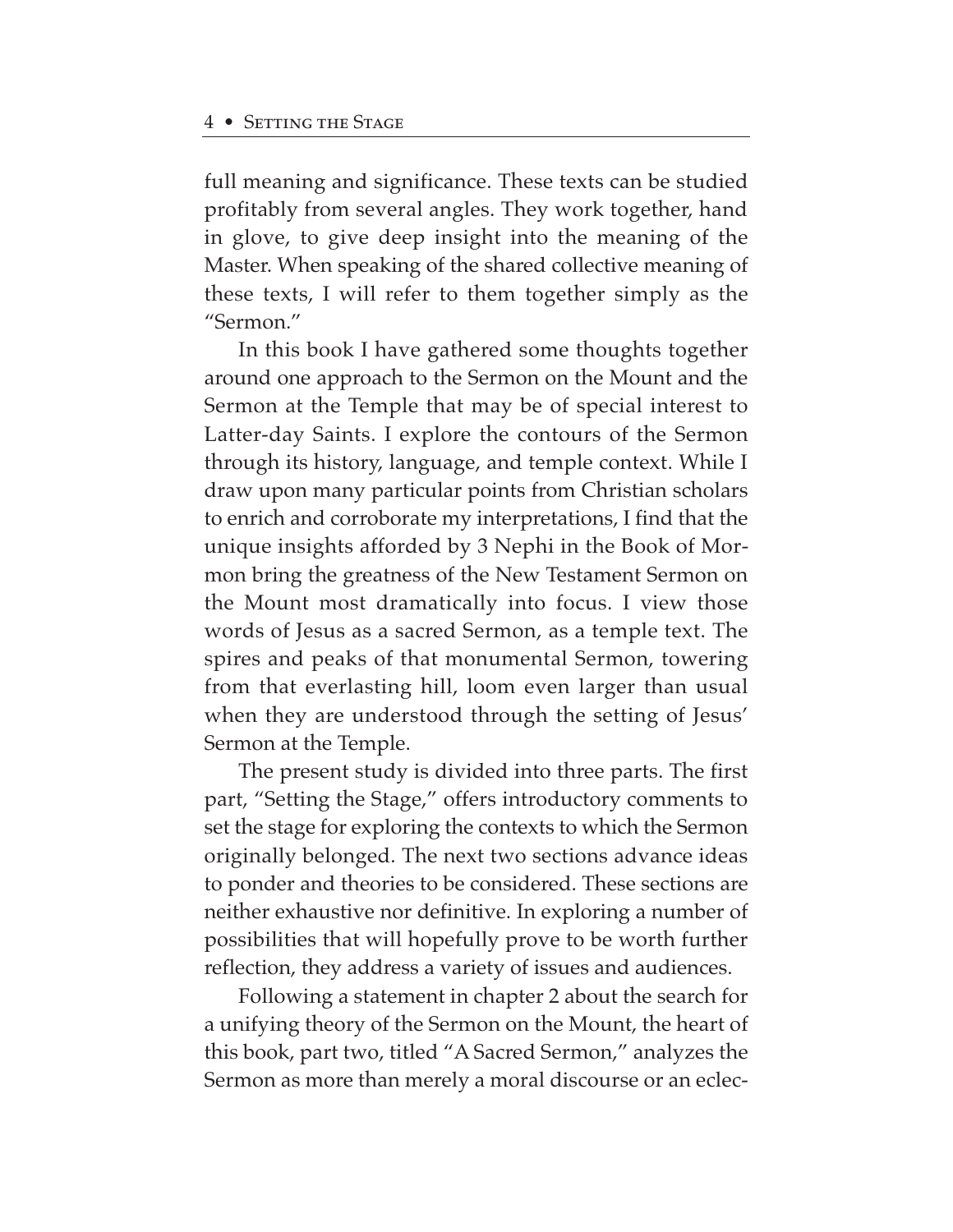full meaning and significance. These texts can be studied profitably from several angles. They work together, hand in glove, to give deep insight into the meaning of the Master. When speaking of the shared collective meaning of these texts, I will refer to them together simply as the "Sermon."

In this book I have gathered some thoughts together around one approach to the Sermon on the Mount and the Sermon at the Temple that may be of special interest to Latter-day Saints. I explore the contours of the Sermon through its history, language, and temple context. While I draw upon many particular points from Christian scholars to enrich and corroborate my interpretations, I find that the unique insights afforded by 3 Nephi in the Book of Mormon bring the greatness of the New Testament Sermon on the Mount most dramatically into focus. I view those words of Jesus as a sacred Sermon, as a temple text. The spires and peaks of that monumental Sermon, towering from that everlasting hill, loom even larger than usual when they are understood through the setting of Jesus' Sermon at the Temple.

The present study is divided into three parts. The first part, "Setting the Stage," offers introductory comments to set the stage for exploring the contexts to which the Sermon originally belonged. The next two sections advance ideas to ponder and theories to be considered. These sections are neither exhaustive nor definitive. In exploring a number of possibilities that will hopefully prove to be worth further reflection, they address a variety of issues and audiences.

Following a statement in chapter 2 about the search for a unifying theory of the Sermon on the Mount, the heart of this book, part two, titled "A Sacred Sermon," analyzes the Sermon as more than merely a moral discourse or an eclec-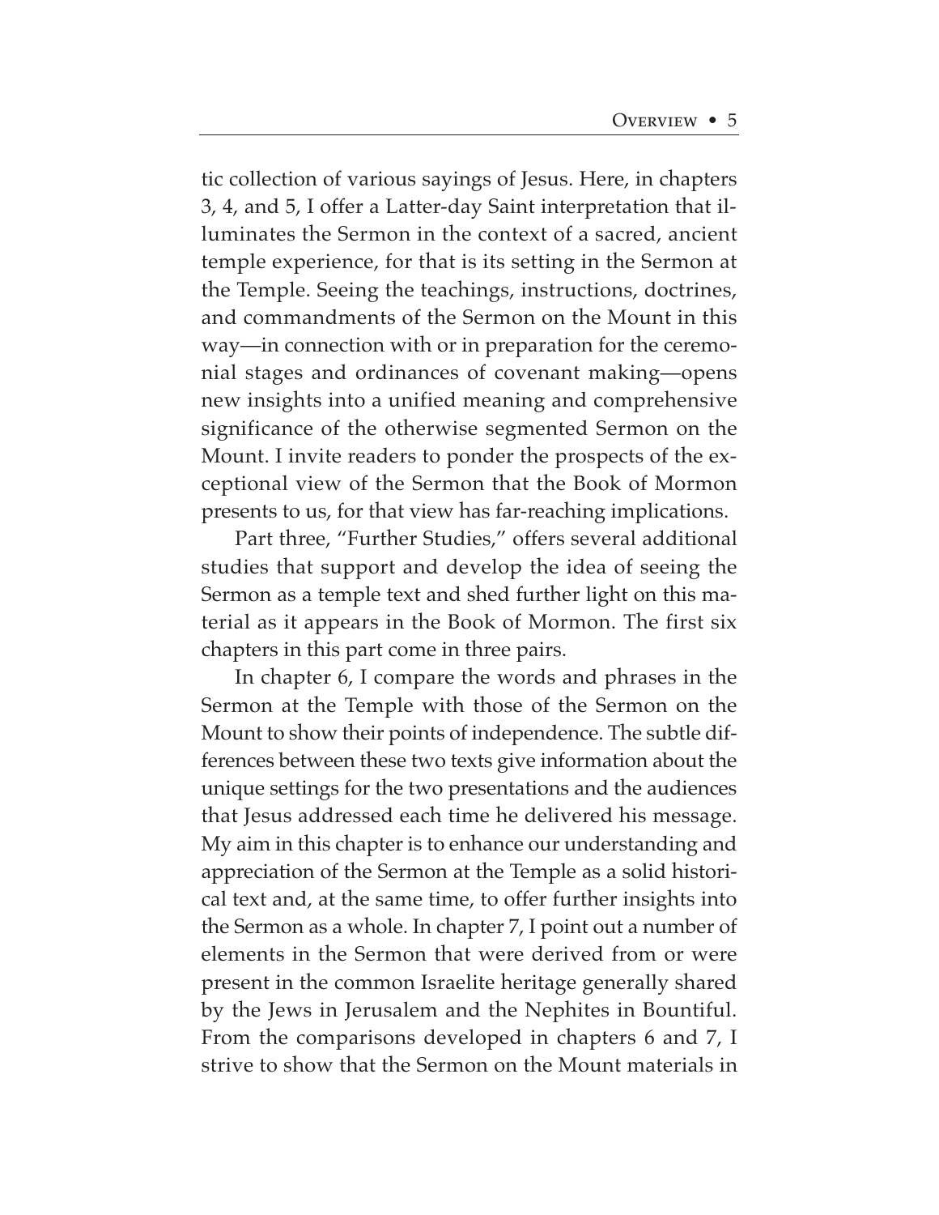tic collection of various sayings of Jesus. Here, in chapters 3, 4, and 5, I offer a Latter-day Saint interpretation that illuminates the Sermon in the context of a sacred, ancient temple experience, for that is its setting in the Sermon at the Temple. Seeing the teachings, instructions, doctrines, and commandments of the Sermon on the Mount in this way—in connection with or in preparation for the ceremonial stages and ordinances of covenant making—opens new insights into a unified meaning and comprehensive significance of the otherwise segmented Sermon on the Mount. I invite readers to ponder the prospects of the exceptional view of the Sermon that the Book of Mormon presents to us, for that view has far-reaching implications.

Part three, "Further Studies," offers several additional studies that support and develop the idea of seeing the Sermon as a temple text and shed further light on this material as it appears in the Book of Mormon. The first six chapters in this part come in three pairs.

In chapter 6, I compare the words and phrases in the Sermon at the Temple with those of the Sermon on the Mount to show their points of independence. The subtle differences between these two texts give information about the unique settings for the two presentations and the audiences that Jesus addressed each time he delivered his message. My aim in this chapter is to enhance our understanding and appreciation of the Sermon at the Temple as a solid historical text and, at the same time, to offer further insights into the Sermon as a whole. In chapter 7, I point out a number of elements in the Sermon that were derived from or were present in the common Israelite heritage generally shared by the Jews in Jerusalem and the Nephites in Bountiful. From the comparisons developed in chapters 6 and 7, I strive to show that the Sermon on the Mount materials in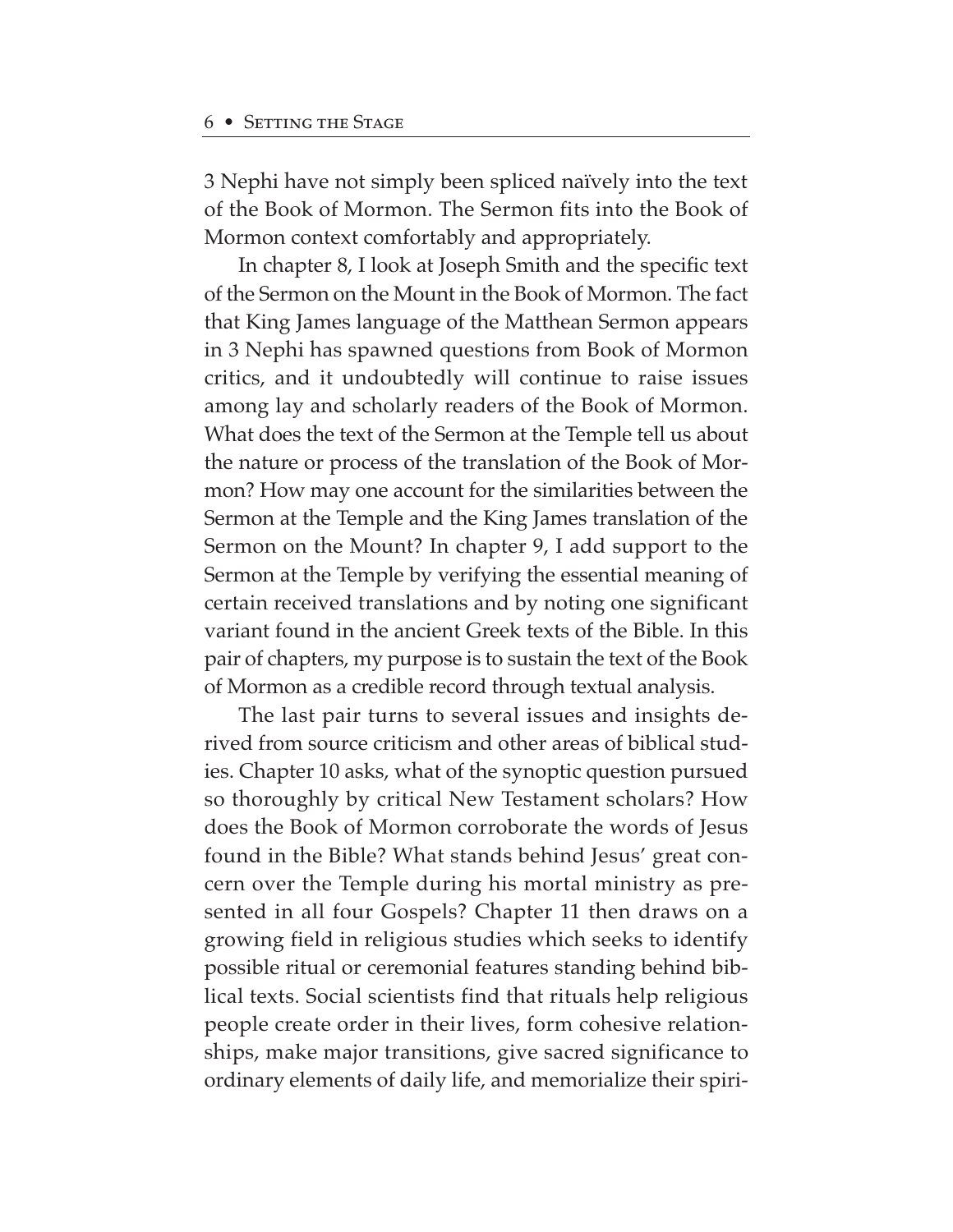3 Nephi have not simply been spliced naïvely into the text of the Book of Mormon. The Sermon fits into the Book of Mormon context comfortably and appropriately.

In chapter 8, I look at Joseph Smith and the specific text of the Sermon on the Mount in the Book of Mormon. The fact that King James language of the Matthean Sermon appears in 3 Nephi has spawned questions from Book of Mormon critics, and it undoubtedly will continue to raise issues among lay and scholarly readers of the Book of Mormon. What does the text of the Sermon at the Temple tell us about the nature or process of the translation of the Book of Mormon? How may one account for the similarities between the Sermon at the Temple and the King James translation of the Sermon on the Mount? In chapter 9, I add support to the Sermon at the Temple by verifying the essential meaning of certain received translations and by noting one significant variant found in the ancient Greek texts of the Bible. In this pair of chapters, my purpose is to sustain the text of the Book of Mormon as a credible record through textual analysis.

The last pair turns to several issues and insights derived from source criticism and other areas of biblical studies. Chapter 10 asks, what of the synoptic question pursued so thoroughly by critical New Testament scholars? How does the Book of Mormon corroborate the words of Jesus found in the Bible? What stands behind Jesus' great concern over the Temple during his mortal ministry as presented in all four Gospels? Chapter 11 then draws on a growing field in religious studies which seeks to identify possible ritual or ceremonial features standing behind biblical texts. Social scientists find that rituals help religious people create order in their lives, form cohesive relationships, make major transitions, give sacred significance to ordinary elements of daily life, and memorialize their spiri-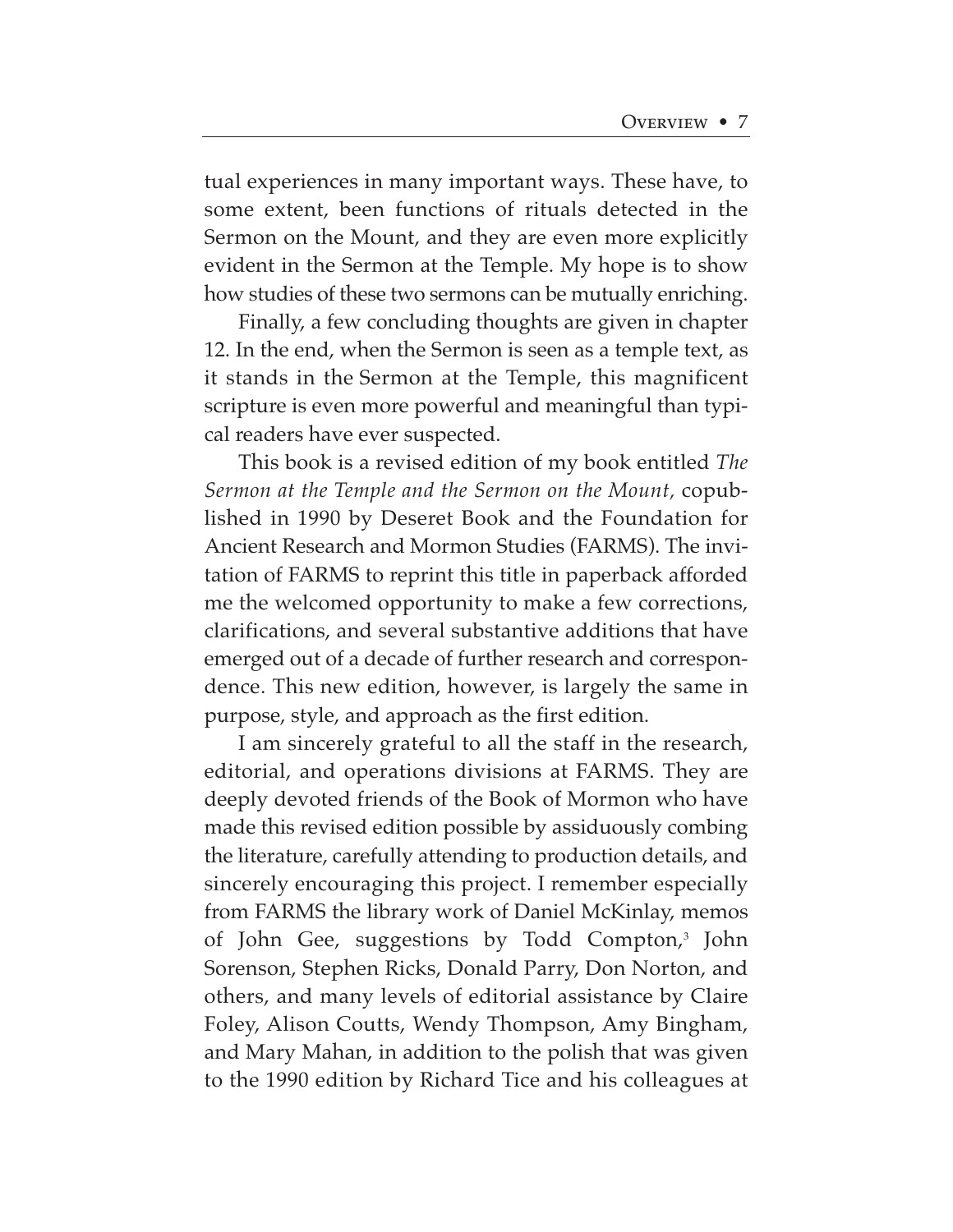tual experiences in many important ways. These have, to some extent, been functions of rituals detected in the Sermon on the Mount, and they are even more explicitly evident in the Sermon at the Temple. My hope is to show how studies of these two sermons can be mutually enriching.

Finally, a few concluding thoughts are given in chapter 12. In the end, when the Sermon is seen as a temple text, as it stands in the Sermon at the Temple, this magnificent scripture is even more powerful and meaningful than typical readers have ever suspected.

This book is a revised edition of my book entitled *The Sermon at the Temple and the Sermon on the Mount,* copublished in 1990 by Deseret Book and the Foundation for Ancient Research and Mormon Studies (FARMS). The invitation of FARMS to reprint this title in paperback afforded me the welcomed opportunity to make a few corrections, clarifications, and several substantive additions that have emerged out of a decade of further research and correspondence. This new edition, however, is largely the same in purpose, style, and approach as the first edition.

I am sincerely grateful to all the staff in the research, editorial, and operations divisions at FARMS. They are deeply devoted friends of the Book of Mormon who have made this revised edition possible by assiduously combing the literature, carefully attending to production details, and sincerely encouraging this project. I remember especially from FARMS the library work of Daniel McKinlay, memos of John Gee, suggestions by Todd Compton,[3] John Sorenson, Stephen Ricks, Donald Parry, Don Norton, and others, and many levels of editorial assistance by Claire Foley, Alison Coutts, Wendy Thompson, Amy Bingham, and Mary Mahan, in addition to the polish that was given to the 1990 edition by Richard Tice and his colleagues at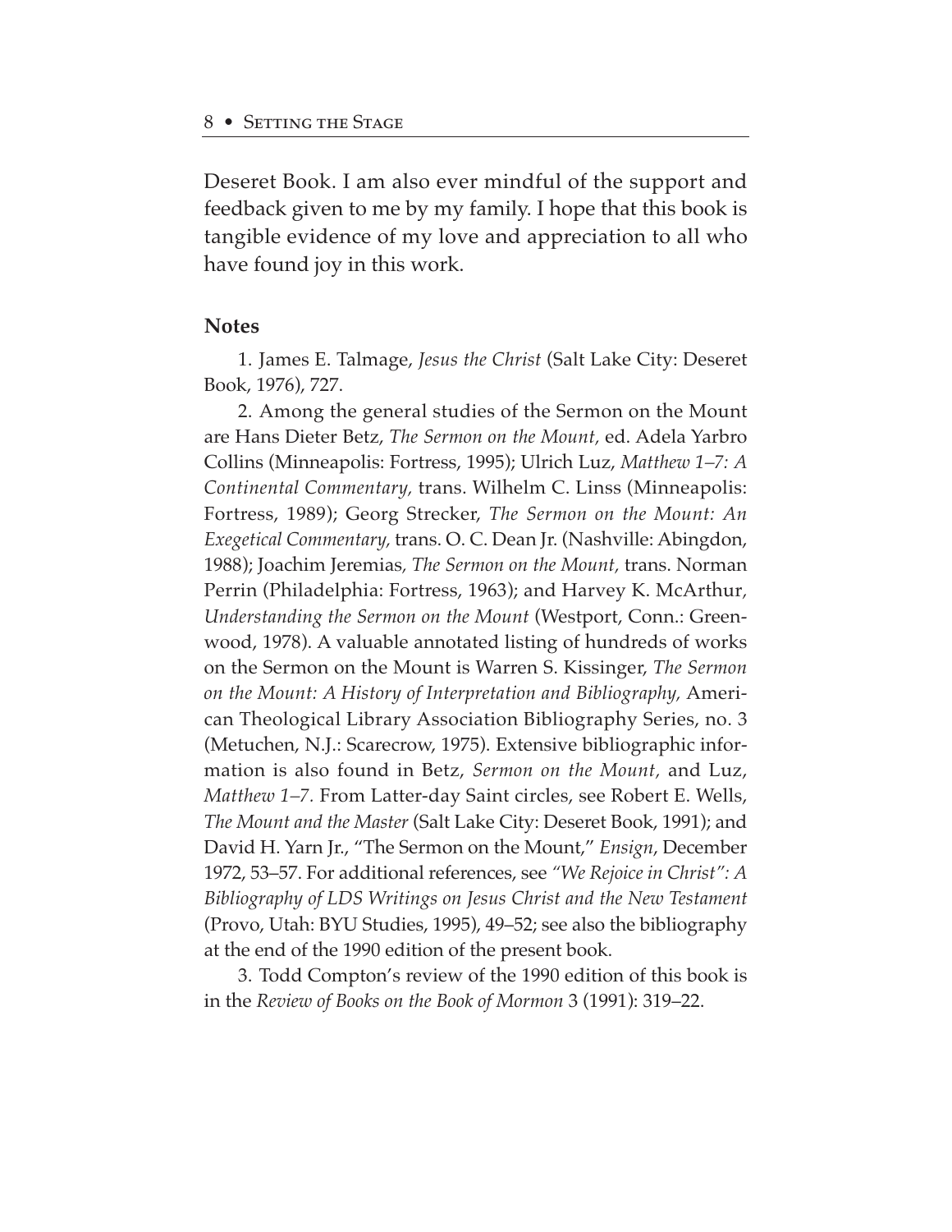Deseret Book. I am also ever mindful of the support and feedback given to me by my family. I hope that this book is tangible evidence of my love and appreciation to all who have found joy in this work.

**Notes**

1. James E. Talmage, *Jesus the Christ* (Salt Lake City: Deseret Book, 1976), 727.

2. Among the general studies of the Sermon on the Mount are Hans Dieter Betz, *The Sermon on the Mount,* ed. Adela Yarbro Collins (Minneapolis: Fortress, 1995); Ulrich Luz, *Matthew 1–7: A Continental Commentary,* trans. Wilhelm C. Linss (Minneapolis: Fortress, 1989); Georg Strecker, *The Sermon on the Mount: An Exegetical Commentary,* trans. O. C. Dean Jr. (Nashville: Abingdon, 1988); Joachim Jeremias*, The Sermon on the Mount,* trans. Norman Perrin (Philadelphia: Fortress, 1963); and Harvey K. McArthur*, Understanding the Sermon on the Mount* (Westport, Conn.: Greenwood, 1978). A valuable annotated listing of hundreds of works on the Sermon on the Mount is Warren S. Kissinger, *The Sermon on the Mount: A History of Interpretation and Bibliography,* American Theological Library Association Bibliography Series, no. 3 (Metuchen, N.J.: Scarecrow, 1975). Extensive bibliographic information is also found in Betz, *Sermon on the Mount,* and Luz, *Matthew 1–7.* From Latter-day Saint circles, see Robert E. Wells, *The Mount and the Master* (Salt Lake City: Deseret Book, 1991); and David H. Yarn Jr., "The Sermon on the Mount," *Ensign*, December 1972, 53–57. For additional references, see *"We Rejoice in Christ": A Bibliography of LDS Writings on Jesus Christ and the New Testament* (Provo, Utah: BYU Studies, 1995), 49–52; see also the bibliography at the end of the 1990 edition of the present book.

3. Todd Compton's review of the 1990 edition of this book is in the *Review of Books on the Book of Mormon* 3 (1991): 319–22.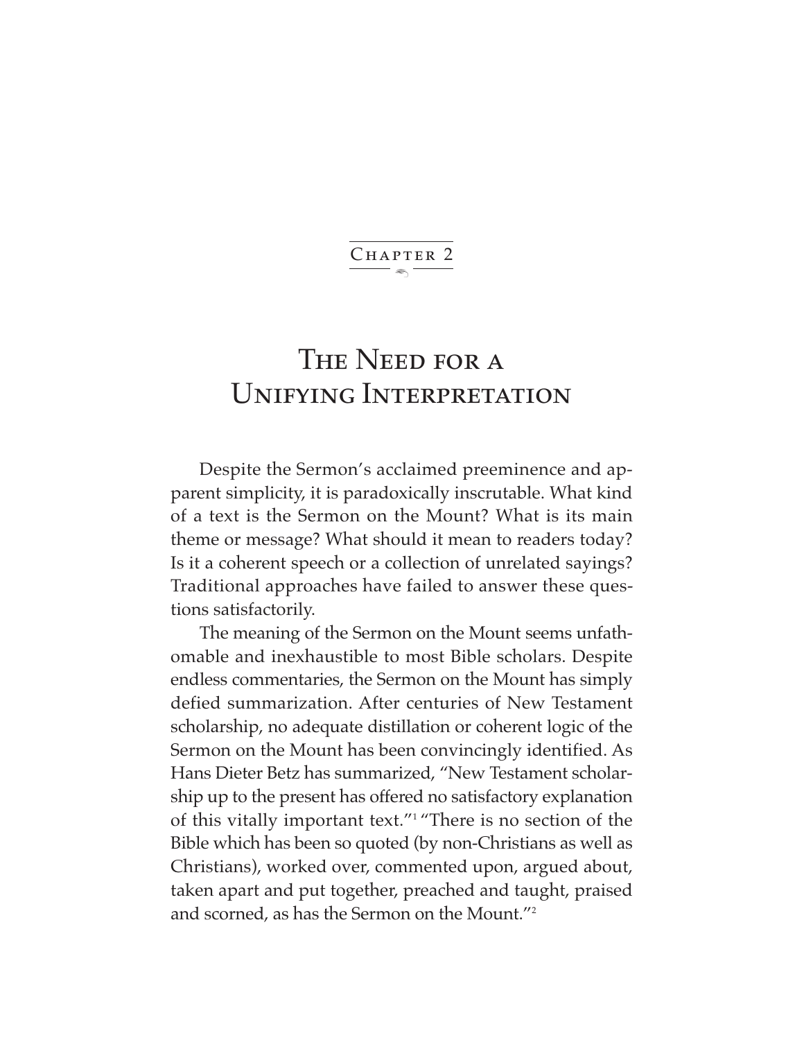# Chapter 2

# The Need for a Unifying Interpretation

Despite the Sermon's acclaimed preeminence and apparent simplicity, it is paradoxically inscrutable. What kind of a text is the Sermon on the Mount? What is its main theme or message? What should it mean to readers today? Is it a coherent speech or a collection of unrelated sayings? Traditional approaches have failed to answer these questions satisfactorily.

The meaning of the Sermon on the Mount seems unfathomable and inexhaustible to most Bible scholars. Despite endless commentaries, the Sermon on the Mount has simply defied summarization. After centuries of New Testament scholarship, no adequate distillation or coherent logic of the Sermon on the Mount has been convincingly identified. As Hans Dieter Betz has summarized, "New Testament scholarship up to the present has offered no satisfactory explanation of this vitally important text."[1] "There is no section of the Bible which has been so quoted (by non-Christians as well as Christians), worked over, commented upon, argued about, taken apart and put together, preached and taught, praised and scorned, as has the Sermon on the Mount."[2]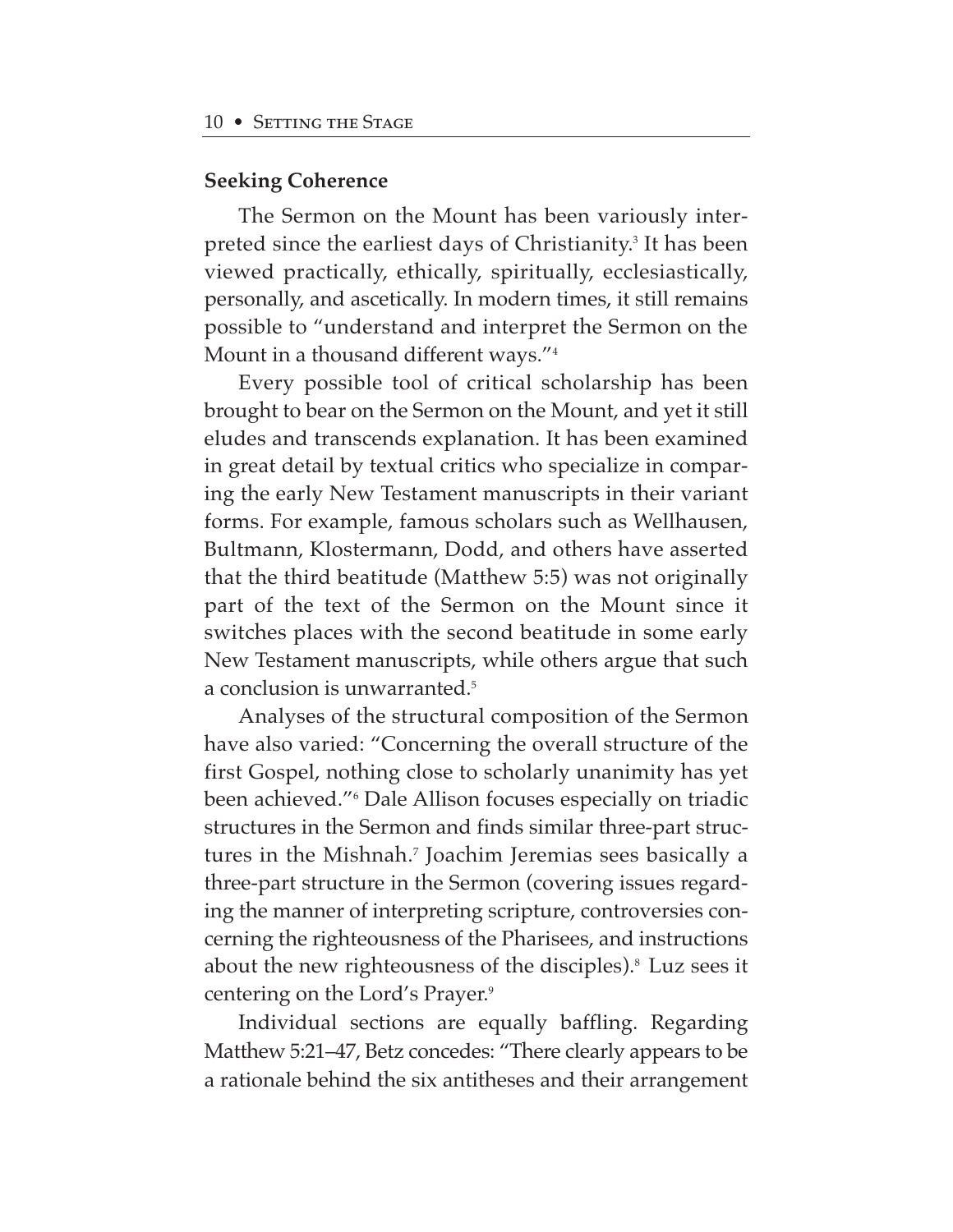## Seeking Coherence

The Sermon on the Mount has been variously interpreted since the earliest days of Christianity.[3] It has been viewed practically, ethically, spiritually, ecclesiastically, personally, and ascetically. In modern times, it still remains possible to "understand and interpret the Sermon on the Mount in a thousand different ways."[4]

Every possible tool of critical scholarship has been brought to bear on the Sermon on the Mount, and yet it still eludes and transcends explanation. It has been examined in great detail by textual critics who specialize in comparing the early New Testament manuscripts in their variant forms. For example, famous scholars such as Wellhausen, Bultmann, Klostermann, Dodd, and others have asserted that the third beatitude (Matthew 5:5) was not originally part of the text of the Sermon on the Mount since it switches places with the second beatitude in some early New Testament manuscripts, while others argue that such a conclusion is unwarranted.[5]

Analyses of the structural composition of the Sermon have also varied: "Concerning the overall structure of the first Gospel, nothing close to scholarly unanimity has yet been achieved."[6] Dale Allison focuses especially on triadic structures in the Sermon and finds similar three-part structures in the Mishnah.[7] Joachim Jeremias sees basically a three-part structure in the Sermon (covering issues regarding the manner of interpreting scripture, controversies concerning the righteousness of the Pharisees, and instructions about the new righteousness of the disciples).[8] Luz sees it centering on the Lord's Prayer.[9]

Individual sections are equally baffling. Regarding Matthew 5:21–47, Betz concedes: "There clearly appears to be a rationale behind the six antitheses and their arrangement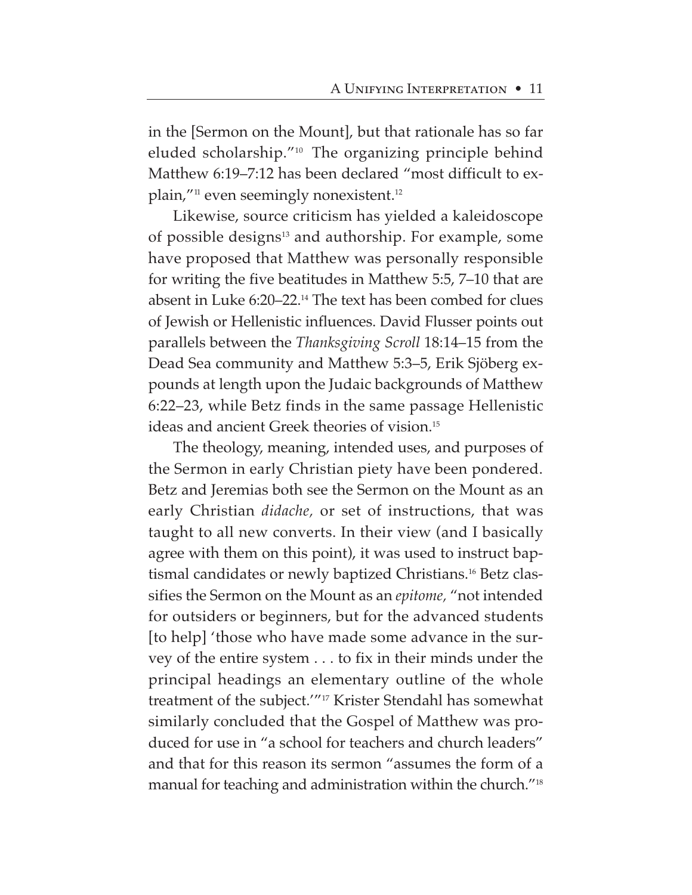in the [Sermon on the Mount], but that rationale has so far eluded scholarship."[10] The organizing principle behind Matthew 6:19–7:12 has been declared "most difficult to explain,"[11] even seemingly nonexistent.[12]

Likewise, source criticism has yielded a kaleidoscope of possible designs[13] and authorship. For example, some have proposed that Matthew was personally responsible for writing the five beatitudes in Matthew 5:5, 7–10 that are absent in Luke 6:20–22.[14] The text has been combed for clues of Jewish or Hellenistic influences. David Flusser points out parallels between the *Thanksgiving Scroll* 18:14–15 from the Dead Sea community and Matthew 5:3–5, Erik Sjöberg expounds at length upon the Judaic backgrounds of Matthew 6:22–23, while Betz finds in the same passage Hellenistic ideas and ancient Greek theories of vision.[15]

The theology, meaning, intended uses, and purposes of the Sermon in early Christian piety have been pondered. Betz and Jeremias both see the Sermon on the Mount as an early Christian *didache,* or set of instructions, that was taught to all new converts. In their view (and I basically agree with them on this point), it was used to instruct baptismal candidates or newly baptized Christians.[16] Betz classifies the Sermon on the Mount as an *epitome,* "not intended for outsiders or beginners, but for the advanced students [to help] 'those who have made some advance in the survey of the entire system . . . to fix in their minds under the principal headings an elementary outline of the whole treatment of the subject.'"[17] Krister Stendahl has somewhat similarly concluded that the Gospel of Matthew was produced for use in "a school for teachers and church leaders" and that for this reason its sermon "assumes the form of a manual for teaching and administration within the church."[18]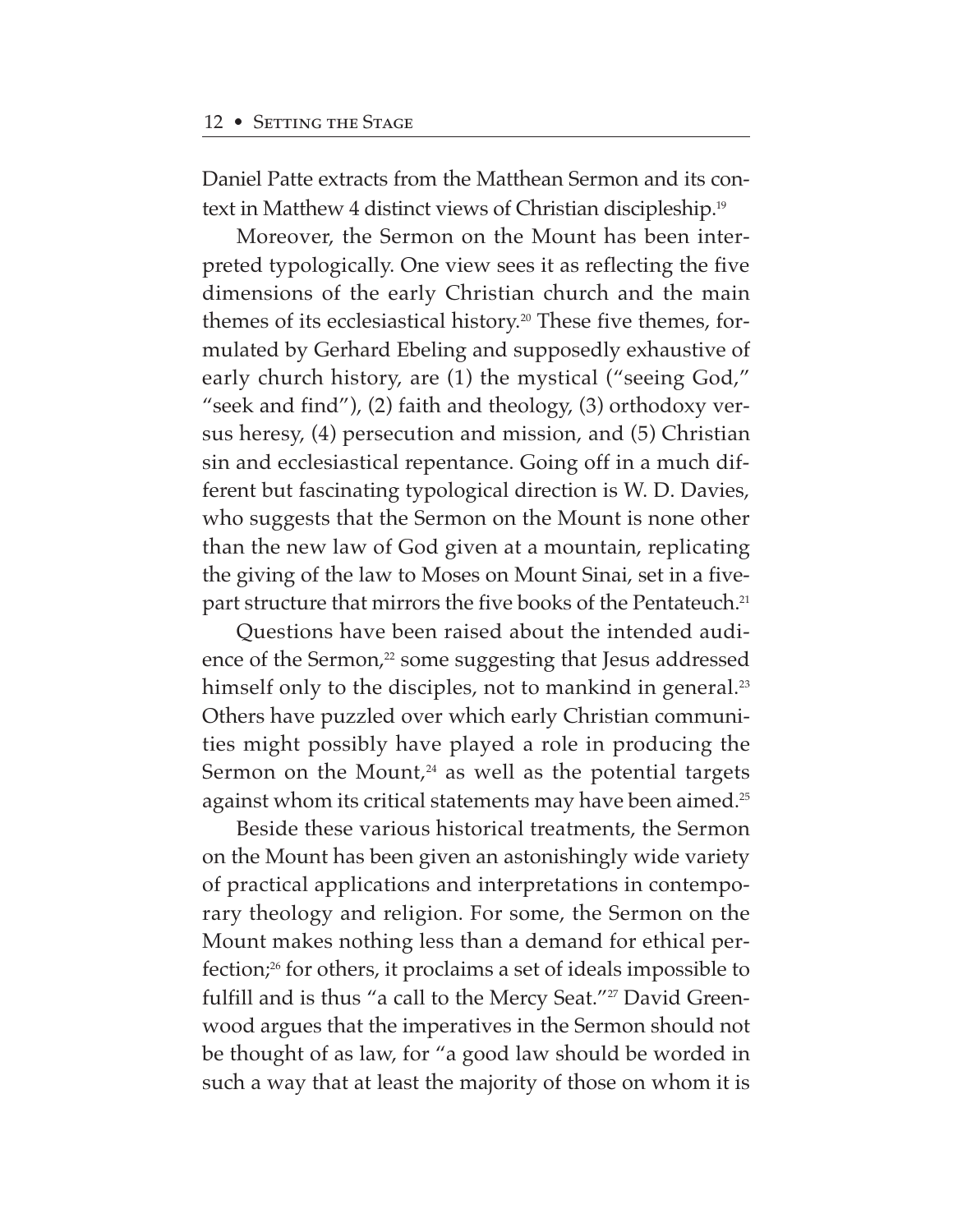Daniel Patte extracts from the Matthean Sermon and its context in Matthew 4 distinct views of Christian discipleship.[19]

Moreover, the Sermon on the Mount has been interpreted typologically. One view sees it as reflecting the five dimensions of the early Christian church and the main themes of its ecclesiastical history.[20] These five themes, formulated by Gerhard Ebeling and supposedly exhaustive of early church history, are (1) the mystical ("seeing God," "seek and find"), (2) faith and theology, (3) orthodoxy versus heresy, (4) persecution and mission, and (5) Christian sin and ecclesiastical repentance. Going off in a much different but fascinating typological direction is W. D. Davies, who suggests that the Sermon on the Mount is none other than the new law of God given at a mountain, replicating the giving of the law to Moses on Mount Sinai, set in a five-part structure that mirrors the five books of the Pentateuch.[21]

Questions have been raised about the intended audience of the Sermon,[22] some suggesting that Jesus addressed himself only to the disciples, not to mankind in general.[23] Others have puzzled over which early Christian communities might possibly have played a role in producing the Sermon on the Mount,[24] as well as the potential targets against whom its critical statements may have been aimed.[25]

Beside these various historical treatments, the Sermon on the Mount has been given an astonishingly wide variety of practical applications and interpretations in contemporary theology and religion. For some, the Sermon on the Mount makes nothing less than a demand for ethical perfection;[26] for others, it proclaims a set of ideals impossible to fulfill and is thus "a call to the Mercy Seat."[27] David Greenwood argues that the imperatives in the Sermon should not be thought of as law, for "a good law should be worded in such a way that at least the majority of those on whom it is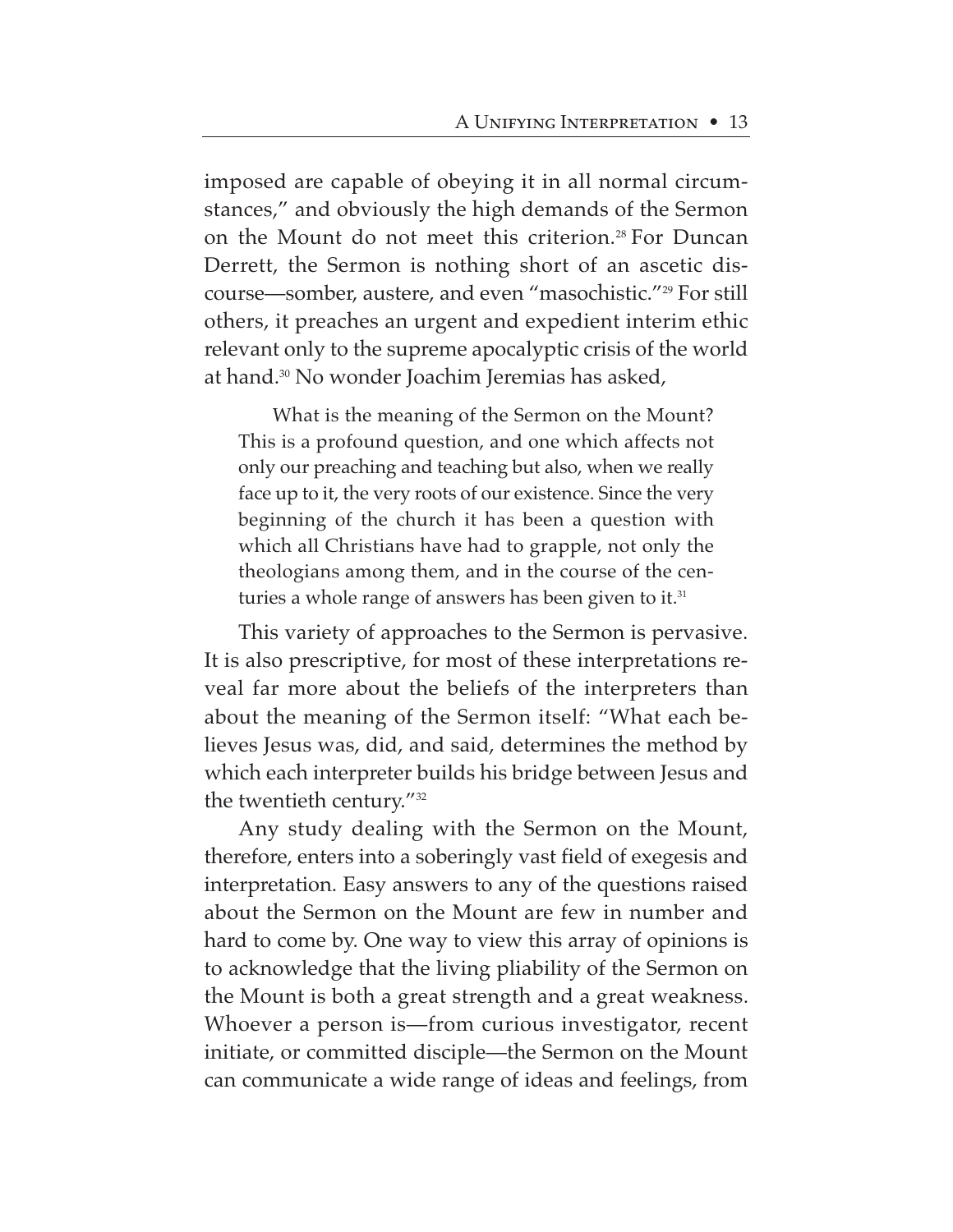imposed are capable of obeying it in all normal circumstances," and obviously the high demands of the Sermon on the Mount do not meet this criterion.[28] For Duncan Derrett, the Sermon is nothing short of an ascetic discourse—somber, austere, and even "masochistic."[29] For still others, it preaches an urgent and expedient interim ethic relevant only to the supreme apocalyptic crisis of the world at hand.[30] No wonder Joachim Jeremias has asked,

> What is the meaning of the Sermon on the Mount? This is a profound question, and one which affects not only our preaching and teaching but also, when we really face up to it, the very roots of our existence. Since the very beginning of the church it has been a question with which all Christians have had to grapple, not only the theologians among them, and in the course of the centuries a whole range of answers has been given to it.[31]

This variety of approaches to the Sermon is pervasive. It is also prescriptive, for most of these interpretations reveal far more about the beliefs of the interpreters than about the meaning of the Sermon itself: "What each believes Jesus was, did, and said, determines the method by which each interpreter builds his bridge between Jesus and the twentieth century."[32]

Any study dealing with the Sermon on the Mount, therefore, enters into a soberingly vast field of exegesis and interpretation. Easy answers to any of the questions raised about the Sermon on the Mount are few in number and hard to come by. One way to view this array of opinions is to acknowledge that the living pliability of the Sermon on the Mount is both a great strength and a great weakness. Whoever a person is—from curious investigator, recent initiate, or committed disciple—the Sermon on the Mount can communicate a wide range of ideas and feelings, from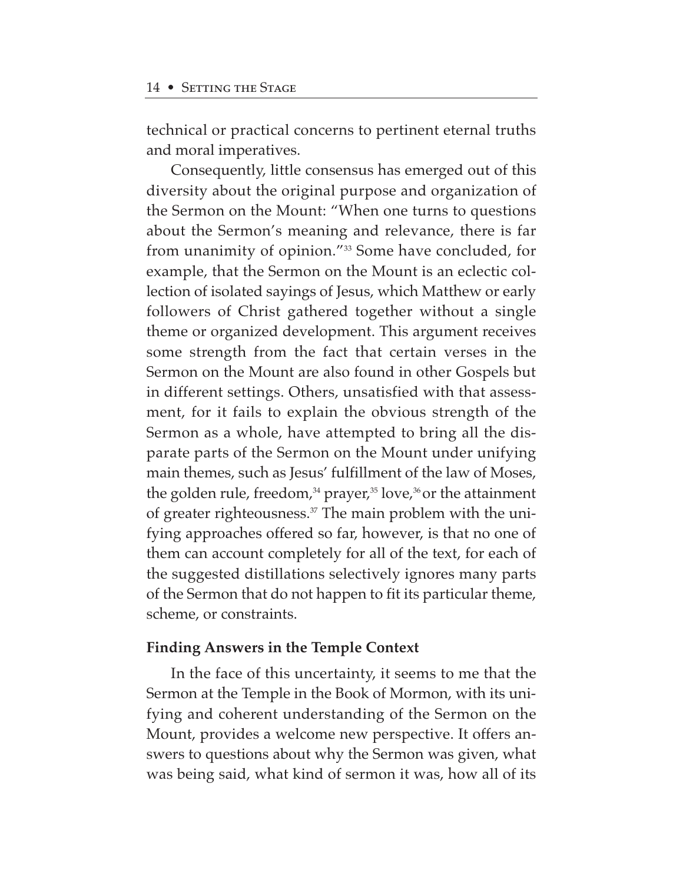technical or practical concerns to pertinent eternal truths and moral imperatives.

Consequently, little consensus has emerged out of this diversity about the original purpose and organization of the Sermon on the Mount: "When one turns to questions about the Sermon's meaning and relevance, there is far from unanimity of opinion."[33] Some have concluded, for example, that the Sermon on the Mount is an eclectic collection of isolated sayings of Jesus, which Matthew or early followers of Christ gathered together without a single theme or organized development. This argument receives some strength from the fact that certain verses in the Sermon on the Mount are also found in other Gospels but in different settings. Others, unsatisfied with that assessment, for it fails to explain the obvious strength of the Sermon as a whole, have attempted to bring all the disparate parts of the Sermon on the Mount under unifying main themes, such as Jesus' fulfillment of the law of Moses, the golden rule, freedom,[34] prayer,[35] love,[36] or the attainment of greater righteousness.[37] The main problem with the unifying approaches offered so far, however, is that no one of them can account completely for all of the text, for each of the suggested distillations selectively ignores many parts of the Sermon that do not happen to fit its particular theme, scheme, or constraints.

**Finding Answers in the Temple Context**

In the face of this uncertainty, it seems to me that the Sermon at the Temple in the Book of Mormon, with its unifying and coherent understanding of the Sermon on the Mount, provides a welcome new perspective. It offers answers to questions about why the Sermon was given, what was being said, what kind of sermon it was, how all of its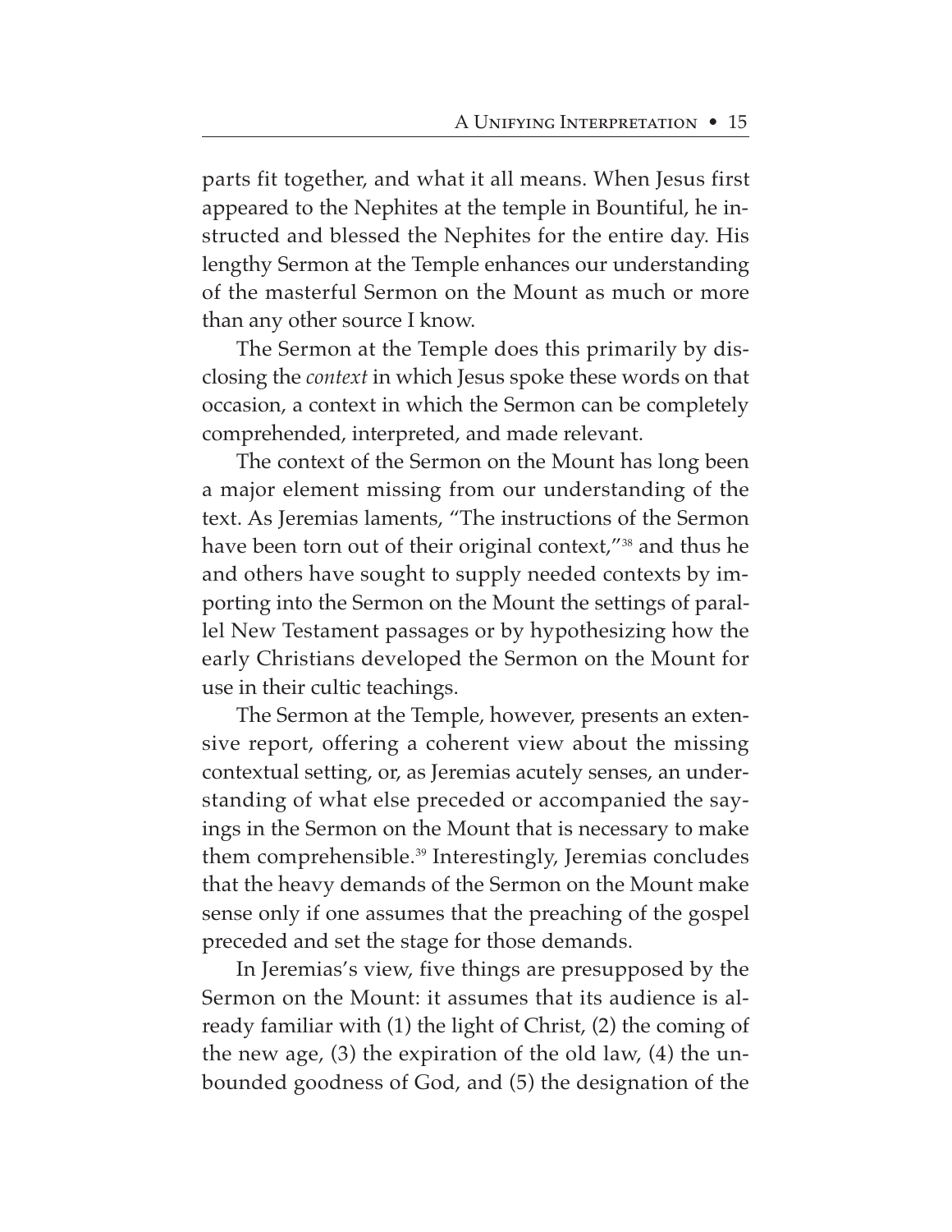parts fit together, and what it all means. When Jesus first appeared to the Nephites at the temple in Bountiful, he instructed and blessed the Nephites for the entire day. His lengthy Sermon at the Temple enhances our understanding of the masterful Sermon on the Mount as much or more than any other source I know.

The Sermon at the Temple does this primarily by disclosing the *context* in which Jesus spoke these words on that occasion, a context in which the Sermon can be completely comprehended, interpreted, and made relevant.

The context of the Sermon on the Mount has long been a major element missing from our understanding of the text. As Jeremias laments, "The instructions of the Sermon have been torn out of their original context,"[38] and thus he and others have sought to supply needed contexts by importing into the Sermon on the Mount the settings of parallel New Testament passages or by hypothesizing how the early Christians developed the Sermon on the Mount for use in their cultic teachings.

The Sermon at the Temple, however, presents an extensive report, offering a coherent view about the missing contextual setting, or, as Jeremias acutely senses, an understanding of what else preceded or accompanied the sayings in the Sermon on the Mount that is necessary to make them comprehensible.[39] Interestingly, Jeremias concludes that the heavy demands of the Sermon on the Mount make sense only if one assumes that the preaching of the gospel preceded and set the stage for those demands.

In Jeremias's view, five things are presupposed by the Sermon on the Mount: it assumes that its audience is already familiar with (1) the light of Christ, (2) the coming of the new age, (3) the expiration of the old law, (4) the unbounded goodness of God, and (5) the designation of the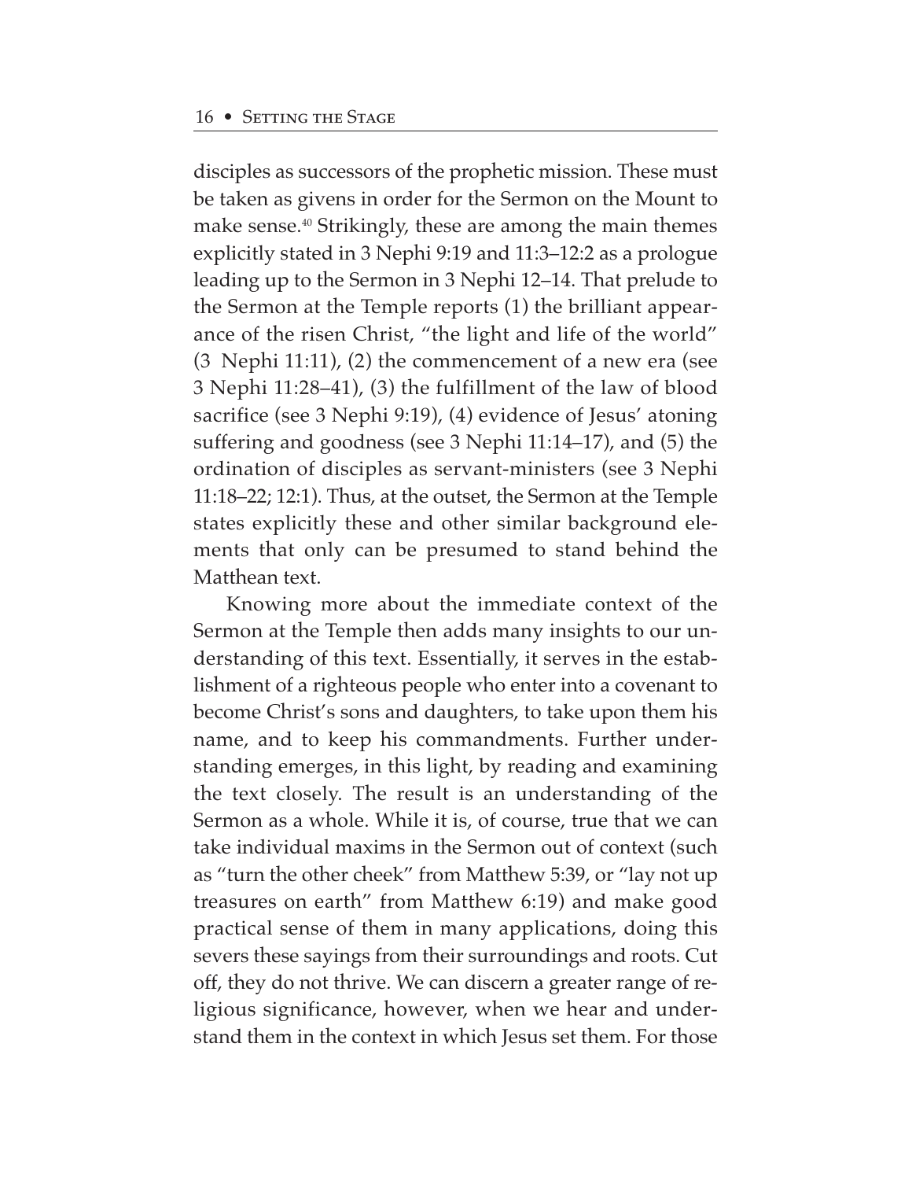disciples as successors of the prophetic mission. These must be taken as givens in order for the Sermon on the Mount to make sense.[40] Strikingly, these are among the main themes explicitly stated in 3 Nephi 9:19 and 11:3–12:2 as a prologue leading up to the Sermon in 3 Nephi 12–14. That prelude to the Sermon at the Temple reports (1) the brilliant appearance of the risen Christ, "the light and life of the world" (3 Nephi 11:11), (2) the commencement of a new era (see 3 Nephi 11:28–41), (3) the fulfillment of the law of blood sacrifice (see 3 Nephi 9:19), (4) evidence of Jesus' atoning suffering and goodness (see 3 Nephi 11:14–17), and (5) the ordination of disciples as servant-ministers (see 3 Nephi 11:18–22; 12:1). Thus, at the outset, the Sermon at the Temple states explicitly these and other similar background elements that only can be presumed to stand behind the Matthean text.

Knowing more about the immediate context of the Sermon at the Temple then adds many insights to our understanding of this text. Essentially, it serves in the establishment of a righteous people who enter into a covenant to become Christ's sons and daughters, to take upon them his name, and to keep his commandments. Further understanding emerges, in this light, by reading and examining the text closely. The result is an understanding of the Sermon as a whole. While it is, of course, true that we can take individual maxims in the Sermon out of context (such as "turn the other cheek" from Matthew 5:39, or "lay not up treasures on earth" from Matthew 6:19) and make good practical sense of them in many applications, doing this severs these sayings from their surroundings and roots. Cut off, they do not thrive. We can discern a greater range of religious significance, however, when we hear and understand them in the context in which Jesus set them. For those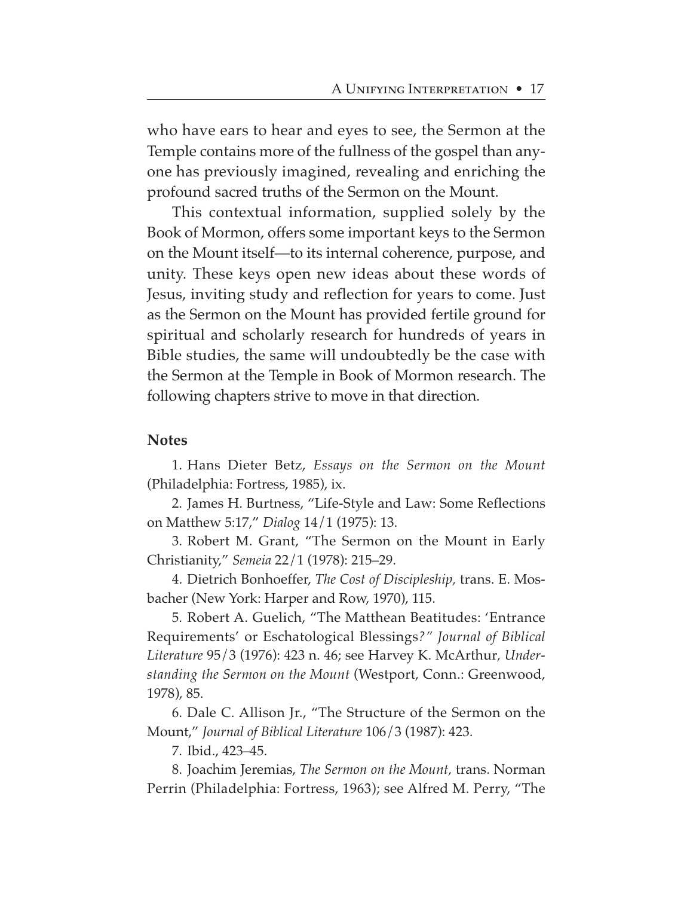who have ears to hear and eyes to see, the Sermon at the Temple contains more of the fullness of the gospel than anyone has previously imagined, revealing and enriching the profound sacred truths of the Sermon on the Mount.

This contextual information, supplied solely by the Book of Mormon, offers some important keys to the Sermon on the Mount itself—to its internal coherence, purpose, and unity. These keys open new ideas about these words of Jesus, inviting study and reflection for years to come. Just as the Sermon on the Mount has provided fertile ground for spiritual and scholarly research for hundreds of years in Bible studies, the same will undoubtedly be the case with the Sermon at the Temple in Book of Mormon research. The following chapters strive to move in that direction.

## Notes

1. Hans Dieter Betz, *Essays on the Sermon on the Mount* (Philadelphia: Fortress, 1985), ix.

2. James H. Burtness, "Life-Style and Law: Some Reflections on Matthew 5:17," *Dialog* 14/1 (1975): 13.

3. Robert M. Grant, "The Sermon on the Mount in Early Christianity," *Semeia* 22/1 (1978): 215–29.

4. Dietrich Bonhoeffer, *The Cost of Discipleship,* trans. E. Mosbacher (New York: Harper and Row, 1970), 115.

5. Robert A. Guelich, "The Matthean Beatitudes: 'Entrance Requirements' or Eschatological Blessings?" *Journal of Biblical Literature* 95/3 (1976): 423 n. 46; see Harvey K. McArthur, *Understanding the Sermon on the Mount* (Westport, Conn.: Greenwood, 1978), 85.

6. Dale C. Allison Jr., "The Structure of the Sermon on the Mount," *Journal of Biblical Literature* 106/3 (1987): 423.

7. Ibid., 423–45.

8. Joachim Jeremias, *The Sermon on the Mount,* trans. Norman Perrin (Philadelphia: Fortress, 1963); see Alfred M. Perry, "The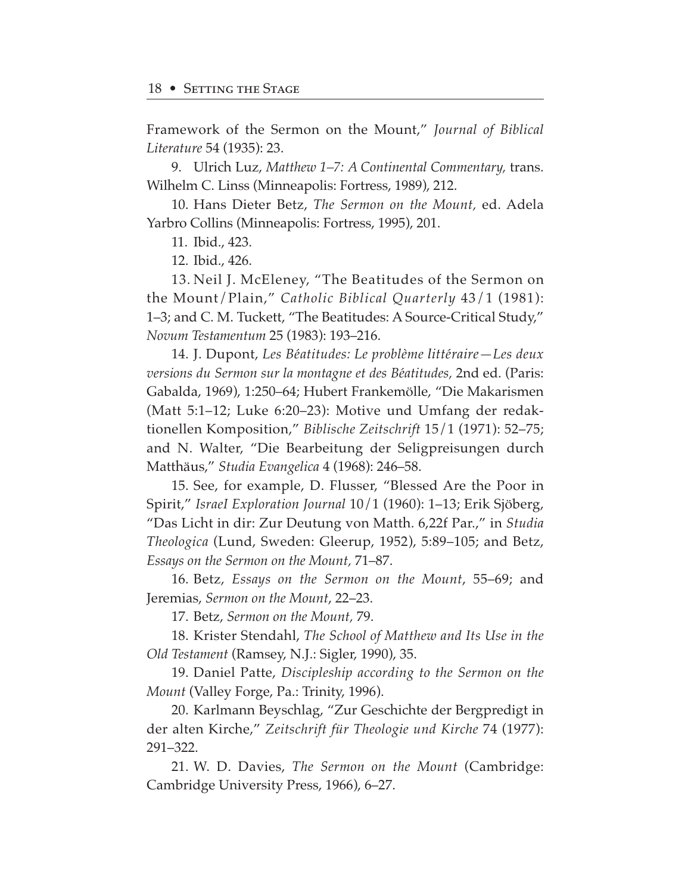Framework of the Sermon on the Mount," *Journal of Biblical Literature* 54 (1935): 23.

9. Ulrich Luz, *Matthew 1–7: A Continental Commentary,* trans. Wilhelm C. Linss (Minneapolis: Fortress, 1989), 212.

10. Hans Dieter Betz, *The Sermon on the Mount,* ed. Adela Yarbro Collins (Minneapolis: Fortress, 1995), 201.

11. Ibid., 423.

12. Ibid., 426.

13. Neil J. McEleney, "The Beatitudes of the Sermon on the Mount/Plain," *Catholic Biblical Quarterly* 43/1 (1981): 1–3; and C. M. Tuckett, "The Beatitudes: A Source-Critical Study," *Novum Testamentum* 25 (1983): 193–216.

14. J. Dupont, *Les Béatitudes: Le problème littéraire—Les deux versions du Sermon sur la montagne et des Béatitudes,* 2nd ed. (Paris: Gabalda, 1969), 1:250–64; Hubert Frankemölle, "Die Makarismen (Matt 5:1–12; Luke 6:20–23): Motive und Umfang der redaktionellen Komposition," *Biblische Zeitschrift* 15/1 (1971): 52–75; and N. Walter, "Die Bearbeitung der Seligpreisungen durch Matthäus," *Studia Evangelica* 4 (1968): 246–58.

15. See, for example, D. Flusser, "Blessed Are the Poor in Spirit," *IsraeI Exploration Journal* 10/1 (1960): 1–13; Erik Sjöberg, "Das Licht in dir: Zur Deutung von Matth. 6,22f Par.," in *Studia Theologica* (Lund, Sweden: Gleerup, 1952), 5:89–105; and Betz, *Essays on the Sermon on the Mount,* 71–87.

16. Betz, *Essays on the Sermon on the Mount*, 55–69; and Jeremias, *Sermon on the Mount*, 22–23.

17. Betz, *Sermon on the Mount,* 79.

18. Krister Stendahl, *The School of Matthew and Its Use in the Old Testament* (Ramsey, N.J.: Sigler, 1990), 35.

19. Daniel Patte, *Discipleship according to the Sermon on the Mount* (Valley Forge, Pa.: Trinity, 1996).

20. Karlmann Beyschlag, "Zur Geschichte der Bergpredigt in der alten Kirche," *Zeitschrift für Theologie und Kirche* 74 (1977): 291–322.

21. W. D. Davies, *The Sermon on the Mount* (Cambridge: Cambridge University Press, 1966), 6–27.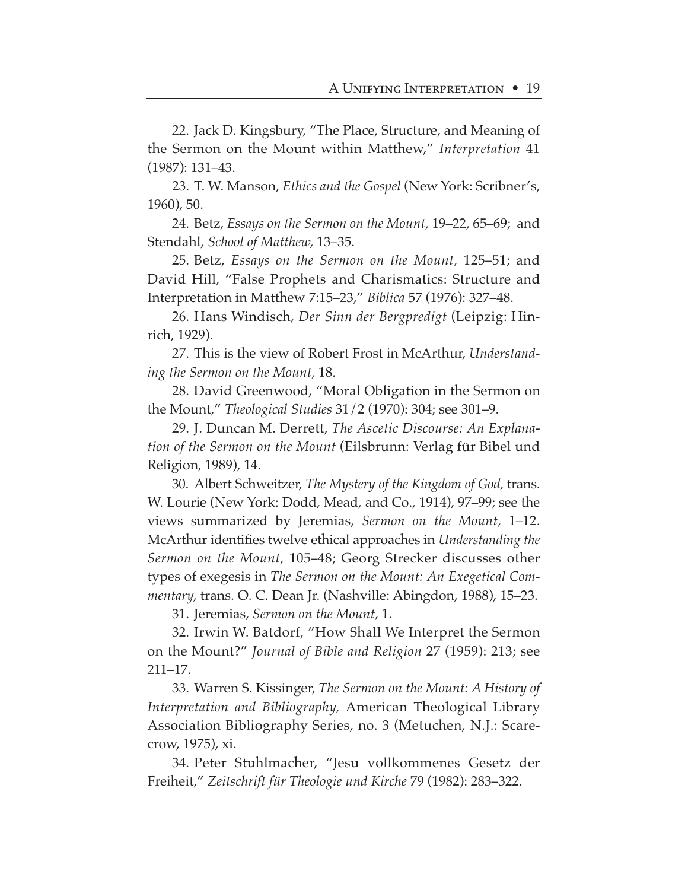22. Jack D. Kingsbury, "The Place, Structure, and Meaning of the Sermon on the Mount within Matthew," *Interpretation* 41 (1987): 131–43.

23. T. W. Manson, *Ethics and the Gospel* (New York: Scribner's, 1960), 50.

24. Betz, *Essays on the Sermon on the Mount,* 19–22, 65–69; and Stendahl, *School of Matthew,* 13–35.

25. Betz, *Essays on the Sermon on the Mount,* 125–51; and David Hill, "False Prophets and Charismatics: Structure and Interpretation in Matthew 7:15–23," *Biblica* 57 (1976): 327–48.

26. Hans Windisch, *Der Sinn der Bergpredigt* (Leipzig: Hinrich, 1929).

27. This is the view of Robert Frost in McArthur, *Understanding the Sermon on the Mount,* 18.

28. David Greenwood, "Moral Obligation in the Sermon on the Mount," *Theological Studies* 31/2 (1970): 304; see 301–9.

29. J. Duncan M. Derrett, *The Ascetic Discourse: An Explanation of the Sermon on the Mount* (Eilsbrunn: Verlag für Bibel und Religion, 1989), 14.

30. Albert Schweitzer, *The Mystery of the Kingdom of God,* trans. W. Lourie (New York: Dodd, Mead, and Co., 1914), 97–99; see the views summarized by Jeremias, *Sermon on the Mount,* 1–12. McArthur identifies twelve ethical approaches in *Understanding the Sermon on the Mount,* 105–48; Georg Strecker discusses other types of exegesis in *The Sermon on the Mount: An Exegetical Commentary,* trans. O. C. Dean Jr. (Nashville: Abingdon, 1988), 15–23.

31. Jeremias, *Sermon on the Mount,* 1.

32. Irwin W. Batdorf, "How Shall We Interpret the Sermon on the Mount?" *Journal of Bible and Religion* 27 (1959): 213; see 211–17.

33. Warren S. Kissinger, *The Sermon on the Mount: A History of Interpretation and Bibliography,* American Theological Library Association Bibliography Series, no. 3 (Metuchen, N.J.: Scarecrow, 1975), xi.

34. Peter Stuhlmacher, "Jesu vollkommenes Gesetz der Freiheit," *Zeitschrift für Theologie und Kirche* 79 (1982): 283–322.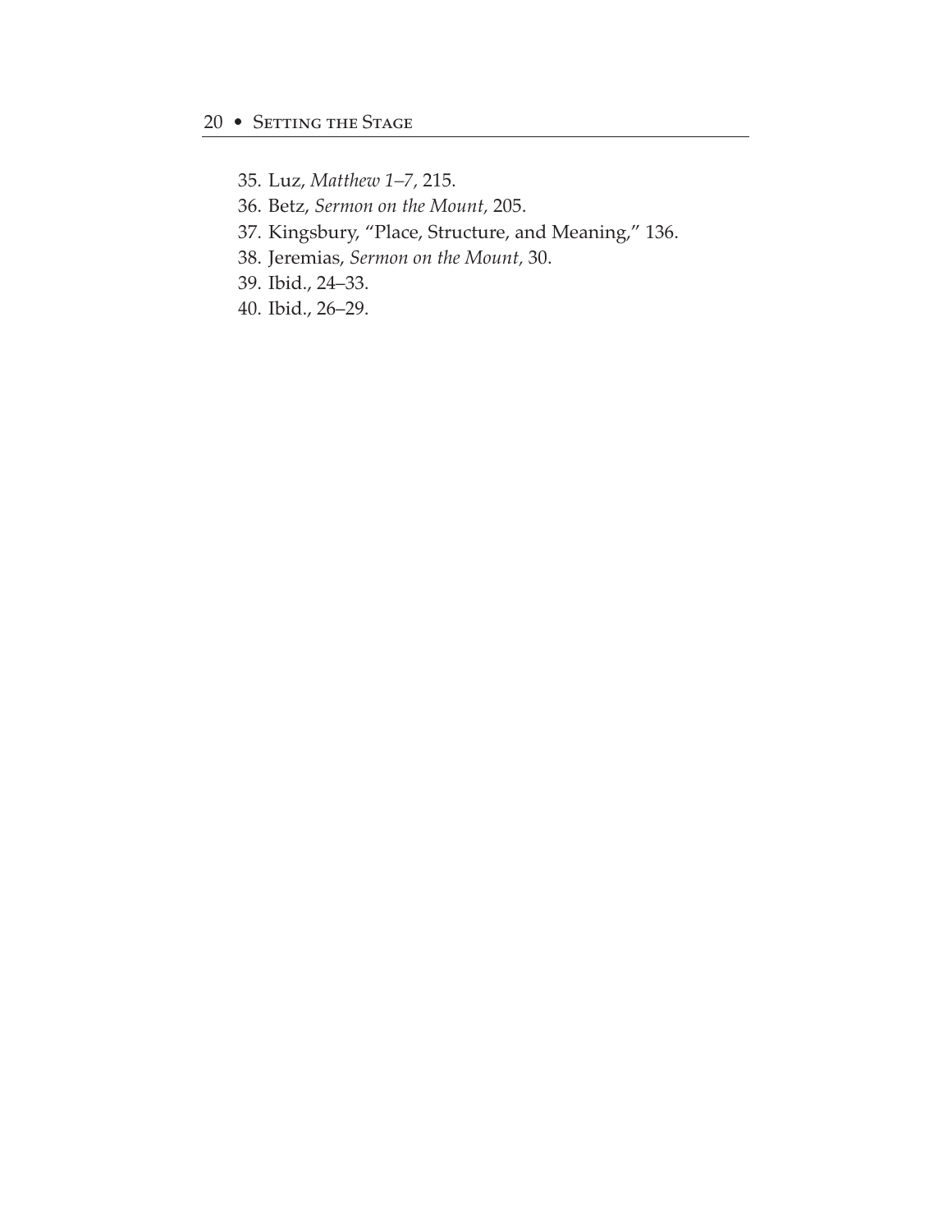35. Luz, *Matthew 1–7*, 215.
36. Betz, *Sermon on the Mount,* 205.
37. Kingsbury, "Place, Structure, and Meaning," 136.
38. Jeremias, *Sermon on the Mount,* 30.
39. Ibid., 24–33.
40. Ibid., 26–29.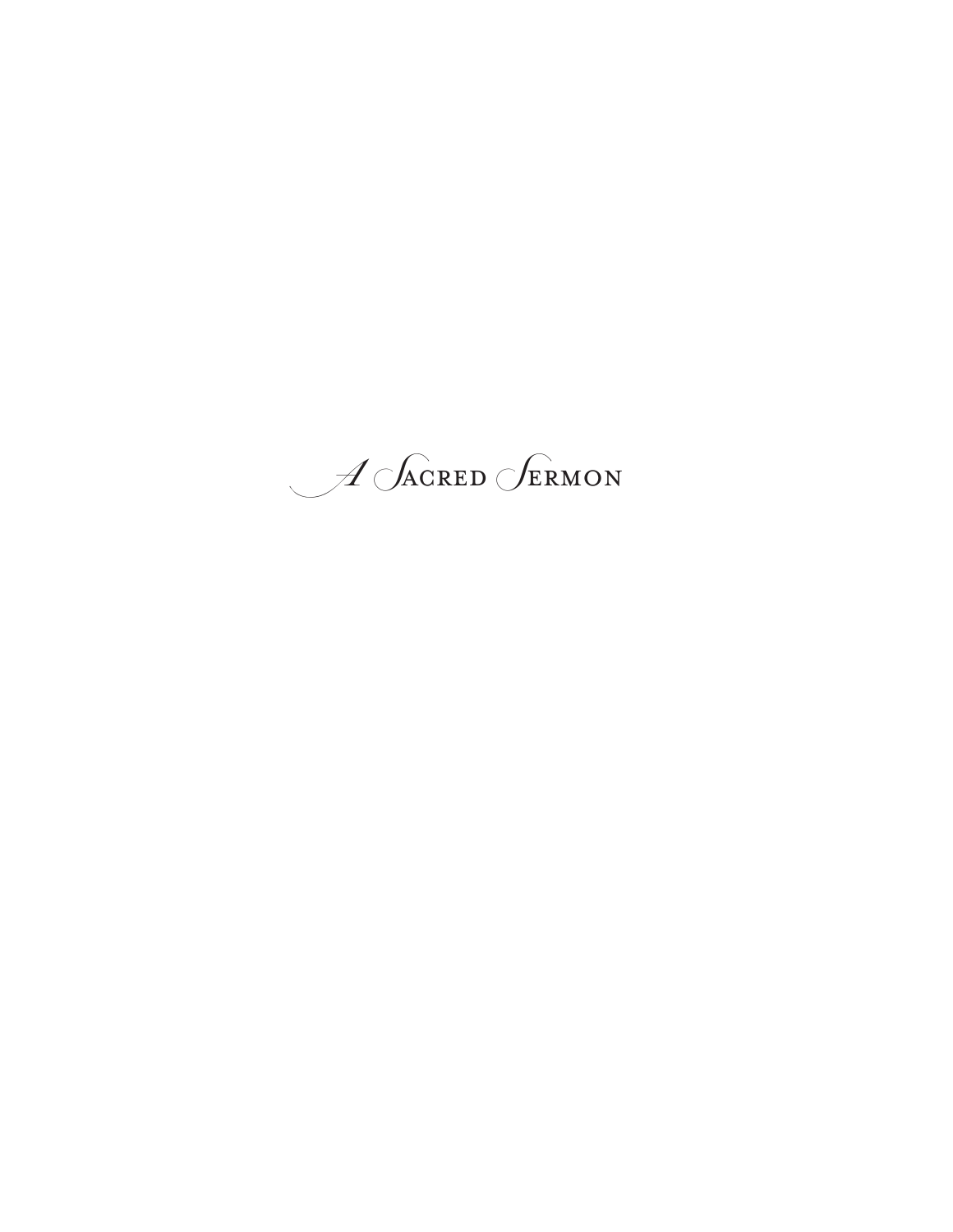# A Sacred Sermon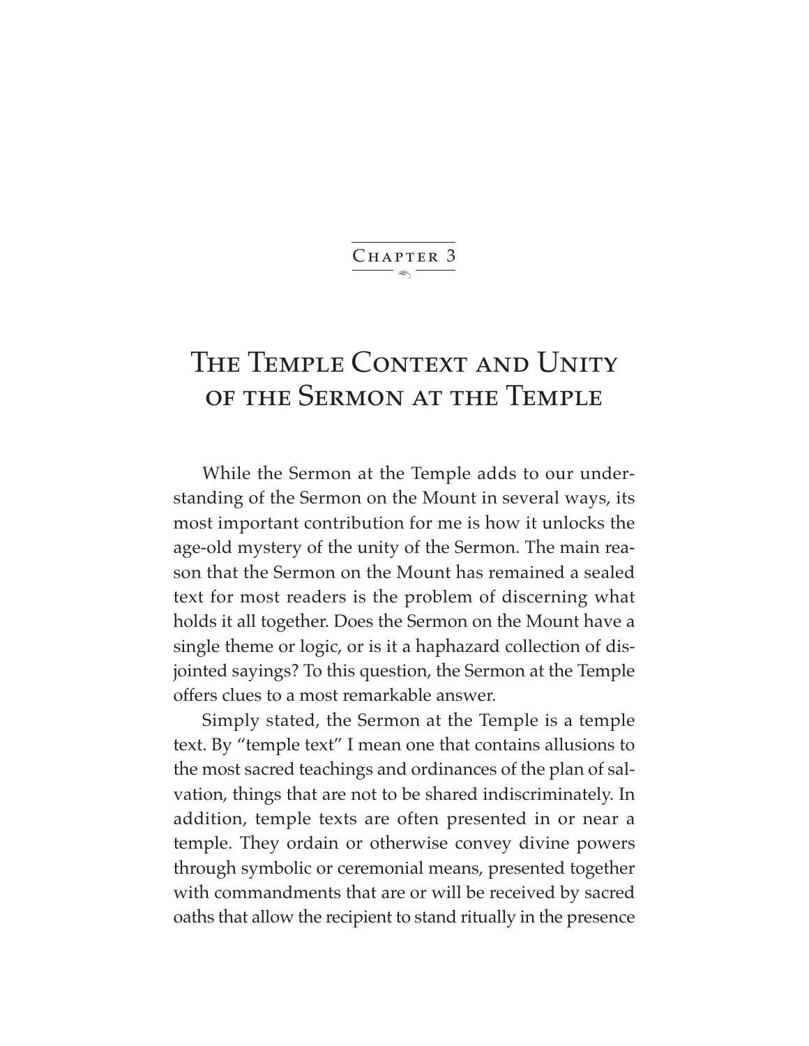## Chapter 3

# The Temple Context and Unity of the Sermon at the Temple

While the Sermon at the Temple adds to our understanding of the Sermon on the Mount in several ways, its most important contribution for me is how it unlocks the age-old mystery of the unity of the Sermon. The main reason that the Sermon on the Mount has remained a sealed text for most readers is the problem of discerning what holds it all together. Does the Sermon on the Mount have a single theme or logic, or is it a haphazard collection of disjointed sayings? To this question, the Sermon at the Temple offers clues to a most remarkable answer.

Simply stated, the Sermon at the Temple is a temple text. By "temple text" I mean one that contains allusions to the most sacred teachings and ordinances of the plan of salvation, things that are not to be shared indiscriminately. In addition, temple texts are often presented in or near a temple. They ordain or otherwise convey divine powers through symbolic or ceremonial means, presented together with commandments that are or will be received by sacred oaths that allow the recipient to stand ritually in the presence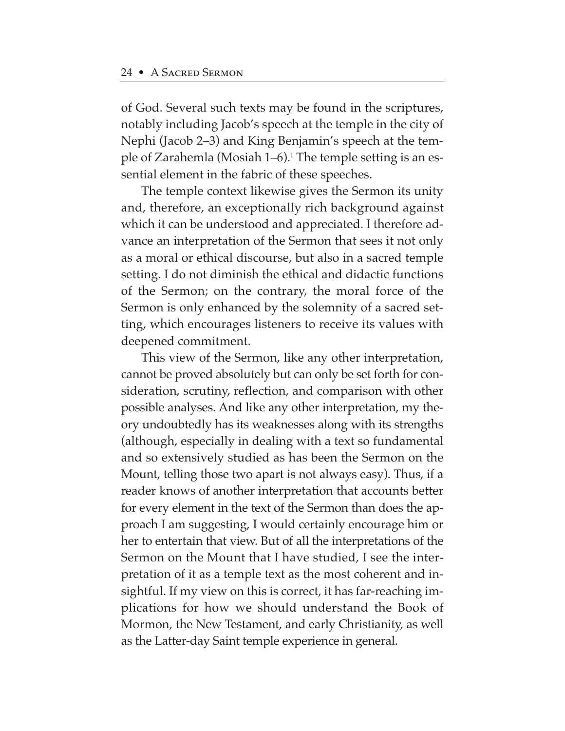of God. Several such texts may be found in the scriptures, notably including Jacob's speech at the temple in the city of Nephi (Jacob 2–3) and King Benjamin's speech at the temple of Zarahemla (Mosiah 1–6).[1] The temple setting is an essential element in the fabric of these speeches.

The temple context likewise gives the Sermon its unity and, therefore, an exceptionally rich background against which it can be understood and appreciated. I therefore advance an interpretation of the Sermon that sees it not only as a moral or ethical discourse, but also in a sacred temple setting. I do not diminish the ethical and didactic functions of the Sermon; on the contrary, the moral force of the Sermon is only enhanced by the solemnity of a sacred setting, which encourages listeners to receive its values with deepened commitment.

This view of the Sermon, like any other interpretation, cannot be proved absolutely but can only be set forth for consideration, scrutiny, reflection, and comparison with other possible analyses. And like any other interpretation, my theory undoubtedly has its weaknesses along with its strengths (although, especially in dealing with a text so fundamental and so extensively studied as has been the Sermon on the Mount, telling those two apart is not always easy). Thus, if a reader knows of another interpretation that accounts better for every element in the text of the Sermon than does the approach I am suggesting, I would certainly encourage him or her to entertain that view. But of all the interpretations of the Sermon on the Mount that I have studied, I see the interpretation of it as a temple text as the most coherent and insightful. If my view on this is correct, it has far-reaching implications for how we should understand the Book of Mormon, the New Testament, and early Christianity, as well as the Latter-day Saint temple experience in general.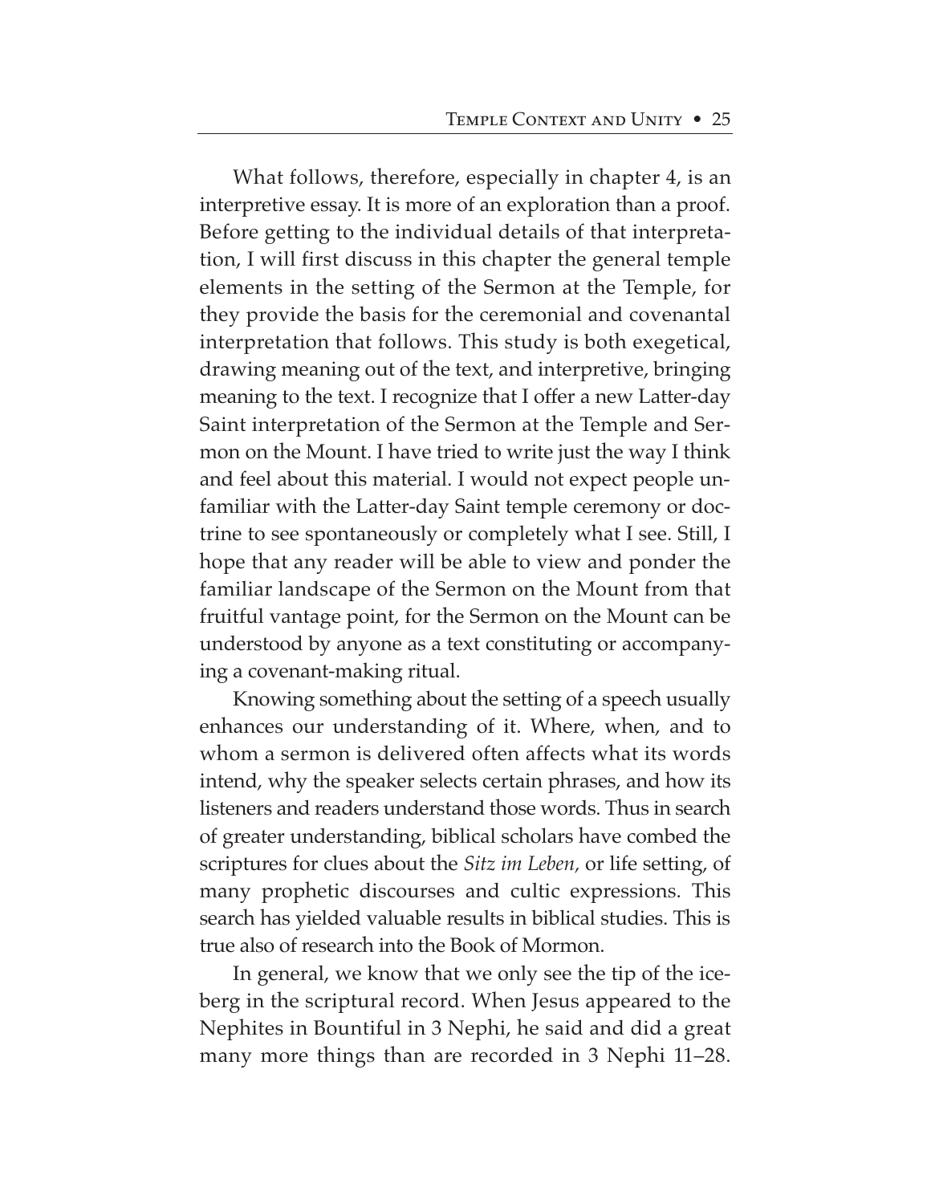What follows, therefore, especially in chapter 4, is an interpretive essay. It is more of an exploration than a proof. Before getting to the individual details of that interpretation, I will first discuss in this chapter the general temple elements in the setting of the Sermon at the Temple, for they provide the basis for the ceremonial and covenantal interpretation that follows. This study is both exegetical, drawing meaning out of the text, and interpretive, bringing meaning to the text. I recognize that I offer a new Latter-day Saint interpretation of the Sermon at the Temple and Sermon on the Mount. I have tried to write just the way I think and feel about this material. I would not expect people unfamiliar with the Latter-day Saint temple ceremony or doctrine to see spontaneously or completely what I see. Still, I hope that any reader will be able to view and ponder the familiar landscape of the Sermon on the Mount from that fruitful vantage point, for the Sermon on the Mount can be understood by anyone as a text constituting or accompanying a covenant-making ritual.

Knowing something about the setting of a speech usually enhances our understanding of it. Where, when, and to whom a sermon is delivered often affects what its words intend, why the speaker selects certain phrases, and how its listeners and readers understand those words. Thus in search of greater understanding, biblical scholars have combed the scriptures for clues about the *Sitz im Leben,* or life setting, of many prophetic discourses and cultic expressions. This search has yielded valuable results in biblical studies. This is true also of research into the Book of Mormon.

In general, we know that we only see the tip of the iceberg in the scriptural record. When Jesus appeared to the Nephites in Bountiful in 3 Nephi, he said and did a great many more things than are recorded in 3 Nephi 11–28.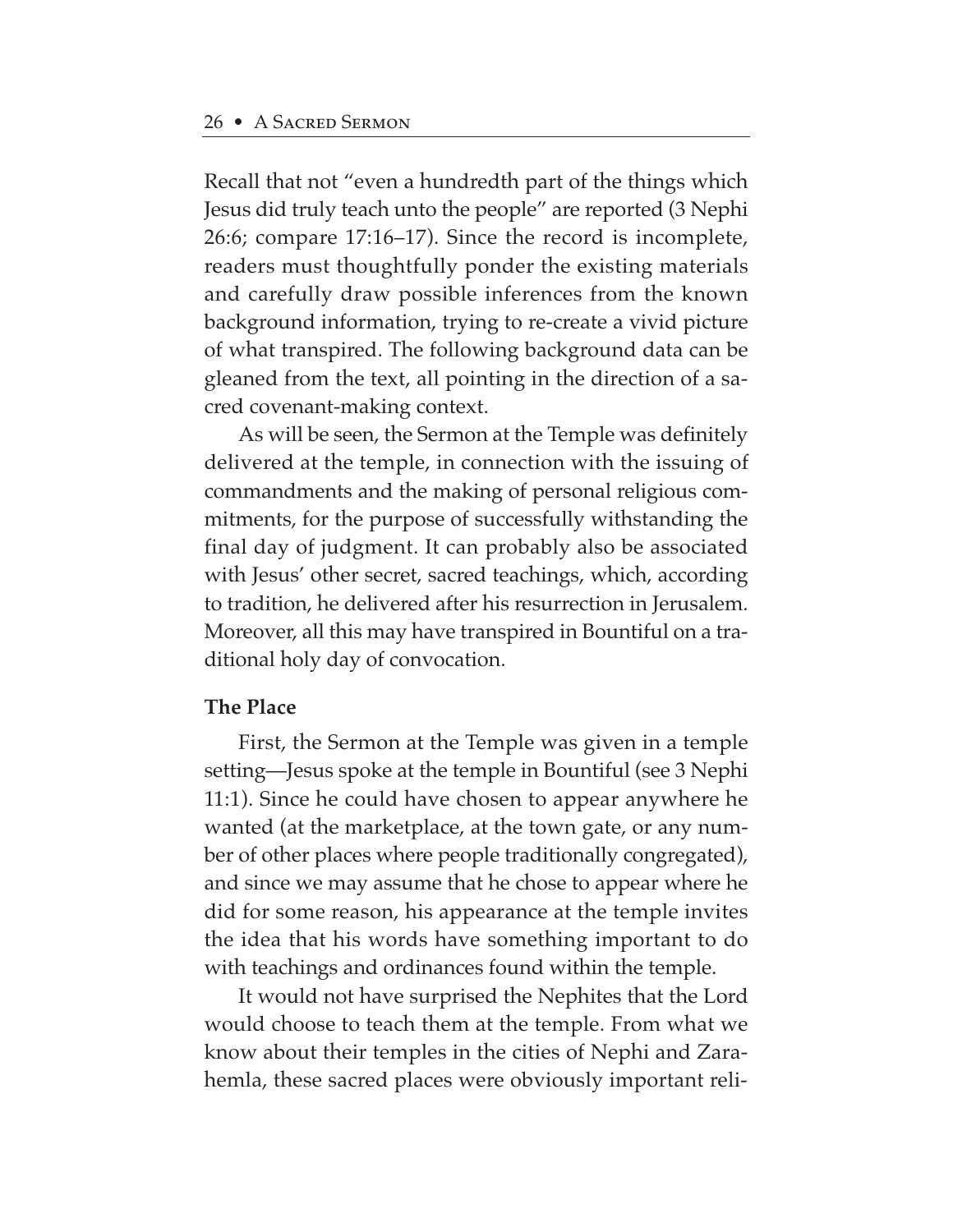Recall that not "even a hundredth part of the things which Jesus did truly teach unto the people" are reported (3 Nephi 26:6; compare 17:16–17). Since the record is incomplete, readers must thoughtfully ponder the existing materials and carefully draw possible inferences from the known background information, trying to re-create a vivid picture of what transpired. The following background data can be gleaned from the text, all pointing in the direction of a sacred covenant-making context.

As will be seen, the Sermon at the Temple was definitely delivered at the temple, in connection with the issuing of commandments and the making of personal religious commitments, for the purpose of successfully withstanding the final day of judgment. It can probably also be associated with Jesus' other secret, sacred teachings, which, according to tradition, he delivered after his resurrection in Jerusalem. Moreover, all this may have transpired in Bountiful on a traditional holy day of convocation.

**The Place**

First, the Sermon at the Temple was given in a temple setting—Jesus spoke at the temple in Bountiful (see 3 Nephi 11:1). Since he could have chosen to appear anywhere he wanted (at the marketplace, at the town gate, or any number of other places where people traditionally congregated), and since we may assume that he chose to appear where he did for some reason, his appearance at the temple invites the idea that his words have something important to do with teachings and ordinances found within the temple.

It would not have surprised the Nephites that the Lord would choose to teach them at the temple. From what we know about their temples in the cities of Nephi and Zarahemla, these sacred places were obviously important reli-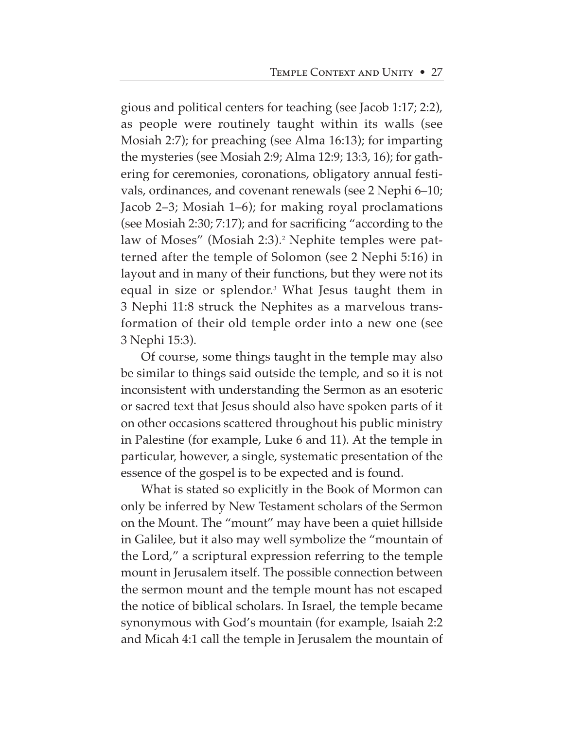gious and political centers for teaching (see Jacob 1:17; 2:2), as people were routinely taught within its walls (see Mosiah 2:7); for preaching (see Alma 16:13); for imparting the mysteries (see Mosiah 2:9; Alma 12:9; 13:3, 16); for gathering for ceremonies, coronations, obligatory annual festivals, ordinances, and covenant renewals (see 2 Nephi 6–10; Jacob 2–3; Mosiah 1–6); for making royal proclamations (see Mosiah 2:30; 7:17); and for sacrificing "according to the law of Moses" (Mosiah 2:3).[2] Nephite temples were patterned after the temple of Solomon (see 2 Nephi 5:16) in layout and in many of their functions, but they were not its equal in size or splendor.[3] What Jesus taught them in 3 Nephi 11:8 struck the Nephites as a marvelous transformation of their old temple order into a new one (see 3 Nephi 15:3).

Of course, some things taught in the temple may also be similar to things said outside the temple, and so it is not inconsistent with understanding the Sermon as an esoteric or sacred text that Jesus should also have spoken parts of it on other occasions scattered throughout his public ministry in Palestine (for example, Luke 6 and 11). At the temple in particular, however, a single, systematic presentation of the essence of the gospel is to be expected and is found.

What is stated so explicitly in the Book of Mormon can only be inferred by New Testament scholars of the Sermon on the Mount. The "mount" may have been a quiet hillside in Galilee, but it also may well symbolize the "mountain of the Lord," a scriptural expression referring to the temple mount in Jerusalem itself. The possible connection between the sermon mount and the temple mount has not escaped the notice of biblical scholars. In Israel, the temple became synonymous with God's mountain (for example, Isaiah 2:2 and Micah 4:1 call the temple in Jerusalem the mountain of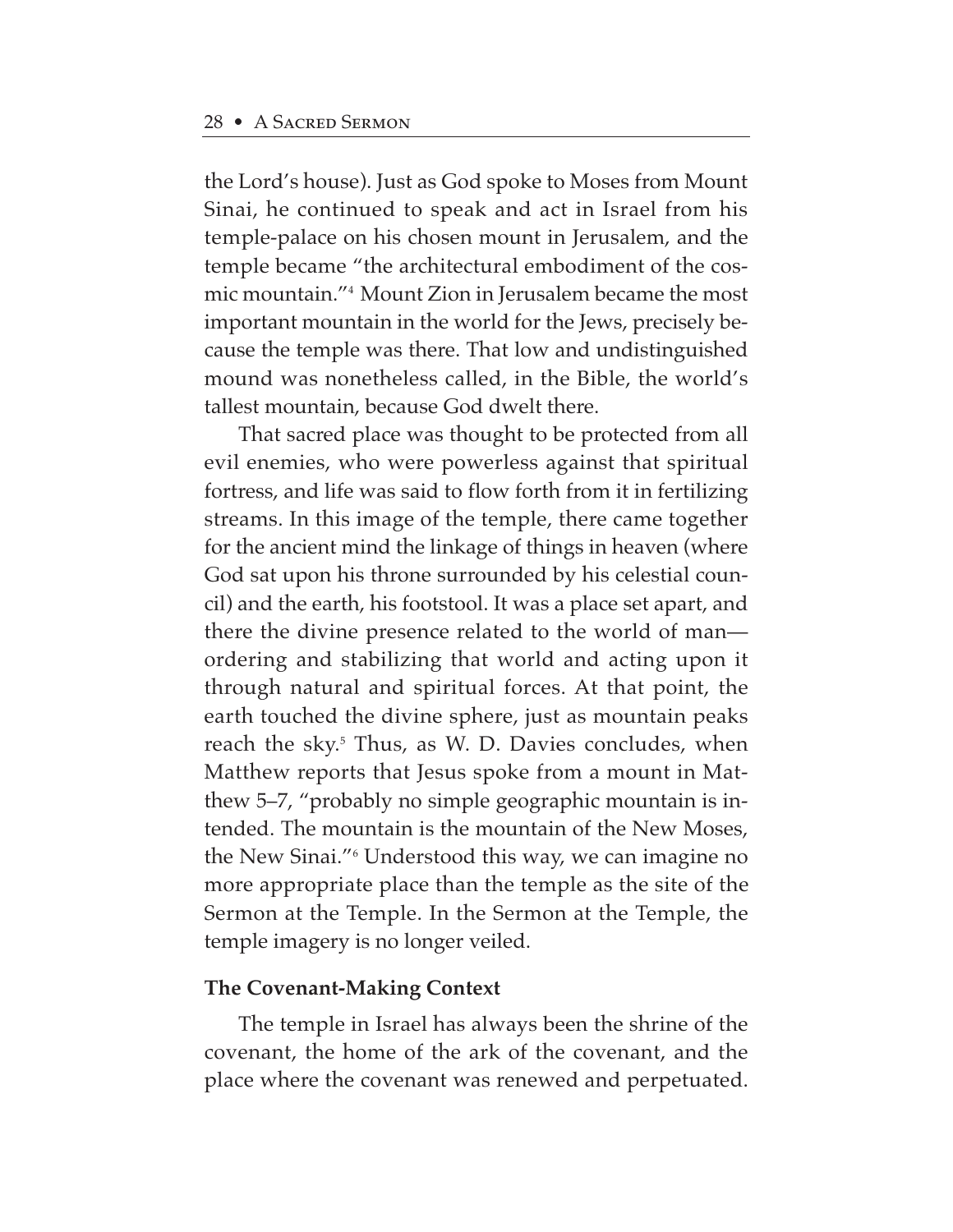the Lord's house). Just as God spoke to Moses from Mount Sinai, he continued to speak and act in Israel from his temple-palace on his chosen mount in Jerusalem, and the temple became "the architectural embodiment of the cosmic mountain."[4] Mount Zion in Jerusalem became the most important mountain in the world for the Jews, precisely because the temple was there. That low and undistinguished mound was nonetheless called, in the Bible, the world's tallest mountain, because God dwelt there.

That sacred place was thought to be protected from all evil enemies, who were powerless against that spiritual fortress, and life was said to flow forth from it in fertilizing streams. In this image of the temple, there came together for the ancient mind the linkage of things in heaven (where God sat upon his throne surrounded by his celestial council) and the earth, his footstool. It was a place set apart, and there the divine presence related to the world of man—ordering and stabilizing that world and acting upon it through natural and spiritual forces. At that point, the earth touched the divine sphere, just as mountain peaks reach the sky.[5] Thus, as W. D. Davies concludes, when Matthew reports that Jesus spoke from a mount in Matthew 5–7, "probably no simple geographic mountain is intended. The mountain is the mountain of the New Moses, the New Sinai."[6] Understood this way, we can imagine no more appropriate place than the temple as the site of the Sermon at the Temple. In the Sermon at the Temple, the temple imagery is no longer veiled.

### The Covenant-Making Context

The temple in Israel has always been the shrine of the covenant, the home of the ark of the covenant, and the place where the covenant was renewed and perpetuated.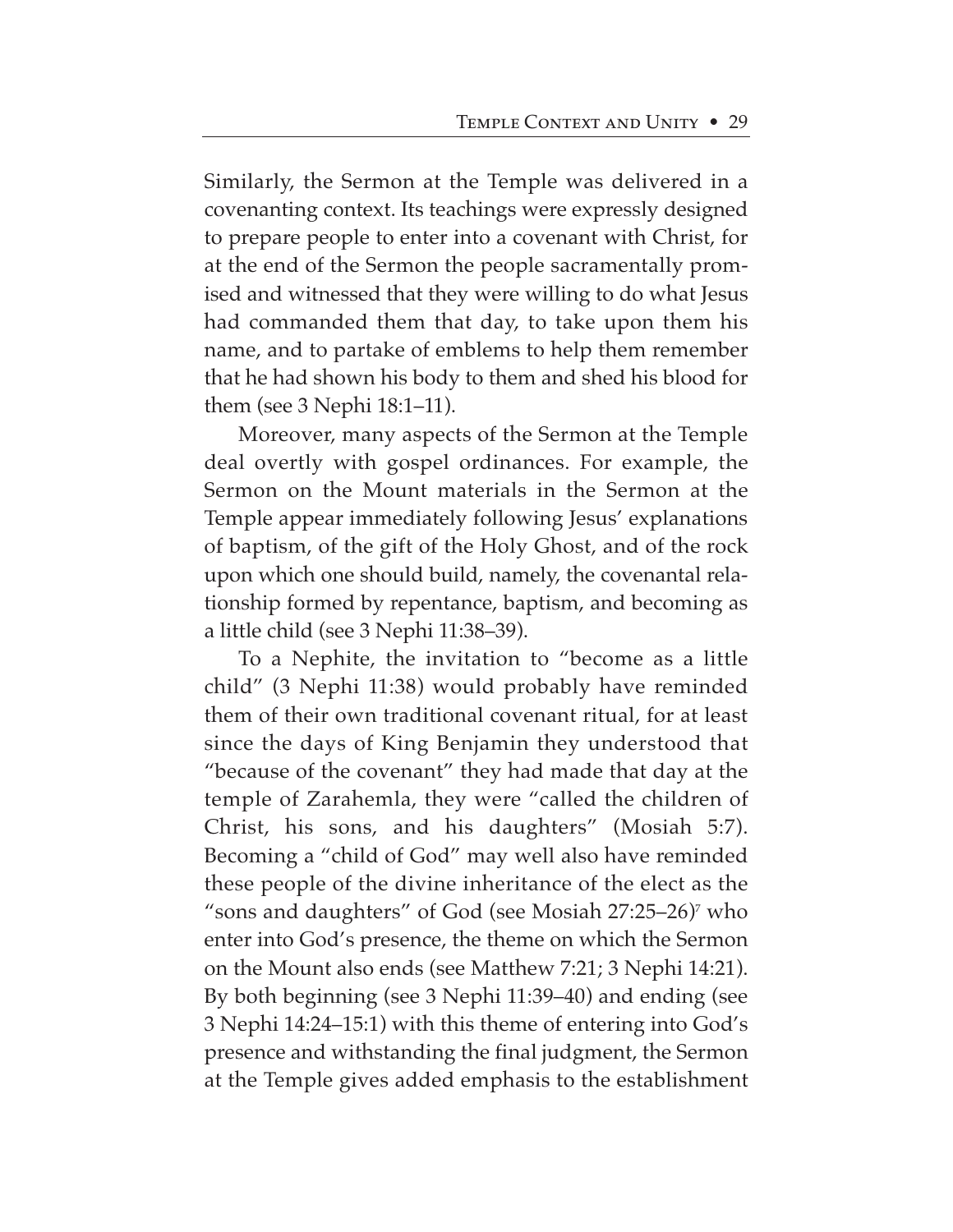Similarly, the Sermon at the Temple was delivered in a covenanting context. Its teachings were expressly designed to prepare people to enter into a covenant with Christ, for at the end of the Sermon the people sacramentally promised and witnessed that they were willing to do what Jesus had commanded them that day, to take upon them his name, and to partake of emblems to help them remember that he had shown his body to them and shed his blood for them (see 3 Nephi 18:1–11).

Moreover, many aspects of the Sermon at the Temple deal overtly with gospel ordinances. For example, the Sermon on the Mount materials in the Sermon at the Temple appear immediately following Jesus' explanations of baptism, of the gift of the Holy Ghost, and of the rock upon which one should build, namely, the covenantal relationship formed by repentance, baptism, and becoming as a little child (see 3 Nephi 11:38–39).

To a Nephite, the invitation to "become as a little child" (3 Nephi 11:38) would probably have reminded them of their own traditional covenant ritual, for at least since the days of King Benjamin they understood that "because of the covenant" they had made that day at the temple of Zarahemla, they were "called the children of Christ, his sons, and his daughters" (Mosiah 5:7). Becoming a "child of God" may well also have reminded these people of the divine inheritance of the elect as the "sons and daughters" of God (see Mosiah 27:25–26)[7] who enter into God's presence, the theme on which the Sermon on the Mount also ends (see Matthew 7:21; 3 Nephi 14:21). By both beginning (see 3 Nephi 11:39–40) and ending (see 3 Nephi 14:24–15:1) with this theme of entering into God's presence and withstanding the final judgment, the Sermon at the Temple gives added emphasis to the establishment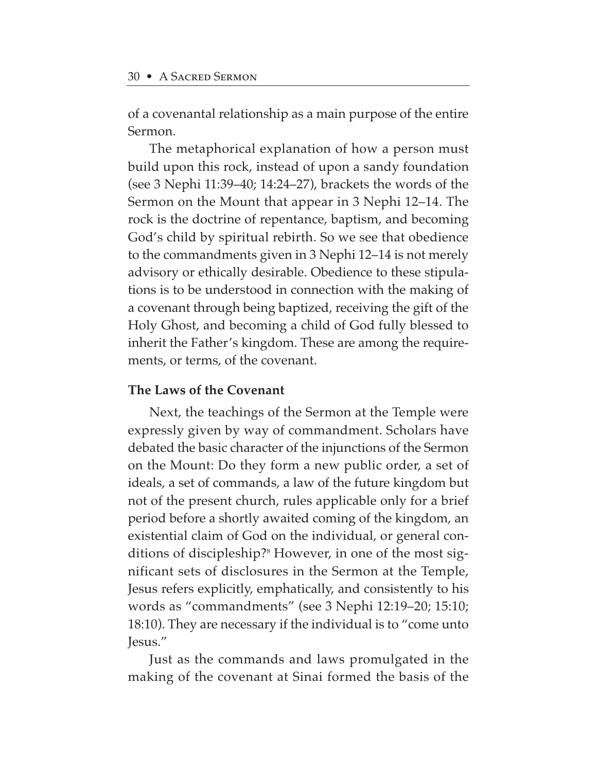of a covenantal relationship as a main purpose of the entire Sermon.

The metaphorical explanation of how a person must build upon this rock, instead of upon a sandy foundation (see 3 Nephi 11:39–40; 14:24–27), brackets the words of the Sermon on the Mount that appear in 3 Nephi 12–14. The rock is the doctrine of repentance, baptism, and becoming God's child by spiritual rebirth. So we see that obedience to the commandments given in 3 Nephi 12–14 is not merely advisory or ethically desirable. Obedience to these stipulations is to be understood in connection with the making of a covenant through being baptized, receiving the gift of the Holy Ghost, and becoming a child of God fully blessed to inherit the Father's kingdom. These are among the requirements, or terms, of the covenant.

**The Laws of the Covenant**

Next, the teachings of the Sermon at the Temple were expressly given by way of commandment. Scholars have debated the basic character of the injunctions of the Sermon on the Mount: Do they form a new public order, a set of ideals, a set of commands, a law of the future kingdom but not of the present church, rules applicable only for a brief period before a shortly awaited coming of the kingdom, an existential claim of God on the individual, or general conditions of discipleship?[8] However, in one of the most significant sets of disclosures in the Sermon at the Temple, Jesus refers explicitly, emphatically, and consistently to his words as "commandments" (see 3 Nephi 12:19–20; 15:10; 18:10). They are necessary if the individual is to "come unto Jesus."

Just as the commands and laws promulgated in the making of the covenant at Sinai formed the basis of the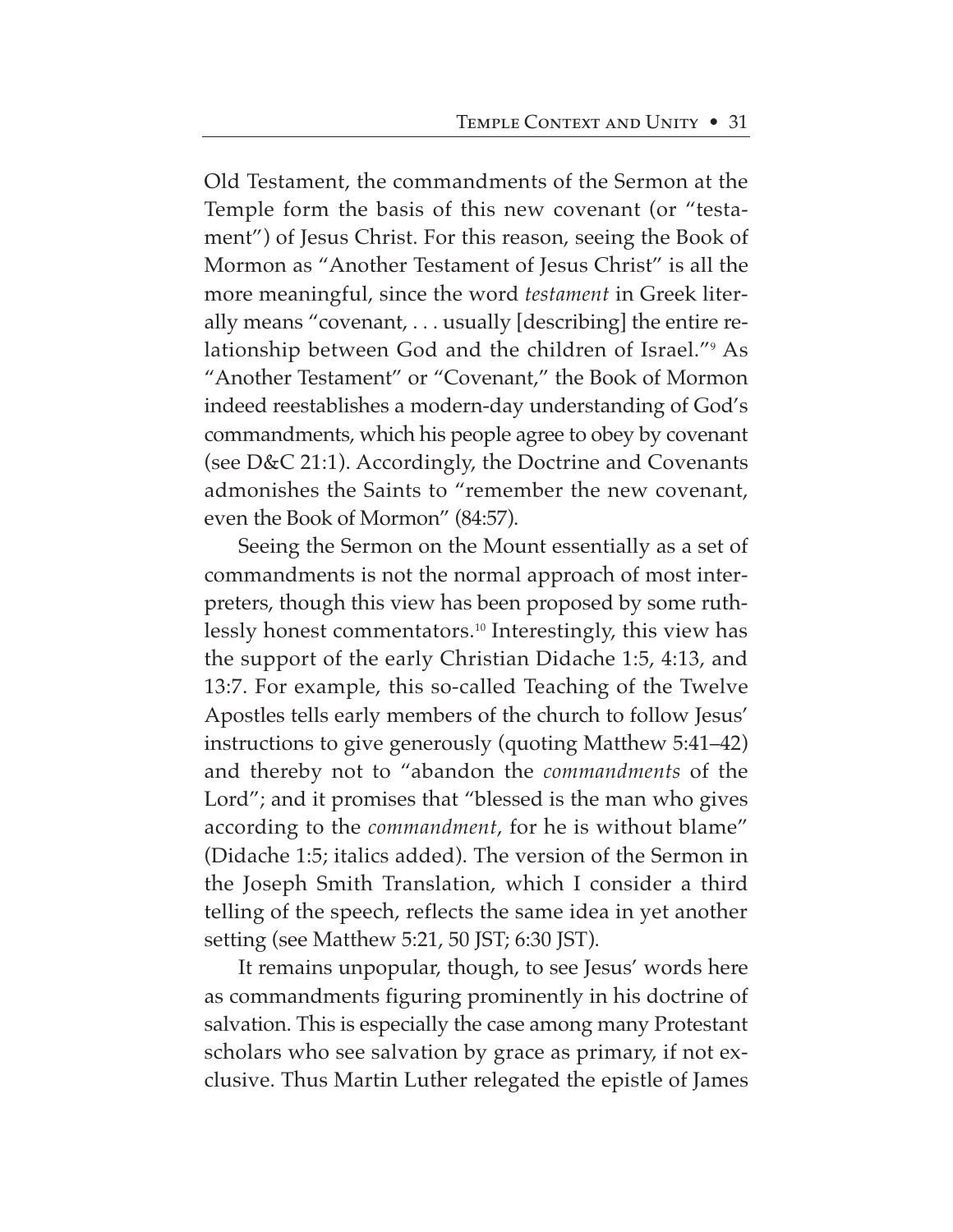Old Testament, the commandments of the Sermon at the Temple form the basis of this new covenant (or "testament") of Jesus Christ. For this reason, seeing the Book of Mormon as "Another Testament of Jesus Christ" is all the more meaningful, since the word *testament* in Greek literally means "covenant, . . . usually [describing] the entire relationship between God and the children of Israel."[9] As "Another Testament" or "Covenant," the Book of Mormon indeed reestablishes a modern-day understanding of God's commandments, which his people agree to obey by covenant (see D&C 21:1). Accordingly, the Doctrine and Covenants admonishes the Saints to "remember the new covenant, even the Book of Mormon" (84:57).

Seeing the Sermon on the Mount essentially as a set of commandments is not the normal approach of most interpreters, though this view has been proposed by some ruthlessly honest commentators.[10] Interestingly, this view has the support of the early Christian Didache 1:5, 4:13, and 13:7. For example, this so-called Teaching of the Twelve Apostles tells early members of the church to follow Jesus' instructions to give generously (quoting Matthew 5:41–42) and thereby not to "abandon the *commandments* of the Lord"; and it promises that "blessed is the man who gives according to the *commandment*, for he is without blame" (Didache 1:5; italics added). The version of the Sermon in the Joseph Smith Translation, which I consider a third telling of the speech, reflects the same idea in yet another setting (see Matthew 5:21, 50 JST; 6:30 JST).

It remains unpopular, though, to see Jesus' words here as commandments figuring prominently in his doctrine of salvation. This is especially the case among many Protestant scholars who see salvation by grace as primary, if not exclusive. Thus Martin Luther relegated the epistle of James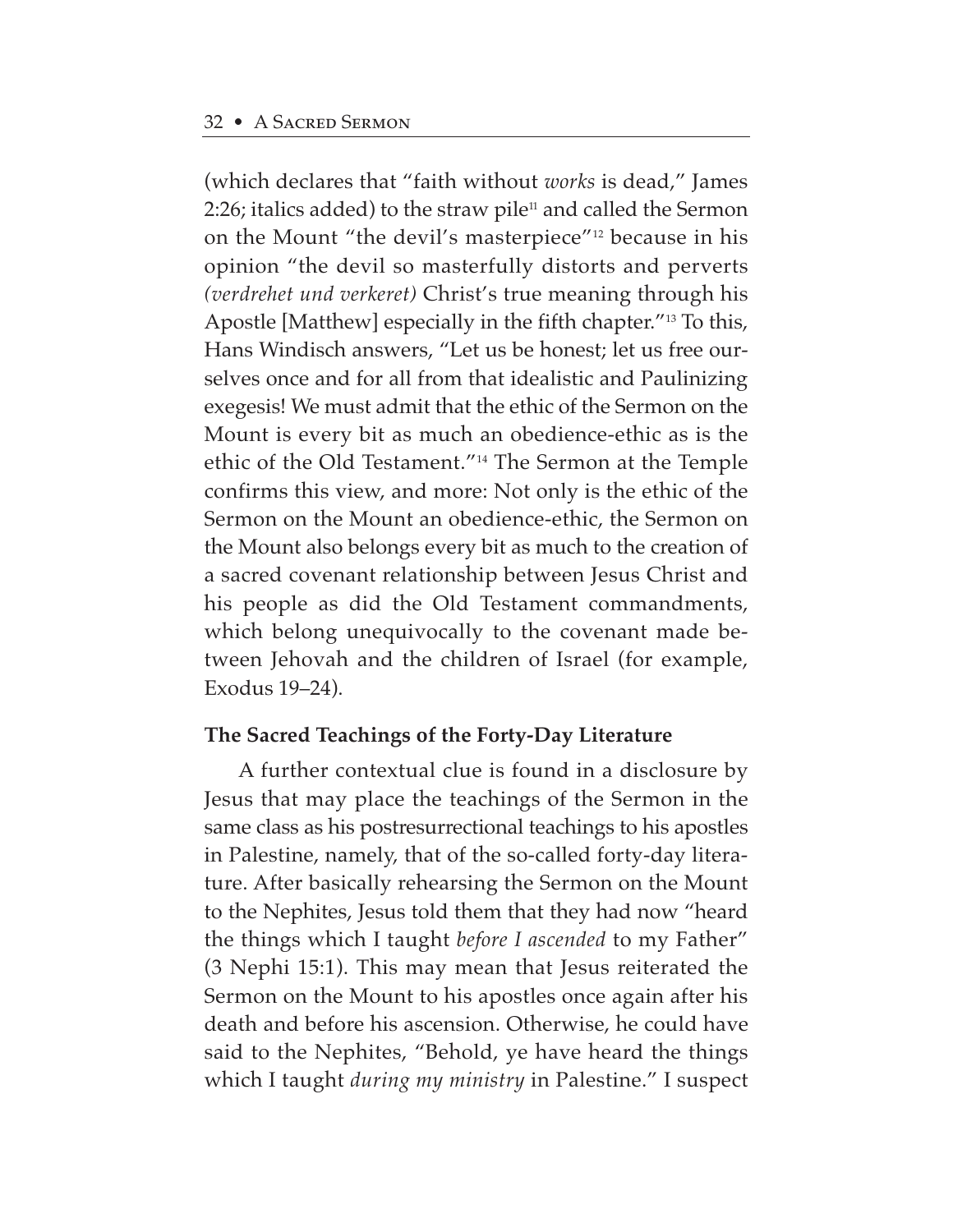(which declares that "faith without *works* is dead," James 2:26; italics added) to the straw pile[11] and called the Sermon on the Mount "the devil's masterpiece"[12] because in his opinion "the devil so masterfully distorts and perverts *(verdrehet und verkeret)* Christ's true meaning through his Apostle [Matthew] especially in the fifth chapter."[13] To this, Hans Windisch answers, "Let us be honest; let us free ourselves once and for all from that idealistic and Paulinizing exegesis! We must admit that the ethic of the Sermon on the Mount is every bit as much an obedience-ethic as is the ethic of the Old Testament."[14] The Sermon at the Temple confirms this view, and more: Not only is the ethic of the Sermon on the Mount an obedience-ethic, the Sermon on the Mount also belongs every bit as much to the creation of a sacred covenant relationship between Jesus Christ and his people as did the Old Testament commandments, which belong unequivocally to the covenant made between Jehovah and the children of Israel (for example, Exodus 19–24).

**The Sacred Teachings of the Forty-Day Literature**

A further contextual clue is found in a disclosure by Jesus that may place the teachings of the Sermon in the same class as his postresurrectional teachings to his apostles in Palestine, namely, that of the so-called forty-day literature. After basically rehearsing the Sermon on the Mount to the Nephites, Jesus told them that they had now "heard the things which I taught *before I ascended* to my Father" (3 Nephi 15:1). This may mean that Jesus reiterated the Sermon on the Mount to his apostles once again after his death and before his ascension. Otherwise, he could have said to the Nephites, "Behold, ye have heard the things which I taught *during my ministry* in Palestine." I suspect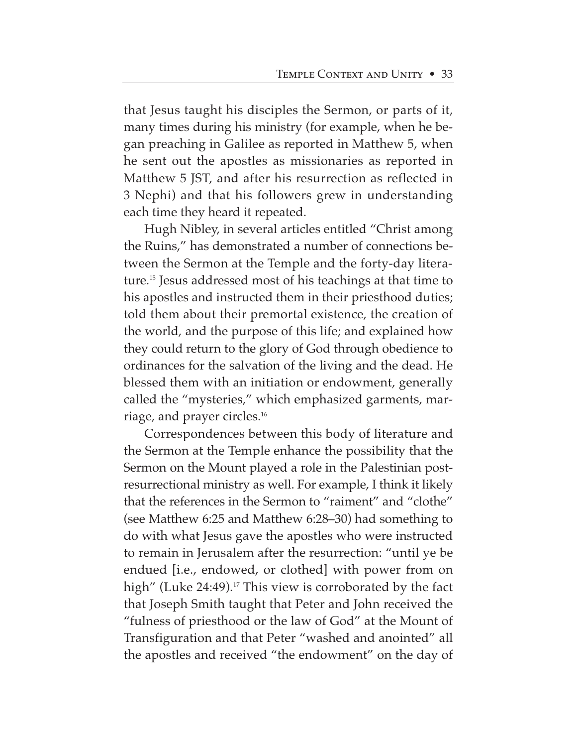that Jesus taught his disciples the Sermon, or parts of it, many times during his ministry (for example, when he began preaching in Galilee as reported in Matthew 5, when he sent out the apostles as missionaries as reported in Matthew 5 JST, and after his resurrection as reflected in 3 Nephi) and that his followers grew in understanding each time they heard it repeated.

Hugh Nibley, in several articles entitled "Christ among the Ruins," has demonstrated a number of connections between the Sermon at the Temple and the forty-day literature.[15] Jesus addressed most of his teachings at that time to his apostles and instructed them in their priesthood duties; told them about their premortal existence, the creation of the world, and the purpose of this life; and explained how they could return to the glory of God through obedience to ordinances for the salvation of the living and the dead. He blessed them with an initiation or endowment, generally called the "mysteries," which emphasized garments, marriage, and prayer circles.[16]

Correspondences between this body of literature and the Sermon at the Temple enhance the possibility that the Sermon on the Mount played a role in the Palestinian post-resurrectional ministry as well. For example, I think it likely that the references in the Sermon to "raiment" and "clothe" (see Matthew 6:25 and Matthew 6:28–30) had something to do with what Jesus gave the apostles who were instructed to remain in Jerusalem after the resurrection: "until ye be endued [i.e., endowed, or clothed] with power from on high" (Luke 24:49).[17] This view is corroborated by the fact that Joseph Smith taught that Peter and John received the "fulness of priesthood or the law of God" at the Mount of Transfiguration and that Peter "washed and anointed" all the apostles and received "the endowment" on the day of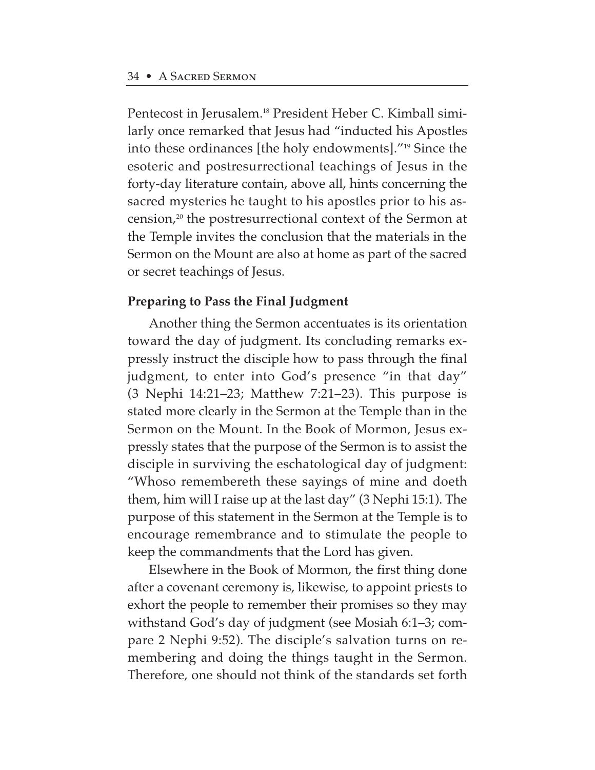Pentecost in Jerusalem.[18] President Heber C. Kimball similarly once remarked that Jesus had "inducted his Apostles into these ordinances [the holy endowments]."[19] Since the esoteric and postresurrectional teachings of Jesus in the forty-day literature contain, above all, hints concerning the sacred mysteries he taught to his apostles prior to his ascension,[20] the postresurrectional context of the Sermon at the Temple invites the conclusion that the materials in the Sermon on the Mount are also at home as part of the sacred or secret teachings of Jesus.

**Preparing to Pass the Final Judgment**

Another thing the Sermon accentuates is its orientation toward the day of judgment. Its concluding remarks expressly instruct the disciple how to pass through the final judgment, to enter into God's presence "in that day" (3 Nephi 14:21–23; Matthew 7:21–23). This purpose is stated more clearly in the Sermon at the Temple than in the Sermon on the Mount. In the Book of Mormon, Jesus expressly states that the purpose of the Sermon is to assist the disciple in surviving the eschatological day of judgment: "Whoso remembereth these sayings of mine and doeth them, him will I raise up at the last day" (3 Nephi 15:1). The purpose of this statement in the Sermon at the Temple is to encourage remembrance and to stimulate the people to keep the commandments that the Lord has given.

Elsewhere in the Book of Mormon, the first thing done after a covenant ceremony is, likewise, to appoint priests to exhort the people to remember their promises so they may withstand God's day of judgment (see Mosiah 6:1–3; compare 2 Nephi 9:52). The disciple's salvation turns on remembering and doing the things taught in the Sermon. Therefore, one should not think of the standards set forth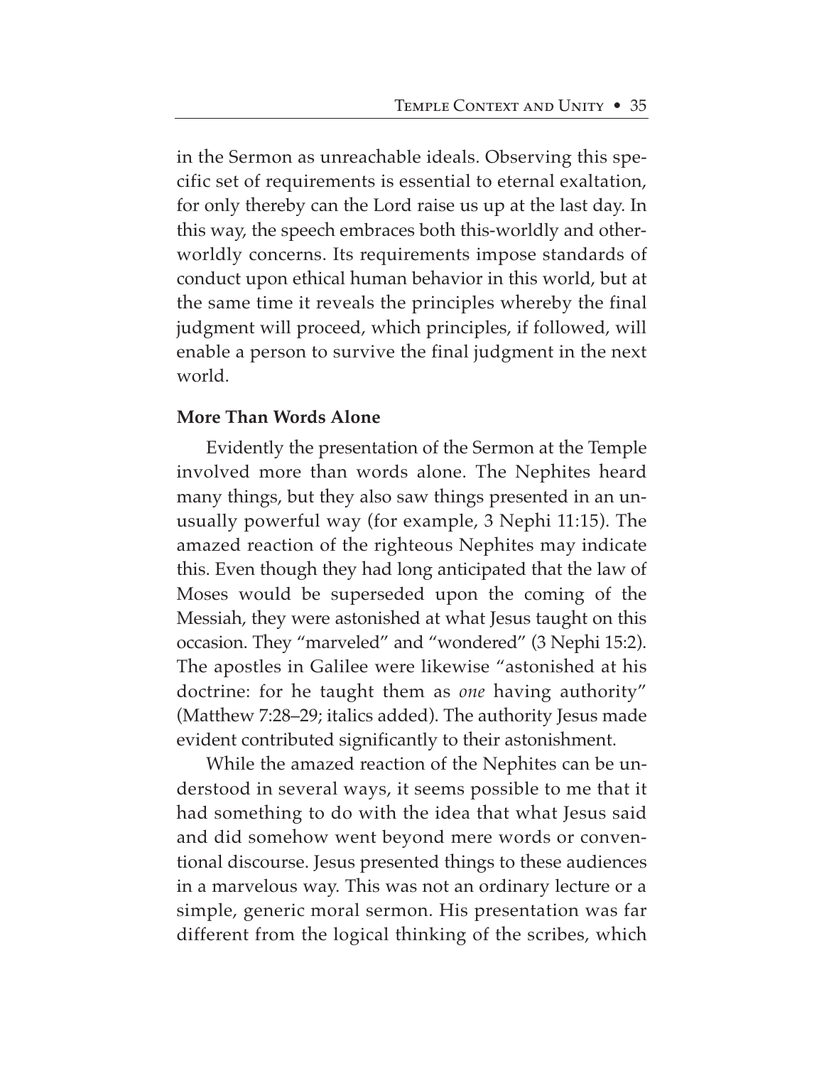in the Sermon as unreachable ideals. Observing this specific set of requirements is essential to eternal exaltation, for only thereby can the Lord raise us up at the last day. In this way, the speech embraces both this-worldly and otherworldly concerns. Its requirements impose standards of conduct upon ethical human behavior in this world, but at the same time it reveals the principles whereby the final judgment will proceed, which principles, if followed, will enable a person to survive the final judgment in the next world.

**More Than Words Alone**

Evidently the presentation of the Sermon at the Temple involved more than words alone. The Nephites heard many things, but they also saw things presented in an unusually powerful way (for example, 3 Nephi 11:15). The amazed reaction of the righteous Nephites may indicate this. Even though they had long anticipated that the law of Moses would be superseded upon the coming of the Messiah, they were astonished at what Jesus taught on this occasion. They "marveled" and "wondered" (3 Nephi 15:2). The apostles in Galilee were likewise "astonished at his doctrine: for he taught them as *one* having authority" (Matthew 7:28–29; italics added). The authority Jesus made evident contributed significantly to their astonishment.

While the amazed reaction of the Nephites can be understood in several ways, it seems possible to me that it had something to do with the idea that what Jesus said and did somehow went beyond mere words or conventional discourse. Jesus presented things to these audiences in a marvelous way. This was not an ordinary lecture or a simple, generic moral sermon. His presentation was far different from the logical thinking of the scribes, which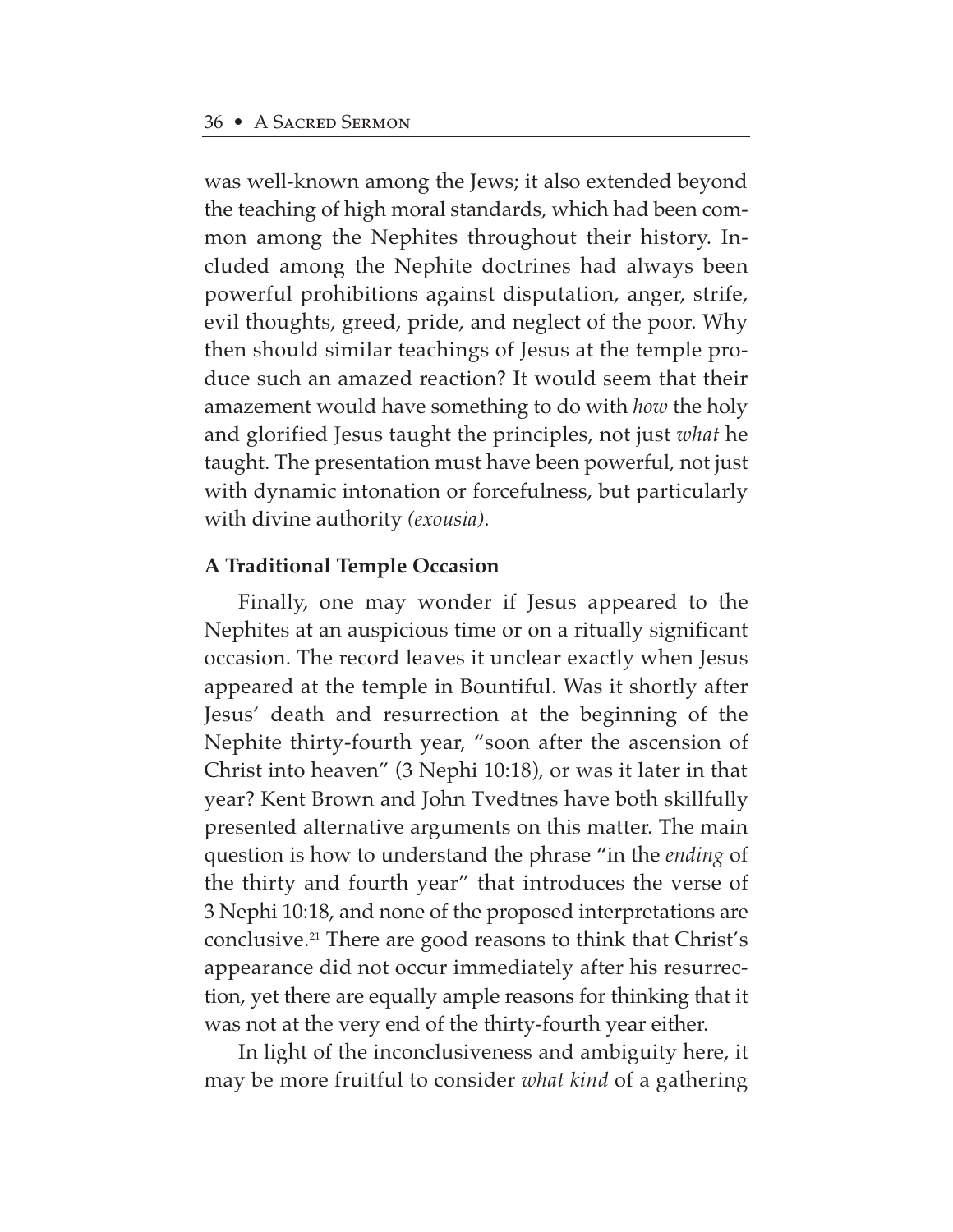was well-known among the Jews; it also extended beyond the teaching of high moral standards, which had been common among the Nephites throughout their history. Included among the Nephite doctrines had always been powerful prohibitions against disputation, anger, strife, evil thoughts, greed, pride, and neglect of the poor. Why then should similar teachings of Jesus at the temple produce such an amazed reaction? It would seem that their amazement would have something to do with *how* the holy and glorified Jesus taught the principles, not just *what* he taught. The presentation must have been powerful, not just with dynamic intonation or forcefulness, but particularly with divine authority *(exousia)*.

**A Traditional Temple Occasion**

Finally, one may wonder if Jesus appeared to the Nephites at an auspicious time or on a ritually significant occasion. The record leaves it unclear exactly when Jesus appeared at the temple in Bountiful. Was it shortly after Jesus' death and resurrection at the beginning of the Nephite thirty-fourth year, "soon after the ascension of Christ into heaven" (3 Nephi 10:18), or was it later in that year? Kent Brown and John Tvedtnes have both skillfully presented alternative arguments on this matter. The main question is how to understand the phrase "in the *ending* of the thirty and fourth year" that introduces the verse of 3 Nephi 10:18, and none of the proposed interpretations are conclusive.[21] There are good reasons to think that Christ's appearance did not occur immediately after his resurrection, yet there are equally ample reasons for thinking that it was not at the very end of the thirty-fourth year either.

In light of the inconclusiveness and ambiguity here, it may be more fruitful to consider *what kind* of a gathering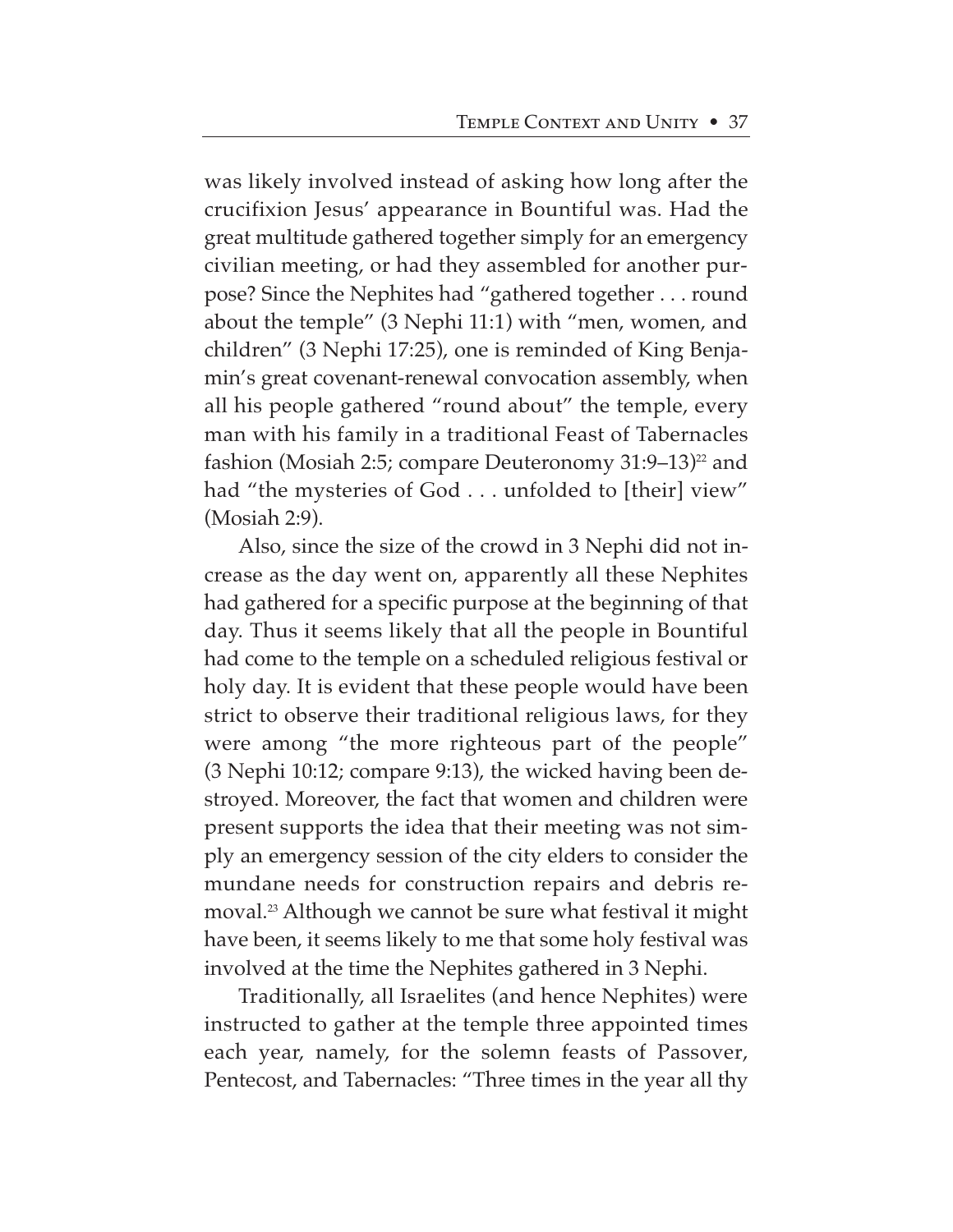was likely involved instead of asking how long after the crucifixion Jesus' appearance in Bountiful was. Had the great multitude gathered together simply for an emergency civilian meeting, or had they assembled for another purpose? Since the Nephites had "gathered together . . . round about the temple" (3 Nephi 11:1) with "men, women, and children" (3 Nephi 17:25), one is reminded of King Benjamin's great covenant-renewal convocation assembly, when all his people gathered "round about" the temple, every man with his family in a traditional Feast of Tabernacles fashion (Mosiah 2:5; compare Deuteronomy 31:9–13)[22] and had "the mysteries of God . . . unfolded to [their] view" (Mosiah 2:9).

Also, since the size of the crowd in 3 Nephi did not increase as the day went on, apparently all these Nephites had gathered for a specific purpose at the beginning of that day. Thus it seems likely that all the people in Bountiful had come to the temple on a scheduled religious festival or holy day. It is evident that these people would have been strict to observe their traditional religious laws, for they were among "the more righteous part of the people" (3 Nephi 10:12; compare 9:13), the wicked having been destroyed. Moreover, the fact that women and children were present supports the idea that their meeting was not simply an emergency session of the city elders to consider the mundane needs for construction repairs and debris removal.[23] Although we cannot be sure what festival it might have been, it seems likely to me that some holy festival was involved at the time the Nephites gathered in 3 Nephi.

Traditionally, all Israelites (and hence Nephites) were instructed to gather at the temple three appointed times each year, namely, for the solemn feasts of Passover, Pentecost, and Tabernacles: "Three times in the year all thy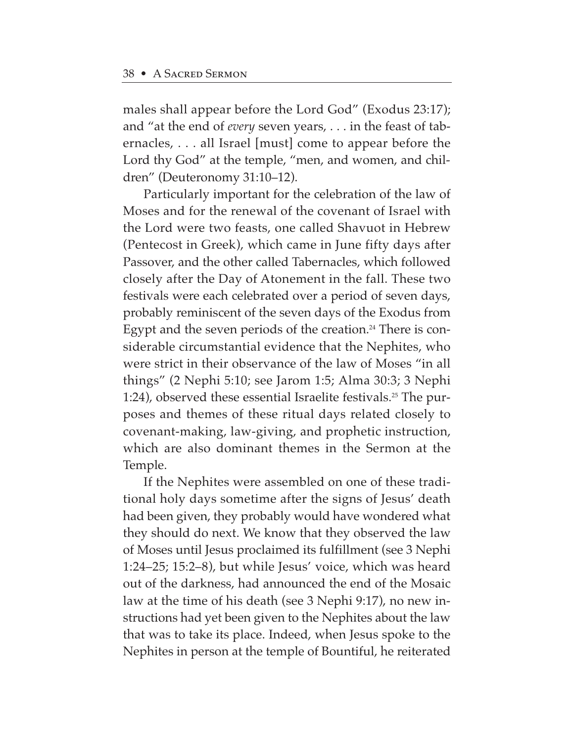males shall appear before the Lord God" (Exodus 23:17); and "at the end of *every* seven years, . . . in the feast of tabernacles, . . . all Israel [must] come to appear before the Lord thy God" at the temple, "men, and women, and children" (Deuteronomy 31:10–12).

Particularly important for the celebration of the law of Moses and for the renewal of the covenant of Israel with the Lord were two feasts, one called Shavuot in Hebrew (Pentecost in Greek), which came in June fifty days after Passover, and the other called Tabernacles, which followed closely after the Day of Atonement in the fall. These two festivals were each celebrated over a period of seven days, probably reminiscent of the seven days of the Exodus from Egypt and the seven periods of the creation.[24] There is considerable circumstantial evidence that the Nephites, who were strict in their observance of the law of Moses "in all things" (2 Nephi 5:10; see Jarom 1:5; Alma 30:3; 3 Nephi 1:24), observed these essential Israelite festivals.[25] The purposes and themes of these ritual days related closely to covenant-making, law-giving, and prophetic instruction, which are also dominant themes in the Sermon at the Temple.

If the Nephites were assembled on one of these traditional holy days sometime after the signs of Jesus' death had been given, they probably would have wondered what they should do next. We know that they observed the law of Moses until Jesus proclaimed its fulfillment (see 3 Nephi 1:24–25; 15:2–8), but while Jesus' voice, which was heard out of the darkness, had announced the end of the Mosaic law at the time of his death (see 3 Nephi 9:17), no new instructions had yet been given to the Nephites about the law that was to take its place. Indeed, when Jesus spoke to the Nephites in person at the temple of Bountiful, he reiterated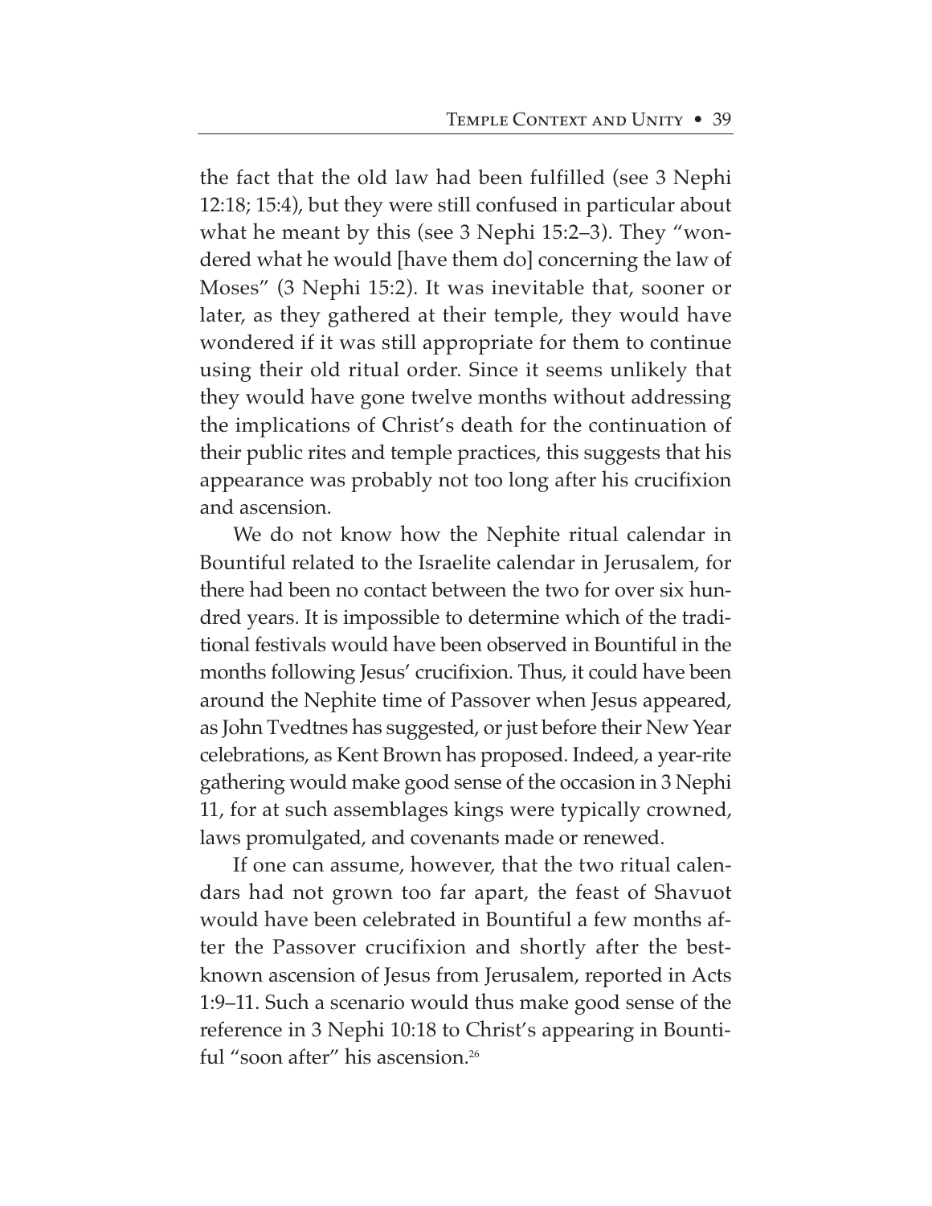the fact that the old law had been fulfilled (see 3 Nephi 12:18; 15:4), but they were still confused in particular about what he meant by this (see 3 Nephi 15:2–3). They "wondered what he would [have them do] concerning the law of Moses" (3 Nephi 15:2). It was inevitable that, sooner or later, as they gathered at their temple, they would have wondered if it was still appropriate for them to continue using their old ritual order. Since it seems unlikely that they would have gone twelve months without addressing the implications of Christ's death for the continuation of their public rites and temple practices, this suggests that his appearance was probably not too long after his crucifixion and ascension.

We do not know how the Nephite ritual calendar in Bountiful related to the Israelite calendar in Jerusalem, for there had been no contact between the two for over six hundred years. It is impossible to determine which of the traditional festivals would have been observed in Bountiful in the months following Jesus' crucifixion. Thus, it could have been around the Nephite time of Passover when Jesus appeared, as John Tvedtnes has suggested, or just before their New Year celebrations, as Kent Brown has proposed. Indeed, a year-rite gathering would make good sense of the occasion in 3 Nephi 11, for at such assemblages kings were typically crowned, laws promulgated, and covenants made or renewed.

If one can assume, however, that the two ritual calendars had not grown too far apart, the feast of Shavuot would have been celebrated in Bountiful a few months after the Passover crucifixion and shortly after the best-known ascension of Jesus from Jerusalem, reported in Acts 1:9–11. Such a scenario would thus make good sense of the reference in 3 Nephi 10:18 to Christ's appearing in Bountiful "soon after" his ascension.[26]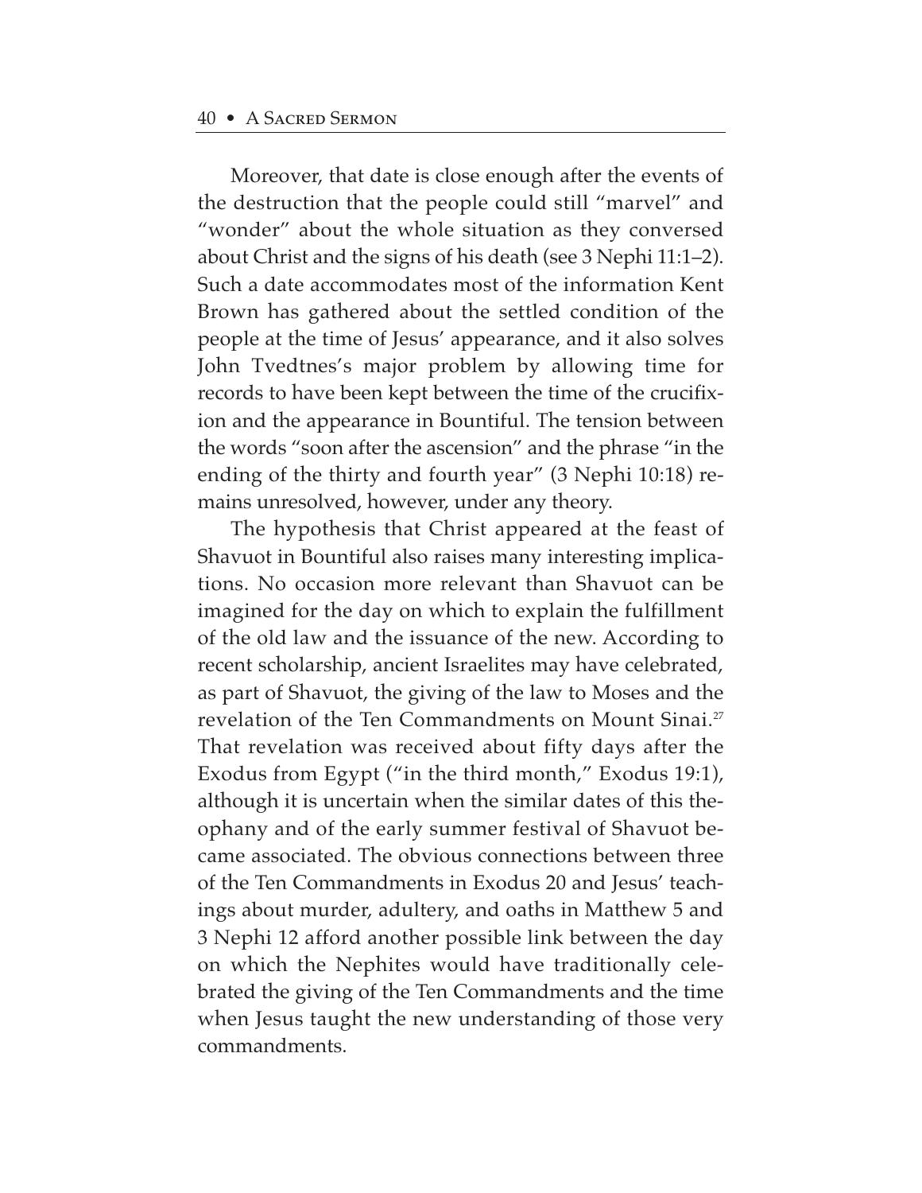Moreover, that date is close enough after the events of the destruction that the people could still "marvel" and "wonder" about the whole situation as they conversed about Christ and the signs of his death (see 3 Nephi 11:1–2). Such a date accommodates most of the information Kent Brown has gathered about the settled condition of the people at the time of Jesus' appearance, and it also solves John Tvedtnes's major problem by allowing time for records to have been kept between the time of the crucifixion and the appearance in Bountiful. The tension between the words "soon after the ascension" and the phrase "in the ending of the thirty and fourth year" (3 Nephi 10:18) remains unresolved, however, under any theory.

The hypothesis that Christ appeared at the feast of Shavuot in Bountiful also raises many interesting implications. No occasion more relevant than Shavuot can be imagined for the day on which to explain the fulfillment of the old law and the issuance of the new. According to recent scholarship, ancient Israelites may have celebrated, as part of Shavuot, the giving of the law to Moses and the revelation of the Ten Commandments on Mount Sinai.[27] That revelation was received about fifty days after the Exodus from Egypt ("in the third month," Exodus 19:1), although it is uncertain when the similar dates of this theophany and of the early summer festival of Shavuot became associated. The obvious connections between three of the Ten Commandments in Exodus 20 and Jesus' teachings about murder, adultery, and oaths in Matthew 5 and 3 Nephi 12 afford another possible link between the day on which the Nephites would have traditionally celebrated the giving of the Ten Commandments and the time when Jesus taught the new understanding of those very commandments.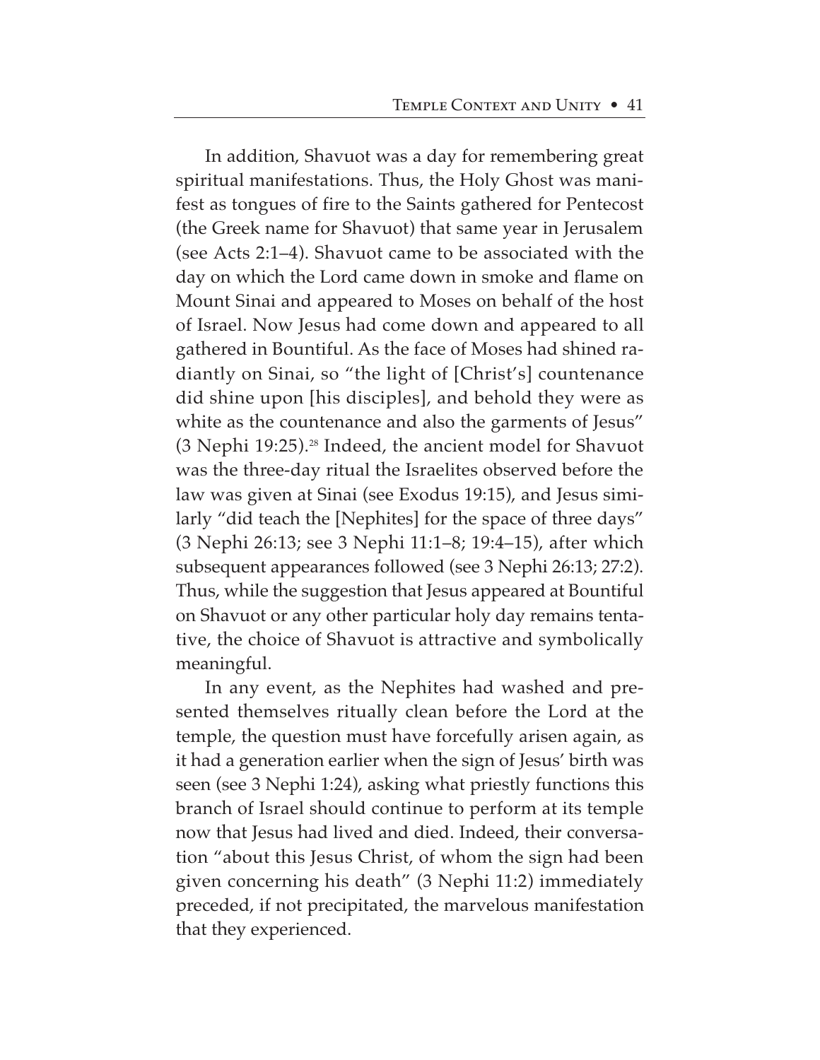In addition, Shavuot was a day for remembering great spiritual manifestations. Thus, the Holy Ghost was manifest as tongues of fire to the Saints gathered for Pentecost (the Greek name for Shavuot) that same year in Jerusalem (see Acts 2:1–4). Shavuot came to be associated with the day on which the Lord came down in smoke and flame on Mount Sinai and appeared to Moses on behalf of the host of Israel. Now Jesus had come down and appeared to all gathered in Bountiful. As the face of Moses had shined radiantly on Sinai, so "the light of [Christ's] countenance did shine upon [his disciples], and behold they were as white as the countenance and also the garments of Jesus" (3 Nephi 19:25).[28] Indeed, the ancient model for Shavuot was the three-day ritual the Israelites observed before the law was given at Sinai (see Exodus 19:15), and Jesus similarly "did teach the [Nephites] for the space of three days" (3 Nephi 26:13; see 3 Nephi 11:1–8; 19:4–15), after which subsequent appearances followed (see 3 Nephi 26:13; 27:2). Thus, while the suggestion that Jesus appeared at Bountiful on Shavuot or any other particular holy day remains tentative, the choice of Shavuot is attractive and symbolically meaningful.

In any event, as the Nephites had washed and presented themselves ritually clean before the Lord at the temple, the question must have forcefully arisen again, as it had a generation earlier when the sign of Jesus' birth was seen (see 3 Nephi 1:24), asking what priestly functions this branch of Israel should continue to perform at its temple now that Jesus had lived and died. Indeed, their conversation "about this Jesus Christ, of whom the sign had been given concerning his death" (3 Nephi 11:2) immediately preceded, if not precipitated, the marvelous manifestation that they experienced.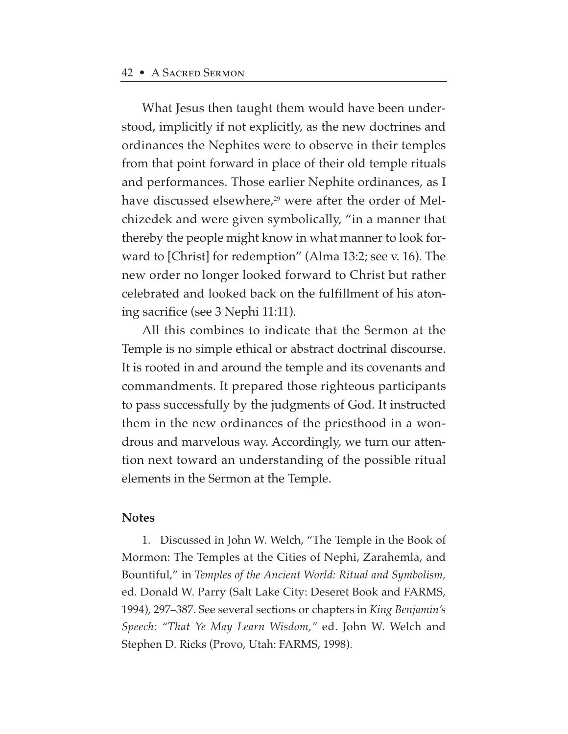What Jesus then taught them would have been understood, implicitly if not explicitly, as the new doctrines and ordinances the Nephites were to observe in their temples from that point forward in place of their old temple rituals and performances. Those earlier Nephite ordinances, as I have discussed elsewhere,[29] were after the order of Melchizedek and were given symbolically, "in a manner that thereby the people might know in what manner to look forward to [Christ] for redemption" (Alma 13:2; see v. 16). The new order no longer looked forward to Christ but rather celebrated and looked back on the fulfillment of his atoning sacrifice (see 3 Nephi 11:11).

All this combines to indicate that the Sermon at the Temple is no simple ethical or abstract doctrinal discourse. It is rooted in and around the temple and its covenants and commandments. It prepared those righteous participants to pass successfully by the judgments of God. It instructed them in the new ordinances of the priesthood in a wondrous and marvelous way. Accordingly, we turn our attention next toward an understanding of the possible ritual elements in the Sermon at the Temple.

**Notes**

1. Discussed in John W. Welch, "The Temple in the Book of Mormon: The Temples at the Cities of Nephi, Zarahemla, and Bountiful," in *Temples of the Ancient World: Ritual and Symbolism,* ed. Donald W. Parry (Salt Lake City: Deseret Book and FARMS, 1994), 297–387. See several sections or chapters in *King Benjamin's Speech: "That Ye May Learn Wisdom,"* ed. John W. Welch and Stephen D. Ricks (Provo, Utah: FARMS, 1998).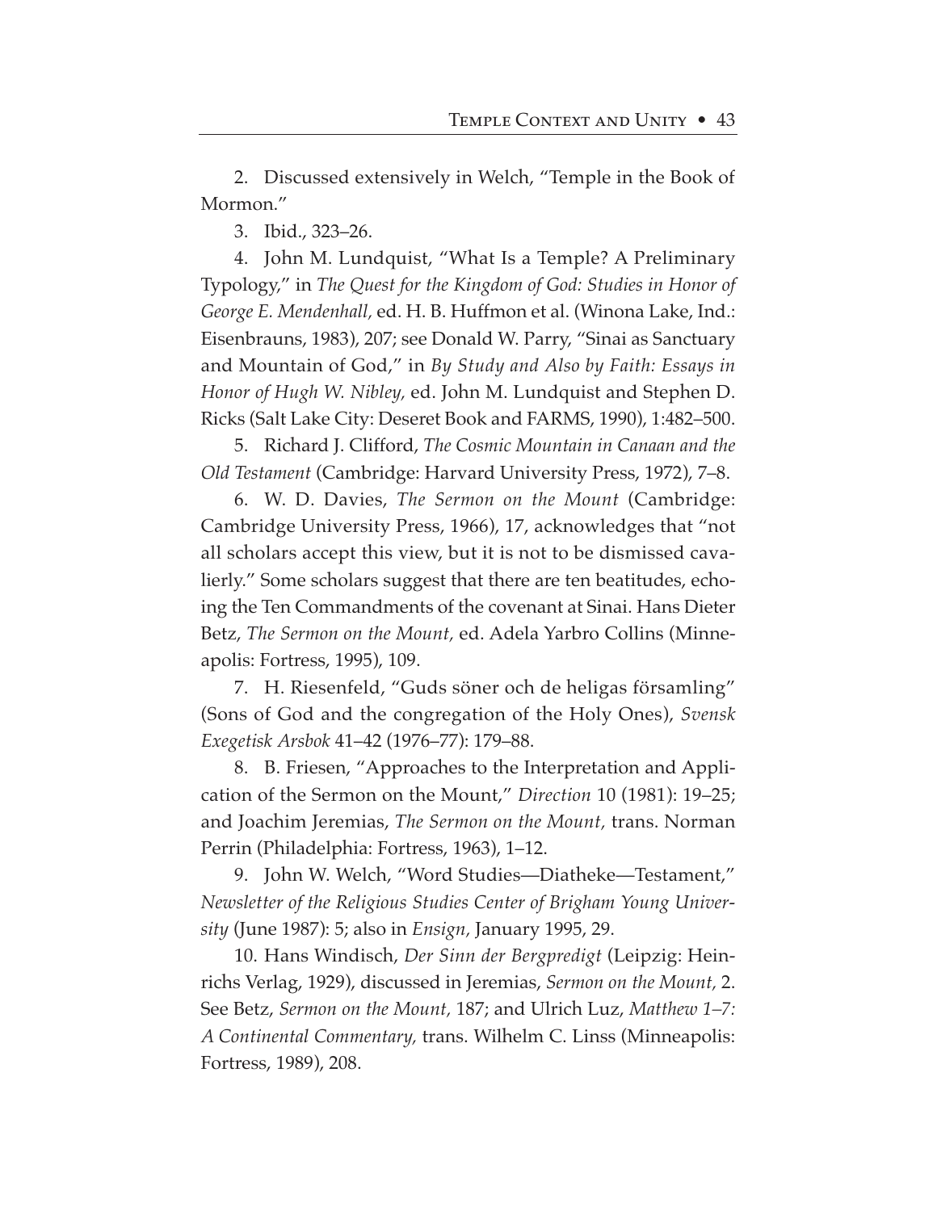2. Discussed extensively in Welch, "Temple in the Book of Mormon."

3. Ibid., 323–26.

4. John M. Lundquist, "What Is a Temple? A Preliminary Typology," in *The Quest for the Kingdom of God: Studies in Honor of George E. Mendenhall,* ed. H. B. Huffmon et al. (Winona Lake, Ind.: Eisenbrauns, 1983), 207; see Donald W. Parry, "Sinai as Sanctuary and Mountain of God," in *By Study and Also by Faith: Essays in Honor of Hugh W. Nibley,* ed. John M. Lundquist and Stephen D. Ricks (Salt Lake City: Deseret Book and FARMS, 1990), 1:482–500.

5. Richard J. Clifford, *The Cosmic Mountain in Canaan and the Old Testament* (Cambridge: Harvard University Press, 1972), 7–8.

6. W. D. Davies, *The Sermon on the Mount* (Cambridge: Cambridge University Press, 1966), 17, acknowledges that "not all scholars accept this view, but it is not to be dismissed cavalierly." Some scholars suggest that there are ten beatitudes, echoing the Ten Commandments of the covenant at Sinai. Hans Dieter Betz, *The Sermon on the Mount,* ed. Adela Yarbro Collins (Minneapolis: Fortress, 1995), 109.

7. H. Riesenfeld, "Guds söner och de heligas församling" (Sons of God and the congregation of the Holy Ones), *Svensk Exegetisk Arsbok* 41–42 (1976–77): 179–88.

8. B. Friesen, "Approaches to the Interpretation and Application of the Sermon on the Mount," *Direction* 10 (1981): 19–25; and Joachim Jeremias, *The Sermon on the Mount,* trans. Norman Perrin (Philadelphia: Fortress, 1963), 1–12.

9. John W. Welch, "Word Studies—Diatheke—Testament," *Newsletter of the Religious Studies Center of Brigham Young University* (June 1987): 5; also in *Ensign,* January 1995, 29.

10. Hans Windisch, *Der Sinn der Bergpredigt* (Leipzig: Heinrichs Verlag, 1929), discussed in Jeremias, *Sermon on the Mount,* 2. See Betz, *Sermon on the Mount,* 187; and Ulrich Luz, *Matthew 1–7: A Continental Commentary,* trans. Wilhelm C. Linss (Minneapolis: Fortress, 1989), 208.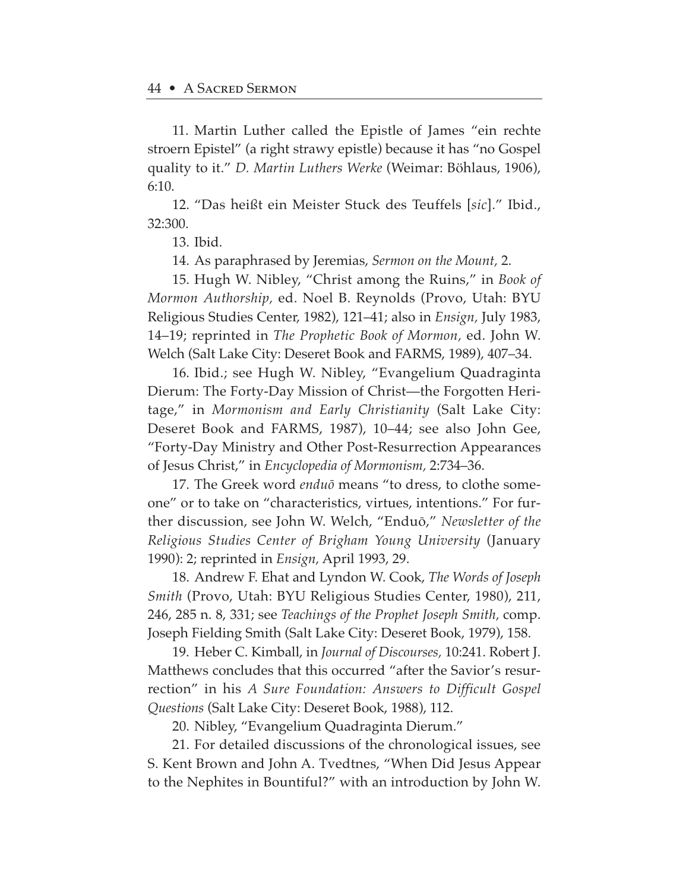11. Martin Luther called the Epistle of James "ein rechte stroern Epistel" (a right strawy epistle) because it has "no Gospel quality to it." *D. Martin Luthers Werke* (Weimar: Böhlaus, 1906), 6:10.

12. "Das heißt ein Meister Stuck des Teuffels [*sic*]." Ibid., 32:300.

13. Ibid.

14. As paraphrased by Jeremias, *Sermon on the Mount,* 2.

15. Hugh W. Nibley, "Christ among the Ruins," in *Book of Mormon Authorship,* ed. Noel B. Reynolds (Provo, Utah: BYU Religious Studies Center, 1982), 121–41; also in *Ensign,* July 1983, 14–19; reprinted in *The Prophetic Book of Mormon,* ed. John W. Welch (Salt Lake City: Deseret Book and FARMS, 1989), 407–34.

16. Ibid.; see Hugh W. Nibley, "Evangelium Quadraginta Dierum: The Forty-Day Mission of Christ—the Forgotten Heritage," in *Mormonism and Early Christianity* (Salt Lake City: Deseret Book and FARMS, 1987), 10–44; see also John Gee, "Forty-Day Ministry and Other Post-Resurrection Appearances of Jesus Christ," in *Encyclopedia of Mormonism,* 2:734–36.

17. The Greek word *enduō* means "to dress, to clothe someone" or to take on "characteristics, virtues, intentions." For further discussion, see John W. Welch, "Enduō," *Newsletter of the Religious Studies Center of Brigham Young University* (January 1990): 2; reprinted in *Ensign,* April 1993, 29.

18. Andrew F. Ehat and Lyndon W. Cook, *The Words of Joseph Smith* (Provo, Utah: BYU Religious Studies Center, 1980), 211, 246, 285 n. 8, 331; see *Teachings of the Prophet Joseph Smith,* comp. Joseph Fielding Smith (Salt Lake City: Deseret Book, 1979), 158.

19. Heber C. Kimball, in *Journal of Discourses,* 10:241. Robert J. Matthews concludes that this occurred "after the Savior's resurrection" in his *A Sure Foundation: Answers to Difficult Gospel Questions* (Salt Lake City: Deseret Book, 1988), 112.

20. Nibley, "Evangelium Quadraginta Dierum."

21. For detailed discussions of the chronological issues, see S. Kent Brown and John A. Tvedtnes, "When Did Jesus Appear to the Nephites in Bountiful?" with an introduction by John W.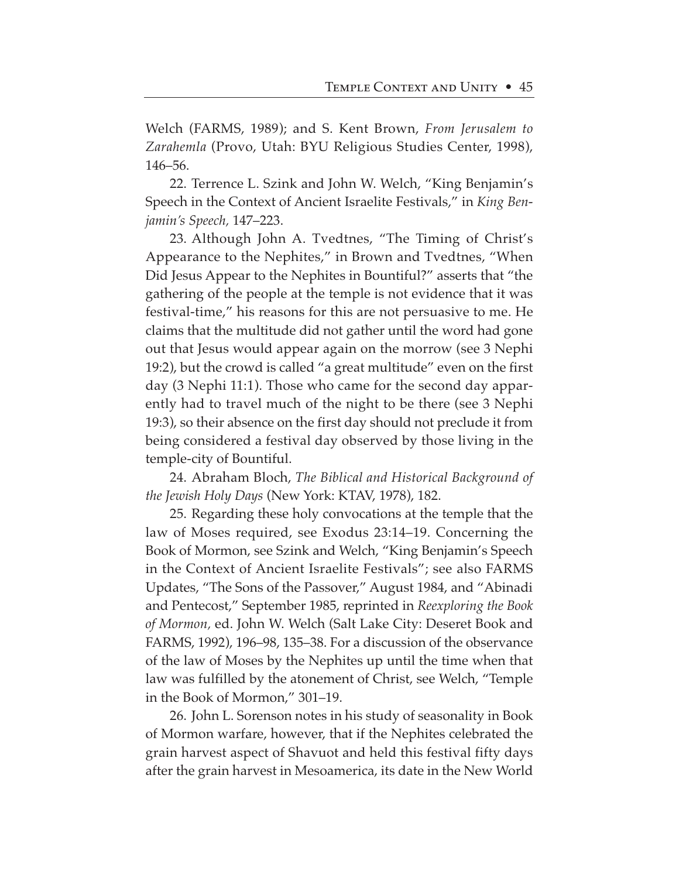Welch (FARMS, 1989); and S. Kent Brown, *From Jerusalem to Zarahemla* (Provo, Utah: BYU Religious Studies Center, 1998), 146–56.

22. Terrence L. Szink and John W. Welch, "King Benjamin's Speech in the Context of Ancient Israelite Festivals," in *King Benjamin's Speech,* 147–223.

23. Although John A. Tvedtnes, "The Timing of Christ's Appearance to the Nephites," in Brown and Tvedtnes, "When Did Jesus Appear to the Nephites in Bountiful?" asserts that "the gathering of the people at the temple is not evidence that it was festival-time," his reasons for this are not persuasive to me. He claims that the multitude did not gather until the word had gone out that Jesus would appear again on the morrow (see 3 Nephi 19:2), but the crowd is called "a great multitude" even on the first day (3 Nephi 11:1). Those who came for the second day apparently had to travel much of the night to be there (see 3 Nephi 19:3), so their absence on the first day should not preclude it from being considered a festival day observed by those living in the temple-city of Bountiful.

24. Abraham Bloch, *The Biblical and Historical Background of the Jewish Holy Days* (New York: KTAV, 1978), 182.

25. Regarding these holy convocations at the temple that the law of Moses required, see Exodus 23:14–19. Concerning the Book of Mormon, see Szink and Welch, "King Benjamin's Speech in the Context of Ancient Israelite Festivals"; see also FARMS Updates, "The Sons of the Passover," August 1984, and "Abinadi and Pentecost," September 1985, reprinted in *Reexploring the Book of Mormon,* ed. John W. Welch (Salt Lake City: Deseret Book and FARMS, 1992), 196–98, 135–38. For a discussion of the observance of the law of Moses by the Nephites up until the time when that law was fulfilled by the atonement of Christ, see Welch, "Temple in the Book of Mormon," 301–19.

26. John L. Sorenson notes in his study of seasonality in Book of Mormon warfare, however, that if the Nephites celebrated the grain harvest aspect of Shavuot and held this festival fifty days after the grain harvest in Mesoamerica, its date in the New World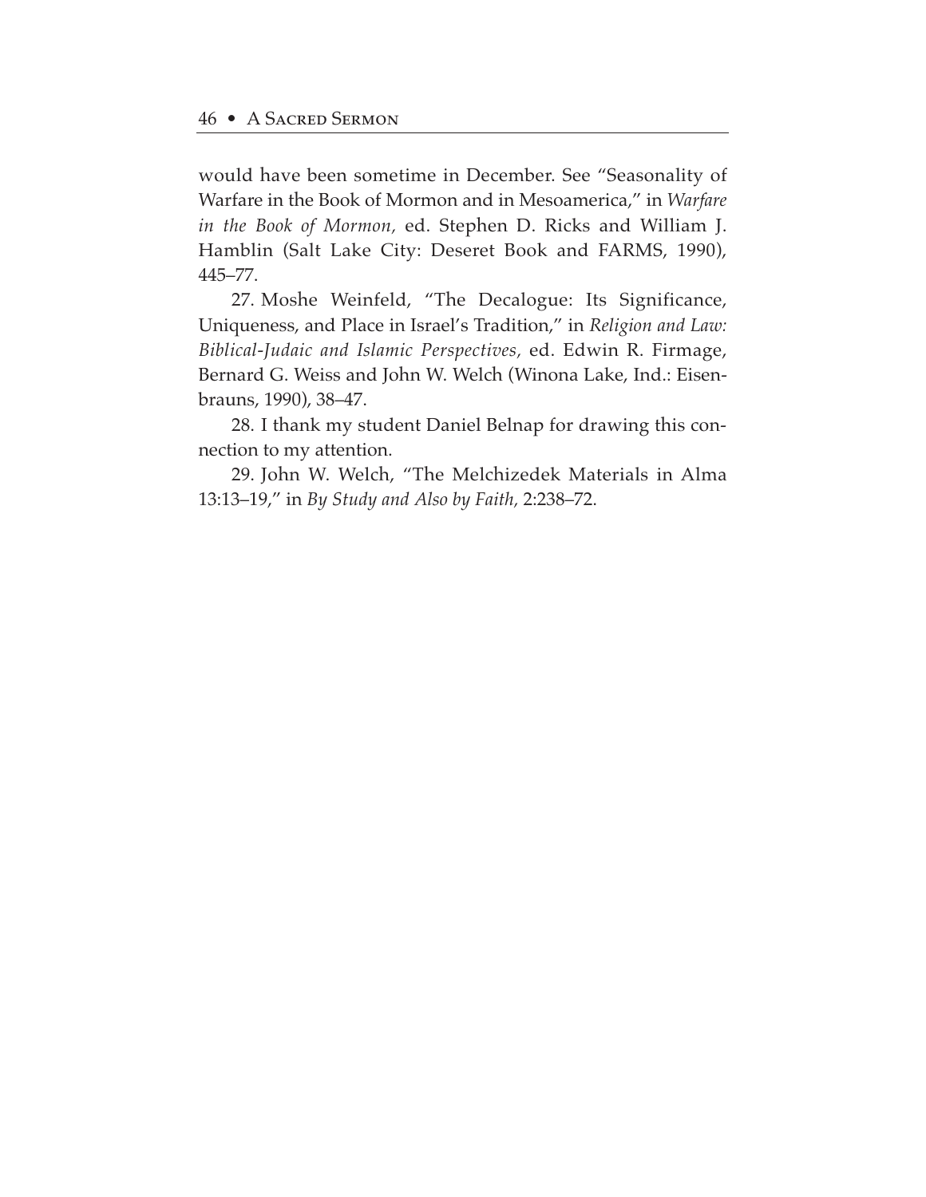would have been sometime in December. See "Seasonality of Warfare in the Book of Mormon and in Mesoamerica," in *Warfare in the Book of Mormon,* ed. Stephen D. Ricks and William J. Hamblin (Salt Lake City: Deseret Book and FARMS, 1990), 445–77.

27. Moshe Weinfeld, "The Decalogue: Its Significance, Uniqueness, and Place in Israel's Tradition," in *Religion and Law: Biblical-Judaic and Islamic Perspectives,* ed. Edwin R. Firmage, Bernard G. Weiss and John W. Welch (Winona Lake, Ind.: Eisenbrauns, 1990), 38–47.

28. I thank my student Daniel Belnap for drawing this connection to my attention.

29. John W. Welch, "The Melchizedek Materials in Alma 13:13–19," in *By Study and Also by Faith,* 2:238–72.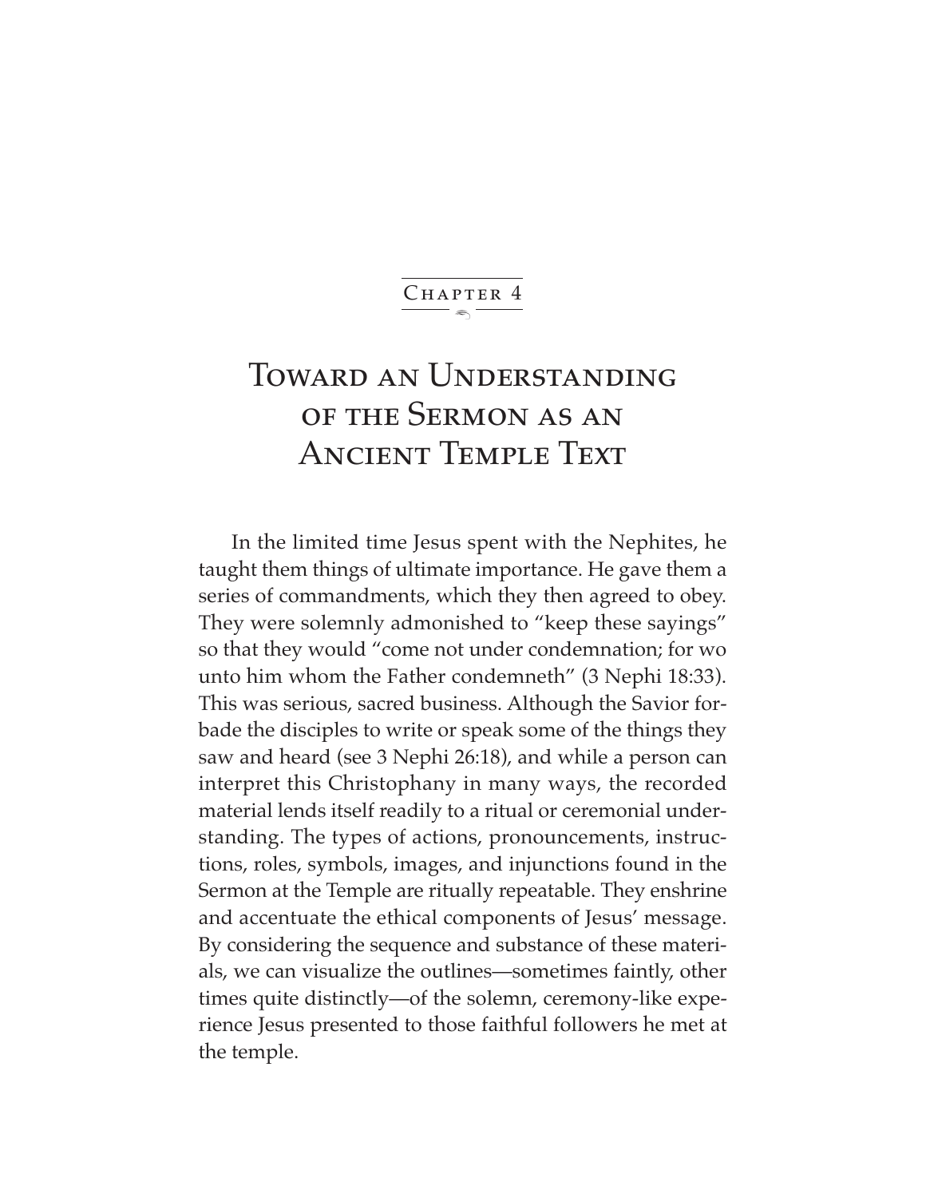Chapter 4

# Toward an Understanding of the Sermon as an Ancient Temple Text

In the limited time Jesus spent with the Nephites, he taught them things of ultimate importance. He gave them a series of commandments, which they then agreed to obey. They were solemnly admonished to "keep these sayings" so that they would "come not under condemnation; for wo unto him whom the Father condemneth" (3 Nephi 18:33). This was serious, sacred business. Although the Savior forbade the disciples to write or speak some of the things they saw and heard (see 3 Nephi 26:18), and while a person can interpret this Christophany in many ways, the recorded material lends itself readily to a ritual or ceremonial understanding. The types of actions, pronouncements, instructions, roles, symbols, images, and injunctions found in the Sermon at the Temple are ritually repeatable. They enshrine and accentuate the ethical components of Jesus' message. By considering the sequence and substance of these materials, we can visualize the outlines—sometimes faintly, other times quite distinctly—of the solemn, ceremony-like experience Jesus presented to those faithful followers he met at the temple.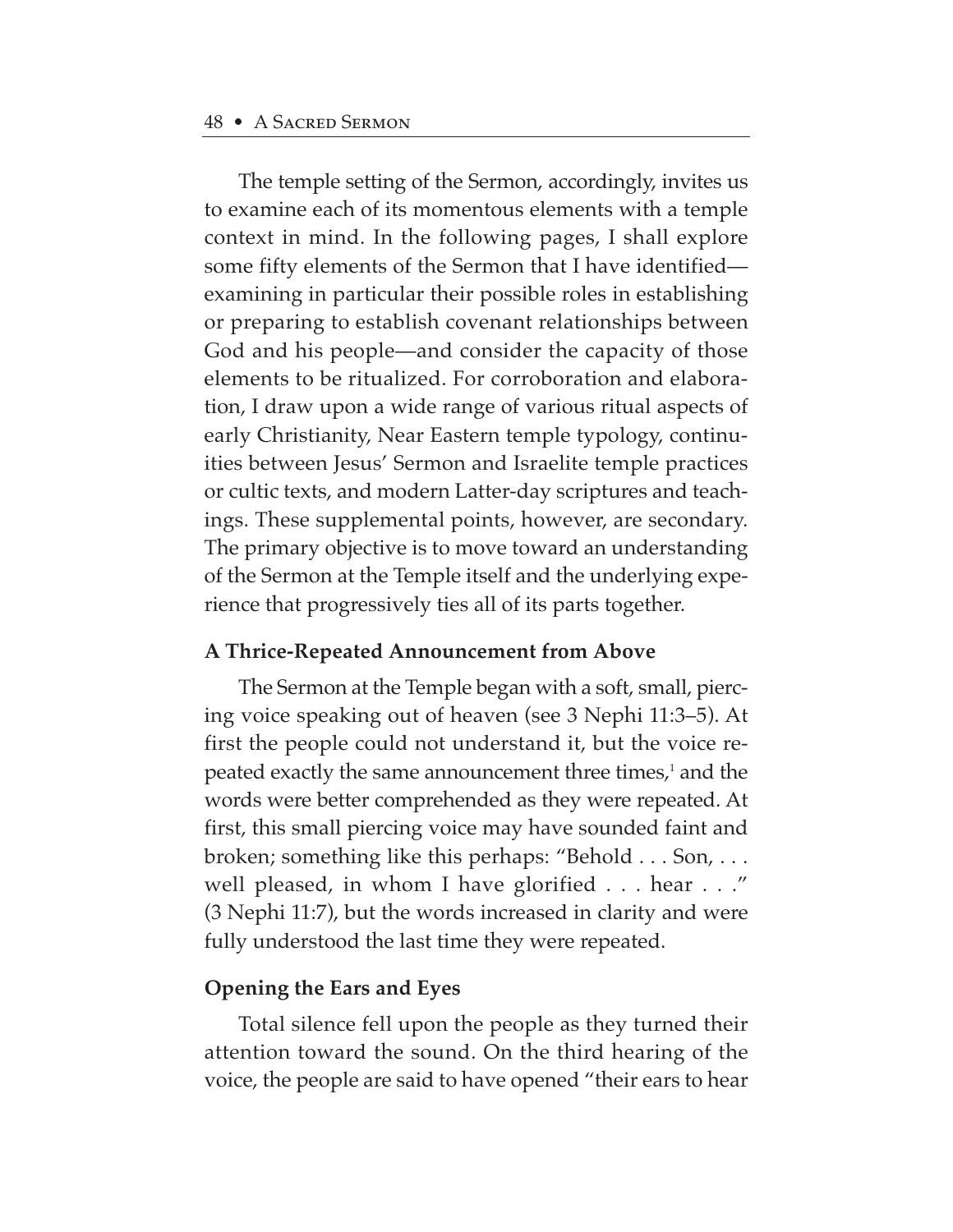The temple setting of the Sermon, accordingly, invites us to examine each of its momentous elements with a temple context in mind. In the following pages, I shall explore some fifty elements of the Sermon that I have identified—examining in particular their possible roles in establishing or preparing to establish covenant relationships between God and his people—and consider the capacity of those elements to be ritualized. For corroboration and elaboration, I draw upon a wide range of various ritual aspects of early Christianity, Near Eastern temple typology, continuities between Jesus' Sermon and Israelite temple practices or cultic texts, and modern Latter-day scriptures and teachings. These supplemental points, however, are secondary. The primary objective is to move toward an understanding of the Sermon at the Temple itself and the underlying experience that progressively ties all of its parts together.

### A Thrice-Repeated Announcement from Above

The Sermon at the Temple began with a soft, small, piercing voice speaking out of heaven (see 3 Nephi 11:3–5). At first the people could not understand it, but the voice repeated exactly the same announcement three times,[1] and the words were better comprehended as they were repeated. At first, this small piercing voice may have sounded faint and broken; something like this perhaps: "Behold . . . Son, . . . well pleased, in whom I have glorified . . . hear . . ." (3 Nephi 11:7), but the words increased in clarity and were fully understood the last time they were repeated.

### Opening the Ears and Eyes

Total silence fell upon the people as they turned their attention toward the sound. On the third hearing of the voice, the people are said to have opened "their ears to hear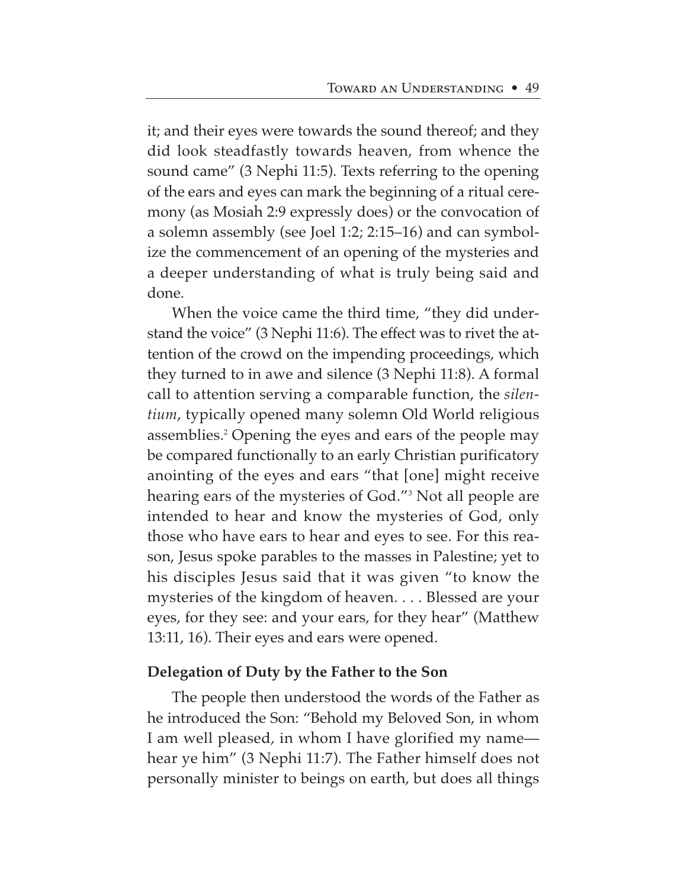it; and their eyes were towards the sound thereof; and they did look steadfastly towards heaven, from whence the sound came" (3 Nephi 11:5). Texts referring to the opening of the ears and eyes can mark the beginning of a ritual ceremony (as Mosiah 2:9 expressly does) or the convocation of a solemn assembly (see Joel 1:2; 2:15–16) and can symbolize the commencement of an opening of the mysteries and a deeper understanding of what is truly being said and done.

When the voice came the third time, "they did understand the voice" (3 Nephi 11:6). The effect was to rivet the attention of the crowd on the impending proceedings, which they turned to in awe and silence (3 Nephi 11:8). A formal call to attention serving a comparable function, the *silentium*, typically opened many solemn Old World religious assemblies.[2] Opening the eyes and ears of the people may be compared functionally to an early Christian purificatory anointing of the eyes and ears "that [one] might receive hearing ears of the mysteries of God."[3] Not all people are intended to hear and know the mysteries of God, only those who have ears to hear and eyes to see. For this reason, Jesus spoke parables to the masses in Palestine; yet to his disciples Jesus said that it was given "to know the mysteries of the kingdom of heaven. . . . Blessed are your eyes, for they see: and your ears, for they hear" (Matthew 13:11, 16). Their eyes and ears were opened.

### Delegation of Duty by the Father to the Son

The people then understood the words of the Father as he introduced the Son: "Behold my Beloved Son, in whom I am well pleased, in whom I have glorified my name—hear ye him" (3 Nephi 11:7). The Father himself does not personally minister to beings on earth, but does all things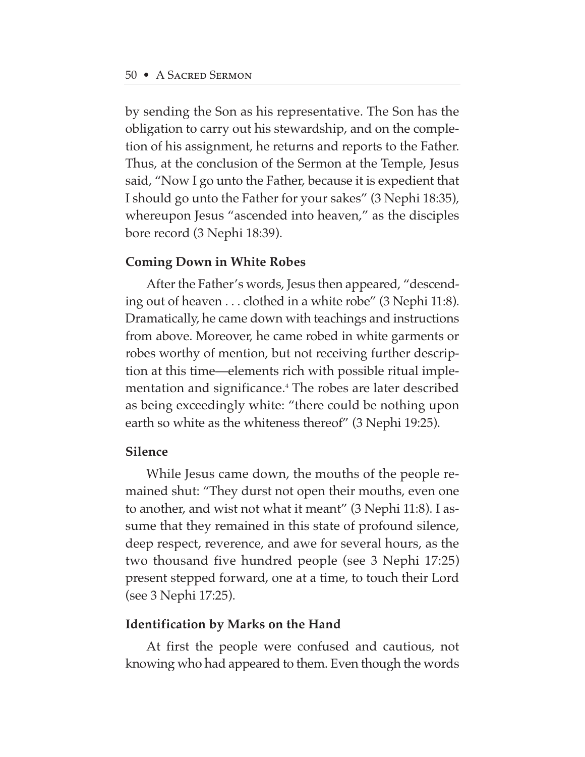by sending the Son as his representative. The Son has the obligation to carry out his stewardship, and on the completion of his assignment, he returns and reports to the Father. Thus, at the conclusion of the Sermon at the Temple, Jesus said, "Now I go unto the Father, because it is expedient that I should go unto the Father for your sakes" (3 Nephi 18:35), whereupon Jesus "ascended into heaven," as the disciples bore record (3 Nephi 18:39).

**Coming Down in White Robes**

After the Father's words, Jesus then appeared, "descending out of heaven . . . clothed in a white robe" (3 Nephi 11:8). Dramatically, he came down with teachings and instructions from above. Moreover, he came robed in white garments or robes worthy of mention, but not receiving further description at this time—elements rich with possible ritual implementation and significance.[4] The robes are later described as being exceedingly white: "there could be nothing upon earth so white as the whiteness thereof" (3 Nephi 19:25).

**Silence**

While Jesus came down, the mouths of the people remained shut: "They durst not open their mouths, even one to another, and wist not what it meant" (3 Nephi 11:8). I assume that they remained in this state of profound silence, deep respect, reverence, and awe for several hours, as the two thousand five hundred people (see 3 Nephi 17:25) present stepped forward, one at a time, to touch their Lord (see 3 Nephi 17:25).

**Identification by Marks on the Hand**

At first the people were confused and cautious, not knowing who had appeared to them. Even though the words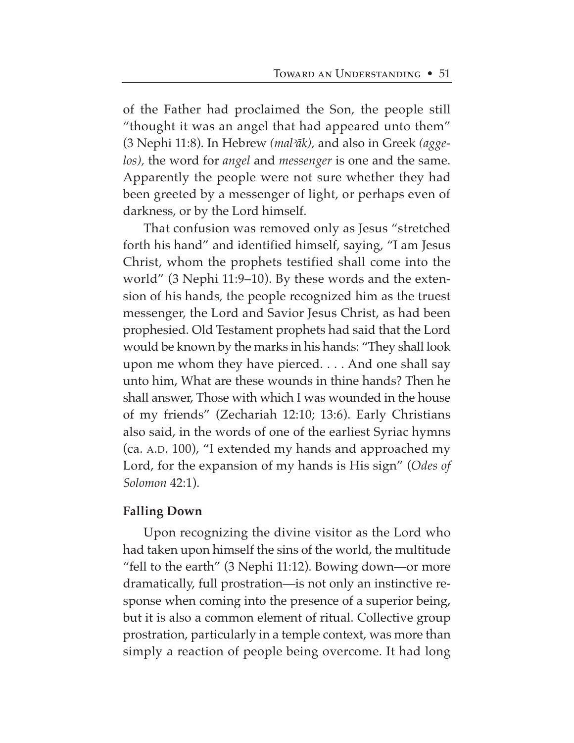of the Father had proclaimed the Son, the people still "thought it was an angel that had appeared unto them" (3 Nephi 11:8). In Hebrew *(malʾāk)*, and also in Greek *(aggelos)*, the word for *angel* and *messenger* is one and the same. Apparently the people were not sure whether they had been greeted by a messenger of light, or perhaps even of darkness, or by the Lord himself.

That confusion was removed only as Jesus "stretched forth his hand" and identified himself, saying, "I am Jesus Christ, whom the prophets testified shall come into the world" (3 Nephi 11:9–10). By these words and the extension of his hands, the people recognized him as the truest messenger, the Lord and Savior Jesus Christ, as had been prophesied. Old Testament prophets had said that the Lord would be known by the marks in his hands: "They shall look upon me whom they have pierced. . . . And one shall say unto him, What are these wounds in thine hands? Then he shall answer, Those with which I was wounded in the house of my friends" (Zechariah 12:10; 13:6). Early Christians also said, in the words of one of the earliest Syriac hymns (ca. A.D. 100), "I extended my hands and approached my Lord, for the expansion of my hands is His sign" (*Odes of Solomon* 42:1).

**Falling Down**

Upon recognizing the divine visitor as the Lord who had taken upon himself the sins of the world, the multitude "fell to the earth" (3 Nephi 11:12). Bowing down—or more dramatically, full prostration—is not only an instinctive response when coming into the presence of a superior being, but it is also a common element of ritual. Collective group prostration, particularly in a temple context, was more than simply a reaction of people being overcome. It had long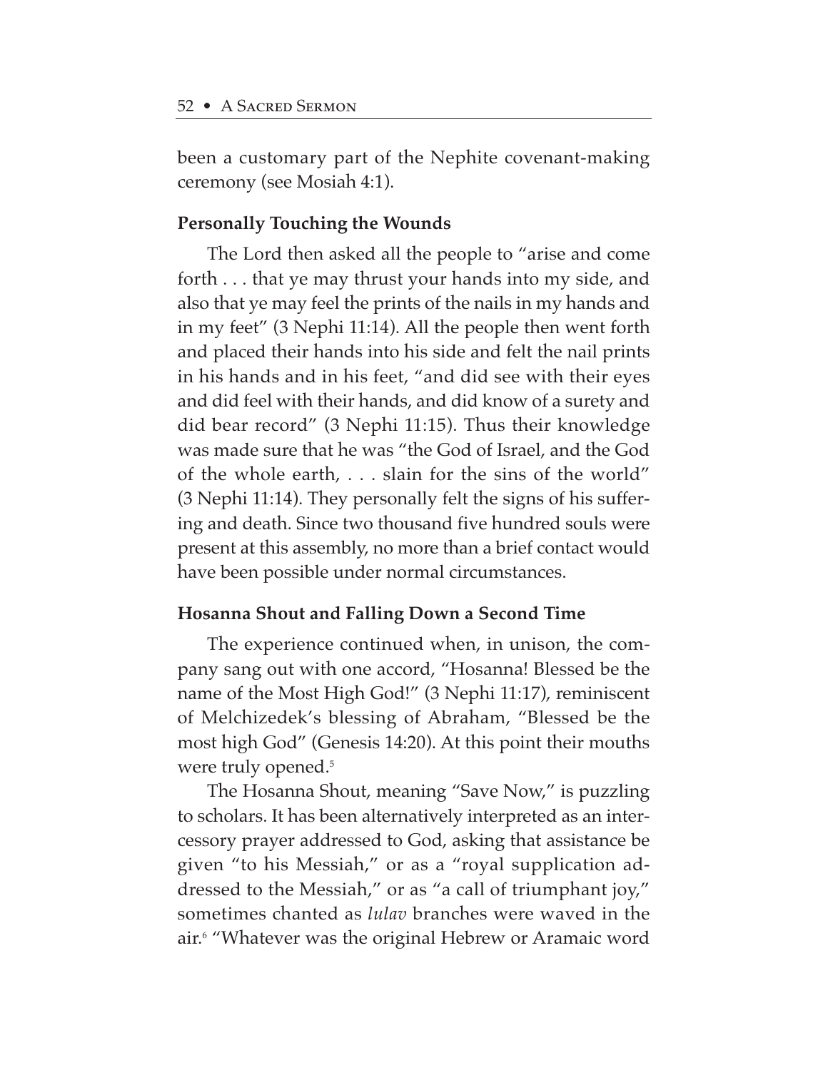been a customary part of the Nephite covenant-making ceremony (see Mosiah 4:1).

### Personally Touching the Wounds

The Lord then asked all the people to "arise and come forth . . . that ye may thrust your hands into my side, and also that ye may feel the prints of the nails in my hands and in my feet" (3 Nephi 11:14). All the people then went forth and placed their hands into his side and felt the nail prints in his hands and in his feet, "and did see with their eyes and did feel with their hands, and did know of a surety and did bear record" (3 Nephi 11:15). Thus their knowledge was made sure that he was "the God of Israel, and the God of the whole earth, . . . slain for the sins of the world" (3 Nephi 11:14). They personally felt the signs of his suffering and death. Since two thousand five hundred souls were present at this assembly, no more than a brief contact would have been possible under normal circumstances.

### Hosanna Shout and Falling Down a Second Time

The experience continued when, in unison, the company sang out with one accord, "Hosanna! Blessed be the name of the Most High God!" (3 Nephi 11:17), reminiscent of Melchizedek's blessing of Abraham, "Blessed be the most high God" (Genesis 14:20). At this point their mouths were truly opened.[5]

The Hosanna Shout, meaning "Save Now," is puzzling to scholars. It has been alternatively interpreted as an intercessory prayer addressed to God, asking that assistance be given "to his Messiah," or as a "royal supplication addressed to the Messiah," or as "a call of triumphant joy," sometimes chanted as *lulav* branches were waved in the air.[6] "Whatever was the original Hebrew or Aramaic word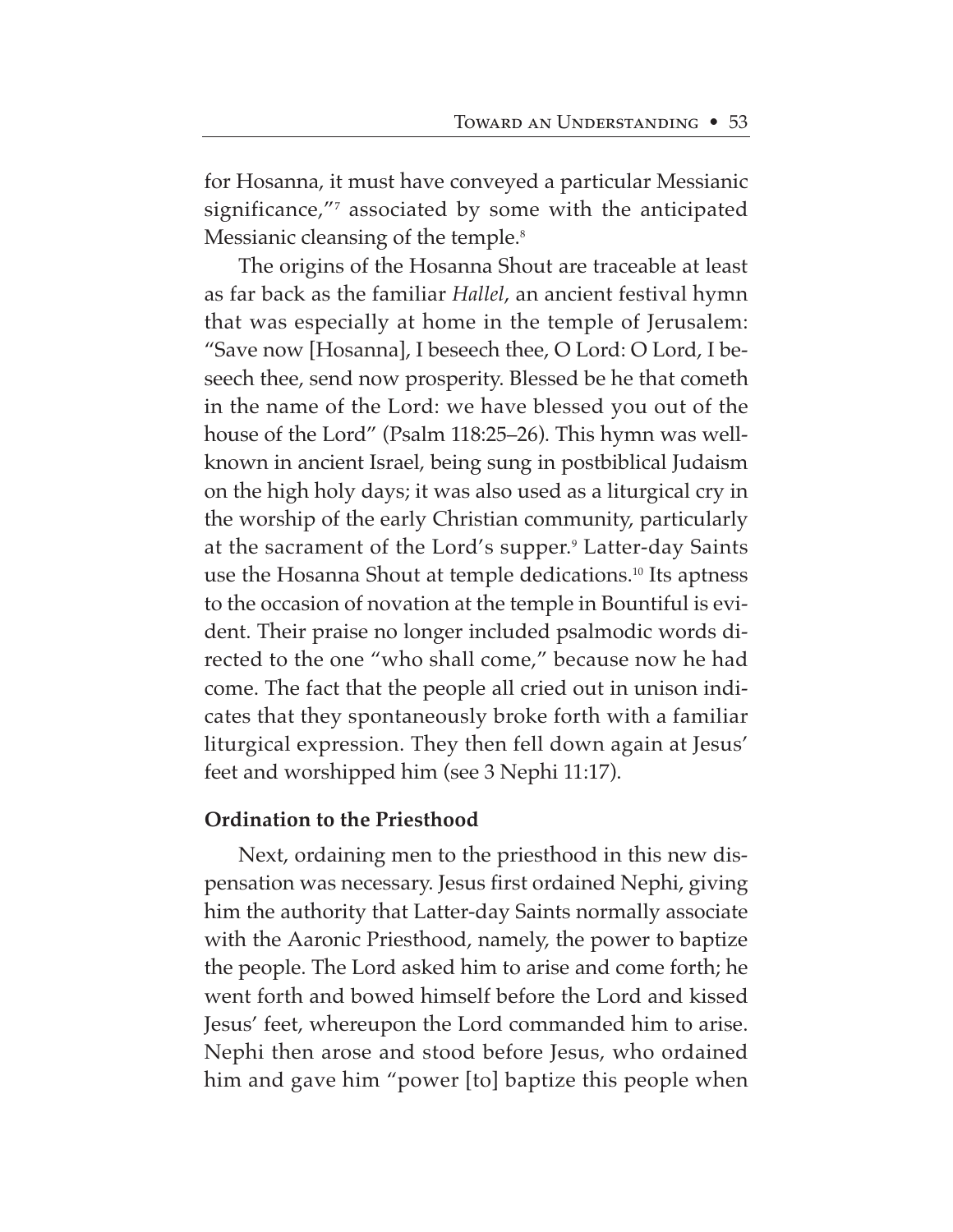for Hosanna, it must have conveyed a particular Messianic significance,"[7] associated by some with the anticipated Messianic cleansing of the temple.[8]

The origins of the Hosanna Shout are traceable at least as far back as the familiar *Hallel*, an ancient festival hymn that was especially at home in the temple of Jerusalem: "Save now [Hosanna], I beseech thee, O Lord: O Lord, I beseech thee, send now prosperity. Blessed be he that cometh in the name of the Lord: we have blessed you out of the house of the Lord" (Psalm 118:25–26). This hymn was well-known in ancient Israel, being sung in postbiblical Judaism on the high holy days; it was also used as a liturgical cry in the worship of the early Christian community, particularly at the sacrament of the Lord's supper.[9] Latter-day Saints use the Hosanna Shout at temple dedications.[10] Its aptness to the occasion of novation at the temple in Bountiful is evident. Their praise no longer included psalmodic words directed to the one "who shall come," because now he had come. The fact that the people all cried out in unison indicates that they spontaneously broke forth with a familiar liturgical expression. They then fell down again at Jesus' feet and worshipped him (see 3 Nephi 11:17).

**Ordination to the Priesthood**

Next, ordaining men to the priesthood in this new dispensation was necessary. Jesus first ordained Nephi, giving him the authority that Latter-day Saints normally associate with the Aaronic Priesthood, namely, the power to baptize the people. The Lord asked him to arise and come forth; he went forth and bowed himself before the Lord and kissed Jesus' feet, whereupon the Lord commanded him to arise. Nephi then arose and stood before Jesus, who ordained him and gave him "power [to] baptize this people when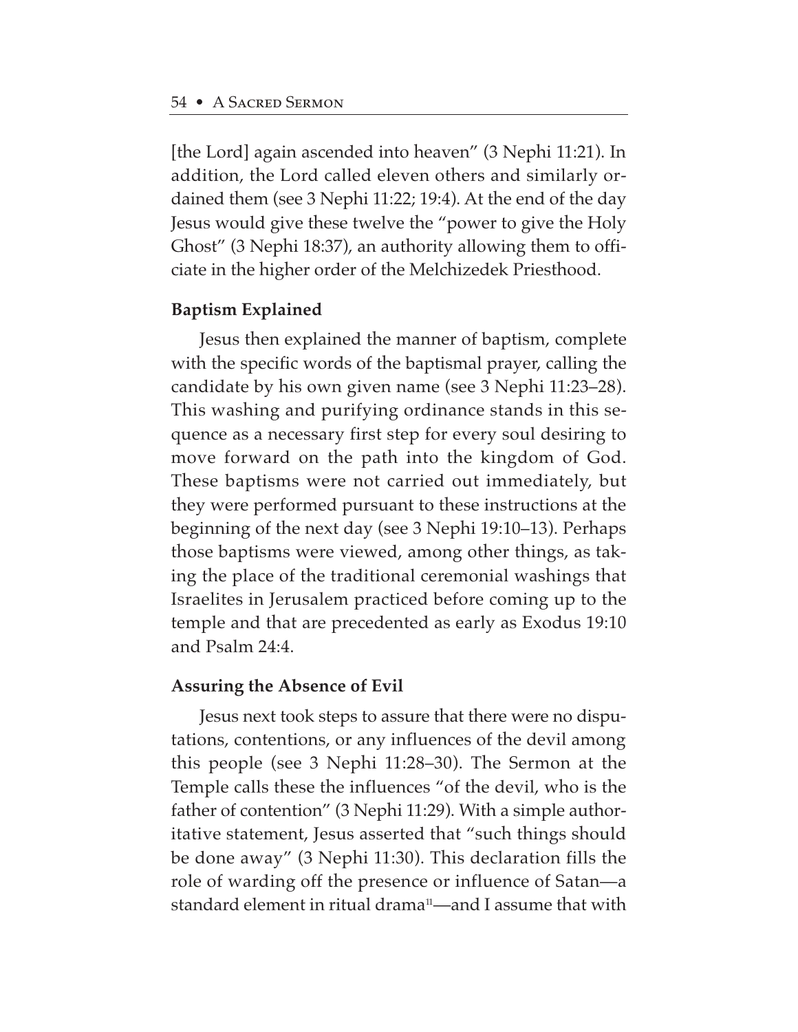[the Lord] again ascended into heaven" (3 Nephi 11:21). In addition, the Lord called eleven others and similarly ordained them (see 3 Nephi 11:22; 19:4). At the end of the day Jesus would give these twelve the "power to give the Holy Ghost" (3 Nephi 18:37), an authority allowing them to officiate in the higher order of the Melchizedek Priesthood.

**Baptism Explained**

Jesus then explained the manner of baptism, complete with the specific words of the baptismal prayer, calling the candidate by his own given name (see 3 Nephi 11:23–28). This washing and purifying ordinance stands in this sequence as a necessary first step for every soul desiring to move forward on the path into the kingdom of God. These baptisms were not carried out immediately, but they were performed pursuant to these instructions at the beginning of the next day (see 3 Nephi 19:10–13). Perhaps those baptisms were viewed, among other things, as taking the place of the traditional ceremonial washings that Israelites in Jerusalem practiced before coming up to the temple and that are precedented as early as Exodus 19:10 and Psalm 24:4.

**Assuring the Absence of Evil**

Jesus next took steps to assure that there were no disputations, contentions, or any influences of the devil among this people (see 3 Nephi 11:28–30). The Sermon at the Temple calls these the influences "of the devil, who is the father of contention" (3 Nephi 11:29). With a simple authoritative statement, Jesus asserted that "such things should be done away" (3 Nephi 11:30). This declaration fills the role of warding off the presence or influence of Satan—a standard element in ritual drama[11]—and I assume that with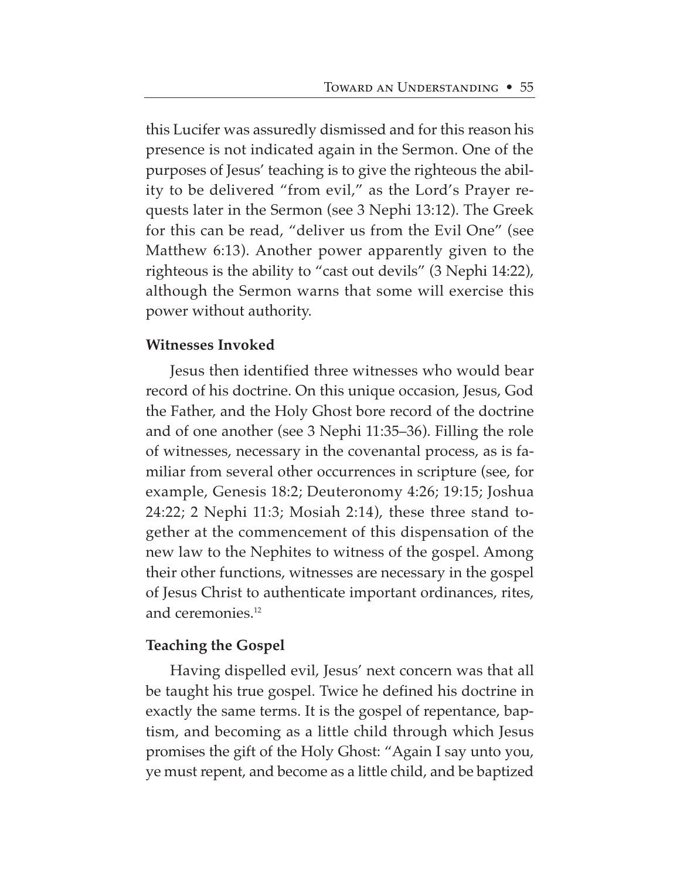this Lucifer was assuredly dismissed and for this reason his presence is not indicated again in the Sermon. One of the purposes of Jesus' teaching is to give the righteous the ability to be delivered "from evil," as the Lord's Prayer requests later in the Sermon (see 3 Nephi 13:12). The Greek for this can be read, "deliver us from the Evil One" (see Matthew 6:13). Another power apparently given to the righteous is the ability to "cast out devils" (3 Nephi 14:22), although the Sermon warns that some will exercise this power without authority.

**Witnesses Invoked**

Jesus then identified three witnesses who would bear record of his doctrine. On this unique occasion, Jesus, God the Father, and the Holy Ghost bore record of the doctrine and of one another (see 3 Nephi 11:35–36). Filling the role of witnesses, necessary in the covenantal process, as is familiar from several other occurrences in scripture (see, for example, Genesis 18:2; Deuteronomy 4:26; 19:15; Joshua 24:22; 2 Nephi 11:3; Mosiah 2:14), these three stand together at the commencement of this dispensation of the new law to the Nephites to witness of the gospel. Among their other functions, witnesses are necessary in the gospel of Jesus Christ to authenticate important ordinances, rites, and ceremonies.[12]

**Teaching the Gospel**

Having dispelled evil, Jesus' next concern was that all be taught his true gospel. Twice he defined his doctrine in exactly the same terms. It is the gospel of repentance, baptism, and becoming as a little child through which Jesus promises the gift of the Holy Ghost: "Again I say unto you, ye must repent, and become as a little child, and be baptized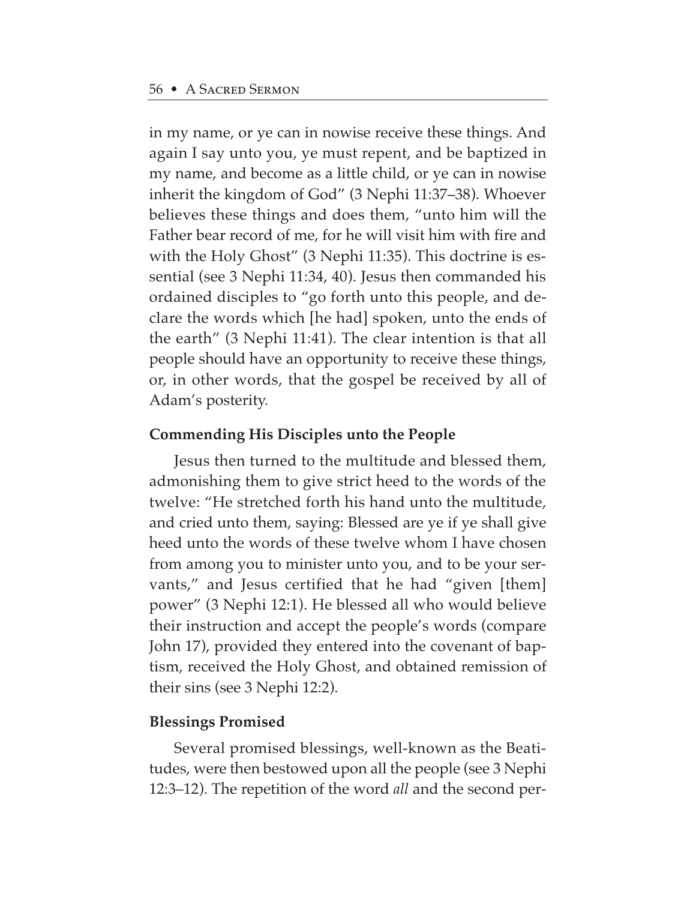in my name, or ye can in nowise receive these things. And again I say unto you, ye must repent, and be baptized in my name, and become as a little child, or ye can in nowise inherit the kingdom of God" (3 Nephi 11:37–38). Whoever believes these things and does them, "unto him will the Father bear record of me, for he will visit him with fire and with the Holy Ghost" (3 Nephi 11:35). This doctrine is essential (see 3 Nephi 11:34, 40). Jesus then commanded his ordained disciples to "go forth unto this people, and declare the words which [he had] spoken, unto the ends of the earth" (3 Nephi 11:41). The clear intention is that all people should have an opportunity to receive these things, or, in other words, that the gospel be received by all of Adam's posterity.

### Commending His Disciples unto the People

Jesus then turned to the multitude and blessed them, admonishing them to give strict heed to the words of the twelve: "He stretched forth his hand unto the multitude, and cried unto them, saying: Blessed are ye if ye shall give heed unto the words of these twelve whom I have chosen from among you to minister unto you, and to be your servants," and Jesus certified that he had "given [them] power" (3 Nephi 12:1). He blessed all who would believe their instruction and accept the people's words (compare John 17), provided they entered into the covenant of baptism, received the Holy Ghost, and obtained remission of their sins (see 3 Nephi 12:2).

### Blessings Promised

Several promised blessings, well-known as the Beatitudes, were then bestowed upon all the people (see 3 Nephi 12:3–12). The repetition of the word *all* and the second per-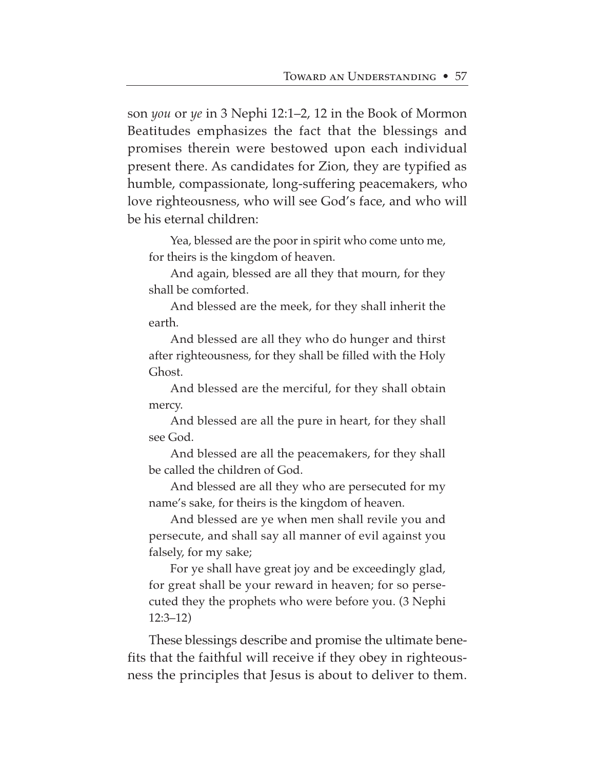son *you* or *ye* in 3 Nephi 12:1–2, 12 in the Book of Mormon Beatitudes emphasizes the fact that the blessings and promises therein were bestowed upon each individual present there. As candidates for Zion, they are typified as humble, compassionate, long-suffering peacemakers, who love righteousness, who will see God's face, and who will be his eternal children:

> Yea, blessed are the poor in spirit who come unto me, for theirs is the kingdom of heaven.
>
> And again, blessed are all they that mourn, for they shall be comforted.
>
> And blessed are the meek, for they shall inherit the earth.
>
> And blessed are all they who do hunger and thirst after righteousness, for they shall be filled with the Holy Ghost.
>
> And blessed are the merciful, for they shall obtain mercy.
>
> And blessed are all the pure in heart, for they shall see God.
>
> And blessed are all the peacemakers, for they shall be called the children of God.
>
> And blessed are all they who are persecuted for my name's sake, for theirs is the kingdom of heaven.
>
> And blessed are ye when men shall revile you and persecute, and shall say all manner of evil against you falsely, for my sake;
>
> For ye shall have great joy and be exceedingly glad, for great shall be your reward in heaven; for so persecuted they the prophets who were before you. (3 Nephi 12:3–12)

These blessings describe and promise the ultimate benefits that the faithful will receive if they obey in righteousness the principles that Jesus is about to deliver to them.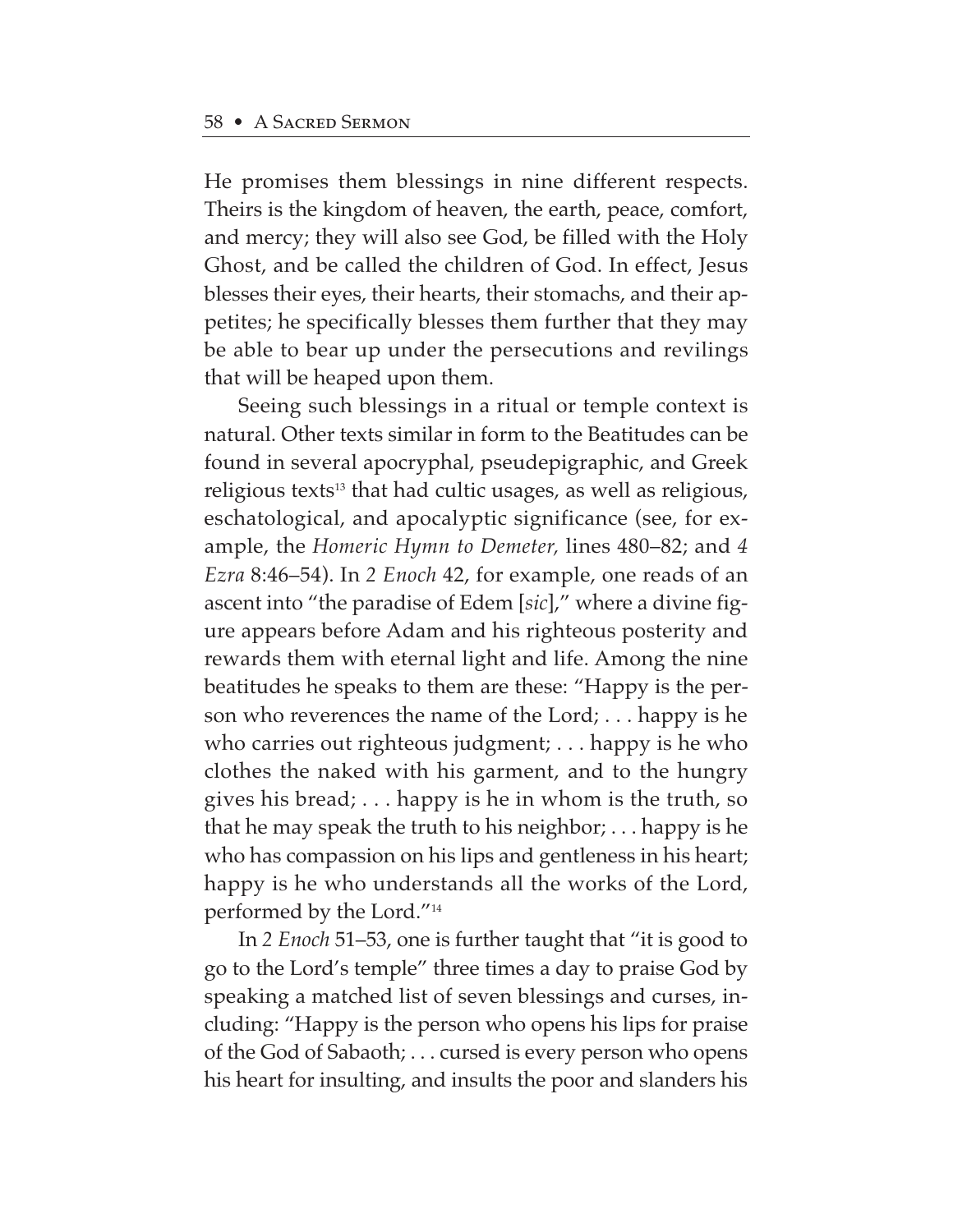He promises them blessings in nine different respects. Theirs is the kingdom of heaven, the earth, peace, comfort, and mercy; they will also see God, be filled with the Holy Ghost, and be called the children of God. In effect, Jesus blesses their eyes, their hearts, their stomachs, and their appetites; he specifically blesses them further that they may be able to bear up under the persecutions and revilings that will be heaped upon them.

Seeing such blessings in a ritual or temple context is natural. Other texts similar in form to the Beatitudes can be found in several apocryphal, pseudepigraphic, and Greek religious texts[13] that had cultic usages, as well as religious, eschatological, and apocalyptic significance (see, for example, the *Homeric Hymn to Demeter,* lines 480–82; and *4 Ezra* 8:46–54). In *2 Enoch* 42, for example, one reads of an ascent into "the paradise of Edem [*sic*]," where a divine figure appears before Adam and his righteous posterity and rewards them with eternal light and life. Among the nine beatitudes he speaks to them are these: "Happy is the person who reverences the name of the Lord; . . . happy is he who carries out righteous judgment; . . . happy is he who clothes the naked with his garment, and to the hungry gives his bread; . . . happy is he in whom is the truth, so that he may speak the truth to his neighbor; . . . happy is he who has compassion on his lips and gentleness in his heart; happy is he who understands all the works of the Lord, performed by the Lord."[14]

In *2 Enoch* 51–53, one is further taught that "it is good to go to the Lord's temple" three times a day to praise God by speaking a matched list of seven blessings and curses, including: "Happy is the person who opens his lips for praise of the God of Sabaoth; . . . cursed is every person who opens his heart for insulting, and insults the poor and slanders his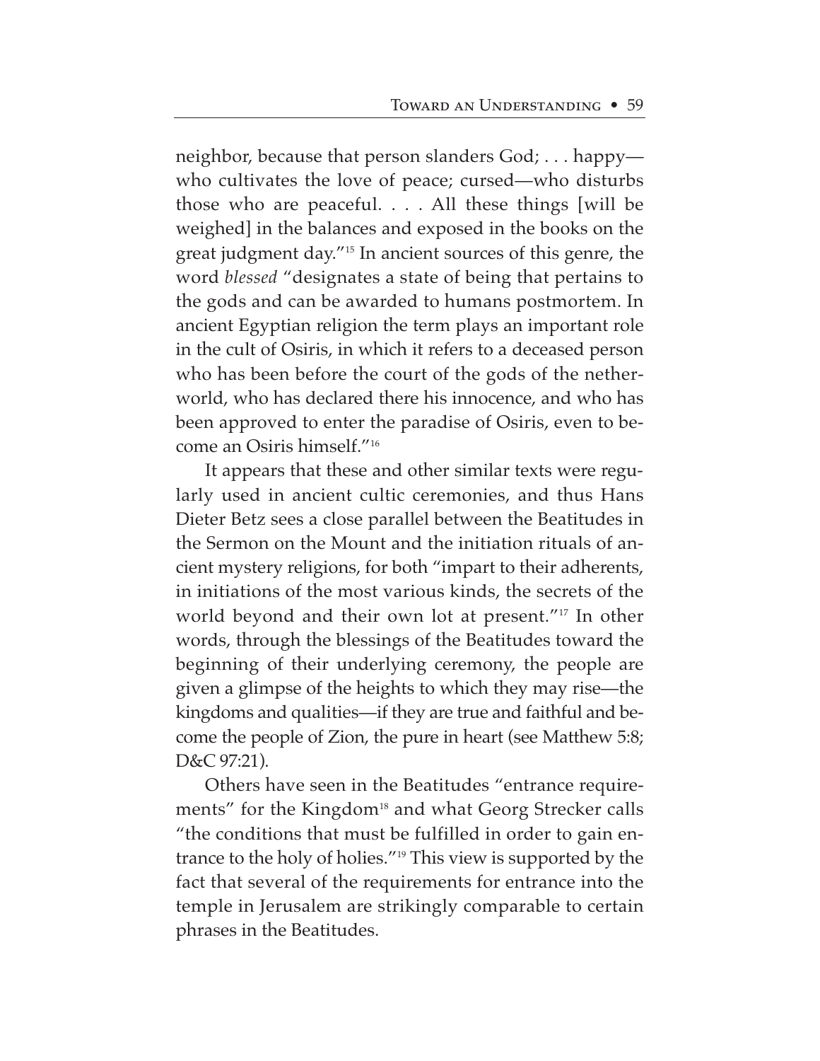neighbor, because that person slanders God; . . . happy—who cultivates the love of peace; cursed—who disturbs those who are peaceful. . . . All these things [will be weighed] in the balances and exposed in the books on the great judgment day."[15] In ancient sources of this genre, the word *blessed* "designates a state of being that pertains to the gods and can be awarded to humans postmortem. In ancient Egyptian religion the term plays an important role in the cult of Osiris, in which it refers to a deceased person who has been before the court of the gods of the netherworld, who has declared there his innocence, and who has been approved to enter the paradise of Osiris, even to become an Osiris himself."[16]

It appears that these and other similar texts were regularly used in ancient cultic ceremonies, and thus Hans Dieter Betz sees a close parallel between the Beatitudes in the Sermon on the Mount and the initiation rituals of ancient mystery religions, for both "impart to their adherents, in initiations of the most various kinds, the secrets of the world beyond and their own lot at present."[17] In other words, through the blessings of the Beatitudes toward the beginning of their underlying ceremony, the people are given a glimpse of the heights to which they may rise—the kingdoms and qualities—if they are true and faithful and become the people of Zion, the pure in heart (see Matthew 5:8; D&C 97:21).

Others have seen in the Beatitudes "entrance requirements" for the Kingdom[18] and what Georg Strecker calls "the conditions that must be fulfilled in order to gain entrance to the holy of holies."[19] This view is supported by the fact that several of the requirements for entrance into the temple in Jerusalem are strikingly comparable to certain phrases in the Beatitudes.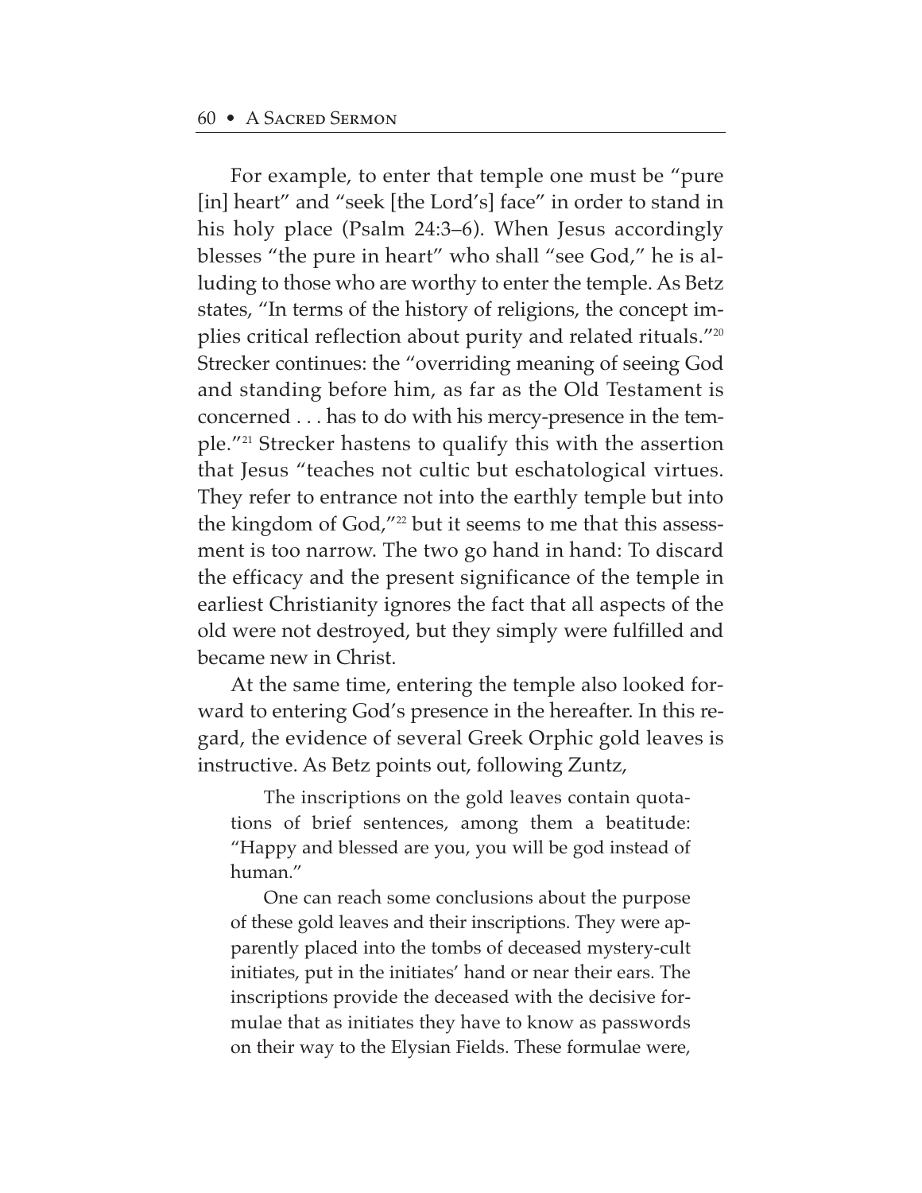For example, to enter that temple one must be "pure [in] heart" and "seek [the Lord's] face" in order to stand in his holy place (Psalm 24:3–6). When Jesus accordingly blesses "the pure in heart" who shall "see God," he is alluding to those who are worthy to enter the temple. As Betz states, "In terms of the history of religions, the concept implies critical reflection about purity and related rituals."[20] Strecker continues: the "overriding meaning of seeing God and standing before him, as far as the Old Testament is concerned . . . has to do with his mercy-presence in the temple."[21] Strecker hastens to qualify this with the assertion that Jesus "teaches not cultic but eschatological virtues. They refer to entrance not into the earthly temple but into the kingdom of God,"[22] but it seems to me that this assessment is too narrow. The two go hand in hand: To discard the efficacy and the present significance of the temple in earliest Christianity ignores the fact that all aspects of the old were not destroyed, but they simply were fulfilled and became new in Christ.

At the same time, entering the temple also looked forward to entering God's presence in the hereafter. In this regard, the evidence of several Greek Orphic gold leaves is instructive. As Betz points out, following Zuntz,

> The inscriptions on the gold leaves contain quotations of brief sentences, among them a beatitude: "Happy and blessed are you, you will be god instead of human."
>
> One can reach some conclusions about the purpose of these gold leaves and their inscriptions. They were apparently placed into the tombs of deceased mystery-cult initiates, put in the initiates' hand or near their ears. The inscriptions provide the deceased with the decisive formulae that as initiates they have to know as passwords on their way to the Elysian Fields. These formulae were,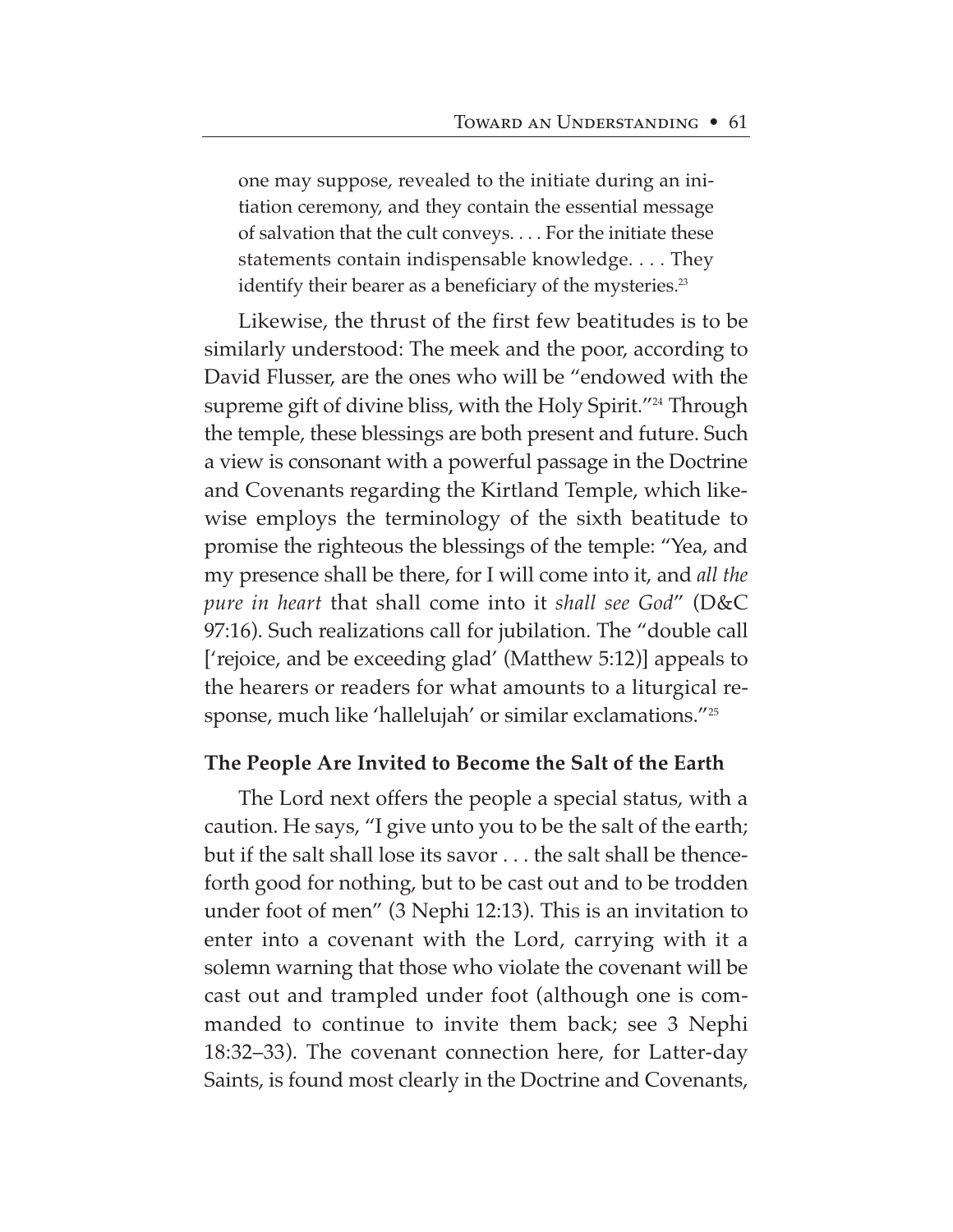> one may suppose, revealed to the initiate during an initiation ceremony, and they contain the essential message of salvation that the cult conveys. . . . For the initiate these statements contain indispensable knowledge. . . . They identify their bearer as a beneficiary of the mysteries.[23]

Likewise, the thrust of the first few beatitudes is to be similarly understood: The meek and the poor, according to David Flusser, are the ones who will be "endowed with the supreme gift of divine bliss, with the Holy Spirit."[24] Through the temple, these blessings are both present and future. Such a view is consonant with a powerful passage in the Doctrine and Covenants regarding the Kirtland Temple, which likewise employs the terminology of the sixth beatitude to promise the righteous the blessings of the temple: "Yea, and my presence shall be there, for I will come into it, and *all the pure in heart* that shall come into it *shall see God*" (D&C 97:16). Such realizations call for jubilation. The "double call ['rejoice, and be exceeding glad' (Matthew 5:12)] appeals to the hearers or readers for what amounts to a liturgical response, much like 'hallelujah' or similar exclamations."[25]

### The People Are Invited to Become the Salt of the Earth

The Lord next offers the people a special status, with a caution. He says, "I give unto you to be the salt of the earth; but if the salt shall lose its savor . . . the salt shall be thenceforth good for nothing, but to be cast out and to be trodden under foot of men" (3 Nephi 12:13). This is an invitation to enter into a covenant with the Lord, carrying with it a solemn warning that those who violate the covenant will be cast out and trampled under foot (although one is commanded to continue to invite them back; see 3 Nephi 18:32–33). The covenant connection here, for Latter-day Saints, is found most clearly in the Doctrine and Covenants,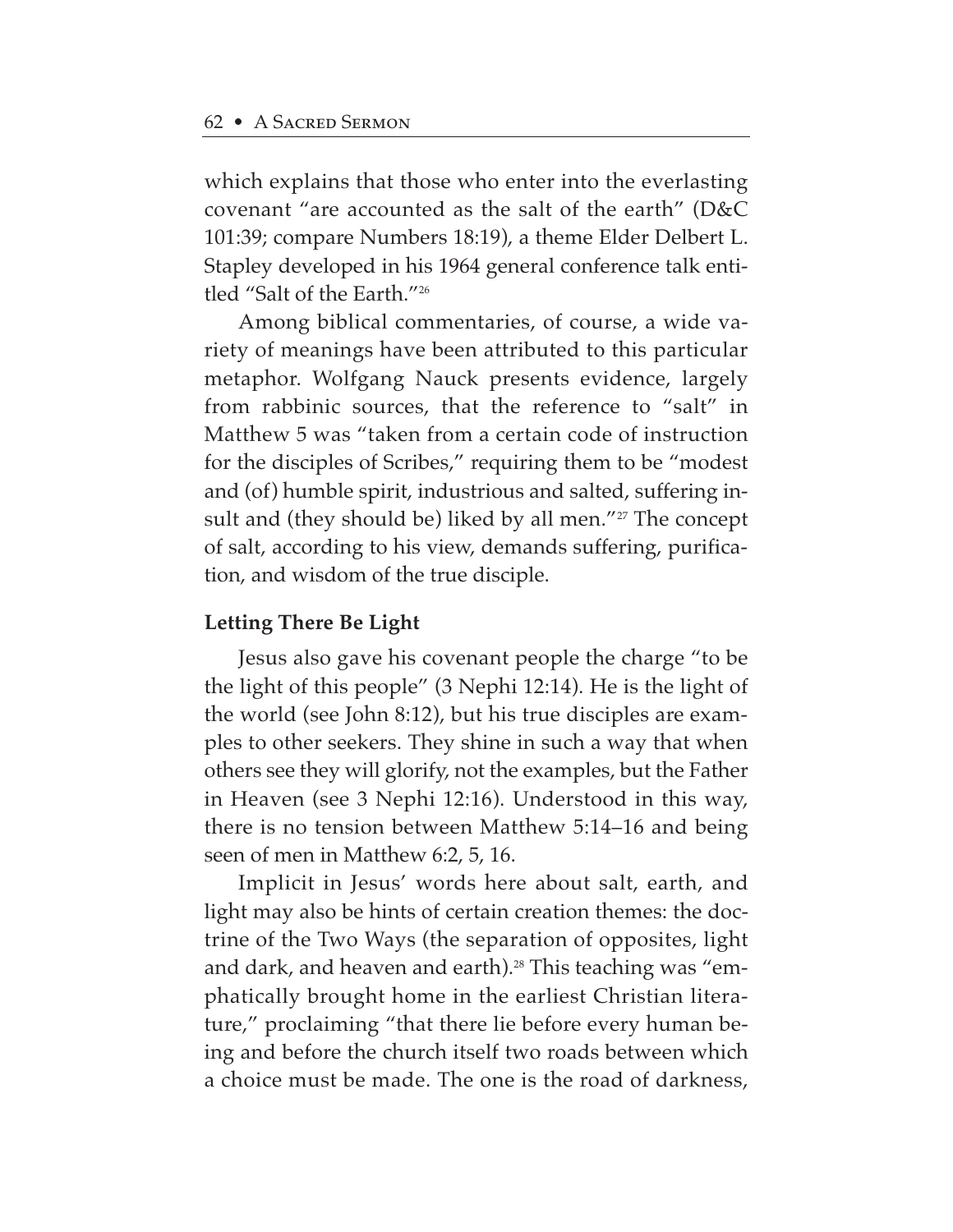which explains that those who enter into the everlasting covenant "are accounted as the salt of the earth" (D&C 101:39; compare Numbers 18:19), a theme Elder Delbert L. Stapley developed in his 1964 general conference talk entitled "Salt of the Earth."[26]

Among biblical commentaries, of course, a wide variety of meanings have been attributed to this particular metaphor. Wolfgang Nauck presents evidence, largely from rabbinic sources, that the reference to "salt" in Matthew 5 was "taken from a certain code of instruction for the disciples of Scribes," requiring them to be "modest and (of) humble spirit, industrious and salted, suffering insult and (they should be) liked by all men."[27] The concept of salt, according to his view, demands suffering, purification, and wisdom of the true disciple.

**Letting There Be Light**

Jesus also gave his covenant people the charge "to be the light of this people" (3 Nephi 12:14). He is the light of the world (see John 8:12), but his true disciples are examples to other seekers. They shine in such a way that when others see they will glorify, not the examples, but the Father in Heaven (see 3 Nephi 12:16). Understood in this way, there is no tension between Matthew 5:14–16 and being seen of men in Matthew 6:2, 5, 16.

Implicit in Jesus' words here about salt, earth, and light may also be hints of certain creation themes: the doctrine of the Two Ways (the separation of opposites, light and dark, and heaven and earth).[28] This teaching was "emphatically brought home in the earliest Christian literature," proclaiming "that there lie before every human being and before the church itself two roads between which a choice must be made. The one is the road of darkness,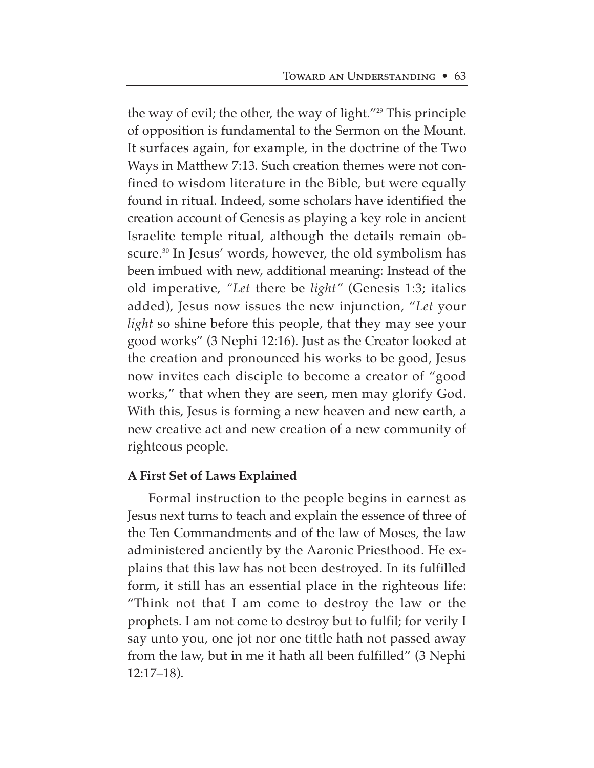the way of evil; the other, the way of light."[29] This principle of opposition is fundamental to the Sermon on the Mount. It surfaces again, for example, in the doctrine of the Two Ways in Matthew 7:13. Such creation themes were not confined to wisdom literature in the Bible, but were equally found in ritual. Indeed, some scholars have identified the creation account of Genesis as playing a key role in ancient Israelite temple ritual, although the details remain obscure.[30] In Jesus' words, however, the old symbolism has been imbued with new, additional meaning: Instead of the old imperative, "*Let* there be *light*" (Genesis 1:3; italics added), Jesus now issues the new injunction, "*Let* your *light* so shine before this people, that they may see your good works" (3 Nephi 12:16). Just as the Creator looked at the creation and pronounced his works to be good, Jesus now invites each disciple to become a creator of "good works," that when they are seen, men may glorify God. With this, Jesus is forming a new heaven and new earth, a new creative act and new creation of a new community of righteous people.

**A First Set of Laws Explained**

Formal instruction to the people begins in earnest as Jesus next turns to teach and explain the essence of three of the Ten Commandments and of the law of Moses, the law administered anciently by the Aaronic Priesthood. He explains that this law has not been destroyed. In its fulfilled form, it still has an essential place in the righteous life: "Think not that I am come to destroy the law or the prophets. I am not come to destroy but to fulfil; for verily I say unto you, one jot nor one tittle hath not passed away from the law, but in me it hath all been fulfilled" (3 Nephi 12:17–18).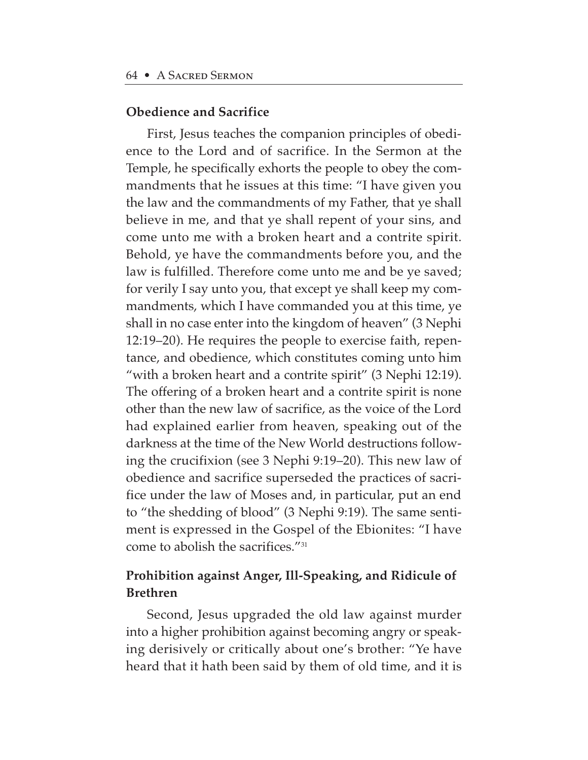### Obedience and Sacrifice

First, Jesus teaches the companion principles of obedience to the Lord and of sacrifice. In the Sermon at the Temple, he specifically exhorts the people to obey the commandments that he issues at this time: "I have given you the law and the commandments of my Father, that ye shall believe in me, and that ye shall repent of your sins, and come unto me with a broken heart and a contrite spirit. Behold, ye have the commandments before you, and the law is fulfilled. Therefore come unto me and be ye saved; for verily I say unto you, that except ye shall keep my commandments, which I have commanded you at this time, ye shall in no case enter into the kingdom of heaven" (3 Nephi 12:19–20). He requires the people to exercise faith, repentance, and obedience, which constitutes coming unto him "with a broken heart and a contrite spirit" (3 Nephi 12:19). The offering of a broken heart and a contrite spirit is none other than the new law of sacrifice, as the voice of the Lord had explained earlier from heaven, speaking out of the darkness at the time of the New World destructions following the crucifixion (see 3 Nephi 9:19–20). This new law of obedience and sacrifice superseded the practices of sacrifice under the law of Moses and, in particular, put an end to "the shedding of blood" (3 Nephi 9:19). The same sentiment is expressed in the Gospel of the Ebionites: "I have come to abolish the sacrifices."[31]

### Prohibition against Anger, Ill-Speaking, and Ridicule of Brethren

Second, Jesus upgraded the old law against murder into a higher prohibition against becoming angry or speaking derisively or critically about one's brother: "Ye have heard that it hath been said by them of old time, and it is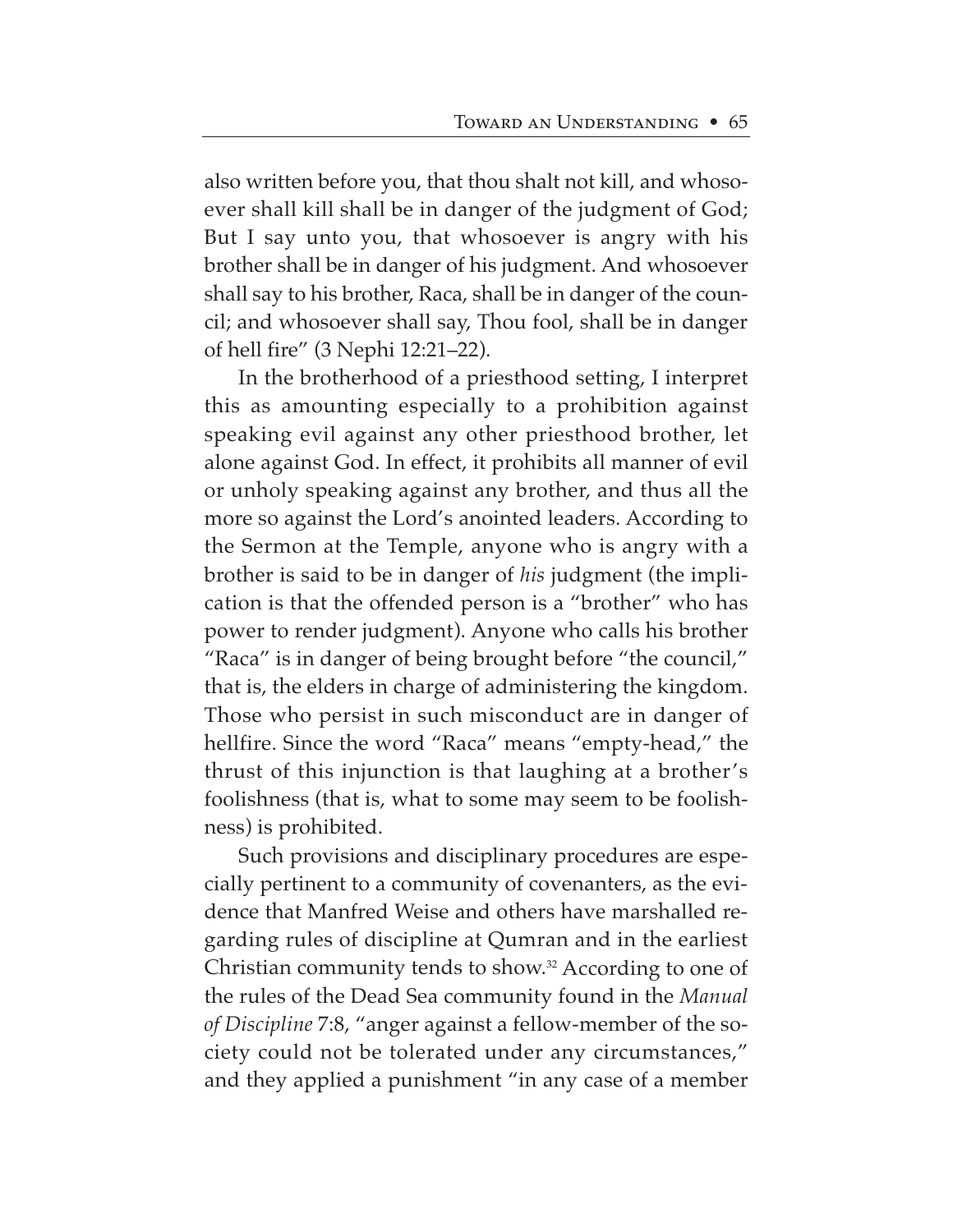also written before you, that thou shalt not kill, and whosoever shall kill shall be in danger of the judgment of God; But I say unto you, that whosoever is angry with his brother shall be in danger of his judgment. And whosoever shall say to his brother, Raca, shall be in danger of the council; and whosoever shall say, Thou fool, shall be in danger of hell fire" (3 Nephi 12:21–22).

In the brotherhood of a priesthood setting, I interpret this as amounting especially to a prohibition against speaking evil against any other priesthood brother, let alone against God. In effect, it prohibits all manner of evil or unholy speaking against any brother, and thus all the more so against the Lord's anointed leaders. According to the Sermon at the Temple, anyone who is angry with a brother is said to be in danger of *his* judgment (the implication is that the offended person is a "brother" who has power to render judgment). Anyone who calls his brother "Raca" is in danger of being brought before "the council," that is, the elders in charge of administering the kingdom. Those who persist in such misconduct are in danger of hellfire. Since the word "Raca" means "empty-head," the thrust of this injunction is that laughing at a brother's foolishness (that is, what to some may seem to be foolishness) is prohibited.

Such provisions and disciplinary procedures are especially pertinent to a community of covenanters, as the evidence that Manfred Weise and others have marshalled regarding rules of discipline at Qumran and in the earliest Christian community tends to show.[32] According to one of the rules of the Dead Sea community found in the *Manual of Discipline* 7:8, "anger against a fellow-member of the society could not be tolerated under any circumstances," and they applied a punishment "in any case of a member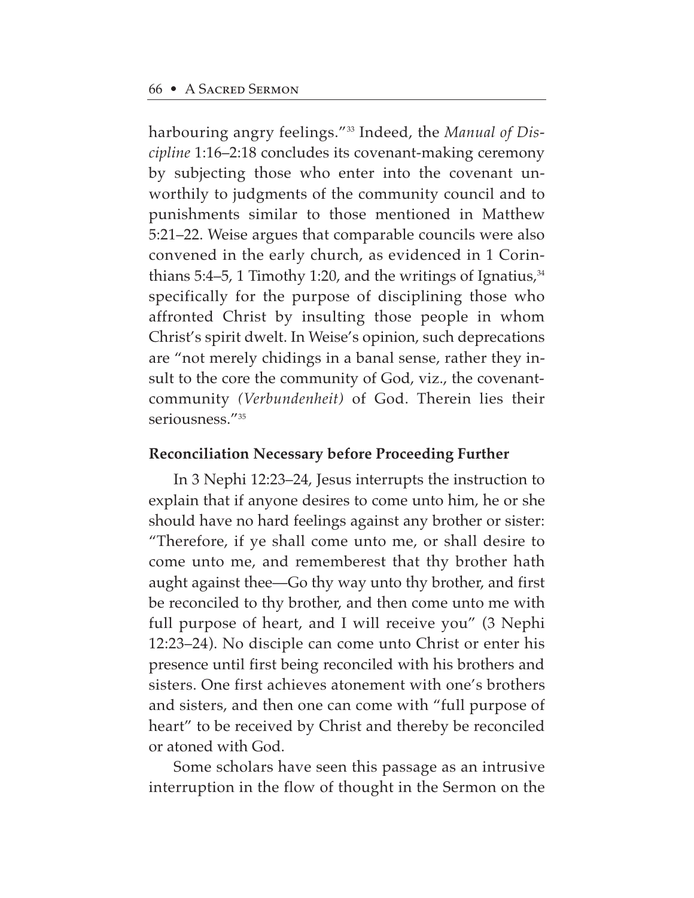harbouring angry feelings."[33] Indeed, the *Manual of Discipline* 1:16–2:18 concludes its covenant-making ceremony by subjecting those who enter into the covenant unworthily to judgments of the community council and to punishments similar to those mentioned in Matthew 5:21–22. Weise argues that comparable councils were also convened in the early church, as evidenced in 1 Corinthians 5:4–5, 1 Timothy 1:20, and the writings of Ignatius,[34] specifically for the purpose of disciplining those who affronted Christ by insulting those people in whom Christ's spirit dwelt. In Weise's opinion, such deprecations are "not merely chidings in a banal sense, rather they insult to the core the community of God, viz., the covenant-community *(Verbundenheit)* of God. Therein lies their seriousness."[35]

### Reconciliation Necessary before Proceeding Further

In 3 Nephi 12:23–24, Jesus interrupts the instruction to explain that if anyone desires to come unto him, he or she should have no hard feelings against any brother or sister: "Therefore, if ye shall come unto me, or shall desire to come unto me, and rememberest that thy brother hath aught against thee—Go thy way unto thy brother, and first be reconciled to thy brother, and then come unto me with full purpose of heart, and I will receive you" (3 Nephi 12:23–24). No disciple can come unto Christ or enter his presence until first being reconciled with his brothers and sisters. One first achieves atonement with one's brothers and sisters, and then one can come with "full purpose of heart" to be received by Christ and thereby be reconciled or atoned with God.

Some scholars have seen this passage as an intrusive interruption in the flow of thought in the Sermon on the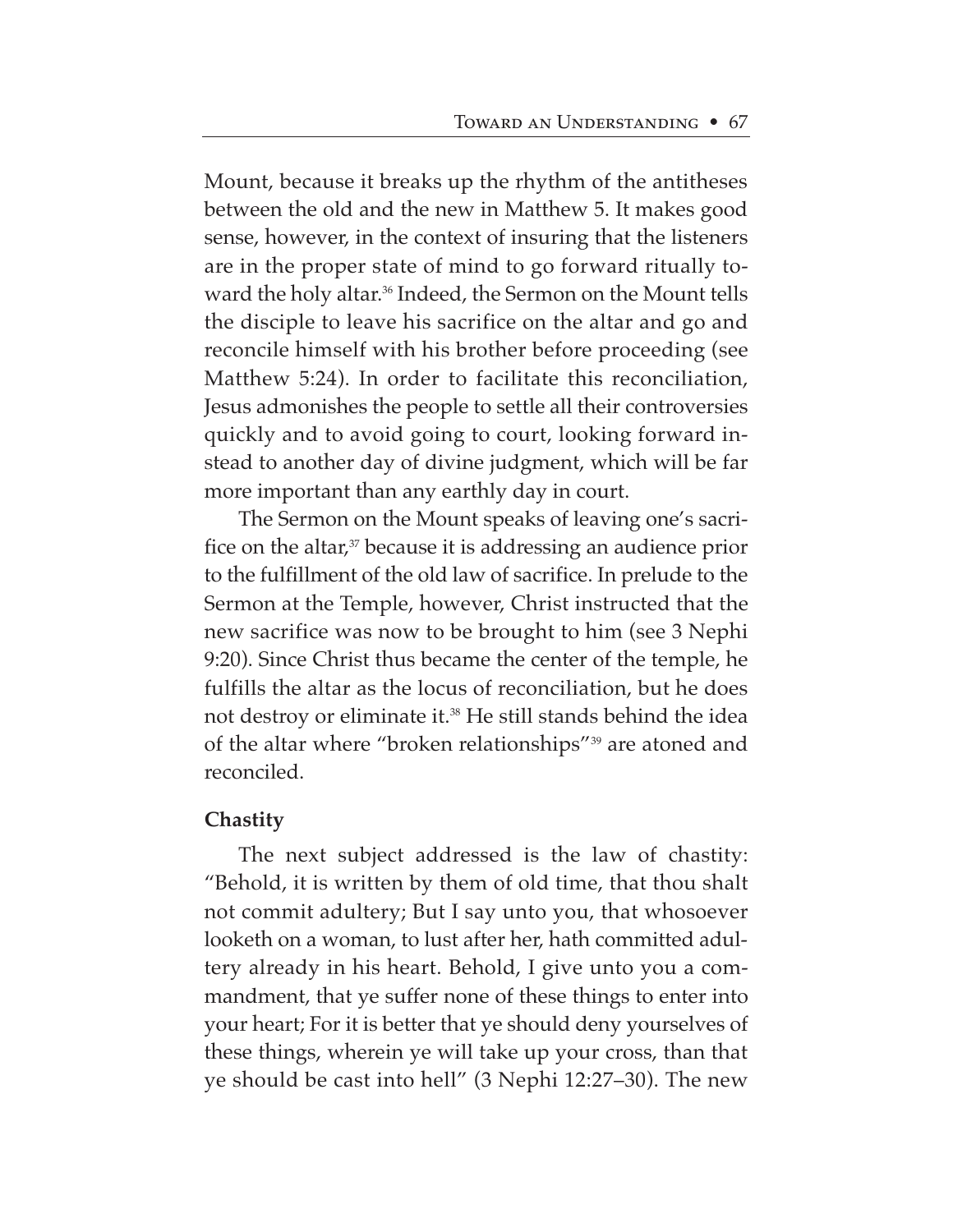Mount, because it breaks up the rhythm of the antitheses between the old and the new in Matthew 5. It makes good sense, however, in the context of insuring that the listeners are in the proper state of mind to go forward ritually toward the holy altar.[36] Indeed, the Sermon on the Mount tells the disciple to leave his sacrifice on the altar and go and reconcile himself with his brother before proceeding (see Matthew 5:24). In order to facilitate this reconciliation, Jesus admonishes the people to settle all their controversies quickly and to avoid going to court, looking forward instead to another day of divine judgment, which will be far more important than any earthly day in court.

The Sermon on the Mount speaks of leaving one's sacrifice on the altar,[37] because it is addressing an audience prior to the fulfillment of the old law of sacrifice. In prelude to the Sermon at the Temple, however, Christ instructed that the new sacrifice was now to be brought to him (see 3 Nephi 9:20). Since Christ thus became the center of the temple, he fulfills the altar as the locus of reconciliation, but he does not destroy or eliminate it.[38] He still stands behind the idea of the altar where "broken relationships"[39] are atoned and reconciled.

**Chastity**

The next subject addressed is the law of chastity: "Behold, it is written by them of old time, that thou shalt not commit adultery; But I say unto you, that whosoever looketh on a woman, to lust after her, hath committed adultery already in his heart. Behold, I give unto you a commandment, that ye suffer none of these things to enter into your heart; For it is better that ye should deny yourselves of these things, wherein ye will take up your cross, than that ye should be cast into hell" (3 Nephi 12:27–30). The new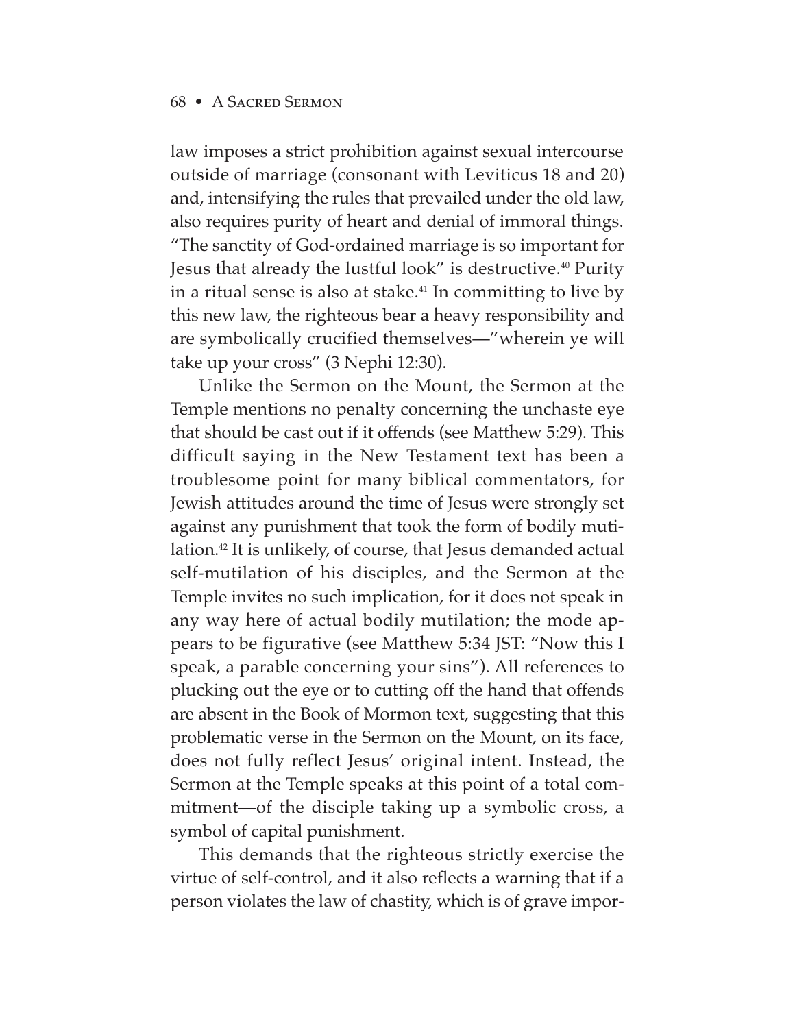law imposes a strict prohibition against sexual intercourse outside of marriage (consonant with Leviticus 18 and 20) and, intensifying the rules that prevailed under the old law, also requires purity of heart and denial of immoral things. "The sanctity of God-ordained marriage is so important for Jesus that already the lustful look" is destructive.[40] Purity in a ritual sense is also at stake.[41] In committing to live by this new law, the righteous bear a heavy responsibility and are symbolically crucified themselves—"wherein ye will take up your cross" (3 Nephi 12:30).

Unlike the Sermon on the Mount, the Sermon at the Temple mentions no penalty concerning the unchaste eye that should be cast out if it offends (see Matthew 5:29). This difficult saying in the New Testament text has been a troublesome point for many biblical commentators, for Jewish attitudes around the time of Jesus were strongly set against any punishment that took the form of bodily mutilation.[42] It is unlikely, of course, that Jesus demanded actual self-mutilation of his disciples, and the Sermon at the Temple invites no such implication, for it does not speak in any way here of actual bodily mutilation; the mode appears to be figurative (see Matthew 5:34 JST: "Now this I speak, a parable concerning your sins"). All references to plucking out the eye or to cutting off the hand that offends are absent in the Book of Mormon text, suggesting that this problematic verse in the Sermon on the Mount, on its face, does not fully reflect Jesus' original intent. Instead, the Sermon at the Temple speaks at this point of a total commitment—of the disciple taking up a symbolic cross, a symbol of capital punishment.

This demands that the righteous strictly exercise the virtue of self-control, and it also reflects a warning that if a person violates the law of chastity, which is of grave impor-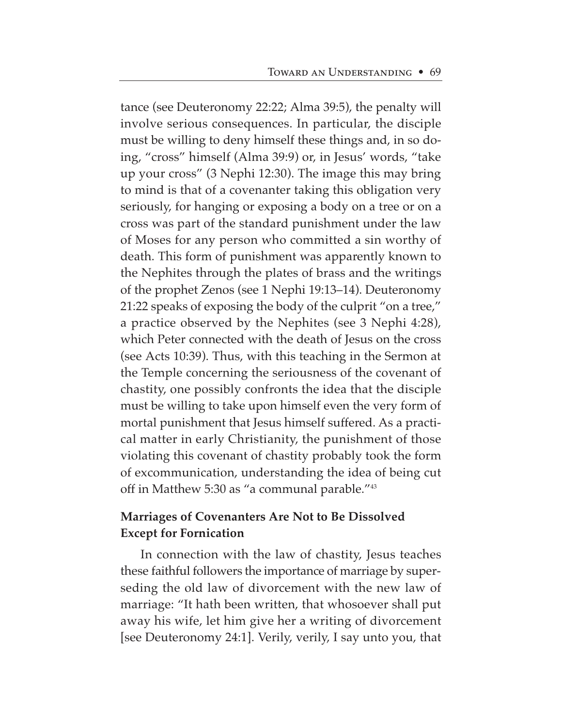tance (see Deuteronomy 22:22; Alma 39:5), the penalty will involve serious consequences. In particular, the disciple must be willing to deny himself these things and, in so doing, "cross" himself (Alma 39:9) or, in Jesus' words, "take up your cross" (3 Nephi 12:30). The image this may bring to mind is that of a covenanter taking this obligation very seriously, for hanging or exposing a body on a tree or on a cross was part of the standard punishment under the law of Moses for any person who committed a sin worthy of death. This form of punishment was apparently known to the Nephites through the plates of brass and the writings of the prophet Zenos (see 1 Nephi 19:13–14). Deuteronomy 21:22 speaks of exposing the body of the culprit "on a tree," a practice observed by the Nephites (see 3 Nephi 4:28), which Peter connected with the death of Jesus on the cross (see Acts 10:39). Thus, with this teaching in the Sermon at the Temple concerning the seriousness of the covenant of chastity, one possibly confronts the idea that the disciple must be willing to take upon himself even the very form of mortal punishment that Jesus himself suffered. As a practical matter in early Christianity, the punishment of those violating this covenant of chastity probably took the form of excommunication, understanding the idea of being cut off in Matthew 5:30 as "a communal parable."[43]

**Marriages of Covenanters Are Not to Be Dissolved Except for Fornication**

In connection with the law of chastity, Jesus teaches these faithful followers the importance of marriage by superseding the old law of divorcement with the new law of marriage: "It hath been written, that whosoever shall put away his wife, let him give her a writing of divorcement [see Deuteronomy 24:1]. Verily, verily, I say unto you, that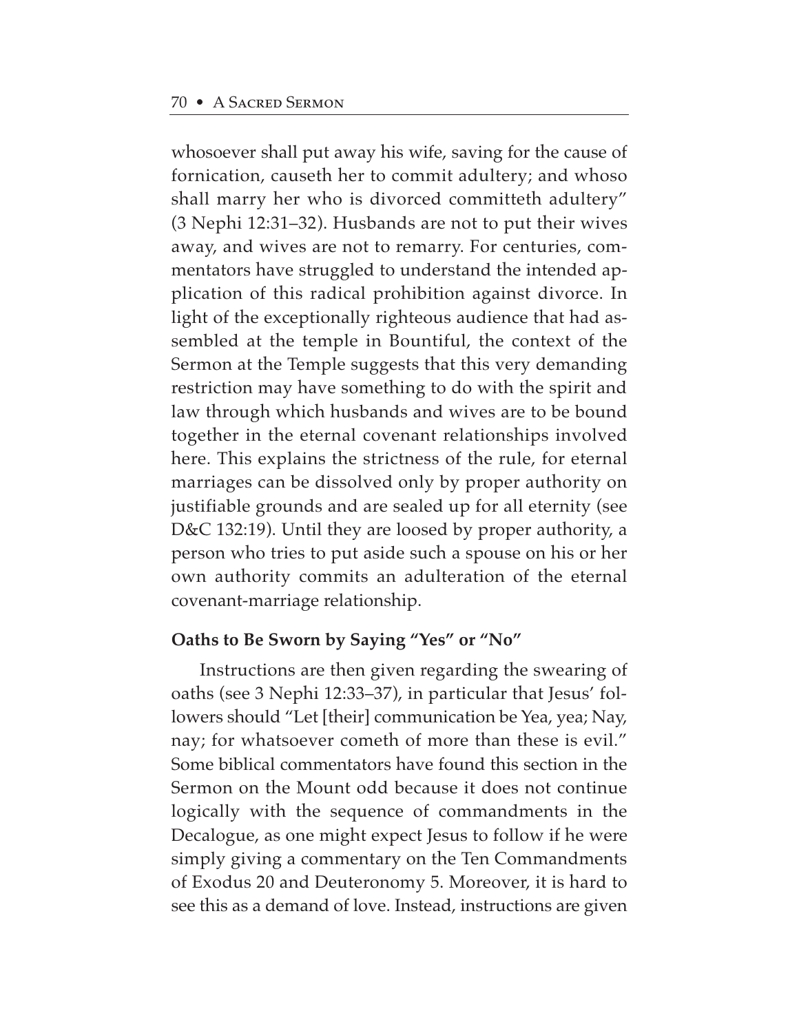whosoever shall put away his wife, saving for the cause of fornication, causeth her to commit adultery; and whoso shall marry her who is divorced committeth adultery" (3 Nephi 12:31–32). Husbands are not to put their wives away, and wives are not to remarry. For centuries, commentators have struggled to understand the intended application of this radical prohibition against divorce. In light of the exceptionally righteous audience that had assembled at the temple in Bountiful, the context of the Sermon at the Temple suggests that this very demanding restriction may have something to do with the spirit and law through which husbands and wives are to be bound together in the eternal covenant relationships involved here. This explains the strictness of the rule, for eternal marriages can be dissolved only by proper authority on justifiable grounds and are sealed up for all eternity (see D&C 132:19). Until they are loosed by proper authority, a person who tries to put aside such a spouse on his or her own authority commits an adulteration of the eternal covenant-marriage relationship.

#### Oaths to Be Sworn by Saying "Yes" or "No"

Instructions are then given regarding the swearing of oaths (see 3 Nephi 12:33–37), in particular that Jesus' followers should "Let [their] communication be Yea, yea; Nay, nay; for whatsoever cometh of more than these is evil." Some biblical commentators have found this section in the Sermon on the Mount odd because it does not continue logically with the sequence of commandments in the Decalogue, as one might expect Jesus to follow if he were simply giving a commentary on the Ten Commandments of Exodus 20 and Deuteronomy 5. Moreover, it is hard to see this as a demand of love. Instead, instructions are given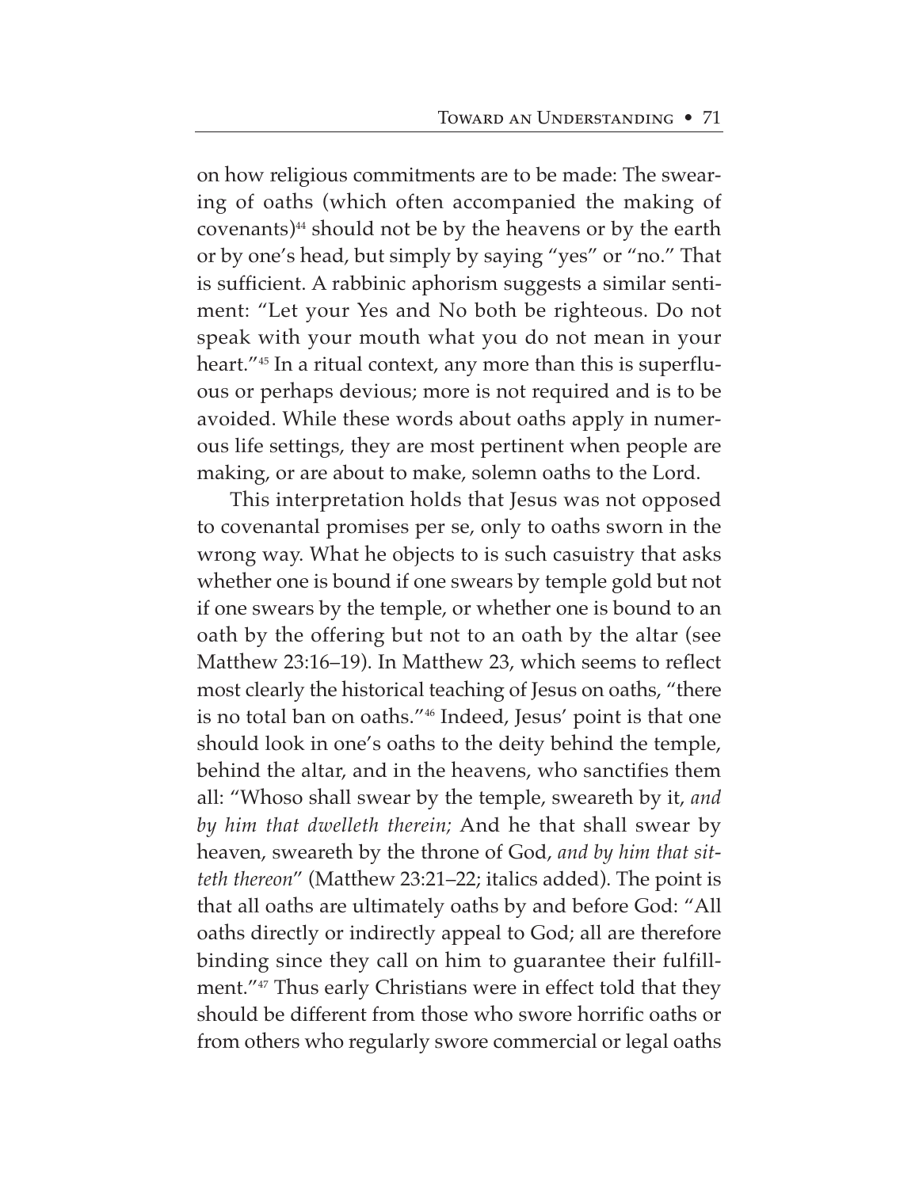on how religious commitments are to be made: The swearing of oaths (which often accompanied the making of covenants)[44] should not be by the heavens or by the earth or by one's head, but simply by saying "yes" or "no." That is sufficient. A rabbinic aphorism suggests a similar sentiment: "Let your Yes and No both be righteous. Do not speak with your mouth what you do not mean in your heart."[45] In a ritual context, any more than this is superfluous or perhaps devious; more is not required and is to be avoided. While these words about oaths apply in numerous life settings, they are most pertinent when people are making, or are about to make, solemn oaths to the Lord.

This interpretation holds that Jesus was not opposed to covenantal promises per se, only to oaths sworn in the wrong way. What he objects to is such casuistry that asks whether one is bound if one swears by temple gold but not if one swears by the temple, or whether one is bound to an oath by the offering but not to an oath by the altar (see Matthew 23:16–19). In Matthew 23, which seems to reflect most clearly the historical teaching of Jesus on oaths, "there is no total ban on oaths."[46] Indeed, Jesus' point is that one should look in one's oaths to the deity behind the temple, behind the altar, and in the heavens, who sanctifies them all: "Whoso shall swear by the temple, sweareth by it, *and by him that dwelleth therein;* And he that shall swear by heaven, sweareth by the throne of God, *and by him that sitteth thereon*" (Matthew 23:21–22; italics added). The point is that all oaths are ultimately oaths by and before God: "All oaths directly or indirectly appeal to God; all are therefore binding since they call on him to guarantee their fulfillment."[47] Thus early Christians were in effect told that they should be different from those who swore horrific oaths or from others who regularly swore commercial or legal oaths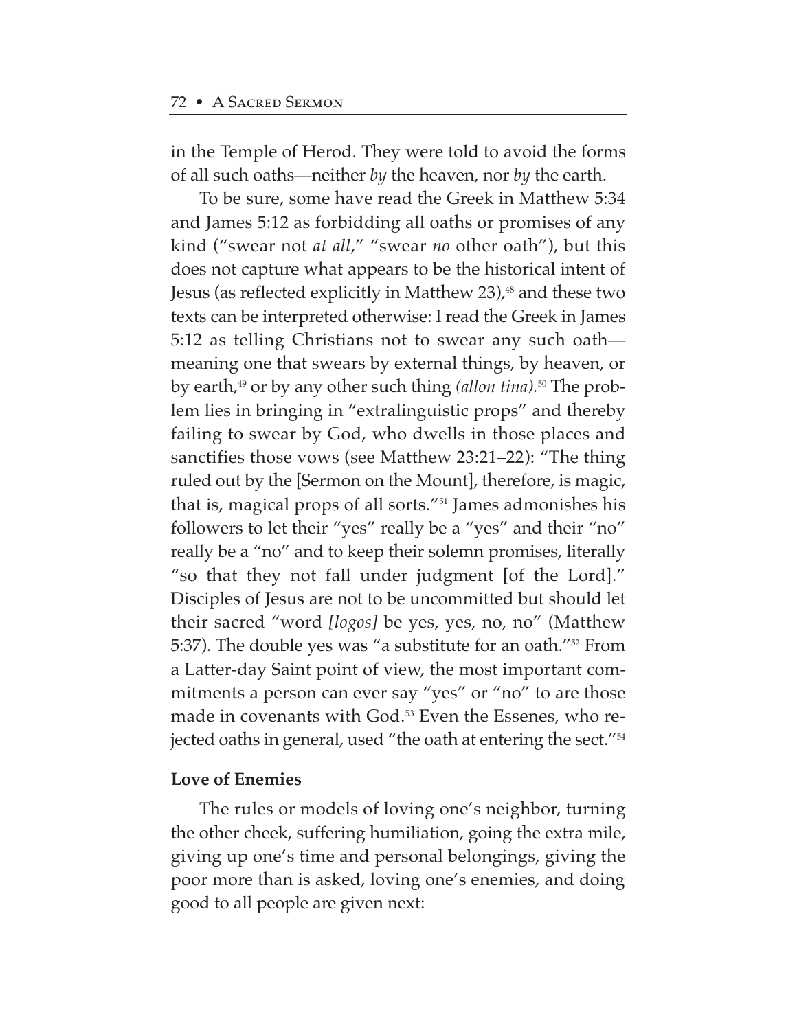in the Temple of Herod. They were told to avoid the forms of all such oaths—neither *by* the heaven, nor *by* the earth.

To be sure, some have read the Greek in Matthew 5:34 and James 5:12 as forbidding all oaths or promises of any kind ("swear not *at all*," "swear *no* other oath"), but this does not capture what appears to be the historical intent of Jesus (as reflected explicitly in Matthew 23),[48] and these two texts can be interpreted otherwise: I read the Greek in James 5:12 as telling Christians not to swear any such oath—meaning one that swears by external things, by heaven, or by earth,[49] or by any other such thing *(allon tina).*[50] The problem lies in bringing in "extralinguistic props" and thereby failing to swear by God, who dwells in those places and sanctifies those vows (see Matthew 23:21–22): "The thing ruled out by the [Sermon on the Mount], therefore, is magic, that is, magical props of all sorts."[51] James admonishes his followers to let their "yes" really be a "yes" and their "no" really be a "no" and to keep their solemn promises, literally "so that they not fall under judgment [of the Lord]." Disciples of Jesus are not to be uncommitted but should let their sacred "word *[logos]* be yes, yes, no, no" (Matthew 5:37). The double yes was "a substitute for an oath."[52] From a Latter-day Saint point of view, the most important commitments a person can ever say "yes" or "no" to are those made in covenants with God.[53] Even the Essenes, who rejected oaths in general, used "the oath at entering the sect."[54]

**Love of Enemies**

The rules or models of loving one's neighbor, turning the other cheek, suffering humiliation, going the extra mile, giving up one's time and personal belongings, giving the poor more than is asked, loving one's enemies, and doing good to all people are given next: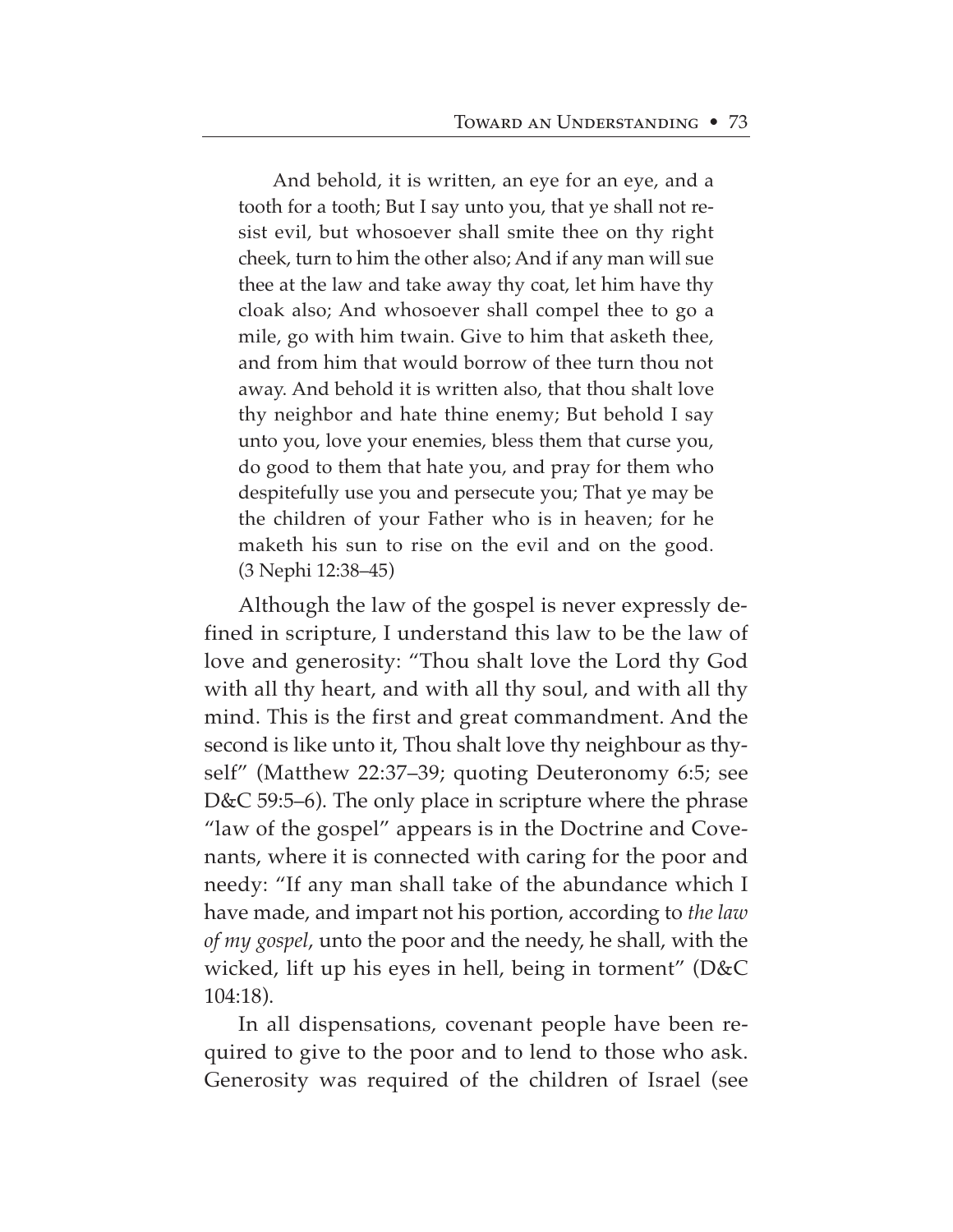> And behold, it is written, an eye for an eye, and a tooth for a tooth; But I say unto you, that ye shall not resist evil, but whosoever shall smite thee on thy right cheek, turn to him the other also; And if any man will sue thee at the law and take away thy coat, let him have thy cloak also; And whosoever shall compel thee to go a mile, go with him twain. Give to him that asketh thee, and from him that would borrow of thee turn thou not away. And behold it is written also, that thou shalt love thy neighbor and hate thine enemy; But behold I say unto you, love your enemies, bless them that curse you, do good to them that hate you, and pray for them who despitefully use you and persecute you; That ye may be the children of your Father who is in heaven; for he maketh his sun to rise on the evil and on the good. (3 Nephi 12:38–45)

Although the law of the gospel is never expressly defined in scripture, I understand this law to be the law of love and generosity: "Thou shalt love the Lord thy God with all thy heart, and with all thy soul, and with all thy mind. This is the first and great commandment. And the second is like unto it, Thou shalt love thy neighbour as thyself" (Matthew 22:37–39; quoting Deuteronomy 6:5; see D&C 59:5–6). The only place in scripture where the phrase "law of the gospel" appears is in the Doctrine and Covenants, where it is connected with caring for the poor and needy: "If any man shall take of the abundance which I have made, and impart not his portion, according to *the law of my gospel*, unto the poor and the needy, he shall, with the wicked, lift up his eyes in hell, being in torment" (D&C 104:18).

In all dispensations, covenant people have been required to give to the poor and to lend to those who ask. Generosity was required of the children of Israel (see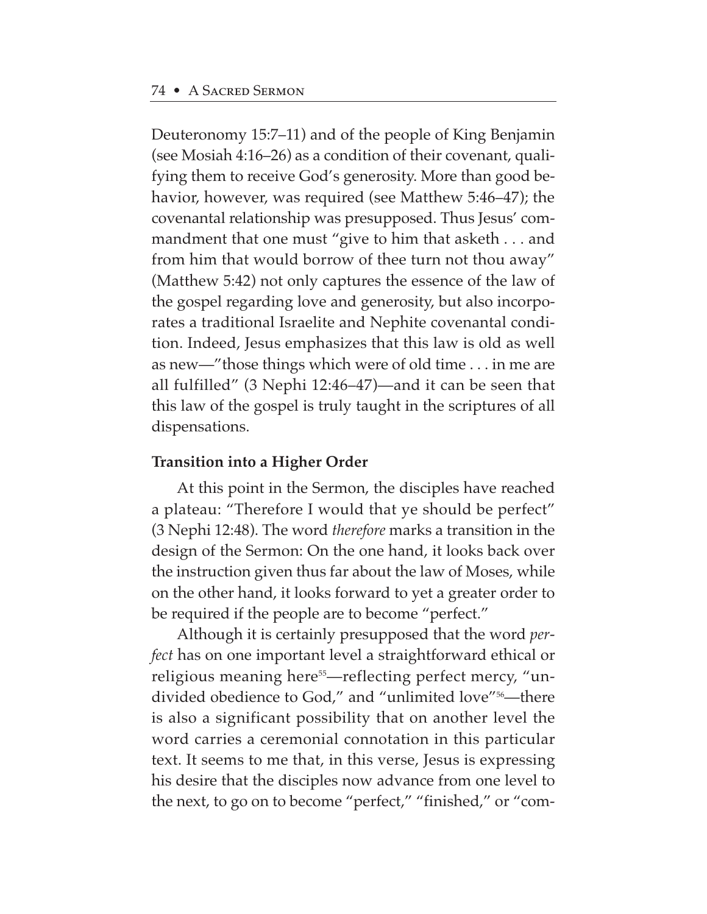Deuteronomy 15:7–11) and of the people of King Benjamin (see Mosiah 4:16–26) as a condition of their covenant, qualifying them to receive God's generosity. More than good behavior, however, was required (see Matthew 5:46–47); the covenantal relationship was presupposed. Thus Jesus' commandment that one must "give to him that asketh . . . and from him that would borrow of thee turn not thou away" (Matthew 5:42) not only captures the essence of the law of the gospel regarding love and generosity, but also incorporates a traditional Israelite and Nephite covenantal condition. Indeed, Jesus emphasizes that this law is old as well as new—"those things which were of old time . . . in me are all fulfilled" (3 Nephi 12:46–47)—and it can be seen that this law of the gospel is truly taught in the scriptures of all dispensations.

**Transition into a Higher Order**

At this point in the Sermon, the disciples have reached a plateau: "Therefore I would that ye should be perfect" (3 Nephi 12:48). The word *therefore* marks a transition in the design of the Sermon: On the one hand, it looks back over the instruction given thus far about the law of Moses, while on the other hand, it looks forward to yet a greater order to be required if the people are to become "perfect."

Although it is certainly presupposed that the word *perfect* has on one important level a straightforward ethical or religious meaning here[55]—reflecting perfect mercy, "undivided obedience to God," and "unlimited love"[56]—there is also a significant possibility that on another level the word carries a ceremonial connotation in this particular text. It seems to me that, in this verse, Jesus is expressing his desire that the disciples now advance from one level to the next, to go on to become "perfect," "finished," or "com-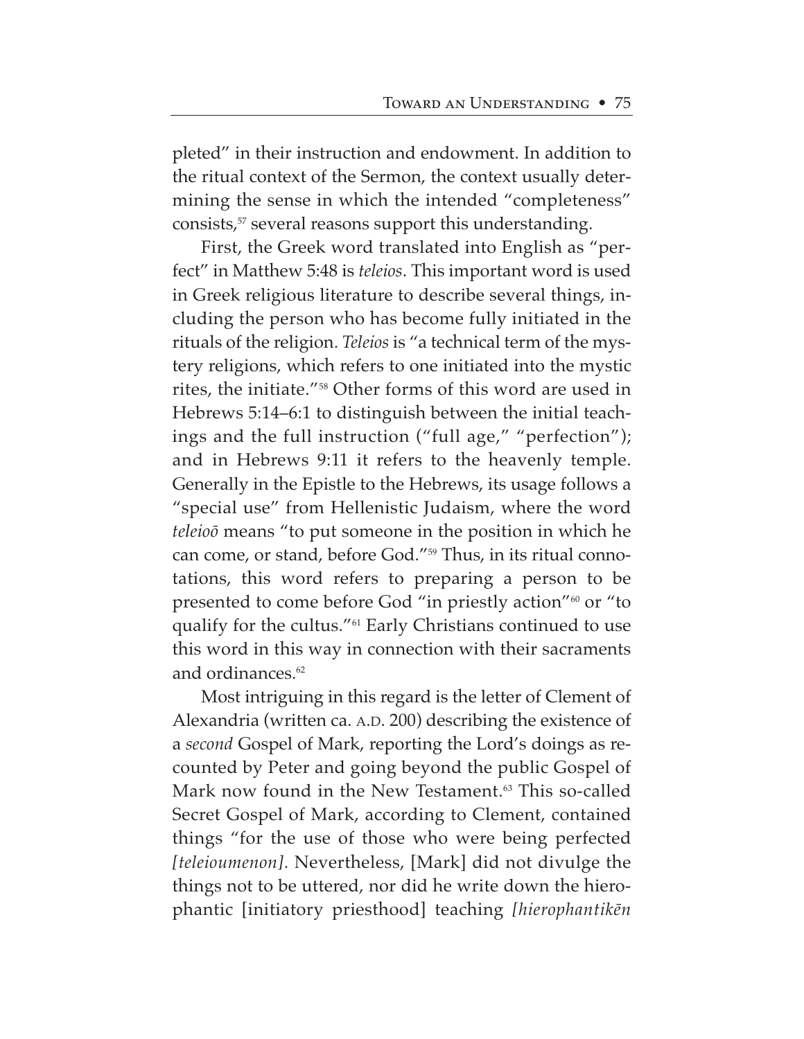pleted" in their instruction and endowment. In addition to the ritual context of the Sermon, the context usually determining the sense in which the intended "completeness" consists,[57] several reasons support this understanding.

First, the Greek word translated into English as "perfect" in Matthew 5:48 is *teleios*. This important word is used in Greek religious literature to describe several things, including the person who has become fully initiated in the rituals of the religion. *Teleios* is "a technical term of the mystery religions, which refers to one initiated into the mystic rites, the initiate."[58] Other forms of this word are used in Hebrews 5:14–6:1 to distinguish between the initial teachings and the full instruction ("full age," "perfection"); and in Hebrews 9:11 it refers to the heavenly temple. Generally in the Epistle to the Hebrews, its usage follows a "special use" from Hellenistic Judaism, where the word *teleioō* means "to put someone in the position in which he can come, or stand, before God."[59] Thus, in its ritual connotations, this word refers to preparing a person to be presented to come before God "in priestly action"[60] or "to qualify for the cultus."[61] Early Christians continued to use this word in this way in connection with their sacraments and ordinances.[62]

Most intriguing in this regard is the letter of Clement of Alexandria (written ca. A.D. 200) describing the existence of a *second* Gospel of Mark, reporting the Lord's doings as recounted by Peter and going beyond the public Gospel of Mark now found in the New Testament.[63] This so-called Secret Gospel of Mark, according to Clement, contained things "for the use of those who were being perfected *[teleioumenon]*. Nevertheless, [Mark] did not divulge the things not to be uttered, nor did he write down the hierophantic [initiatory priesthood] teaching *[hierophantikēn*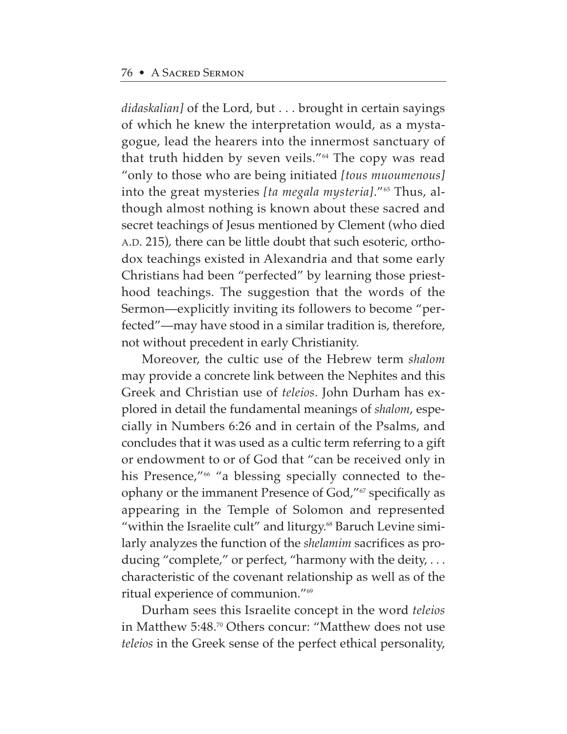*didaskalian]* of the Lord, but . . . brought in certain sayings of which he knew the interpretation would, as a mystagogue, lead the hearers into the innermost sanctuary of that truth hidden by seven veils."[64] The copy was read "only to those who are being initiated *[tous muoumenous]* into the great mysteries *[ta megala mysteria]*."[65] Thus, although almost nothing is known about these sacred and secret teachings of Jesus mentioned by Clement (who died A.D. 215), there can be little doubt that such esoteric, orthodox teachings existed in Alexandria and that some early Christians had been "perfected" by learning those priesthood teachings. The suggestion that the words of the Sermon—explicitly inviting its followers to become "perfected"—may have stood in a similar tradition is, therefore, not without precedent in early Christianity.

Moreover, the cultic use of the Hebrew term *shalom* may provide a concrete link between the Nephites and this Greek and Christian use of *teleios*. John Durham has explored in detail the fundamental meanings of *shalom*, especially in Numbers 6:26 and in certain of the Psalms, and concludes that it was used as a cultic term referring to a gift or endowment to or of God that "can be received only in his Presence,"[66] "a blessing specially connected to theophany or the immanent Presence of God,"[67] specifically as appearing in the Temple of Solomon and represented "within the Israelite cult" and liturgy.[68] Baruch Levine similarly analyzes the function of the *shelamim* sacrifices as producing "complete," or perfect, "harmony with the deity, . . . characteristic of the covenant relationship as well as of the ritual experience of communion."[69]

Durham sees this Israelite concept in the word *teleios* in Matthew 5:48.[70] Others concur: "Matthew does not use *teleios* in the Greek sense of the perfect ethical personality,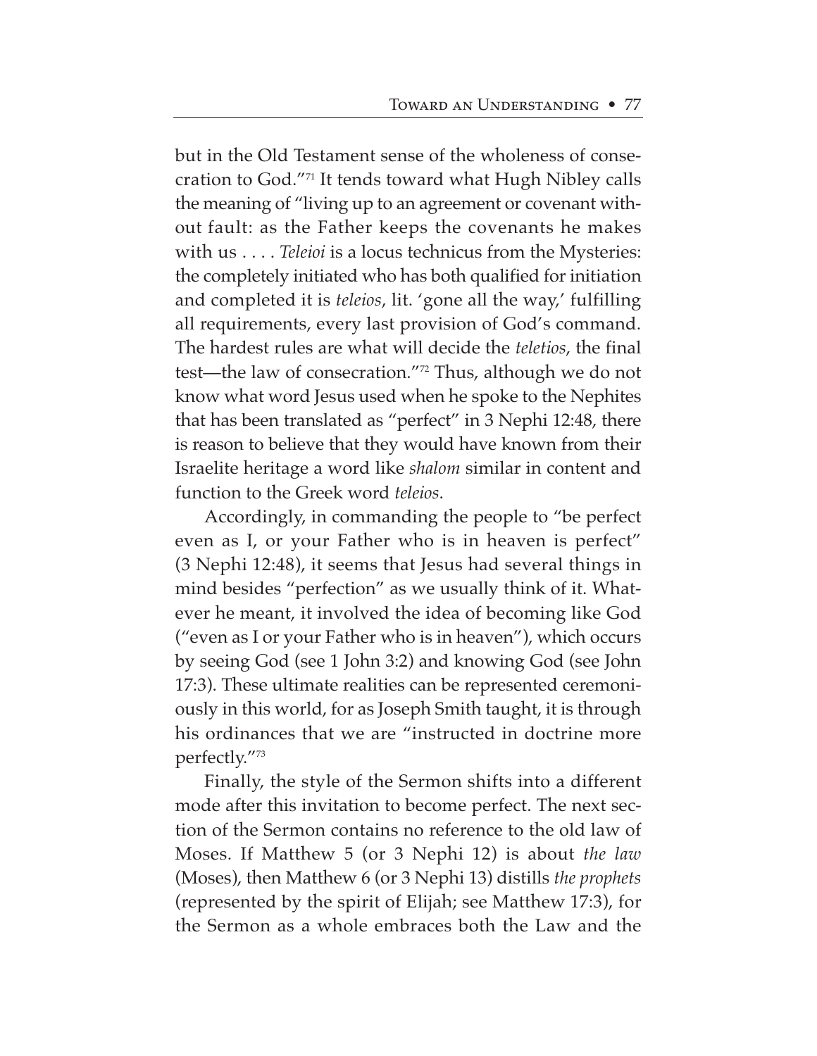but in the Old Testament sense of the wholeness of consecration to God."[71] It tends toward what Hugh Nibley calls the meaning of "living up to an agreement or covenant without fault: as the Father keeps the covenants he makes with us . . . . *Teleioi* is a locus technicus from the Mysteries: the completely initiated who has both qualified for initiation and completed it is *teleios*, lit. 'gone all the way,' fulfilling all requirements, every last provision of God's command. The hardest rules are what will decide the *teletios*, the final test—the law of consecration."[72] Thus, although we do not know what word Jesus used when he spoke to the Nephites that has been translated as "perfect" in 3 Nephi 12:48, there is reason to believe that they would have known from their Israelite heritage a word like *shalom* similar in content and function to the Greek word *teleios*.

Accordingly, in commanding the people to "be perfect even as I, or your Father who is in heaven is perfect" (3 Nephi 12:48), it seems that Jesus had several things in mind besides "perfection" as we usually think of it. Whatever he meant, it involved the idea of becoming like God ("even as I or your Father who is in heaven"), which occurs by seeing God (see 1 John 3:2) and knowing God (see John 17:3). These ultimate realities can be represented ceremoniously in this world, for as Joseph Smith taught, it is through his ordinances that we are "instructed in doctrine more perfectly."[73]

Finally, the style of the Sermon shifts into a different mode after this invitation to become perfect. The next section of the Sermon contains no reference to the old law of Moses. If Matthew 5 (or 3 Nephi 12) is about *the law* (Moses), then Matthew 6 (or 3 Nephi 13) distills *the prophets* (represented by the spirit of Elijah; see Matthew 17:3), for the Sermon as a whole embraces both the Law and the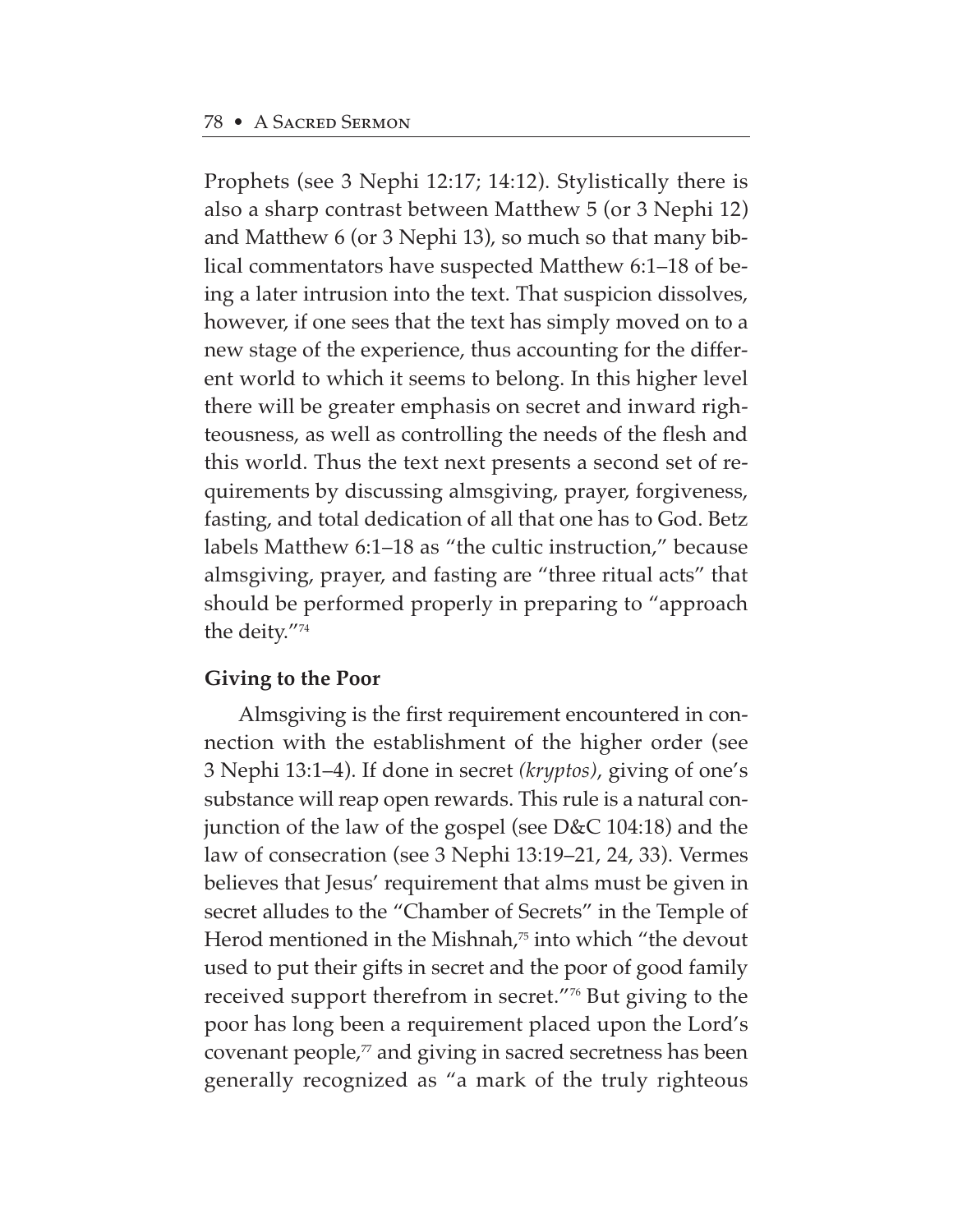Prophets (see 3 Nephi 12:17; 14:12). Stylistically there is also a sharp contrast between Matthew 5 (or 3 Nephi 12) and Matthew 6 (or 3 Nephi 13), so much so that many biblical commentators have suspected Matthew 6:1–18 of being a later intrusion into the text. That suspicion dissolves, however, if one sees that the text has simply moved on to a new stage of the experience, thus accounting for the different world to which it seems to belong. In this higher level there will be greater emphasis on secret and inward righteousness, as well as controlling the needs of the flesh and this world. Thus the text next presents a second set of requirements by discussing almsgiving, prayer, forgiveness, fasting, and total dedication of all that one has to God. Betz labels Matthew 6:1–18 as "the cultic instruction," because almsgiving, prayer, and fasting are "three ritual acts" that should be performed properly in preparing to "approach the deity."[74]

**Giving to the Poor**

Almsgiving is the first requirement encountered in connection with the establishment of the higher order (see 3 Nephi 13:1–4). If done in secret *(kryptos)*, giving of one's substance will reap open rewards. This rule is a natural conjunction of the law of the gospel (see D&C 104:18) and the law of consecration (see 3 Nephi 13:19–21, 24, 33). Vermes believes that Jesus' requirement that alms must be given in secret alludes to the "Chamber of Secrets" in the Temple of Herod mentioned in the Mishnah,[75] into which "the devout used to put their gifts in secret and the poor of good family received support therefrom in secret."[76] But giving to the poor has long been a requirement placed upon the Lord's covenant people,[77] and giving in sacred secretness has been generally recognized as "a mark of the truly righteous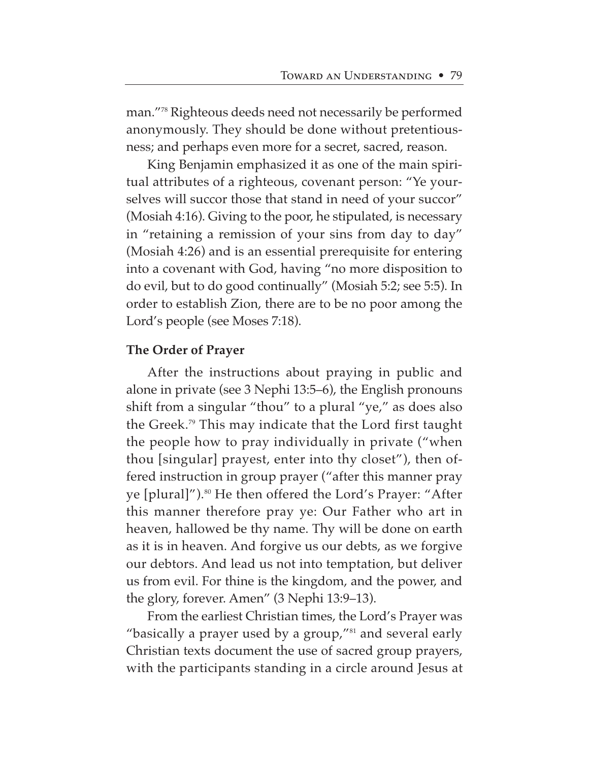man."[78] Righteous deeds need not necessarily be performed anonymously. They should be done without pretentiousness; and perhaps even more for a secret, sacred, reason.

King Benjamin emphasized it as one of the main spiritual attributes of a righteous, covenant person: "Ye yourselves will succor those that stand in need of your succor" (Mosiah 4:16). Giving to the poor, he stipulated, is necessary in "retaining a remission of your sins from day to day" (Mosiah 4:26) and is an essential prerequisite for entering into a covenant with God, having "no more disposition to do evil, but to do good continually" (Mosiah 5:2; see 5:5). In order to establish Zion, there are to be no poor among the Lord's people (see Moses 7:18).

**The Order of Prayer**

After the instructions about praying in public and alone in private (see 3 Nephi 13:5–6), the English pronouns shift from a singular "thou" to a plural "ye," as does also the Greek.[79] This may indicate that the Lord first taught the people how to pray individually in private ("when thou [singular] prayest, enter into thy closet"), then offered instruction in group prayer ("after this manner pray ye [plural]").[80] He then offered the Lord's Prayer: "After this manner therefore pray ye: Our Father who art in heaven, hallowed be thy name. Thy will be done on earth as it is in heaven. And forgive us our debts, as we forgive our debtors. And lead us not into temptation, but deliver us from evil. For thine is the kingdom, and the power, and the glory, forever. Amen" (3 Nephi 13:9–13).

From the earliest Christian times, the Lord's Prayer was "basically a prayer used by a group,"[81] and several early Christian texts document the use of sacred group prayers, with the participants standing in a circle around Jesus at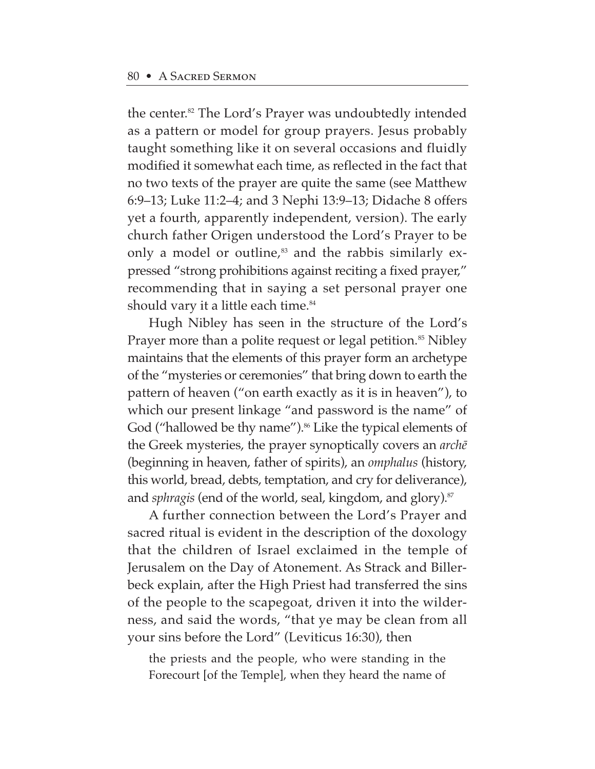the center.[82] The Lord's Prayer was undoubtedly intended as a pattern or model for group prayers. Jesus probably taught something like it on several occasions and fluidly modified it somewhat each time, as reflected in the fact that no two texts of the prayer are quite the same (see Matthew 6:9–13; Luke 11:2–4; and 3 Nephi 13:9–13; Didache 8 offers yet a fourth, apparently independent, version). The early church father Origen understood the Lord's Prayer to be only a model or outline,[83] and the rabbis similarly expressed "strong prohibitions against reciting a fixed prayer," recommending that in saying a set personal prayer one should vary it a little each time.[84]

Hugh Nibley has seen in the structure of the Lord's Prayer more than a polite request or legal petition.[85] Nibley maintains that the elements of this prayer form an archetype of the "mysteries or ceremonies" that bring down to earth the pattern of heaven ("on earth exactly as it is in heaven"), to which our present linkage "and password is the name" of God ("hallowed be thy name").[86] Like the typical elements of the Greek mysteries, the prayer synoptically covers an *archē* (beginning in heaven, father of spirits), an *omphalus* (history, this world, bread, debts, temptation, and cry for deliverance), and *sphragis* (end of the world, seal, kingdom, and glory).[87]

A further connection between the Lord's Prayer and sacred ritual is evident in the description of the doxology that the children of Israel exclaimed in the temple of Jerusalem on the Day of Atonement. As Strack and Billerbeck explain, after the High Priest had transferred the sins of the people to the scapegoat, driven it into the wilderness, and said the words, "that ye may be clean from all your sins before the Lord" (Leviticus 16:30), then

> the priests and the people, who were standing in the Forecourt [of the Temple], when they heard the name of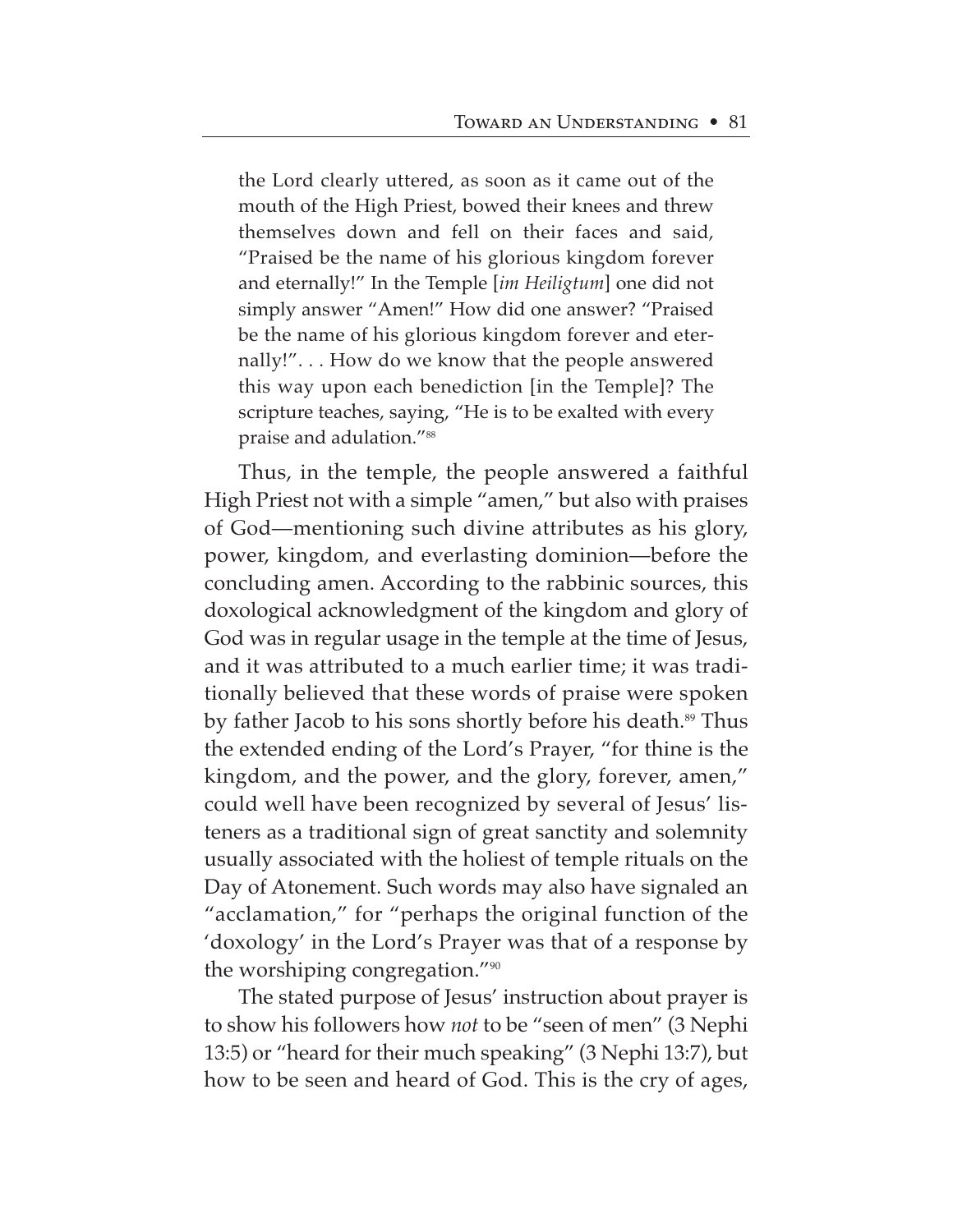> the Lord clearly uttered, as soon as it came out of the mouth of the High Priest, bowed their knees and threw themselves down and fell on their faces and said, "Praised be the name of his glorious kingdom forever and eternally!" In the Temple [*im Heiligtum*] one did not simply answer "Amen!" How did one answer? "Praised be the name of his glorious kingdom forever and eternally!". . . How do we know that the people answered this way upon each benediction [in the Temple]? The scripture teaches, saying, "He is to be exalted with every praise and adulation."[88]

Thus, in the temple, the people answered a faithful High Priest not with a simple "amen," but also with praises of God—mentioning such divine attributes as his glory, power, kingdom, and everlasting dominion—before the concluding amen. According to the rabbinic sources, this doxological acknowledgment of the kingdom and glory of God was in regular usage in the temple at the time of Jesus, and it was attributed to a much earlier time; it was traditionally believed that these words of praise were spoken by father Jacob to his sons shortly before his death.[89] Thus the extended ending of the Lord's Prayer, "for thine is the kingdom, and the power, and the glory, forever, amen," could well have been recognized by several of Jesus' listeners as a traditional sign of great sanctity and solemnity usually associated with the holiest of temple rituals on the Day of Atonement. Such words may also have signaled an "acclamation," for "perhaps the original function of the 'doxology' in the Lord's Prayer was that of a response by the worshiping congregation."[90]

The stated purpose of Jesus' instruction about prayer is to show his followers how *not* to be "seen of men" (3 Nephi 13:5) or "heard for their much speaking" (3 Nephi 13:7), but how to be seen and heard of God. This is the cry of ages,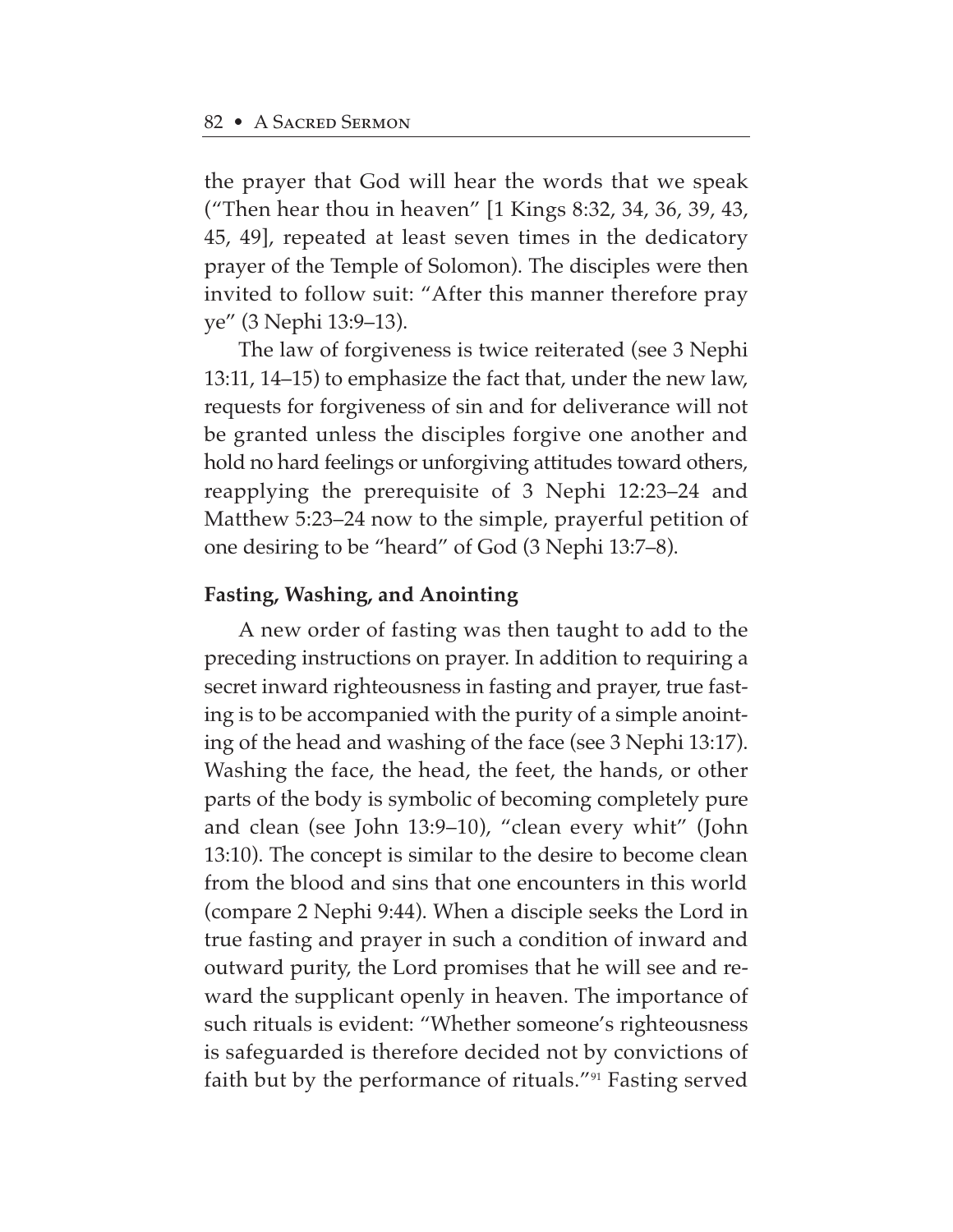the prayer that God will hear the words that we speak ("Then hear thou in heaven" [1 Kings 8:32, 34, 36, 39, 43, 45, 49], repeated at least seven times in the dedicatory prayer of the Temple of Solomon). The disciples were then invited to follow suit: "After this manner therefore pray ye" (3 Nephi 13:9–13).

The law of forgiveness is twice reiterated (see 3 Nephi 13:11, 14–15) to emphasize the fact that, under the new law, requests for forgiveness of sin and for deliverance will not be granted unless the disciples forgive one another and hold no hard feelings or unforgiving attitudes toward others, reapplying the prerequisite of 3 Nephi 12:23–24 and Matthew 5:23–24 now to the simple, prayerful petition of one desiring to be "heard" of God (3 Nephi 13:7–8).

**Fasting, Washing, and Anointing**

A new order of fasting was then taught to add to the preceding instructions on prayer. In addition to requiring a secret inward righteousness in fasting and prayer, true fasting is to be accompanied with the purity of a simple anointing of the head and washing of the face (see 3 Nephi 13:17). Washing the face, the head, the feet, the hands, or other parts of the body is symbolic of becoming completely pure and clean (see John 13:9–10), "clean every whit" (John 13:10). The concept is similar to the desire to become clean from the blood and sins that one encounters in this world (compare 2 Nephi 9:44). When a disciple seeks the Lord in true fasting and prayer in such a condition of inward and outward purity, the Lord promises that he will see and reward the supplicant openly in heaven. The importance of such rituals is evident: "Whether someone's righteousness is safeguarded is therefore decided not by convictions of faith but by the performance of rituals."[91] Fasting served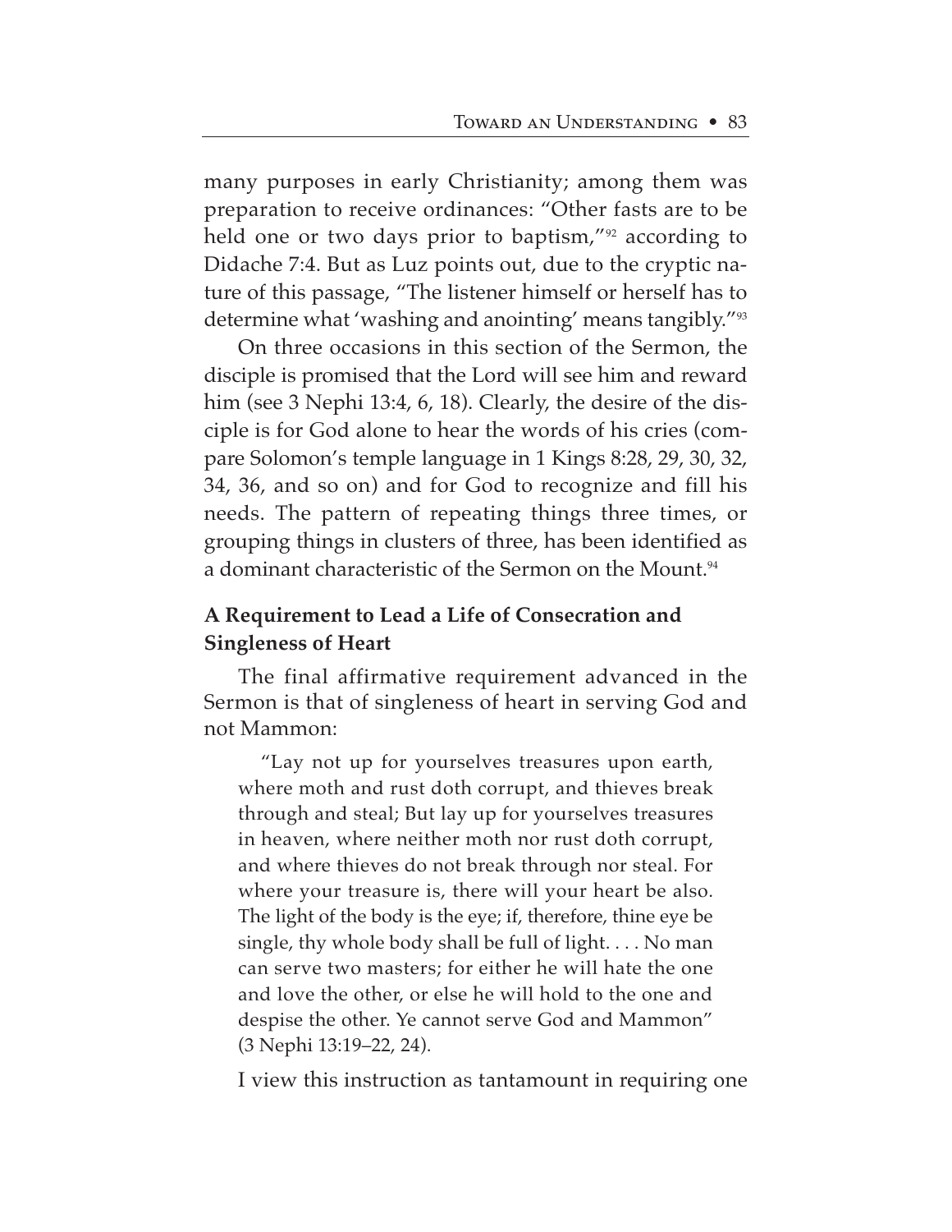many purposes in early Christianity; among them was preparation to receive ordinances: "Other fasts are to be held one or two days prior to baptism,"[92] according to Didache 7:4. But as Luz points out, due to the cryptic nature of this passage, "The listener himself or herself has to determine what 'washing and anointing' means tangibly."[93]

On three occasions in this section of the Sermon, the disciple is promised that the Lord will see him and reward him (see 3 Nephi 13:4, 6, 18). Clearly, the desire of the disciple is for God alone to hear the words of his cries (compare Solomon's temple language in 1 Kings 8:28, 29, 30, 32, 34, 36, and so on) and for God to recognize and fill his needs. The pattern of repeating things three times, or grouping things in clusters of three, has been identified as a dominant characteristic of the Sermon on the Mount.[94]

### A Requirement to Lead a Life of Consecration and Singleness of Heart

The final affirmative requirement advanced in the Sermon is that of singleness of heart in serving God and not Mammon:

> "Lay not up for yourselves treasures upon earth, where moth and rust doth corrupt, and thieves break through and steal; But lay up for yourselves treasures in heaven, where neither moth nor rust doth corrupt, and where thieves do not break through nor steal. For where your treasure is, there will your heart be also. The light of the body is the eye; if, therefore, thine eye be single, thy whole body shall be full of light. . . . No man can serve two masters; for either he will hate the one and love the other, or else he will hold to the one and despise the other. Ye cannot serve God and Mammon" (3 Nephi 13:19–22, 24).

I view this instruction as tantamount in requiring one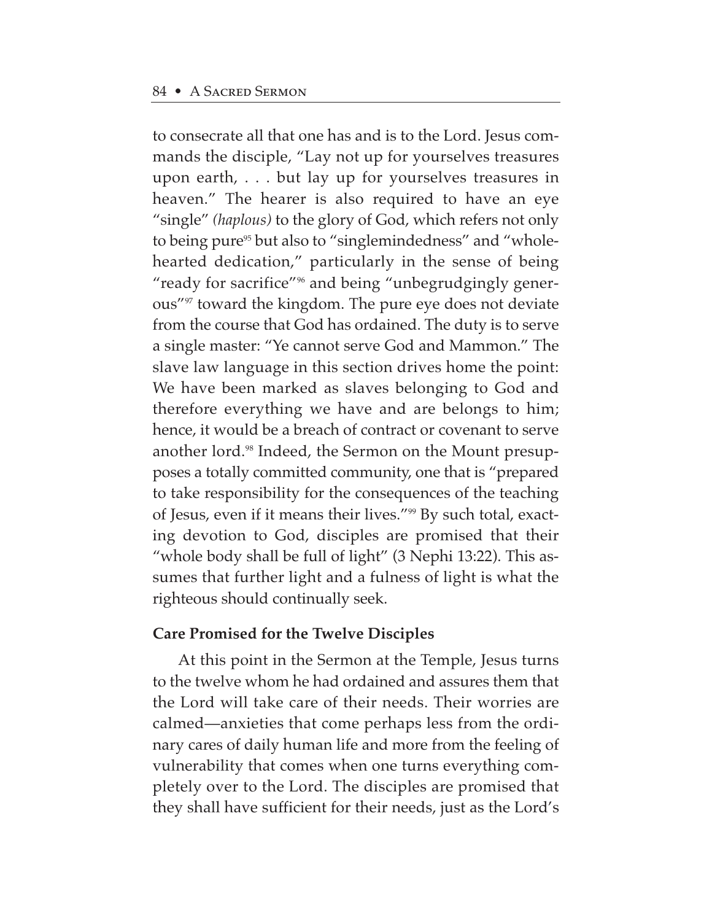to consecrate all that one has and is to the Lord. Jesus commands the disciple, "Lay not up for yourselves treasures upon earth, . . . but lay up for yourselves treasures in heaven." The hearer is also required to have an eye "single" *(haplous)* to the glory of God, which refers not only to being pure[95] but also to "singlemindedness" and "wholehearted dedication," particularly in the sense of being "ready for sacrifice"[96] and being "unbegrudgingly generous"[97] toward the kingdom. The pure eye does not deviate from the course that God has ordained. The duty is to serve a single master: "Ye cannot serve God and Mammon." The slave law language in this section drives home the point: We have been marked as slaves belonging to God and therefore everything we have and are belongs to him; hence, it would be a breach of contract or covenant to serve another lord.[98] Indeed, the Sermon on the Mount presupposes a totally committed community, one that is "prepared to take responsibility for the consequences of the teaching of Jesus, even if it means their lives."[99] By such total, exacting devotion to God, disciples are promised that their "whole body shall be full of light" (3 Nephi 13:22). This assumes that further light and a fulness of light is what the righteous should continually seek.

**Care Promised for the Twelve Disciples**

At this point in the Sermon at the Temple, Jesus turns to the twelve whom he had ordained and assures them that the Lord will take care of their needs. Their worries are calmed—anxieties that come perhaps less from the ordinary cares of daily human life and more from the feeling of vulnerability that comes when one turns everything completely over to the Lord. The disciples are promised that they shall have sufficient for their needs, just as the Lord's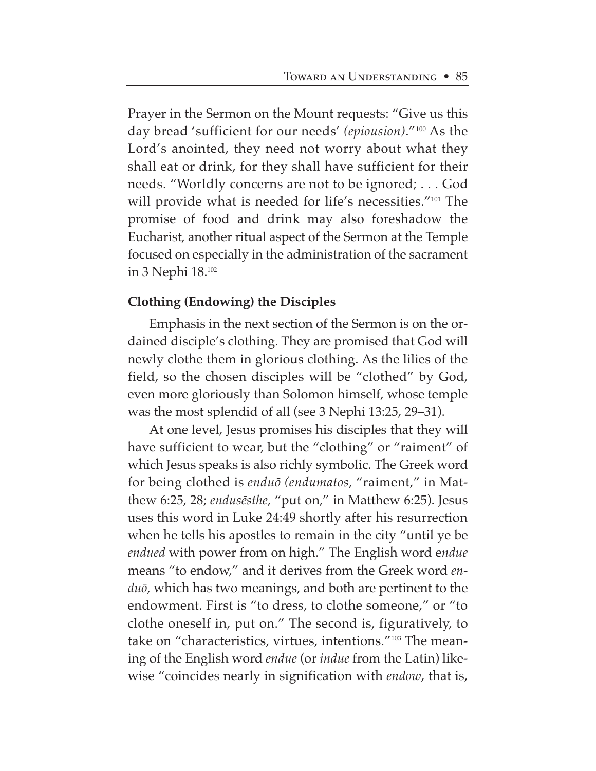Prayer in the Sermon on the Mount requests: "Give us this day bread 'sufficient for our needs' *(epiousion)*."[100] As the Lord's anointed, they need not worry about what they shall eat or drink, for they shall have sufficient for their needs. "Worldly concerns are not to be ignored; . . . God will provide what is needed for life's necessities."[101] The promise of food and drink may also foreshadow the Eucharist, another ritual aspect of the Sermon at the Temple focused on especially in the administration of the sacrament in 3 Nephi 18.[102]

**Clothing (Endowing) the Disciples**

Emphasis in the next section of the Sermon is on the ordained disciple's clothing. They are promised that God will newly clothe them in glorious clothing. As the lilies of the field, so the chosen disciples will be "clothed" by God, even more gloriously than Solomon himself, whose temple was the most splendid of all (see 3 Nephi 13:25, 29–31).

At one level, Jesus promises his disciples that they will have sufficient to wear, but the "clothing" or "raiment" of which Jesus speaks is also richly symbolic. The Greek word for being clothed is *enduō (endumatos*, "raiment," in Matthew 6:25, 28; *endusēsthe*, "put on," in Matthew 6:25). Jesus uses this word in Luke 24:49 shortly after his resurrection when he tells his apostles to remain in the city "until ye be *endued* with power from on high." The English word e*ndue* means "to endow," and it derives from the Greek word *enduō,* which has two meanings, and both are pertinent to the endowment. First is "to dress, to clothe someone," or "to clothe oneself in, put on." The second is, figuratively, to take on "characteristics, virtues, intentions."[103] The meaning of the English word *endue* (or *indue* from the Latin) likewise "coincides nearly in signification with *endow*, that is,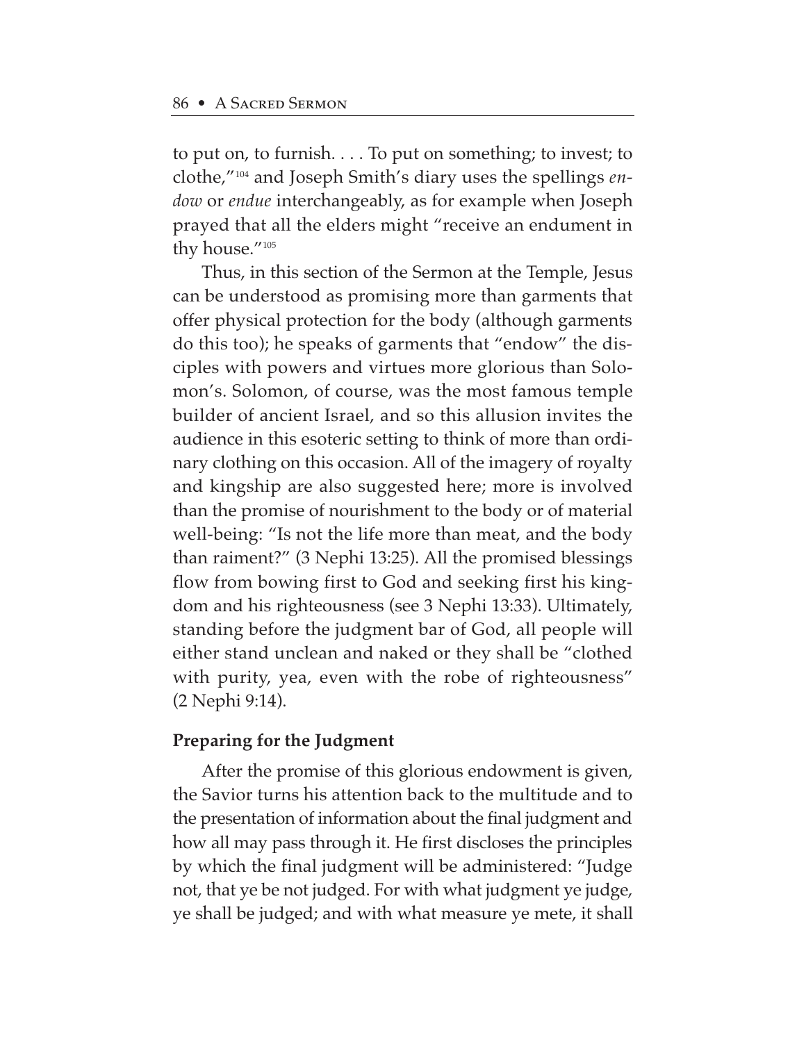to put on, to furnish. . . . To put on something; to invest; to clothe,"[104] and Joseph Smith's diary uses the spellings *endow* or *endue* interchangeably, as for example when Joseph prayed that all the elders might "receive an endument in thy house."[105]

Thus, in this section of the Sermon at the Temple, Jesus can be understood as promising more than garments that offer physical protection for the body (although garments do this too); he speaks of garments that "endow" the disciples with powers and virtues more glorious than Solomon's. Solomon, of course, was the most famous temple builder of ancient Israel, and so this allusion invites the audience in this esoteric setting to think of more than ordinary clothing on this occasion. All of the imagery of royalty and kingship are also suggested here; more is involved than the promise of nourishment to the body or of material well-being: "Is not the life more than meat, and the body than raiment?" (3 Nephi 13:25). All the promised blessings flow from bowing first to God and seeking first his kingdom and his righteousness (see 3 Nephi 13:33). Ultimately, standing before the judgment bar of God, all people will either stand unclean and naked or they shall be "clothed with purity, yea, even with the robe of righteousness" (2 Nephi 9:14).

**Preparing for the Judgment**

After the promise of this glorious endowment is given, the Savior turns his attention back to the multitude and to the presentation of information about the final judgment and how all may pass through it. He first discloses the principles by which the final judgment will be administered: "Judge not, that ye be not judged. For with what judgment ye judge, ye shall be judged; and with what measure ye mete, it shall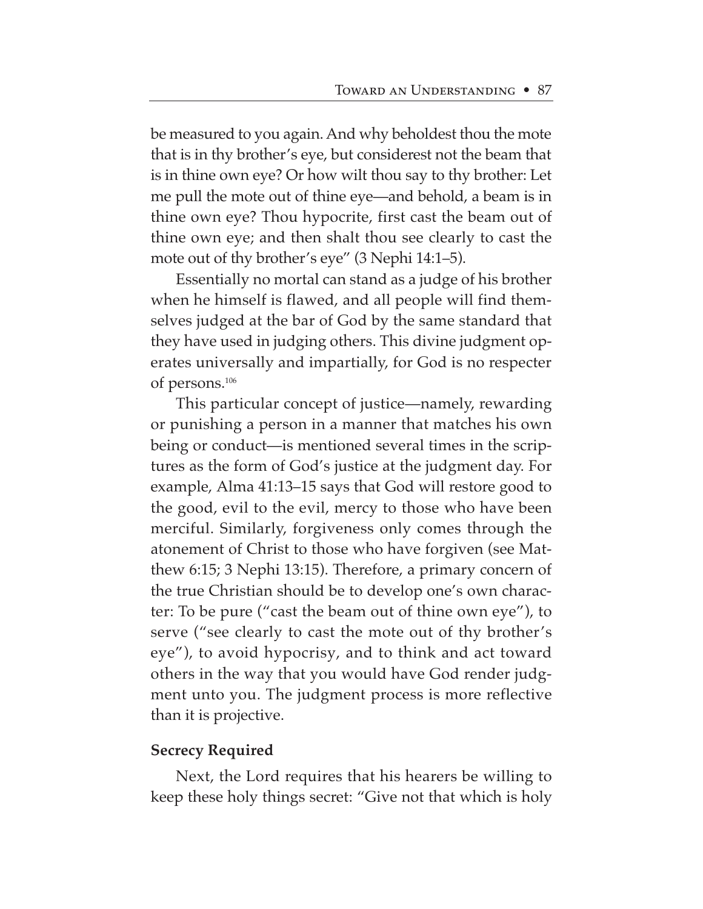be measured to you again. And why beholdest thou the mote that is in thy brother's eye, but considerest not the beam that is in thine own eye? Or how wilt thou say to thy brother: Let me pull the mote out of thine eye—and behold, a beam is in thine own eye? Thou hypocrite, first cast the beam out of thine own eye; and then shalt thou see clearly to cast the mote out of thy brother's eye" (3 Nephi 14:1–5).

Essentially no mortal can stand as a judge of his brother when he himself is flawed, and all people will find themselves judged at the bar of God by the same standard that they have used in judging others. This divine judgment operates universally and impartially, for God is no respecter of persons.[106]

This particular concept of justice—namely, rewarding or punishing a person in a manner that matches his own being or conduct—is mentioned several times in the scriptures as the form of God's justice at the judgment day. For example, Alma 41:13–15 says that God will restore good to the good, evil to the evil, mercy to those who have been merciful. Similarly, forgiveness only comes through the atonement of Christ to those who have forgiven (see Matthew 6:15; 3 Nephi 13:15). Therefore, a primary concern of the true Christian should be to develop one's own character: To be pure ("cast the beam out of thine own eye"), to serve ("see clearly to cast the mote out of thy brother's eye"), to avoid hypocrisy, and to think and act toward others in the way that you would have God render judgment unto you. The judgment process is more reflective than it is projective.

**Secrecy Required**

Next, the Lord requires that his hearers be willing to keep these holy things secret: "Give not that which is holy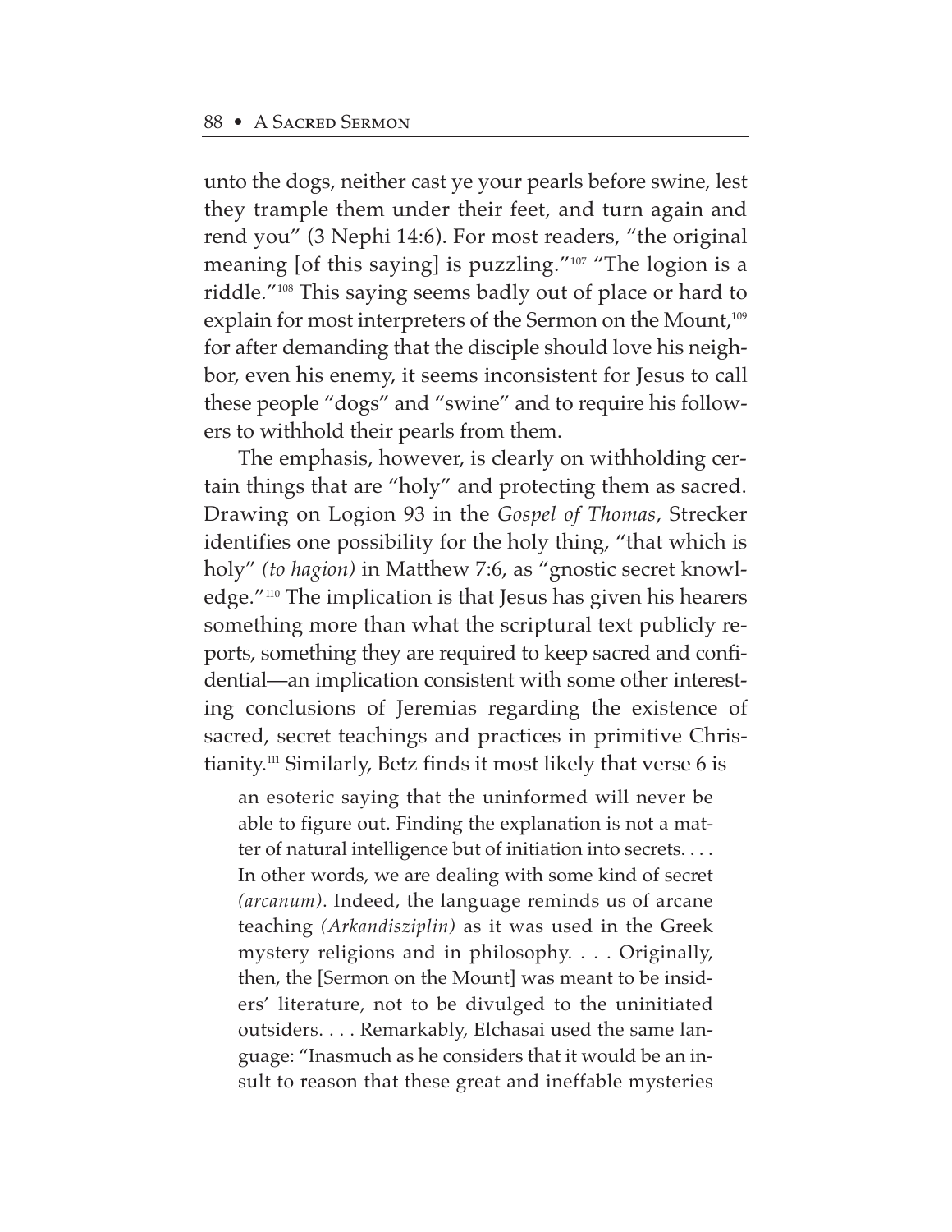unto the dogs, neither cast ye your pearls before swine, lest they trample them under their feet, and turn again and rend you" (3 Nephi 14:6). For most readers, "the original meaning [of this saying] is puzzling."[107] "The logion is a riddle."[108] This saying seems badly out of place or hard to explain for most interpreters of the Sermon on the Mount,[109] for after demanding that the disciple should love his neighbor, even his enemy, it seems inconsistent for Jesus to call these people "dogs" and "swine" and to require his followers to withhold their pearls from them.

The emphasis, however, is clearly on withholding certain things that are "holy" and protecting them as sacred. Drawing on Logion 93 in the *Gospel of Thomas*, Strecker identifies one possibility for the holy thing, "that which is holy" *(to hagion)* in Matthew 7:6, as "gnostic secret knowledge."[110] The implication is that Jesus has given his hearers something more than what the scriptural text publicly reports, something they are required to keep sacred and confidential—an implication consistent with some other interesting conclusions of Jeremias regarding the existence of sacred, secret teachings and practices in primitive Christianity.[111] Similarly, Betz finds it most likely that verse 6 is

> an esoteric saying that the uninformed will never be able to figure out. Finding the explanation is not a matter of natural intelligence but of initiation into secrets. . . . In other words, we are dealing with some kind of secret *(arcanum)*. Indeed, the language reminds us of arcane teaching *(Arkandisziplin)* as it was used in the Greek mystery religions and in philosophy. . . . Originally, then, the [Sermon on the Mount] was meant to be insiders' literature, not to be divulged to the uninitiated outsiders. . . . Remarkably, Elchasai used the same language: "Inasmuch as he considers that it would be an insult to reason that these great and ineffable mysteries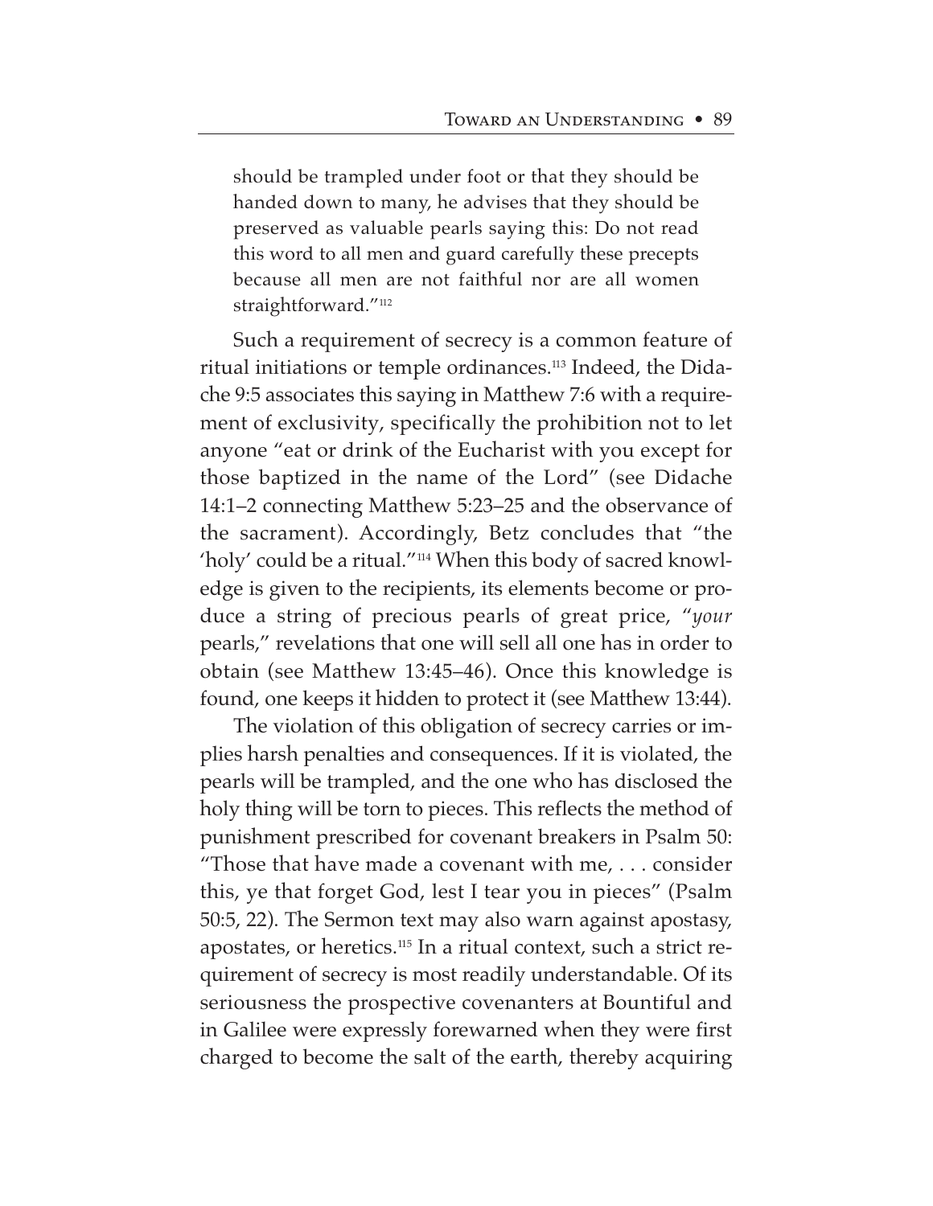should be trampled under foot or that they should be handed down to many, he advises that they should be preserved as valuable pearls saying this: Do not read this word to all men and guard carefully these precepts because all men are not faithful nor are all women straightforward."[112]

Such a requirement of secrecy is a common feature of ritual initiations or temple ordinances.[113] Indeed, the Didache 9:5 associates this saying in Matthew 7:6 with a requirement of exclusivity, specifically the prohibition not to let anyone "eat or drink of the Eucharist with you except for those baptized in the name of the Lord" (see Didache 14:1–2 connecting Matthew 5:23–25 and the observance of the sacrament). Accordingly, Betz concludes that "the 'holy' could be a ritual."[114] When this body of sacred knowledge is given to the recipients, its elements become or produce a string of precious pearls of great price, "*your* pearls," revelations that one will sell all one has in order to obtain (see Matthew 13:45–46). Once this knowledge is found, one keeps it hidden to protect it (see Matthew 13:44).

The violation of this obligation of secrecy carries or implies harsh penalties and consequences. If it is violated, the pearls will be trampled, and the one who has disclosed the holy thing will be torn to pieces. This reflects the method of punishment prescribed for covenant breakers in Psalm 50: "Those that have made a covenant with me, . . . consider this, ye that forget God, lest I tear you in pieces" (Psalm 50:5, 22). The Sermon text may also warn against apostasy, apostates, or heretics.[115] In a ritual context, such a strict requirement of secrecy is most readily understandable. Of its seriousness the prospective covenanters at Bountiful and in Galilee were expressly forewarned when they were first charged to become the salt of the earth, thereby acquiring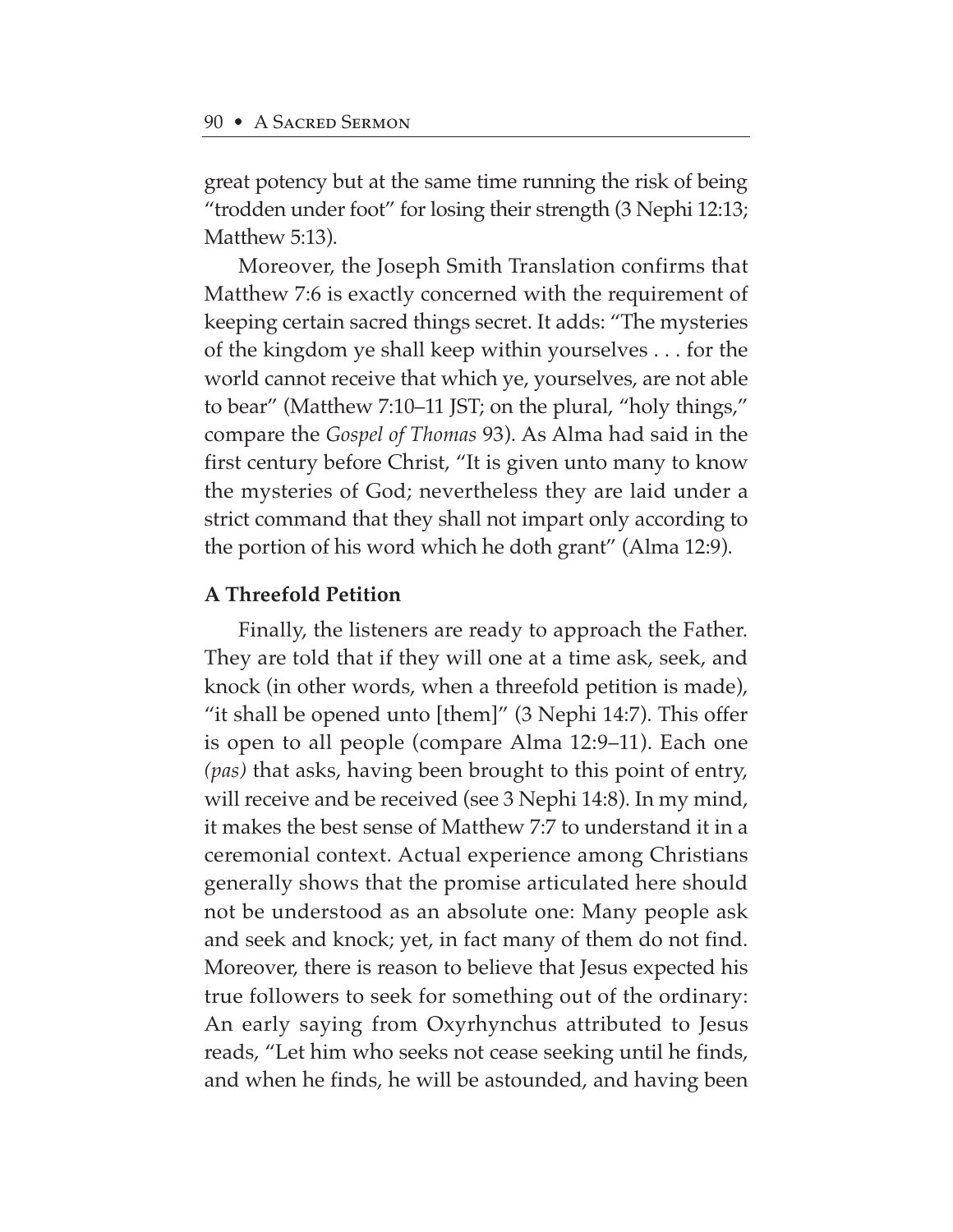great potency but at the same time running the risk of being "trodden under foot" for losing their strength (3 Nephi 12:13; Matthew 5:13).

Moreover, the Joseph Smith Translation confirms that Matthew 7:6 is exactly concerned with the requirement of keeping certain sacred things secret. It adds: "The mysteries of the kingdom ye shall keep within yourselves . . . for the world cannot receive that which ye, yourselves, are not able to bear" (Matthew 7:10–11 JST; on the plural, "holy things," compare the *Gospel of Thomas* 93). As Alma had said in the first century before Christ, "It is given unto many to know the mysteries of God; nevertheless they are laid under a strict command that they shall not impart only according to the portion of his word which he doth grant" (Alma 12:9).

### A Threefold Petition

Finally, the listeners are ready to approach the Father. They are told that if they will one at a time ask, seek, and knock (in other words, when a threefold petition is made), "it shall be opened unto [them]" (3 Nephi 14:7). This offer is open to all people (compare Alma 12:9–11). Each one *(pas)* that asks, having been brought to this point of entry, will receive and be received (see 3 Nephi 14:8). In my mind, it makes the best sense of Matthew 7:7 to understand it in a ceremonial context. Actual experience among Christians generally shows that the promise articulated here should not be understood as an absolute one: Many people ask and seek and knock; yet, in fact many of them do not find. Moreover, there is reason to believe that Jesus expected his true followers to seek for something out of the ordinary: An early saying from Oxyrhynchus attributed to Jesus reads, "Let him who seeks not cease seeking until he finds, and when he finds, he will be astounded, and having been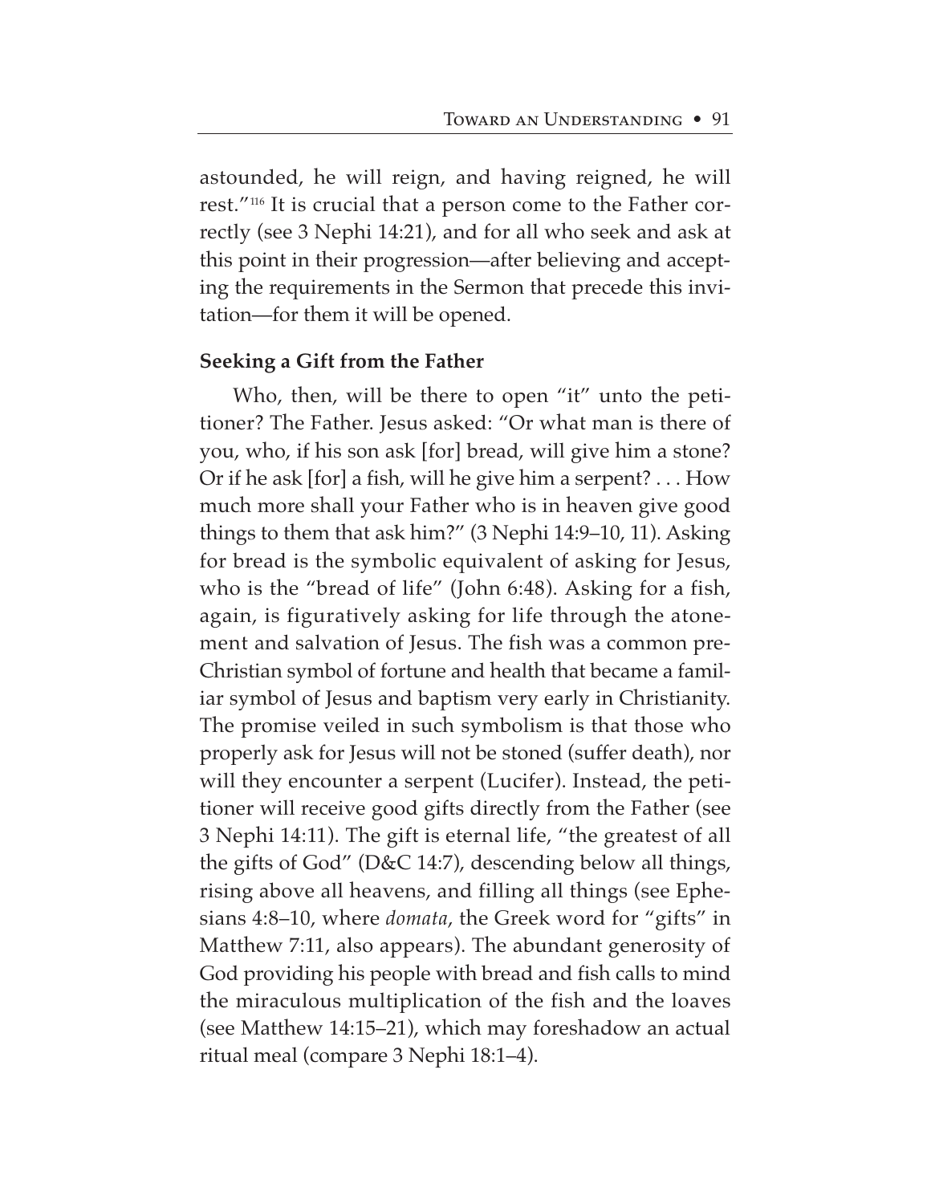astounded, he will reign, and having reigned, he will rest."[116] It is crucial that a person come to the Father correctly (see 3 Nephi 14:21), and for all who seek and ask at this point in their progression—after believing and accepting the requirements in the Sermon that precede this invitation—for them it will be opened.

**Seeking a Gift from the Father**

Who, then, will be there to open "it" unto the petitioner? The Father. Jesus asked: "Or what man is there of you, who, if his son ask [for] bread, will give him a stone? Or if he ask [for] a fish, will he give him a serpent? . . . How much more shall your Father who is in heaven give good things to them that ask him?" (3 Nephi 14:9–10, 11). Asking for bread is the symbolic equivalent of asking for Jesus, who is the "bread of life" (John 6:48). Asking for a fish, again, is figuratively asking for life through the atonement and salvation of Jesus. The fish was a common pre-Christian symbol of fortune and health that became a familiar symbol of Jesus and baptism very early in Christianity. The promise veiled in such symbolism is that those who properly ask for Jesus will not be stoned (suffer death), nor will they encounter a serpent (Lucifer). Instead, the petitioner will receive good gifts directly from the Father (see 3 Nephi 14:11). The gift is eternal life, "the greatest of all the gifts of God" (D&C 14:7), descending below all things, rising above all heavens, and filling all things (see Ephesians 4:8–10, where *domata*, the Greek word for "gifts" in Matthew 7:11, also appears). The abundant generosity of God providing his people with bread and fish calls to mind the miraculous multiplication of the fish and the loaves (see Matthew 14:15–21), which may foreshadow an actual ritual meal (compare 3 Nephi 18:1–4).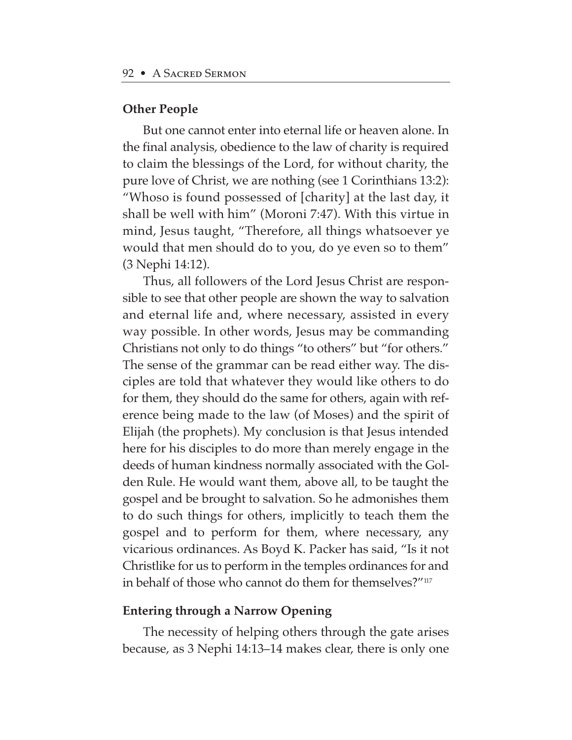### Other People

But one cannot enter into eternal life or heaven alone. In the final analysis, obedience to the law of charity is required to claim the blessings of the Lord, for without charity, the pure love of Christ, we are nothing (see 1 Corinthians 13:2): "Whoso is found possessed of [charity] at the last day, it shall be well with him" (Moroni 7:47). With this virtue in mind, Jesus taught, "Therefore, all things whatsoever ye would that men should do to you, do ye even so to them" (3 Nephi 14:12).

Thus, all followers of the Lord Jesus Christ are responsible to see that other people are shown the way to salvation and eternal life and, where necessary, assisted in every way possible. In other words, Jesus may be commanding Christians not only to do things "to others" but "for others." The sense of the grammar can be read either way. The disciples are told that whatever they would like others to do for them, they should do the same for others, again with reference being made to the law (of Moses) and the spirit of Elijah (the prophets). My conclusion is that Jesus intended here for his disciples to do more than merely engage in the deeds of human kindness normally associated with the Golden Rule. He would want them, above all, to be taught the gospel and be brought to salvation. So he admonishes them to do such things for others, implicitly to teach them the gospel and to perform for them, where necessary, any vicarious ordinances. As Boyd K. Packer has said, "Is it not Christlike for us to perform in the temples ordinances for and in behalf of those who cannot do them for themselves?"[117]

### Entering through a Narrow Opening

The necessity of helping others through the gate arises because, as 3 Nephi 14:13–14 makes clear, there is only one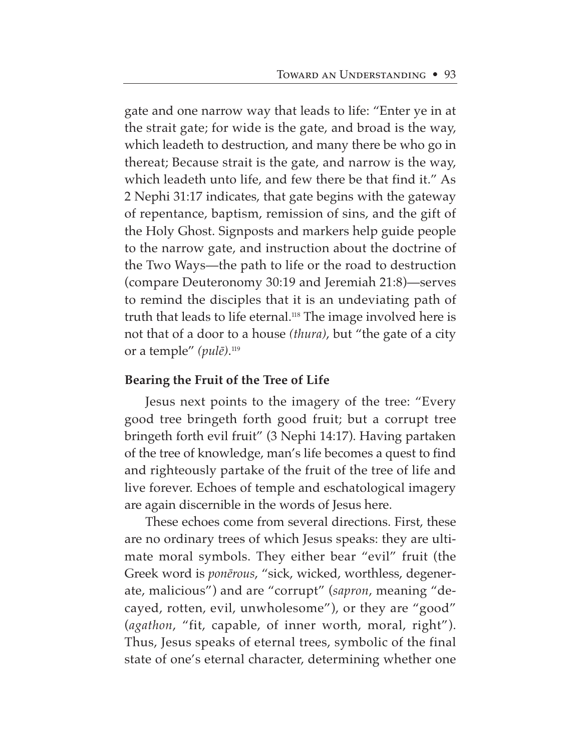gate and one narrow way that leads to life: "Enter ye in at the strait gate; for wide is the gate, and broad is the way, which leadeth to destruction, and many there be who go in thereat; Because strait is the gate, and narrow is the way, which leadeth unto life, and few there be that find it." As 2 Nephi 31:17 indicates, that gate begins with the gateway of repentance, baptism, remission of sins, and the gift of the Holy Ghost. Signposts and markers help guide people to the narrow gate, and instruction about the doctrine of the Two Ways—the path to life or the road to destruction (compare Deuteronomy 30:19 and Jeremiah 21:8)—serves to remind the disciples that it is an undeviating path of truth that leads to life eternal.[118] The image involved here is not that of a door to a house *(thura)*, but "the gate of a city or a temple" *(pulē)*.[119]

**Bearing the Fruit of the Tree of Life**

Jesus next points to the imagery of the tree: "Every good tree bringeth forth good fruit; but a corrupt tree bringeth forth evil fruit" (3 Nephi 14:17). Having partaken of the tree of knowledge, man's life becomes a quest to find and righteously partake of the fruit of the tree of life and live forever. Echoes of temple and eschatological imagery are again discernible in the words of Jesus here.

These echoes come from several directions. First, these are no ordinary trees of which Jesus speaks: they are ultimate moral symbols. They either bear "evil" fruit (the Greek word is *ponērous*, "sick, wicked, worthless, degenerate, malicious") and are "corrupt" (*sapron*, meaning "decayed, rotten, evil, unwholesome"), or they are "good" (*agathon*, "fit, capable, of inner worth, moral, right"). Thus, Jesus speaks of eternal trees, symbolic of the final state of one's eternal character, determining whether one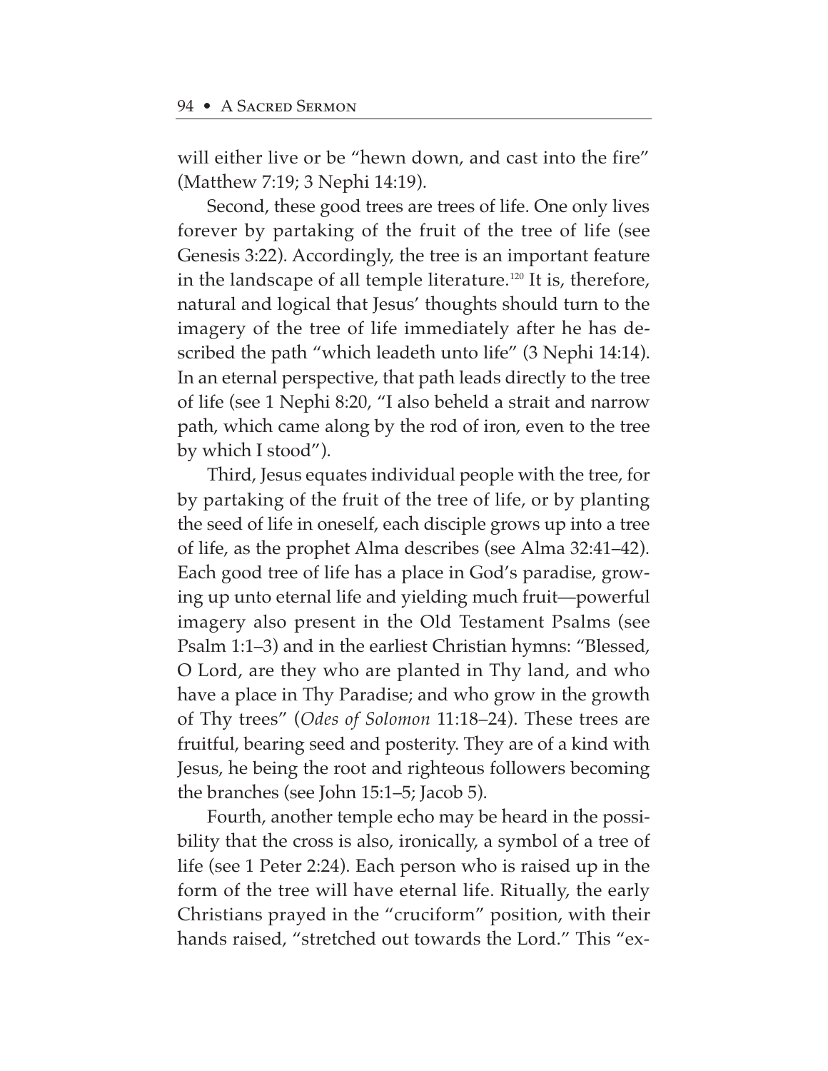will either live or be "hewn down, and cast into the fire" (Matthew 7:19; 3 Nephi 14:19).

Second, these good trees are trees of life. One only lives forever by partaking of the fruit of the tree of life (see Genesis 3:22). Accordingly, the tree is an important feature in the landscape of all temple literature.[120] It is, therefore, natural and logical that Jesus' thoughts should turn to the imagery of the tree of life immediately after he has described the path "which leadeth unto life" (3 Nephi 14:14). In an eternal perspective, that path leads directly to the tree of life (see 1 Nephi 8:20, "I also beheld a strait and narrow path, which came along by the rod of iron, even to the tree by which I stood").

Third, Jesus equates individual people with the tree, for by partaking of the fruit of the tree of life, or by planting the seed of life in oneself, each disciple grows up into a tree of life, as the prophet Alma describes (see Alma 32:41–42). Each good tree of life has a place in God's paradise, growing up unto eternal life and yielding much fruit—powerful imagery also present in the Old Testament Psalms (see Psalm 1:1–3) and in the earliest Christian hymns: "Blessed, O Lord, are they who are planted in Thy land, and who have a place in Thy Paradise; and who grow in the growth of Thy trees" (*Odes of Solomon* 11:18–24). These trees are fruitful, bearing seed and posterity. They are of a kind with Jesus, he being the root and righteous followers becoming the branches (see John 15:1–5; Jacob 5).

Fourth, another temple echo may be heard in the possibility that the cross is also, ironically, a symbol of a tree of life (see 1 Peter 2:24). Each person who is raised up in the form of the tree will have eternal life. Ritually, the early Christians prayed in the "cruciform" position, with their hands raised, "stretched out towards the Lord." This "ex-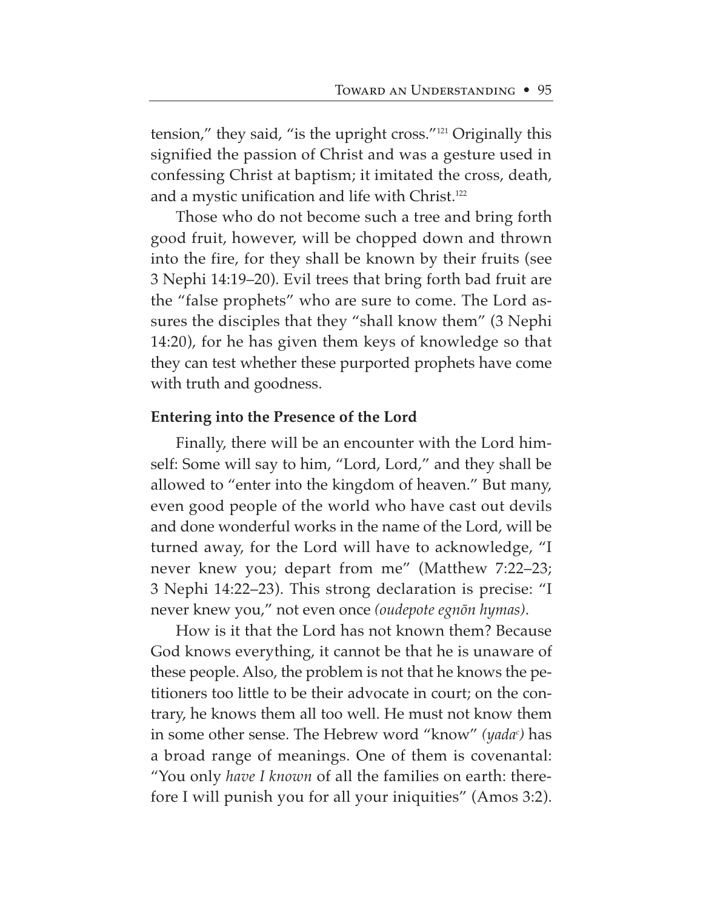tension," they said, "is the upright cross."[121] Originally this signified the passion of Christ and was a gesture used in confessing Christ at baptism; it imitated the cross, death, and a mystic unification and life with Christ.[122]

Those who do not become such a tree and bring forth good fruit, however, will be chopped down and thrown into the fire, for they shall be known by their fruits (see 3 Nephi 14:19–20). Evil trees that bring forth bad fruit are the "false prophets" who are sure to come. The Lord assures the disciples that they "shall know them" (3 Nephi 14:20), for he has given them keys of knowledge so that they can test whether these purported prophets have come with truth and goodness.

**Entering into the Presence of the Lord**

Finally, there will be an encounter with the Lord himself: Some will say to him, "Lord, Lord," and they shall be allowed to "enter into the kingdom of heaven." But many, even good people of the world who have cast out devils and done wonderful works in the name of the Lord, will be turned away, for the Lord will have to acknowledge, "I never knew you; depart from me" (Matthew 7:22–23; 3 Nephi 14:22–23). This strong declaration is precise: "I never knew you," not even once *(oudepote egnōn hymas)*.

How is it that the Lord has not known them? Because God knows everything, it cannot be that he is unaware of these people. Also, the problem is not that he knows the petitioners too little to be their advocate in court; on the contrary, he knows them all too well. He must not know them in some other sense. The Hebrew word "know" *(yadaᶜ)* has a broad range of meanings. One of them is covenantal: "You only *have I known* of all the families on earth: therefore I will punish you for all your iniquities" (Amos 3:2).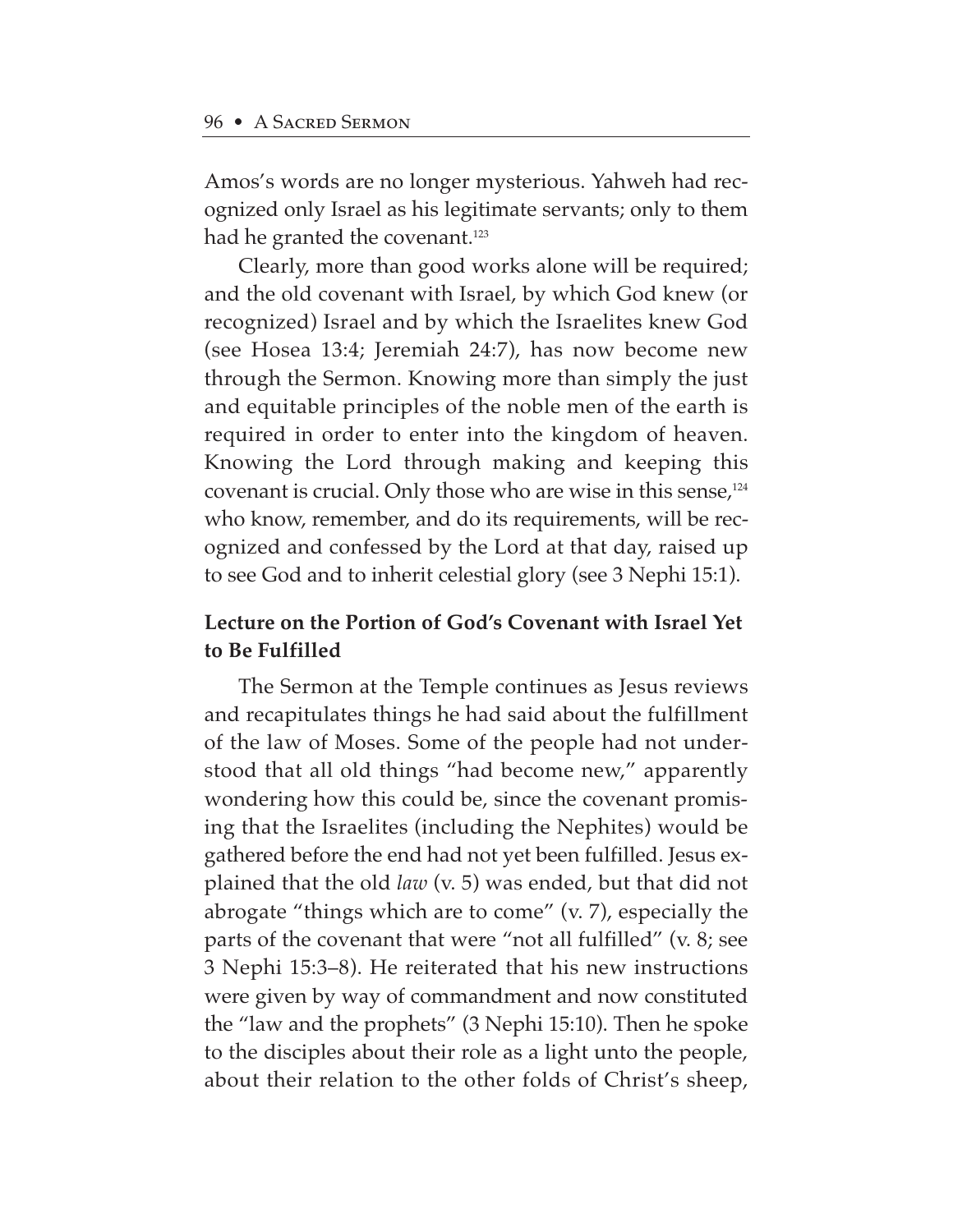Amos's words are no longer mysterious. Yahweh had recognized only Israel as his legitimate servants; only to them had he granted the covenant.[123]

Clearly, more than good works alone will be required; and the old covenant with Israel, by which God knew (or recognized) Israel and by which the Israelites knew God (see Hosea 13:4; Jeremiah 24:7), has now become new through the Sermon. Knowing more than simply the just and equitable principles of the noble men of the earth is required in order to enter into the kingdom of heaven. Knowing the Lord through making and keeping this covenant is crucial. Only those who are wise in this sense,[124] who know, remember, and do its requirements, will be recognized and confessed by the Lord at that day, raised up to see God and to inherit celestial glory (see 3 Nephi 15:1).

### Lecture on the Portion of God's Covenant with Israel Yet to Be Fulfilled

The Sermon at the Temple continues as Jesus reviews and recapitulates things he had said about the fulfillment of the law of Moses. Some of the people had not understood that all old things "had become new," apparently wondering how this could be, since the covenant promising that the Israelites (including the Nephites) would be gathered before the end had not yet been fulfilled. Jesus explained that the old *law* (v. 5) was ended, but that did not abrogate "things which are to come" (v. 7), especially the parts of the covenant that were "not all fulfilled" (v. 8; see 3 Nephi 15:3–8). He reiterated that his new instructions were given by way of commandment and now constituted the "law and the prophets" (3 Nephi 15:10). Then he spoke to the disciples about their role as a light unto the people, about their relation to the other folds of Christ's sheep,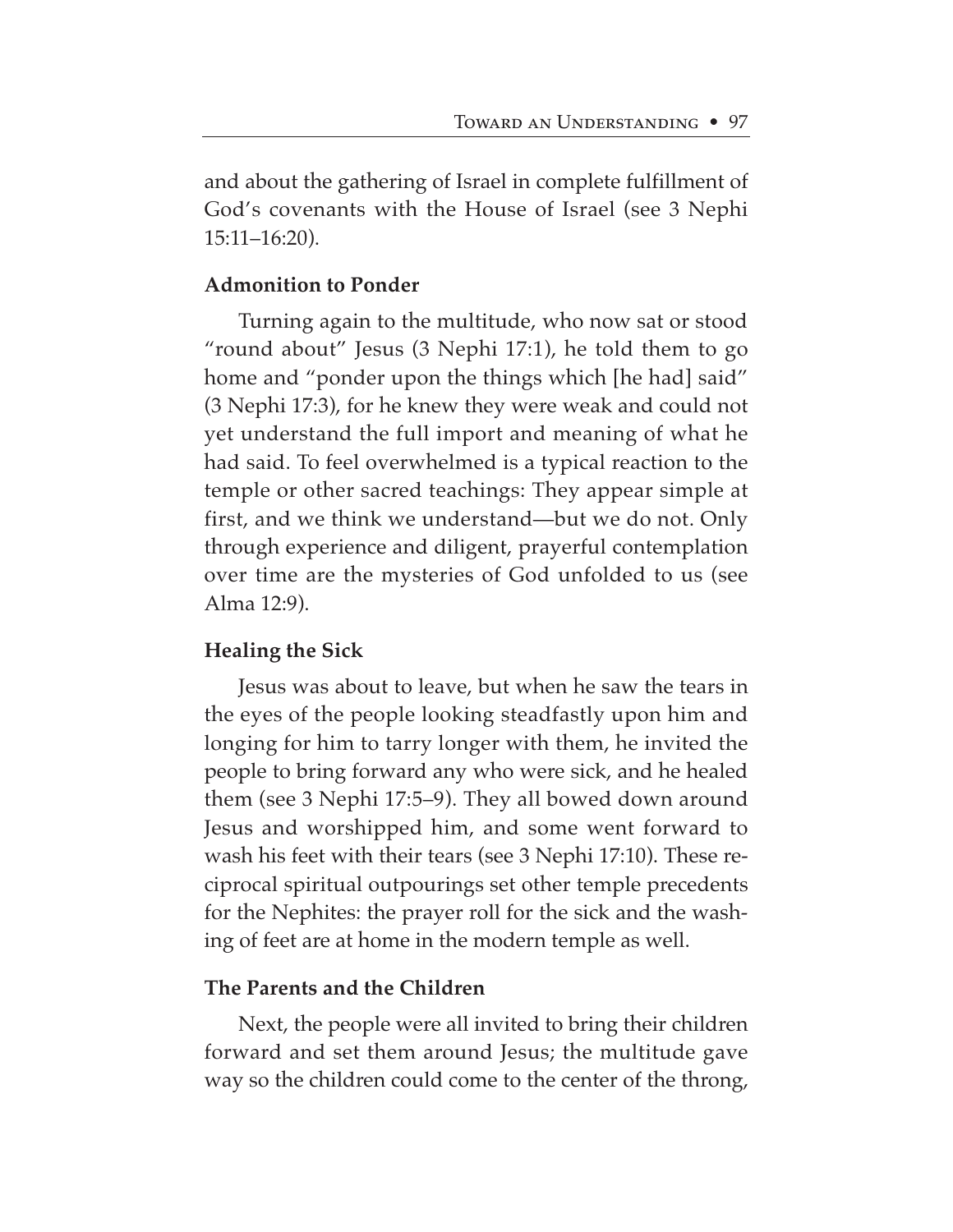and about the gathering of Israel in complete fulfillment of God's covenants with the House of Israel (see 3 Nephi 15:11–16:20).

**Admonition to Ponder**

Turning again to the multitude, who now sat or stood "round about" Jesus (3 Nephi 17:1), he told them to go home and "ponder upon the things which [he had] said" (3 Nephi 17:3), for he knew they were weak and could not yet understand the full import and meaning of what he had said. To feel overwhelmed is a typical reaction to the temple or other sacred teachings: They appear simple at first, and we think we understand—but we do not. Only through experience and diligent, prayerful contemplation over time are the mysteries of God unfolded to us (see Alma 12:9).

**Healing the Sick**

Jesus was about to leave, but when he saw the tears in the eyes of the people looking steadfastly upon him and longing for him to tarry longer with them, he invited the people to bring forward any who were sick, and he healed them (see 3 Nephi 17:5–9). They all bowed down around Jesus and worshipped him, and some went forward to wash his feet with their tears (see 3 Nephi 17:10). These reciprocal spiritual outpourings set other temple precedents for the Nephites: the prayer roll for the sick and the washing of feet are at home in the modern temple as well.

**The Parents and the Children**

Next, the people were all invited to bring their children forward and set them around Jesus; the multitude gave way so the children could come to the center of the throng,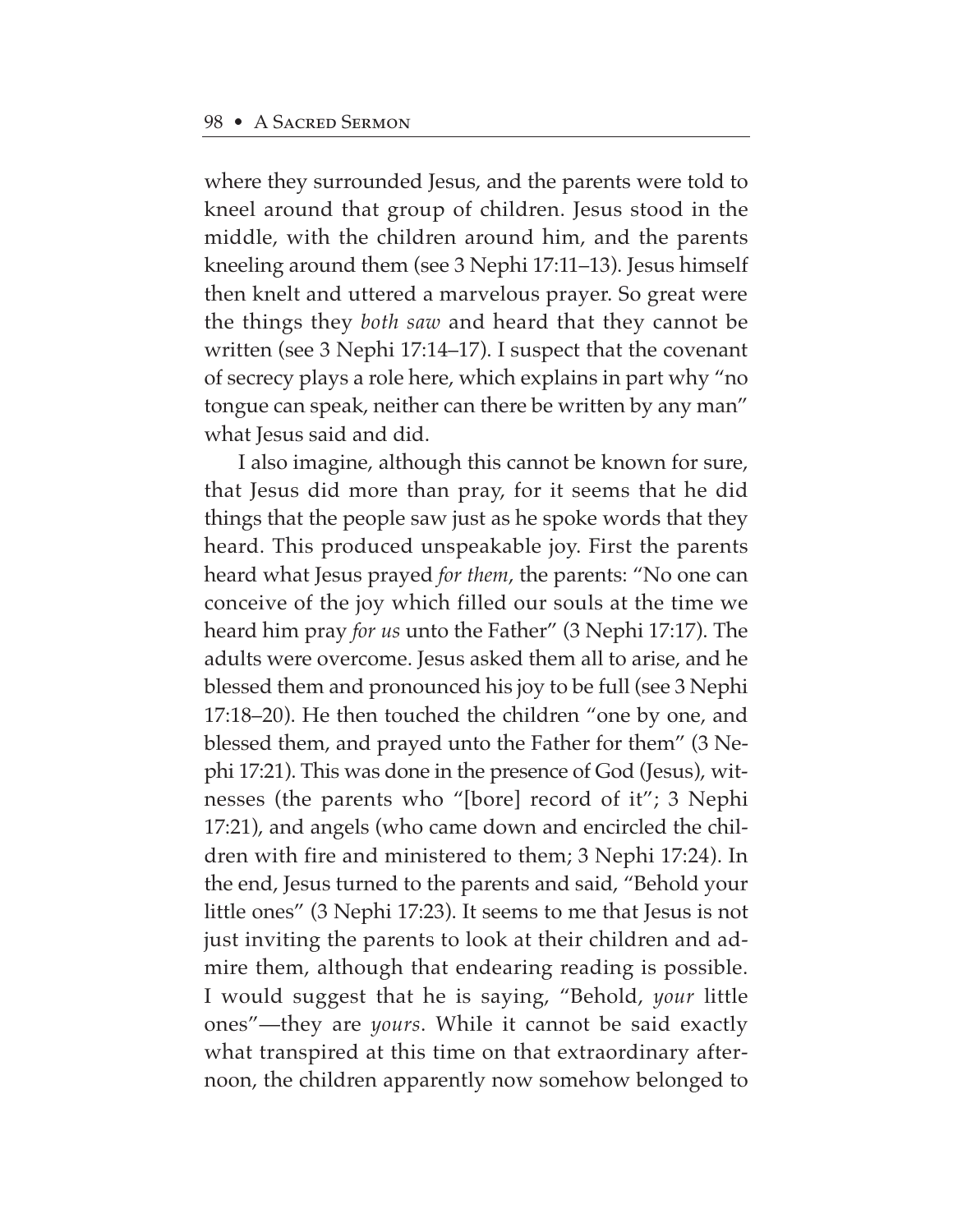where they surrounded Jesus, and the parents were told to kneel around that group of children. Jesus stood in the middle, with the children around him, and the parents kneeling around them (see 3 Nephi 17:11–13). Jesus himself then knelt and uttered a marvelous prayer. So great were the things they *both saw* and heard that they cannot be written (see 3 Nephi 17:14–17). I suspect that the covenant of secrecy plays a role here, which explains in part why "no tongue can speak, neither can there be written by any man" what Jesus said and did.

I also imagine, although this cannot be known for sure, that Jesus did more than pray, for it seems that he did things that the people saw just as he spoke words that they heard. This produced unspeakable joy. First the parents heard what Jesus prayed *for them*, the parents: "No one can conceive of the joy which filled our souls at the time we heard him pray *for us* unto the Father" (3 Nephi 17:17). The adults were overcome. Jesus asked them all to arise, and he blessed them and pronounced his joy to be full (see 3 Nephi 17:18–20). He then touched the children "one by one, and blessed them, and prayed unto the Father for them" (3 Nephi 17:21). This was done in the presence of God (Jesus), witnesses (the parents who "[bore] record of it"; 3 Nephi 17:21), and angels (who came down and encircled the children with fire and ministered to them; 3 Nephi 17:24). In the end, Jesus turned to the parents and said, "Behold your little ones" (3 Nephi 17:23). It seems to me that Jesus is not just inviting the parents to look at their children and admire them, although that endearing reading is possible. I would suggest that he is saying, "Behold, *your* little ones"—they are *yours*. While it cannot be said exactly what transpired at this time on that extraordinary afternoon, the children apparently now somehow belonged to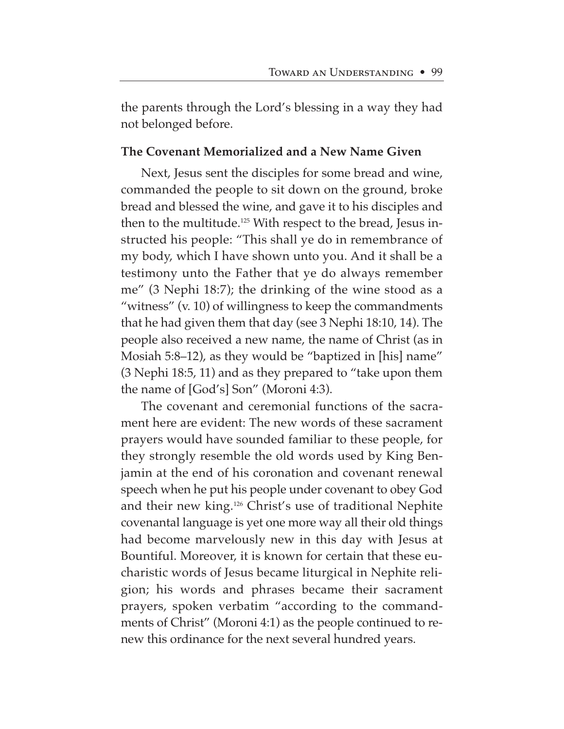the parents through the Lord's blessing in a way they had not belonged before.

### The Covenant Memorialized and a New Name Given

Next, Jesus sent the disciples for some bread and wine, commanded the people to sit down on the ground, broke bread and blessed the wine, and gave it to his disciples and then to the multitude.[125] With respect to the bread, Jesus instructed his people: "This shall ye do in remembrance of my body, which I have shown unto you. And it shall be a testimony unto the Father that ye do always remember me" (3 Nephi 18:7); the drinking of the wine stood as a "witness" (v. 10) of willingness to keep the commandments that he had given them that day (see 3 Nephi 18:10, 14). The people also received a new name, the name of Christ (as in Mosiah 5:8–12), as they would be "baptized in [his] name" (3 Nephi 18:5, 11) and as they prepared to "take upon them the name of [God's] Son" (Moroni 4:3).

The covenant and ceremonial functions of the sacrament here are evident: The new words of these sacrament prayers would have sounded familiar to these people, for they strongly resemble the old words used by King Benjamin at the end of his coronation and covenant renewal speech when he put his people under covenant to obey God and their new king.[126] Christ's use of traditional Nephite covenantal language is yet one more way all their old things had become marvelously new in this day with Jesus at Bountiful. Moreover, it is known for certain that these eucharistic words of Jesus became liturgical in Nephite religion; his words and phrases became their sacrament prayers, spoken verbatim "according to the commandments of Christ" (Moroni 4:1) as the people continued to renew this ordinance for the next several hundred years.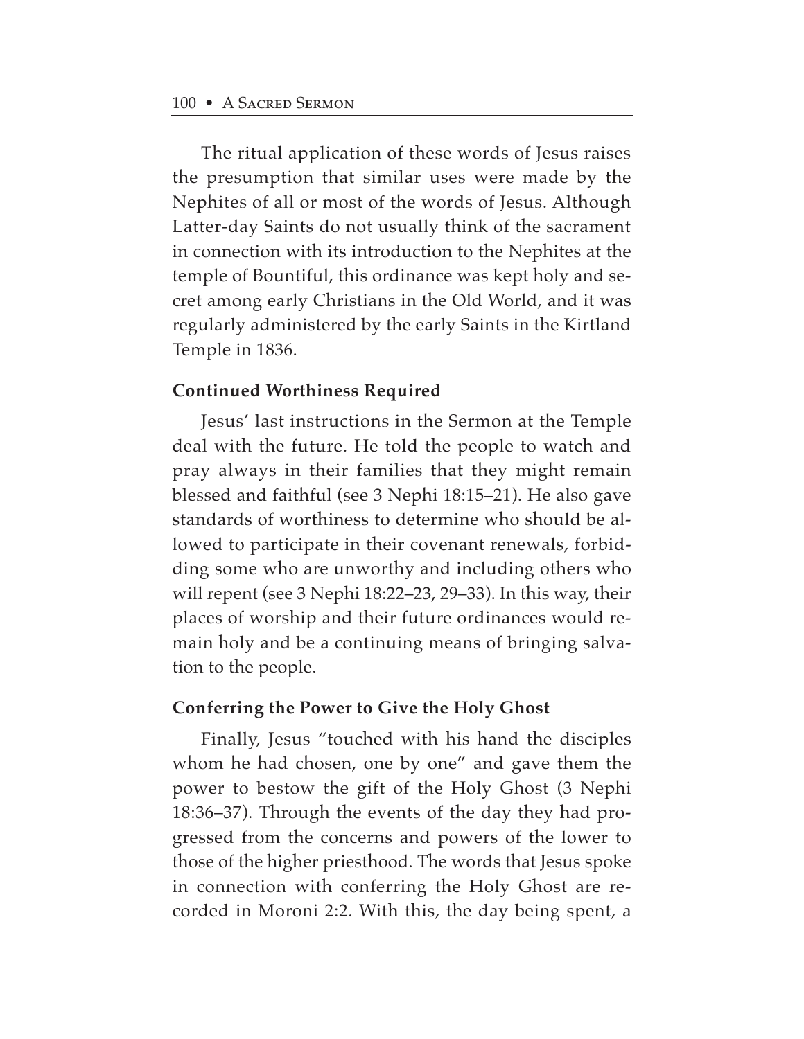The ritual application of these words of Jesus raises the presumption that similar uses were made by the Nephites of all or most of the words of Jesus. Although Latter-day Saints do not usually think of the sacrament in connection with its introduction to the Nephites at the temple of Bountiful, this ordinance was kept holy and secret among early Christians in the Old World, and it was regularly administered by the early Saints in the Kirtland Temple in 1836.

### Continued Worthiness Required

Jesus' last instructions in the Sermon at the Temple deal with the future. He told the people to watch and pray always in their families that they might remain blessed and faithful (see 3 Nephi 18:15–21). He also gave standards of worthiness to determine who should be allowed to participate in their covenant renewals, forbidding some who are unworthy and including others who will repent (see 3 Nephi 18:22–23, 29–33). In this way, their places of worship and their future ordinances would remain holy and be a continuing means of bringing salvation to the people.

### Conferring the Power to Give the Holy Ghost

Finally, Jesus "touched with his hand the disciples whom he had chosen, one by one" and gave them the power to bestow the gift of the Holy Ghost (3 Nephi 18:36–37). Through the events of the day they had progressed from the concerns and powers of the lower to those of the higher priesthood. The words that Jesus spoke in connection with conferring the Holy Ghost are recorded in Moroni 2:2. With this, the day being spent, a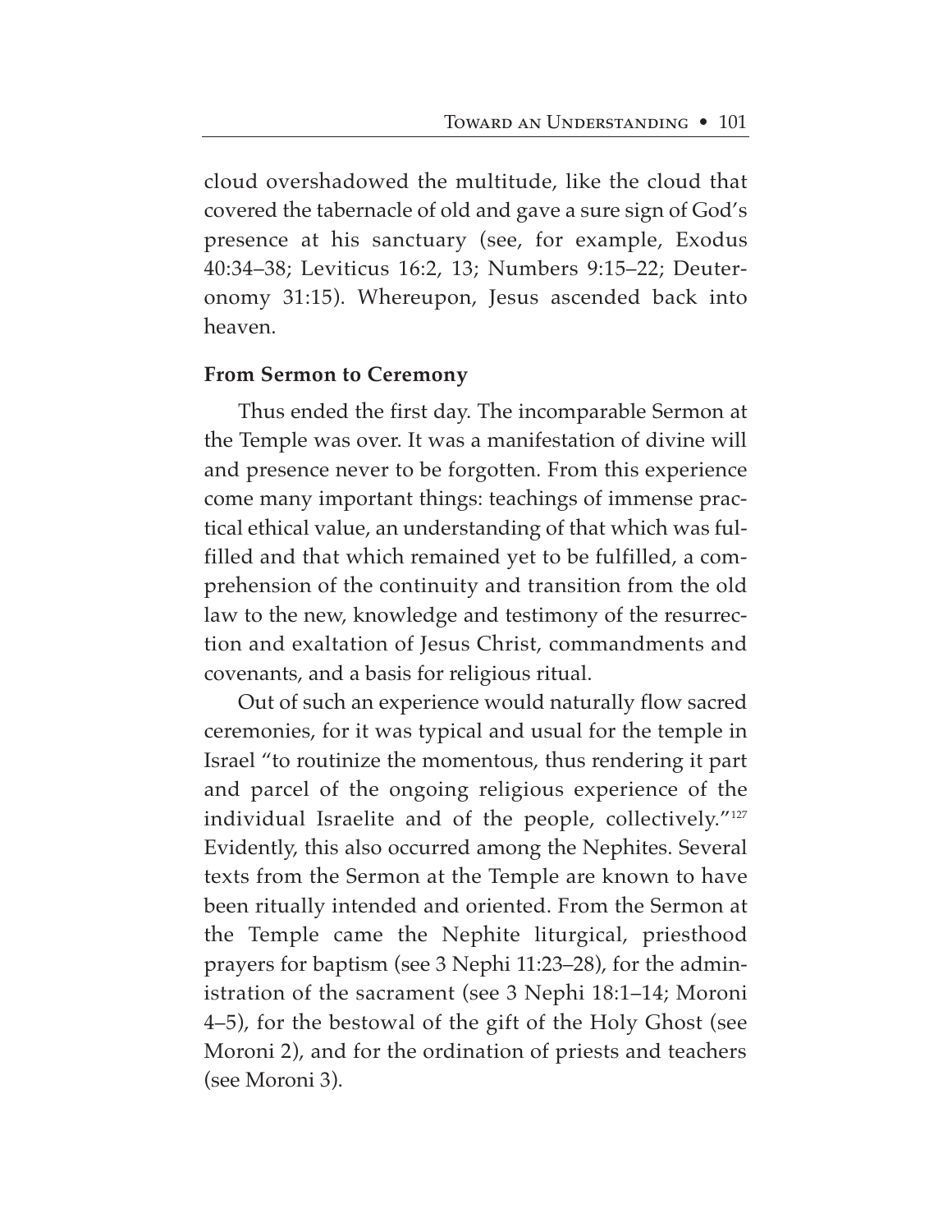cloud overshadowed the multitude, like the cloud that covered the tabernacle of old and gave a sure sign of God's presence at his sanctuary (see, for example, Exodus 40:34–38; Leviticus 16:2, 13; Numbers 9:15–22; Deuteronomy 31:15). Whereupon, Jesus ascended back into heaven.

**From Sermon to Ceremony**

Thus ended the first day. The incomparable Sermon at the Temple was over. It was a manifestation of divine will and presence never to be forgotten. From this experience come many important things: teachings of immense practical ethical value, an understanding of that which was fulfilled and that which remained yet to be fulfilled, a comprehension of the continuity and transition from the old law to the new, knowledge and testimony of the resurrection and exaltation of Jesus Christ, commandments and covenants, and a basis for religious ritual.

Out of such an experience would naturally flow sacred ceremonies, for it was typical and usual for the temple in Israel "to routinize the momentous, thus rendering it part and parcel of the ongoing religious experience of the individual Israelite and of the people, collectively."[127] Evidently, this also occurred among the Nephites. Several texts from the Sermon at the Temple are known to have been ritually intended and oriented. From the Sermon at the Temple came the Nephite liturgical, priesthood prayers for baptism (see 3 Nephi 11:23–28), for the administration of the sacrament (see 3 Nephi 18:1–14; Moroni 4–5), for the bestowal of the gift of the Holy Ghost (see Moroni 2), and for the ordination of priests and teachers (see Moroni 3).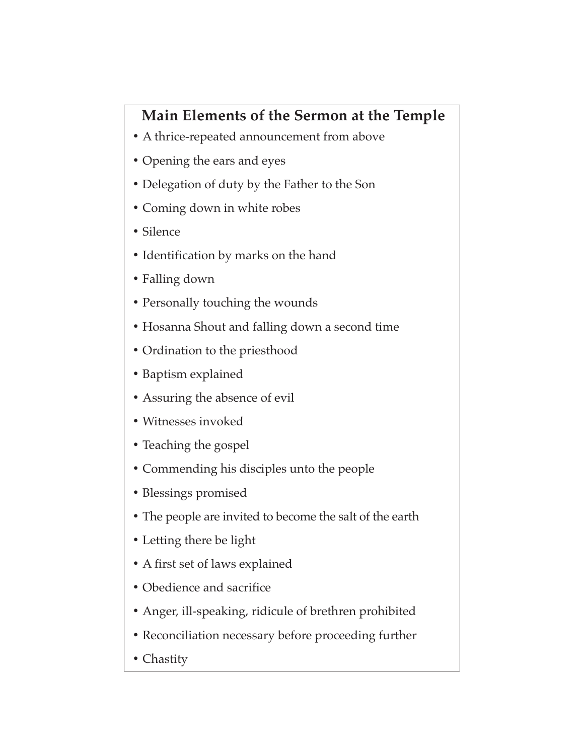## Main Elements of the Sermon at the Temple

- A thrice-repeated announcement from above
- Opening the ears and eyes
- Delegation of duty by the Father to the Son
- Coming down in white robes
- Silence
- Identification by marks on the hand
- Falling down
- Personally touching the wounds
- Hosanna Shout and falling down a second time
- Ordination to the priesthood
- Baptism explained
- Assuring the absence of evil
- Witnesses invoked
- Teaching the gospel
- Commending his disciples unto the people
- Blessings promised
- The people are invited to become the salt of the earth
- Letting there be light
- A first set of laws explained
- Obedience and sacrifice
- Anger, ill-speaking, ridicule of brethren prohibited
- Reconciliation necessary before proceeding further
- Chastity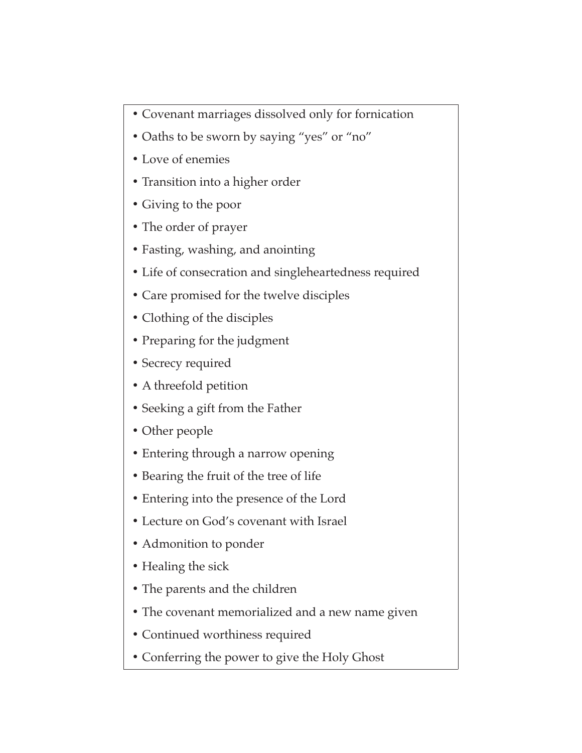- Covenant marriages dissolved only for fornication
- Oaths to be sworn by saying “yes” or “no”
- Love of enemies
- Transition into a higher order
- Giving to the poor
- The order of prayer
- Fasting, washing, and anointing
- Life of consecration and singleheartedness required
- Care promised for the twelve disciples
- Clothing of the disciples
- Preparing for the judgment
- Secrecy required
- A threefold petition
- Seeking a gift from the Father
- Other people
- Entering through a narrow opening
- Bearing the fruit of the tree of life
- Entering into the presence of the Lord
- Lecture on God’s covenant with Israel
- Admonition to ponder
- Healing the sick
- The parents and the children
- The covenant memorialized and a new name given
- Continued worthiness required
- Conferring the power to give the Holy Ghost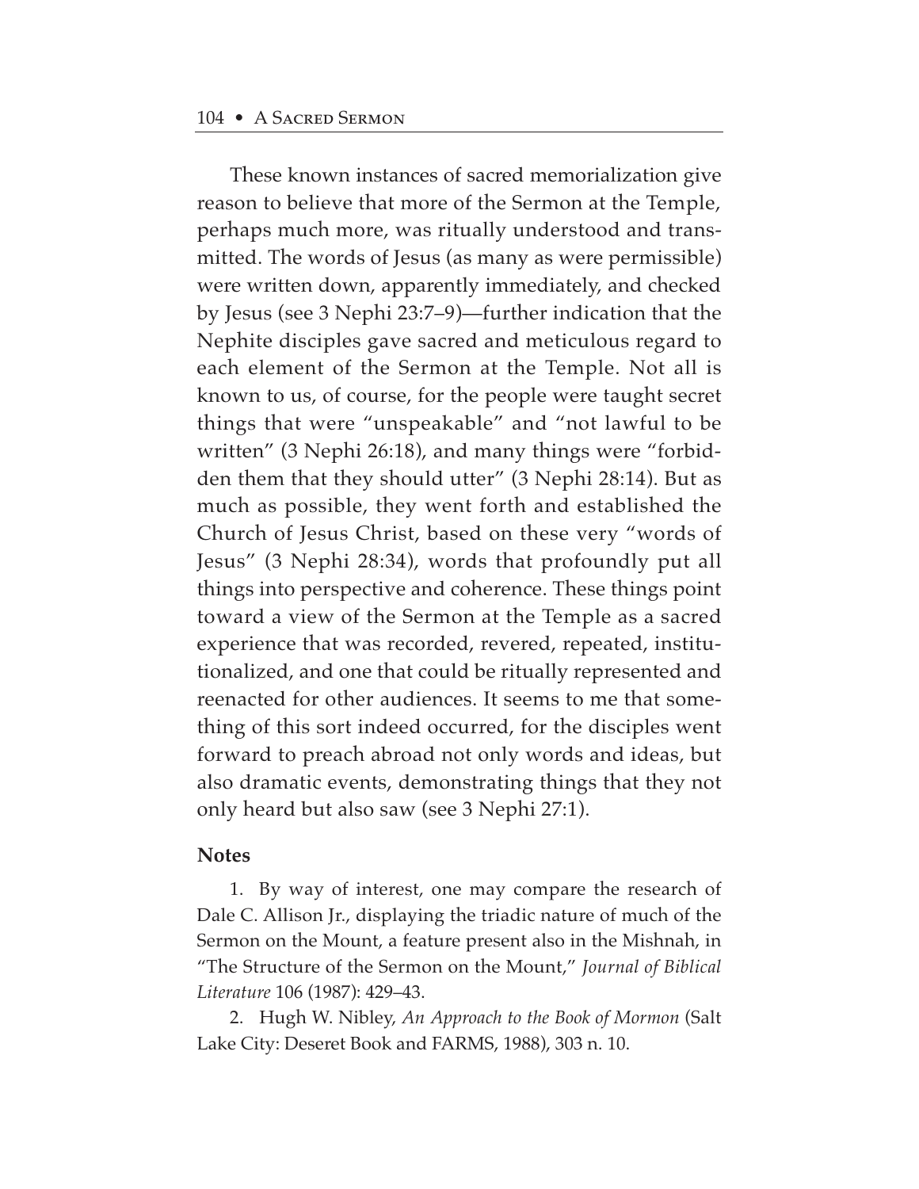These known instances of sacred memorialization give reason to believe that more of the Sermon at the Temple, perhaps much more, was ritually understood and transmitted. The words of Jesus (as many as were permissible) were written down, apparently immediately, and checked by Jesus (see 3 Nephi 23:7–9)—further indication that the Nephite disciples gave sacred and meticulous regard to each element of the Sermon at the Temple. Not all is known to us, of course, for the people were taught secret things that were "unspeakable" and "not lawful to be written" (3 Nephi 26:18), and many things were "forbidden them that they should utter" (3 Nephi 28:14). But as much as possible, they went forth and established the Church of Jesus Christ, based on these very "words of Jesus" (3 Nephi 28:34), words that profoundly put all things into perspective and coherence. These things point toward a view of the Sermon at the Temple as a sacred experience that was recorded, revered, repeated, institutionalized, and one that could be ritually represented and reenacted for other audiences. It seems to me that something of this sort indeed occurred, for the disciples went forward to preach abroad not only words and ideas, but also dramatic events, demonstrating things that they not only heard but also saw (see 3 Nephi 27:1).

**Notes**

1. By way of interest, one may compare the research of Dale C. Allison Jr., displaying the triadic nature of much of the Sermon on the Mount, a feature present also in the Mishnah, in "The Structure of the Sermon on the Mount," *Journal of Biblical Literature* 106 (1987): 429–43.

2. Hugh W. Nibley, *An Approach to the Book of Mormon* (Salt Lake City: Deseret Book and FARMS, 1988), 303 n. 10.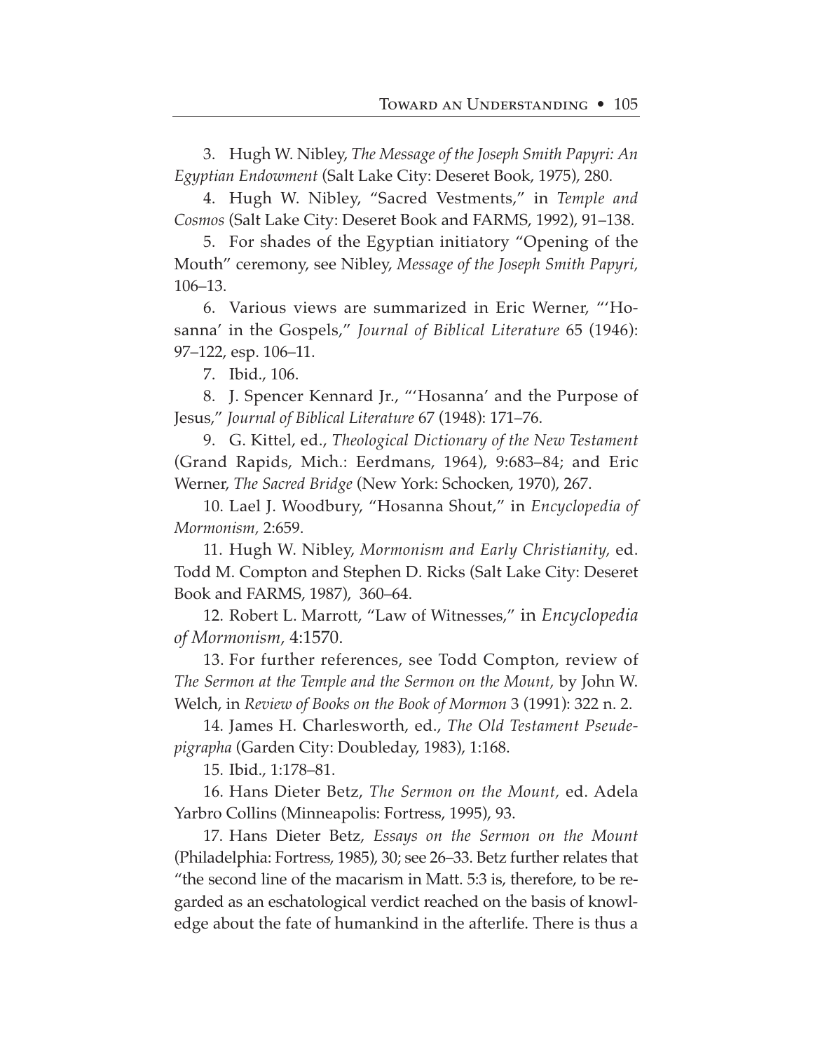3. Hugh W. Nibley, *The Message of the Joseph Smith Papyri: An Egyptian Endowment* (Salt Lake City: Deseret Book, 1975), 280.

4. Hugh W. Nibley, "Sacred Vestments," in *Temple and Cosmos* (Salt Lake City: Deseret Book and FARMS, 1992), 91–138.

5. For shades of the Egyptian initiatory "Opening of the Mouth" ceremony, see Nibley, *Message of the Joseph Smith Papyri,* 106–13.

6. Various views are summarized in Eric Werner, "'Hosanna' in the Gospels," *Journal of Biblical Literature* 65 (1946): 97–122, esp. 106–11.

7. Ibid., 106.

8. J. Spencer Kennard Jr., "'Hosanna' and the Purpose of Jesus," *Journal of Biblical Literature* 67 (1948): 171–76.

9. G. Kittel, ed., *Theological Dictionary of the New Testament* (Grand Rapids, Mich.: Eerdmans, 1964), 9:683–84; and Eric Werner, *The Sacred Bridge* (New York: Schocken, 1970), 267.

10. Lael J. Woodbury, "Hosanna Shout," in *Encyclopedia of Mormonism,* 2:659.

11. Hugh W. Nibley, *Mormonism and Early Christianity,* ed. Todd M. Compton and Stephen D. Ricks (Salt Lake City: Deseret Book and FARMS, 1987), 360–64.

12. Robert L. Marrott, "Law of Witnesses," in *Encyclopedia of Mormonism,* 4:1570.

13. For further references, see Todd Compton, review of *The Sermon at the Temple and the Sermon on the Mount,* by John W. Welch, in *Review of Books on the Book of Mormon* 3 (1991): 322 n. 2.

14. James H. Charlesworth, ed., *The Old Testament Pseudepigrapha* (Garden City: Doubleday, 1983), 1:168.

15. Ibid., 1:178–81.

16. Hans Dieter Betz, *The Sermon on the Mount,* ed. Adela Yarbro Collins (Minneapolis: Fortress, 1995), 93.

17. Hans Dieter Betz, *Essays on the Sermon on the Mount* (Philadelphia: Fortress, 1985), 30; see 26–33. Betz further relates that "the second line of the macarism in Matt. 5:3 is, therefore, to be regarded as an eschatological verdict reached on the basis of knowledge about the fate of humankind in the afterlife. There is thus a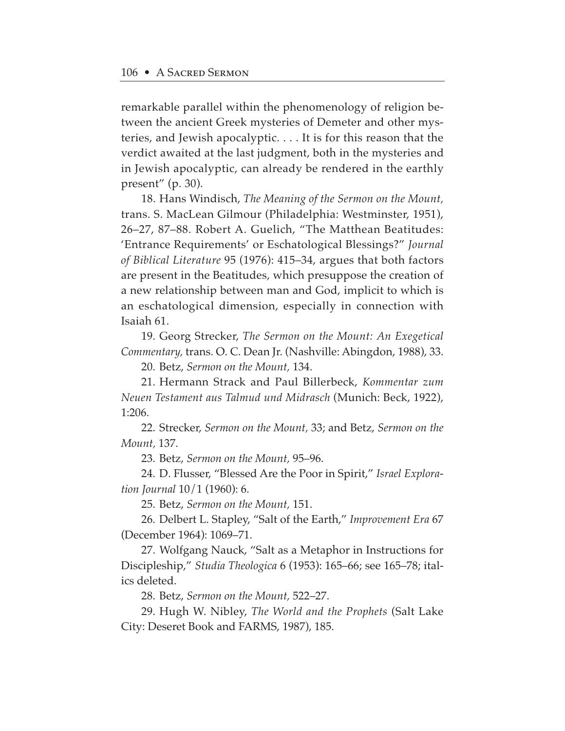remarkable parallel within the phenomenology of religion between the ancient Greek mysteries of Demeter and other mysteries, and Jewish apocalyptic. . . . It is for this reason that the verdict awaited at the last judgment, both in the mysteries and in Jewish apocalyptic, can already be rendered in the earthly present" (p. 30).

18. Hans Windisch, *The Meaning of the Sermon on the Mount,* trans. S. MacLean Gilmour (Philadelphia: Westminster, 1951), 26–27, 87–88. Robert A. Guelich, "The Matthean Beatitudes: 'Entrance Requirements' or Eschatological Blessings?" *Journal of Biblical Literature* 95 (1976): 415–34, argues that both factors are present in the Beatitudes, which presuppose the creation of a new relationship between man and God, implicit to which is an eschatological dimension, especially in connection with Isaiah 61.

19. Georg Strecker, *The Sermon on the Mount: An Exegetical Commentary,* trans. O. C. Dean Jr. (Nashville: Abingdon, 1988), 33.

20. Betz, *Sermon on the Mount,* 134.

21. Hermann Strack and Paul Billerbeck, *Kommentar zum Neuen Testament aus Talmud und Midrasch* (Munich: Beck, 1922), 1:206.

22. Strecker, *Sermon on the Mount,* 33; and Betz, *Sermon on the Mount,* 137.

23. Betz, *Sermon on the Mount,* 95–96.

24. D. Flusser, "Blessed Are the Poor in Spirit," *Israel Exploration Journal* 10/1 (1960): 6.

25. Betz, *Sermon on the Mount,* 151.

26. Delbert L. Stapley, "Salt of the Earth," *Improvement Era* 67 (December 1964): 1069–71.

27. Wolfgang Nauck, "Salt as a Metaphor in Instructions for Discipleship," *Studia Theologica* 6 (1953): 165–66; see 165–78; italics deleted.

28. Betz, *Sermon on the Mount,* 522–27.

29. Hugh W. Nibley, *The World and the Prophets* (Salt Lake City: Deseret Book and FARMS, 1987), 185.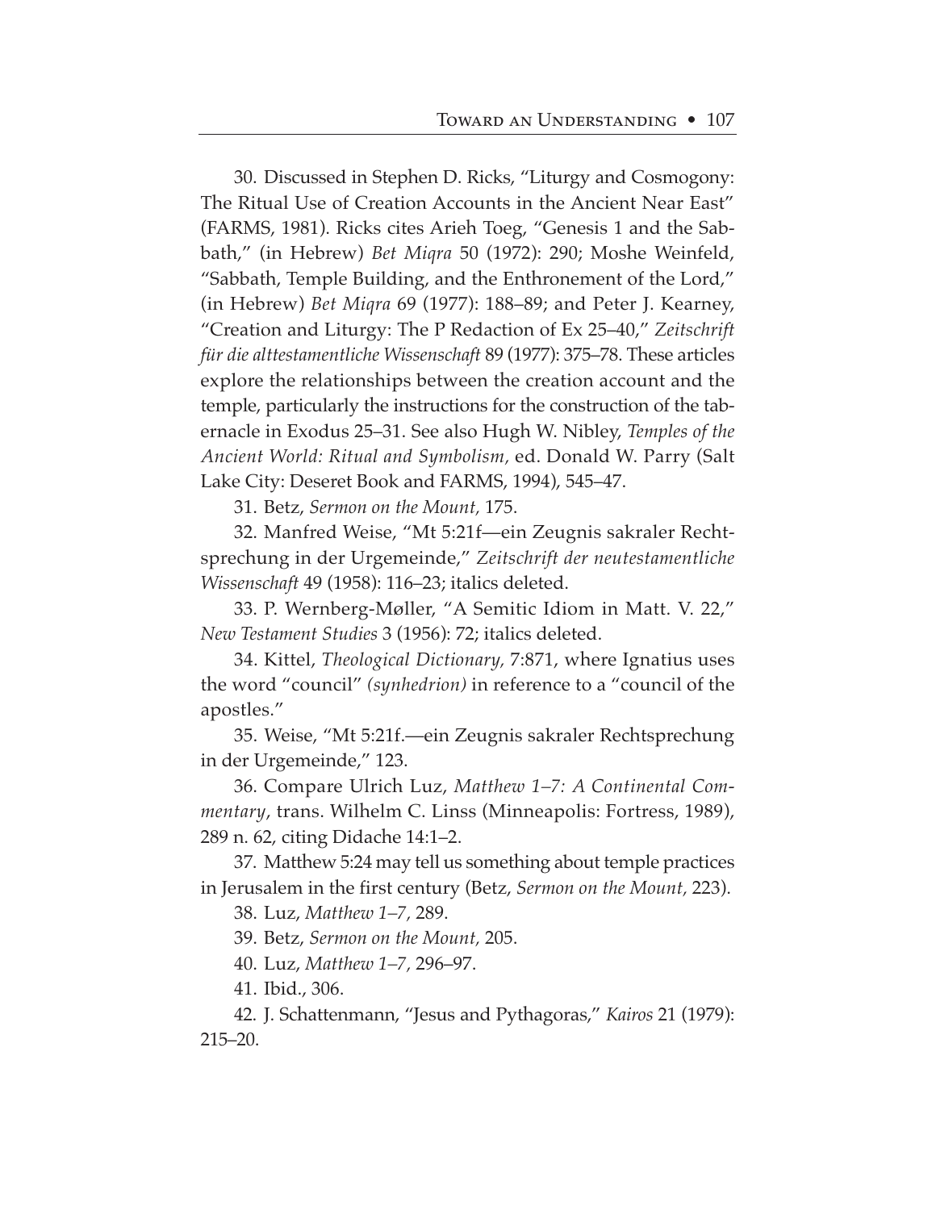30. Discussed in Stephen D. Ricks, "Liturgy and Cosmogony: The Ritual Use of Creation Accounts in the Ancient Near East" (FARMS, 1981). Ricks cites Arieh Toeg, "Genesis 1 and the Sabbath," (in Hebrew) *Bet Miqra* 50 (1972): 290; Moshe Weinfeld, "Sabbath, Temple Building, and the Enthronement of the Lord," (in Hebrew) *Bet Miqra* 69 (1977): 188–89; and Peter J. Kearney, "Creation and Liturgy: The P Redaction of Ex 25–40," *Zeitschrift für die alttestamentliche Wissenschaft* 89 (1977): 375–78. These articles explore the relationships between the creation account and the temple, particularly the instructions for the construction of the tabernacle in Exodus 25–31. See also Hugh W. Nibley, *Temples of the Ancient World: Ritual and Symbolism,* ed. Donald W. Parry (Salt Lake City: Deseret Book and FARMS, 1994), 545–47.

31. Betz, *Sermon on the Mount,* 175.

32. Manfred Weise, "Mt 5:21f—ein Zeugnis sakraler Rechtsprechung in der Urgemeinde," *Zeitschrift der neutestamentliche Wissenschaft* 49 (1958): 116–23; italics deleted.

33. P. Wernberg-Møller, "A Semitic Idiom in Matt. V. 22," *New Testament Studies* 3 (1956): 72; italics deleted.

34. Kittel, *Theological Dictionary,* 7:871, where Ignatius uses the word "council" *(synhedrion)* in reference to a "council of the apostles."

35. Weise, "Mt 5:21f.—ein Zeugnis sakraler Rechtsprechung in der Urgemeinde," 123.

36. Compare Ulrich Luz, *Matthew 1–7: A Continental Commentary*, trans. Wilhelm C. Linss (Minneapolis: Fortress, 1989), 289 n. 62, citing Didache 14:1–2.

37. Matthew 5:24 may tell us something about temple practices in Jerusalem in the first century (Betz, *Sermon on the Mount,* 223).

38. Luz, *Matthew 1–7*, 289.

39. Betz, *Sermon on the Mount,* 205.

40. Luz, *Matthew 1–7*, 296–97.

41. Ibid., 306.

42. J. Schattenmann, "Jesus and Pythagoras," *Kairos* 21 (1979): 215–20.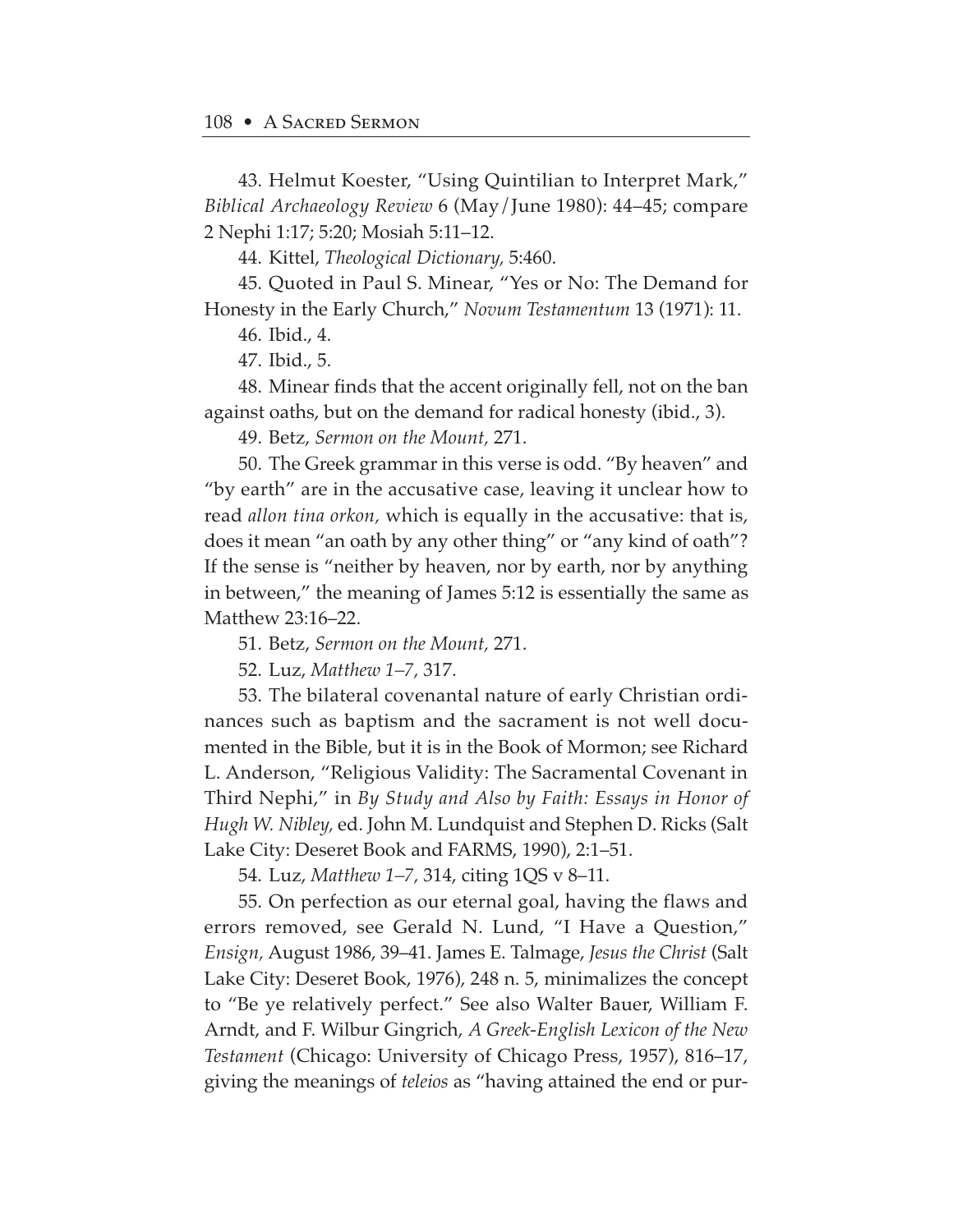43. Helmut Koester, "Using Quintilian to Interpret Mark," *Biblical Archaeology Review* 6 (May/June 1980): 44–45; compare 2 Nephi 1:17; 5:20; Mosiah 5:11–12.

44. Kittel, *Theological Dictionary,* 5:460.

45. Quoted in Paul S. Minear, "Yes or No: The Demand for Honesty in the Early Church," *Novum Testamentum* 13 (1971): 11.

46. Ibid., 4.

47. Ibid., 5.

48. Minear finds that the accent originally fell, not on the ban against oaths, but on the demand for radical honesty (ibid., 3).

49. Betz, *Sermon on the Mount,* 271.

50. The Greek grammar in this verse is odd. "By heaven" and "by earth" are in the accusative case, leaving it unclear how to read *allon tina orkon,* which is equally in the accusative: that is, does it mean "an oath by any other thing" or "any kind of oath"? If the sense is "neither by heaven, nor by earth, nor by anything in between," the meaning of James 5:12 is essentially the same as Matthew 23:16–22.

51. Betz, *Sermon on the Mount,* 271.

52. Luz, *Matthew 1–7,* 317.

53. The bilateral covenantal nature of early Christian ordinances such as baptism and the sacrament is not well documented in the Bible, but it is in the Book of Mormon; see Richard L. Anderson, "Religious Validity: The Sacramental Covenant in Third Nephi," in *By Study and Also by Faith: Essays in Honor of Hugh W. Nibley,* ed. John M. Lundquist and Stephen D. Ricks (Salt Lake City: Deseret Book and FARMS, 1990), 2:1–51.

54. Luz, *Matthew 1–7,* 314, citing 1QS v 8–11.

55. On perfection as our eternal goal, having the flaws and errors removed, see Gerald N. Lund, "I Have a Question," *Ensign,* August 1986, 39–41. James E. Talmage, *Jesus the Christ* (Salt Lake City: Deseret Book, 1976), 248 n. 5, minimalizes the concept to "Be ye relatively perfect." See also Walter Bauer, William F. Arndt, and F. Wilbur Gingrich, *A Greek-English Lexicon of the New Testament* (Chicago: University of Chicago Press, 1957), 816–17, giving the meanings of *teleios* as "having attained the end or pur-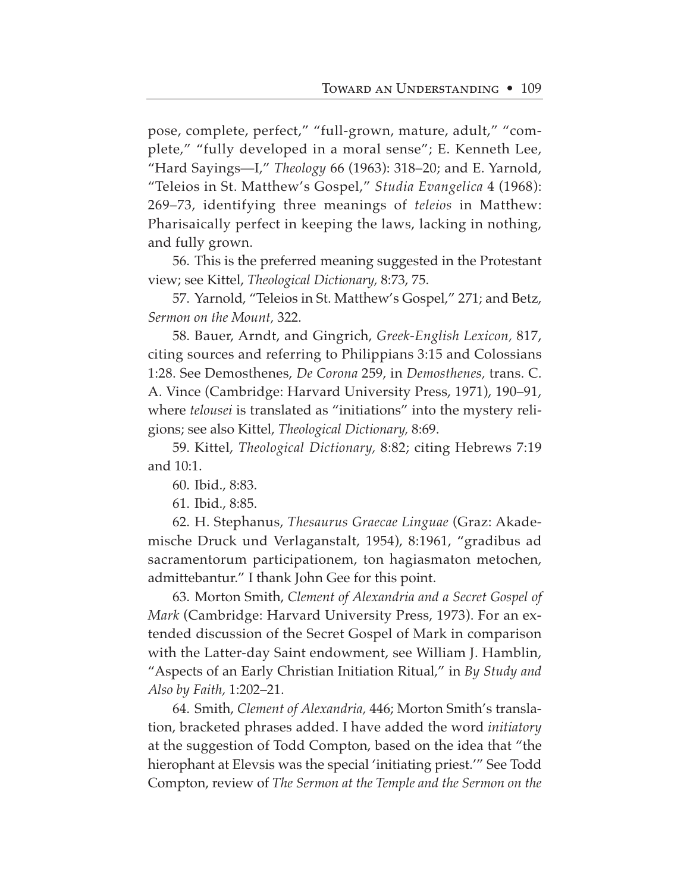pose, complete, perfect," "full-grown, mature, adult," "complete," "fully developed in a moral sense"; E. Kenneth Lee, "Hard Sayings—I," *Theology* 66 (1963): 318–20; and E. Yarnold, "Teleios in St. Matthew's Gospel," *Studia Evangelica* 4 (1968): 269–73, identifying three meanings of *teleios* in Matthew: Pharisaically perfect in keeping the laws, lacking in nothing, and fully grown.

56. This is the preferred meaning suggested in the Protestant view; see Kittel, *Theological Dictionary,* 8:73, 75.

57. Yarnold, "Teleios in St. Matthew's Gospel," 271; and Betz, *Sermon on the Mount,* 322.

58. Bauer, Arndt, and Gingrich, *Greek-English Lexicon,* 817, citing sources and referring to Philippians 3:15 and Colossians 1:28. See Demosthenes, *De Corona* 259, in *Demosthenes,* trans. C. A. Vince (Cambridge: Harvard University Press, 1971), 190–91, where *telousei* is translated as "initiations" into the mystery religions; see also Kittel, *Theological Dictionary,* 8:69.

59. Kittel, *Theological Dictionary,* 8:82; citing Hebrews 7:19 and 10:1.

60. Ibid., 8:83.

61. Ibid., 8:85.

62. H. Stephanus, *Thesaurus Graecae Linguae* (Graz: Akademische Druck und Verlaganstalt, 1954), 8:1961, "gradibus ad sacramentorum participationem, ton hagiasmaton metochen, admittebantur." I thank John Gee for this point.

63. Morton Smith, *Clement of Alexandria and a Secret Gospel of Mark* (Cambridge: Harvard University Press, 1973). For an extended discussion of the Secret Gospel of Mark in comparison with the Latter-day Saint endowment, see William J. Hamblin, "Aspects of an Early Christian Initiation Ritual," in *By Study and Also by Faith,* 1:202–21.

64. Smith, *Clement of Alexandria,* 446; Morton Smith's translation, bracketed phrases added. I have added the word *initiatory* at the suggestion of Todd Compton, based on the idea that "the hierophant at Elevsis was the special 'initiating priest.'" See Todd Compton, review of *The Sermon at the Temple and the Sermon on the*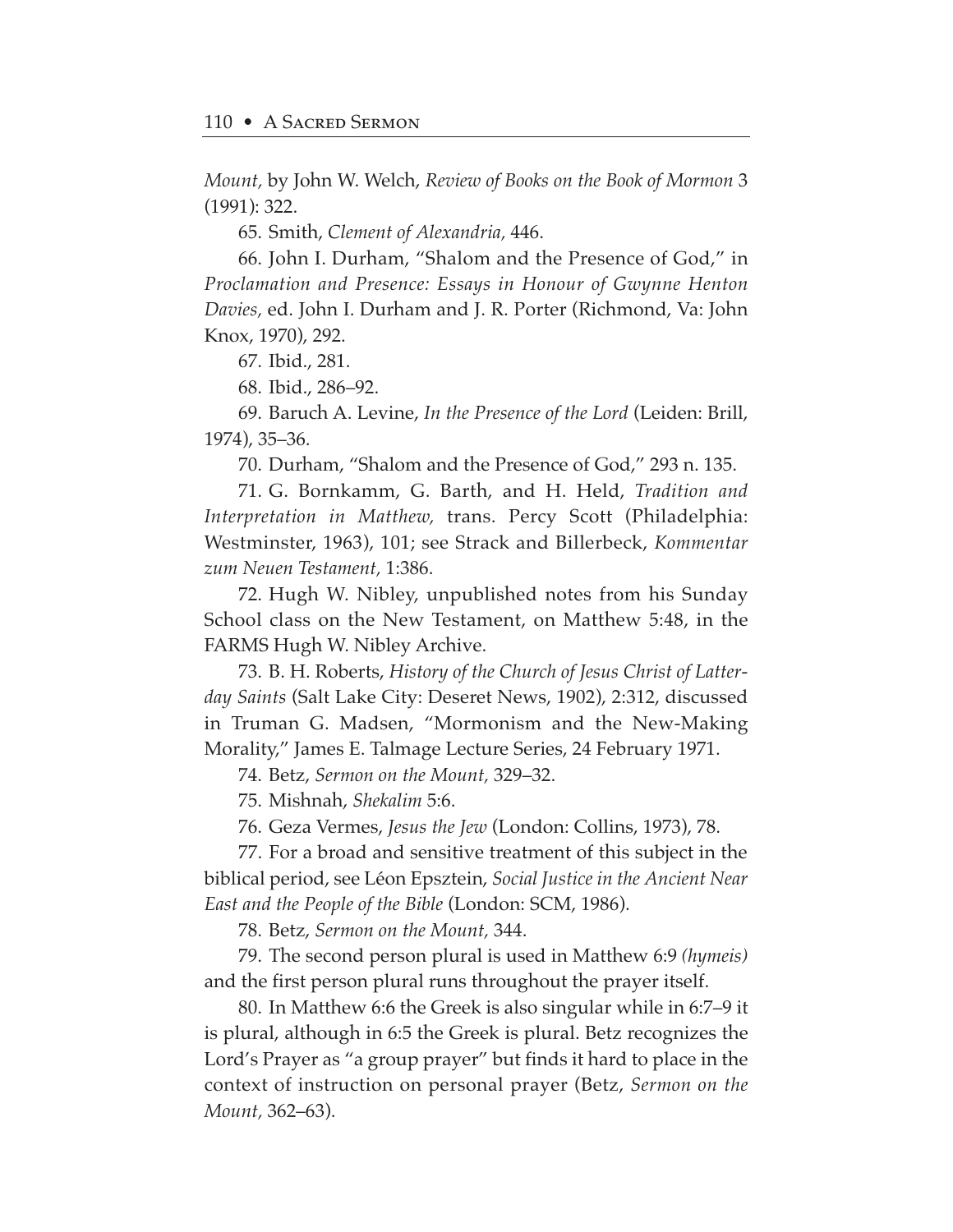*Mount,* by John W. Welch, *Review of Books on the Book of Mormon* 3 (1991): 322.

65. Smith, *Clement of Alexandria,* 446.

66. John I. Durham, "Shalom and the Presence of God," in *Proclamation and Presence: Essays in Honour of Gwynne Henton Davies,* ed. John I. Durham and J. R. Porter (Richmond, Va: John Knox, 1970), 292.

67. Ibid., 281.

68. Ibid., 286–92.

69. Baruch A. Levine, *In the Presence of the Lord* (Leiden: Brill, 1974), 35–36.

70. Durham, "Shalom and the Presence of God," 293 n. 135.

71. G. Bornkamm, G. Barth, and H. Held, *Tradition and Interpretation in Matthew,* trans. Percy Scott (Philadelphia: Westminster, 1963), 101; see Strack and Billerbeck, *Kommentar zum Neuen Testament,* 1:386.

72. Hugh W. Nibley, unpublished notes from his Sunday School class on the New Testament, on Matthew 5:48, in the FARMS Hugh W. Nibley Archive.

73. B. H. Roberts, *History of the Church of Jesus Christ of Latter-day Saints* (Salt Lake City: Deseret News, 1902), 2:312, discussed in Truman G. Madsen, "Mormonism and the New-Making Morality," James E. Talmage Lecture Series, 24 February 1971.

74. Betz, *Sermon on the Mount,* 329–32.

75. Mishnah, *Shekalim* 5:6.

76. Geza Vermes, *Jesus the Jew* (London: Collins, 1973), 78.

77. For a broad and sensitive treatment of this subject in the biblical period, see Léon Epsztein, *Social Justice in the Ancient Near East and the People of the Bible* (London: SCM, 1986).

78. Betz, *Sermon on the Mount,* 344.

79. The second person plural is used in Matthew 6:9 *(hymeis)* and the first person plural runs throughout the prayer itself.

80. In Matthew 6:6 the Greek is also singular while in 6:7–9 it is plural, although in 6:5 the Greek is plural. Betz recognizes the Lord's Prayer as "a group prayer" but finds it hard to place in the context of instruction on personal prayer (Betz, *Sermon on the Mount,* 362–63).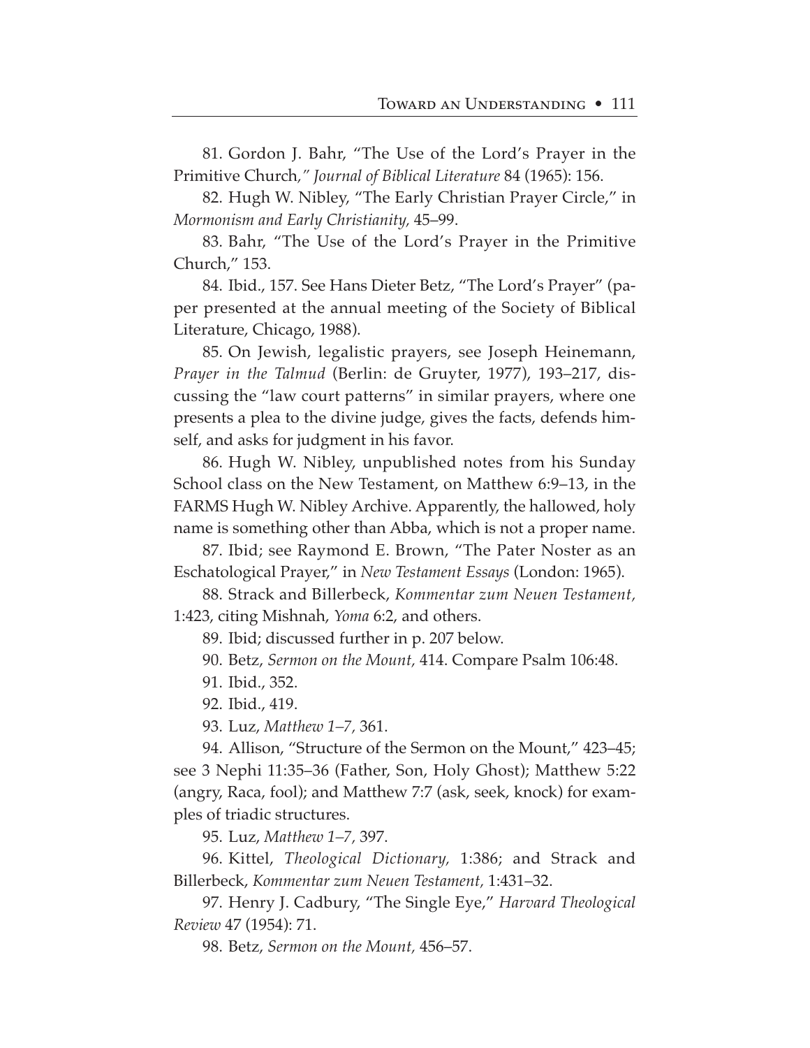81. Gordon J. Bahr, "The Use of the Lord's Prayer in the Primitive Church*," Journal of Biblical Literature* 84 (1965): 156.

82. Hugh W. Nibley, "The Early Christian Prayer Circle," in *Mormonism and Early Christianity,* 45–99.

83. Bahr, "The Use of the Lord's Prayer in the Primitive Church," 153.

84. Ibid., 157. See Hans Dieter Betz, "The Lord's Prayer" (paper presented at the annual meeting of the Society of Biblical Literature, Chicago, 1988).

85. On Jewish, legalistic prayers, see Joseph Heinemann, *Prayer in the Talmud* (Berlin: de Gruyter, 1977), 193–217, discussing the "law court patterns" in similar prayers, where one presents a plea to the divine judge, gives the facts, defends himself, and asks for judgment in his favor.

86. Hugh W. Nibley, unpublished notes from his Sunday School class on the New Testament, on Matthew 6:9–13, in the FARMS Hugh W. Nibley Archive. Apparently, the hallowed, holy name is something other than Abba, which is not a proper name.

87. Ibid; see Raymond E. Brown, "The Pater Noster as an Eschatological Prayer," in *New Testament Essays* (London: 1965).

88. Strack and Billerbeck, *Kommentar zum Neuen Testament,* 1:423, citing Mishnah, *Yoma* 6:2, and others.

89. Ibid; discussed further in p. 207 below.

90. Betz, *Sermon on the Mount,* 414. Compare Psalm 106:48.

91. Ibid., 352.

92. Ibid., 419.

93. Luz, *Matthew 1–7,* 361.

94. Allison, "Structure of the Sermon on the Mount," 423–45; see 3 Nephi 11:35–36 (Father, Son, Holy Ghost); Matthew 5:22 (angry, Raca, fool); and Matthew 7:7 (ask, seek, knock) for examples of triadic structures.

95. Luz, *Matthew 1–7,* 397.

96. Kittel, *Theological Dictionary,* 1:386; and Strack and Billerbeck, *Kommentar zum Neuen Testament,* 1:431–32.

97. Henry J. Cadbury, "The Single Eye," *Harvard Theological Review* 47 (1954): 71.

98. Betz, *Sermon on the Mount,* 456–57.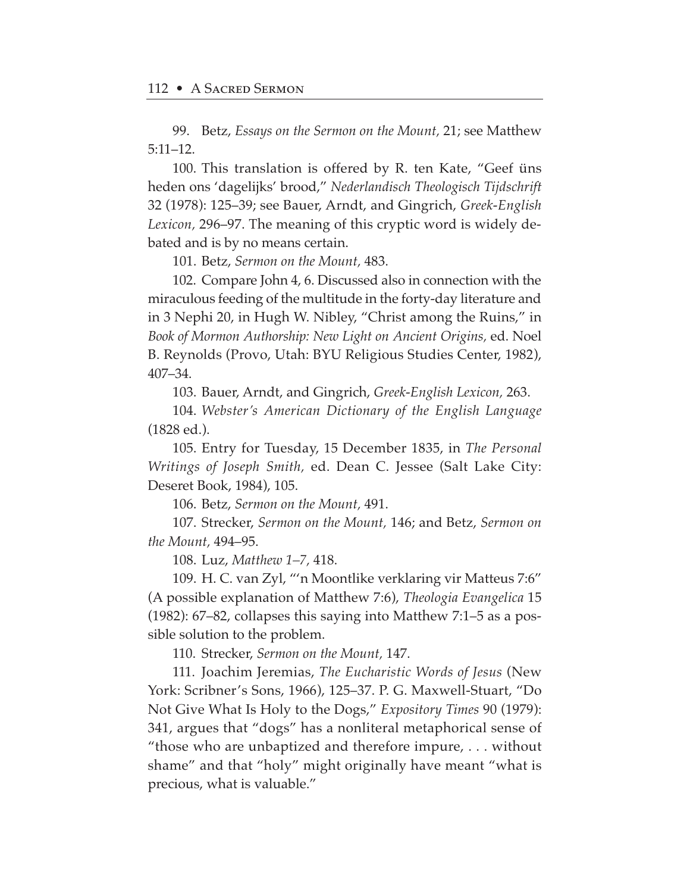99. Betz, *Essays on the Sermon on the Mount,* 21; see Matthew 5:11–12.

100. This translation is offered by R. ten Kate, "Geef üns heden ons 'dagelijks' brood," *Nederlandisch Theologisch Tijdschrift* 32 (1978): 125–39; see Bauer, Arndt, and Gingrich, *Greek-English Lexicon,* 296–97. The meaning of this cryptic word is widely debated and is by no means certain.

101. Betz, *Sermon on the Mount,* 483.

102. Compare John 4, 6. Discussed also in connection with the miraculous feeding of the multitude in the forty-day literature and in 3 Nephi 20, in Hugh W. Nibley, "Christ among the Ruins," in *Book of Mormon Authorship: New Light on Ancient Origins,* ed. Noel B. Reynolds (Provo, Utah: BYU Religious Studies Center, 1982), 407–34.

103. Bauer, Arndt, and Gingrich, *Greek-English Lexicon,* 263.

104. *Webster's American Dictionary of the English Language* (1828 ed.).

105. Entry for Tuesday, 15 December 1835, in *The Personal Writings of Joseph Smith,* ed. Dean C. Jessee (Salt Lake City: Deseret Book, 1984), 105.

106. Betz, *Sermon on the Mount,* 491.

107. Strecker, *Sermon on the Mount,* 146; and Betz, *Sermon on the Mount,* 494–95.

108. Luz, *Matthew 1–7,* 418.

109. H. C. van Zyl, "'n Moontlike verklaring vir Matteus 7:6" (A possible explanation of Matthew 7:6), *Theologia Evangelica* 15 (1982): 67–82, collapses this saying into Matthew 7:1–5 as a possible solution to the problem.

110. Strecker, *Sermon on the Mount,* 147.

111. Joachim Jeremias, *The Eucharistic Words of Jesus* (New York: Scribner's Sons, 1966), 125–37. P. G. Maxwell-Stuart, "Do Not Give What Is Holy to the Dogs," *Expository Times* 90 (1979): 341, argues that "dogs" has a nonliteral metaphorical sense of "those who are unbaptized and therefore impure, . . . without shame" and that "holy" might originally have meant "what is precious, what is valuable."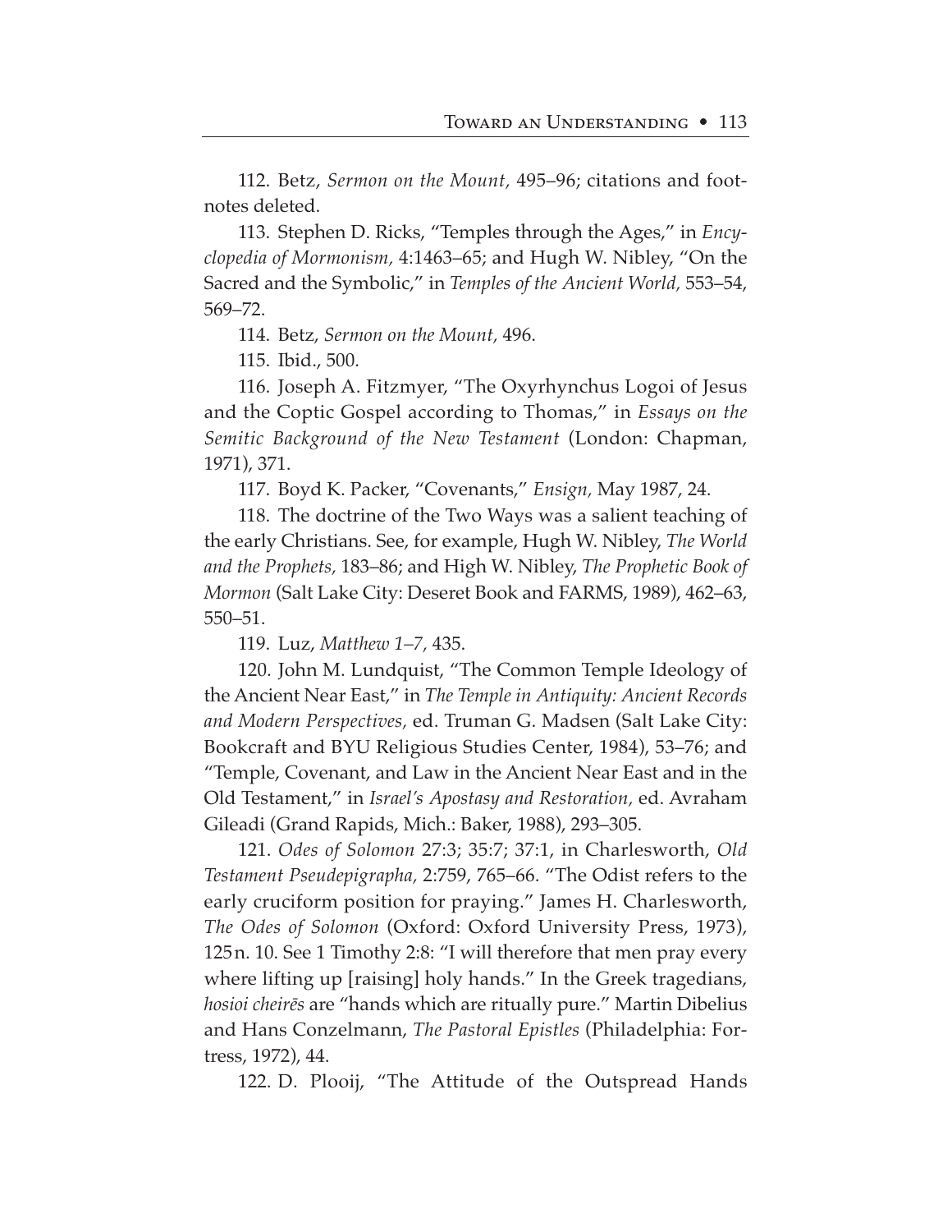112. Betz, *Sermon on the Mount,* 495–96; citations and footnotes deleted.

113. Stephen D. Ricks, "Temples through the Ages," in *Encyclopedia of Mormonism,* 4:1463–65; and Hugh W. Nibley, "On the Sacred and the Symbolic," in *Temples of the Ancient World,* 553–54, 569–72.

114. Betz, *Sermon on the Mount,* 496.

115. Ibid., 500.

116. Joseph A. Fitzmyer, "The Oxyrhynchus Logoi of Jesus and the Coptic Gospel according to Thomas," in *Essays on the Semitic Background of the New Testament* (London: Chapman, 1971), 371.

117. Boyd K. Packer, "Covenants," *Ensign,* May 1987, 24.

118. The doctrine of the Two Ways was a salient teaching of the early Christians. See, for example, Hugh W. Nibley, *The World and the Prophets,* 183–86; and High W. Nibley, *The Prophetic Book of Mormon* (Salt Lake City: Deseret Book and FARMS, 1989), 462–63, 550–51.

119. Luz, *Matthew 1–7,* 435.

120. John M. Lundquist, "The Common Temple Ideology of the Ancient Near East," in *The Temple in Antiquity: Ancient Records and Modern Perspectives,* ed. Truman G. Madsen (Salt Lake City: Bookcraft and BYU Religious Studies Center, 1984), 53–76; and "Temple, Covenant, and Law in the Ancient Near East and in the Old Testament," in *Israel's Apostasy and Restoration,* ed. Avraham Gileadi (Grand Rapids, Mich.: Baker, 1988), 293–305.

121. *Odes of Solomon* 27:3; 35:7; 37:1, in Charlesworth, *Old Testament Pseudepigrapha,* 2:759, 765–66. "The Odist refers to the early cruciform position for praying." James H. Charlesworth, *The Odes of Solomon* (Oxford: Oxford University Press, 1973), 125 n. 10. See 1 Timothy 2:8: "I will therefore that men pray every where lifting up [raising] holy hands." In the Greek tragedians, *hosioi cheirēs* are "hands which are ritually pure." Martin Dibelius and Hans Conzelmann, *The Pastoral Epistles* (Philadelphia: Fortress, 1972), 44.

122. D. Plooij, "The Attitude of the Outspread Hands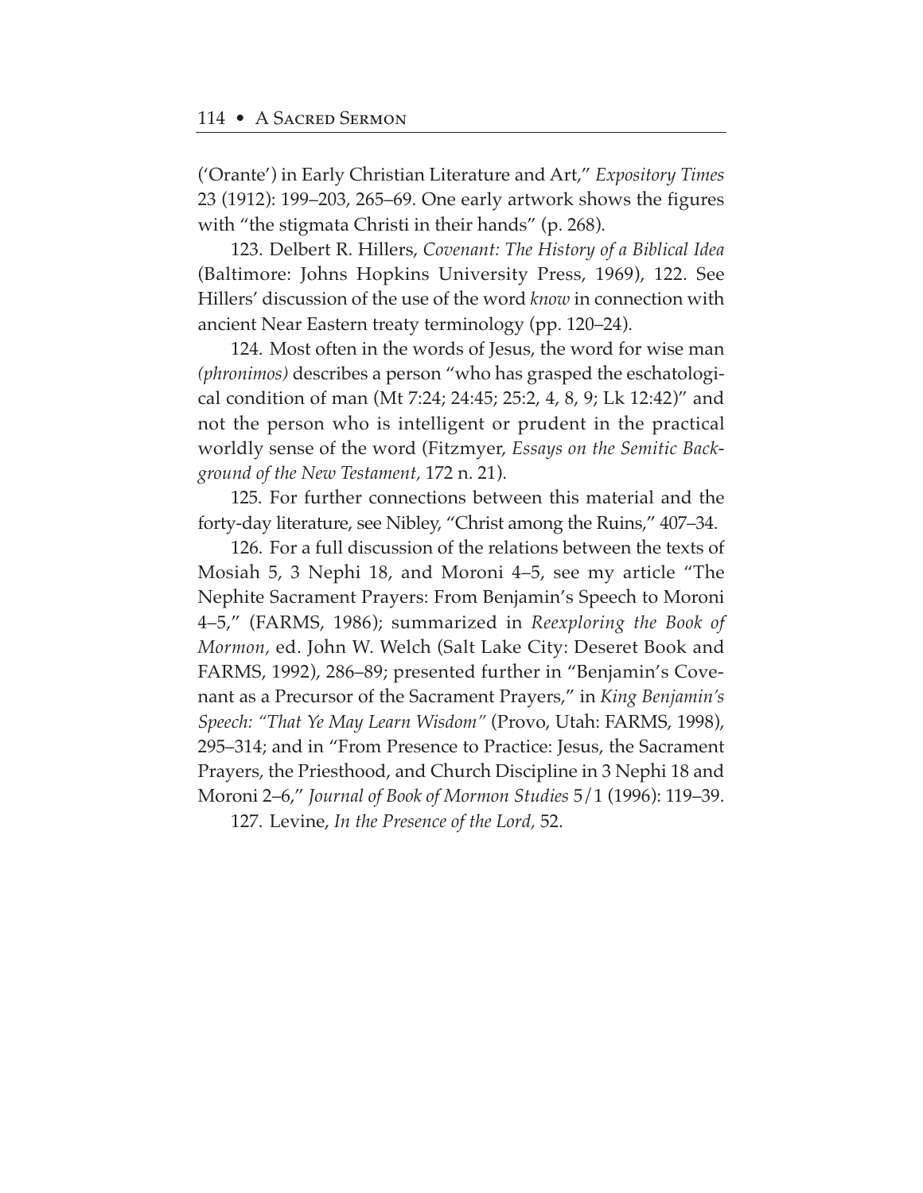('Orante') in Early Christian Literature and Art," *Expository Times* 23 (1912): 199–203, 265–69. One early artwork shows the figures with "the stigmata Christi in their hands" (p. 268).

123. Delbert R. Hillers, *Covenant: The History of a Biblical Idea* (Baltimore: Johns Hopkins University Press, 1969), 122. See Hillers' discussion of the use of the word *know* in connection with ancient Near Eastern treaty terminology (pp. 120–24).

124. Most often in the words of Jesus, the word for wise man *(phronimos)* describes a person "who has grasped the eschatological condition of man (Mt 7:24; 24:45; 25:2, 4, 8, 9; Lk 12:42)" and not the person who is intelligent or prudent in the practical worldly sense of the word (Fitzmyer, *Essays on the Semitic Background of the New Testament,* 172 n. 21).

125. For further connections between this material and the forty-day literature, see Nibley, "Christ among the Ruins," 407–34.

126. For a full discussion of the relations between the texts of Mosiah 5, 3 Nephi 18, and Moroni 4–5, see my article "The Nephite Sacrament Prayers: From Benjamin's Speech to Moroni 4–5," (FARMS, 1986); summarized in *Reexploring the Book of Mormon,* ed. John W. Welch (Salt Lake City: Deseret Book and FARMS, 1992), 286–89; presented further in "Benjamin's Covenant as a Precursor of the Sacrament Prayers," in *King Benjamin's Speech: "That Ye May Learn Wisdom"* (Provo, Utah: FARMS, 1998), 295–314; and in "From Presence to Practice: Jesus, the Sacrament Prayers, the Priesthood, and Church Discipline in 3 Nephi 18 and Moroni 2–6," *Journal of Book of Mormon Studies* 5/1 (1996): 119–39.

127. Levine, *In the Presence of the Lord,* 52.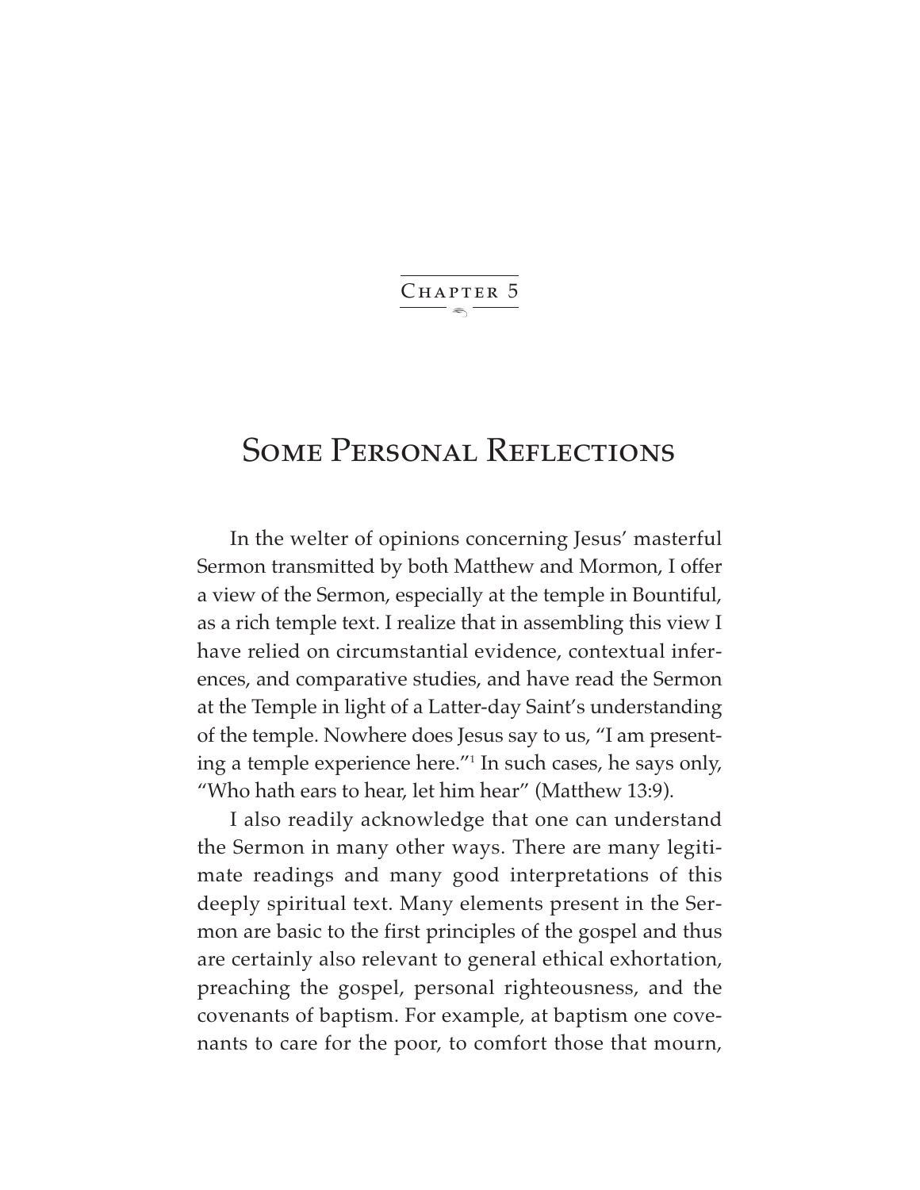# Chapter 5

## Some Personal Reflections

In the welter of opinions concerning Jesus' masterful Sermon transmitted by both Matthew and Mormon, I offer a view of the Sermon, especially at the temple in Bountiful, as a rich temple text. I realize that in assembling this view I have relied on circumstantial evidence, contextual inferences, and comparative studies, and have read the Sermon at the Temple in light of a Latter-day Saint's understanding of the temple. Nowhere does Jesus say to us, "I am presenting a temple experience here."[1] In such cases, he says only, "Who hath ears to hear, let him hear" (Matthew 13:9).

I also readily acknowledge that one can understand the Sermon in many other ways. There are many legitimate readings and many good interpretations of this deeply spiritual text. Many elements present in the Sermon are basic to the first principles of the gospel and thus are certainly also relevant to general ethical exhortation, preaching the gospel, personal righteousness, and the covenants of baptism. For example, at baptism one covenants to care for the poor, to comfort those that mourn,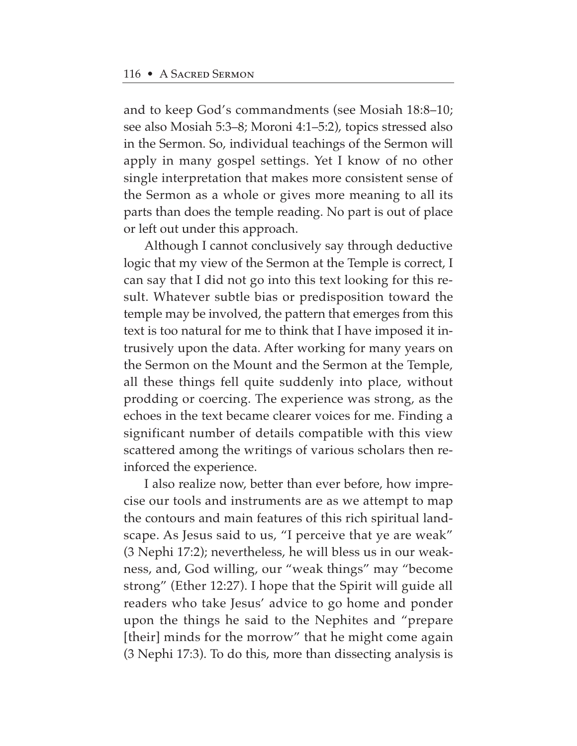and to keep God's commandments (see Mosiah 18:8–10; see also Mosiah 5:3–8; Moroni 4:1–5:2), topics stressed also in the Sermon. So, individual teachings of the Sermon will apply in many gospel settings. Yet I know of no other single interpretation that makes more consistent sense of the Sermon as a whole or gives more meaning to all its parts than does the temple reading. No part is out of place or left out under this approach.

Although I cannot conclusively say through deductive logic that my view of the Sermon at the Temple is correct, I can say that I did not go into this text looking for this result. Whatever subtle bias or predisposition toward the temple may be involved, the pattern that emerges from this text is too natural for me to think that I have imposed it intrusively upon the data. After working for many years on the Sermon on the Mount and the Sermon at the Temple, all these things fell quite suddenly into place, without prodding or coercing. The experience was strong, as the echoes in the text became clearer voices for me. Finding a significant number of details compatible with this view scattered among the writings of various scholars then reinforced the experience.

I also realize now, better than ever before, how imprecise our tools and instruments are as we attempt to map the contours and main features of this rich spiritual landscape. As Jesus said to us, "I perceive that ye are weak" (3 Nephi 17:2); nevertheless, he will bless us in our weakness, and, God willing, our "weak things" may "become strong" (Ether 12:27). I hope that the Spirit will guide all readers who take Jesus' advice to go home and ponder upon the things he said to the Nephites and "prepare [their] minds for the morrow" that he might come again (3 Nephi 17:3). To do this, more than dissecting analysis is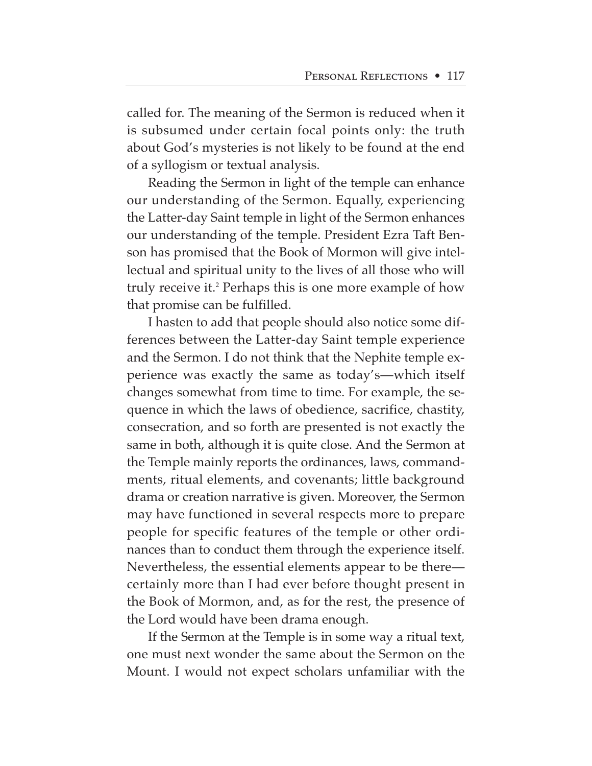called for. The meaning of the Sermon is reduced when it is subsumed under certain focal points only: the truth about God's mysteries is not likely to be found at the end of a syllogism or textual analysis.

Reading the Sermon in light of the temple can enhance our understanding of the Sermon. Equally, experiencing the Latter-day Saint temple in light of the Sermon enhances our understanding of the temple. President Ezra Taft Benson has promised that the Book of Mormon will give intellectual and spiritual unity to the lives of all those who will truly receive it.[2] Perhaps this is one more example of how that promise can be fulfilled.

I hasten to add that people should also notice some differences between the Latter-day Saint temple experience and the Sermon. I do not think that the Nephite temple experience was exactly the same as today's—which itself changes somewhat from time to time. For example, the sequence in which the laws of obedience, sacrifice, chastity, consecration, and so forth are presented is not exactly the same in both, although it is quite close. And the Sermon at the Temple mainly reports the ordinances, laws, commandments, ritual elements, and covenants; little background drama or creation narrative is given. Moreover, the Sermon may have functioned in several respects more to prepare people for specific features of the temple or other ordinances than to conduct them through the experience itself. Nevertheless, the essential elements appear to be there—certainly more than I had ever before thought present in the Book of Mormon, and, as for the rest, the presence of the Lord would have been drama enough.

If the Sermon at the Temple is in some way a ritual text, one must next wonder the same about the Sermon on the Mount. I would not expect scholars unfamiliar with the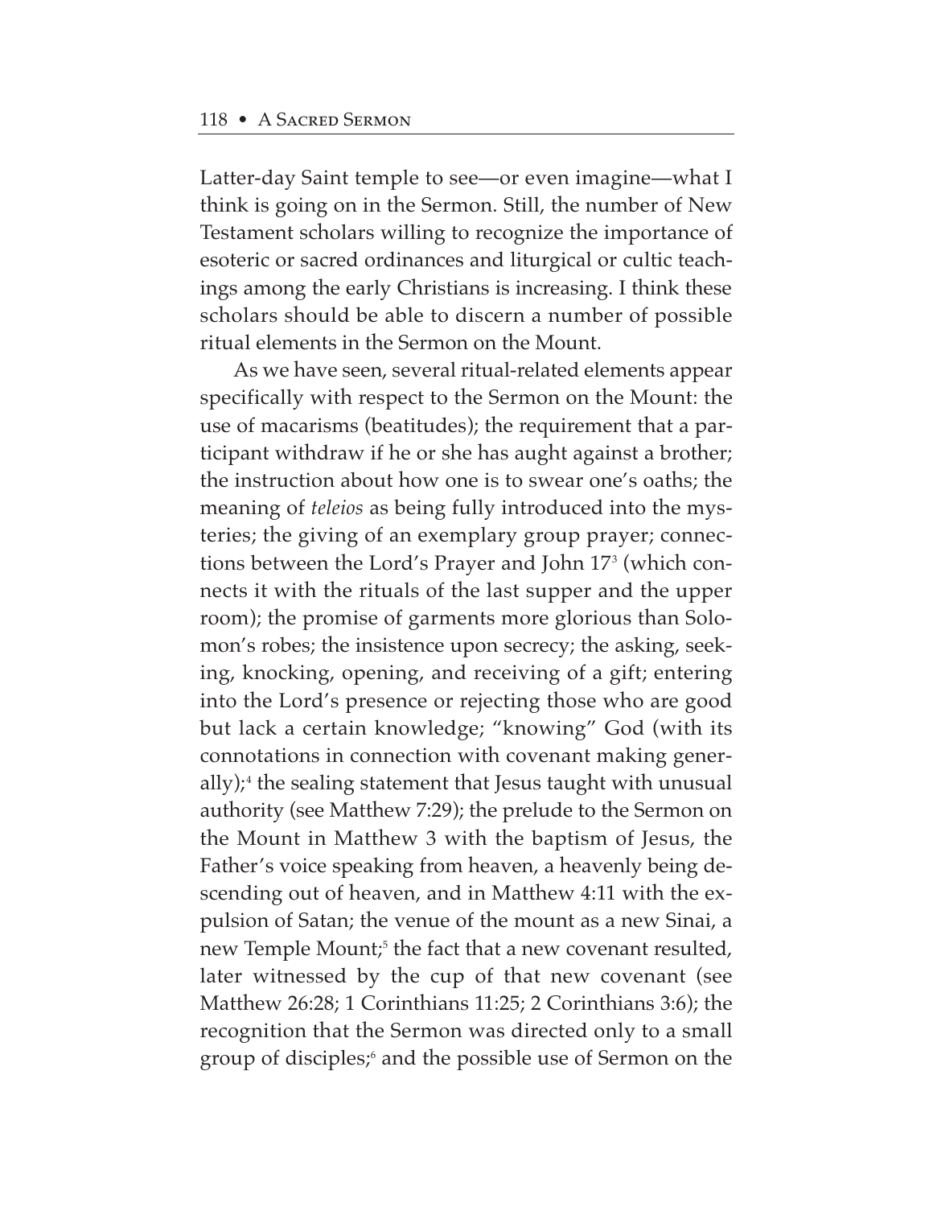Latter-day Saint temple to see—or even imagine—what I think is going on in the Sermon. Still, the number of New Testament scholars willing to recognize the importance of esoteric or sacred ordinances and liturgical or cultic teachings among the early Christians is increasing. I think these scholars should be able to discern a number of possible ritual elements in the Sermon on the Mount.

As we have seen, several ritual-related elements appear specifically with respect to the Sermon on the Mount: the use of macarisms (beatitudes); the requirement that a participant withdraw if he or she has aught against a brother; the instruction about how one is to swear one's oaths; the meaning of *teleios* as being fully introduced into the mysteries; the giving of an exemplary group prayer; connections between the Lord's Prayer and John 17[3] (which connects it with the rituals of the last supper and the upper room); the promise of garments more glorious than Solomon's robes; the insistence upon secrecy; the asking, seeking, knocking, opening, and receiving of a gift; entering into the Lord's presence or rejecting those who are good but lack a certain knowledge; "knowing" God (with its connotations in connection with covenant making generally);[4] the sealing statement that Jesus taught with unusual authority (see Matthew 7:29); the prelude to the Sermon on the Mount in Matthew 3 with the baptism of Jesus, the Father's voice speaking from heaven, a heavenly being descending out of heaven, and in Matthew 4:11 with the expulsion of Satan; the venue of the mount as a new Sinai, a new Temple Mount;[5] the fact that a new covenant resulted, later witnessed by the cup of that new covenant (see Matthew 26:28; 1 Corinthians 11:25; 2 Corinthians 3:6); the recognition that the Sermon was directed only to a small group of disciples;[6] and the possible use of Sermon on the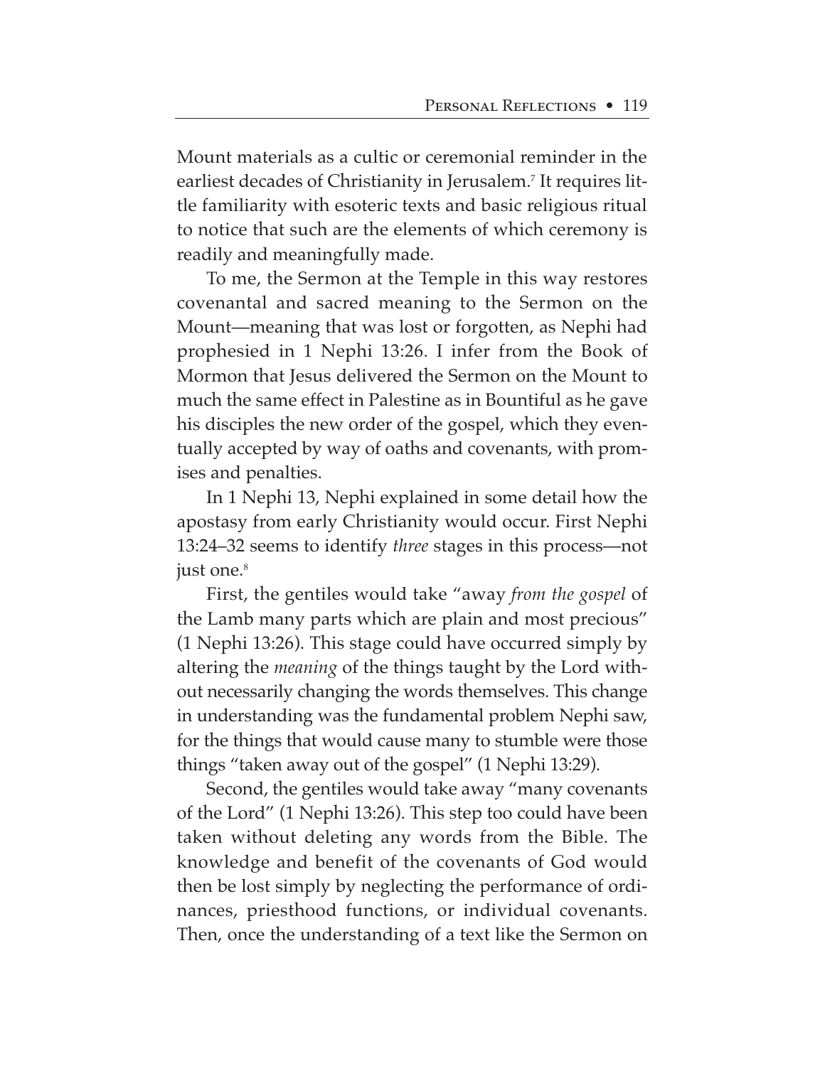Mount materials as a cultic or ceremonial reminder in the earliest decades of Christianity in Jerusalem.[7] It requires little familiarity with esoteric texts and basic religious ritual to notice that such are the elements of which ceremony is readily and meaningfully made.

To me, the Sermon at the Temple in this way restores covenantal and sacred meaning to the Sermon on the Mount—meaning that was lost or forgotten, as Nephi had prophesied in 1 Nephi 13:26. I infer from the Book of Mormon that Jesus delivered the Sermon on the Mount to much the same effect in Palestine as in Bountiful as he gave his disciples the new order of the gospel, which they eventually accepted by way of oaths and covenants, with promises and penalties.

In 1 Nephi 13, Nephi explained in some detail how the apostasy from early Christianity would occur. First Nephi 13:24–32 seems to identify *three* stages in this process—not just one.[8]

First, the gentiles would take "away *from the gospel* of the Lamb many parts which are plain and most precious" (1 Nephi 13:26). This stage could have occurred simply by altering the *meaning* of the things taught by the Lord without necessarily changing the words themselves. This change in understanding was the fundamental problem Nephi saw, for the things that would cause many to stumble were those things "taken away out of the gospel" (1 Nephi 13:29).

Second, the gentiles would take away "many covenants of the Lord" (1 Nephi 13:26). This step too could have been taken without deleting any words from the Bible. The knowledge and benefit of the covenants of God would then be lost simply by neglecting the performance of ordinances, priesthood functions, or individual covenants. Then, once the understanding of a text like the Sermon on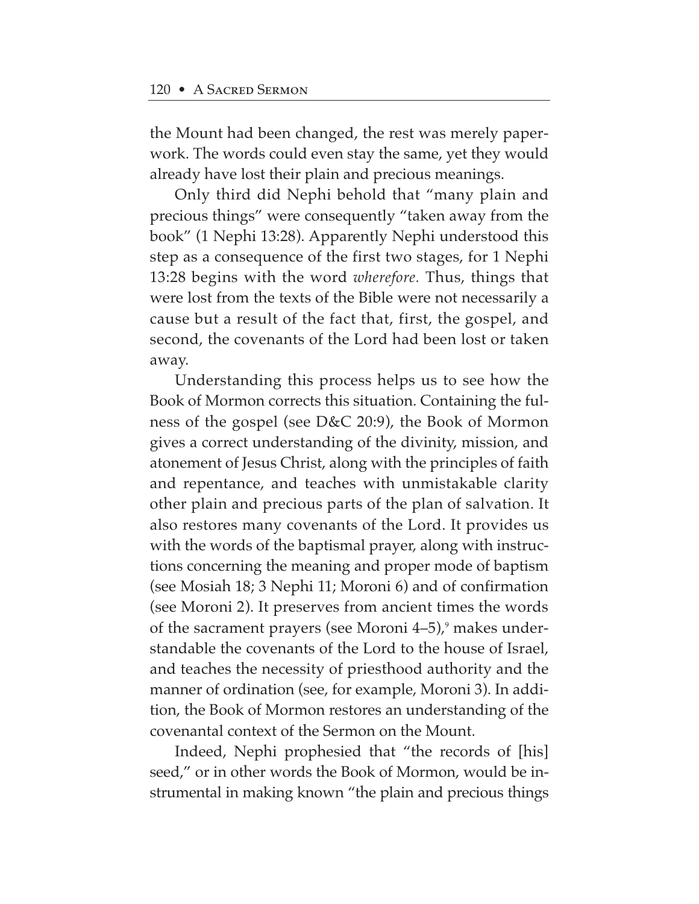the Mount had been changed, the rest was merely paperwork. The words could even stay the same, yet they would already have lost their plain and precious meanings.

Only third did Nephi behold that "many plain and precious things" were consequently "taken away from the book" (1 Nephi 13:28). Apparently Nephi understood this step as a consequence of the first two stages, for 1 Nephi 13:28 begins with the word *wherefore.* Thus, things that were lost from the texts of the Bible were not necessarily a cause but a result of the fact that, first, the gospel, and second, the covenants of the Lord had been lost or taken away.

Understanding this process helps us to see how the Book of Mormon corrects this situation. Containing the fulness of the gospel (see D&C 20:9), the Book of Mormon gives a correct understanding of the divinity, mission, and atonement of Jesus Christ, along with the principles of faith and repentance, and teaches with unmistakable clarity other plain and precious parts of the plan of salvation. It also restores many covenants of the Lord. It provides us with the words of the baptismal prayer, along with instructions concerning the meaning and proper mode of baptism (see Mosiah 18; 3 Nephi 11; Moroni 6) and of confirmation (see Moroni 2). It preserves from ancient times the words of the sacrament prayers (see Moroni 4–5),[9] makes understandable the covenants of the Lord to the house of Israel, and teaches the necessity of priesthood authority and the manner of ordination (see, for example, Moroni 3). In addition, the Book of Mormon restores an understanding of the covenantal context of the Sermon on the Mount.

Indeed, Nephi prophesied that "the records of [his] seed," or in other words the Book of Mormon, would be instrumental in making known "the plain and precious things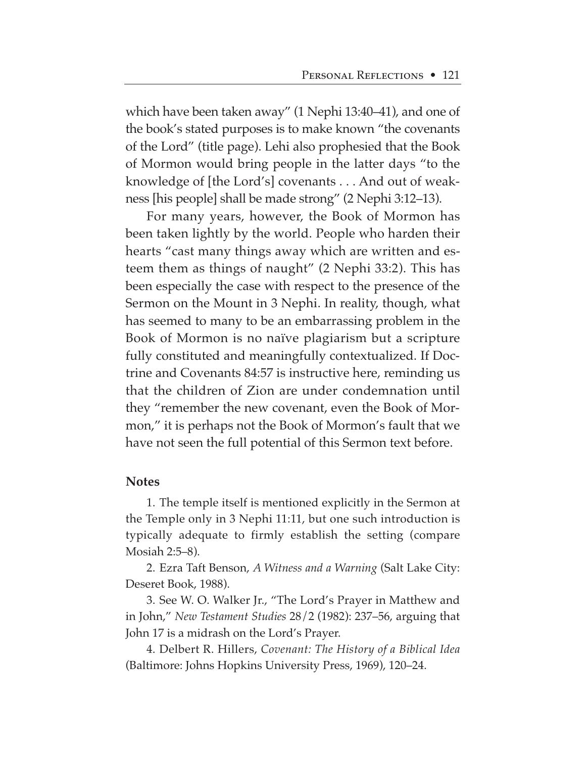which have been taken away" (1 Nephi 13:40–41), and one of the book's stated purposes is to make known "the covenants of the Lord" (title page). Lehi also prophesied that the Book of Mormon would bring people in the latter days "to the knowledge of [the Lord's] covenants . . . And out of weakness [his people] shall be made strong" (2 Nephi 3:12–13).

For many years, however, the Book of Mormon has been taken lightly by the world. People who harden their hearts "cast many things away which are written and esteem them as things of naught" (2 Nephi 33:2). This has been especially the case with respect to the presence of the Sermon on the Mount in 3 Nephi. In reality, though, what has seemed to many to be an embarrassing problem in the Book of Mormon is no naïve plagiarism but a scripture fully constituted and meaningfully contextualized. If Doctrine and Covenants 84:57 is instructive here, reminding us that the children of Zion are under condemnation until they "remember the new covenant, even the Book of Mormon," it is perhaps not the Book of Mormon's fault that we have not seen the full potential of this Sermon text before.

**Notes**

1. The temple itself is mentioned explicitly in the Sermon at the Temple only in 3 Nephi 11:11, but one such introduction is typically adequate to firmly establish the setting (compare Mosiah 2:5–8).

2. Ezra Taft Benson, *A Witness and a Warning* (Salt Lake City: Deseret Book, 1988).

3. See W. O. Walker Jr., "The Lord's Prayer in Matthew and in John," *New Testament Studies* 28/2 (1982): 237–56, arguing that John 17 is a midrash on the Lord's Prayer.

4. Delbert R. Hillers, *Covenant: The History of a Biblical Idea* (Baltimore: Johns Hopkins University Press, 1969), 120–24.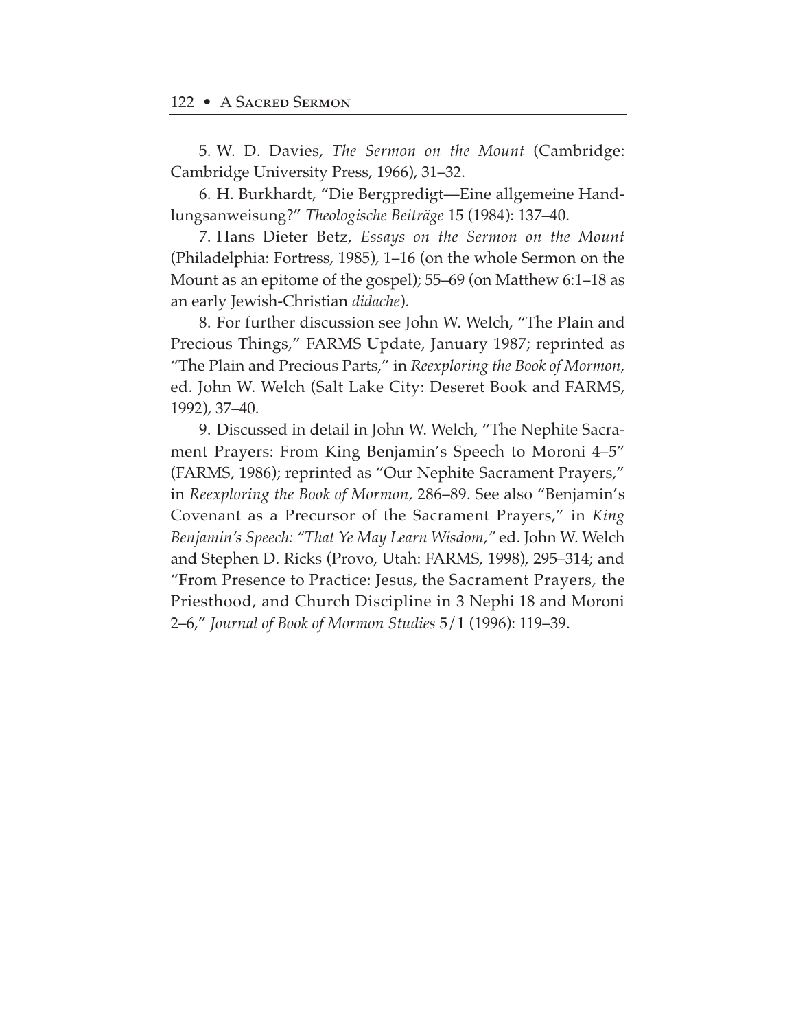5. W. D. Davies, *The Sermon on the Mount* (Cambridge: Cambridge University Press, 1966), 31–32.

6. H. Burkhardt, "Die Bergpredigt—Eine allgemeine Handlungsanweisung?" *Theologische Beiträge* 15 (1984): 137–40.

7. Hans Dieter Betz, *Essays on the Sermon on the Mount* (Philadelphia: Fortress, 1985), 1–16 (on the whole Sermon on the Mount as an epitome of the gospel); 55–69 (on Matthew 6:1–18 as an early Jewish-Christian *didache*).

8. For further discussion see John W. Welch, "The Plain and Precious Things," FARMS Update, January 1987; reprinted as "The Plain and Precious Parts," in *Reexploring the Book of Mormon,* ed. John W. Welch (Salt Lake City: Deseret Book and FARMS, 1992), 37–40.

9. Discussed in detail in John W. Welch, "The Nephite Sacrament Prayers: From King Benjamin's Speech to Moroni 4–5" (FARMS, 1986); reprinted as "Our Nephite Sacrament Prayers," in *Reexploring the Book of Mormon,* 286–89. See also "Benjamin's Covenant as a Precursor of the Sacrament Prayers," in *King Benjamin's Speech: "That Ye May Learn Wisdom,"* ed. John W. Welch and Stephen D. Ricks (Provo, Utah: FARMS, 1998), 295–314; and "From Presence to Practice: Jesus, the Sacrament Prayers, the Priesthood, and Church Discipline in 3 Nephi 18 and Moroni 2–6," *Journal of Book of Mormon Studies* 5/1 (1996): 119–39.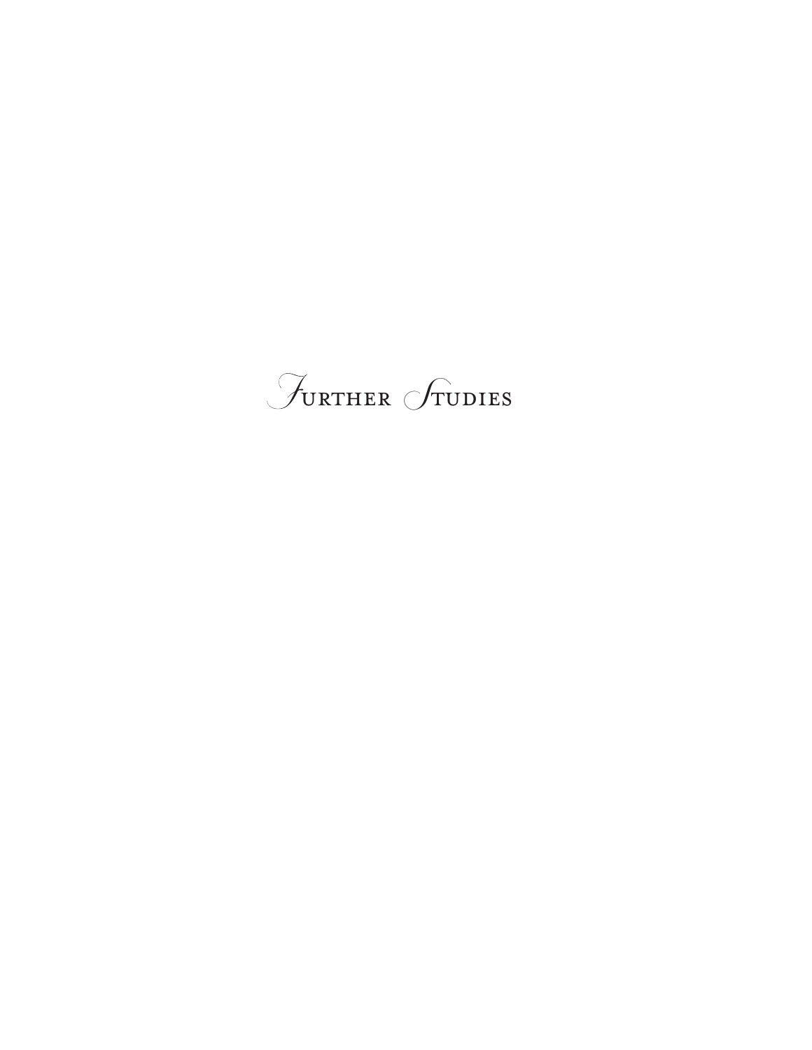# Further Studies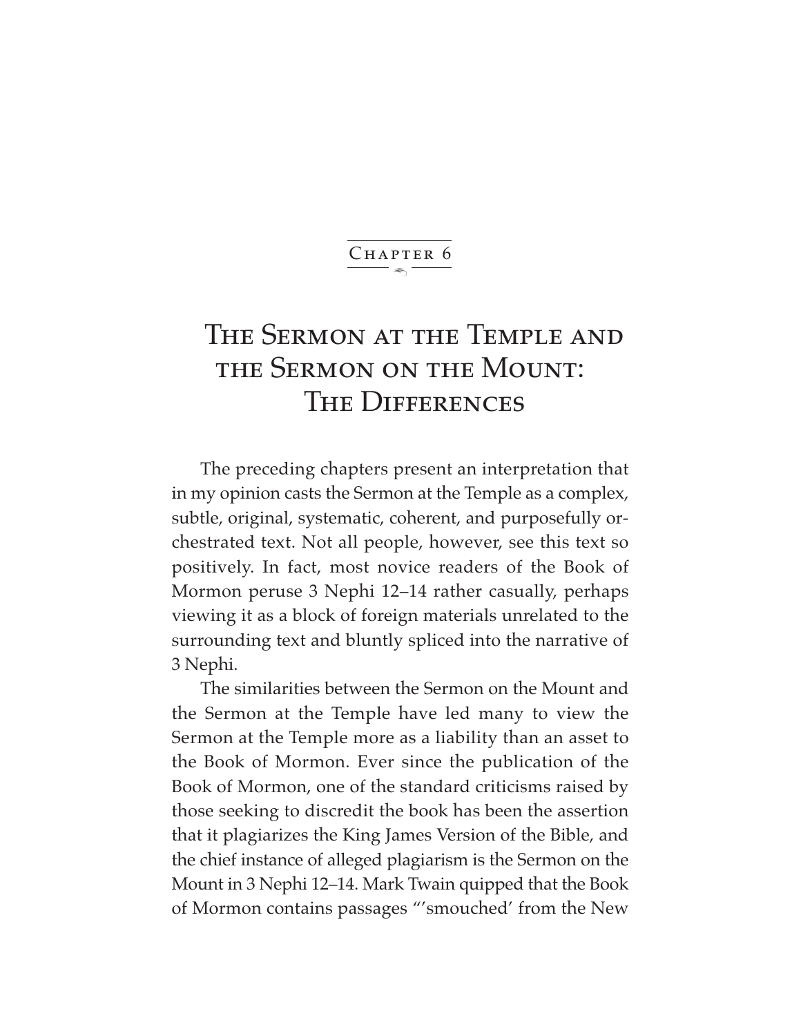## Chapter 6

# The Sermon at the Temple and the Sermon on the Mount: The Differences

The preceding chapters present an interpretation that in my opinion casts the Sermon at the Temple as a complex, subtle, original, systematic, coherent, and purposefully orchestrated text. Not all people, however, see this text so positively. In fact, most novice readers of the Book of Mormon peruse 3 Nephi 12–14 rather casually, perhaps viewing it as a block of foreign materials unrelated to the surrounding text and bluntly spliced into the narrative of 3 Nephi.

The similarities between the Sermon on the Mount and the Sermon at the Temple have led many to view the Sermon at the Temple more as a liability than an asset to the Book of Mormon. Ever since the publication of the Book of Mormon, one of the standard criticisms raised by those seeking to discredit the book has been the assertion that it plagiarizes the King James Version of the Bible, and the chief instance of alleged plagiarism is the Sermon on the Mount in 3 Nephi 12–14. Mark Twain quipped that the Book of Mormon contains passages "'smouched' from the New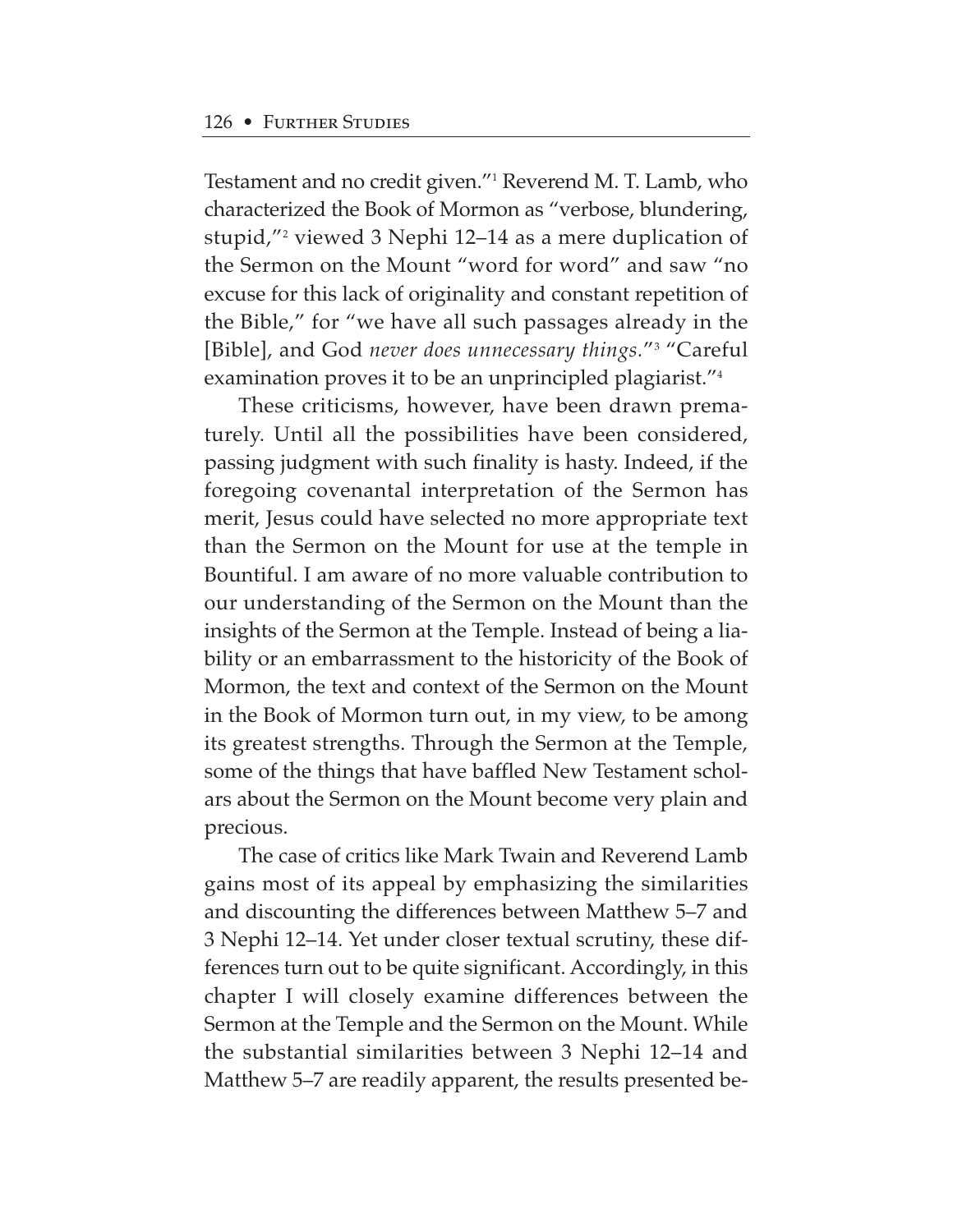Testament and no credit given."[1] Reverend M. T. Lamb, who characterized the Book of Mormon as "verbose, blundering, stupid,"[2] viewed 3 Nephi 12–14 as a mere duplication of the Sermon on the Mount "word for word" and saw "no excuse for this lack of originality and constant repetition of the Bible," for "we have all such passages already in the [Bible], and God *never does unnecessary things.*"[3] "Careful examination proves it to be an unprincipled plagiarist."[4]

These criticisms, however, have been drawn prematurely. Until all the possibilities have been considered, passing judgment with such finality is hasty. Indeed, if the foregoing covenantal interpretation of the Sermon has merit, Jesus could have selected no more appropriate text than the Sermon on the Mount for use at the temple in Bountiful. I am aware of no more valuable contribution to our understanding of the Sermon on the Mount than the insights of the Sermon at the Temple. Instead of being a liability or an embarrassment to the historicity of the Book of Mormon, the text and context of the Sermon on the Mount in the Book of Mormon turn out, in my view, to be among its greatest strengths. Through the Sermon at the Temple, some of the things that have baffled New Testament scholars about the Sermon on the Mount become very plain and precious.

The case of critics like Mark Twain and Reverend Lamb gains most of its appeal by emphasizing the similarities and discounting the differences between Matthew 5–7 and 3 Nephi 12–14. Yet under closer textual scrutiny, these differences turn out to be quite significant. Accordingly, in this chapter I will closely examine differences between the Sermon at the Temple and the Sermon on the Mount. While the substantial similarities between 3 Nephi 12–14 and Matthew 5–7 are readily apparent, the results presented be-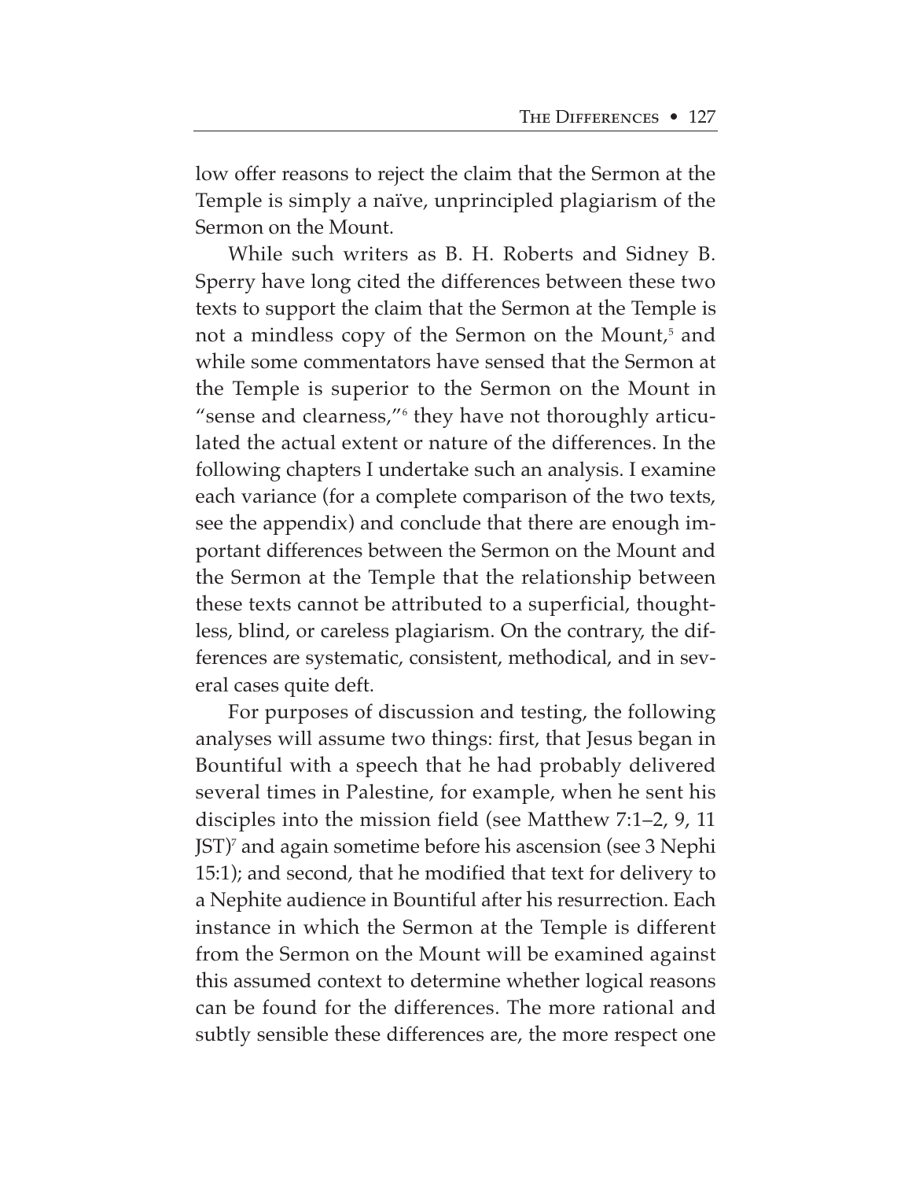low offer reasons to reject the claim that the Sermon at the Temple is simply a naïve, unprincipled plagiarism of the Sermon on the Mount.

While such writers as B. H. Roberts and Sidney B. Sperry have long cited the differences between these two texts to support the claim that the Sermon at the Temple is not a mindless copy of the Sermon on the Mount,[5] and while some commentators have sensed that the Sermon at the Temple is superior to the Sermon on the Mount in "sense and clearness,"[6] they have not thoroughly articulated the actual extent or nature of the differences. In the following chapters I undertake such an analysis. I examine each variance (for a complete comparison of the two texts, see the appendix) and conclude that there are enough important differences between the Sermon on the Mount and the Sermon at the Temple that the relationship between these texts cannot be attributed to a superficial, thoughtless, blind, or careless plagiarism. On the contrary, the differences are systematic, consistent, methodical, and in several cases quite deft.

For purposes of discussion and testing, the following analyses will assume two things: first, that Jesus began in Bountiful with a speech that he had probably delivered several times in Palestine, for example, when he sent his disciples into the mission field (see Matthew 7:1–2, 9, 11 JST)[7] and again sometime before his ascension (see 3 Nephi 15:1); and second, that he modified that text for delivery to a Nephite audience in Bountiful after his resurrection. Each instance in which the Sermon at the Temple is different from the Sermon on the Mount will be examined against this assumed context to determine whether logical reasons can be found for the differences. The more rational and subtly sensible these differences are, the more respect one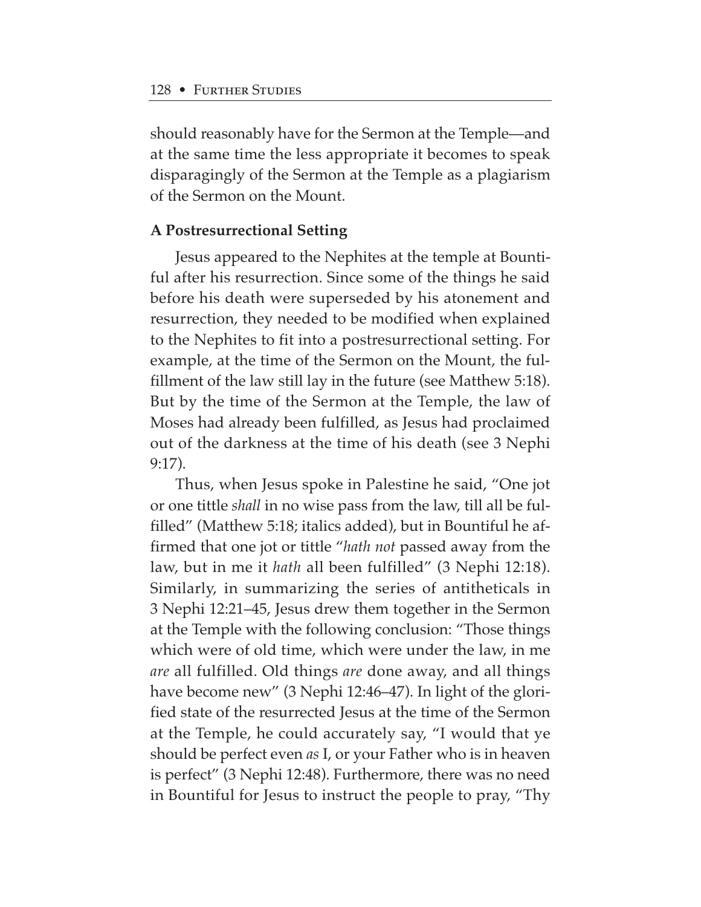should reasonably have for the Sermon at the Temple—and at the same time the less appropriate it becomes to speak disparagingly of the Sermon at the Temple as a plagiarism of the Sermon on the Mount.

**A Postresurrectional Setting**

Jesus appeared to the Nephites at the temple at Bountiful after his resurrection. Since some of the things he said before his death were superseded by his atonement and resurrection, they needed to be modified when explained to the Nephites to fit into a postresurrectional setting. For example, at the time of the Sermon on the Mount, the fulfillment of the law still lay in the future (see Matthew 5:18). But by the time of the Sermon at the Temple, the law of Moses had already been fulfilled, as Jesus had proclaimed out of the darkness at the time of his death (see 3 Nephi 9:17).

Thus, when Jesus spoke in Palestine he said, "One jot or one tittle *shall* in no wise pass from the law, till all be fulfilled" (Matthew 5:18; italics added), but in Bountiful he affirmed that one jot or tittle "*hath not* passed away from the law, but in me it *hath* all been fulfilled" (3 Nephi 12:18). Similarly, in summarizing the series of antitheticals in 3 Nephi 12:21–45, Jesus drew them together in the Sermon at the Temple with the following conclusion: "Those things which were of old time, which were under the law, in me *are* all fulfilled. Old things *are* done away, and all things have become new" (3 Nephi 12:46–47). In light of the glorified state of the resurrected Jesus at the time of the Sermon at the Temple, he could accurately say, "I would that ye should be perfect even *as* I, or your Father who is in heaven is perfect" (3 Nephi 12:48). Furthermore, there was no need in Bountiful for Jesus to instruct the people to pray, "Thy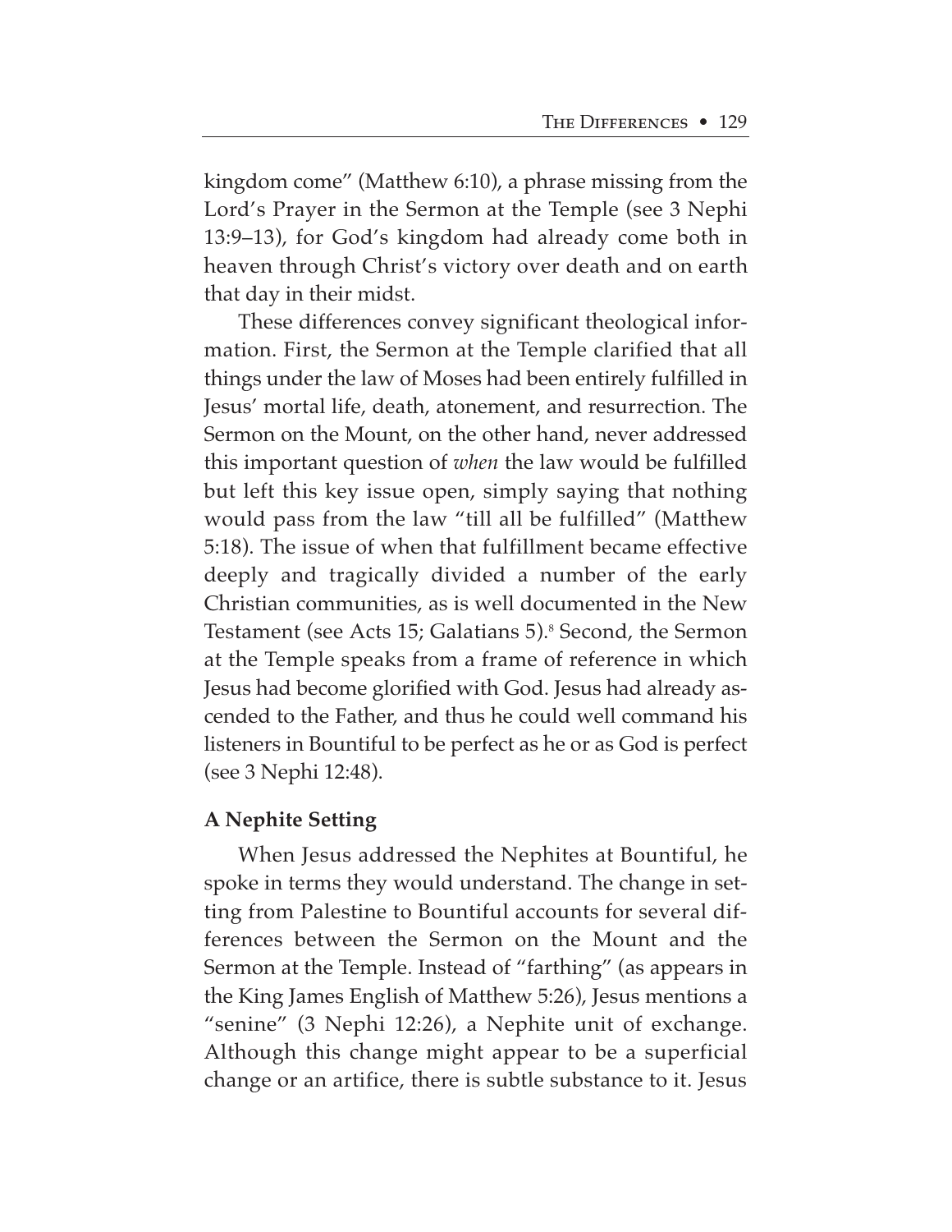kingdom come" (Matthew 6:10), a phrase missing from the Lord's Prayer in the Sermon at the Temple (see 3 Nephi 13:9–13), for God's kingdom had already come both in heaven through Christ's victory over death and on earth that day in their midst.

These differences convey significant theological information. First, the Sermon at the Temple clarified that all things under the law of Moses had been entirely fulfilled in Jesus' mortal life, death, atonement, and resurrection. The Sermon on the Mount, on the other hand, never addressed this important question of *when* the law would be fulfilled but left this key issue open, simply saying that nothing would pass from the law "till all be fulfilled" (Matthew 5:18). The issue of when that fulfillment became effective deeply and tragically divided a number of the early Christian communities, as is well documented in the New Testament (see Acts 15; Galatians 5).[8] Second, the Sermon at the Temple speaks from a frame of reference in which Jesus had become glorified with God. Jesus had already ascended to the Father, and thus he could well command his listeners in Bountiful to be perfect as he or as God is perfect (see 3 Nephi 12:48).

**A Nephite Setting**

When Jesus addressed the Nephites at Bountiful, he spoke in terms they would understand. The change in setting from Palestine to Bountiful accounts for several differences between the Sermon on the Mount and the Sermon at the Temple. Instead of "farthing" (as appears in the King James English of Matthew 5:26), Jesus mentions a "senine" (3 Nephi 12:26), a Nephite unit of exchange. Although this change might appear to be a superficial change or an artifice, there is subtle substance to it. Jesus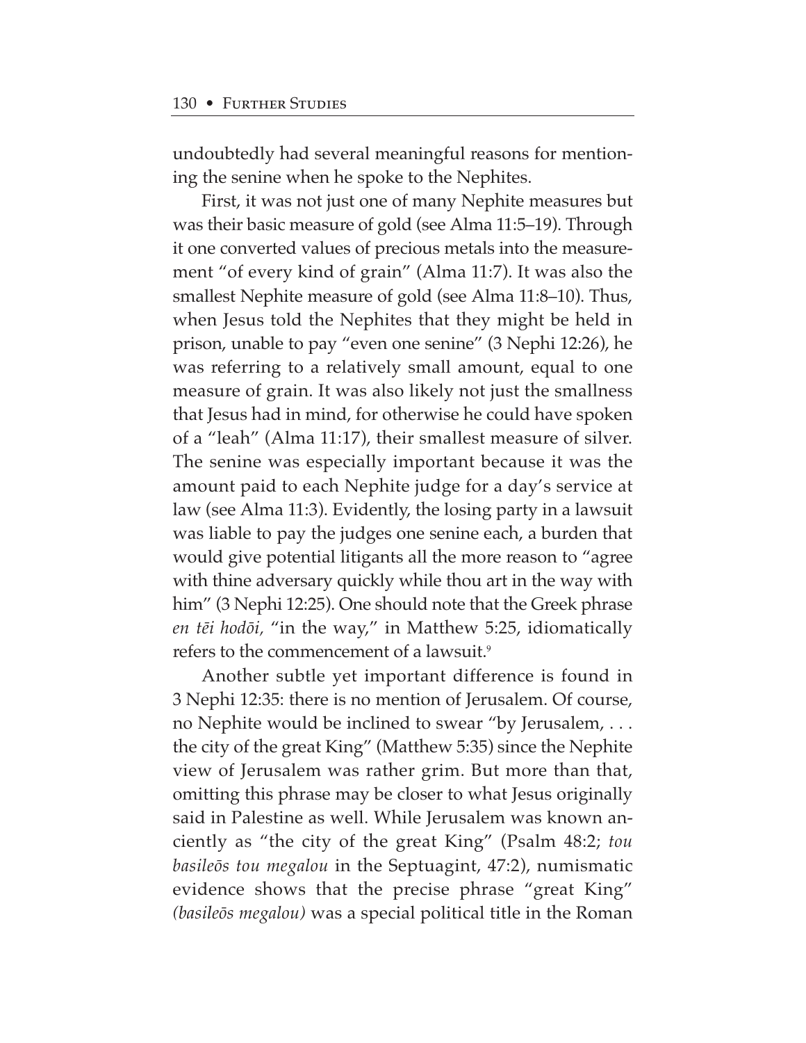undoubtedly had several meaningful reasons for mentioning the senine when he spoke to the Nephites.

First, it was not just one of many Nephite measures but was their basic measure of gold (see Alma 11:5–19). Through it one converted values of precious metals into the measurement "of every kind of grain" (Alma 11:7). It was also the smallest Nephite measure of gold (see Alma 11:8–10). Thus, when Jesus told the Nephites that they might be held in prison, unable to pay "even one senine" (3 Nephi 12:26), he was referring to a relatively small amount, equal to one measure of grain. It was also likely not just the smallness that Jesus had in mind, for otherwise he could have spoken of a "leah" (Alma 11:17), their smallest measure of silver. The senine was especially important because it was the amount paid to each Nephite judge for a day's service at law (see Alma 11:3). Evidently, the losing party in a lawsuit was liable to pay the judges one senine each, a burden that would give potential litigants all the more reason to "agree with thine adversary quickly while thou art in the way with him" (3 Nephi 12:25). One should note that the Greek phrase *en tēi hodōi*, "in the way," in Matthew 5:25, idiomatically refers to the commencement of a lawsuit.[9]

Another subtle yet important difference is found in 3 Nephi 12:35: there is no mention of Jerusalem. Of course, no Nephite would be inclined to swear "by Jerusalem, . . . the city of the great King" (Matthew 5:35) since the Nephite view of Jerusalem was rather grim. But more than that, omitting this phrase may be closer to what Jesus originally said in Palestine as well. While Jerusalem was known anciently as "the city of the great King" (Psalm 48:2; *tou basileōs tou megalou* in the Septuagint, 47:2), numismatic evidence shows that the precise phrase "great King" *(basileōs megalou)* was a special political title in the Roman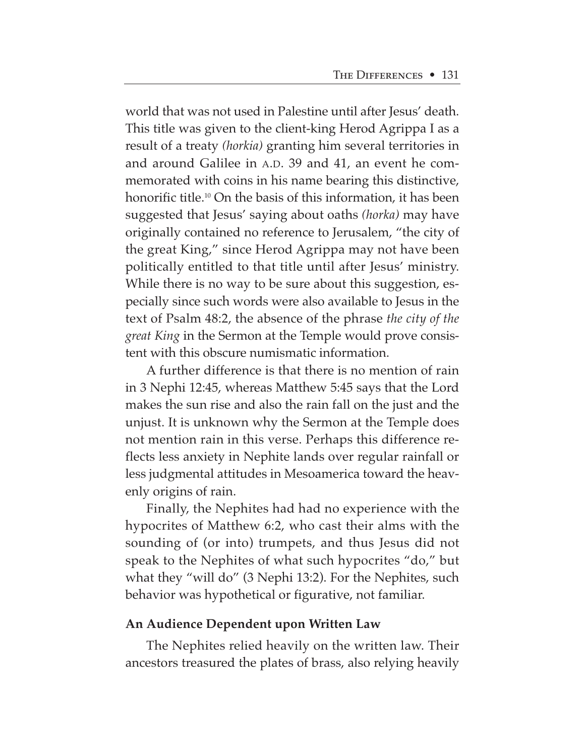world that was not used in Palestine until after Jesus' death. This title was given to the client-king Herod Agrippa I as a result of a treaty *(horkia)* granting him several territories in and around Galilee in A.D. 39 and 41, an event he commemorated with coins in his name bearing this distinctive, honorific title.[10] On the basis of this information, it has been suggested that Jesus' saying about oaths *(horka)* may have originally contained no reference to Jerusalem, "the city of the great King," since Herod Agrippa may not have been politically entitled to that title until after Jesus' ministry. While there is no way to be sure about this suggestion, especially since such words were also available to Jesus in the text of Psalm 48:2, the absence of the phrase *the city of the great King* in the Sermon at the Temple would prove consistent with this obscure numismatic information.

A further difference is that there is no mention of rain in 3 Nephi 12:45, whereas Matthew 5:45 says that the Lord makes the sun rise and also the rain fall on the just and the unjust. It is unknown why the Sermon at the Temple does not mention rain in this verse. Perhaps this difference reflects less anxiety in Nephite lands over regular rainfall or less judgmental attitudes in Mesoamerica toward the heavenly origins of rain.

Finally, the Nephites had had no experience with the hypocrites of Matthew 6:2, who cast their alms with the sounding of (or into) trumpets, and thus Jesus did not speak to the Nephites of what such hypocrites "do," but what they "will do" (3 Nephi 13:2). For the Nephites, such behavior was hypothetical or figurative, not familiar.

**An Audience Dependent upon Written Law**

The Nephites relied heavily on the written law. Their ancestors treasured the plates of brass, also relying heavily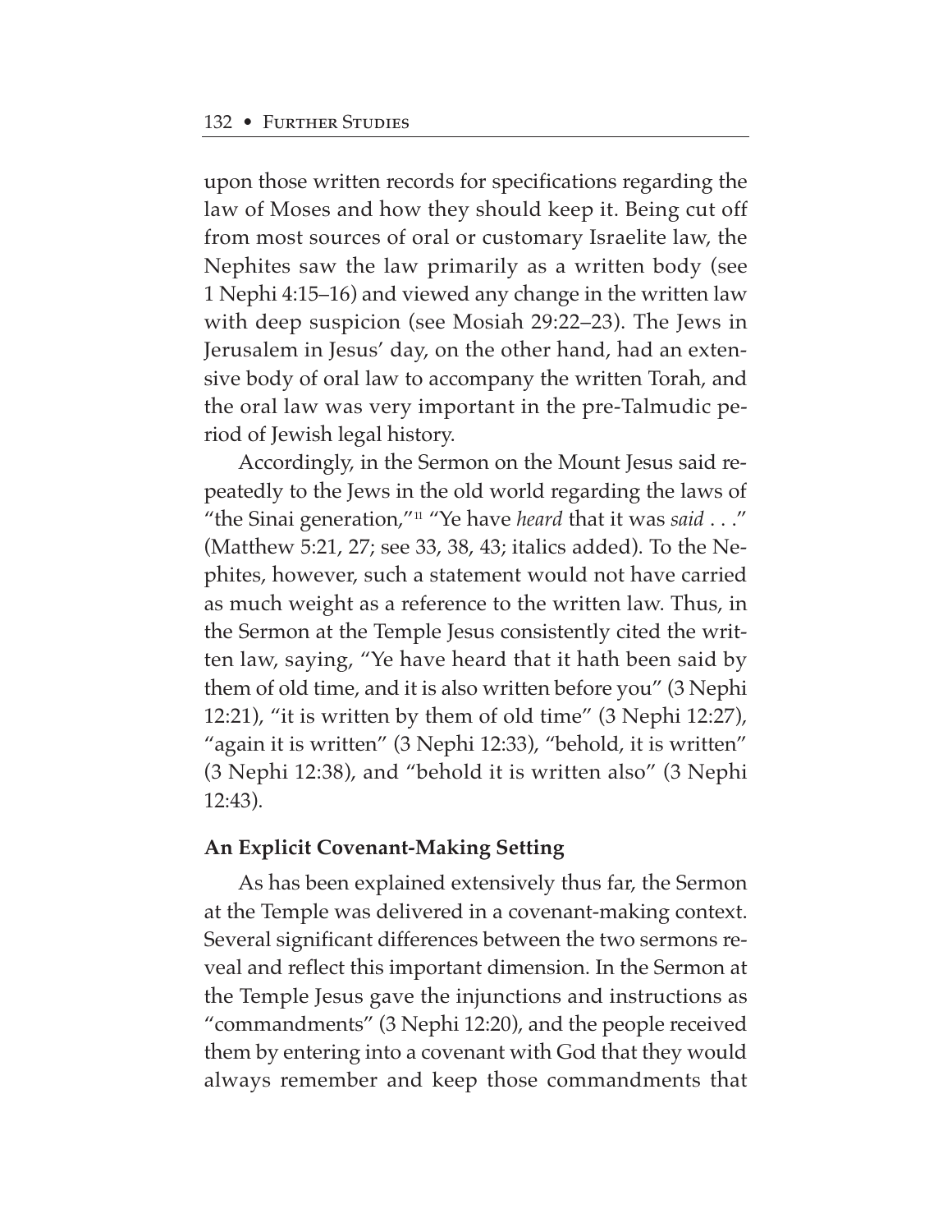upon those written records for specifications regarding the law of Moses and how they should keep it. Being cut off from most sources of oral or customary Israelite law, the Nephites saw the law primarily as a written body (see 1 Nephi 4:15–16) and viewed any change in the written law with deep suspicion (see Mosiah 29:22–23). The Jews in Jerusalem in Jesus' day, on the other hand, had an extensive body of oral law to accompany the written Torah, and the oral law was very important in the pre-Talmudic period of Jewish legal history.

Accordingly, in the Sermon on the Mount Jesus said repeatedly to the Jews in the old world regarding the laws of "the Sinai generation,"[11] "Ye have *heard* that it was *said* . . ." (Matthew 5:21, 27; see 33, 38, 43; italics added). To the Nephites, however, such a statement would not have carried as much weight as a reference to the written law. Thus, in the Sermon at the Temple Jesus consistently cited the written law, saying, "Ye have heard that it hath been said by them of old time, and it is also written before you" (3 Nephi 12:21), "it is written by them of old time" (3 Nephi 12:27), "again it is written" (3 Nephi 12:33), "behold, it is written" (3 Nephi 12:38), and "behold it is written also" (3 Nephi 12:43).

**An Explicit Covenant-Making Setting**

As has been explained extensively thus far, the Sermon at the Temple was delivered in a covenant-making context. Several significant differences between the two sermons reveal and reflect this important dimension. In the Sermon at the Temple Jesus gave the injunctions and instructions as "commandments" (3 Nephi 12:20), and the people received them by entering into a covenant with God that they would always remember and keep those commandments that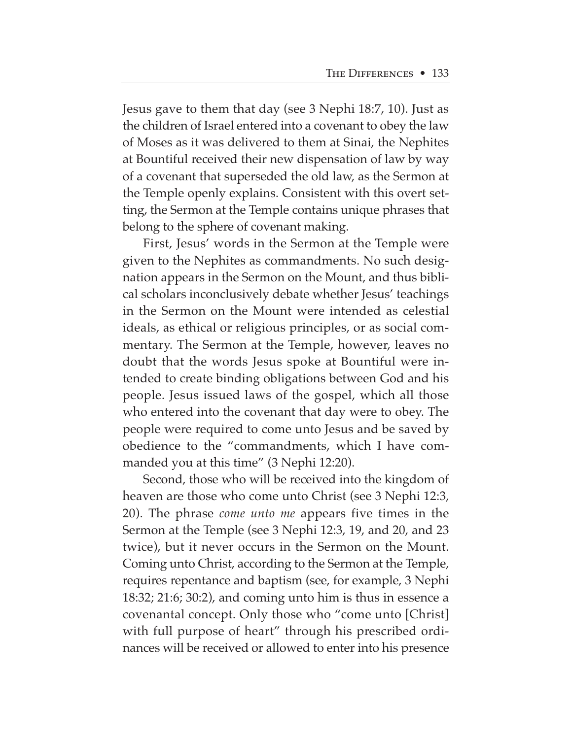Jesus gave to them that day (see 3 Nephi 18:7, 10). Just as the children of Israel entered into a covenant to obey the law of Moses as it was delivered to them at Sinai, the Nephites at Bountiful received their new dispensation of law by way of a covenant that superseded the old law, as the Sermon at the Temple openly explains. Consistent with this overt setting, the Sermon at the Temple contains unique phrases that belong to the sphere of covenant making.

First, Jesus' words in the Sermon at the Temple were given to the Nephites as commandments. No such designation appears in the Sermon on the Mount, and thus biblical scholars inconclusively debate whether Jesus' teachings in the Sermon on the Mount were intended as celestial ideals, as ethical or religious principles, or as social commentary. The Sermon at the Temple, however, leaves no doubt that the words Jesus spoke at Bountiful were intended to create binding obligations between God and his people. Jesus issued laws of the gospel, which all those who entered into the covenant that day were to obey. The people were required to come unto Jesus and be saved by obedience to the "commandments, which I have commanded you at this time" (3 Nephi 12:20).

Second, those who will be received into the kingdom of heaven are those who come unto Christ (see 3 Nephi 12:3, 20). The phrase *come unto me* appears five times in the Sermon at the Temple (see 3 Nephi 12:3, 19, and 20, and 23 twice), but it never occurs in the Sermon on the Mount. Coming unto Christ, according to the Sermon at the Temple, requires repentance and baptism (see, for example, 3 Nephi 18:32; 21:6; 30:2), and coming unto him is thus in essence a covenantal concept. Only those who "come unto [Christ] with full purpose of heart" through his prescribed ordinances will be received or allowed to enter into his presence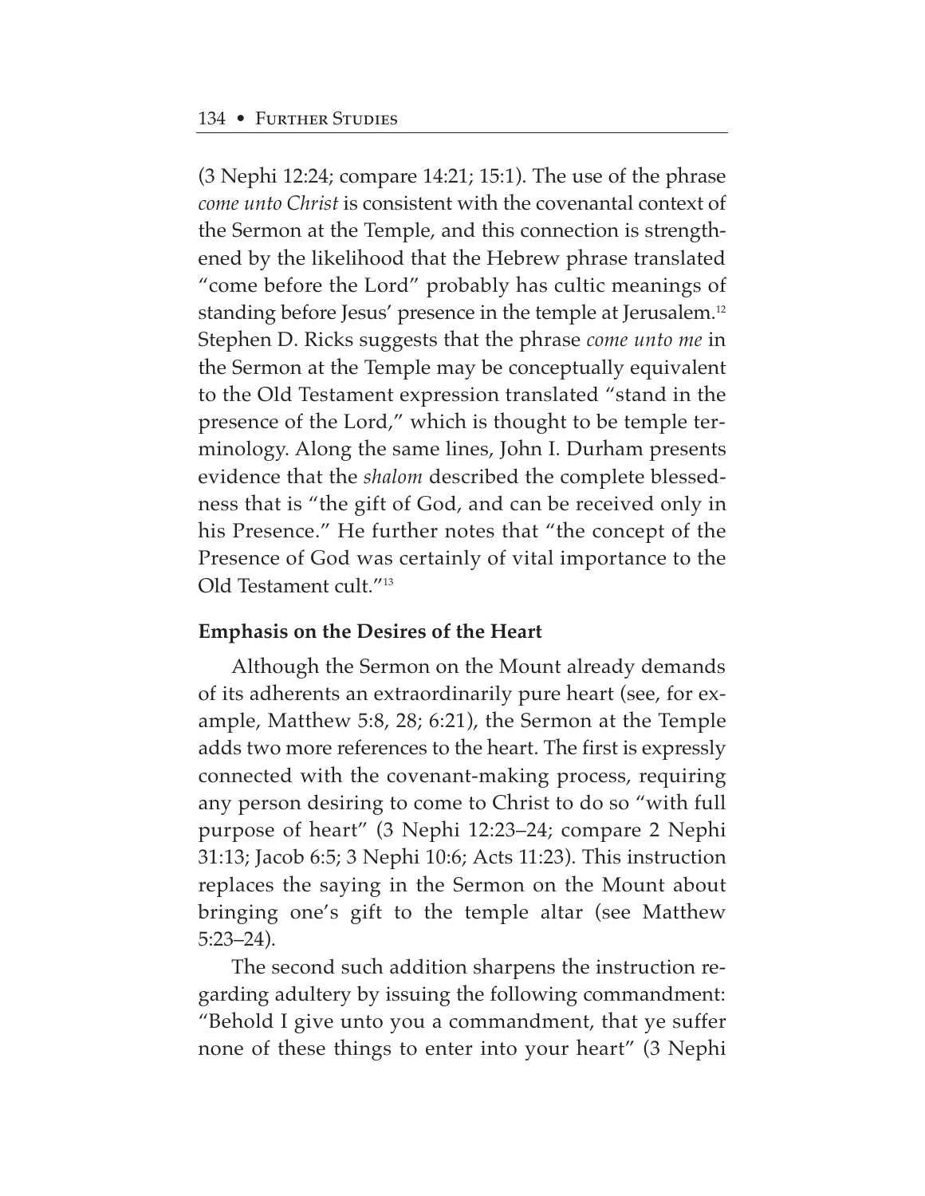(3 Nephi 12:24; compare 14:21; 15:1). The use of the phrase *come unto Christ* is consistent with the covenantal context of the Sermon at the Temple, and this connection is strengthened by the likelihood that the Hebrew phrase translated "come before the Lord" probably has cultic meanings of standing before Jesus' presence in the temple at Jerusalem.[12] Stephen D. Ricks suggests that the phrase *come unto me* in the Sermon at the Temple may be conceptually equivalent to the Old Testament expression translated "stand in the presence of the Lord," which is thought to be temple terminology. Along the same lines, John I. Durham presents evidence that the *shalom* described the complete blessedness that is "the gift of God, and can be received only in his Presence." He further notes that "the concept of the Presence of God was certainly of vital importance to the Old Testament cult."[13]

**Emphasis on the Desires of the Heart**

Although the Sermon on the Mount already demands of its adherents an extraordinarily pure heart (see, for example, Matthew 5:8, 28; 6:21), the Sermon at the Temple adds two more references to the heart. The first is expressly connected with the covenant-making process, requiring any person desiring to come to Christ to do so "with full purpose of heart" (3 Nephi 12:23–24; compare 2 Nephi 31:13; Jacob 6:5; 3 Nephi 10:6; Acts 11:23). This instruction replaces the saying in the Sermon on the Mount about bringing one's gift to the temple altar (see Matthew 5:23–24).

The second such addition sharpens the instruction regarding adultery by issuing the following commandment: "Behold I give unto you a commandment, that ye suffer none of these things to enter into your heart" (3 Nephi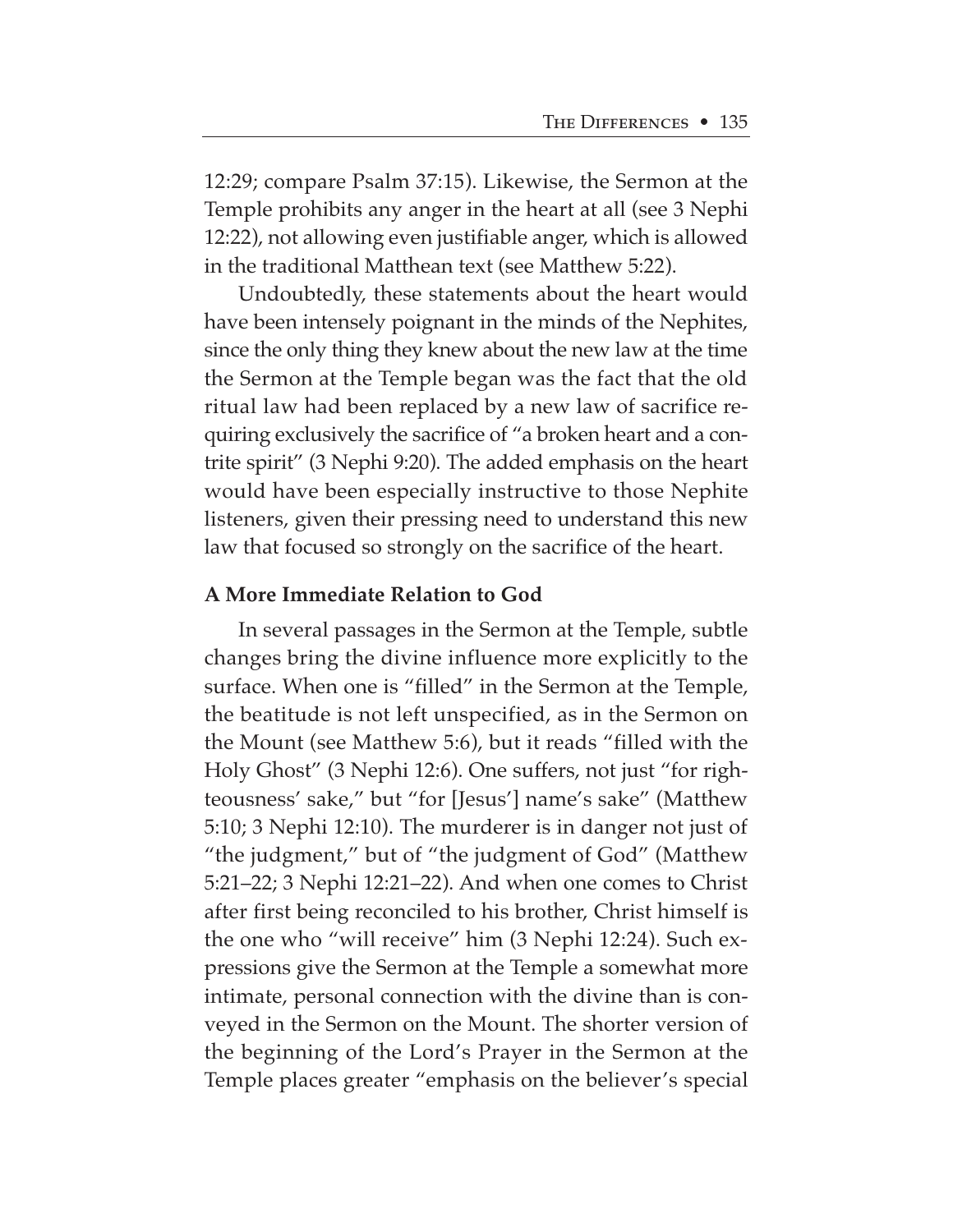12:29; compare Psalm 37:15). Likewise, the Sermon at the Temple prohibits any anger in the heart at all (see 3 Nephi 12:22), not allowing even justifiable anger, which is allowed in the traditional Matthean text (see Matthew 5:22).

Undoubtedly, these statements about the heart would have been intensely poignant in the minds of the Nephites, since the only thing they knew about the new law at the time the Sermon at the Temple began was the fact that the old ritual law had been replaced by a new law of sacrifice requiring exclusively the sacrifice of "a broken heart and a contrite spirit" (3 Nephi 9:20). The added emphasis on the heart would have been especially instructive to those Nephite listeners, given their pressing need to understand this new law that focused so strongly on the sacrifice of the heart.

**A More Immediate Relation to God**

In several passages in the Sermon at the Temple, subtle changes bring the divine influence more explicitly to the surface. When one is "filled" in the Sermon at the Temple, the beatitude is not left unspecified, as in the Sermon on the Mount (see Matthew 5:6), but it reads "filled with the Holy Ghost" (3 Nephi 12:6). One suffers, not just "for righteousness' sake," but "for [Jesus'] name's sake" (Matthew 5:10; 3 Nephi 12:10). The murderer is in danger not just of "the judgment," but of "the judgment of God" (Matthew 5:21–22; 3 Nephi 12:21–22). And when one comes to Christ after first being reconciled to his brother, Christ himself is the one who "will receive" him (3 Nephi 12:24). Such expressions give the Sermon at the Temple a somewhat more intimate, personal connection with the divine than is conveyed in the Sermon on the Mount. The shorter version of the beginning of the Lord's Prayer in the Sermon at the Temple places greater "emphasis on the believer's special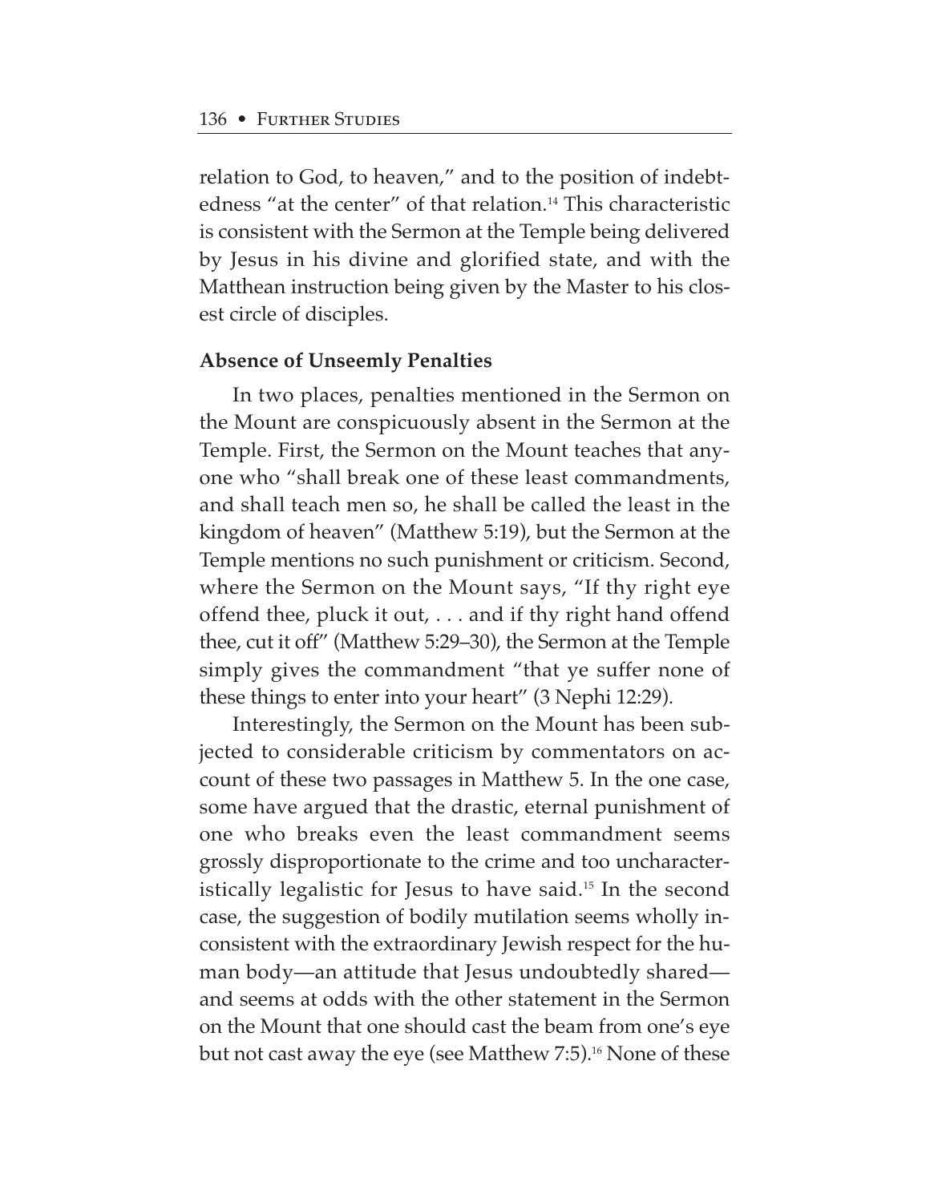relation to God, to heaven," and to the position of indebtedness "at the center" of that relation.[14] This characteristic is consistent with the Sermon at the Temple being delivered by Jesus in his divine and glorified state, and with the Matthean instruction being given by the Master to his closest circle of disciples.

**Absence of Unseemly Penalties**

In two places, penalties mentioned in the Sermon on the Mount are conspicuously absent in the Sermon at the Temple. First, the Sermon on the Mount teaches that anyone who "shall break one of these least commandments, and shall teach men so, he shall be called the least in the kingdom of heaven" (Matthew 5:19), but the Sermon at the Temple mentions no such punishment or criticism. Second, where the Sermon on the Mount says, "If thy right eye offend thee, pluck it out, . . . and if thy right hand offend thee, cut it off" (Matthew 5:29–30), the Sermon at the Temple simply gives the commandment "that ye suffer none of these things to enter into your heart" (3 Nephi 12:29).

Interestingly, the Sermon on the Mount has been subjected to considerable criticism by commentators on account of these two passages in Matthew 5. In the one case, some have argued that the drastic, eternal punishment of one who breaks even the least commandment seems grossly disproportionate to the crime and too uncharacteristically legalistic for Jesus to have said.[15] In the second case, the suggestion of bodily mutilation seems wholly inconsistent with the extraordinary Jewish respect for the human body—an attitude that Jesus undoubtedly shared—and seems at odds with the other statement in the Sermon on the Mount that one should cast the beam from one's eye but not cast away the eye (see Matthew 7:5).[16] None of these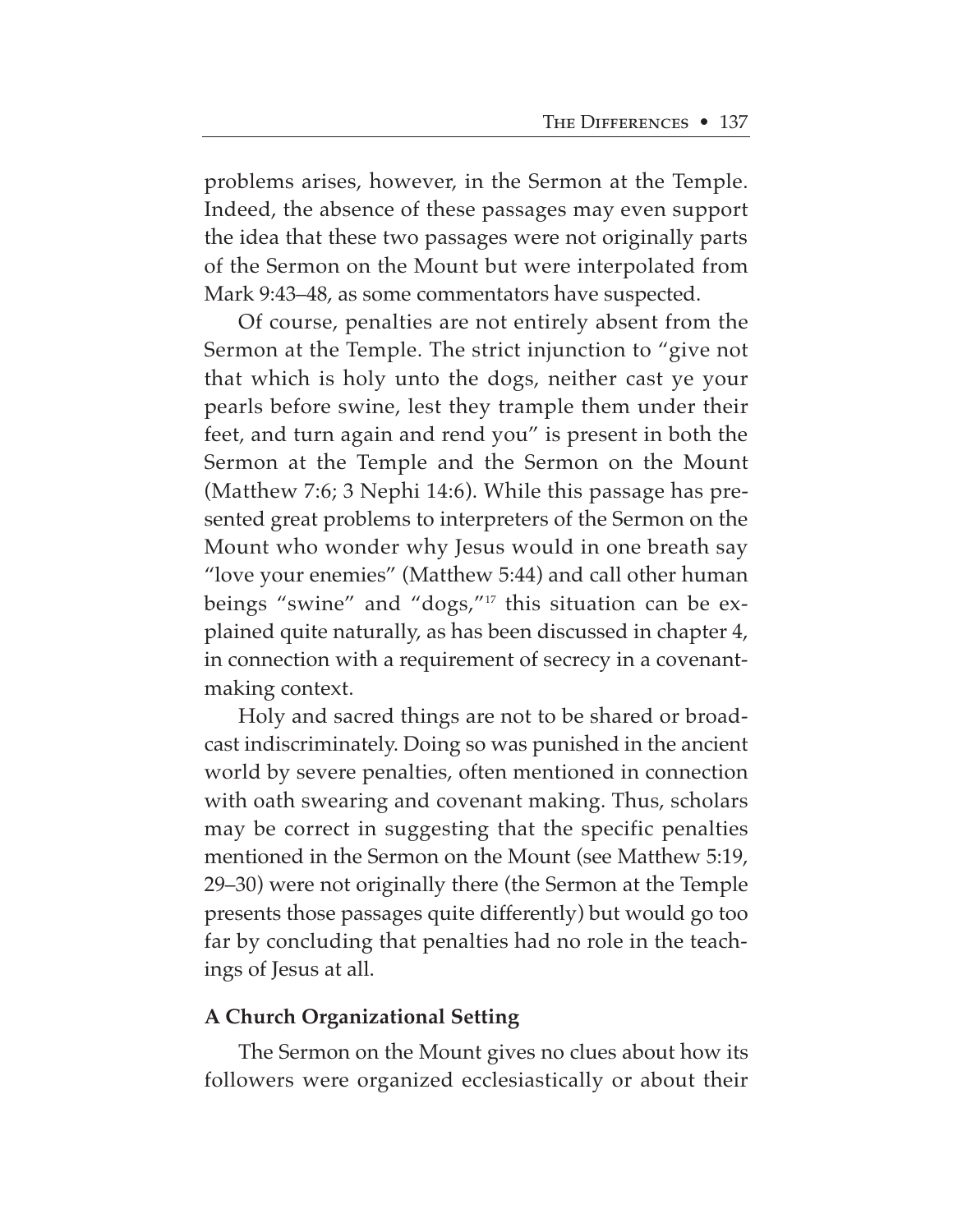problems arises, however, in the Sermon at the Temple. Indeed, the absence of these passages may even support the idea that these two passages were not originally parts of the Sermon on the Mount but were interpolated from Mark 9:43–48, as some commentators have suspected.

Of course, penalties are not entirely absent from the Sermon at the Temple. The strict injunction to "give not that which is holy unto the dogs, neither cast ye your pearls before swine, lest they trample them under their feet, and turn again and rend you" is present in both the Sermon at the Temple and the Sermon on the Mount (Matthew 7:6; 3 Nephi 14:6). While this passage has presented great problems to interpreters of the Sermon on the Mount who wonder why Jesus would in one breath say "love your enemies" (Matthew 5:44) and call other human beings "swine" and "dogs,"[17] this situation can be explained quite naturally, as has been discussed in chapter 4, in connection with a requirement of secrecy in a covenant-making context.

Holy and sacred things are not to be shared or broadcast indiscriminately. Doing so was punished in the ancient world by severe penalties, often mentioned in connection with oath swearing and covenant making. Thus, scholars may be correct in suggesting that the specific penalties mentioned in the Sermon on the Mount (see Matthew 5:19, 29–30) were not originally there (the Sermon at the Temple presents those passages quite differently) but would go too far by concluding that penalties had no role in the teachings of Jesus at all.

**A Church Organizational Setting**

The Sermon on the Mount gives no clues about how its followers were organized ecclesiastically or about their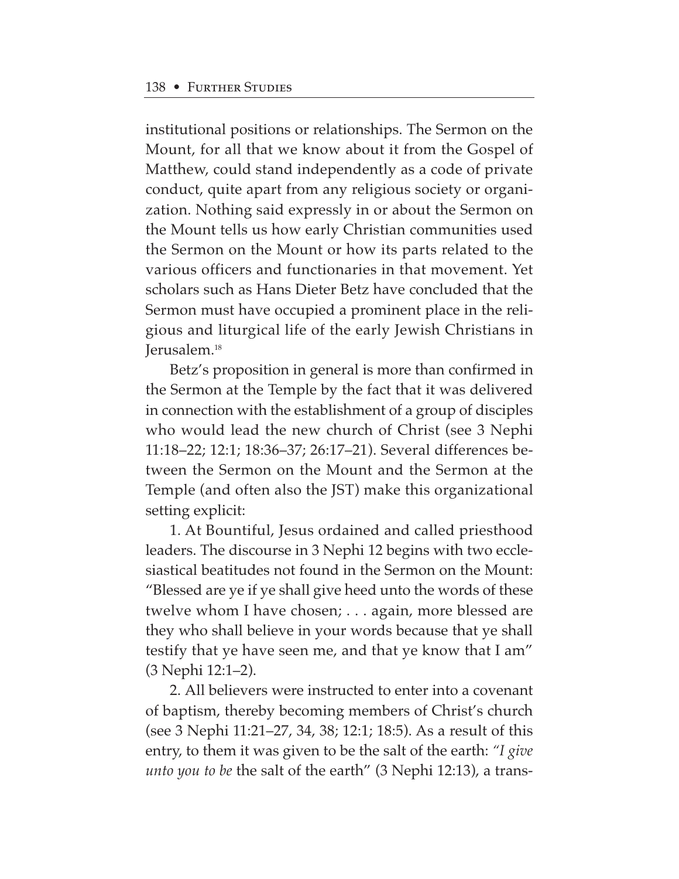institutional positions or relationships. The Sermon on the Mount, for all that we know about it from the Gospel of Matthew, could stand independently as a code of private conduct, quite apart from any religious society or organization. Nothing said expressly in or about the Sermon on the Mount tells us how early Christian communities used the Sermon on the Mount or how its parts related to the various officers and functionaries in that movement. Yet scholars such as Hans Dieter Betz have concluded that the Sermon must have occupied a prominent place in the religious and liturgical life of the early Jewish Christians in Jerusalem.[18]

Betz's proposition in general is more than confirmed in the Sermon at the Temple by the fact that it was delivered in connection with the establishment of a group of disciples who would lead the new church of Christ (see 3 Nephi 11:18–22; 12:1; 18:36–37; 26:17–21). Several differences between the Sermon on the Mount and the Sermon at the Temple (and often also the JST) make this organizational setting explicit:

1. At Bountiful, Jesus ordained and called priesthood leaders. The discourse in 3 Nephi 12 begins with two ecclesiastical beatitudes not found in the Sermon on the Mount: "Blessed are ye if ye shall give heed unto the words of these twelve whom I have chosen; . . . again, more blessed are they who shall believe in your words because that ye shall testify that ye have seen me, and that ye know that I am" (3 Nephi 12:1–2).

2. All believers were instructed to enter into a covenant of baptism, thereby becoming members of Christ's church (see 3 Nephi 11:21–27, 34, 38; 12:1; 18:5). As a result of this entry, to them it was given to be the salt of the earth: "*I give unto you to be* the salt of the earth" (3 Nephi 12:13), a trans-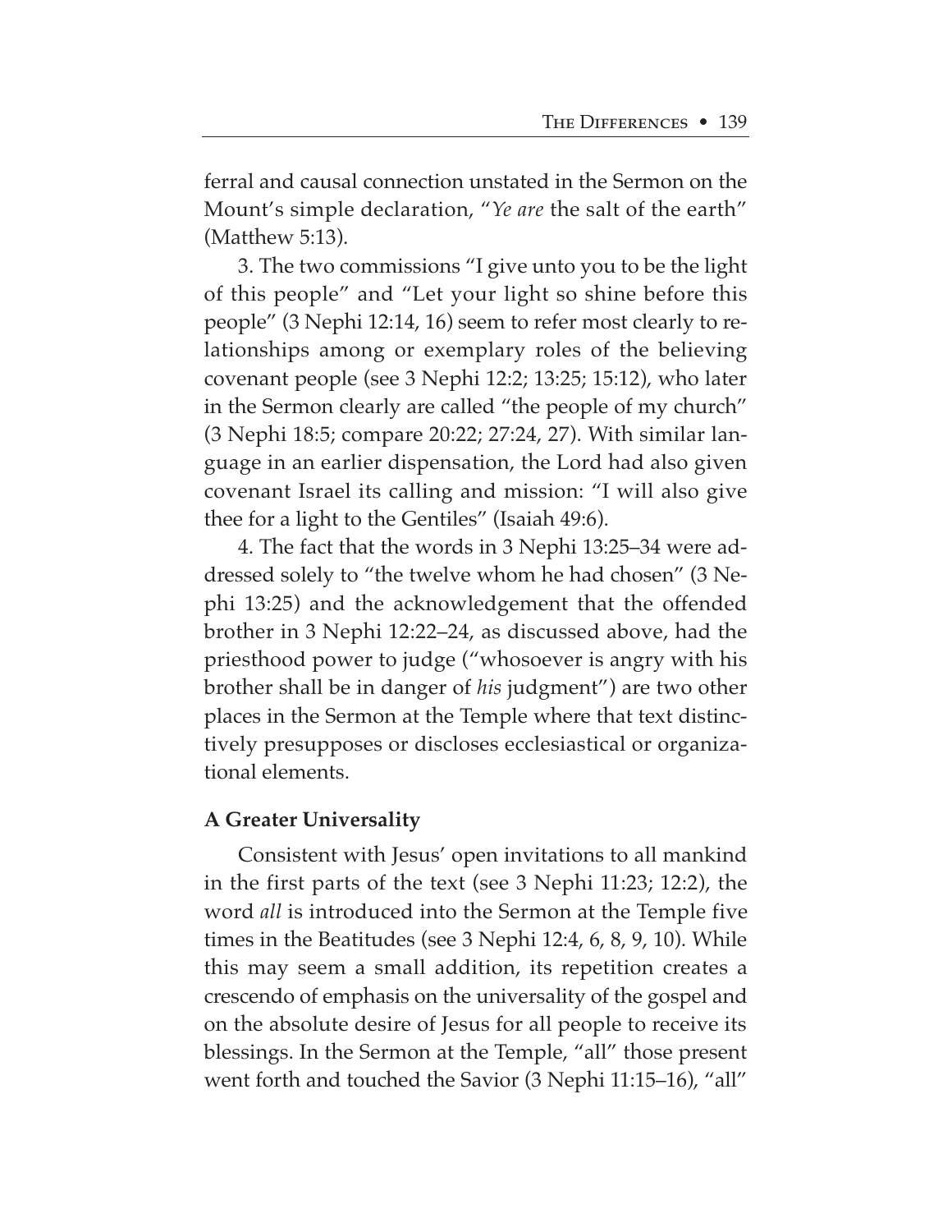ferral and causal connection unstated in the Sermon on the Mount's simple declaration, "*Ye are* the salt of the earth" (Matthew 5:13).

3. The two commissions "I give unto you to be the light of this people" and "Let your light so shine before this people" (3 Nephi 12:14, 16) seem to refer most clearly to relationships among or exemplary roles of the believing covenant people (see 3 Nephi 12:2; 13:25; 15:12), who later in the Sermon clearly are called "the people of my church" (3 Nephi 18:5; compare 20:22; 27:24, 27). With similar language in an earlier dispensation, the Lord had also given covenant Israel its calling and mission: "I will also give thee for a light to the Gentiles" (Isaiah 49:6).

4. The fact that the words in 3 Nephi 13:25–34 were addressed solely to "the twelve whom he had chosen" (3 Nephi 13:25) and the acknowledgement that the offended brother in 3 Nephi 12:22–24, as discussed above, had the priesthood power to judge ("whosoever is angry with his brother shall be in danger of *his* judgment") are two other places in the Sermon at the Temple where that text distinctively presupposes or discloses ecclesiastical or organizational elements.

**A Greater Universality**

Consistent with Jesus' open invitations to all mankind in the first parts of the text (see 3 Nephi 11:23; 12:2), the word *all* is introduced into the Sermon at the Temple five times in the Beatitudes (see 3 Nephi 12:4, 6, 8, 9, 10). While this may seem a small addition, its repetition creates a crescendo of emphasis on the universality of the gospel and on the absolute desire of Jesus for all people to receive its blessings. In the Sermon at the Temple, "all" those present went forth and touched the Savior (3 Nephi 11:15–16), "all"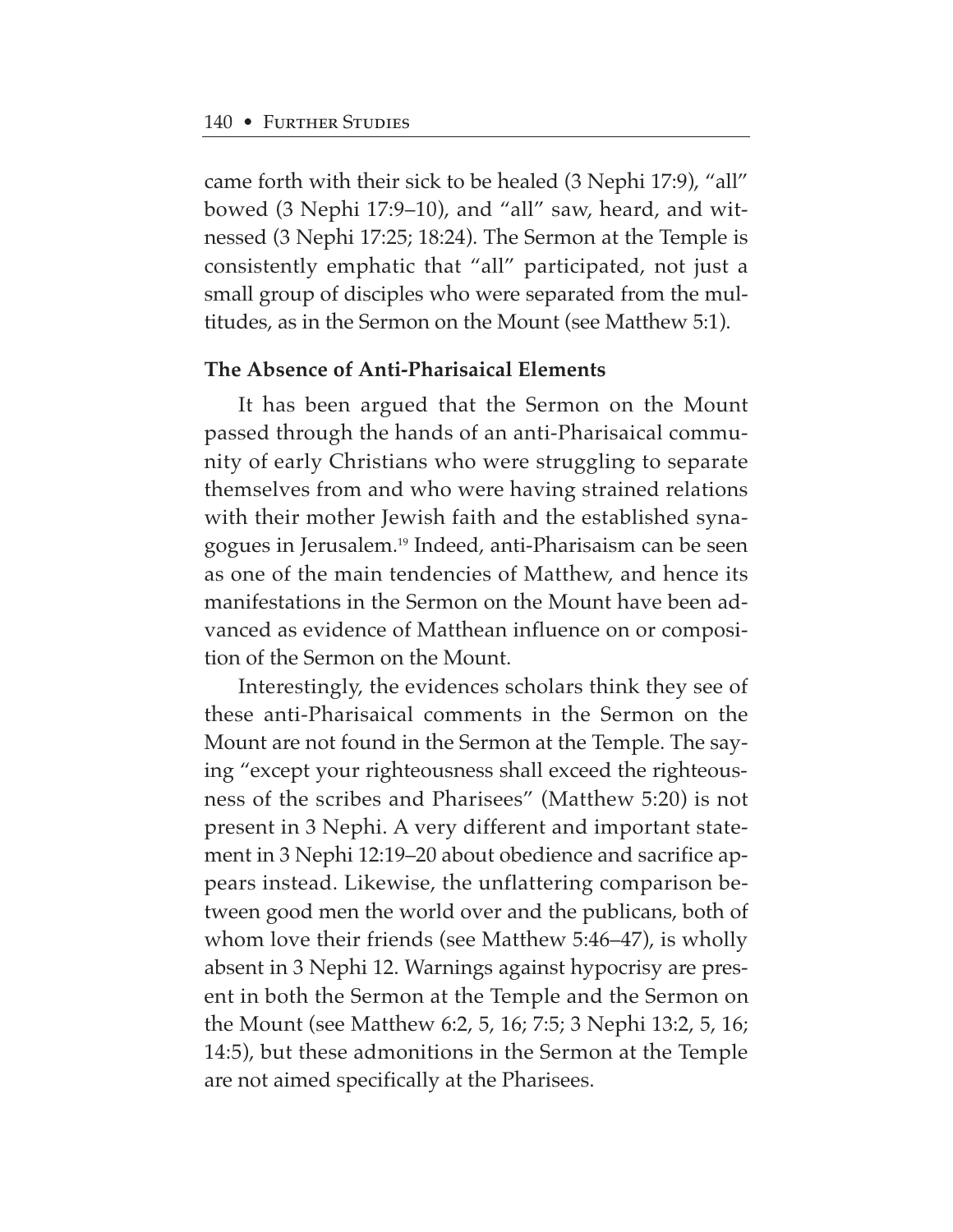came forth with their sick to be healed (3 Nephi 17:9), "all" bowed (3 Nephi 17:9–10), and "all" saw, heard, and witnessed (3 Nephi 17:25; 18:24). The Sermon at the Temple is consistently emphatic that "all" participated, not just a small group of disciples who were separated from the multitudes, as in the Sermon on the Mount (see Matthew 5:1).

**The Absence of Anti-Pharisaical Elements**

It has been argued that the Sermon on the Mount passed through the hands of an anti-Pharisaical community of early Christians who were struggling to separate themselves from and who were having strained relations with their mother Jewish faith and the established synagogues in Jerusalem.[19] Indeed, anti-Pharisaism can be seen as one of the main tendencies of Matthew, and hence its manifestations in the Sermon on the Mount have been advanced as evidence of Matthean influence on or composition of the Sermon on the Mount.

Interestingly, the evidences scholars think they see of these anti-Pharisaical comments in the Sermon on the Mount are not found in the Sermon at the Temple. The saying "except your righteousness shall exceed the righteousness of the scribes and Pharisees" (Matthew 5:20) is not present in 3 Nephi. A very different and important statement in 3 Nephi 12:19–20 about obedience and sacrifice appears instead. Likewise, the unflattering comparison between good men the world over and the publicans, both of whom love their friends (see Matthew 5:46–47), is wholly absent in 3 Nephi 12. Warnings against hypocrisy are present in both the Sermon at the Temple and the Sermon on the Mount (see Matthew 6:2, 5, 16; 7:5; 3 Nephi 13:2, 5, 16; 14:5), but these admonitions in the Sermon at the Temple are not aimed specifically at the Pharisees.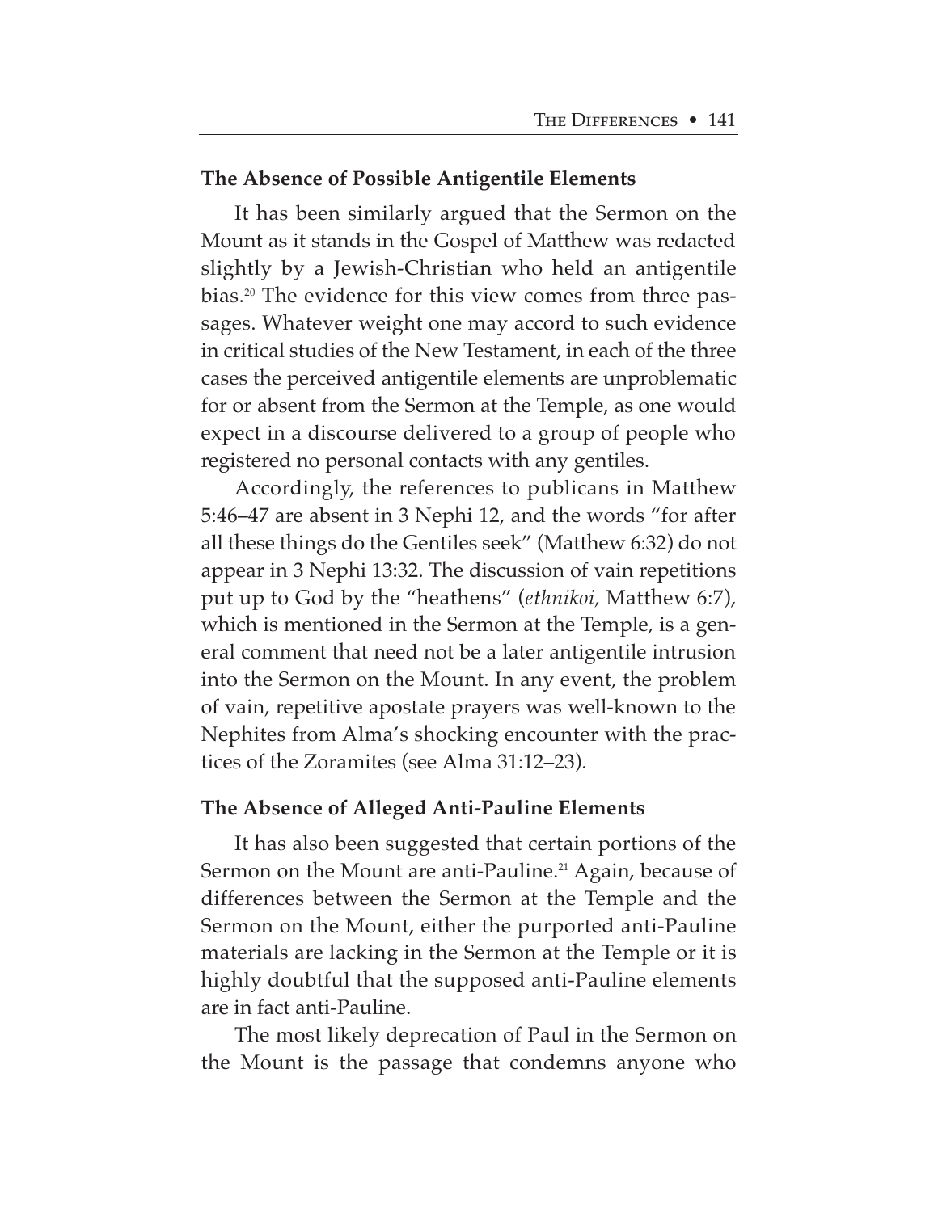### The Absence of Possible Antigentile Elements

It has been similarly argued that the Sermon on the Mount as it stands in the Gospel of Matthew was redacted slightly by a Jewish-Christian who held an antigentile bias.[20] The evidence for this view comes from three passages. Whatever weight one may accord to such evidence in critical studies of the New Testament, in each of the three cases the perceived antigentile elements are unproblematic for or absent from the Sermon at the Temple, as one would expect in a discourse delivered to a group of people who registered no personal contacts with any gentiles.

Accordingly, the references to publicans in Matthew 5:46–47 are absent in 3 Nephi 12, and the words "for after all these things do the Gentiles seek" (Matthew 6:32) do not appear in 3 Nephi 13:32. The discussion of vain repetitions put up to God by the "heathens" (*ethnikoi,* Matthew 6:7), which is mentioned in the Sermon at the Temple, is a general comment that need not be a later antigentile intrusion into the Sermon on the Mount. In any event, the problem of vain, repetitive apostate prayers was well-known to the Nephites from Alma's shocking encounter with the practices of the Zoramites (see Alma 31:12–23).

### The Absence of Alleged Anti-Pauline Elements

It has also been suggested that certain portions of the Sermon on the Mount are anti-Pauline.[21] Again, because of differences between the Sermon at the Temple and the Sermon on the Mount, either the purported anti-Pauline materials are lacking in the Sermon at the Temple or it is highly doubtful that the supposed anti-Pauline elements are in fact anti-Pauline.

The most likely deprecation of Paul in the Sermon on the Mount is the passage that condemns anyone who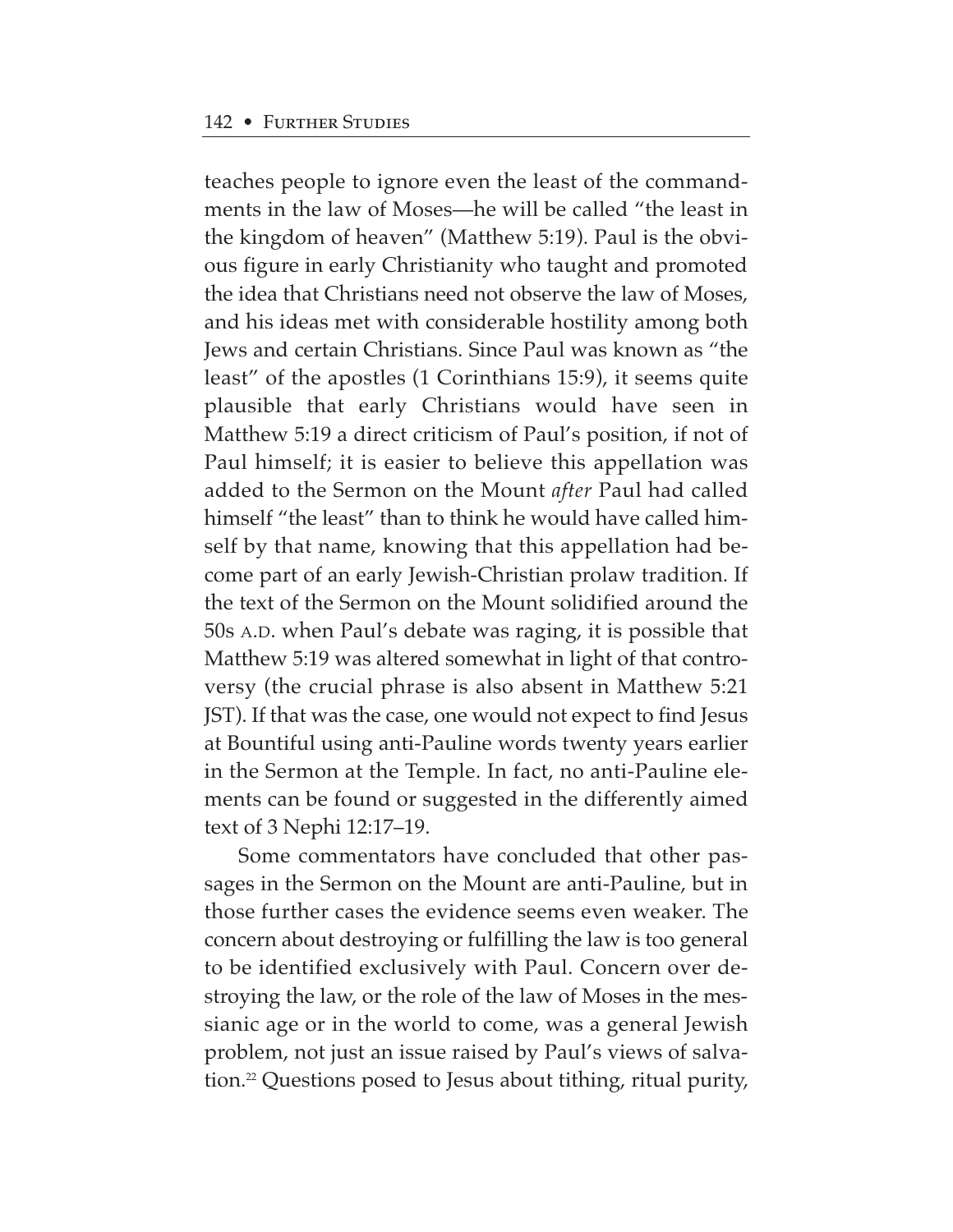teaches people to ignore even the least of the commandments in the law of Moses—he will be called "the least in the kingdom of heaven" (Matthew 5:19). Paul is the obvious figure in early Christianity who taught and promoted the idea that Christians need not observe the law of Moses, and his ideas met with considerable hostility among both Jews and certain Christians. Since Paul was known as "the least" of the apostles (1 Corinthians 15:9), it seems quite plausible that early Christians would have seen in Matthew 5:19 a direct criticism of Paul's position, if not of Paul himself; it is easier to believe this appellation was added to the Sermon on the Mount *after* Paul had called himself "the least" than to think he would have called himself by that name, knowing that this appellation had become part of an early Jewish-Christian prolaw tradition. If the text of the Sermon on the Mount solidified around the 50s A.D. when Paul's debate was raging, it is possible that Matthew 5:19 was altered somewhat in light of that controversy (the crucial phrase is also absent in Matthew 5:21 JST). If that was the case, one would not expect to find Jesus at Bountiful using anti-Pauline words twenty years earlier in the Sermon at the Temple. In fact, no anti-Pauline elements can be found or suggested in the differently aimed text of 3 Nephi 12:17–19.

Some commentators have concluded that other passages in the Sermon on the Mount are anti-Pauline, but in those further cases the evidence seems even weaker. The concern about destroying or fulfilling the law is too general to be identified exclusively with Paul. Concern over destroying the law, or the role of the law of Moses in the messianic age or in the world to come, was a general Jewish problem, not just an issue raised by Paul's views of salvation.[22] Questions posed to Jesus about tithing, ritual purity,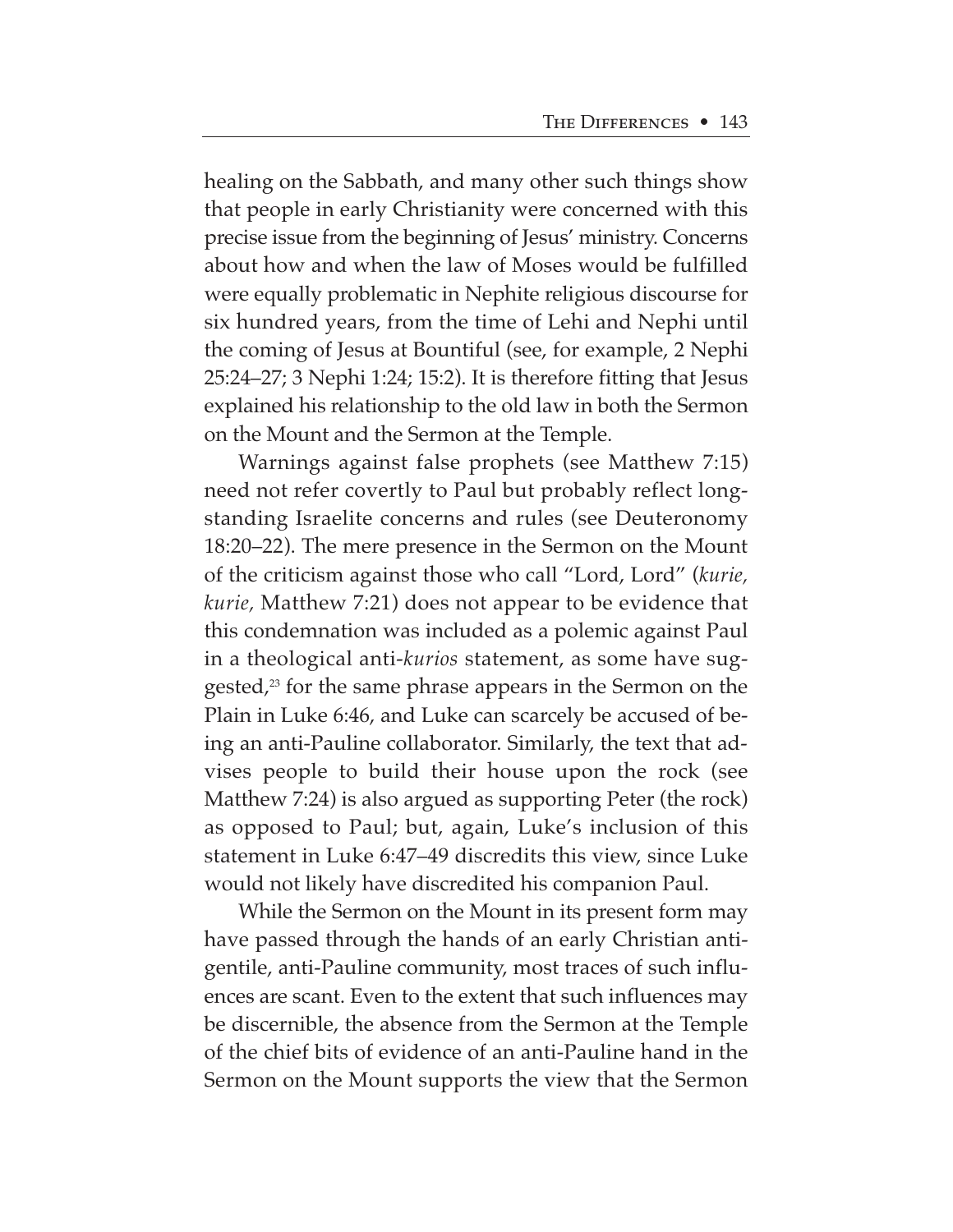healing on the Sabbath, and many other such things show that people in early Christianity were concerned with this precise issue from the beginning of Jesus' ministry. Concerns about how and when the law of Moses would be fulfilled were equally problematic in Nephite religious discourse for six hundred years, from the time of Lehi and Nephi until the coming of Jesus at Bountiful (see, for example, 2 Nephi 25:24–27; 3 Nephi 1:24; 15:2). It is therefore fitting that Jesus explained his relationship to the old law in both the Sermon on the Mount and the Sermon at the Temple.

Warnings against false prophets (see Matthew 7:15) need not refer covertly to Paul but probably reflect longstanding Israelite concerns and rules (see Deuteronomy 18:20–22). The mere presence in the Sermon on the Mount of the criticism against those who call "Lord, Lord" (*kurie, kurie,* Matthew 7:21) does not appear to be evidence that this condemnation was included as a polemic against Paul in a theological anti-*kurios* statement, as some have suggested,[23] for the same phrase appears in the Sermon on the Plain in Luke 6:46, and Luke can scarcely be accused of being an anti-Pauline collaborator. Similarly, the text that advises people to build their house upon the rock (see Matthew 7:24) is also argued as supporting Peter (the rock) as opposed to Paul; but, again, Luke's inclusion of this statement in Luke 6:47–49 discredits this view, since Luke would not likely have discredited his companion Paul.

While the Sermon on the Mount in its present form may have passed through the hands of an early Christian anti-gentile, anti-Pauline community, most traces of such influences are scant. Even to the extent that such influences may be discernible, the absence from the Sermon at the Temple of the chief bits of evidence of an anti-Pauline hand in the Sermon on the Mount supports the view that the Sermon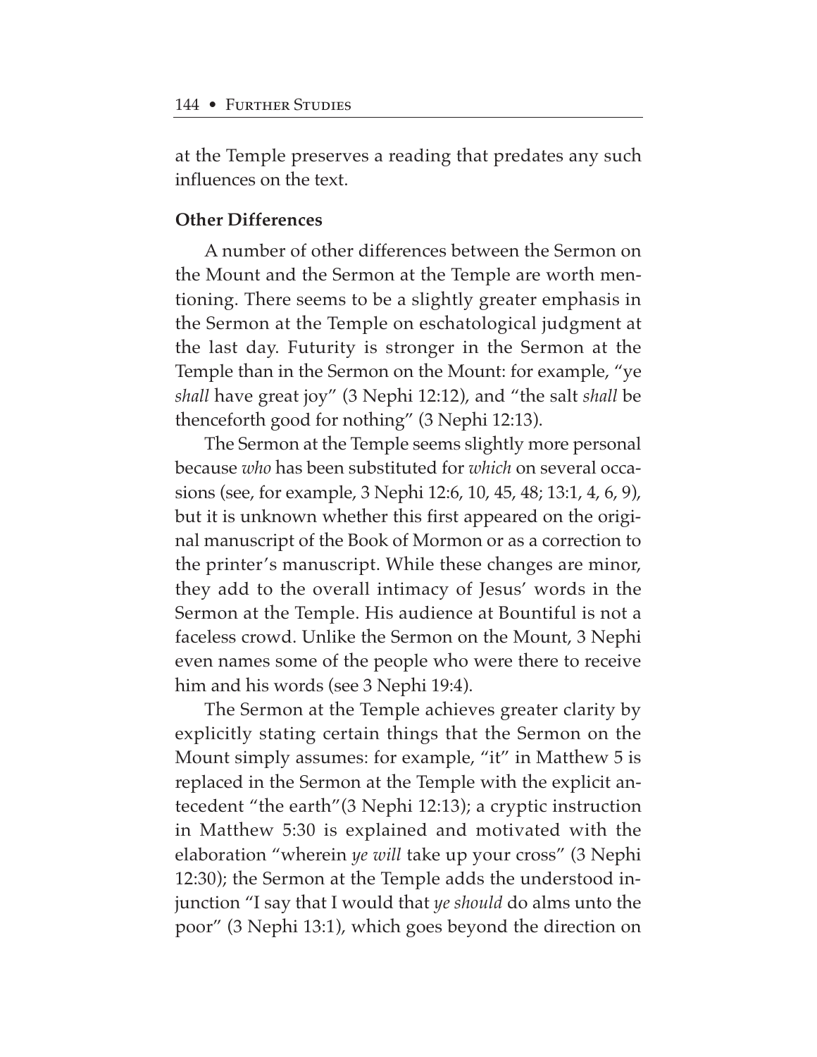at the Temple preserves a reading that predates any such influences on the text.

**Other Differences**

A number of other differences between the Sermon on the Mount and the Sermon at the Temple are worth mentioning. There seems to be a slightly greater emphasis in the Sermon at the Temple on eschatological judgment at the last day. Futurity is stronger in the Sermon at the Temple than in the Sermon on the Mount: for example, "ye *shall* have great joy" (3 Nephi 12:12), and "the salt *shall* be thenceforth good for nothing" (3 Nephi 12:13).

The Sermon at the Temple seems slightly more personal because *who* has been substituted for *which* on several occasions (see, for example, 3 Nephi 12:6, 10, 45, 48; 13:1, 4, 6, 9), but it is unknown whether this first appeared on the original manuscript of the Book of Mormon or as a correction to the printer's manuscript. While these changes are minor, they add to the overall intimacy of Jesus' words in the Sermon at the Temple. His audience at Bountiful is not a faceless crowd. Unlike the Sermon on the Mount, 3 Nephi even names some of the people who were there to receive him and his words (see 3 Nephi 19:4).

The Sermon at the Temple achieves greater clarity by explicitly stating certain things that the Sermon on the Mount simply assumes: for example, "it" in Matthew 5 is replaced in the Sermon at the Temple with the explicit antecedent "the earth"(3 Nephi 12:13); a cryptic instruction in Matthew 5:30 is explained and motivated with the elaboration "wherein *ye will* take up your cross" (3 Nephi 12:30); the Sermon at the Temple adds the understood injunction "I say that I would that *ye should* do alms unto the poor" (3 Nephi 13:1), which goes beyond the direction on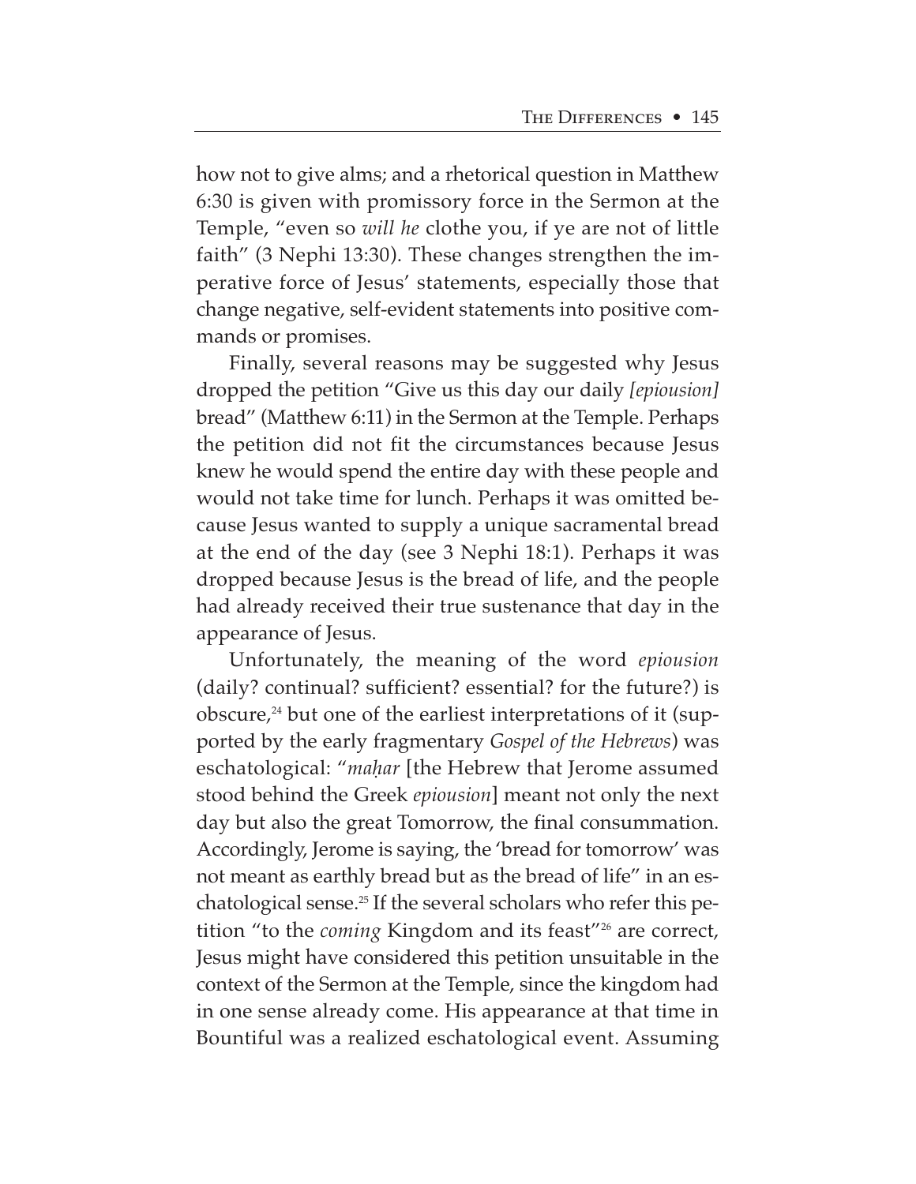how not to give alms; and a rhetorical question in Matthew 6:30 is given with promissory force in the Sermon at the Temple, "even so *will he* clothe you, if ye are not of little faith" (3 Nephi 13:30). These changes strengthen the imperative force of Jesus' statements, especially those that change negative, self-evident statements into positive commands or promises.

Finally, several reasons may be suggested why Jesus dropped the petition "Give us this day our daily *[epiousion]* bread" (Matthew 6:11) in the Sermon at the Temple. Perhaps the petition did not fit the circumstances because Jesus knew he would spend the entire day with these people and would not take time for lunch. Perhaps it was omitted because Jesus wanted to supply a unique sacramental bread at the end of the day (see 3 Nephi 18:1). Perhaps it was dropped because Jesus is the bread of life, and the people had already received their true sustenance that day in the appearance of Jesus.

Unfortunately, the meaning of the word *epiousion* (daily? continual? sufficient? essential? for the future?) is obscure,[24] but one of the earliest interpretations of it (supported by the early fragmentary *Gospel of the Hebrews*) was eschatological: "*maḥar* [the Hebrew that Jerome assumed stood behind the Greek *epiousion*] meant not only the next day but also the great Tomorrow, the final consummation. Accordingly, Jerome is saying, the 'bread for tomorrow' was not meant as earthly bread but as the bread of life" in an eschatological sense.[25] If the several scholars who refer this petition "to the *coming* Kingdom and its feast"[26] are correct, Jesus might have considered this petition unsuitable in the context of the Sermon at the Temple, since the kingdom had in one sense already come. His appearance at that time in Bountiful was a realized eschatological event. Assuming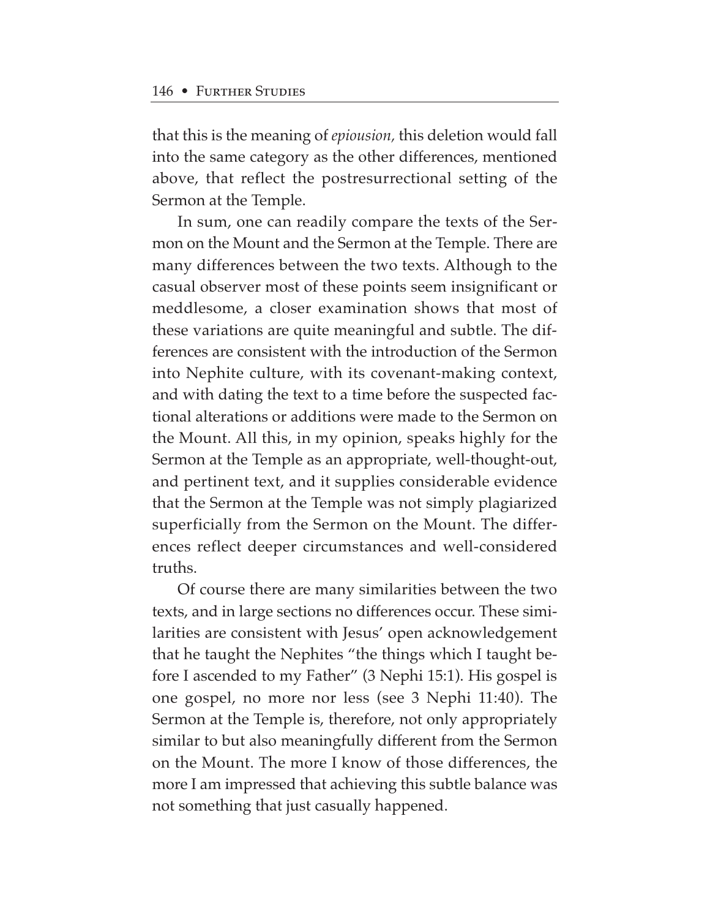that this is the meaning of *epiousion,* this deletion would fall into the same category as the other differences, mentioned above, that reflect the postresurrectional setting of the Sermon at the Temple.

In sum, one can readily compare the texts of the Sermon on the Mount and the Sermon at the Temple. There are many differences between the two texts. Although to the casual observer most of these points seem insignificant or meddlesome, a closer examination shows that most of these variations are quite meaningful and subtle. The differences are consistent with the introduction of the Sermon into Nephite culture, with its covenant-making context, and with dating the text to a time before the suspected factional alterations or additions were made to the Sermon on the Mount. All this, in my opinion, speaks highly for the Sermon at the Temple as an appropriate, well-thought-out, and pertinent text, and it supplies considerable evidence that the Sermon at the Temple was not simply plagiarized superficially from the Sermon on the Mount. The differences reflect deeper circumstances and well-considered truths.

Of course there are many similarities between the two texts, and in large sections no differences occur. These similarities are consistent with Jesus' open acknowledgement that he taught the Nephites "the things which I taught before I ascended to my Father" (3 Nephi 15:1). His gospel is one gospel, no more nor less (see 3 Nephi 11:40). The Sermon at the Temple is, therefore, not only appropriately similar to but also meaningfully different from the Sermon on the Mount. The more I know of those differences, the more I am impressed that achieving this subtle balance was not something that just casually happened.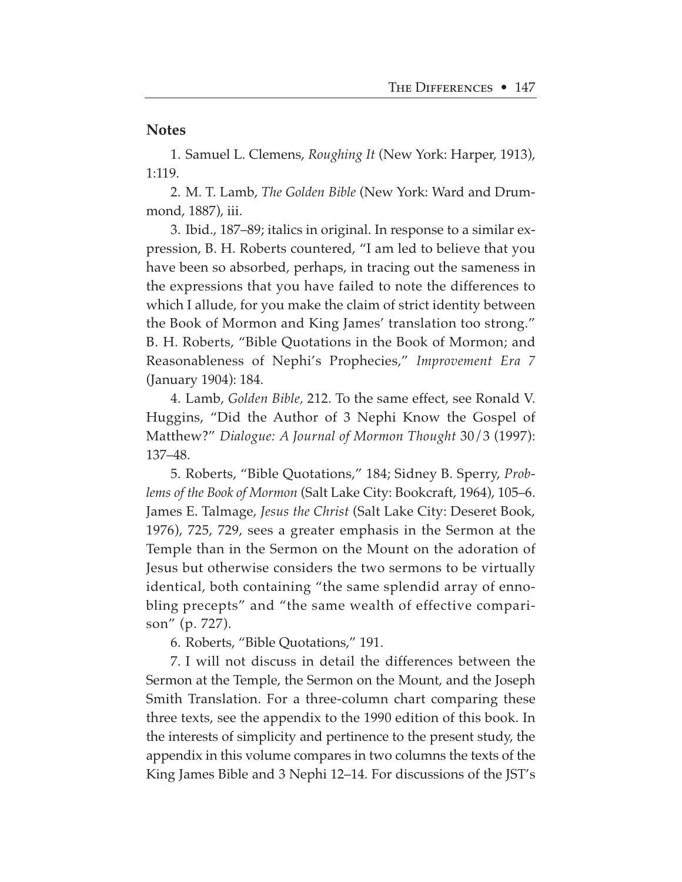## Notes

1. Samuel L. Clemens, *Roughing It* (New York: Harper, 1913), 1:119.

2. M. T. Lamb, *The Golden Bible* (New York: Ward and Drummond, 1887), iii.

3. Ibid., 187–89; italics in original. In response to a similar expression, B. H. Roberts countered, "I am led to believe that you have been so absorbed, perhaps, in tracing out the sameness in the expressions that you have failed to note the differences to which I allude, for you make the claim of strict identity between the Book of Mormon and King James' translation too strong." B. H. Roberts, "Bible Quotations in the Book of Mormon; and Reasonableness of Nephi's Prophecies," *Improvement Era 7* (January 1904): 184.

4. Lamb, *Golden Bible*, 212. To the same effect, see Ronald V. Huggins, "Did the Author of 3 Nephi Know the Gospel of Matthew?" *Dialogue: A Journal of Mormon Thought* 30/3 (1997): 137–48.

5. Roberts, "Bible Quotations," 184; Sidney B. Sperry, *Problems of the Book of Mormon* (Salt Lake City: Bookcraft, 1964), 105–6. James E. Talmage, *Jesus the Christ* (Salt Lake City: Deseret Book, 1976), 725, 729, sees a greater emphasis in the Sermon at the Temple than in the Sermon on the Mount on the adoration of Jesus but otherwise considers the two sermons to be virtually identical, both containing "the same splendid array of ennobling precepts" and "the same wealth of effective comparison" (p. 727).

6. Roberts, "Bible Quotations," 191.

7. I will not discuss in detail the differences between the Sermon at the Temple, the Sermon on the Mount, and the Joseph Smith Translation. For a three-column chart comparing these three texts, see the appendix to the 1990 edition of this book. In the interests of simplicity and pertinence to the present study, the appendix in this volume compares in two columns the texts of the King James Bible and 3 Nephi 12–14. For discussions of the JST's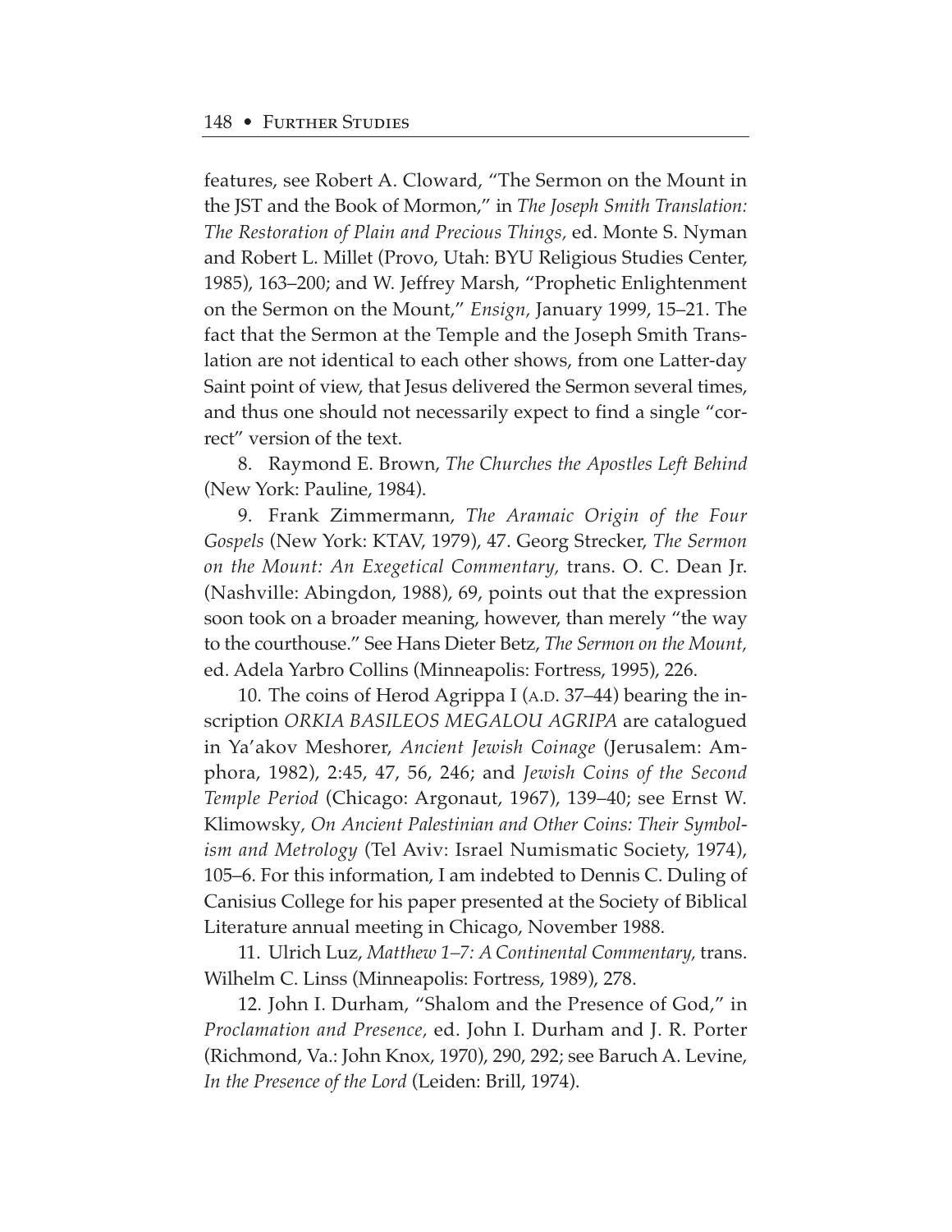features, see Robert A. Cloward, "The Sermon on the Mount in the JST and the Book of Mormon," in *The Joseph Smith Translation: The Restoration of Plain and Precious Things,* ed. Monte S. Nyman and Robert L. Millet (Provo, Utah: BYU Religious Studies Center, 1985), 163–200; and W. Jeffrey Marsh, "Prophetic Enlightenment on the Sermon on the Mount," *Ensign,* January 1999, 15–21. The fact that the Sermon at the Temple and the Joseph Smith Translation are not identical to each other shows, from one Latter-day Saint point of view, that Jesus delivered the Sermon several times, and thus one should not necessarily expect to find a single "correct" version of the text.

8. Raymond E. Brown, *The Churches the Apostles Left Behind* (New York: Pauline, 1984).

9. Frank Zimmermann, *The Aramaic Origin of the Four Gospels* (New York: KTAV, 1979), 47. Georg Strecker, *The Sermon on the Mount: An Exegetical Commentary,* trans. O. C. Dean Jr. (Nashville: Abingdon, 1988), 69, points out that the expression soon took on a broader meaning, however, than merely "the way to the courthouse." See Hans Dieter Betz, *The Sermon on the Mount,* ed. Adela Yarbro Collins (Minneapolis: Fortress, 1995), 226.

10. The coins of Herod Agrippa I (A.D. 37–44) bearing the inscription *ORKIA BASILEOS MEGALOU AGRIPA* are catalogued in Ya'akov Meshorer, *Ancient Jewish Coinage* (Jerusalem: Amphora, 1982), 2:45, 47, 56, 246; and *Jewish Coins of the Second Temple Period* (Chicago: Argonaut, 1967), 139–40; see Ernst W. Klimowsky, *On Ancient Palestinian and Other Coins: Their Symbolism and Metrology* (Tel Aviv: Israel Numismatic Society, 1974), 105–6. For this information, I am indebted to Dennis C. Duling of Canisius College for his paper presented at the Society of Biblical Literature annual meeting in Chicago, November 1988.

11. Ulrich Luz, *Matthew 1–7: A Continental Commentary,* trans. Wilhelm C. Linss (Minneapolis: Fortress, 1989), 278.

12. John I. Durham, "Shalom and the Presence of God," in *Proclamation and Presence,* ed. John I. Durham and J. R. Porter (Richmond, Va.: John Knox, 1970), 290, 292; see Baruch A. Levine, *In the Presence of the Lord* (Leiden: Brill, 1974).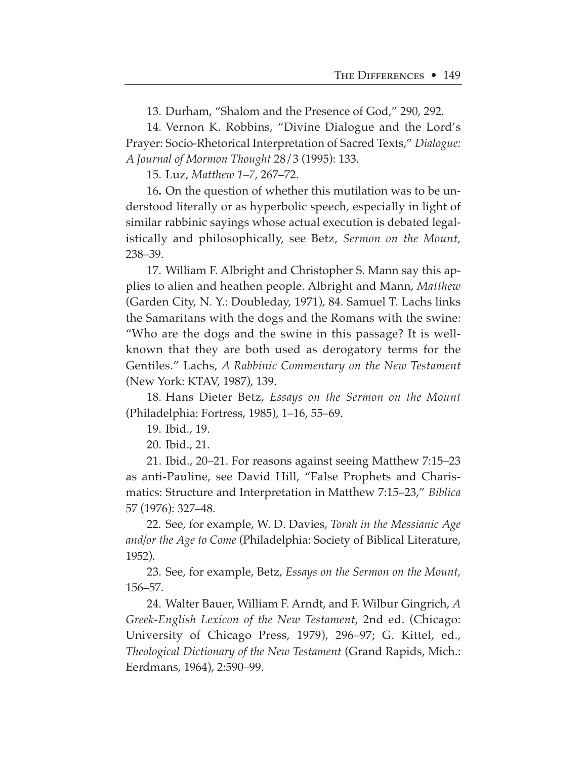13. Durham, "Shalom and the Presence of God," 290, 292.

14. Vernon K. Robbins, "Divine Dialogue and the Lord's Prayer: Socio-Rhetorical Interpretation of Sacred Texts," *Dialogue: A Journal of Mormon Thought* 28/3 (1995): 133.

15. Luz, *Matthew 1–7*, 267–72.

16**.** On the question of whether this mutilation was to be understood literally or as hyperbolic speech, especially in light of similar rabbinic sayings whose actual execution is debated legalistically and philosophically, see Betz, *Sermon on the Mount*, 238–39.

17. William F. Albright and Christopher S. Mann say this applies to alien and heathen people. Albright and Mann, *Matthew* (Garden City, N. Y.: Doubleday, 1971), 84. Samuel T. Lachs links the Samaritans with the dogs and the Romans with the swine: "Who are the dogs and the swine in this passage? It is well-known that they are both used as derogatory terms for the Gentiles." Lachs, *A Rabbinic Commentary on the New Testament* (New York: KTAV, 1987), 139.

18. Hans Dieter Betz, *Essays on the Sermon on the Mount* (Philadelphia: Fortress, 1985), 1–16, 55–69.

19. Ibid., 19.

20. Ibid., 21.

21. Ibid., 20–21. For reasons against seeing Matthew 7:15–23 as anti-Pauline, see David Hill, "False Prophets and Charismatics: Structure and Interpretation in Matthew 7:15–23," *Biblica* 57 (1976): 327–48.

22. See, for example, W. D. Davies, *Torah in the Messianic Age and/or the Age to Come* (Philadelphia: Society of Biblical Literature, 1952).

23. See, for example, Betz, *Essays on the Sermon on the Mount*, 156–57.

24. Walter Bauer, William F. Arndt, and F. Wilbur Gingrich, *A Greek-English Lexicon of the New Testament*, 2nd ed. (Chicago: University of Chicago Press, 1979), 296–97; G. Kittel, ed., *Theological Dictionary of the New Testament* (Grand Rapids, Mich.: Eerdmans, 1964), 2:590–99.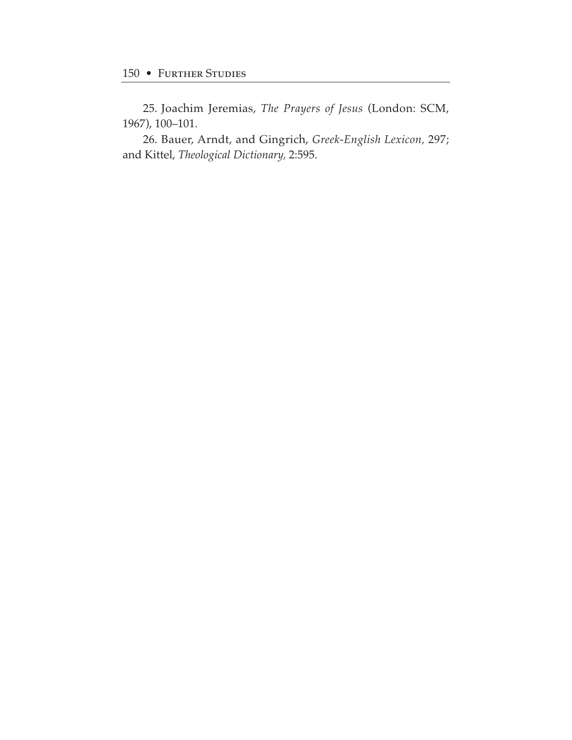25. Joachim Jeremias, *The Prayers of Jesus* (London: SCM, 1967), 100–101.

26. Bauer, Arndt, and Gingrich, *Greek-English Lexicon,* 297; and Kittel, *Theological Dictionary,* 2:595.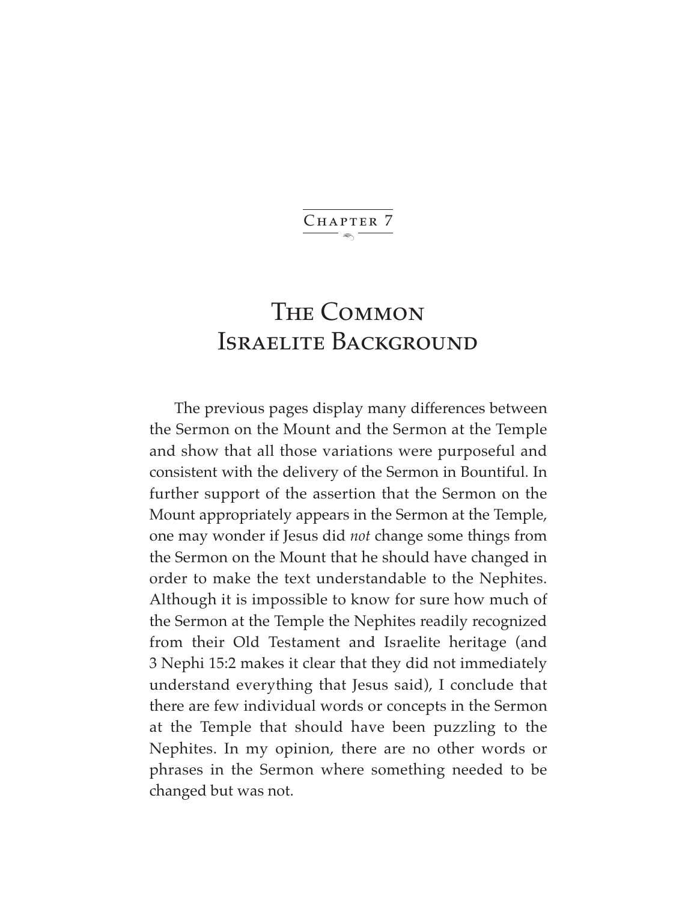Chapter 7

# The Common Israelite Background

The previous pages display many differences between the Sermon on the Mount and the Sermon at the Temple and show that all those variations were purposeful and consistent with the delivery of the Sermon in Bountiful. In further support of the assertion that the Sermon on the Mount appropriately appears in the Sermon at the Temple, one may wonder if Jesus did *not* change some things from the Sermon on the Mount that he should have changed in order to make the text understandable to the Nephites. Although it is impossible to know for sure how much of the Sermon at the Temple the Nephites readily recognized from their Old Testament and Israelite heritage (and 3 Nephi 15:2 makes it clear that they did not immediately understand everything that Jesus said), I conclude that there are few individual words or concepts in the Sermon at the Temple that should have been puzzling to the Nephites. In my opinion, there are no other words or phrases in the Sermon where something needed to be changed but was not.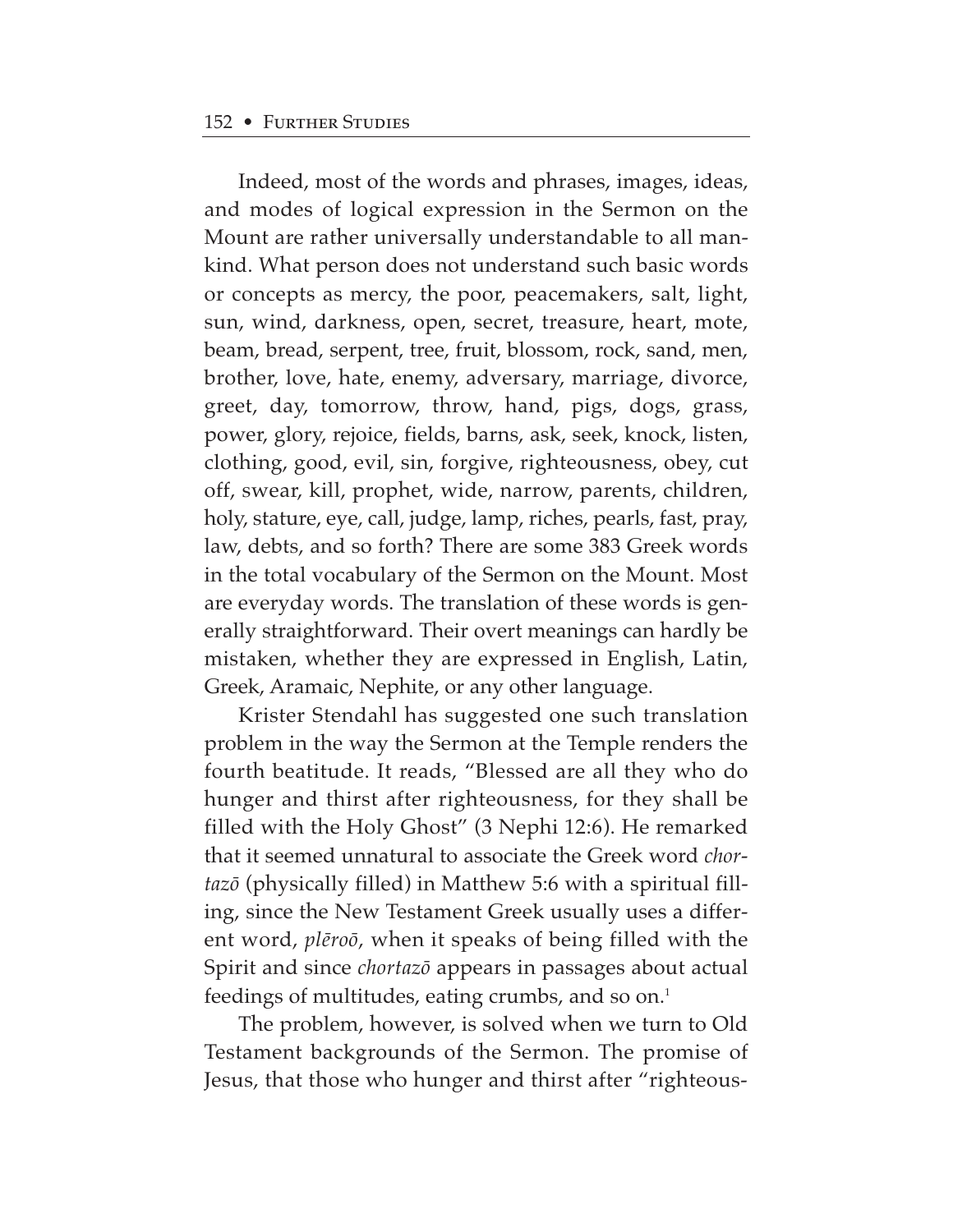Indeed, most of the words and phrases, images, ideas, and modes of logical expression in the Sermon on the Mount are rather universally understandable to all mankind. What person does not understand such basic words or concepts as mercy, the poor, peacemakers, salt, light, sun, wind, darkness, open, secret, treasure, heart, mote, beam, bread, serpent, tree, fruit, blossom, rock, sand, men, brother, love, hate, enemy, adversary, marriage, divorce, greet, day, tomorrow, throw, hand, pigs, dogs, grass, power, glory, rejoice, fields, barns, ask, seek, knock, listen, clothing, good, evil, sin, forgive, righteousness, obey, cut off, swear, kill, prophet, wide, narrow, parents, children, holy, stature, eye, call, judge, lamp, riches, pearls, fast, pray, law, debts, and so forth? There are some 383 Greek words in the total vocabulary of the Sermon on the Mount. Most are everyday words. The translation of these words is generally straightforward. Their overt meanings can hardly be mistaken, whether they are expressed in English, Latin, Greek, Aramaic, Nephite, or any other language.

Krister Stendahl has suggested one such translation problem in the way the Sermon at the Temple renders the fourth beatitude. It reads, "Blessed are all they who do hunger and thirst after righteousness, for they shall be filled with the Holy Ghost" (3 Nephi 12:6). He remarked that it seemed unnatural to associate the Greek word *chortazō* (physically filled) in Matthew 5:6 with a spiritual filling, since the New Testament Greek usually uses a different word, *plēroō*, when it speaks of being filled with the Spirit and since *chortazō* appears in passages about actual feedings of multitudes, eating crumbs, and so on.[1]

The problem, however, is solved when we turn to Old Testament backgrounds of the Sermon. The promise of Jesus, that those who hunger and thirst after "righteous-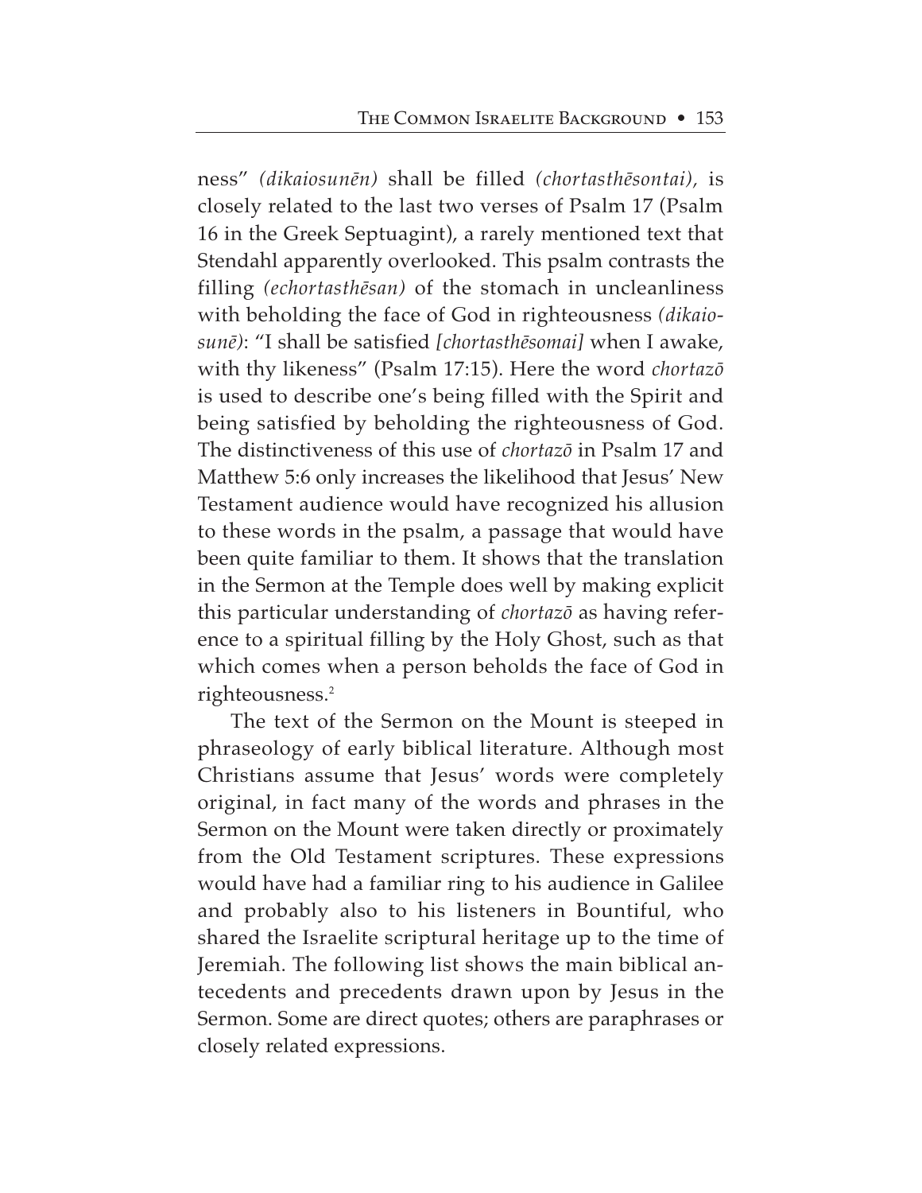ness" *(dikaiosunēn)* shall be filled *(chortasthēsontai),* is closely related to the last two verses of Psalm 17 (Psalm 16 in the Greek Septuagint), a rarely mentioned text that Stendahl apparently overlooked. This psalm contrasts the filling *(echortasthēsan)* of the stomach in uncleanliness with beholding the face of God in righteousness *(dikaiosunē)*: "I shall be satisfied *[chortasthēsomai]* when I awake, with thy likeness" (Psalm 17:15). Here the word *chortazō* is used to describe one's being filled with the Spirit and being satisfied by beholding the righteousness of God. The distinctiveness of this use of *chortazō* in Psalm 17 and Matthew 5:6 only increases the likelihood that Jesus' New Testament audience would have recognized his allusion to these words in the psalm, a passage that would have been quite familiar to them. It shows that the translation in the Sermon at the Temple does well by making explicit this particular understanding of *chortazō* as having reference to a spiritual filling by the Holy Ghost, such as that which comes when a person beholds the face of God in righteousness.[2]

The text of the Sermon on the Mount is steeped in phraseology of early biblical literature. Although most Christians assume that Jesus' words were completely original, in fact many of the words and phrases in the Sermon on the Mount were taken directly or proximately from the Old Testament scriptures. These expressions would have had a familiar ring to his audience in Galilee and probably also to his listeners in Bountiful, who shared the Israelite scriptural heritage up to the time of Jeremiah. The following list shows the main biblical antecedents and precedents drawn upon by Jesus in the Sermon. Some are direct quotes; others are paraphrases or closely related expressions.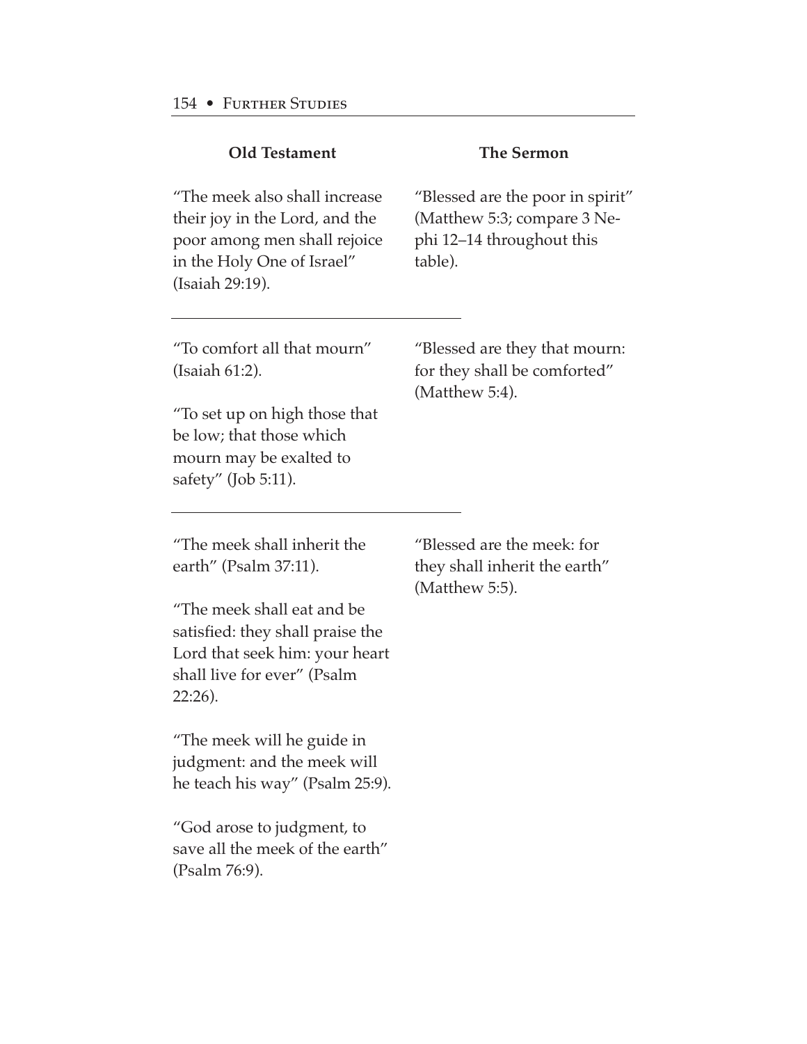| Old Testament | The Sermon |
|---|---|
| "The meek also shall increase their joy in the Lord, and the poor among men shall rejoice in the Holy One of Israel" (Isaiah 29:19). | "Blessed are the poor in spirit" (Matthew 5:3; compare 3 Nephi 12–14 throughout this table). |
| "To comfort all that mourn" (Isaiah 61:2).<br><br>"To set up on high those that be low; that those which mourn may be exalted to safety" (Job 5:11). | "Blessed are they that mourn: for they shall be comforted" (Matthew 5:4). |
| "The meek shall inherit the earth" (Psalm 37:11).<br><br>"The meek shall eat and be satisfied: they shall praise the Lord that seek him: your heart shall live for ever" (Psalm 22:26).<br><br>"The meek will he guide in judgment: and the meek will he teach his way" (Psalm 25:9).<br><br>"God arose to judgment, to save all the meek of the earth" (Psalm 76:9). | "Blessed are the meek: for they shall inherit the earth" (Matthew 5:5). |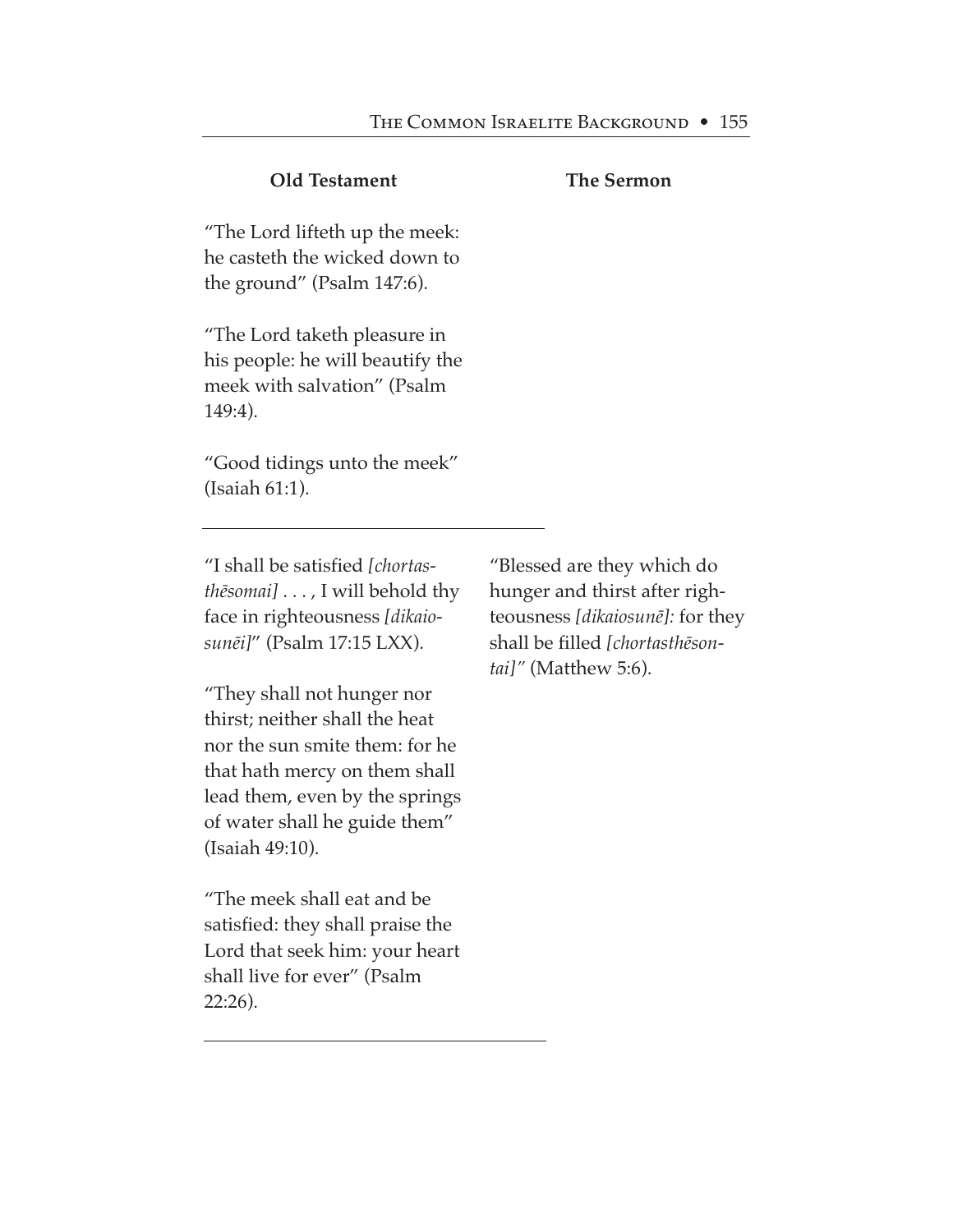| Old Testament | The Sermon |
| --- | --- |
| "The Lord lifteth up the meek: he casteth the wicked down to the ground" (Psalm 147:6).<br><br>"The Lord taketh pleasure in his people: he will beautify the meek with salvation" (Psalm 149:4).<br><br>"Good tidings unto the meek" (Isaiah 61:1). | |
| "I shall be satisfied *[chortasthēsomai]* . . . , I will behold thy face in righteousness *[dikaiosunēi]*" (Psalm 17:15 LXX).<br><br>"They shall not hunger nor thirst; neither shall the heat nor the sun smite them: for he that hath mercy on them shall lead them, even by the springs of water shall he guide them" (Isaiah 49:10).<br><br>"The meek shall eat and be satisfied: they shall praise the Lord that seek him: your heart shall live for ever" (Psalm 22:26). | "Blessed are they which do hunger and thirst after righteousness *[dikaiosunē]:* for they shall be filled *[chortasthēsontai]"* (Matthew 5:6). |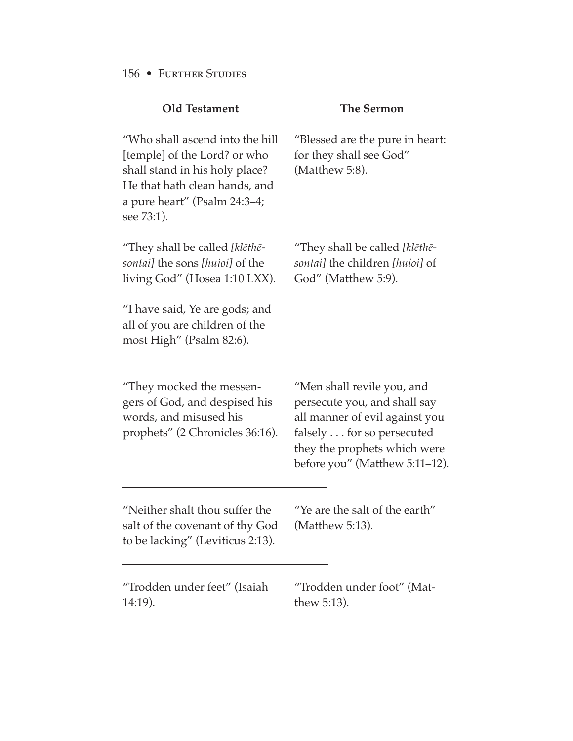| Old Testament | The Sermon |
| --- | --- |
| "Who shall ascend into the hill [temple] of the Lord? or who shall stand in his holy place? He that hath clean hands, and a pure heart" (Psalm 24:3–4; see 73:1). | "Blessed are the pure in heart: for they shall see God" (Matthew 5:8). |
| "They shall be called *[klēthēsontai]* the sons *[huioi]* of the living God" (Hosea 1:10 LXX). | "They shall be called *[klēthēsontai]* the children *[huioi]* of God" (Matthew 5:9). |
| "I have said, Ye are gods; and all of you are children of the most High" (Psalm 82:6). | |
| "They mocked the messengers of God, and despised his words, and misused his prophets" (2 Chronicles 36:16). | "Men shall revile you, and persecute you, and shall say all manner of evil against you falsely . . . for so persecuted they the prophets which were before you" (Matthew 5:11–12). |
| "Neither shalt thou suffer the salt of the covenant of thy God to be lacking" (Leviticus 2:13). | "Ye are the salt of the earth" (Matthew 5:13). |
| "Trodden under feet" (Isaiah 14:19). | "Trodden under foot" (Matthew 5:13). |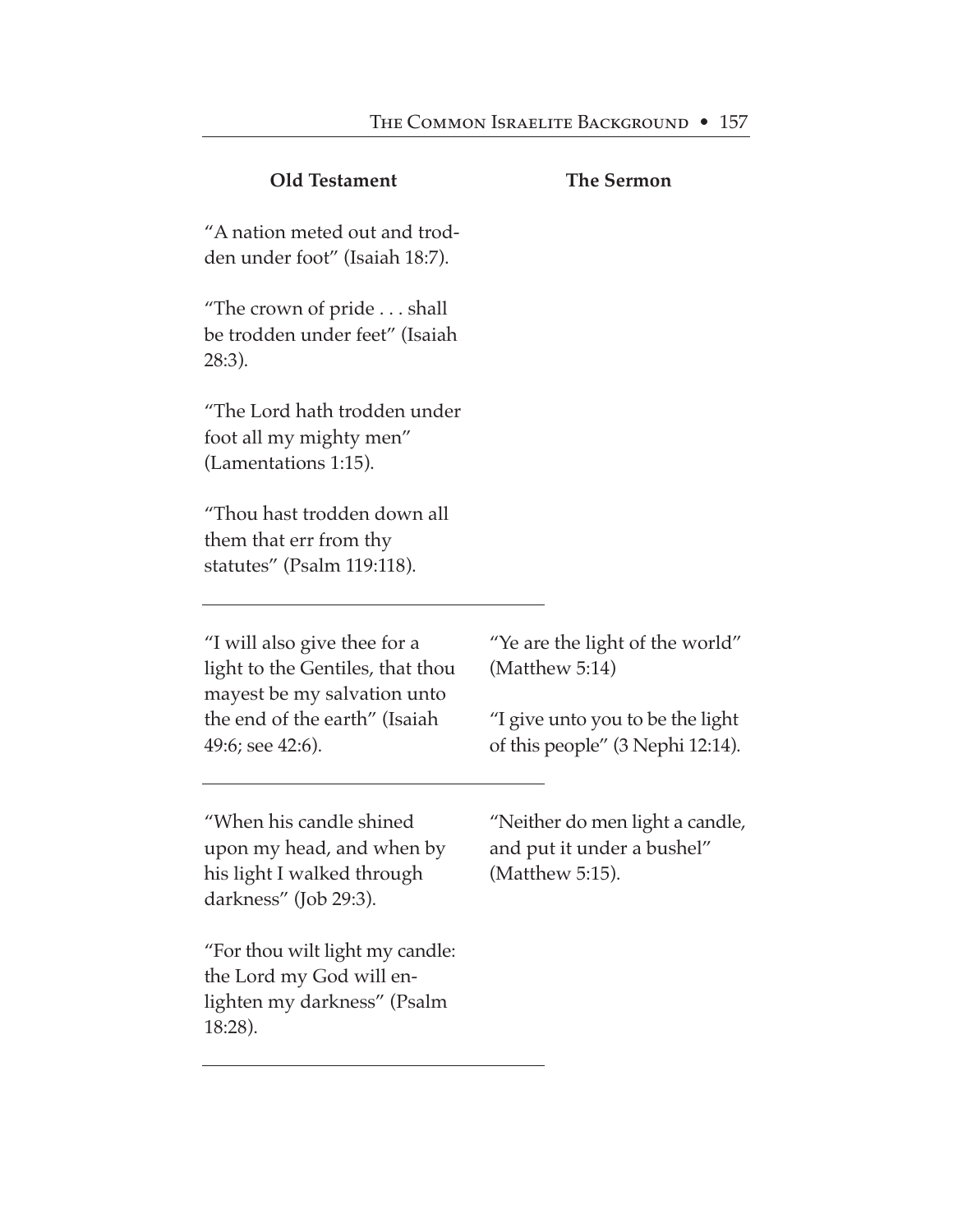| Old Testament | The Sermon |
|---|---|
| "A nation meted out and trodden under foot" (Isaiah 18:7).<br><br>"The crown of pride . . . shall be trodden under feet" (Isaiah 28:3).<br><br>"The Lord hath trodden under foot all my mighty men" (Lamentations 1:15).<br><br>"Thou hast trodden down all them that err from thy statutes" (Psalm 119:118). | |
| "I will also give thee for a light to the Gentiles, that thou mayest be my salvation unto the end of the earth" (Isaiah 49:6; see 42:6). | "Ye are the light of the world" (Matthew 5:14)<br><br>"I give unto you to be the light of this people" (3 Nephi 12:14). |
| "When his candle shined upon my head, and when by his light I walked through darkness" (Job 29:3).<br><br>"For thou wilt light my candle: the Lord my God will enlighten my darkness" (Psalm 18:28). | "Neither do men light a candle, and put it under a bushel" (Matthew 5:15). |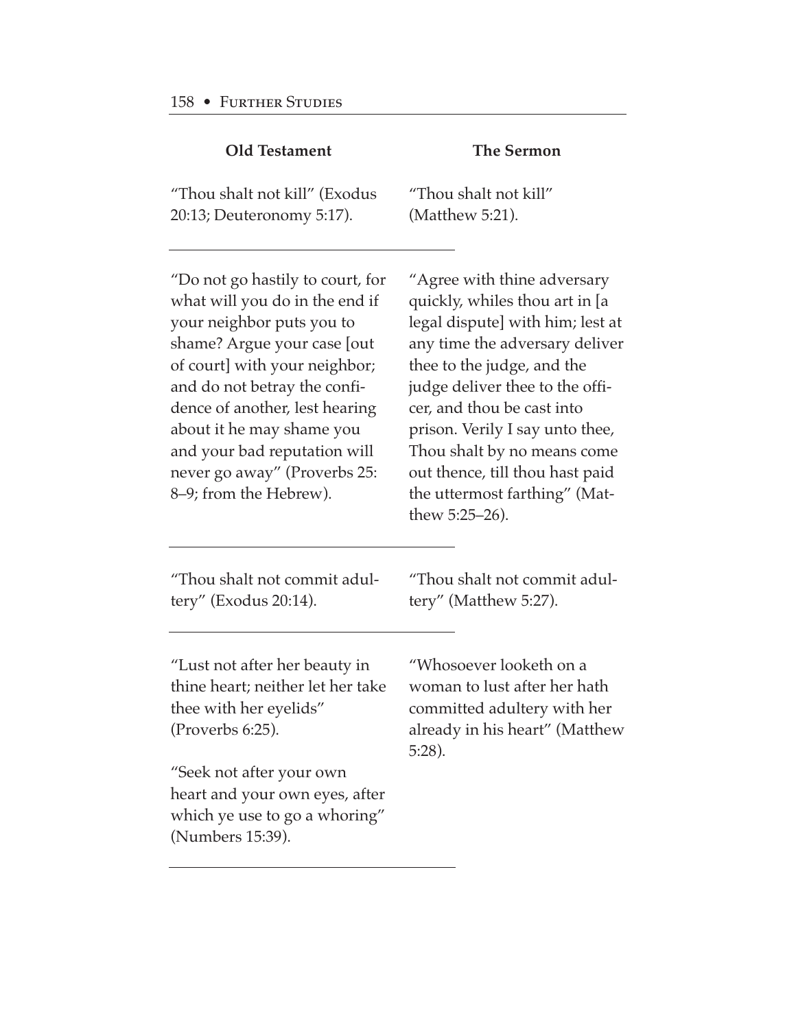| Old Testament | The Sermon |
| --- | --- |
| "Thou shalt not kill" (Exodus 20:13; Deuteronomy 5:17). | "Thou shalt not kill" (Matthew 5:21). |
| "Do not go hastily to court, for what will you do in the end if your neighbor puts you to shame? Argue your case [out of court] with your neighbor; and do not betray the confidence of another, lest hearing about it he may shame you and your bad reputation will never go away" (Proverbs 25:8–9; from the Hebrew). | "Agree with thine adversary quickly, whiles thou art in [a legal dispute] with him; lest at any time the adversary deliver thee to the judge, and the judge deliver thee to the officer, and thou be cast into prison. Verily I say unto thee, Thou shalt by no means come out thence, till thou hast paid the uttermost farthing" (Matthew 5:25–26). |
| "Thou shalt not commit adultery" (Exodus 20:14). | "Thou shalt not commit adultery" (Matthew 5:27). |
| "Lust not after her beauty in thine heart; neither let her take thee with her eyelids" (Proverbs 6:25).<br><br>"Seek not after your own heart and your own eyes, after which ye use to go a whoring" (Numbers 15:39). | "Whosoever looketh on a woman to lust after her hath committed adultery with her already in his heart" (Matthew 5:28). |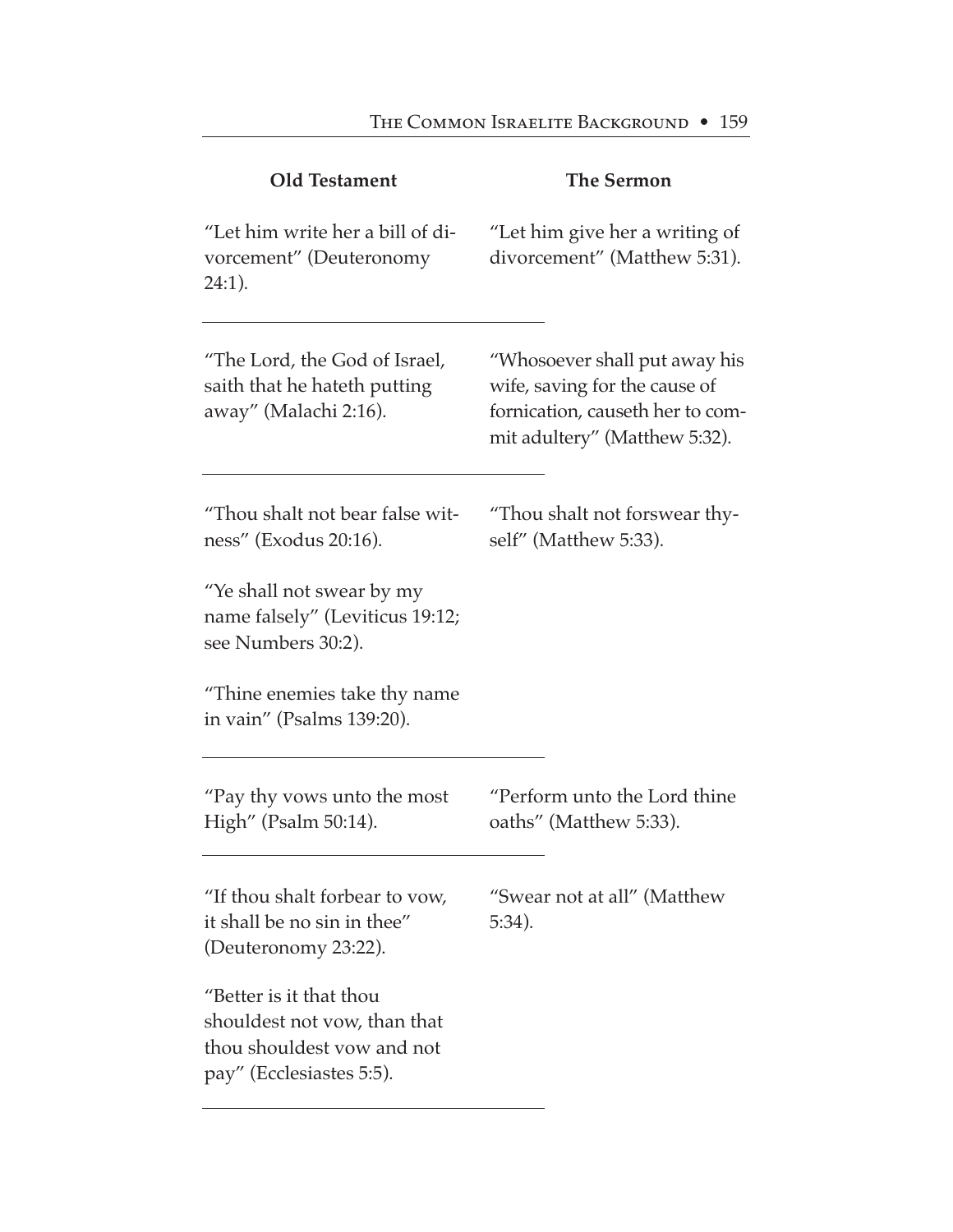| Old Testament | The Sermon |
|---|---|
| "Let him write her a bill of divorcement" (Deuteronomy 24:1). | "Let him give her a writing of divorcement" (Matthew 5:31). |
| "The Lord, the God of Israel, saith that he hateth putting away" (Malachi 2:16). | "Whosoever shall put away his wife, saving for the cause of fornication, causeth her to commit adultery" (Matthew 5:32). |
| "Thou shalt not bear false witness" (Exodus 20:16).<br><br>"Ye shall not swear by my name falsely" (Leviticus 19:12; see Numbers 30:2).<br><br>"Thine enemies take thy name in vain" (Psalms 139:20). | "Thou shalt not forswear thyself" (Matthew 5:33). |
| "Pay thy vows unto the most High" (Psalm 50:14). | "Perform unto the Lord thine oaths" (Matthew 5:33). |
| "If thou shalt forbear to vow, it shall be no sin in thee" (Deuteronomy 23:22).<br><br>"Better is it that thou shouldest not vow, than that thou shouldest vow and not pay" (Ecclesiastes 5:5). | "Swear not at all" (Matthew 5:34). |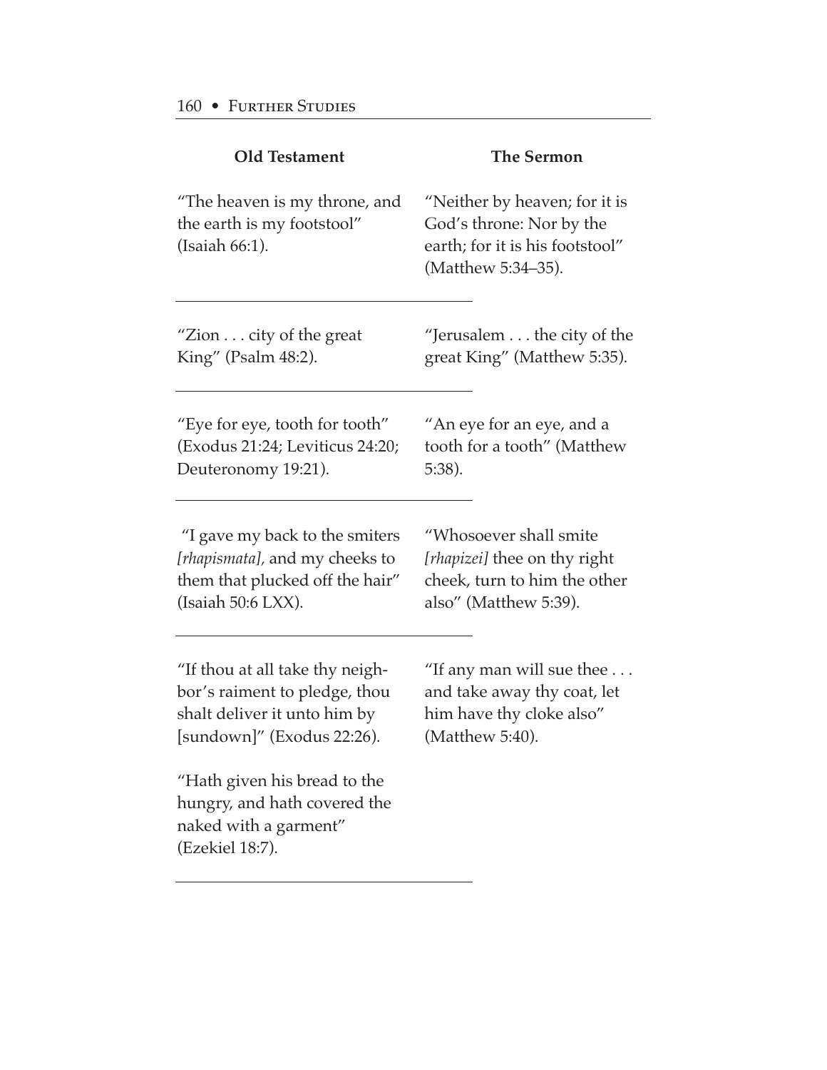| Old Testament | The Sermon |
| --- | --- |
| "The heaven is my throne, and the earth is my footstool" (Isaiah 66:1). | "Neither by heaven; for it is God's throne: Nor by the earth; for it is his footstool" (Matthew 5:34–35). |
| "Zion . . . city of the great King" (Psalm 48:2). | "Jerusalem . . . the city of the great King" (Matthew 5:35). |
| "Eye for eye, tooth for tooth" (Exodus 21:24; Leviticus 24:20; Deuteronomy 19:21). | "An eye for an eye, and a tooth for a tooth" (Matthew 5:38). |
| "I gave my back to the smiters *[rhapismata],* and my cheeks to them that plucked off the hair" (Isaiah 50:6 LXX). | "Whosoever shall smite *[rhapizei]* thee on thy right cheek, turn to him the other also" (Matthew 5:39). |
| "If thou at all take thy neighbor's raiment to pledge, thou shalt deliver it unto him by [sundown]" (Exodus 22:26). "Hath given his bread to the hungry, and hath covered the naked with a garment" (Ezekiel 18:7). | "If any man will sue thee . . . and take away thy coat, let him have thy cloke also" (Matthew 5:40). |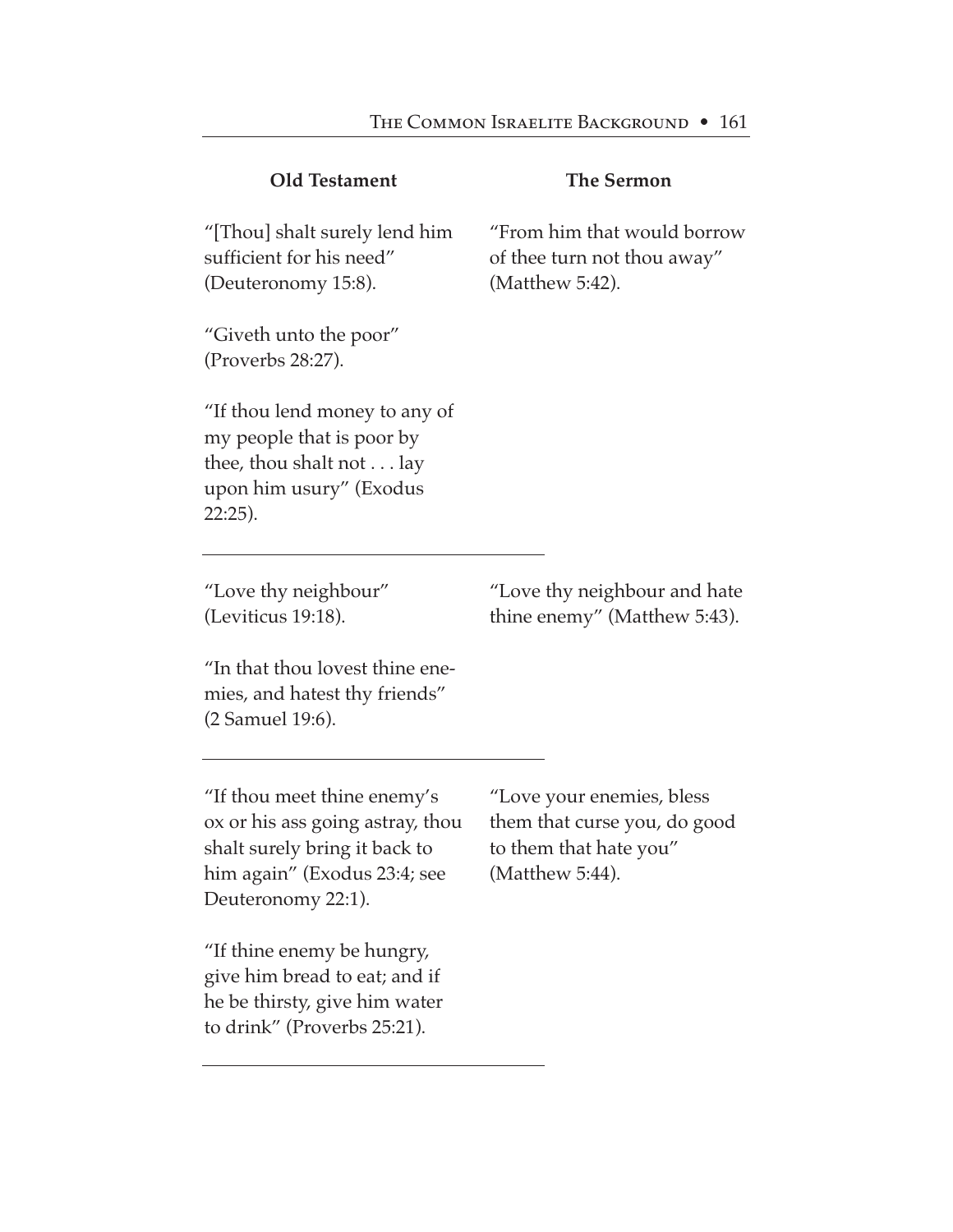| Old Testament | The Sermon |
|---|---|
| "[Thou] shalt surely lend him sufficient for his need" (Deuteronomy 15:8).<br><br>"Giveth unto the poor" (Proverbs 28:27).<br><br>"If thou lend money to any of my people that is poor by thee, thou shalt not . . . lay upon him usury" (Exodus 22:25). | "From him that would borrow of thee turn not thou away" (Matthew 5:42). |
| "Love thy neighbour" (Leviticus 19:18).<br><br>"In that thou lovest thine enemies, and hatest thy friends" (2 Samuel 19:6). | "Love thy neighbour and hate thine enemy" (Matthew 5:43). |
| "If thou meet thine enemy's ox or his ass going astray, thou shalt surely bring it back to him again" (Exodus 23:4; see Deuteronomy 22:1).<br><br>"If thine enemy be hungry, give him bread to eat; and if he be thirsty, give him water to drink" (Proverbs 25:21). | "Love your enemies, bless them that curse you, do good to them that hate you" (Matthew 5:44). |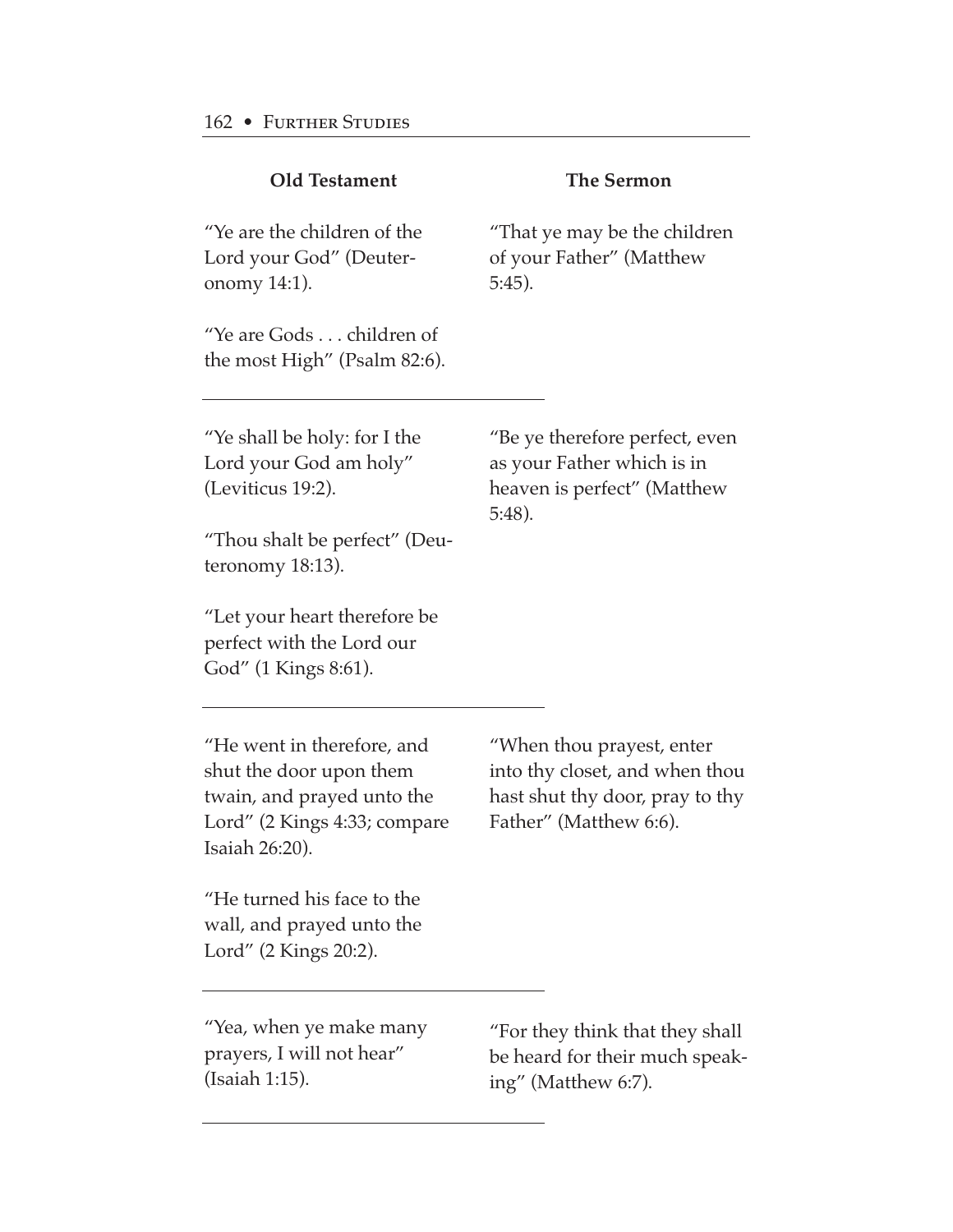| Old Testament | The Sermon |
| --- | --- |
| "Ye are the children of the Lord your God" (Deuteronomy 14:1).<br><br>"Ye are Gods . . . children of the most High" (Psalm 82:6). | "That ye may be the children of your Father" (Matthew 5:45). |
| "Ye shall be holy: for I the Lord your God am holy" (Leviticus 19:2).<br><br>"Thou shalt be perfect" (Deuteronomy 18:13).<br><br>"Let your heart therefore be perfect with the Lord our God" (1 Kings 8:61). | "Be ye therefore perfect, even as your Father which is in heaven is perfect" (Matthew 5:48). |
| "He went in therefore, and shut the door upon them twain, and prayed unto the Lord" (2 Kings 4:33; compare Isaiah 26:20).<br><br>"He turned his face to the wall, and prayed unto the Lord" (2 Kings 20:2). | "When thou prayest, enter into thy closet, and when thou hast shut thy door, pray to thy Father" (Matthew 6:6). |
| "Yea, when ye make many prayers, I will not hear" (Isaiah 1:15). | "For they think that they shall be heard for their much speaking" (Matthew 6:7). |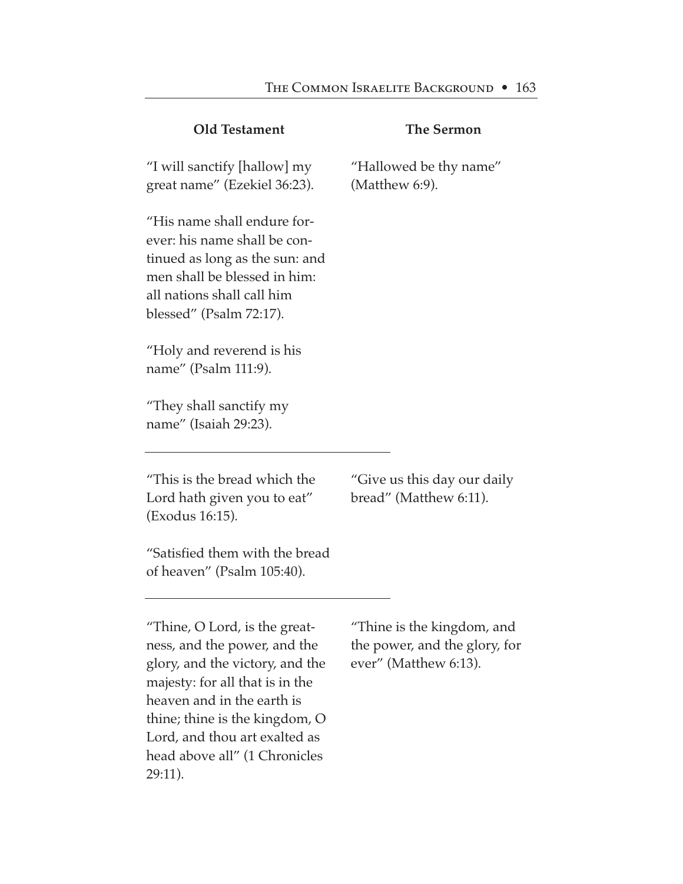| Old Testament | The Sermon |
| --- | --- |
| "I will sanctify [hallow] my great name" (Ezekiel 36:23). | "Hallowed be thy name" (Matthew 6:9). |
| "His name shall endure forever: his name shall be continued as long as the sun: and men shall be blessed in him: all nations shall call him blessed" (Psalm 72:17). | |
| "Holy and reverend is his name" (Psalm 111:9). | |
| "They shall sanctify my name" (Isaiah 29:23). | |
| "This is the bread which the Lord hath given you to eat" (Exodus 16:15). | "Give us this day our daily bread" (Matthew 6:11). |
| "Satisfied them with the bread of heaven" (Psalm 105:40). | |
| "Thine, O Lord, is the greatness, and the power, and the glory, and the victory, and the majesty: for all that is in the heaven and in the earth is thine; thine is the kingdom, O Lord, and thou art exalted as head above all" (1 Chronicles 29:11). | "Thine is the kingdom, and the power, and the glory, for ever" (Matthew 6:13). |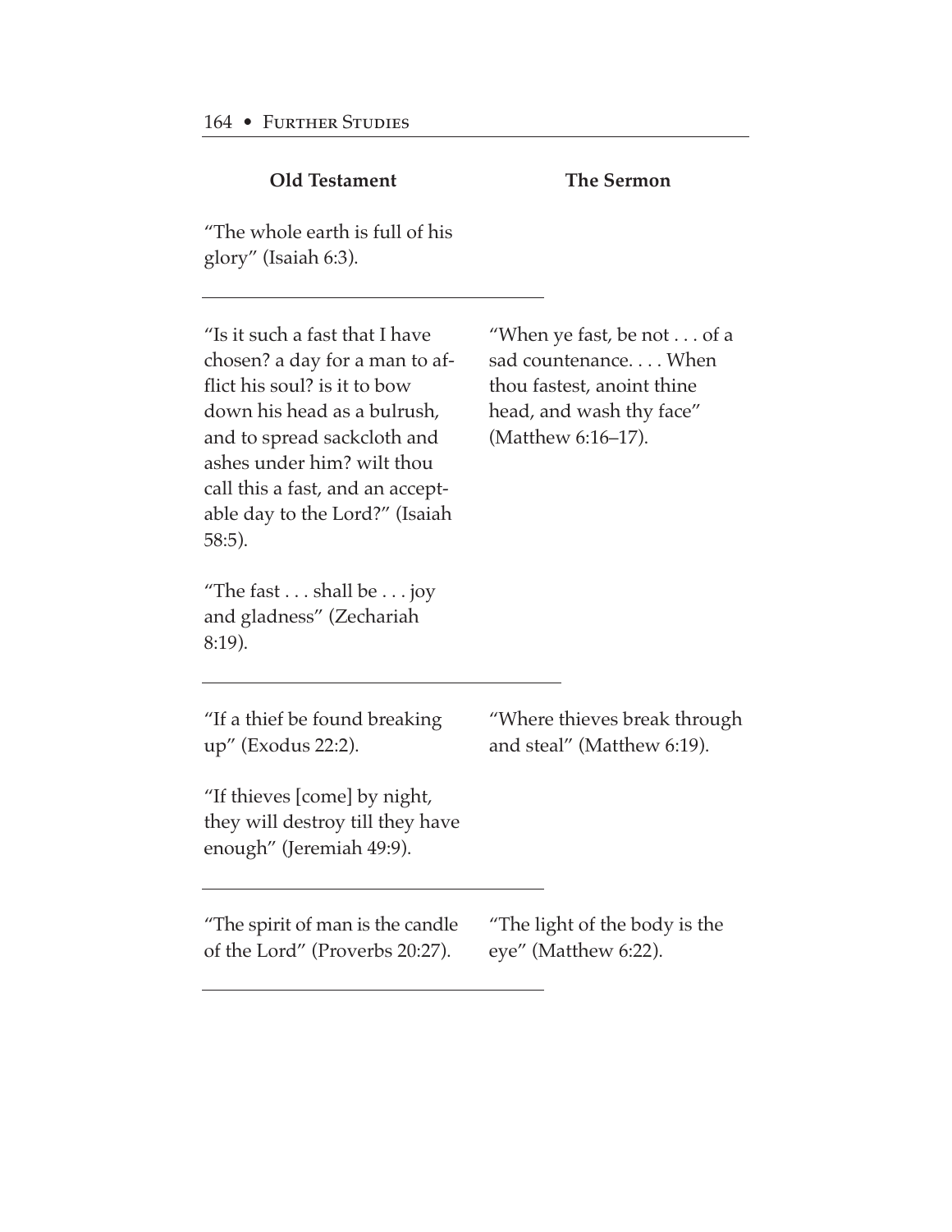| Old Testament | The Sermon |
| --- | --- |
| "The whole earth is full of his glory" (Isaiah 6:3). | |
| "Is it such a fast that I have chosen? a day for a man to afflict his soul? is it to bow down his head as a bulrush, and to spread sackcloth and ashes under him? wilt thou call this a fast, and an acceptable day to the Lord?" (Isaiah 58:5).<br><br>"The fast . . . shall be . . . joy and gladness" (Zechariah 8:19). | "When ye fast, be not . . . of a sad countenance. . . . When thou fastest, anoint thine head, and wash thy face" (Matthew 6:16–17). |
| "If a thief be found breaking up" (Exodus 22:2).<br><br>"If thieves [come] by night, they will destroy till they have enough" (Jeremiah 49:9). | "Where thieves break through and steal" (Matthew 6:19). |
| "The spirit of man is the candle of the Lord" (Proverbs 20:27). | "The light of the body is the eye" (Matthew 6:22). |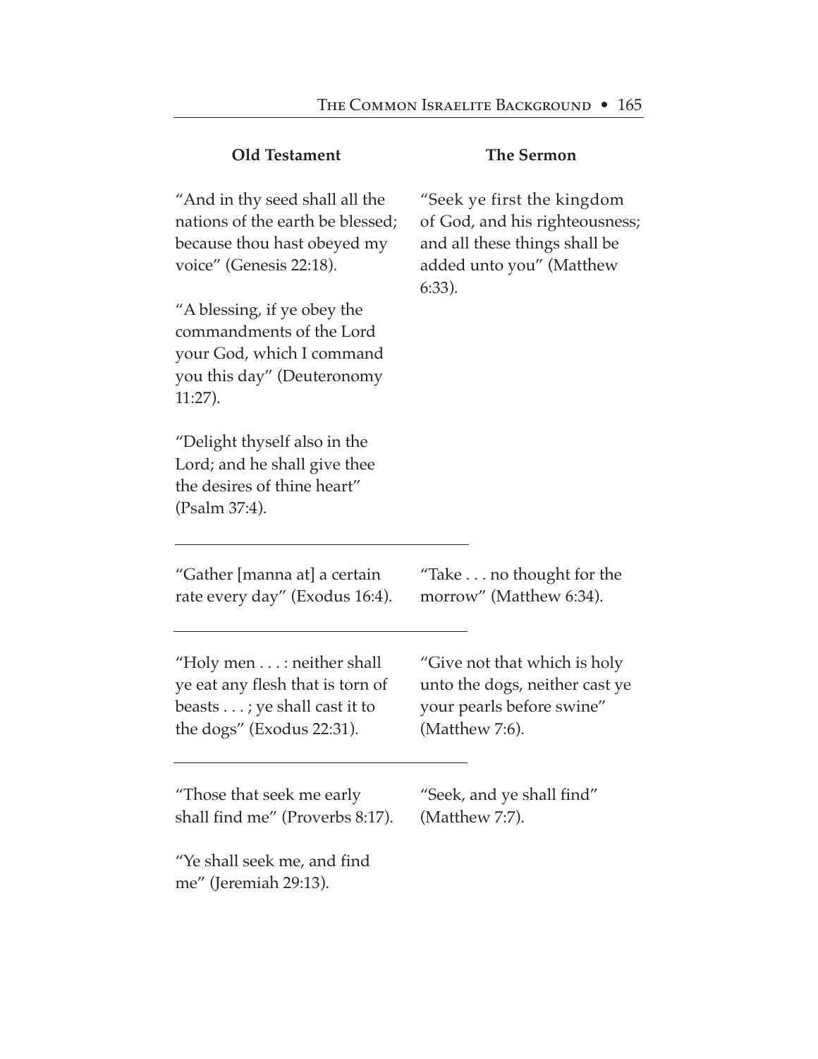| Old Testament | The Sermon |
| --- | --- |
| "And in thy seed shall all the nations of the earth be blessed; because thou hast obeyed my voice" (Genesis 22:18). "A blessing, if ye obey the commandments of the Lord your God, which I command you this day" (Deuteronomy 11:27). "Delight thyself also in the Lord; and he shall give thee the desires of thine heart" (Psalm 37:4). | "Seek ye first the kingdom of God, and his righteousness; and all these things shall be added unto you" (Matthew 6:33). |
| "Gather [manna at] a certain rate every day" (Exodus 16:4). | "Take . . . no thought for the morrow" (Matthew 6:34). |
| "Holy men . . . : neither shall ye eat any flesh that is torn of beasts . . . ; ye shall cast it to the dogs" (Exodus 22:31). | "Give not that which is holy unto the dogs, neither cast ye your pearls before swine" (Matthew 7:6). |
| "Those that seek me early shall find me" (Proverbs 8:17). "Ye shall seek me, and find me" (Jeremiah 29:13). | "Seek, and ye shall find" (Matthew 7:7). |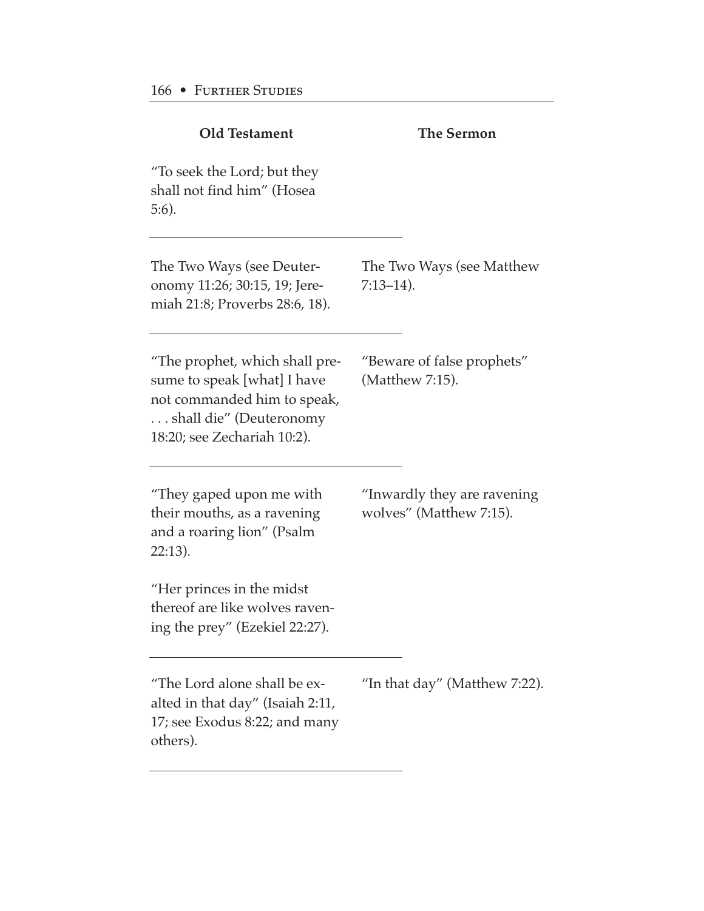| Old Testament | The Sermon |
|---|---|
| "To seek the Lord; but they shall not find him" (Hosea 5:6). | |
| The Two Ways (see Deuteronomy 11:26; 30:15, 19; Jeremiah 21:8; Proverbs 28:6, 18). | The Two Ways (see Matthew 7:13–14). |
| "The prophet, which shall presume to speak [what] I have not commanded him to speak, . . . shall die" (Deuteronomy 18:20; see Zechariah 10:2). | "Beware of false prophets" (Matthew 7:15). |
| "They gaped upon me with their mouths, as a ravening and a roaring lion" (Psalm 22:13). "Her princes in the midst thereof are like wolves ravening the prey" (Ezekiel 22:27). | "Inwardly they are ravening wolves" (Matthew 7:15). |
| "The Lord alone shall be exalted in that day" (Isaiah 2:11, 17; see Exodus 8:22; and many others). | "In that day" (Matthew 7:22). |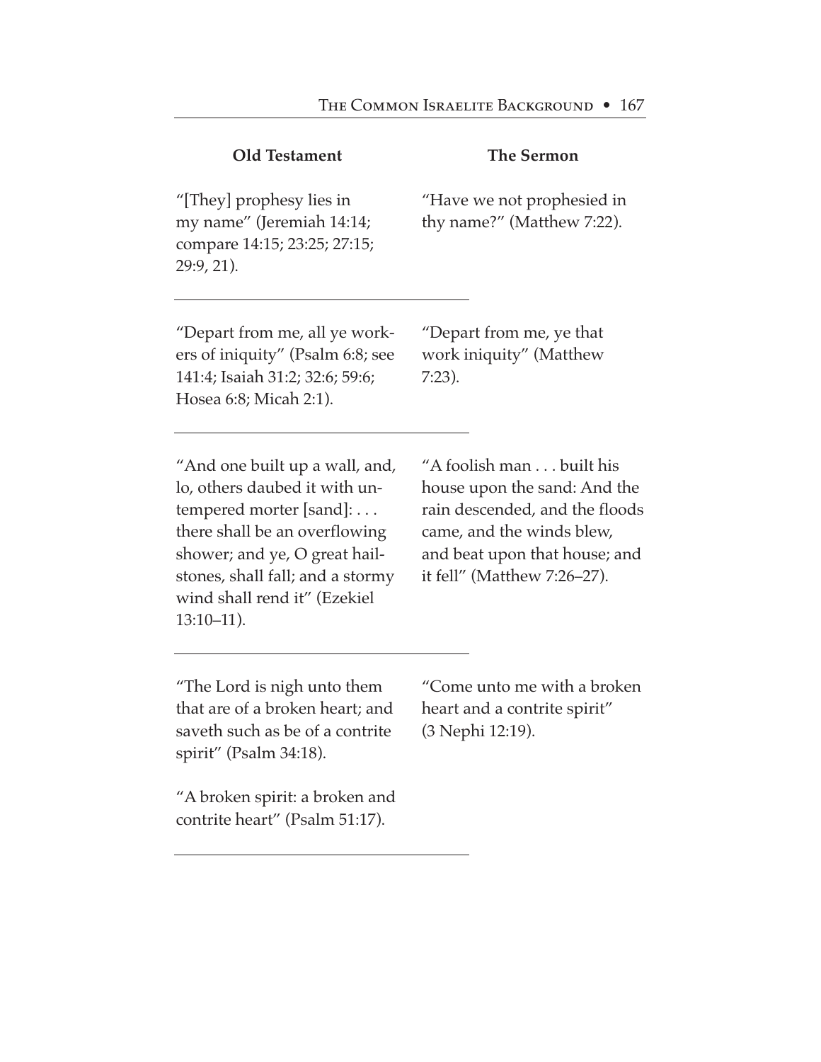| Old Testament | The Sermon |
| --- | --- |
| "[They] prophesy lies in my name" (Jeremiah 14:14; compare 14:15; 23:25; 27:15; 29:9, 21). | "Have we not prophesied in thy name?" (Matthew 7:22). |
| "Depart from me, all ye workers of iniquity" (Psalm 6:8; see 141:4; Isaiah 31:2; 32:6; 59:6; Hosea 6:8; Micah 2:1). | "Depart from me, ye that work iniquity" (Matthew 7:23). |
| "And one built up a wall, and, lo, others daubed it with untempered morter [sand]: . . . there shall be an overflowing shower; and ye, O great hailstones, shall fall; and a stormy wind shall rend it" (Ezekiel 13:10–11). | "A foolish man . . . built his house upon the sand: And the rain descended, and the floods came, and the winds blew, and beat upon that house; and it fell" (Matthew 7:26–27). |
| "The Lord is nigh unto them that are of a broken heart; and saveth such as be of a contrite spirit" (Psalm 34:18). "A broken spirit: a broken and contrite heart" (Psalm 51:17). | "Come unto me with a broken heart and a contrite spirit" (3 Nephi 12:19). |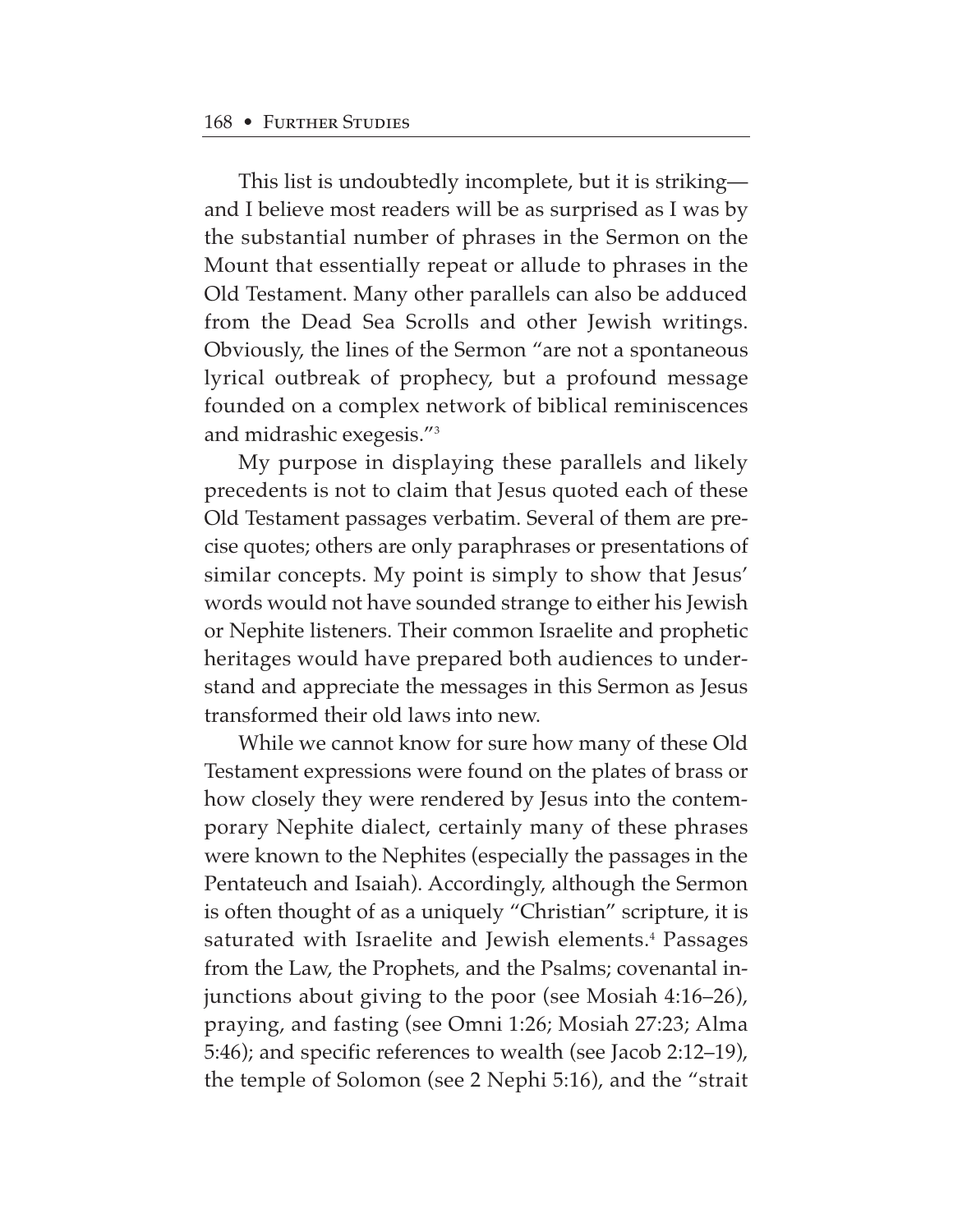This list is undoubtedly incomplete, but it is striking—and I believe most readers will be as surprised as I was by the substantial number of phrases in the Sermon on the Mount that essentially repeat or allude to phrases in the Old Testament. Many other parallels can also be adduced from the Dead Sea Scrolls and other Jewish writings. Obviously, the lines of the Sermon "are not a spontaneous lyrical outbreak of prophecy, but a profound message founded on a complex network of biblical reminiscences and midrashic exegesis."[3]

My purpose in displaying these parallels and likely precedents is not to claim that Jesus quoted each of these Old Testament passages verbatim. Several of them are precise quotes; others are only paraphrases or presentations of similar concepts. My point is simply to show that Jesus' words would not have sounded strange to either his Jewish or Nephite listeners. Their common Israelite and prophetic heritages would have prepared both audiences to understand and appreciate the messages in this Sermon as Jesus transformed their old laws into new.

While we cannot know for sure how many of these Old Testament expressions were found on the plates of brass or how closely they were rendered by Jesus into the contemporary Nephite dialect, certainly many of these phrases were known to the Nephites (especially the passages in the Pentateuch and Isaiah). Accordingly, although the Sermon is often thought of as a uniquely "Christian" scripture, it is saturated with Israelite and Jewish elements.[4] Passages from the Law, the Prophets, and the Psalms; covenantal injunctions about giving to the poor (see Mosiah 4:16–26), praying, and fasting (see Omni 1:26; Mosiah 27:23; Alma 5:46); and specific references to wealth (see Jacob 2:12–19), the temple of Solomon (see 2 Nephi 5:16), and the "strait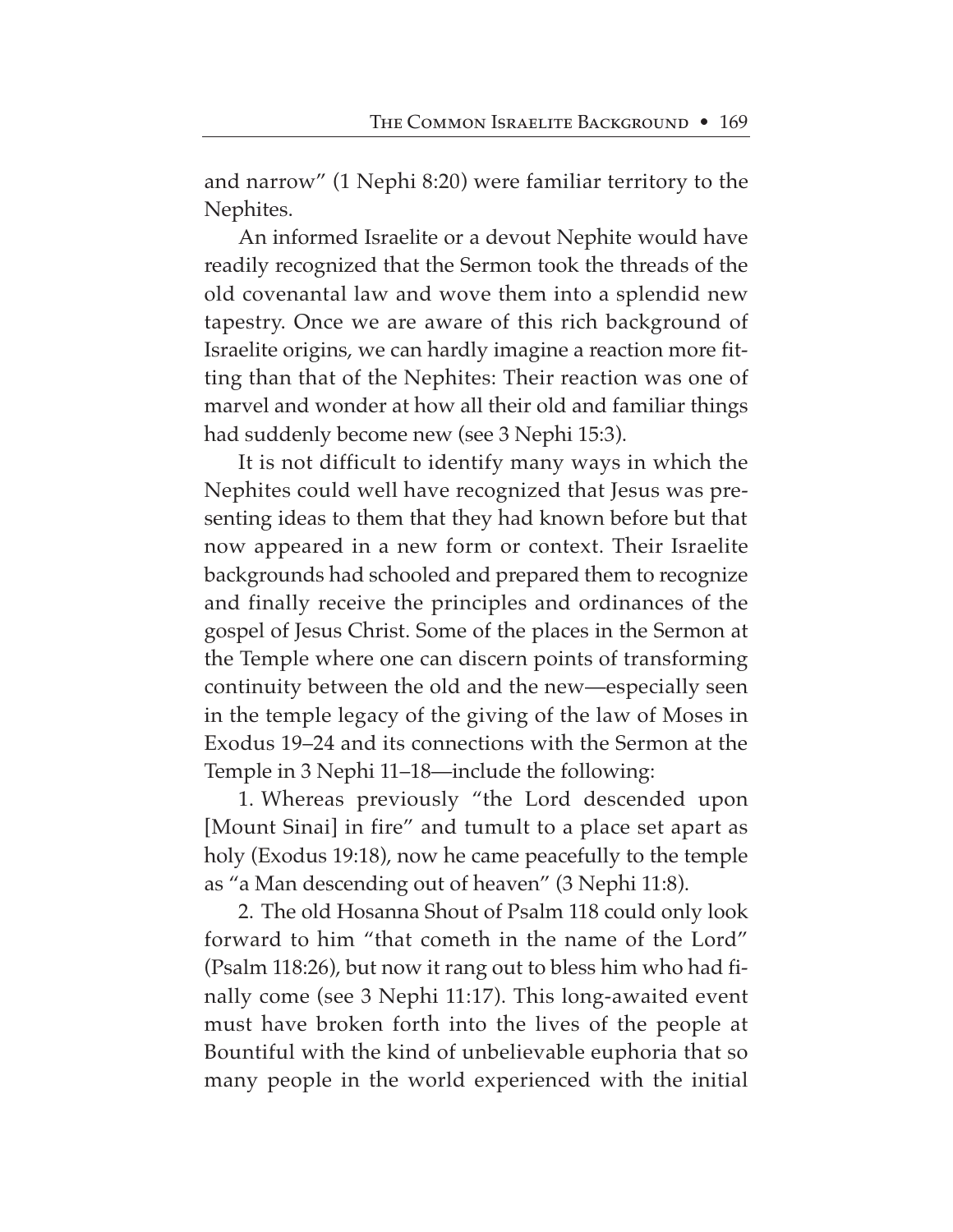and narrow" (1 Nephi 8:20) were familiar territory to the Nephites.

An informed Israelite or a devout Nephite would have readily recognized that the Sermon took the threads of the old covenantal law and wove them into a splendid new tapestry. Once we are aware of this rich background of Israelite origins, we can hardly imagine a reaction more fitting than that of the Nephites: Their reaction was one of marvel and wonder at how all their old and familiar things had suddenly become new (see 3 Nephi 15:3).

It is not difficult to identify many ways in which the Nephites could well have recognized that Jesus was presenting ideas to them that they had known before but that now appeared in a new form or context. Their Israelite backgrounds had schooled and prepared them to recognize and finally receive the principles and ordinances of the gospel of Jesus Christ. Some of the places in the Sermon at the Temple where one can discern points of transforming continuity between the old and the new—especially seen in the temple legacy of the giving of the law of Moses in Exodus 19–24 and its connections with the Sermon at the Temple in 3 Nephi 11–18—include the following:

1. Whereas previously "the Lord descended upon [Mount Sinai] in fire" and tumult to a place set apart as holy (Exodus 19:18), now he came peacefully to the temple as "a Man descending out of heaven" (3 Nephi 11:8).

2. The old Hosanna Shout of Psalm 118 could only look forward to him "that cometh in the name of the Lord" (Psalm 118:26), but now it rang out to bless him who had finally come (see 3 Nephi 11:17). This long-awaited event must have broken forth into the lives of the people at Bountiful with the kind of unbelievable euphoria that so many people in the world experienced with the initial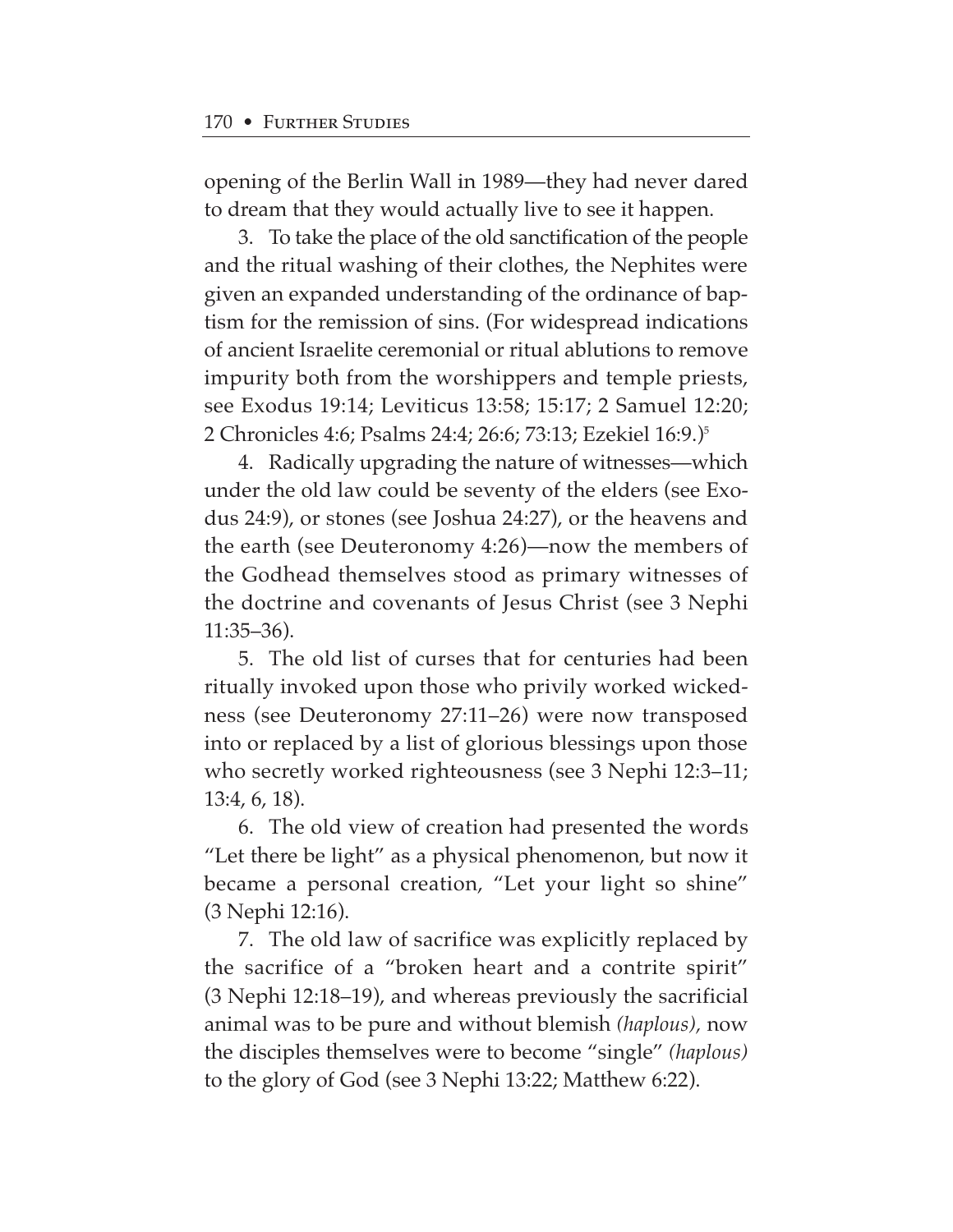opening of the Berlin Wall in 1989—they had never dared to dream that they would actually live to see it happen.

3. To take the place of the old sanctification of the people and the ritual washing of their clothes, the Nephites were given an expanded understanding of the ordinance of baptism for the remission of sins. (For widespread indications of ancient Israelite ceremonial or ritual ablutions to remove impurity both from the worshippers and temple priests, see Exodus 19:14; Leviticus 13:58; 15:17; 2 Samuel 12:20; 2 Chronicles 4:6; Psalms 24:4; 26:6; 73:13; Ezekiel 16:9.)[5]

4. Radically upgrading the nature of witnesses—which under the old law could be seventy of the elders (see Exodus 24:9), or stones (see Joshua 24:27), or the heavens and the earth (see Deuteronomy 4:26)—now the members of the Godhead themselves stood as primary witnesses of the doctrine and covenants of Jesus Christ (see 3 Nephi 11:35–36).

5. The old list of curses that for centuries had been ritually invoked upon those who privily worked wickedness (see Deuteronomy 27:11–26) were now transposed into or replaced by a list of glorious blessings upon those who secretly worked righteousness (see 3 Nephi 12:3–11; 13:4, 6, 18).

6. The old view of creation had presented the words "Let there be light" as a physical phenomenon, but now it became a personal creation, "Let your light so shine" (3 Nephi 12:16).

7. The old law of sacrifice was explicitly replaced by the sacrifice of a "broken heart and a contrite spirit" (3 Nephi 12:18–19), and whereas previously the sacrificial animal was to be pure and without blemish *(haplous),* now the disciples themselves were to become "single" *(haplous)* to the glory of God (see 3 Nephi 13:22; Matthew 6:22).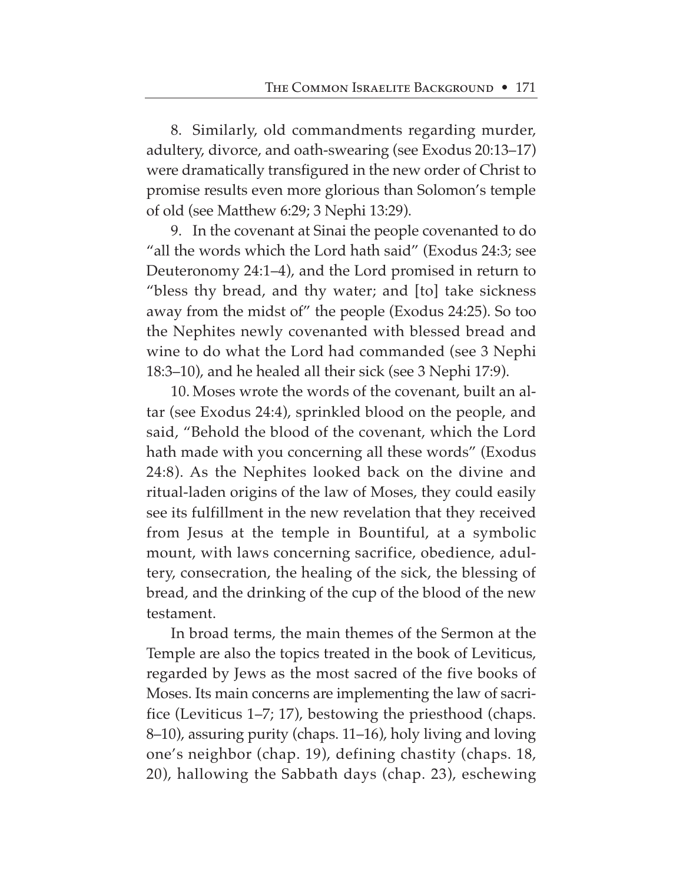8. Similarly, old commandments regarding murder, adultery, divorce, and oath-swearing (see Exodus 20:13–17) were dramatically transfigured in the new order of Christ to promise results even more glorious than Solomon's temple of old (see Matthew 6:29; 3 Nephi 13:29).

9. In the covenant at Sinai the people covenanted to do "all the words which the Lord hath said" (Exodus 24:3; see Deuteronomy 24:1–4), and the Lord promised in return to "bless thy bread, and thy water; and [to] take sickness away from the midst of" the people (Exodus 24:25). So too the Nephites newly covenanted with blessed bread and wine to do what the Lord had commanded (see 3 Nephi 18:3–10), and he healed all their sick (see 3 Nephi 17:9).

10. Moses wrote the words of the covenant, built an altar (see Exodus 24:4), sprinkled blood on the people, and said, "Behold the blood of the covenant, which the Lord hath made with you concerning all these words" (Exodus 24:8). As the Nephites looked back on the divine and ritual-laden origins of the law of Moses, they could easily see its fulfillment in the new revelation that they received from Jesus at the temple in Bountiful, at a symbolic mount, with laws concerning sacrifice, obedience, adultery, consecration, the healing of the sick, the blessing of bread, and the drinking of the cup of the blood of the new testament.

In broad terms, the main themes of the Sermon at the Temple are also the topics treated in the book of Leviticus, regarded by Jews as the most sacred of the five books of Moses. Its main concerns are implementing the law of sacrifice (Leviticus 1–7; 17), bestowing the priesthood (chaps. 8–10), assuring purity (chaps. 11–16), holy living and loving one's neighbor (chap. 19), defining chastity (chaps. 18, 20), hallowing the Sabbath days (chap. 23), eschewing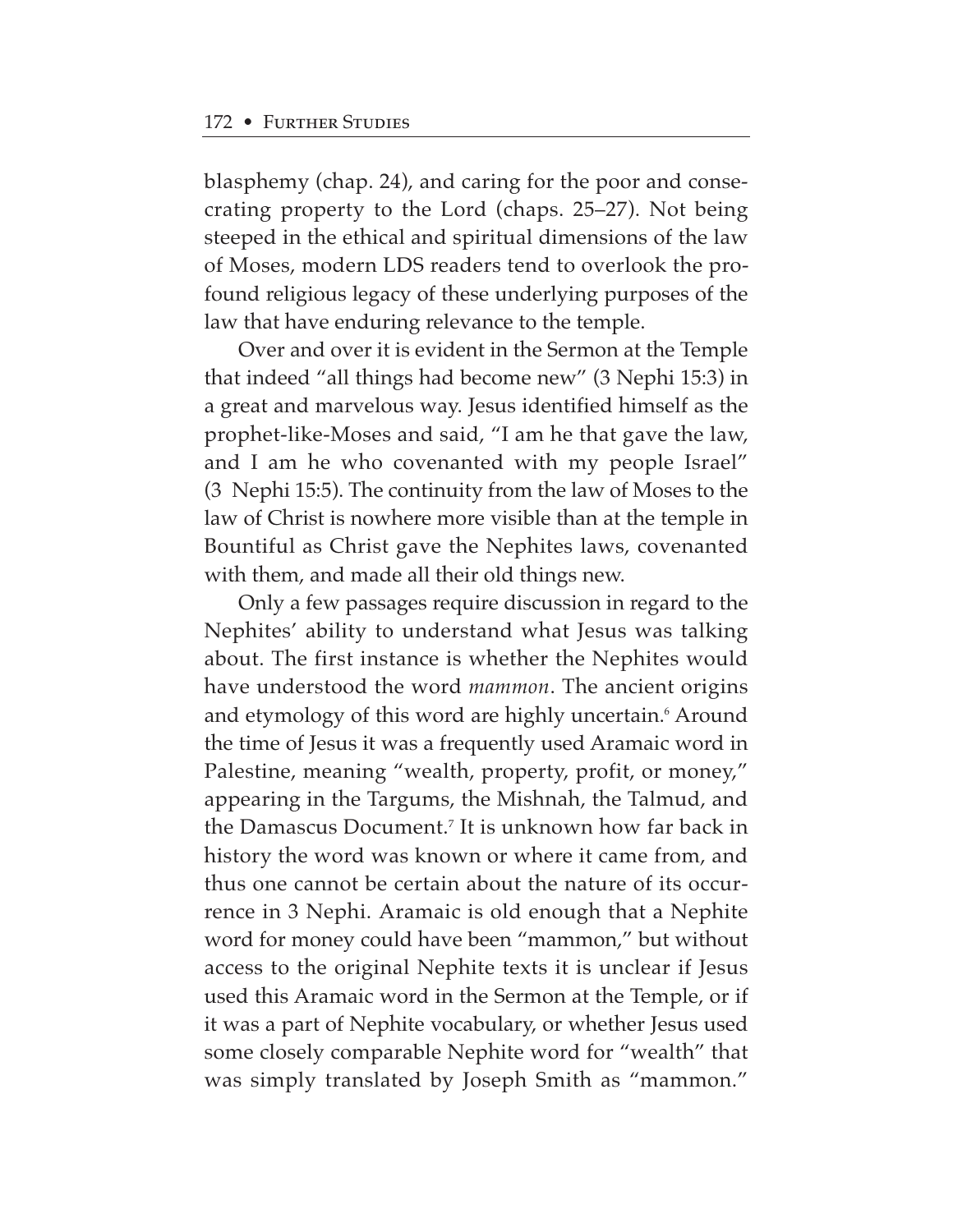blasphemy (chap. 24), and caring for the poor and consecrating property to the Lord (chaps. 25–27). Not being steeped in the ethical and spiritual dimensions of the law of Moses, modern LDS readers tend to overlook the profound religious legacy of these underlying purposes of the law that have enduring relevance to the temple.

Over and over it is evident in the Sermon at the Temple that indeed "all things had become new" (3 Nephi 15:3) in a great and marvelous way. Jesus identified himself as the prophet-like-Moses and said, "I am he that gave the law, and I am he who covenanted with my people Israel" (3 Nephi 15:5). The continuity from the law of Moses to the law of Christ is nowhere more visible than at the temple in Bountiful as Christ gave the Nephites laws, covenanted with them, and made all their old things new.

Only a few passages require discussion in regard to the Nephites' ability to understand what Jesus was talking about. The first instance is whether the Nephites would have understood the word *mammon*. The ancient origins and etymology of this word are highly uncertain.[6] Around the time of Jesus it was a frequently used Aramaic word in Palestine, meaning "wealth, property, profit, or money," appearing in the Targums, the Mishnah, the Talmud, and the Damascus Document.[7] It is unknown how far back in history the word was known or where it came from, and thus one cannot be certain about the nature of its occurrence in 3 Nephi. Aramaic is old enough that a Nephite word for money could have been "mammon," but without access to the original Nephite texts it is unclear if Jesus used this Aramaic word in the Sermon at the Temple, or if it was a part of Nephite vocabulary, or whether Jesus used some closely comparable Nephite word for "wealth" that was simply translated by Joseph Smith as "mammon."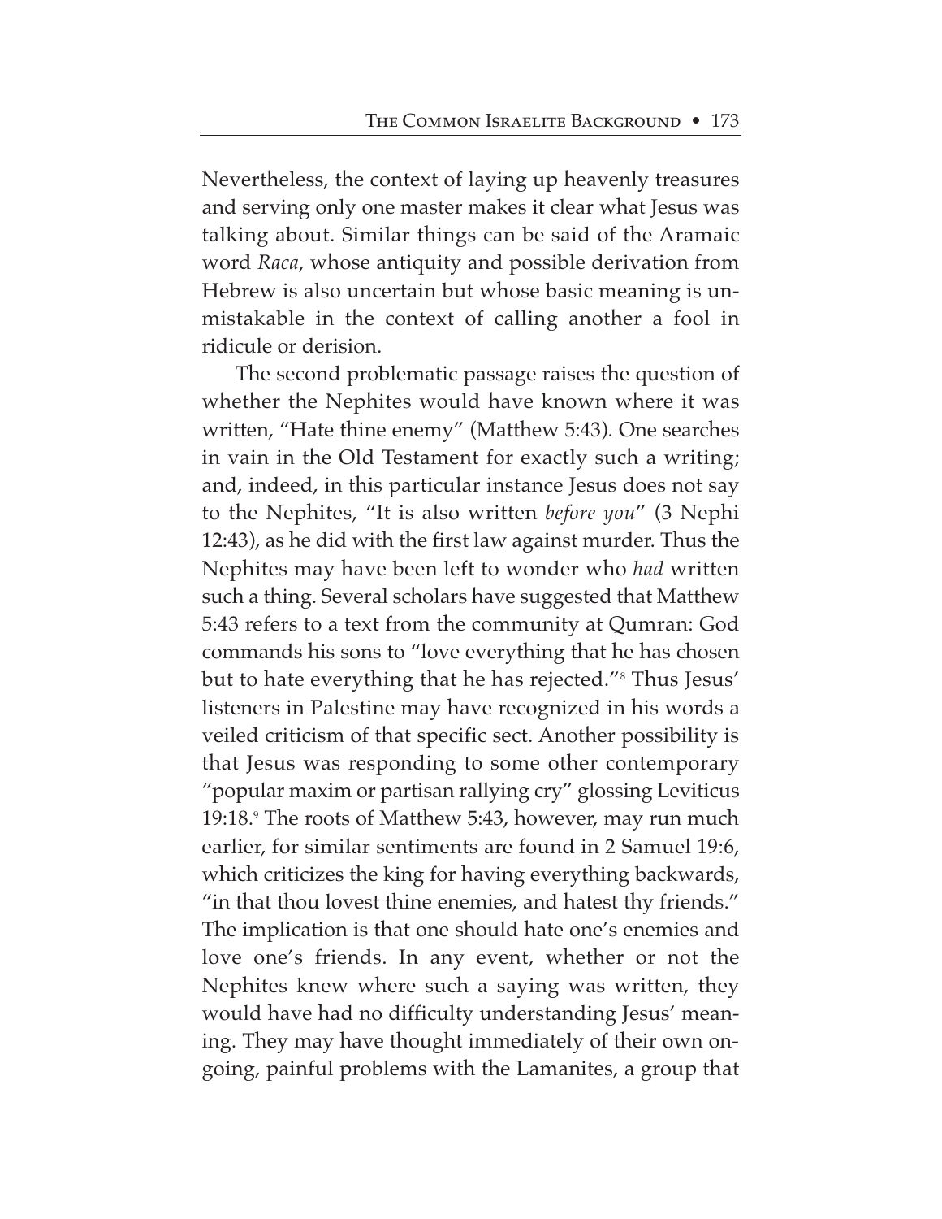Nevertheless, the context of laying up heavenly treasures and serving only one master makes it clear what Jesus was talking about. Similar things can be said of the Aramaic word *Raca*, whose antiquity and possible derivation from Hebrew is also uncertain but whose basic meaning is unmistakable in the context of calling another a fool in ridicule or derision.

The second problematic passage raises the question of whether the Nephites would have known where it was written, "Hate thine enemy" (Matthew 5:43). One searches in vain in the Old Testament for exactly such a writing; and, indeed, in this particular instance Jesus does not say to the Nephites, "It is also written *before you*" (3 Nephi 12:43), as he did with the first law against murder. Thus the Nephites may have been left to wonder who *had* written such a thing. Several scholars have suggested that Matthew 5:43 refers to a text from the community at Qumran: God commands his sons to "love everything that he has chosen but to hate everything that he has rejected."[8] Thus Jesus' listeners in Palestine may have recognized in his words a veiled criticism of that specific sect. Another possibility is that Jesus was responding to some other contemporary "popular maxim or partisan rallying cry" glossing Leviticus 19:18.[9] The roots of Matthew 5:43, however, may run much earlier, for similar sentiments are found in 2 Samuel 19:6, which criticizes the king for having everything backwards, "in that thou lovest thine enemies, and hatest thy friends." The implication is that one should hate one's enemies and love one's friends. In any event, whether or not the Nephites knew where such a saying was written, they would have had no difficulty understanding Jesus' meaning. They may have thought immediately of their own ongoing, painful problems with the Lamanites, a group that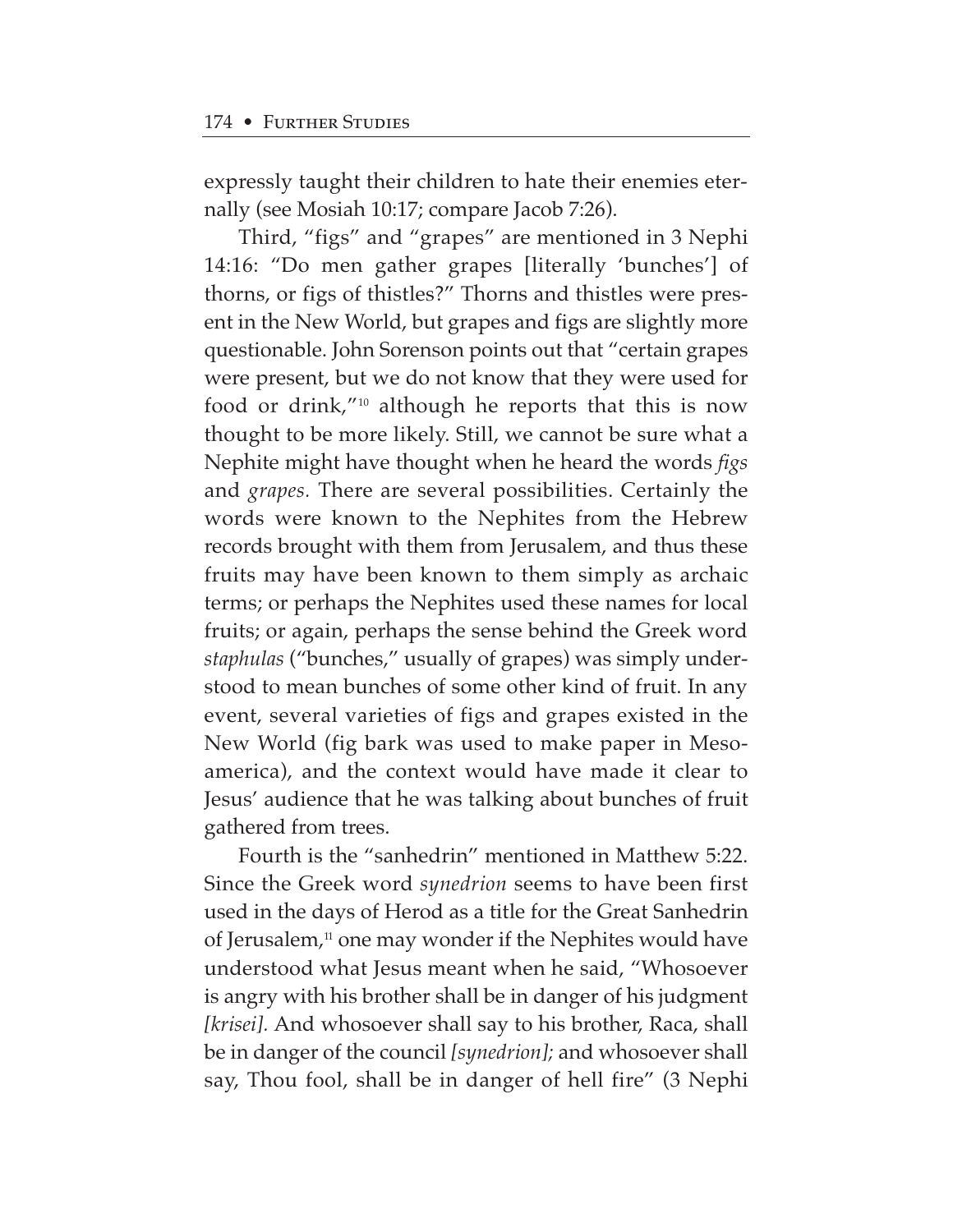expressly taught their children to hate their enemies eternally (see Mosiah 10:17; compare Jacob 7:26).

Third, "figs" and "grapes" are mentioned in 3 Nephi 14:16: "Do men gather grapes [literally 'bunches'] of thorns, or figs of thistles?" Thorns and thistles were present in the New World, but grapes and figs are slightly more questionable. John Sorenson points out that "certain grapes were present, but we do not know that they were used for food or drink,"[10] although he reports that this is now thought to be more likely. Still, we cannot be sure what a Nephite might have thought when he heard the words *figs* and *grapes.* There are several possibilities. Certainly the words were known to the Nephites from the Hebrew records brought with them from Jerusalem, and thus these fruits may have been known to them simply as archaic terms; or perhaps the Nephites used these names for local fruits; or again, perhaps the sense behind the Greek word *staphulas* ("bunches," usually of grapes) was simply understood to mean bunches of some other kind of fruit. In any event, several varieties of figs and grapes existed in the New World (fig bark was used to make paper in Mesoamerica), and the context would have made it clear to Jesus' audience that he was talking about bunches of fruit gathered from trees.

Fourth is the "sanhedrin" mentioned in Matthew 5:22. Since the Greek word *synedrion* seems to have been first used in the days of Herod as a title for the Great Sanhedrin of Jerusalem,[11] one may wonder if the Nephites would have understood what Jesus meant when he said, "Whosoever is angry with his brother shall be in danger of his judgment *[krisei].* And whosoever shall say to his brother, Raca, shall be in danger of the council *[synedrion];* and whosoever shall say, Thou fool, shall be in danger of hell fire" (3 Nephi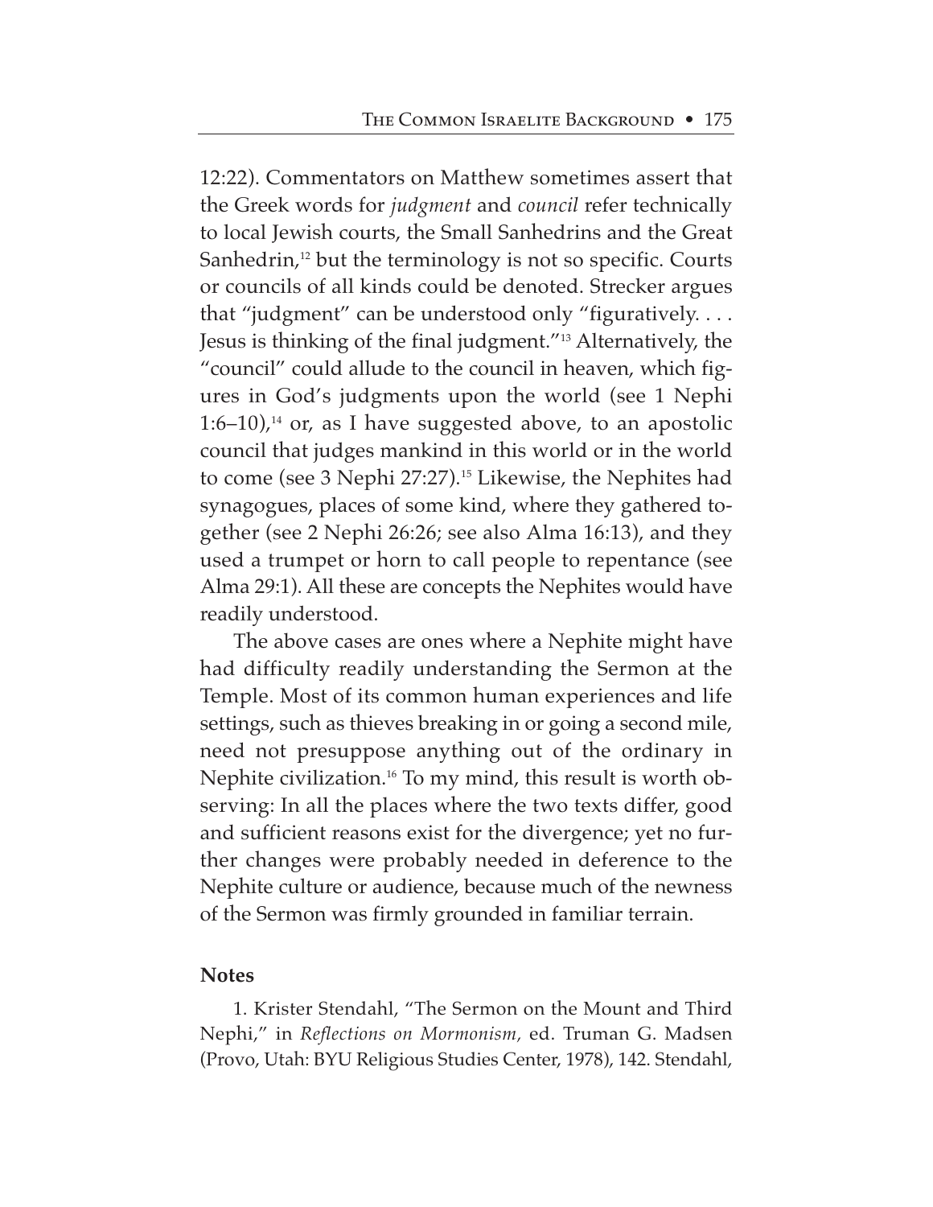12:22). Commentators on Matthew sometimes assert that the Greek words for *judgment* and *council* refer technically to local Jewish courts, the Small Sanhedrins and the Great Sanhedrin,[12] but the terminology is not so specific. Courts or councils of all kinds could be denoted. Strecker argues that "judgment" can be understood only "figuratively. . . . Jesus is thinking of the final judgment."[13] Alternatively, the "council" could allude to the council in heaven, which figures in God's judgments upon the world (see 1 Nephi 1:6–10),[14] or, as I have suggested above, to an apostolic council that judges mankind in this world or in the world to come (see 3 Nephi 27:27).[15] Likewise, the Nephites had synagogues, places of some kind, where they gathered together (see 2 Nephi 26:26; see also Alma 16:13), and they used a trumpet or horn to call people to repentance (see Alma 29:1). All these are concepts the Nephites would have readily understood.

The above cases are ones where a Nephite might have had difficulty readily understanding the Sermon at the Temple. Most of its common human experiences and life settings, such as thieves breaking in or going a second mile, need not presuppose anything out of the ordinary in Nephite civilization.[16] To my mind, this result is worth observing: In all the places where the two texts differ, good and sufficient reasons exist for the divergence; yet no further changes were probably needed in deference to the Nephite culture or audience, because much of the newness of the Sermon was firmly grounded in familiar terrain.

**Notes**

1. Krister Stendahl, "The Sermon on the Mount and Third Nephi," in *Reflections on Mormonism,* ed. Truman G. Madsen (Provo, Utah: BYU Religious Studies Center, 1978), 142. Stendahl,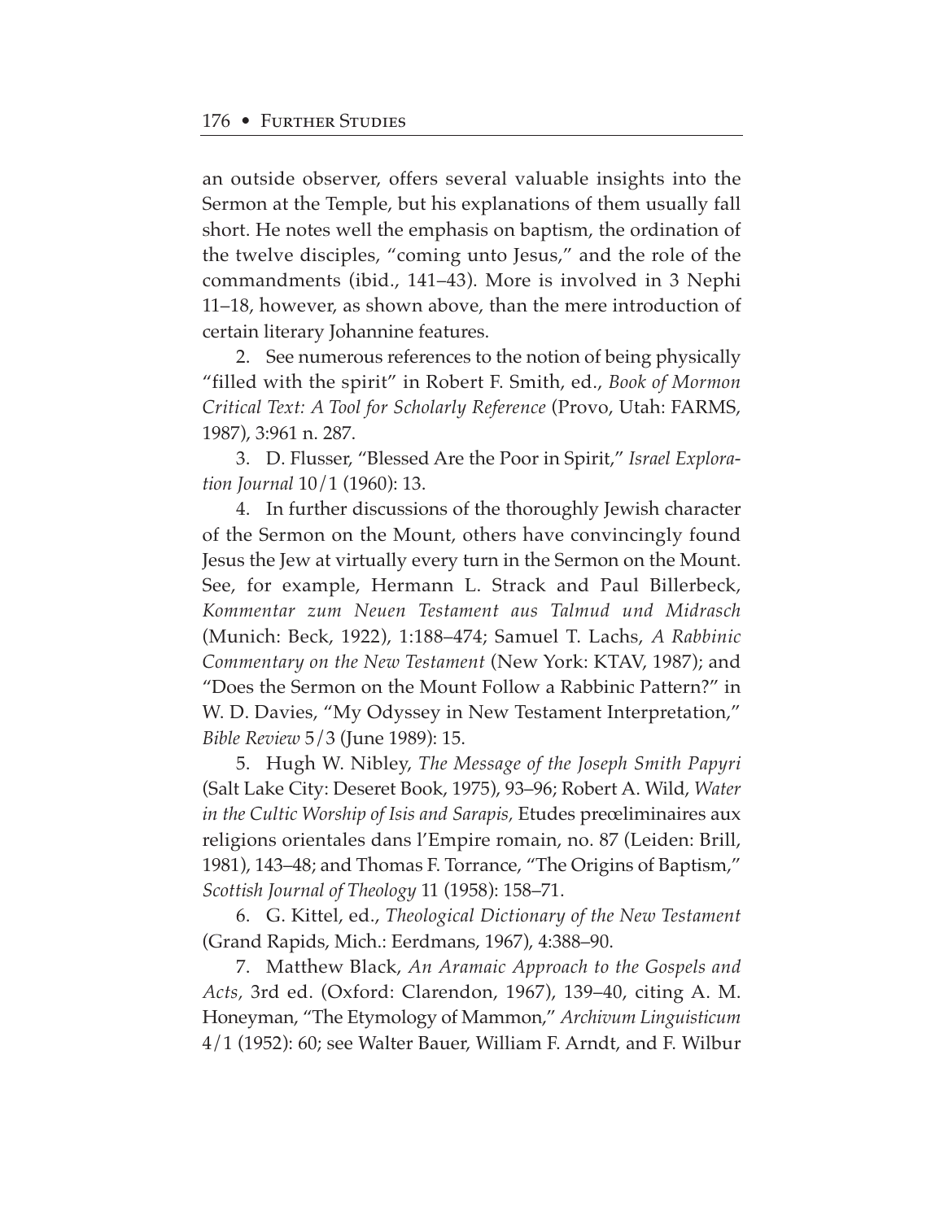an outside observer, offers several valuable insights into the Sermon at the Temple, but his explanations of them usually fall short. He notes well the emphasis on baptism, the ordination of the twelve disciples, "coming unto Jesus," and the role of the commandments (ibid., 141–43). More is involved in 3 Nephi 11–18, however, as shown above, than the mere introduction of certain literary Johannine features.

2. See numerous references to the notion of being physically "filled with the spirit" in Robert F. Smith, ed., *Book of Mormon Critical Text: A Tool for Scholarly Reference* (Provo, Utah: FARMS, 1987), 3:961 n. 287.

3. D. Flusser, "Blessed Are the Poor in Spirit," *Israel Exploration Journal* 10/1 (1960): 13.

4. In further discussions of the thoroughly Jewish character of the Sermon on the Mount, others have convincingly found Jesus the Jew at virtually every turn in the Sermon on the Mount. See, for example, Hermann L. Strack and Paul Billerbeck, *Kommentar zum Neuen Testament aus Talmud und Midrasch* (Munich: Beck, 1922), 1:188–474; Samuel T. Lachs, *A Rabbinic Commentary on the New Testament* (New York: KTAV, 1987); and "Does the Sermon on the Mount Follow a Rabbinic Pattern?" in W. D. Davies, "My Odyssey in New Testament Interpretation," *Bible Review* 5/3 (June 1989): 15.

5. Hugh W. Nibley, *The Message of the Joseph Smith Papyri* (Salt Lake City: Deseret Book, 1975), 93–96; Robert A. Wild, *Water in the Cultic Worship of Isis and Sarapis,* Etudes preœliminaires aux religions orientales dans l'Empire romain, no. 87 (Leiden: Brill, 1981), 143–48; and Thomas F. Torrance, "The Origins of Baptism," *Scottish Journal of Theology* 11 (1958): 158–71.

6. G. Kittel, ed., *Theological Dictionary of the New Testament* (Grand Rapids, Mich.: Eerdmans, 1967), 4:388–90.

7. Matthew Black, *An Aramaic Approach to the Gospels and Acts,* 3rd ed. (Oxford: Clarendon, 1967), 139–40, citing A. M. Honeyman, "The Etymology of Mammon," *Archivum Linguisticum* 4/1 (1952): 60; see Walter Bauer, William F. Arndt, and F. Wilbur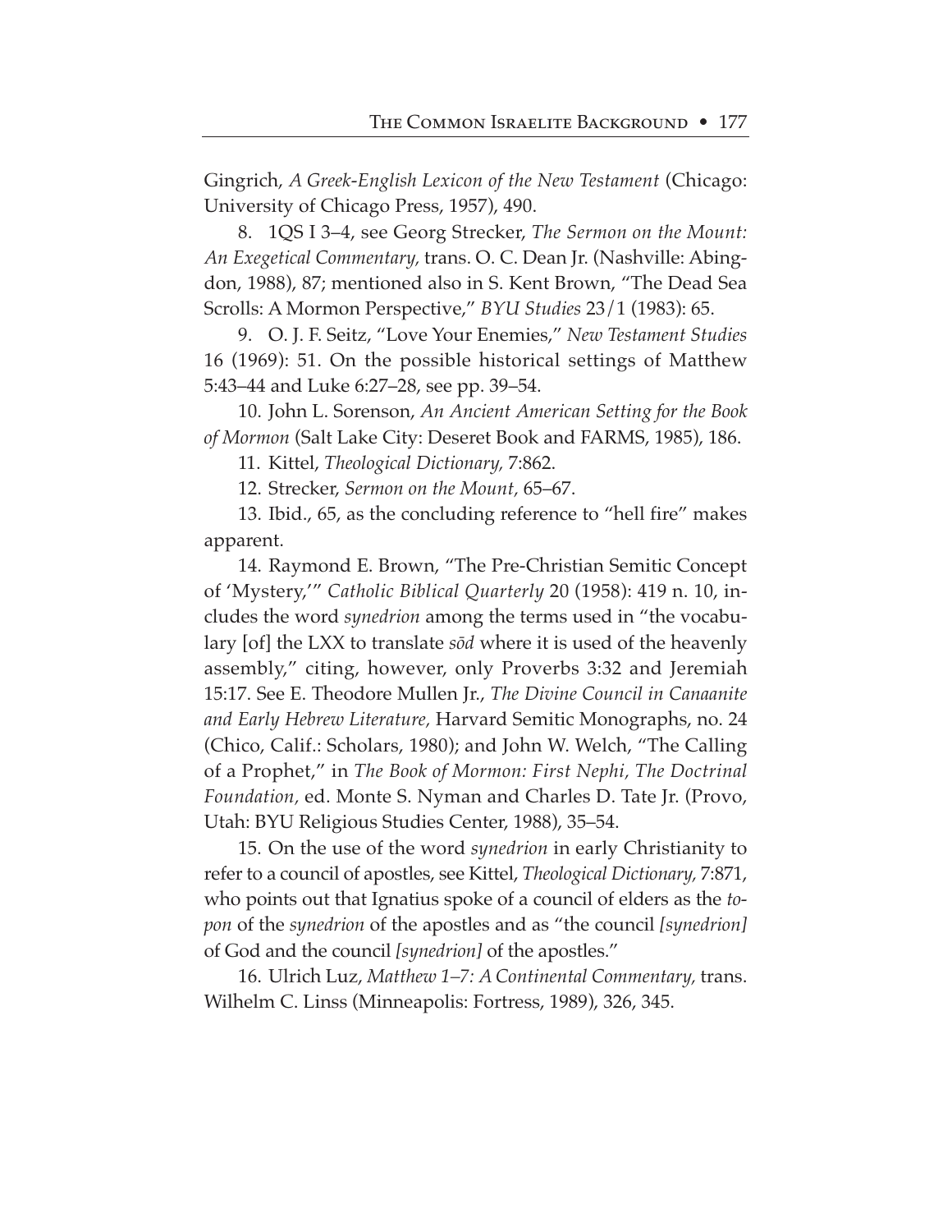Gingrich, *A Greek-English Lexicon of the New Testament* (Chicago: University of Chicago Press, 1957), 490.

8. 1QS I 3–4, see Georg Strecker, *The Sermon on the Mount: An Exegetical Commentary,* trans. O. C. Dean Jr. (Nashville: Abingdon, 1988), 87; mentioned also in S. Kent Brown, "The Dead Sea Scrolls: A Mormon Perspective," *BYU Studies* 23/1 (1983): 65.

9. O. J. F. Seitz, "Love Your Enemies," *New Testament Studies* 16 (1969): 51. On the possible historical settings of Matthew 5:43–44 and Luke 6:27–28, see pp. 39–54.

10. John L. Sorenson, *An Ancient American Setting for the Book of Mormon* (Salt Lake City: Deseret Book and FARMS, 1985), 186.

11. Kittel, *Theological Dictionary,* 7:862.

12. Strecker, *Sermon on the Mount,* 65–67.

13. Ibid., 65, as the concluding reference to "hell fire" makes apparent.

14. Raymond E. Brown, "The Pre-Christian Semitic Concept of 'Mystery,'" *Catholic Biblical Quarterly* 20 (1958): 419 n. 10, includes the word *synedrion* among the terms used in "the vocabulary [of] the LXX to translate *sōd* where it is used of the heavenly assembly," citing, however, only Proverbs 3:32 and Jeremiah 15:17. See E. Theodore Mullen Jr., *The Divine Council in Canaanite and Early Hebrew Literature,* Harvard Semitic Monographs, no. 24 (Chico, Calif.: Scholars, 1980); and John W. Welch, "The Calling of a Prophet," in *The Book of Mormon: First Nephi, The Doctrinal Foundation,* ed. Monte S. Nyman and Charles D. Tate Jr. (Provo, Utah: BYU Religious Studies Center, 1988), 35–54.

15. On the use of the word *synedrion* in early Christianity to refer to a council of apostles, see Kittel, *Theological Dictionary,* 7:871, who points out that Ignatius spoke of a council of elders as the *topon* of the *synedrion* of the apostles and as "the council *[synedrion]* of God and the council *[synedrion]* of the apostles."

16. Ulrich Luz, *Matthew 1–7: A Continental Commentary,* trans. Wilhelm C. Linss (Minneapolis: Fortress, 1989), 326, 345.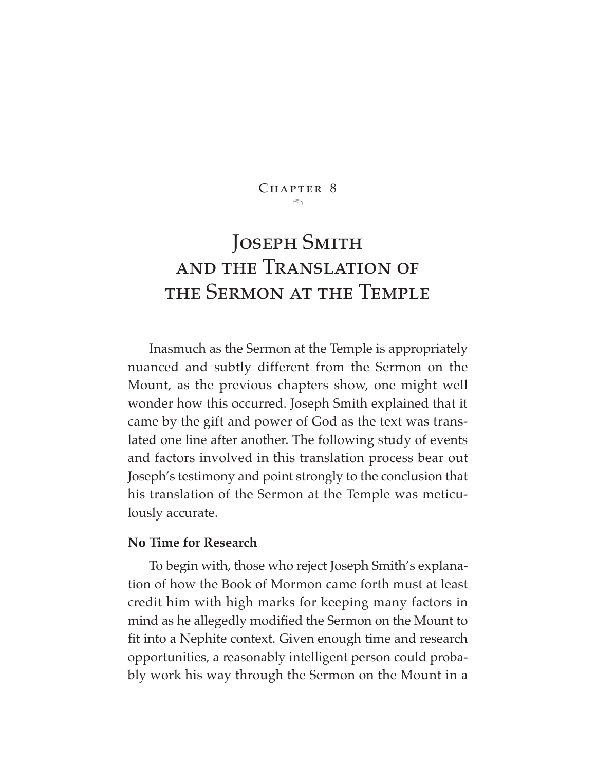Chapter 8

# Joseph Smith and the Translation of the Sermon at the Temple

Inasmuch as the Sermon at the Temple is appropriately nuanced and subtly different from the Sermon on the Mount, as the previous chapters show, one might well wonder how this occurred. Joseph Smith explained that it came by the gift and power of God as the text was translated one line after another. The following study of events and factors involved in this translation process bear out Joseph's testimony and point strongly to the conclusion that his translation of the Sermon at the Temple was meticulously accurate.

**No Time for Research**

To begin with, those who reject Joseph Smith's explanation of how the Book of Mormon came forth must at least credit him with high marks for keeping many factors in mind as he allegedly modified the Sermon on the Mount to fit into a Nephite context. Given enough time and research opportunities, a reasonably intelligent person could probably work his way through the Sermon on the Mount in a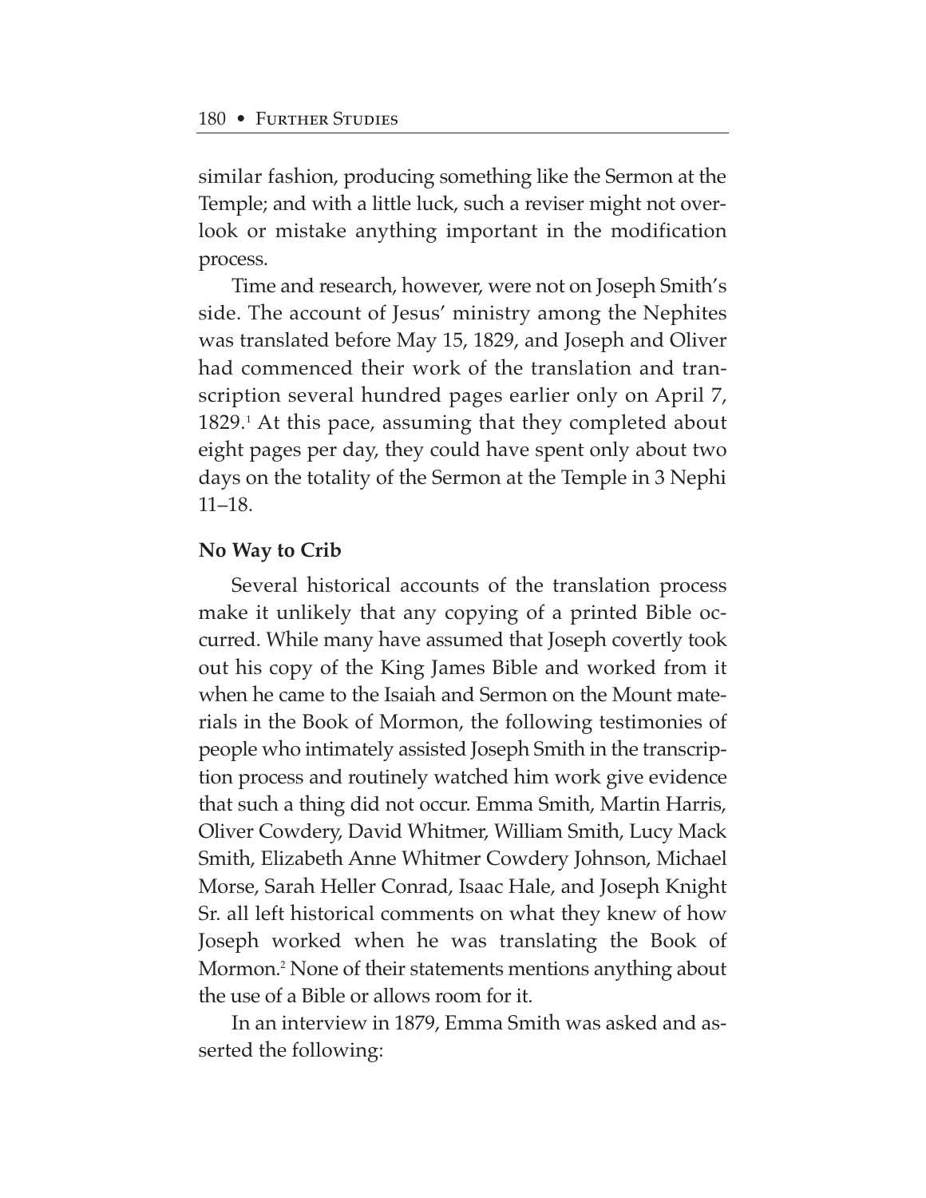similar fashion, producing something like the Sermon at the Temple; and with a little luck, such a reviser might not overlook or mistake anything important in the modification process.

Time and research, however, were not on Joseph Smith's side. The account of Jesus' ministry among the Nephites was translated before May 15, 1829, and Joseph and Oliver had commenced their work of the translation and transcription several hundred pages earlier only on April 7, 1829.[1] At this pace, assuming that they completed about eight pages per day, they could have spent only about two days on the totality of the Sermon at the Temple in 3 Nephi 11–18.

**No Way to Crib**

Several historical accounts of the translation process make it unlikely that any copying of a printed Bible occurred. While many have assumed that Joseph covertly took out his copy of the King James Bible and worked from it when he came to the Isaiah and Sermon on the Mount materials in the Book of Mormon, the following testimonies of people who intimately assisted Joseph Smith in the transcription process and routinely watched him work give evidence that such a thing did not occur. Emma Smith, Martin Harris, Oliver Cowdery, David Whitmer, William Smith, Lucy Mack Smith, Elizabeth Anne Whitmer Cowdery Johnson, Michael Morse, Sarah Heller Conrad, Isaac Hale, and Joseph Knight Sr. all left historical comments on what they knew of how Joseph worked when he was translating the Book of Mormon.[2] None of their statements mentions anything about the use of a Bible or allows room for it.

In an interview in 1879, Emma Smith was asked and asserted the following: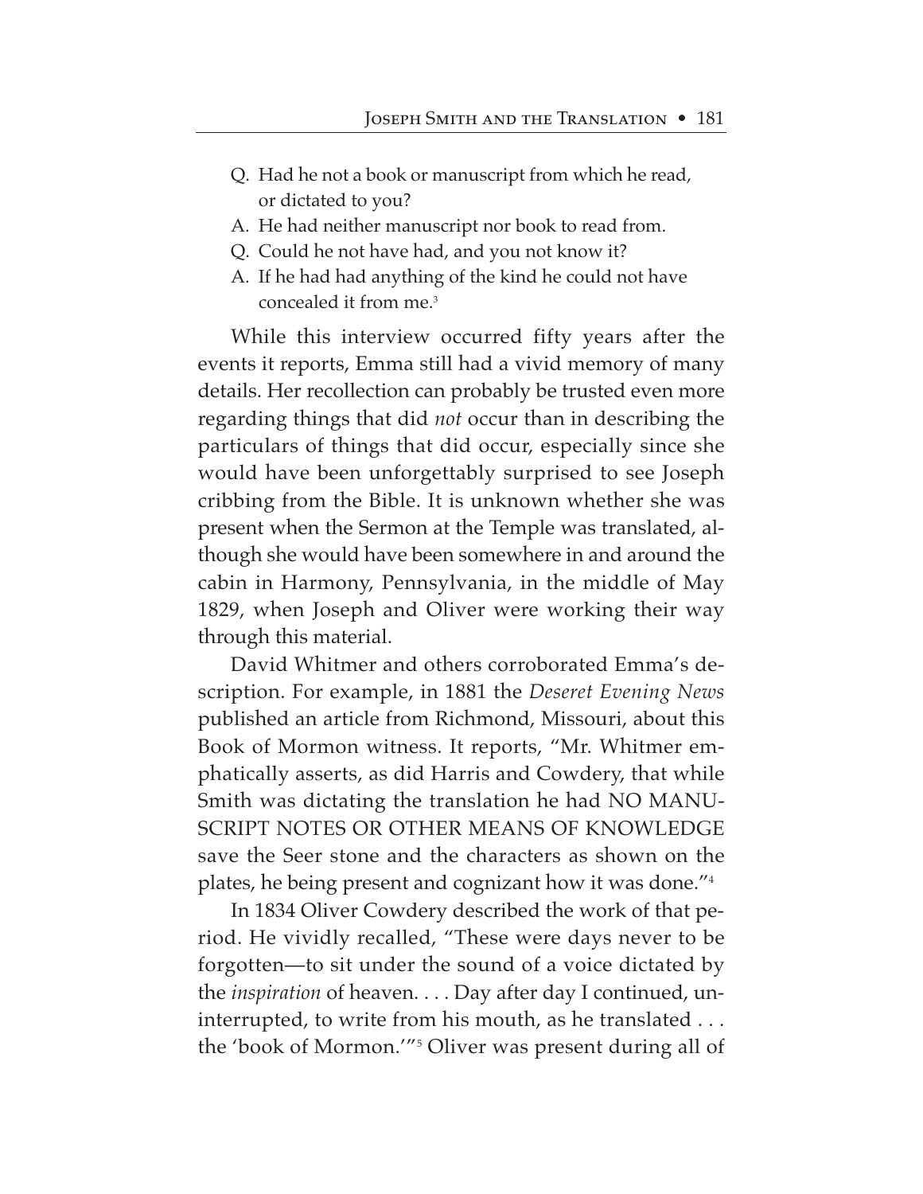Q. Had he not a book or manuscript from which he read, or dictated to you?

A. He had neither manuscript nor book to read from.

Q. Could he not have had, and you not know it?

A. If he had had anything of the kind he could not have concealed it from me.[3]

While this interview occurred fifty years after the events it reports, Emma still had a vivid memory of many details. Her recollection can probably be trusted even more regarding things that did *not* occur than in describing the particulars of things that did occur, especially since she would have been unforgettably surprised to see Joseph cribbing from the Bible. It is unknown whether she was present when the Sermon at the Temple was translated, although she would have been somewhere in and around the cabin in Harmony, Pennsylvania, in the middle of May 1829, when Joseph and Oliver were working their way through this material.

David Whitmer and others corroborated Emma's description. For example, in 1881 the *Deseret Evening News* published an article from Richmond, Missouri, about this Book of Mormon witness. It reports, "Mr. Whitmer emphatically asserts, as did Harris and Cowdery, that while Smith was dictating the translation he had NO MANUSCRIPT NOTES OR OTHER MEANS OF KNOWLEDGE save the Seer stone and the characters as shown on the plates, he being present and cognizant how it was done."[4]

In 1834 Oliver Cowdery described the work of that period. He vividly recalled, "These were days never to be forgotten—to sit under the sound of a voice dictated by the *inspiration* of heaven. . . . Day after day I continued, uninterrupted, to write from his mouth, as he translated . . . the 'book of Mormon.'"[5] Oliver was present during all of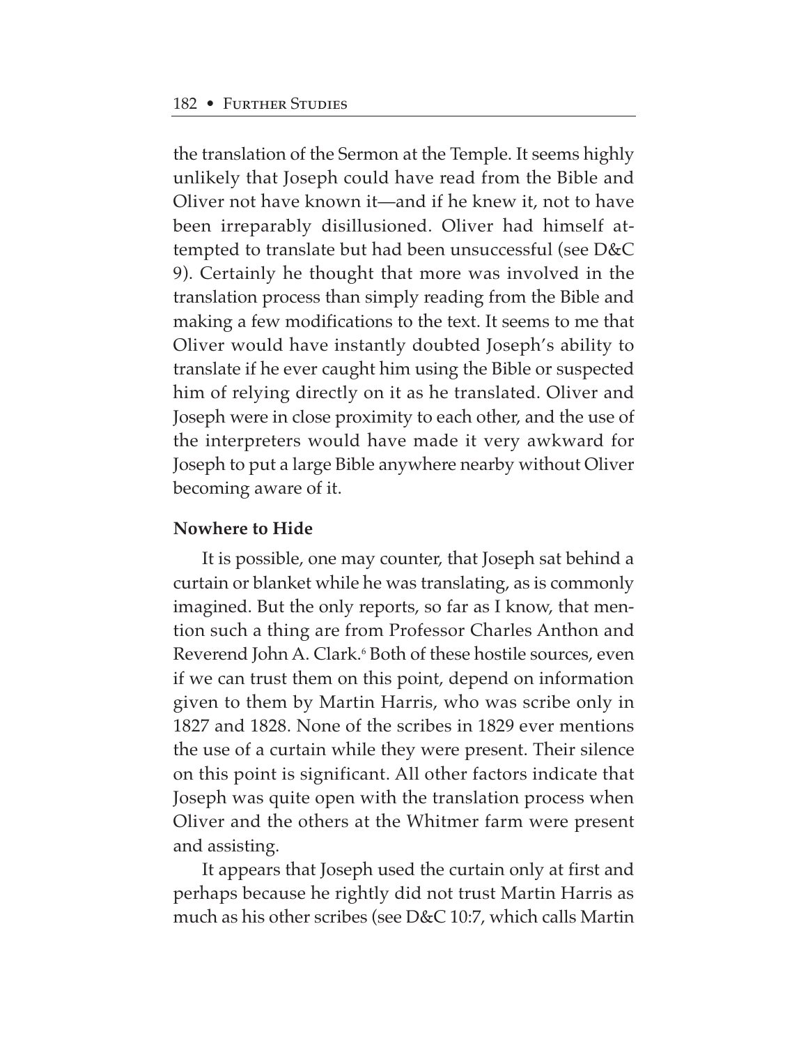the translation of the Sermon at the Temple. It seems highly unlikely that Joseph could have read from the Bible and Oliver not have known it—and if he knew it, not to have been irreparably disillusioned. Oliver had himself attempted to translate but had been unsuccessful (see D&C 9). Certainly he thought that more was involved in the translation process than simply reading from the Bible and making a few modifications to the text. It seems to me that Oliver would have instantly doubted Joseph's ability to translate if he ever caught him using the Bible or suspected him of relying directly on it as he translated. Oliver and Joseph were in close proximity to each other, and the use of the interpreters would have made it very awkward for Joseph to put a large Bible anywhere nearby without Oliver becoming aware of it.

### Nowhere to Hide

It is possible, one may counter, that Joseph sat behind a curtain or blanket while he was translating, as is commonly imagined. But the only reports, so far as I know, that mention such a thing are from Professor Charles Anthon and Reverend John A. Clark.[6] Both of these hostile sources, even if we can trust them on this point, depend on information given to them by Martin Harris, who was scribe only in 1827 and 1828. None of the scribes in 1829 ever mentions the use of a curtain while they were present. Their silence on this point is significant. All other factors indicate that Joseph was quite open with the translation process when Oliver and the others at the Whitmer farm were present and assisting.

It appears that Joseph used the curtain only at first and perhaps because he rightly did not trust Martin Harris as much as his other scribes (see D&C 10:7, which calls Martin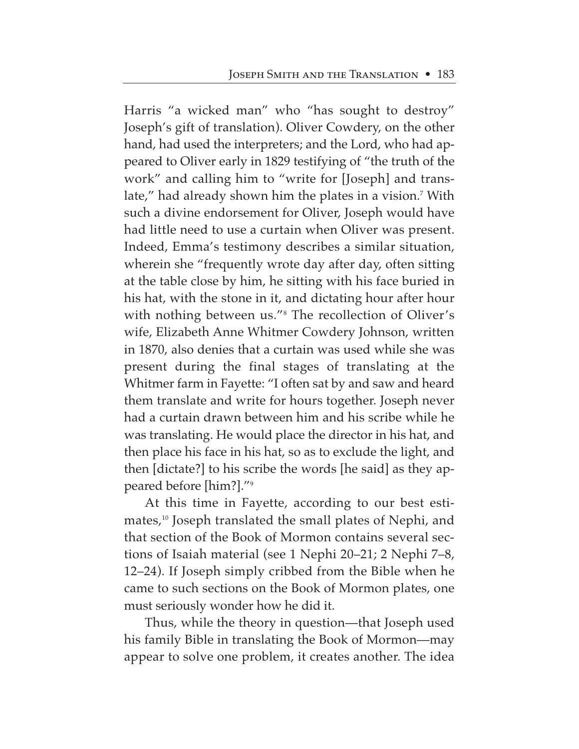Harris "a wicked man" who "has sought to destroy" Joseph's gift of translation). Oliver Cowdery, on the other hand, had used the interpreters; and the Lord, who had appeared to Oliver early in 1829 testifying of "the truth of the work" and calling him to "write for [Joseph] and translate," had already shown him the plates in a vision.[7] With such a divine endorsement for Oliver, Joseph would have had little need to use a curtain when Oliver was present. Indeed, Emma's testimony describes a similar situation, wherein she "frequently wrote day after day, often sitting at the table close by him, he sitting with his face buried in his hat, with the stone in it, and dictating hour after hour with nothing between us."[8] The recollection of Oliver's wife, Elizabeth Anne Whitmer Cowdery Johnson, written in 1870, also denies that a curtain was used while she was present during the final stages of translating at the Whitmer farm in Fayette: "I often sat by and saw and heard them translate and write for hours together. Joseph never had a curtain drawn between him and his scribe while he was translating. He would place the director in his hat, and then place his face in his hat, so as to exclude the light, and then [dictate?] to his scribe the words [he said] as they appeared before [him?]."[9]

At this time in Fayette, according to our best estimates,[10] Joseph translated the small plates of Nephi, and that section of the Book of Mormon contains several sections of Isaiah material (see 1 Nephi 20–21; 2 Nephi 7–8, 12–24). If Joseph simply cribbed from the Bible when he came to such sections on the Book of Mormon plates, one must seriously wonder how he did it.

Thus, while the theory in question—that Joseph used his family Bible in translating the Book of Mormon—may appear to solve one problem, it creates another. The idea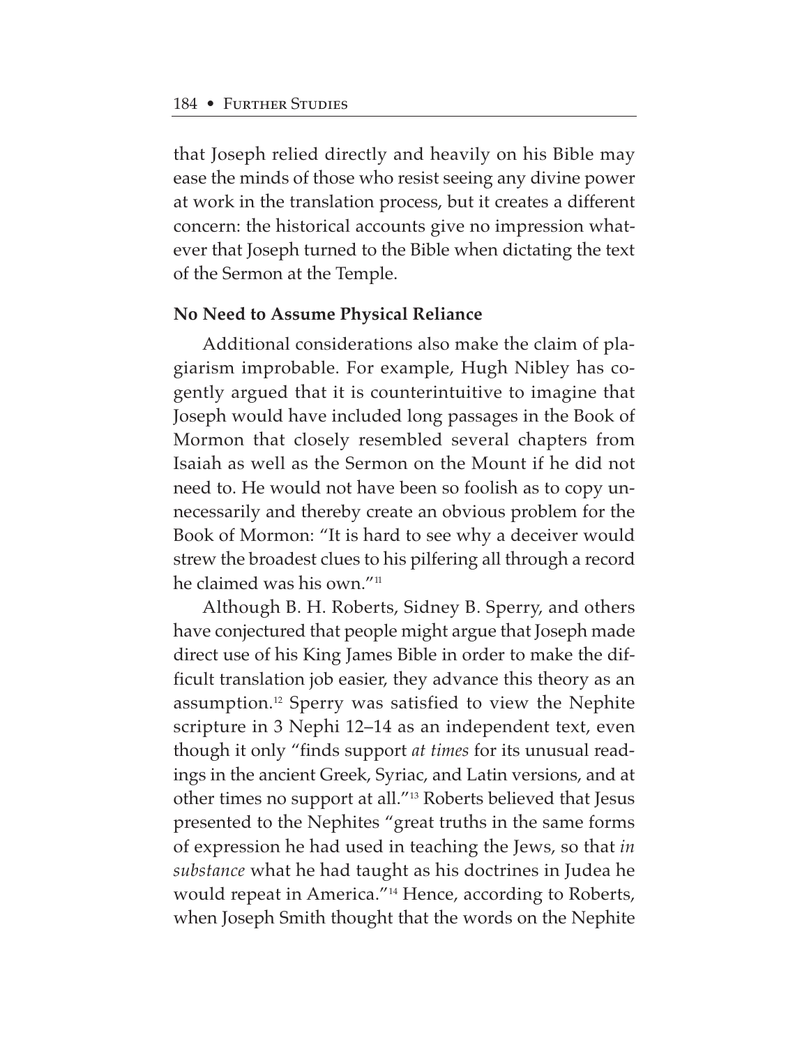that Joseph relied directly and heavily on his Bible may ease the minds of those who resist seeing any divine power at work in the translation process, but it creates a different concern: the historical accounts give no impression whatever that Joseph turned to the Bible when dictating the text of the Sermon at the Temple.

**No Need to Assume Physical Reliance**

Additional considerations also make the claim of plagiarism improbable. For example, Hugh Nibley has cogently argued that it is counterintuitive to imagine that Joseph would have included long passages in the Book of Mormon that closely resembled several chapters from Isaiah as well as the Sermon on the Mount if he did not need to. He would not have been so foolish as to copy unnecessarily and thereby create an obvious problem for the Book of Mormon: "It is hard to see why a deceiver would strew the broadest clues to his pilfering all through a record he claimed was his own."[11]

Although B. H. Roberts, Sidney B. Sperry, and others have conjectured that people might argue that Joseph made direct use of his King James Bible in order to make the difficult translation job easier, they advance this theory as an assumption.[12] Sperry was satisfied to view the Nephite scripture in 3 Nephi 12–14 as an independent text, even though it only "finds support *at times* for its unusual readings in the ancient Greek, Syriac, and Latin versions, and at other times no support at all."[13] Roberts believed that Jesus presented to the Nephites "great truths in the same forms of expression he had used in teaching the Jews, so that *in substance* what he had taught as his doctrines in Judea he would repeat in America."[14] Hence, according to Roberts, when Joseph Smith thought that the words on the Nephite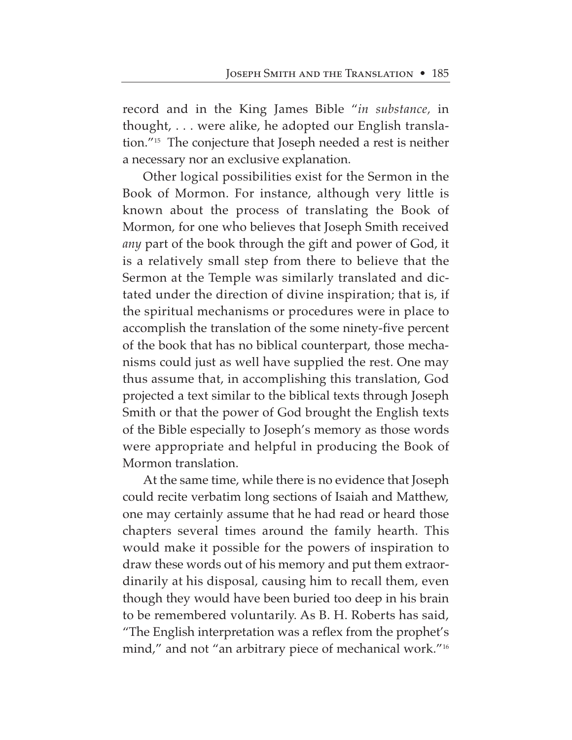record and in the King James Bible "*in substance*, in thought, . . . were alike, he adopted our English translation."[15] The conjecture that Joseph needed a rest is neither a necessary nor an exclusive explanation.

Other logical possibilities exist for the Sermon in the Book of Mormon. For instance, although very little is known about the process of translating the Book of Mormon, for one who believes that Joseph Smith received *any* part of the book through the gift and power of God, it is a relatively small step from there to believe that the Sermon at the Temple was similarly translated and dictated under the direction of divine inspiration; that is, if the spiritual mechanisms or procedures were in place to accomplish the translation of the some ninety-five percent of the book that has no biblical counterpart, those mechanisms could just as well have supplied the rest. One may thus assume that, in accomplishing this translation, God projected a text similar to the biblical texts through Joseph Smith or that the power of God brought the English texts of the Bible especially to Joseph's memory as those words were appropriate and helpful in producing the Book of Mormon translation.

At the same time, while there is no evidence that Joseph could recite verbatim long sections of Isaiah and Matthew, one may certainly assume that he had read or heard those chapters several times around the family hearth. This would make it possible for the powers of inspiration to draw these words out of his memory and put them extraordinarily at his disposal, causing him to recall them, even though they would have been buried too deep in his brain to be remembered voluntarily. As B. H. Roberts has said, "The English interpretation was a reflex from the prophet's mind," and not "an arbitrary piece of mechanical work."[16]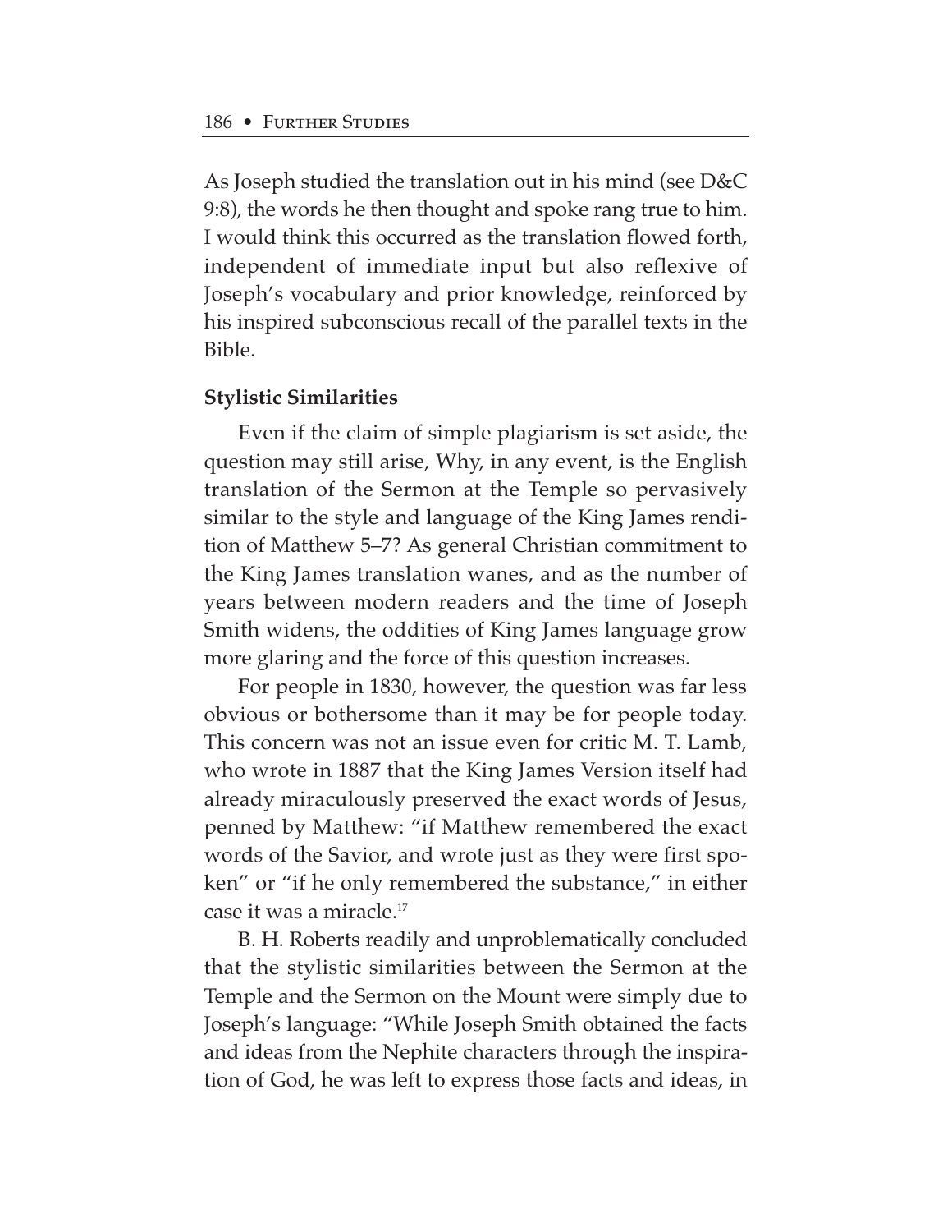As Joseph studied the translation out in his mind (see D&C 9:8), the words he then thought and spoke rang true to him. I would think this occurred as the translation flowed forth, independent of immediate input but also reflexive of Joseph's vocabulary and prior knowledge, reinforced by his inspired subconscious recall of the parallel texts in the Bible.

### Stylistic Similarities

Even if the claim of simple plagiarism is set aside, the question may still arise, Why, in any event, is the English translation of the Sermon at the Temple so pervasively similar to the style and language of the King James rendition of Matthew 5–7? As general Christian commitment to the King James translation wanes, and as the number of years between modern readers and the time of Joseph Smith widens, the oddities of King James language grow more glaring and the force of this question increases.

For people in 1830, however, the question was far less obvious or bothersome than it may be for people today. This concern was not an issue even for critic M. T. Lamb, who wrote in 1887 that the King James Version itself had already miraculously preserved the exact words of Jesus, penned by Matthew: "if Matthew remembered the exact words of the Savior, and wrote just as they were first spoken" or "if he only remembered the substance," in either case it was a miracle.[17]

B. H. Roberts readily and unproblematically concluded that the stylistic similarities between the Sermon at the Temple and the Sermon on the Mount were simply due to Joseph's language: "While Joseph Smith obtained the facts and ideas from the Nephite characters through the inspiration of God, he was left to express those facts and ideas, in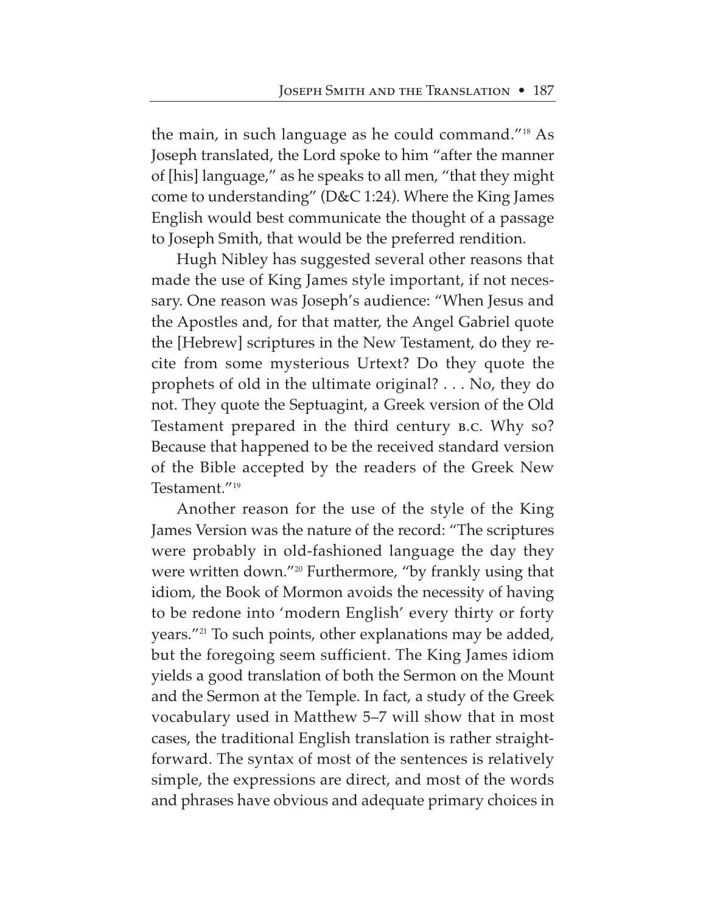the main, in such language as he could command."[18] As Joseph translated, the Lord spoke to him "after the manner of [his] language," as he speaks to all men, "that they might come to understanding" (D&C 1:24). Where the King James English would best communicate the thought of a passage to Joseph Smith, that would be the preferred rendition.

Hugh Nibley has suggested several other reasons that made the use of King James style important, if not necessary. One reason was Joseph's audience: "When Jesus and the Apostles and, for that matter, the Angel Gabriel quote the [Hebrew] scriptures in the New Testament, do they recite from some mysterious Urtext? Do they quote the prophets of old in the ultimate original? . . . No, they do not. They quote the Septuagint, a Greek version of the Old Testament prepared in the third century B.C. Why so? Because that happened to be the received standard version of the Bible accepted by the readers of the Greek New Testament."[19]

Another reason for the use of the style of the King James Version was the nature of the record: "The scriptures were probably in old-fashioned language the day they were written down."[20] Furthermore, "by frankly using that idiom, the Book of Mormon avoids the necessity of having to be redone into 'modern English' every thirty or forty years."[21] To such points, other explanations may be added, but the foregoing seem sufficient. The King James idiom yields a good translation of both the Sermon on the Mount and the Sermon at the Temple. In fact, a study of the Greek vocabulary used in Matthew 5–7 will show that in most cases, the traditional English translation is rather straightforward. The syntax of most of the sentences is relatively simple, the expressions are direct, and most of the words and phrases have obvious and adequate primary choices in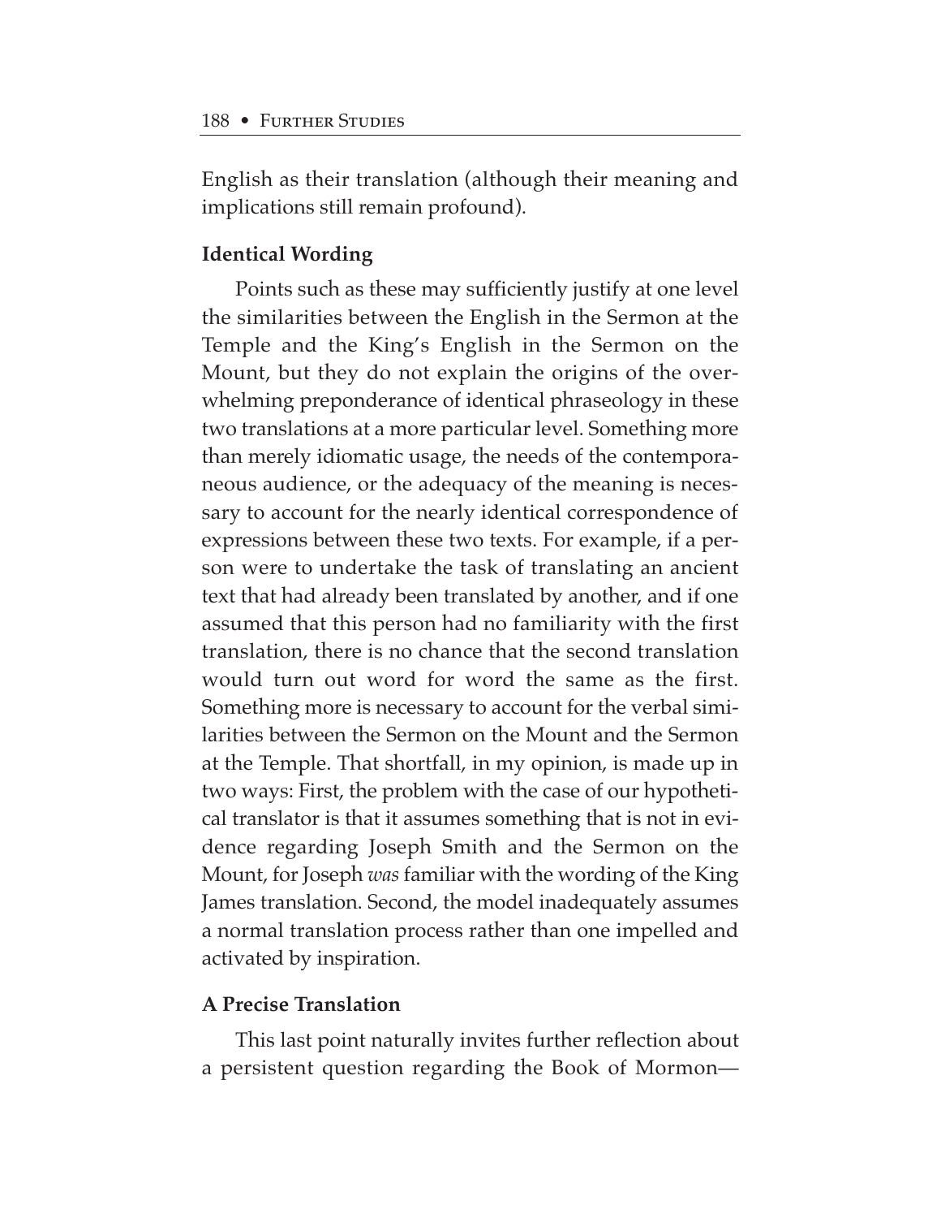English as their translation (although their meaning and implications still remain profound).

### Identical Wording

Points such as these may sufficiently justify at one level the similarities between the English in the Sermon at the Temple and the King's English in the Sermon on the Mount, but they do not explain the origins of the overwhelming preponderance of identical phraseology in these two translations at a more particular level. Something more than merely idiomatic usage, the needs of the contemporaneous audience, or the adequacy of the meaning is necessary to account for the nearly identical correspondence of expressions between these two texts. For example, if a person were to undertake the task of translating an ancient text that had already been translated by another, and if one assumed that this person had no familiarity with the first translation, there is no chance that the second translation would turn out word for word the same as the first. Something more is necessary to account for the verbal similarities between the Sermon on the Mount and the Sermon at the Temple. That shortfall, in my opinion, is made up in two ways: First, the problem with the case of our hypothetical translator is that it assumes something that is not in evidence regarding Joseph Smith and the Sermon on the Mount, for Joseph *was* familiar with the wording of the King James translation. Second, the model inadequately assumes a normal translation process rather than one impelled and activated by inspiration.

### A Precise Translation

This last point naturally invites further reflection about a persistent question regarding the Book of Mormon—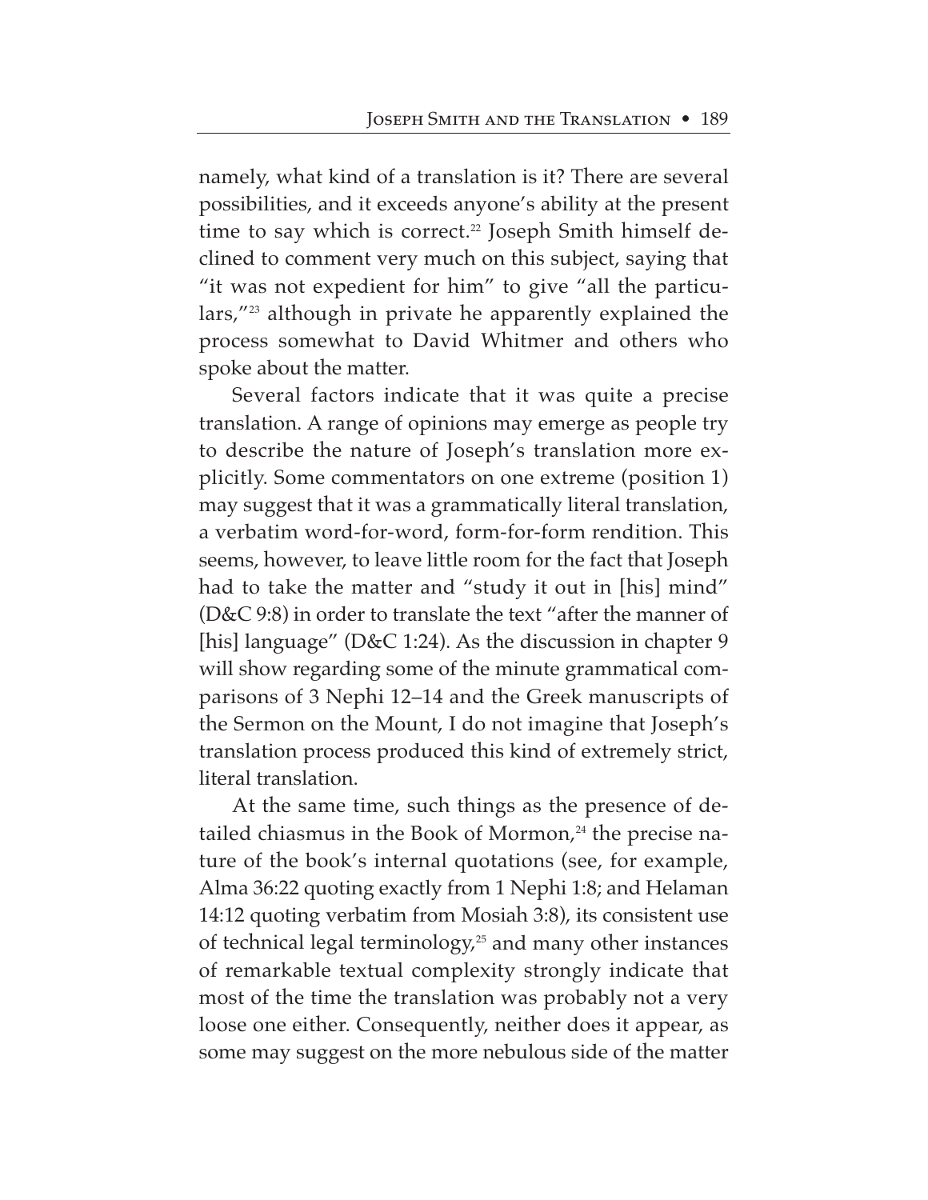namely, what kind of a translation is it? There are several possibilities, and it exceeds anyone's ability at the present time to say which is correct.[22] Joseph Smith himself declined to comment very much on this subject, saying that "it was not expedient for him" to give "all the particulars,"[23] although in private he apparently explained the process somewhat to David Whitmer and others who spoke about the matter.

Several factors indicate that it was quite a precise translation. A range of opinions may emerge as people try to describe the nature of Joseph's translation more explicitly. Some commentators on one extreme (position 1) may suggest that it was a grammatically literal translation, a verbatim word-for-word, form-for-form rendition. This seems, however, to leave little room for the fact that Joseph had to take the matter and "study it out in [his] mind" (D&C 9:8) in order to translate the text "after the manner of [his] language" (D&C 1:24). As the discussion in chapter 9 will show regarding some of the minute grammatical comparisons of 3 Nephi 12–14 and the Greek manuscripts of the Sermon on the Mount, I do not imagine that Joseph's translation process produced this kind of extremely strict, literal translation.

At the same time, such things as the presence of detailed chiasmus in the Book of Mormon,[24] the precise nature of the book's internal quotations (see, for example, Alma 36:22 quoting exactly from 1 Nephi 1:8; and Helaman 14:12 quoting verbatim from Mosiah 3:8), its consistent use of technical legal terminology,[25] and many other instances of remarkable textual complexity strongly indicate that most of the time the translation was probably not a very loose one either. Consequently, neither does it appear, as some may suggest on the more nebulous side of the matter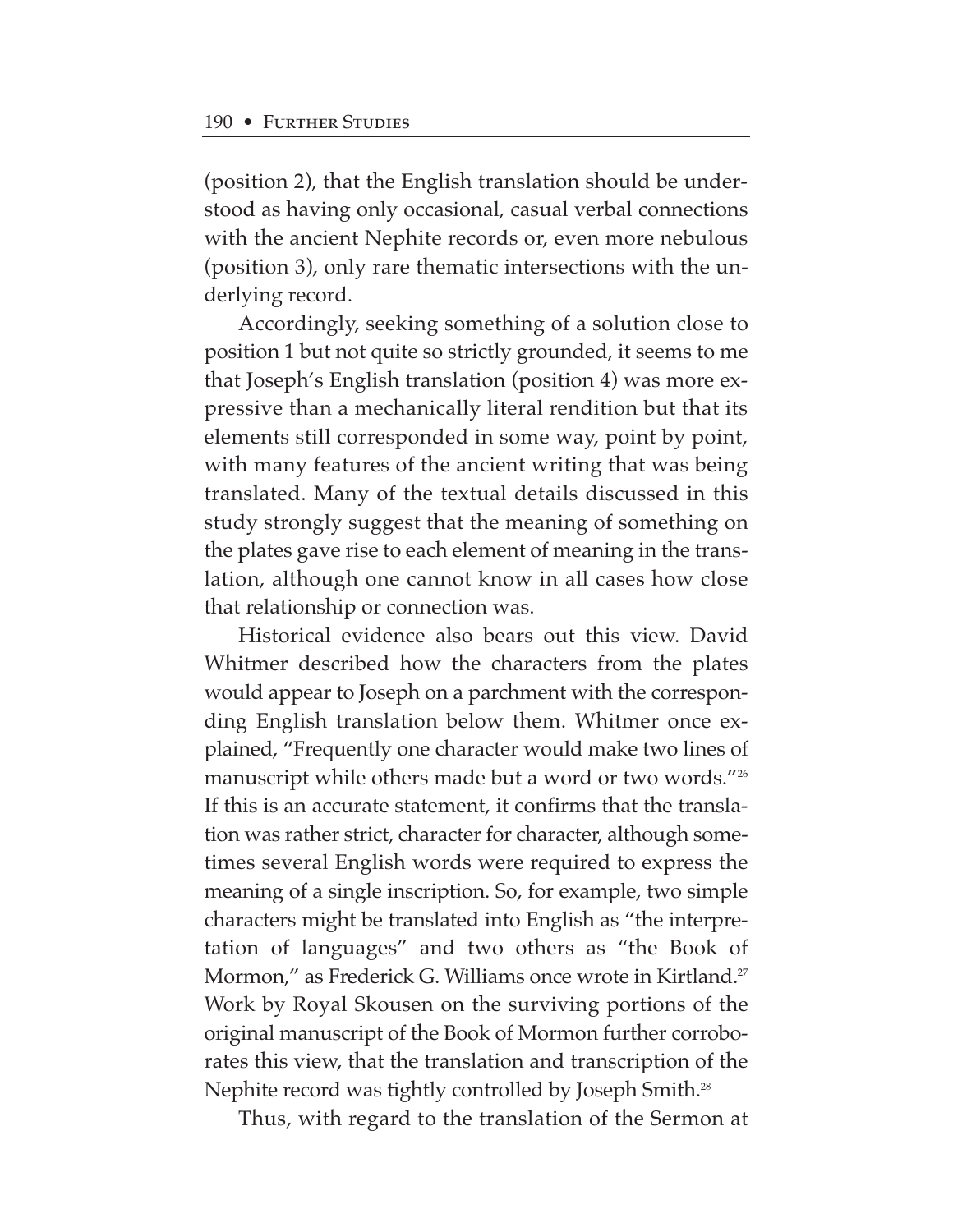(position 2), that the English translation should be understood as having only occasional, casual verbal connections with the ancient Nephite records or, even more nebulous (position 3), only rare thematic intersections with the underlying record.

Accordingly, seeking something of a solution close to position 1 but not quite so strictly grounded, it seems to me that Joseph's English translation (position 4) was more expressive than a mechanically literal rendition but that its elements still corresponded in some way, point by point, with many features of the ancient writing that was being translated. Many of the textual details discussed in this study strongly suggest that the meaning of something on the plates gave rise to each element of meaning in the translation, although one cannot know in all cases how close that relationship or connection was.

Historical evidence also bears out this view. David Whitmer described how the characters from the plates would appear to Joseph on a parchment with the corresponding English translation below them. Whitmer once explained, "Frequently one character would make two lines of manuscript while others made but a word or two words."[26] If this is an accurate statement, it confirms that the translation was rather strict, character for character, although sometimes several English words were required to express the meaning of a single inscription. So, for example, two simple characters might be translated into English as "the interpretation of languages" and two others as "the Book of Mormon," as Frederick G. Williams once wrote in Kirtland.[27] Work by Royal Skousen on the surviving portions of the original manuscript of the Book of Mormon further corroborates this view, that the translation and transcription of the Nephite record was tightly controlled by Joseph Smith.[28]

Thus, with regard to the translation of the Sermon at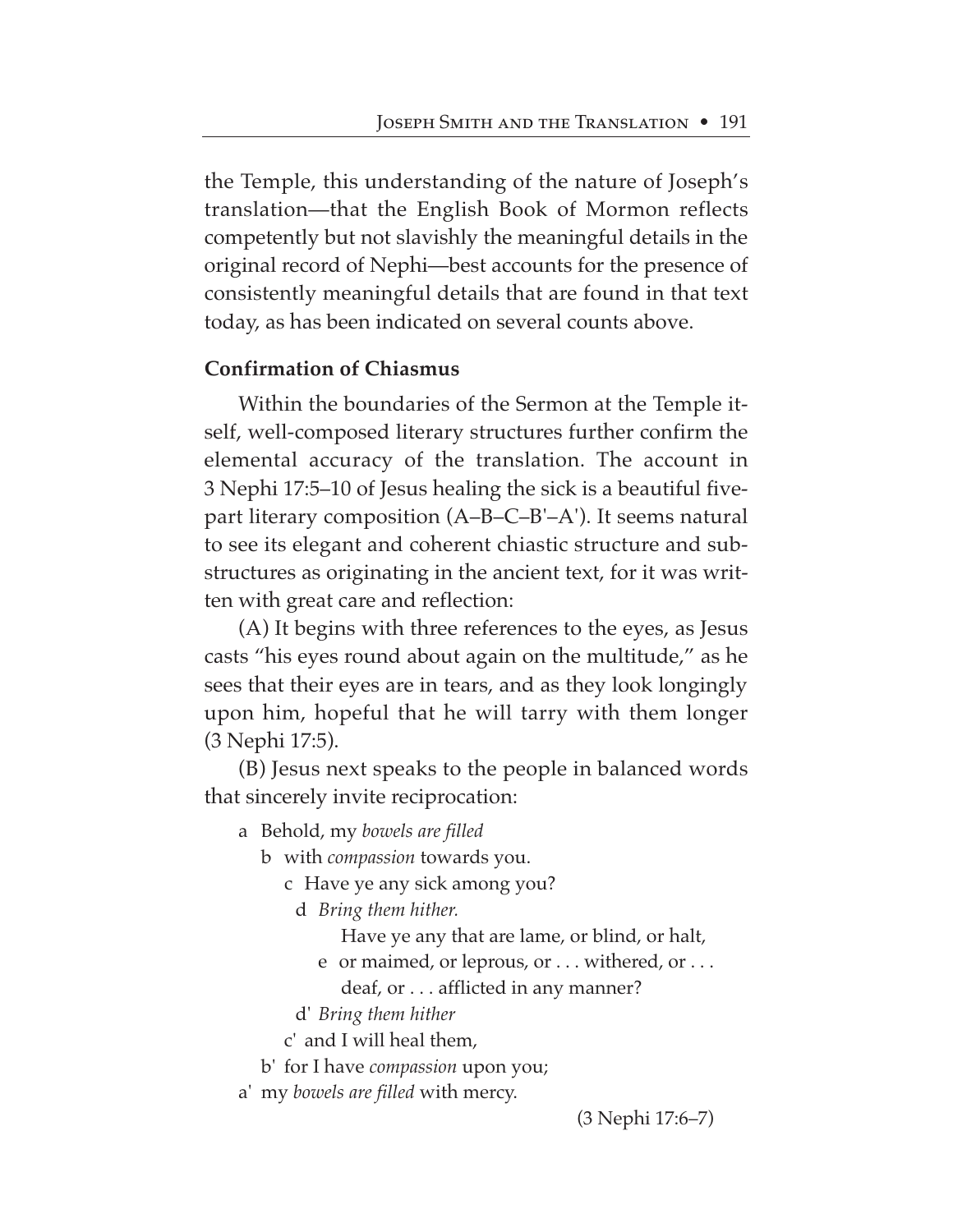the Temple, this understanding of the nature of Joseph's translation—that the English Book of Mormon reflects competently but not slavishly the meaningful details in the original record of Nephi—best accounts for the presence of consistently meaningful details that are found in that text today, as has been indicated on several counts above.

**Confirmation of Chiasmus**

Within the boundaries of the Sermon at the Temple itself, well-composed literary structures further confirm the elemental accuracy of the translation. The account in 3 Nephi 17:5–10 of Jesus healing the sick is a beautiful five-part literary composition (A–B–C–B'–A'). It seems natural to see its elegant and coherent chiastic structure and substructures as originating in the ancient text, for it was written with great care and reflection:

(A) It begins with three references to the eyes, as Jesus casts "his eyes round about again on the multitude," as he sees that their eyes are in tears, and as they look longingly upon him, hopeful that he will tarry with them longer (3 Nephi 17:5).

(B) Jesus next speaks to the people in balanced words that sincerely invite reciprocation:

a Behold, my *bowels are filled*
  b with *compassion* towards you.
    c Have ye any sick among you?
      d *Bring them hither.*
          Have ye any that are lame, or blind, or halt,
        e or maimed, or leprous, or . . . withered, or . . . deaf, or . . . afflicted in any manner?
      d' *Bring them hither*
    c' and I will heal them,
  b' for I have *compassion* upon you;
a' my *bowels are filled* with mercy.

(3 Nephi 17:6–7)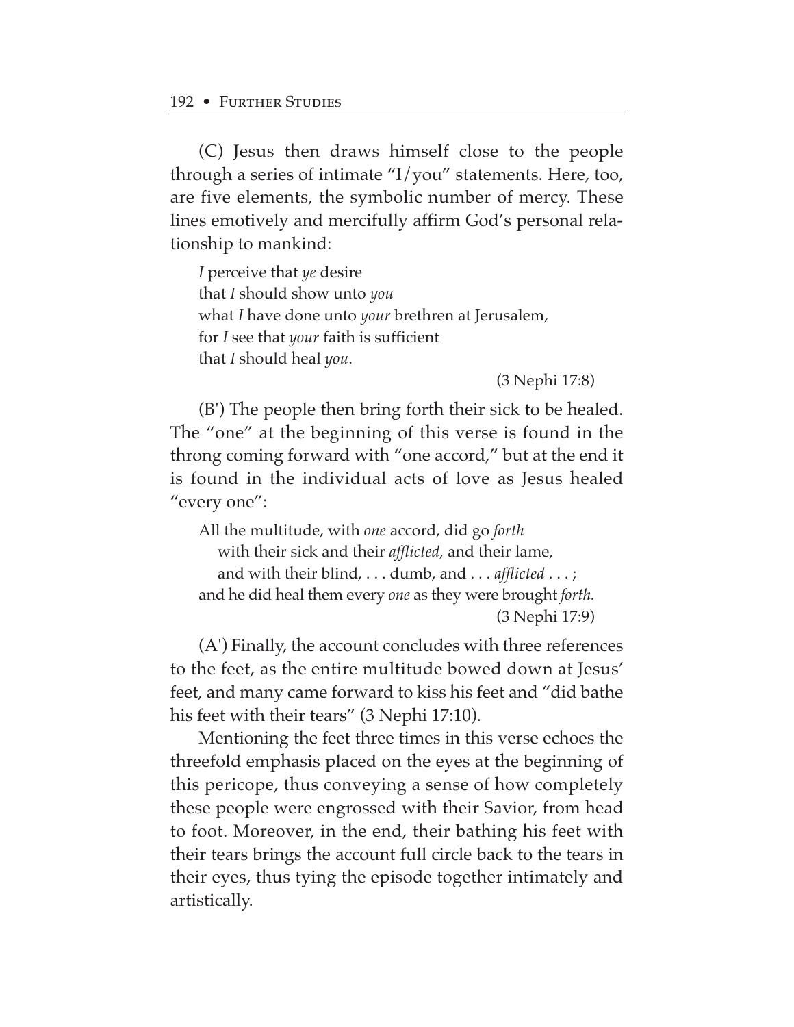(C) Jesus then draws himself close to the people through a series of intimate "I/you" statements. Here, too, are five elements, the symbolic number of mercy. These lines emotively and mercifully affirm God's personal relationship to mankind:

> *I* perceive that *ye* desire
> that *I* should show unto *you*
> what *I* have done unto *your* brethren at Jerusalem,
> for *I* see that *your* faith is sufficient
> that *I* should heal *you*.
>
> (3 Nephi 17:8)

(B') The people then bring forth their sick to be healed. The "one" at the beginning of this verse is found in the throng coming forward with "one accord," but at the end it is found in the individual acts of love as Jesus healed "every one":

> All the multitude, with *one* accord, did go *forth*
> with their sick and their *afflicted*, and their lame,
> and with their blind, . . . dumb, and . . . *afflicted* . . . ;
> and he did heal them every *one* as they were brought *forth.*
>
> (3 Nephi 17:9)

(A') Finally, the account concludes with three references to the feet, as the entire multitude bowed down at Jesus' feet, and many came forward to kiss his feet and "did bathe his feet with their tears" (3 Nephi 17:10).

Mentioning the feet three times in this verse echoes the threefold emphasis placed on the eyes at the beginning of this pericope, thus conveying a sense of how completely these people were engrossed with their Savior, from head to foot. Moreover, in the end, their bathing his feet with their tears brings the account full circle back to the tears in their eyes, thus tying the episode together intimately and artistically.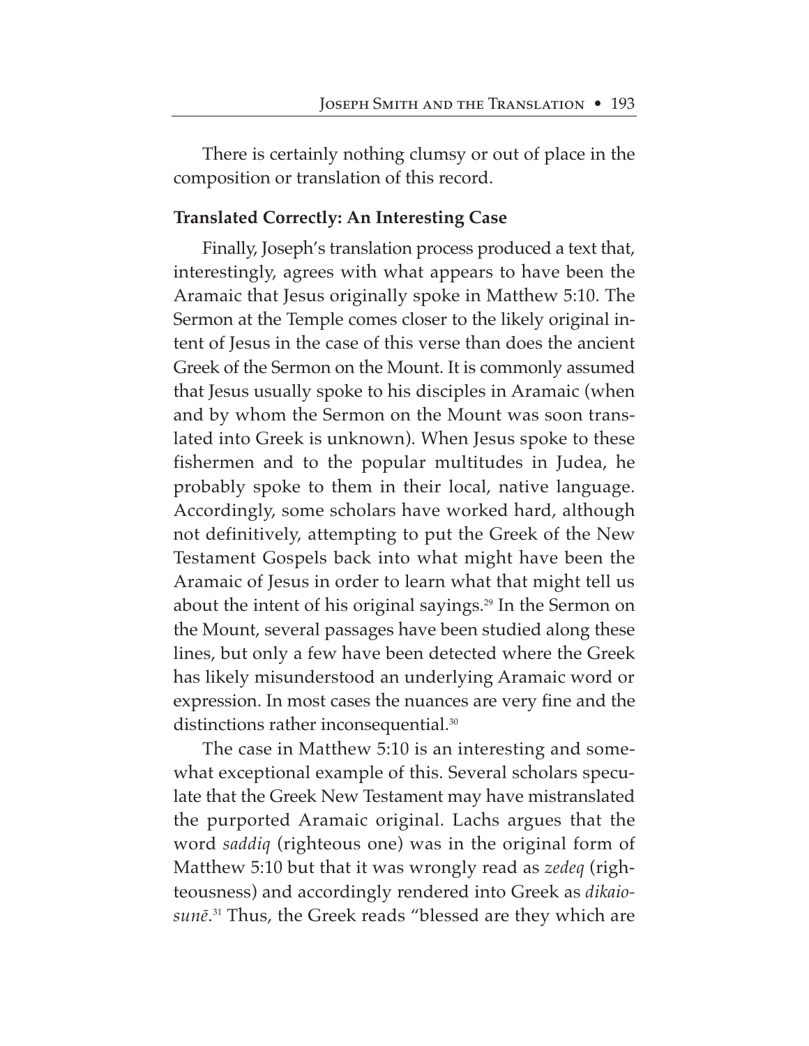There is certainly nothing clumsy or out of place in the composition or translation of this record.

**Translated Correctly: An Interesting Case**

Finally, Joseph's translation process produced a text that, interestingly, agrees with what appears to have been the Aramaic that Jesus originally spoke in Matthew 5:10. The Sermon at the Temple comes closer to the likely original intent of Jesus in the case of this verse than does the ancient Greek of the Sermon on the Mount. It is commonly assumed that Jesus usually spoke to his disciples in Aramaic (when and by whom the Sermon on the Mount was soon translated into Greek is unknown). When Jesus spoke to these fishermen and to the popular multitudes in Judea, he probably spoke to them in their local, native language. Accordingly, some scholars have worked hard, although not definitively, attempting to put the Greek of the New Testament Gospels back into what might have been the Aramaic of Jesus in order to learn what that might tell us about the intent of his original sayings.[29] In the Sermon on the Mount, several passages have been studied along these lines, but only a few have been detected where the Greek has likely misunderstood an underlying Aramaic word or expression. In most cases the nuances are very fine and the distinctions rather inconsequential.[30]

The case in Matthew 5:10 is an interesting and somewhat exceptional example of this. Several scholars speculate that the Greek New Testament may have mistranslated the purported Aramaic original. Lachs argues that the word *saddiq* (righteous one) was in the original form of Matthew 5:10 but that it was wrongly read as *zedeq* (righteousness) and accordingly rendered into Greek as *dikaiosunē*.[31] Thus, the Greek reads "blessed are they which are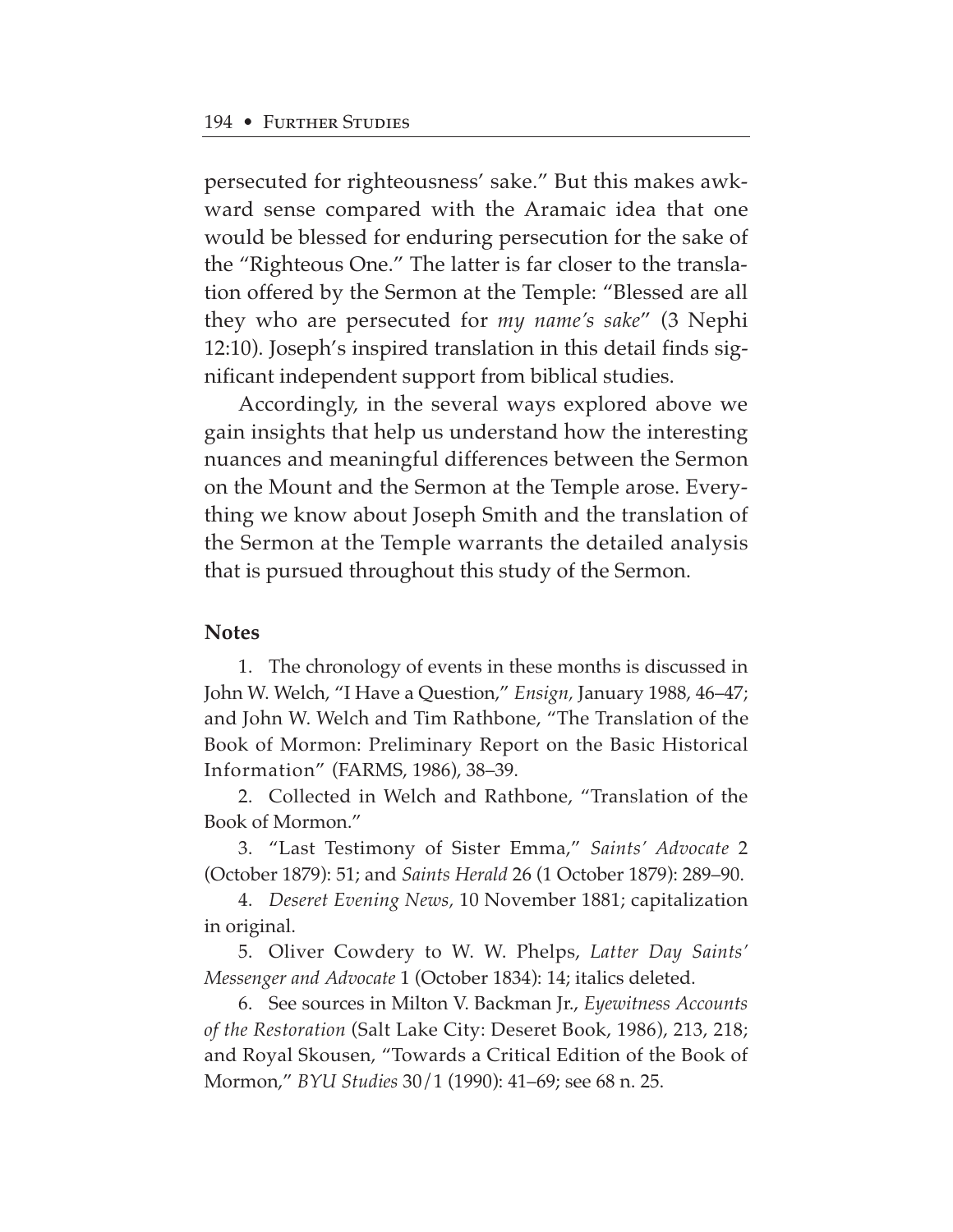persecuted for righteousness' sake." But this makes awkward sense compared with the Aramaic idea that one would be blessed for enduring persecution for the sake of the "Righteous One." The latter is far closer to the translation offered by the Sermon at the Temple: "Blessed are all they who are persecuted for *my name's sake*" (3 Nephi 12:10). Joseph's inspired translation in this detail finds significant independent support from biblical studies.

Accordingly, in the several ways explored above we gain insights that help us understand how the interesting nuances and meaningful differences between the Sermon on the Mount and the Sermon at the Temple arose. Everything we know about Joseph Smith and the translation of the Sermon at the Temple warrants the detailed analysis that is pursued throughout this study of the Sermon.

## Notes

1. The chronology of events in these months is discussed in John W. Welch, "I Have a Question," *Ensign,* January 1988, 46–47; and John W. Welch and Tim Rathbone, "The Translation of the Book of Mormon: Preliminary Report on the Basic Historical Information" (FARMS, 1986), 38–39.

2. Collected in Welch and Rathbone, "Translation of the Book of Mormon."

3. "Last Testimony of Sister Emma," *Saints' Advocate* 2 (October 1879): 51; and *Saints Herald* 26 (1 October 1879): 289–90.

4. *Deseret Evening News,* 10 November 1881; capitalization in original.

5. Oliver Cowdery to W. W. Phelps, *Latter Day Saints' Messenger and Advocate* 1 (October 1834): 14; italics deleted.

6. See sources in Milton V. Backman Jr., *Eyewitness Accounts of the Restoration* (Salt Lake City: Deseret Book, 1986), 213, 218; and Royal Skousen, "Towards a Critical Edition of the Book of Mormon," *BYU Studies* 30/1 (1990): 41–69; see 68 n. 25.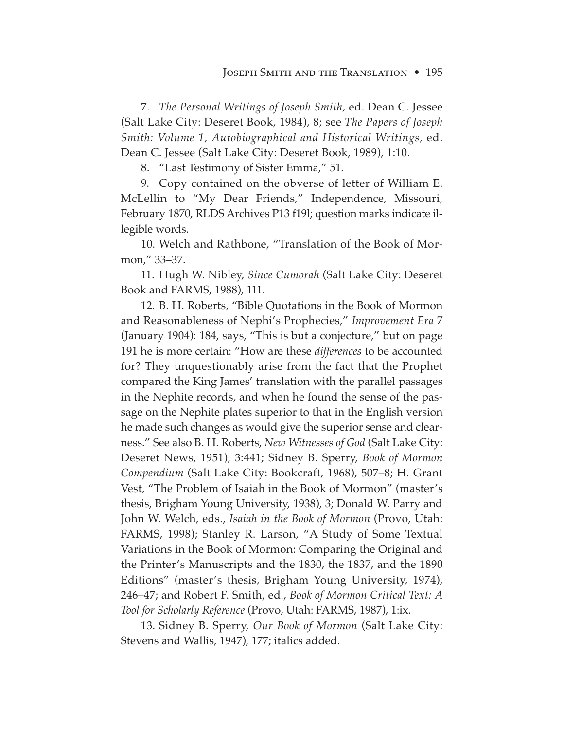7. *The Personal Writings of Joseph Smith,* ed. Dean C. Jessee (Salt Lake City: Deseret Book, 1984), 8; see *The Papers of Joseph Smith: Volume 1, Autobiographical and Historical Writings,* ed. Dean C. Jessee (Salt Lake City: Deseret Book, 1989), 1:10.

8. "Last Testimony of Sister Emma," 51.

9. Copy contained on the obverse of letter of William E. McLellin to "My Dear Friends," Independence, Missouri, February 1870, RLDS Archives P13 f19l; question marks indicate illegible words.

10. Welch and Rathbone, "Translation of the Book of Mormon," 33–37.

11. Hugh W. Nibley, *Since Cumorah* (Salt Lake City: Deseret Book and FARMS, 1988), 111.

12. B. H. Roberts, "Bible Quotations in the Book of Mormon and Reasonableness of Nephi's Prophecies," *Improvement Era* 7 (January 1904): 184, says, "This is but a conjecture," but on page 191 he is more certain: "How are these *differences* to be accounted for? They unquestionably arise from the fact that the Prophet compared the King James' translation with the parallel passages in the Nephite records, and when he found the sense of the passage on the Nephite plates superior to that in the English version he made such changes as would give the superior sense and clearness." See also B. H. Roberts, *New Witnesses of God* (Salt Lake City: Deseret News, 1951), 3:441; Sidney B. Sperry, *Book of Mormon Compendium* (Salt Lake City: Bookcraft, 1968), 507–8; H. Grant Vest, "The Problem of Isaiah in the Book of Mormon" (master's thesis, Brigham Young University, 1938), 3; Donald W. Parry and John W. Welch, eds., *Isaiah in the Book of Mormon* (Provo, Utah: FARMS, 1998); Stanley R. Larson, "A Study of Some Textual Variations in the Book of Mormon: Comparing the Original and the Printer's Manuscripts and the 1830, the 1837, and the 1890 Editions" (master's thesis, Brigham Young University, 1974), 246–47; and Robert F. Smith, ed., *Book of Mormon Critical Text: A Tool for Scholarly Reference* (Provo, Utah: FARMS, 1987), 1:ix.

13. Sidney B. Sperry, *Our Book of Mormon* (Salt Lake City: Stevens and Wallis, 1947), 177; italics added.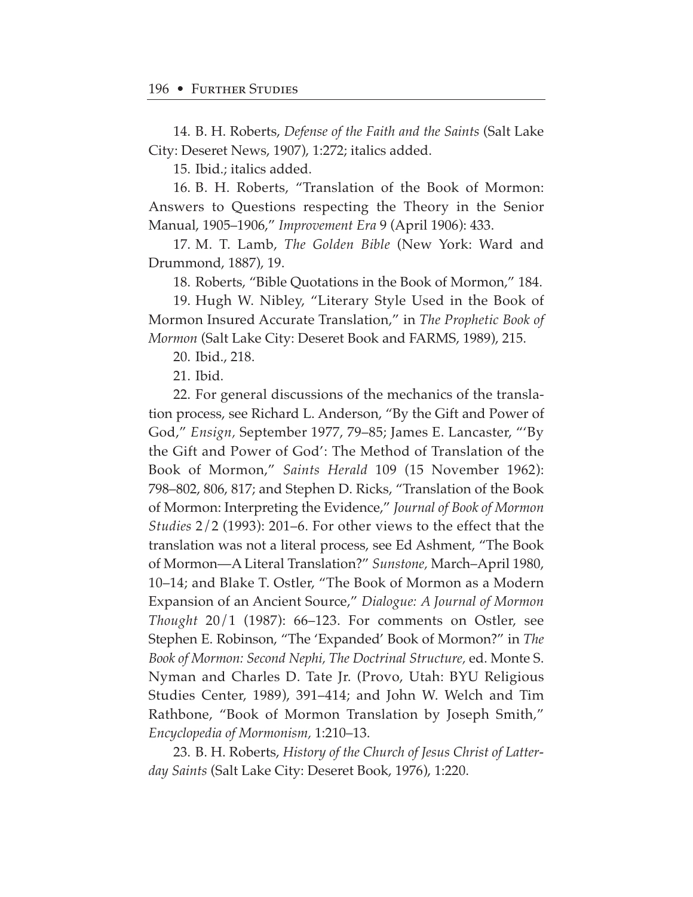14. B. H. Roberts, *Defense of the Faith and the Saints* (Salt Lake City: Deseret News, 1907), 1:272; italics added.

15. Ibid.; italics added.

16. B. H. Roberts, "Translation of the Book of Mormon: Answers to Questions respecting the Theory in the Senior Manual, 1905–1906," *Improvement Era* 9 (April 1906): 433.

17. M. T. Lamb, *The Golden Bible* (New York: Ward and Drummond, 1887), 19.

18. Roberts, "Bible Quotations in the Book of Mormon," 184.

19. Hugh W. Nibley, "Literary Style Used in the Book of Mormon Insured Accurate Translation," in *The Prophetic Book of Mormon* (Salt Lake City: Deseret Book and FARMS, 1989), 215.

20. Ibid., 218.

21. Ibid.

22. For general discussions of the mechanics of the translation process, see Richard L. Anderson, "By the Gift and Power of God," *Ensign*, September 1977, 79–85; James E. Lancaster, "'By the Gift and Power of God': The Method of Translation of the Book of Mormon," *Saints Herald* 109 (15 November 1962): 798–802, 806, 817; and Stephen D. Ricks, "Translation of the Book of Mormon: Interpreting the Evidence," *Journal of Book of Mormon Studies* 2/2 (1993): 201–6. For other views to the effect that the translation was not a literal process, see Ed Ashment, "The Book of Mormon—A Literal Translation?" *Sunstone*, March–April 1980, 10–14; and Blake T. Ostler, "The Book of Mormon as a Modern Expansion of an Ancient Source," *Dialogue: A Journal of Mormon Thought* 20/1 (1987): 66–123. For comments on Ostler, see Stephen E. Robinson, "The 'Expanded' Book of Mormon?" in *The Book of Mormon: Second Nephi, The Doctrinal Structure*, ed. Monte S. Nyman and Charles D. Tate Jr. (Provo, Utah: BYU Religious Studies Center, 1989), 391–414; and John W. Welch and Tim Rathbone, "Book of Mormon Translation by Joseph Smith," *Encyclopedia of Mormonism*, 1:210–13.

23. B. H. Roberts, *History of the Church of Jesus Christ of Latter-day Saints* (Salt Lake City: Deseret Book, 1976), 1:220.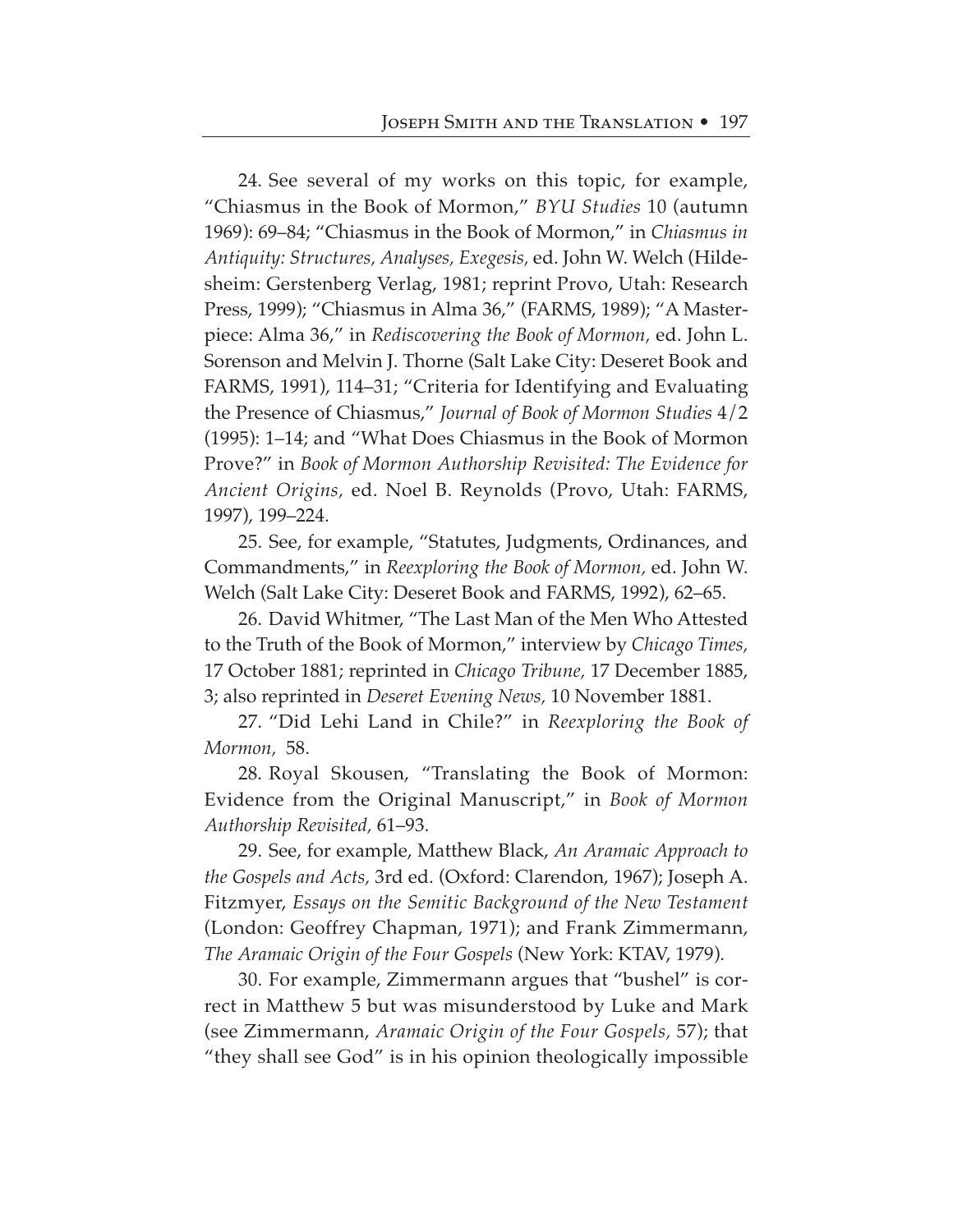24. See several of my works on this topic, for example, "Chiasmus in the Book of Mormon," *BYU Studies* 10 (autumn 1969): 69–84; "Chiasmus in the Book of Mormon," in *Chiasmus in Antiquity: Structures, Analyses, Exegesis,* ed. John W. Welch (Hildesheim: Gerstenberg Verlag, 1981; reprint Provo, Utah: Research Press, 1999); "Chiasmus in Alma 36," (FARMS, 1989); "A Masterpiece: Alma 36," in *Rediscovering the Book of Mormon,* ed. John L. Sorenson and Melvin J. Thorne (Salt Lake City: Deseret Book and FARMS, 1991), 114–31; "Criteria for Identifying and Evaluating the Presence of Chiasmus," *Journal of Book of Mormon Studies* 4/2 (1995): 1–14; and "What Does Chiasmus in the Book of Mormon Prove?" in *Book of Mormon Authorship Revisited: The Evidence for Ancient Origins,* ed. Noel B. Reynolds (Provo, Utah: FARMS, 1997), 199–224.

25. See, for example, "Statutes, Judgments, Ordinances, and Commandments," in *Reexploring the Book of Mormon,* ed. John W. Welch (Salt Lake City: Deseret Book and FARMS, 1992), 62–65.

26. David Whitmer, "The Last Man of the Men Who Attested to the Truth of the Book of Mormon," interview by *Chicago Times,* 17 October 1881; reprinted in *Chicago Tribune,* 17 December 1885, 3; also reprinted in *Deseret Evening News,* 10 November 1881.

27. "Did Lehi Land in Chile?" in *Reexploring the Book of Mormon,* 58.

28. Royal Skousen, "Translating the Book of Mormon: Evidence from the Original Manuscript," in *Book of Mormon Authorship Revisited,* 61–93.

29. See, for example, Matthew Black, *An Aramaic Approach to the Gospels and Acts,* 3rd ed. (Oxford: Clarendon, 1967); Joseph A. Fitzmyer, *Essays on the Semitic Background of the New Testament* (London: Geoffrey Chapman, 1971); and Frank Zimmermann, *The Aramaic Origin of the Four Gospels* (New York: KTAV, 1979).

30. For example, Zimmermann argues that "bushel" is correct in Matthew 5 but was misunderstood by Luke and Mark (see Zimmermann, *Aramaic Origin of the Four Gospels,* 57); that "they shall see God" is in his opinion theologically impossible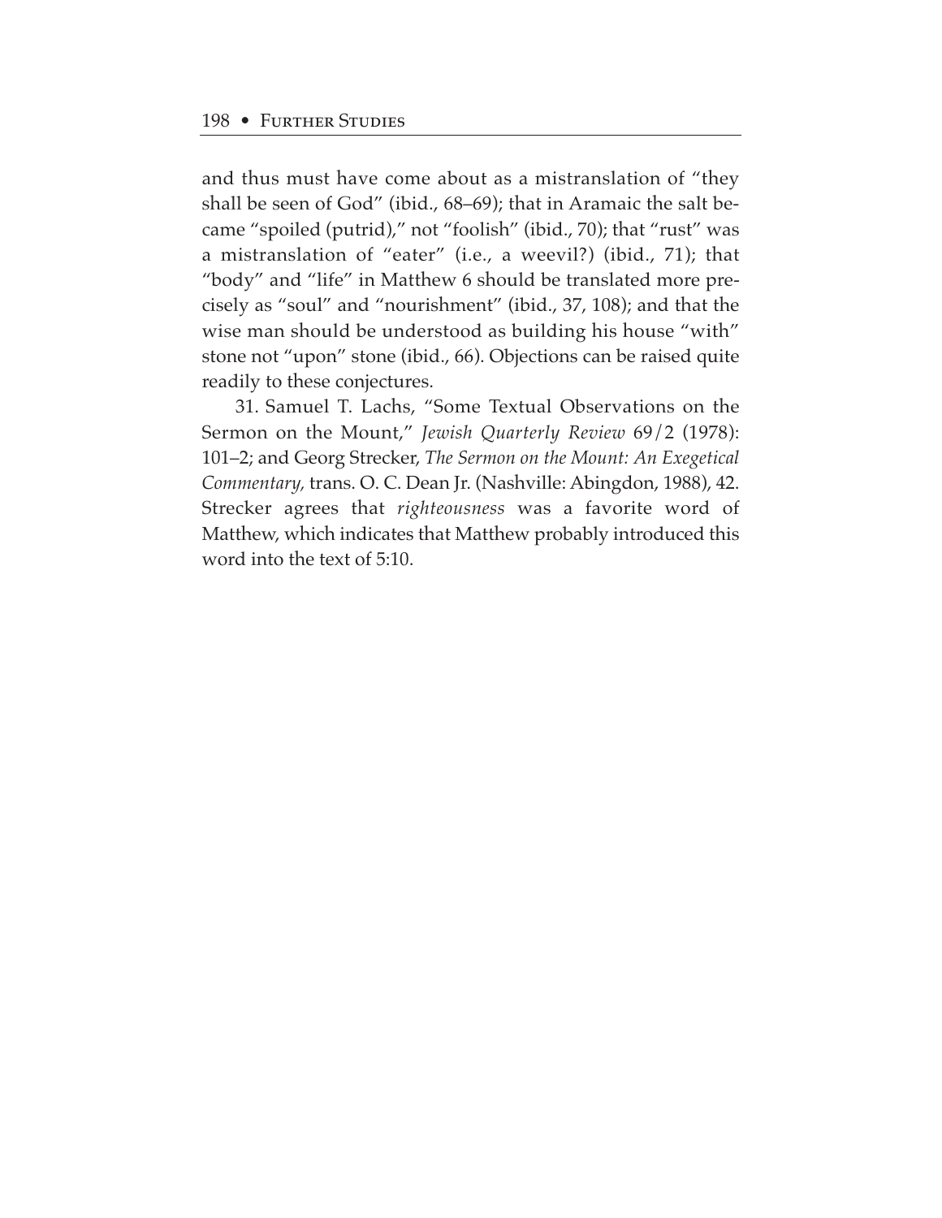and thus must have come about as a mistranslation of "they shall be seen of God" (ibid., 68–69); that in Aramaic the salt became "spoiled (putrid)," not "foolish" (ibid., 70); that "rust" was a mistranslation of "eater" (i.e., a weevil?) (ibid., 71); that "body" and "life" in Matthew 6 should be translated more precisely as "soul" and "nourishment" (ibid., 37, 108); and that the wise man should be understood as building his house "with" stone not "upon" stone (ibid., 66). Objections can be raised quite readily to these conjectures.

31. Samuel T. Lachs, "Some Textual Observations on the Sermon on the Mount," *Jewish Quarterly Review* 69/2 (1978): 101–2; and Georg Strecker, *The Sermon on the Mount: An Exegetical Commentary,* trans. O. C. Dean Jr. (Nashville: Abingdon, 1988), 42. Strecker agrees that *righteousness* was a favorite word of Matthew, which indicates that Matthew probably introduced this word into the text of 5:10.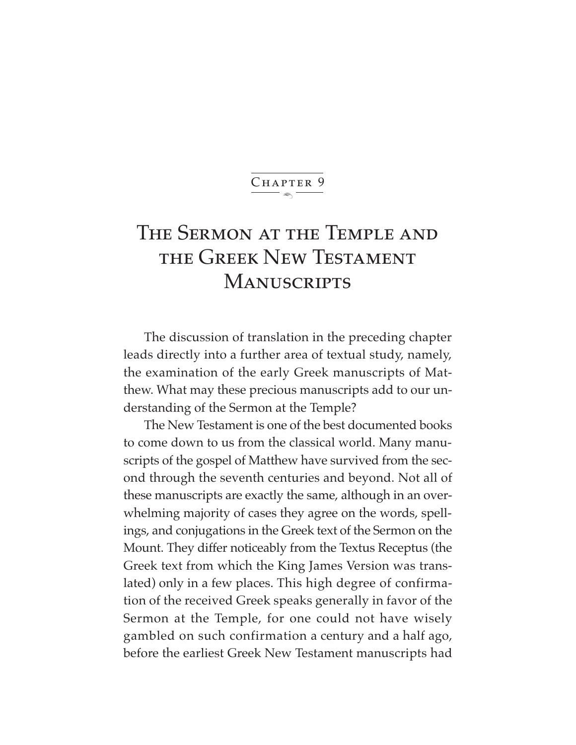Chapter 9

# The Sermon at the Temple and the Greek New Testament Manuscripts

The discussion of translation in the preceding chapter leads directly into a further area of textual study, namely, the examination of the early Greek manuscripts of Matthew. What may these precious manuscripts add to our understanding of the Sermon at the Temple?

The New Testament is one of the best documented books to come down to us from the classical world. Many manuscripts of the gospel of Matthew have survived from the second through the seventh centuries and beyond. Not all of these manuscripts are exactly the same, although in an overwhelming majority of cases they agree on the words, spellings, and conjugations in the Greek text of the Sermon on the Mount. They differ noticeably from the Textus Receptus (the Greek text from which the King James Version was translated) only in a few places. This high degree of confirmation of the received Greek speaks generally in favor of the Sermon at the Temple, for one could not have wisely gambled on such confirmation a century and a half ago, before the earliest Greek New Testament manuscripts had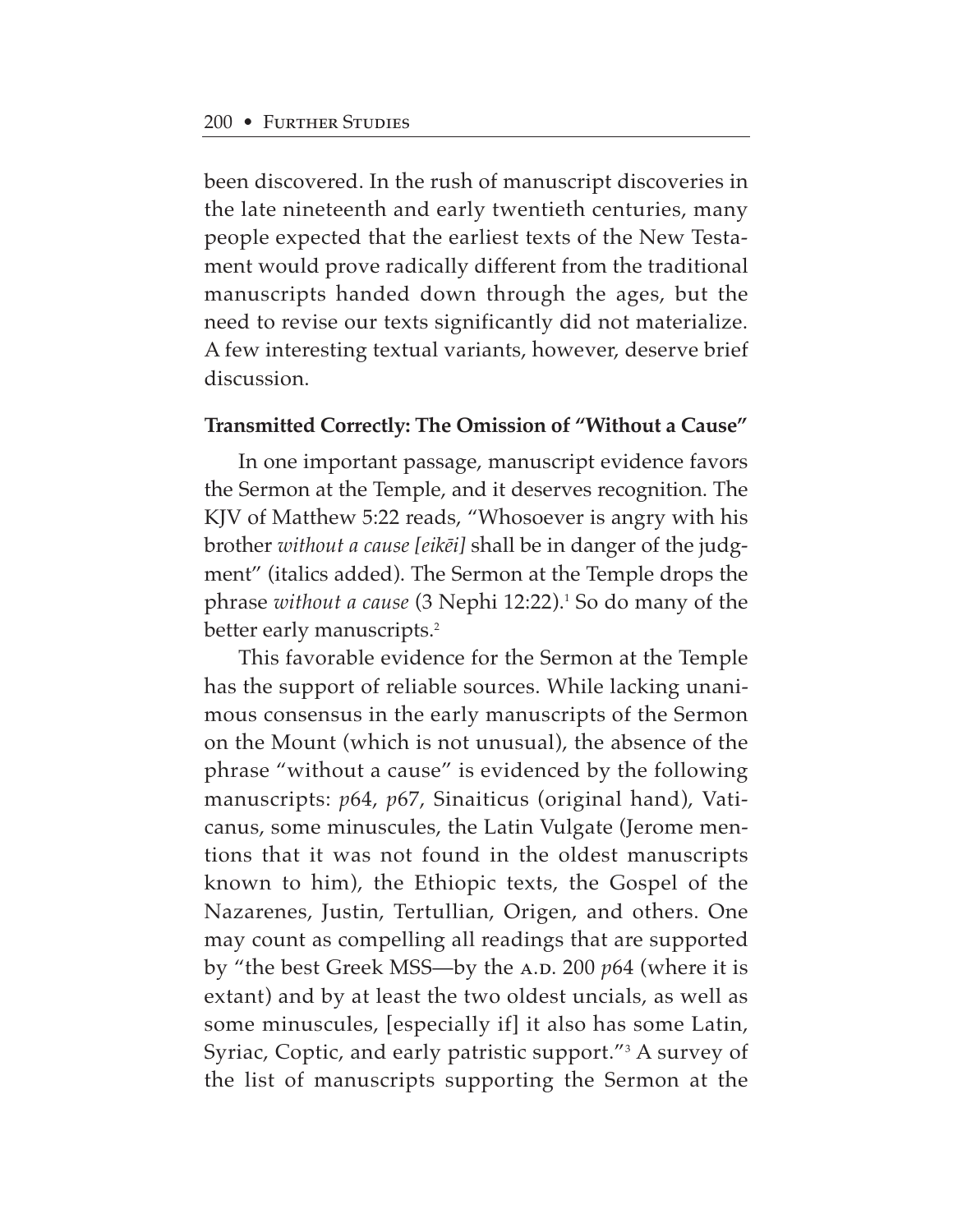been discovered. In the rush of manuscript discoveries in the late nineteenth and early twentieth centuries, many people expected that the earliest texts of the New Testament would prove radically different from the traditional manuscripts handed down through the ages, but the need to revise our texts significantly did not materialize. A few interesting textual variants, however, deserve brief discussion.

### Transmitted Correctly: The Omission of "Without a Cause"

In one important passage, manuscript evidence favors the Sermon at the Temple, and it deserves recognition. The KJV of Matthew 5:22 reads, "Whosoever is angry with his brother *without a cause [eikēi]* shall be in danger of the judgment" (italics added). The Sermon at the Temple drops the phrase *without a cause* (3 Nephi 12:22).[1] So do many of the better early manuscripts.[2]

This favorable evidence for the Sermon at the Temple has the support of reliable sources. While lacking unanimous consensus in the early manuscripts of the Sermon on the Mount (which is not unusual), the absence of the phrase "without a cause" is evidenced by the following manuscripts: *p*64, *p*67, Sinaiticus (original hand), Vaticanus, some minuscules, the Latin Vulgate (Jerome mentions that it was not found in the oldest manuscripts known to him), the Ethiopic texts, the Gospel of the Nazarenes, Justin, Tertullian, Origen, and others. One may count as compelling all readings that are supported by "the best Greek MSS—by the A.D. 200 *p*64 (where it is extant) and by at least the two oldest uncials, as well as some minuscules, [especially if] it also has some Latin, Syriac, Coptic, and early patristic support."[3] A survey of the list of manuscripts supporting the Sermon at the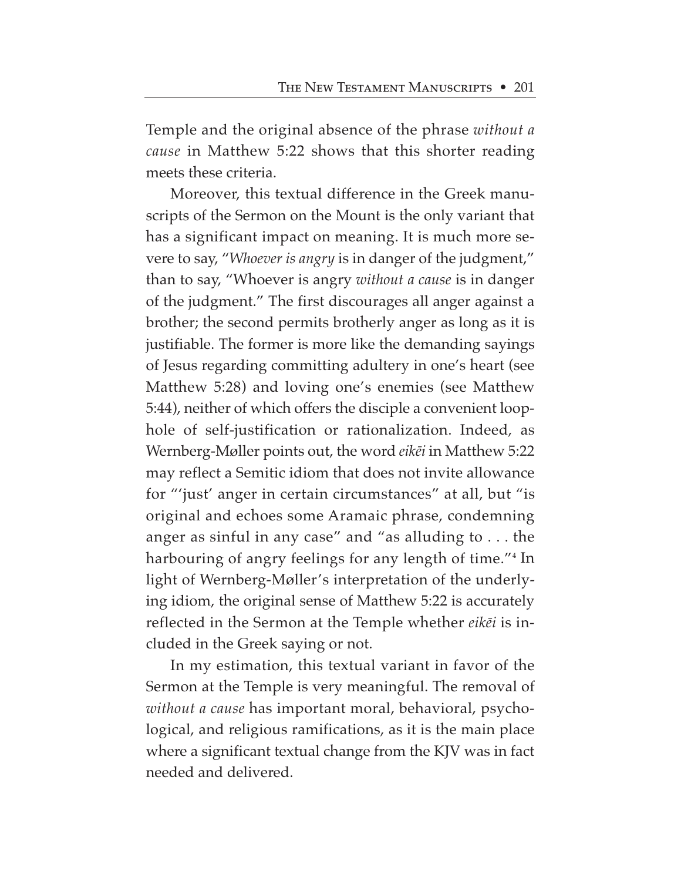Temple and the original absence of the phrase *without a cause* in Matthew 5:22 shows that this shorter reading meets these criteria.

Moreover, this textual difference in the Greek manuscripts of the Sermon on the Mount is the only variant that has a significant impact on meaning. It is much more severe to say, "*Whoever is angry* is in danger of the judgment," than to say, "Whoever is angry *without a cause* is in danger of the judgment." The first discourages all anger against a brother; the second permits brotherly anger as long as it is justifiable. The former is more like the demanding sayings of Jesus regarding committing adultery in one's heart (see Matthew 5:28) and loving one's enemies (see Matthew 5:44), neither of which offers the disciple a convenient loophole of self-justification or rationalization. Indeed, as Wernberg-Møller points out, the word *eikēi* in Matthew 5:22 may reflect a Semitic idiom that does not invite allowance for "'just' anger in certain circumstances" at all, but "is original and echoes some Aramaic phrase, condemning anger as sinful in any case" and "as alluding to . . . the harbouring of angry feelings for any length of time."[4] In light of Wernberg-Møller's interpretation of the underlying idiom, the original sense of Matthew 5:22 is accurately reflected in the Sermon at the Temple whether *eikēi* is included in the Greek saying or not.

In my estimation, this textual variant in favor of the Sermon at the Temple is very meaningful. The removal of *without a cause* has important moral, behavioral, psychological, and religious ramifications, as it is the main place where a significant textual change from the KJV was in fact needed and delivered.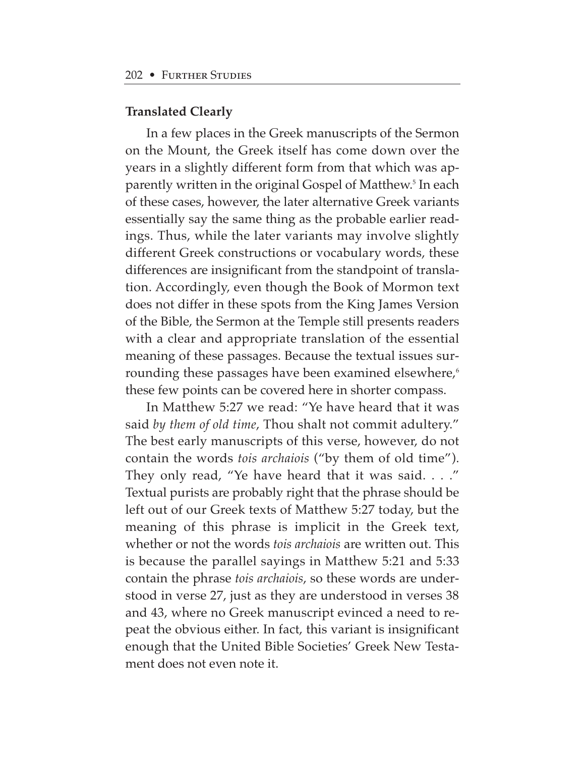### Translated Clearly

In a few places in the Greek manuscripts of the Sermon on the Mount, the Greek itself has come down over the years in a slightly different form from that which was apparently written in the original Gospel of Matthew.[5] In each of these cases, however, the later alternative Greek variants essentially say the same thing as the probable earlier readings. Thus, while the later variants may involve slightly different Greek constructions or vocabulary words, these differences are insignificant from the standpoint of translation. Accordingly, even though the Book of Mormon text does not differ in these spots from the King James Version of the Bible, the Sermon at the Temple still presents readers with a clear and appropriate translation of the essential meaning of these passages. Because the textual issues surrounding these passages have been examined elsewhere,[6] these few points can be covered here in shorter compass.

In Matthew 5:27 we read: "Ye have heard that it was said *by them of old time*, Thou shalt not commit adultery." The best early manuscripts of this verse, however, do not contain the words *tois archaiois* ("by them of old time"). They only read, "Ye have heard that it was said. . . ." Textual purists are probably right that the phrase should be left out of our Greek texts of Matthew 5:27 today, but the meaning of this phrase is implicit in the Greek text, whether or not the words *tois archaiois* are written out. This is because the parallel sayings in Matthew 5:21 and 5:33 contain the phrase *tois archaiois*, so these words are understood in verse 27, just as they are understood in verses 38 and 43, where no Greek manuscript evinced a need to repeat the obvious either. In fact, this variant is insignificant enough that the United Bible Societies' Greek New Testament does not even note it.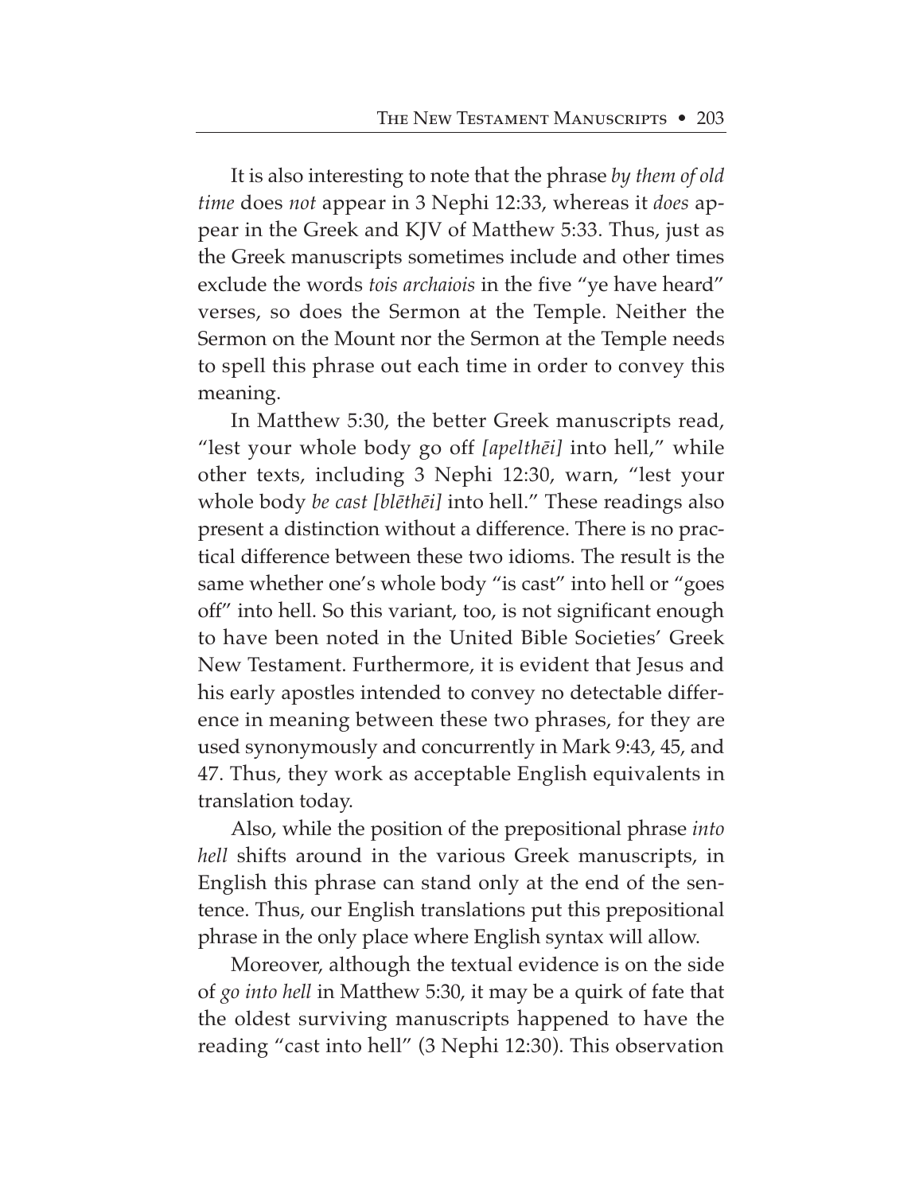It is also interesting to note that the phrase *by them of old time* does *not* appear in 3 Nephi 12:33, whereas it *does* appear in the Greek and KJV of Matthew 5:33. Thus, just as the Greek manuscripts sometimes include and other times exclude the words *tois archaiois* in the five "ye have heard" verses, so does the Sermon at the Temple. Neither the Sermon on the Mount nor the Sermon at the Temple needs to spell this phrase out each time in order to convey this meaning.

In Matthew 5:30, the better Greek manuscripts read, "lest your whole body go off *[apelthēi]* into hell," while other texts, including 3 Nephi 12:30, warn, "lest your whole body *be cast [blēthēi]* into hell." These readings also present a distinction without a difference. There is no practical difference between these two idioms. The result is the same whether one's whole body "is cast" into hell or "goes off" into hell. So this variant, too, is not significant enough to have been noted in the United Bible Societies' Greek New Testament. Furthermore, it is evident that Jesus and his early apostles intended to convey no detectable difference in meaning between these two phrases, for they are used synonymously and concurrently in Mark 9:43, 45, and 47. Thus, they work as acceptable English equivalents in translation today.

Also, while the position of the prepositional phrase *into hell* shifts around in the various Greek manuscripts, in English this phrase can stand only at the end of the sentence. Thus, our English translations put this prepositional phrase in the only place where English syntax will allow.

Moreover, although the textual evidence is on the side of *go into hell* in Matthew 5:30, it may be a quirk of fate that the oldest surviving manuscripts happened to have the reading "cast into hell" (3 Nephi 12:30). This observation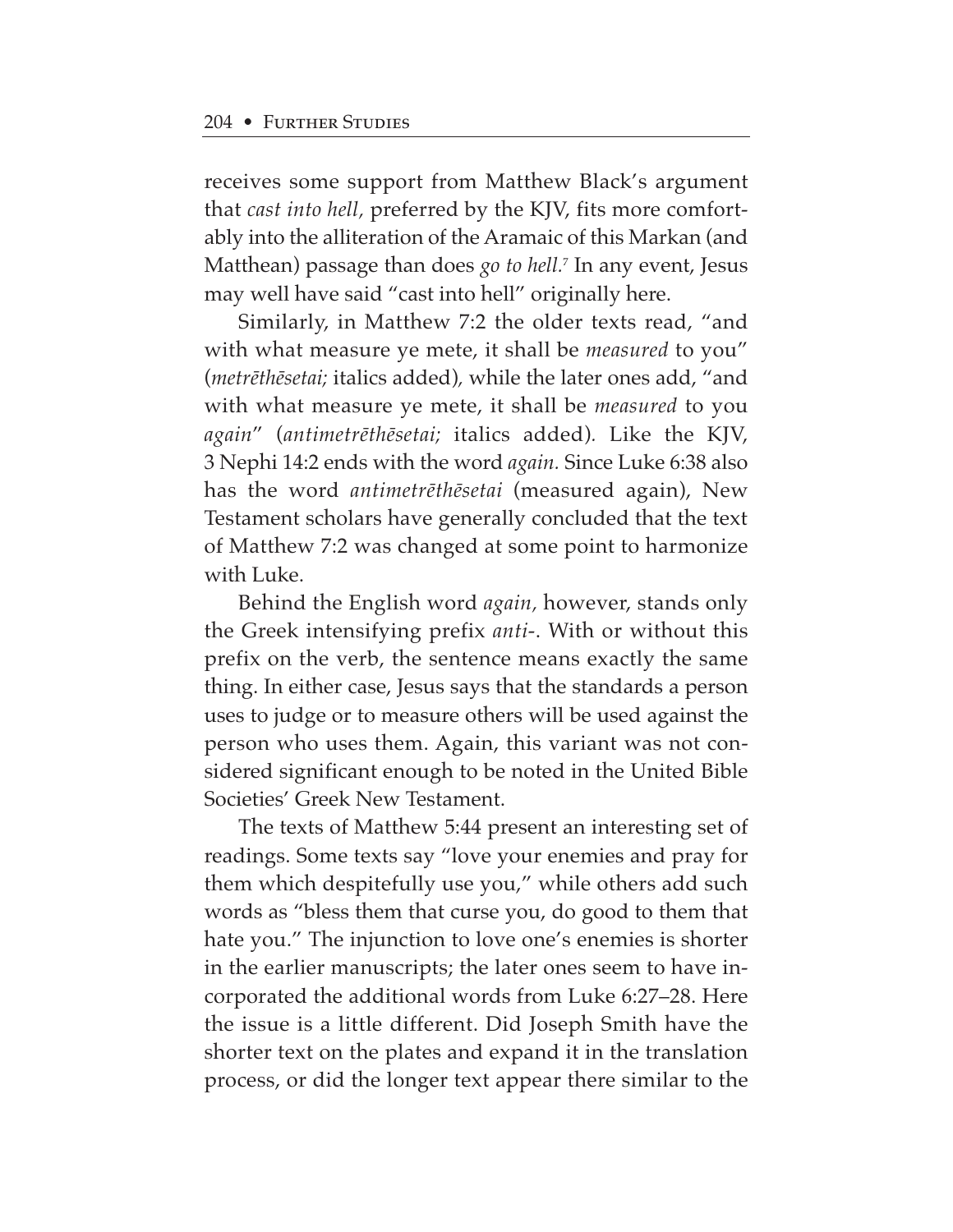receives some support from Matthew Black's argument that *cast into hell,* preferred by the KJV, fits more comfortably into the alliteration of the Aramaic of this Markan (and Matthean) passage than does *go to hell.*[7] In any event, Jesus may well have said "cast into hell" originally here.

Similarly, in Matthew 7:2 the older texts read, "and with what measure ye mete, it shall be *measured* to you" (*metrēthēsetai;* italics added), while the later ones add, "and with what measure ye mete, it shall be *measured* to you *again*" (*antimetrēthēsetai;* italics added). Like the KJV, 3 Nephi 14:2 ends with the word *again.* Since Luke 6:38 also has the word *antimetrēthēsetai* (measured again), New Testament scholars have generally concluded that the text of Matthew 7:2 was changed at some point to harmonize with Luke.

Behind the English word *again,* however, stands only the Greek intensifying prefix *anti-*. With or without this prefix on the verb, the sentence means exactly the same thing. In either case, Jesus says that the standards a person uses to judge or to measure others will be used against the person who uses them. Again, this variant was not considered significant enough to be noted in the United Bible Societies' Greek New Testament.

The texts of Matthew 5:44 present an interesting set of readings. Some texts say "love your enemies and pray for them which despitefully use you," while others add such words as "bless them that curse you, do good to them that hate you." The injunction to love one's enemies is shorter in the earlier manuscripts; the later ones seem to have incorporated the additional words from Luke 6:27–28. Here the issue is a little different. Did Joseph Smith have the shorter text on the plates and expand it in the translation process, or did the longer text appear there similar to the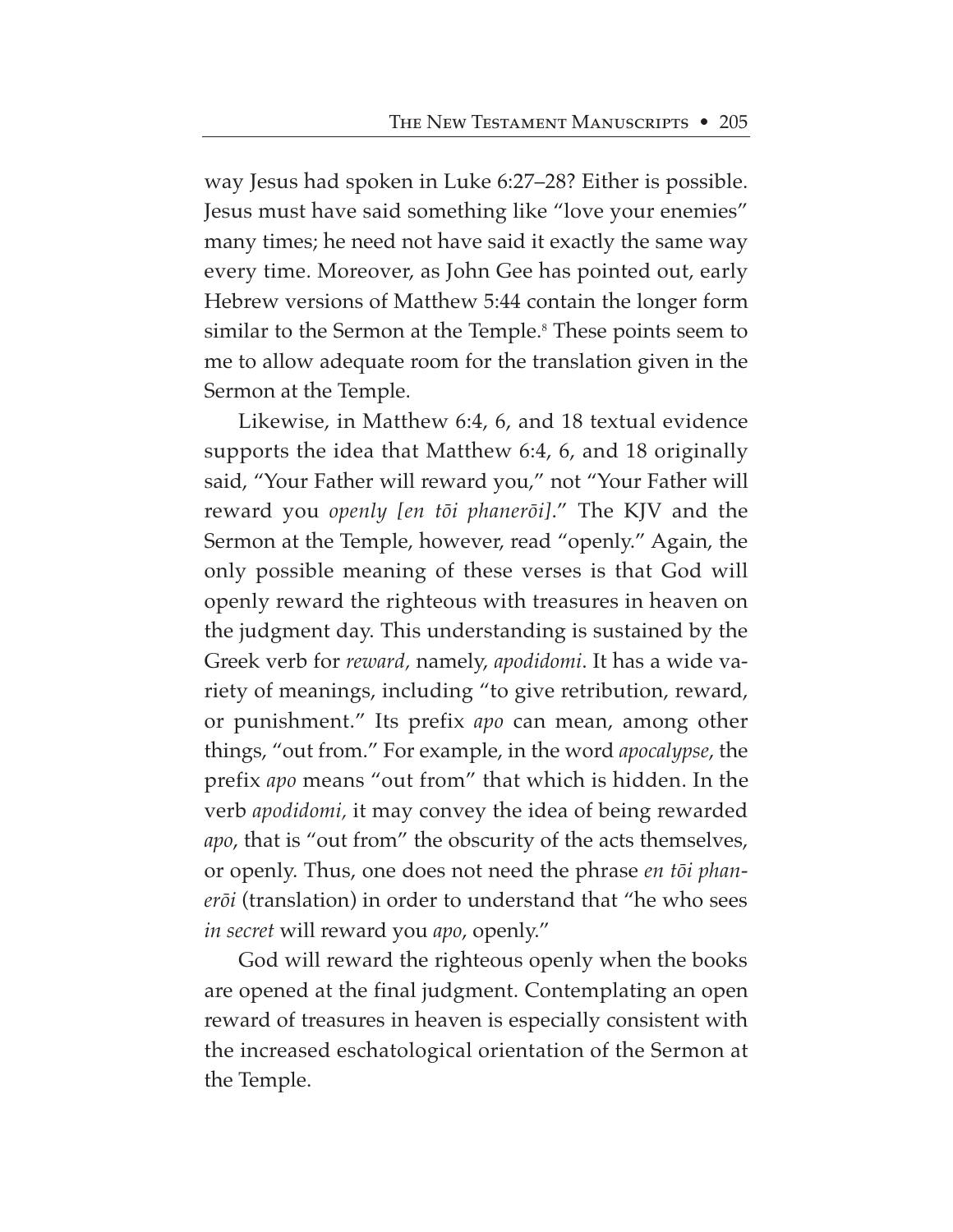way Jesus had spoken in Luke 6:27–28? Either is possible. Jesus must have said something like "love your enemies" many times; he need not have said it exactly the same way every time. Moreover, as John Gee has pointed out, early Hebrew versions of Matthew 5:44 contain the longer form similar to the Sermon at the Temple.[8] These points seem to me to allow adequate room for the translation given in the Sermon at the Temple.

Likewise, in Matthew 6:4, 6, and 18 textual evidence supports the idea that Matthew 6:4, 6, and 18 originally said, "Your Father will reward you," not "Your Father will reward you *openly [en tōi phanerōi]*." The KJV and the Sermon at the Temple, however, read "openly." Again, the only possible meaning of these verses is that God will openly reward the righteous with treasures in heaven on the judgment day. This understanding is sustained by the Greek verb for *reward,* namely, *apodidomi*. It has a wide variety of meanings, including "to give retribution, reward, or punishment." Its prefix *apo* can mean, among other things, "out from." For example, in the word *apocalypse*, the prefix *apo* means "out from" that which is hidden. In the verb *apodidomi,* it may convey the idea of being rewarded *apo*, that is "out from" the obscurity of the acts themselves, or openly. Thus, one does not need the phrase *en tōi phanerōi* (translation) in order to understand that "he who sees *in secret* will reward you *apo*, openly."

God will reward the righteous openly when the books are opened at the final judgment. Contemplating an open reward of treasures in heaven is especially consistent with the increased eschatological orientation of the Sermon at the Temple.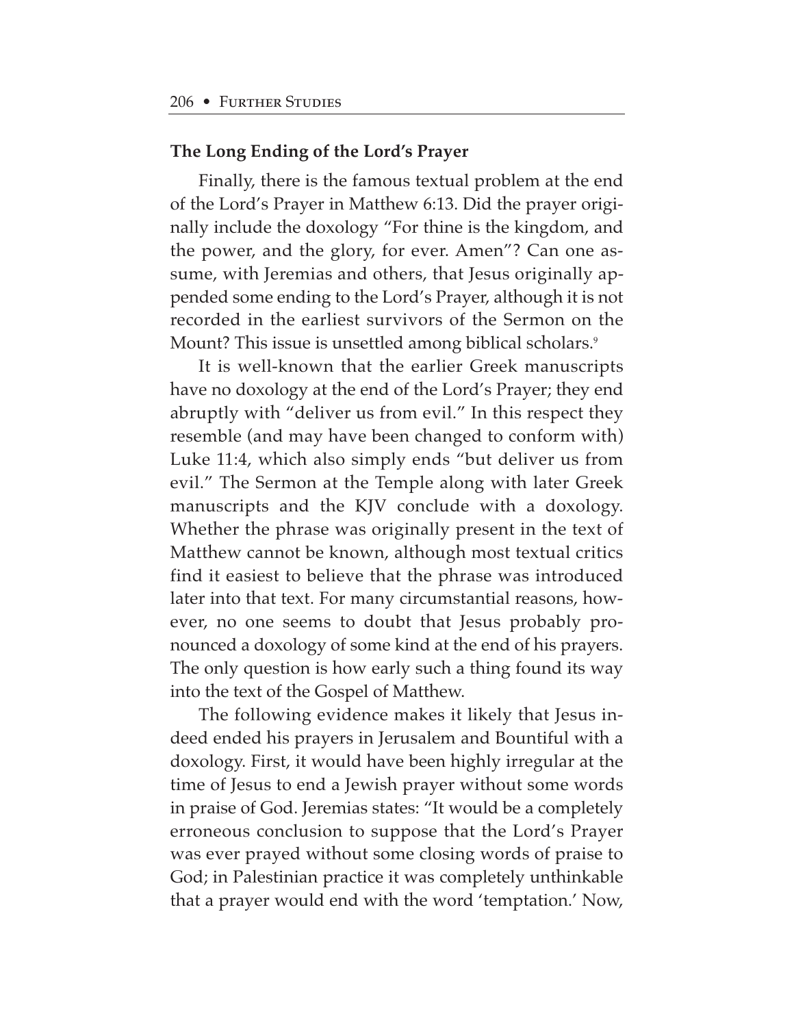## The Long Ending of the Lord's Prayer

Finally, there is the famous textual problem at the end of the Lord's Prayer in Matthew 6:13. Did the prayer originally include the doxology "For thine is the kingdom, and the power, and the glory, for ever. Amen"? Can one assume, with Jeremias and others, that Jesus originally appended some ending to the Lord's Prayer, although it is not recorded in the earliest survivors of the Sermon on the Mount? This issue is unsettled among biblical scholars.[9]

It is well-known that the earlier Greek manuscripts have no doxology at the end of the Lord's Prayer; they end abruptly with "deliver us from evil." In this respect they resemble (and may have been changed to conform with) Luke 11:4, which also simply ends "but deliver us from evil." The Sermon at the Temple along with later Greek manuscripts and the KJV conclude with a doxology. Whether the phrase was originally present in the text of Matthew cannot be known, although most textual critics find it easiest to believe that the phrase was introduced later into that text. For many circumstantial reasons, however, no one seems to doubt that Jesus probably pronounced a doxology of some kind at the end of his prayers. The only question is how early such a thing found its way into the text of the Gospel of Matthew.

The following evidence makes it likely that Jesus indeed ended his prayers in Jerusalem and Bountiful with a doxology. First, it would have been highly irregular at the time of Jesus to end a Jewish prayer without some words in praise of God. Jeremias states: "It would be a completely erroneous conclusion to suppose that the Lord's Prayer was ever prayed without some closing words of praise to God; in Palestinian practice it was completely unthinkable that a prayer would end with the word 'temptation.' Now,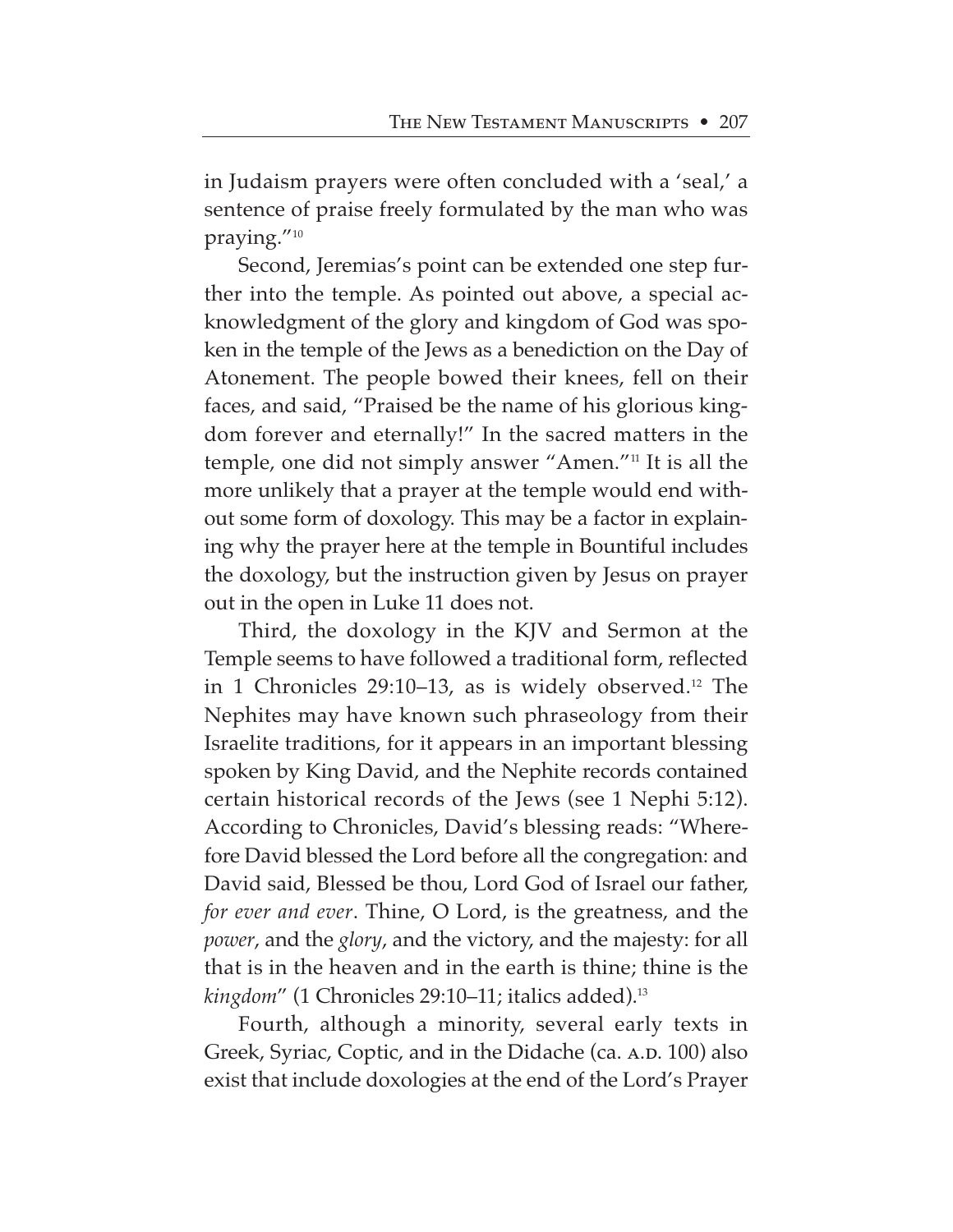in Judaism prayers were often concluded with a 'seal,' a sentence of praise freely formulated by the man who was praying."[10]

Second, Jeremias's point can be extended one step further into the temple. As pointed out above, a special acknowledgment of the glory and kingdom of God was spoken in the temple of the Jews as a benediction on the Day of Atonement. The people bowed their knees, fell on their faces, and said, "Praised be the name of his glorious kingdom forever and eternally!" In the sacred matters in the temple, one did not simply answer "Amen."[11] It is all the more unlikely that a prayer at the temple would end without some form of doxology. This may be a factor in explaining why the prayer here at the temple in Bountiful includes the doxology, but the instruction given by Jesus on prayer out in the open in Luke 11 does not.

Third, the doxology in the KJV and Sermon at the Temple seems to have followed a traditional form, reflected in 1 Chronicles 29:10–13, as is widely observed.[12] The Nephites may have known such phraseology from their Israelite traditions, for it appears in an important blessing spoken by King David, and the Nephite records contained certain historical records of the Jews (see 1 Nephi 5:12). According to Chronicles, David's blessing reads: "Wherefore David blessed the Lord before all the congregation: and David said, Blessed be thou, Lord God of Israel our father, *for ever and ever*. Thine, O Lord, is the greatness, and the *power*, and the *glory*, and the victory, and the majesty: for all that is in the heaven and in the earth is thine; thine is the *kingdom*" (1 Chronicles 29:10–11; italics added).[13]

Fourth, although a minority, several early texts in Greek, Syriac, Coptic, and in the Didache (ca. A.D. 100) also exist that include doxologies at the end of the Lord's Prayer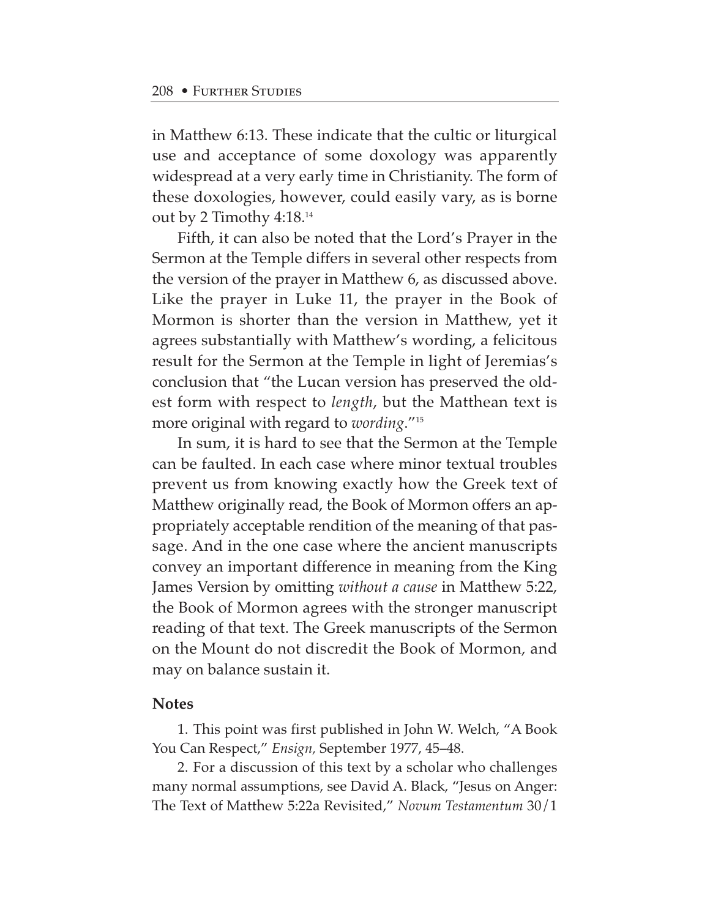in Matthew 6:13. These indicate that the cultic or liturgical use and acceptance of some doxology was apparently widespread at a very early time in Christianity. The form of these doxologies, however, could easily vary, as is borne out by 2 Timothy 4:18.[14]

Fifth, it can also be noted that the Lord's Prayer in the Sermon at the Temple differs in several other respects from the version of the prayer in Matthew 6, as discussed above. Like the prayer in Luke 11, the prayer in the Book of Mormon is shorter than the version in Matthew, yet it agrees substantially with Matthew's wording, a felicitous result for the Sermon at the Temple in light of Jeremias's conclusion that "the Lucan version has preserved the oldest form with respect to *length*, but the Matthean text is more original with regard to *wording*."[15]

In sum, it is hard to see that the Sermon at the Temple can be faulted. In each case where minor textual troubles prevent us from knowing exactly how the Greek text of Matthew originally read, the Book of Mormon offers an appropriately acceptable rendition of the meaning of that passage. And in the one case where the ancient manuscripts convey an important difference in meaning from the King James Version by omitting *without a cause* in Matthew 5:22, the Book of Mormon agrees with the stronger manuscript reading of that text. The Greek manuscripts of the Sermon on the Mount do not discredit the Book of Mormon, and may on balance sustain it.

**Notes**

1. This point was first published in John W. Welch, "A Book You Can Respect," *Ensign,* September 1977, 45–48.

2. For a discussion of this text by a scholar who challenges many normal assumptions, see David A. Black, "Jesus on Anger: The Text of Matthew 5:22a Revisited," *Novum Testamentum* 30/1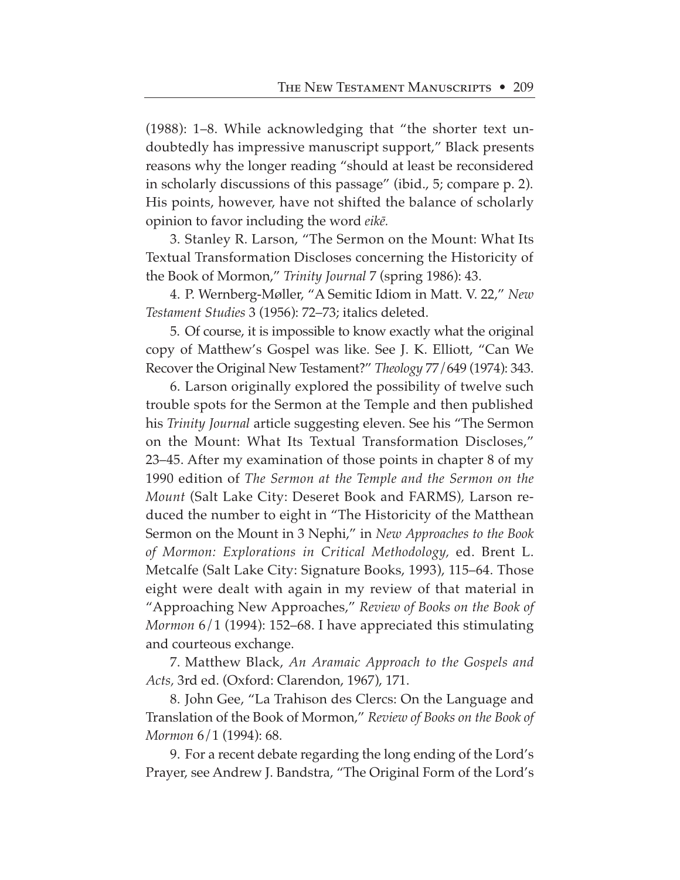(1988): 1–8. While acknowledging that "the shorter text undoubtedly has impressive manuscript support," Black presents reasons why the longer reading "should at least be reconsidered in scholarly discussions of this passage" (ibid., 5; compare p. 2). His points, however, have not shifted the balance of scholarly opinion to favor including the word *eikē.*

3. Stanley R. Larson, "The Sermon on the Mount: What Its Textual Transformation Discloses concerning the Historicity of the Book of Mormon," *Trinity Journal* 7 (spring 1986): 43.

4. P. Wernberg-Møller, "A Semitic Idiom in Matt. V. 22," *New Testament Studies* 3 (1956): 72–73; italics deleted.

5. Of course, it is impossible to know exactly what the original copy of Matthew's Gospel was like. See J. K. Elliott, "Can We Recover the Original New Testament?" *Theology* 77/649 (1974): 343.

6. Larson originally explored the possibility of twelve such trouble spots for the Sermon at the Temple and then published his *Trinity Journal* article suggesting eleven. See his "The Sermon on the Mount: What Its Textual Transformation Discloses," 23–45. After my examination of those points in chapter 8 of my 1990 edition of *The Sermon at the Temple and the Sermon on the Mount* (Salt Lake City: Deseret Book and FARMS), Larson reduced the number to eight in "The Historicity of the Matthean Sermon on the Mount in 3 Nephi," in *New Approaches to the Book of Mormon: Explorations in Critical Methodology,* ed. Brent L. Metcalfe (Salt Lake City: Signature Books, 1993), 115–64. Those eight were dealt with again in my review of that material in "Approaching New Approaches," *Review of Books on the Book of Mormon* 6/1 (1994): 152–68. I have appreciated this stimulating and courteous exchange.

7. Matthew Black, *An Aramaic Approach to the Gospels and Acts,* 3rd ed. (Oxford: Clarendon, 1967), 171.

8. John Gee, "La Trahison des Clercs: On the Language and Translation of the Book of Mormon," *Review of Books on the Book of Mormon* 6/1 (1994): 68.

9. For a recent debate regarding the long ending of the Lord's Prayer, see Andrew J. Bandstra, "The Original Form of the Lord's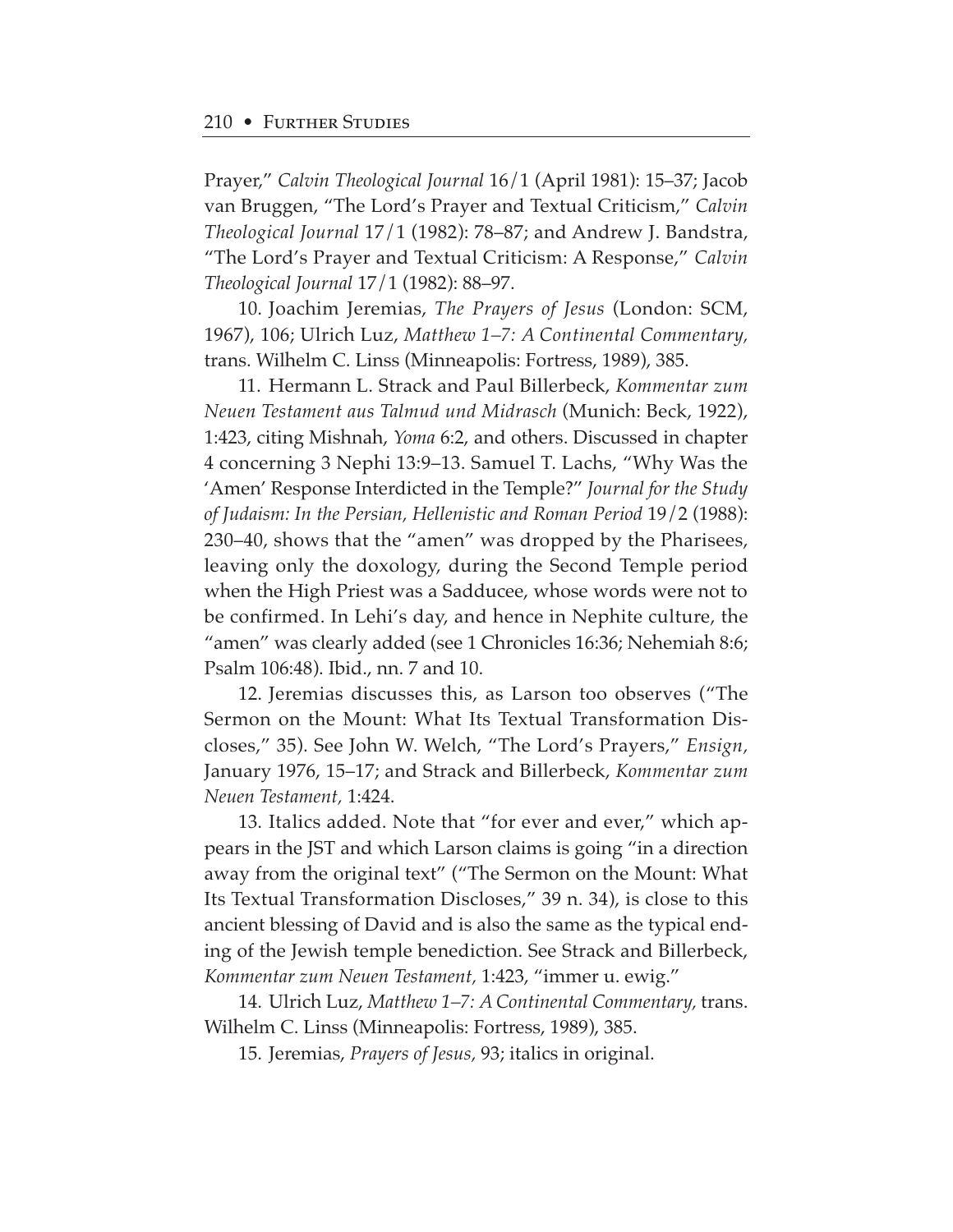Prayer," *Calvin Theological Journal* 16/1 (April 1981): 15–37; Jacob van Bruggen, "The Lord's Prayer and Textual Criticism," *Calvin Theological Journal* 17/1 (1982): 78–87; and Andrew J. Bandstra, "The Lord's Prayer and Textual Criticism: A Response," *Calvin Theological Journal* 17/1 (1982): 88–97.

10. Joachim Jeremias, *The Prayers of Jesus* (London: SCM, 1967), 106; Ulrich Luz, *Matthew 1–7: A Continental Commentary,* trans. Wilhelm C. Linss (Minneapolis: Fortress, 1989), 385.

11. Hermann L. Strack and Paul Billerbeck, *Kommentar zum Neuen Testament aus Talmud und Midrasch* (Munich: Beck, 1922), 1:423, citing Mishnah, *Yoma* 6:2, and others. Discussed in chapter 4 concerning 3 Nephi 13:9–13. Samuel T. Lachs, "Why Was the 'Amen' Response Interdicted in the Temple?" *Journal for the Study of Judaism: In the Persian, Hellenistic and Roman Period* 19/2 (1988): 230–40, shows that the "amen" was dropped by the Pharisees, leaving only the doxology, during the Second Temple period when the High Priest was a Sadducee, whose words were not to be confirmed. In Lehi's day, and hence in Nephite culture, the "amen" was clearly added (see 1 Chronicles 16:36; Nehemiah 8:6; Psalm 106:48). Ibid., nn. 7 and 10.

12. Jeremias discusses this, as Larson too observes ("The Sermon on the Mount: What Its Textual Transformation Discloses," 35). See John W. Welch, "The Lord's Prayers," *Ensign,* January 1976, 15–17; and Strack and Billerbeck, *Kommentar zum Neuen Testament,* 1:424.

13. Italics added. Note that "for ever and ever," which appears in the JST and which Larson claims is going "in a direction away from the original text" ("The Sermon on the Mount: What Its Textual Transformation Discloses," 39 n. 34), is close to this ancient blessing of David and is also the same as the typical ending of the Jewish temple benediction. See Strack and Billerbeck, *Kommentar zum Neuen Testament,* 1:423, "immer u. ewig."

14. Ulrich Luz, *Matthew 1–7: A Continental Commentary,* trans. Wilhelm C. Linss (Minneapolis: Fortress, 1989), 385.

15. Jeremias, *Prayers of Jesus,* 93; italics in original.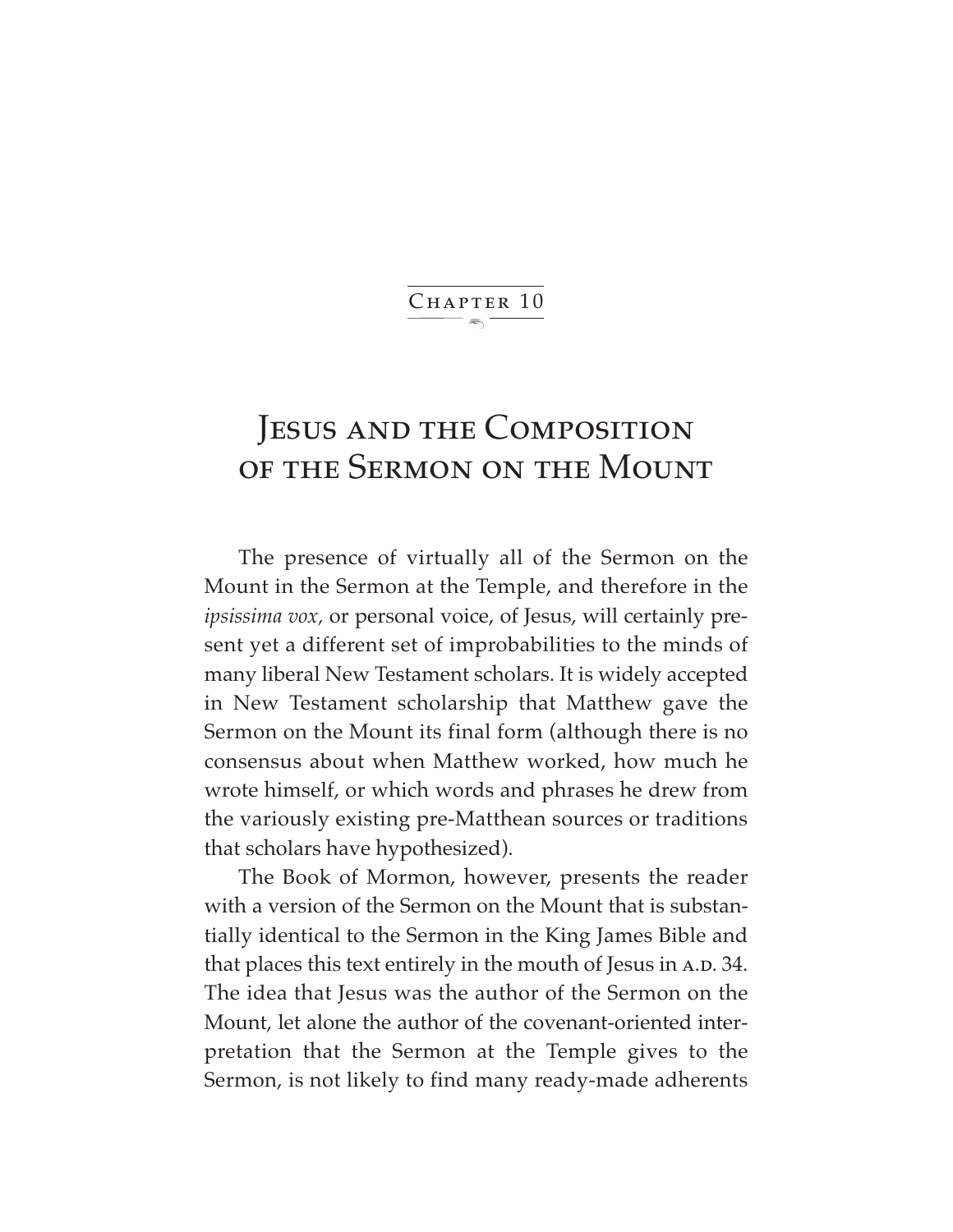# Chapter 10

# Jesus and the Composition of the Sermon on the Mount

The presence of virtually all of the Sermon on the Mount in the Sermon at the Temple, and therefore in the *ipsissima vox*, or personal voice, of Jesus, will certainly present yet a different set of improbabilities to the minds of many liberal New Testament scholars. It is widely accepted in New Testament scholarship that Matthew gave the Sermon on the Mount its final form (although there is no consensus about when Matthew worked, how much he wrote himself, or which words and phrases he drew from the variously existing pre-Matthean sources or traditions that scholars have hypothesized).

The Book of Mormon, however, presents the reader with a version of the Sermon on the Mount that is substantially identical to the Sermon in the King James Bible and that places this text entirely in the mouth of Jesus in A.D. 34. The idea that Jesus was the author of the Sermon on the Mount, let alone the author of the covenant-oriented interpretation that the Sermon at the Temple gives to the Sermon, is not likely to find many ready-made adherents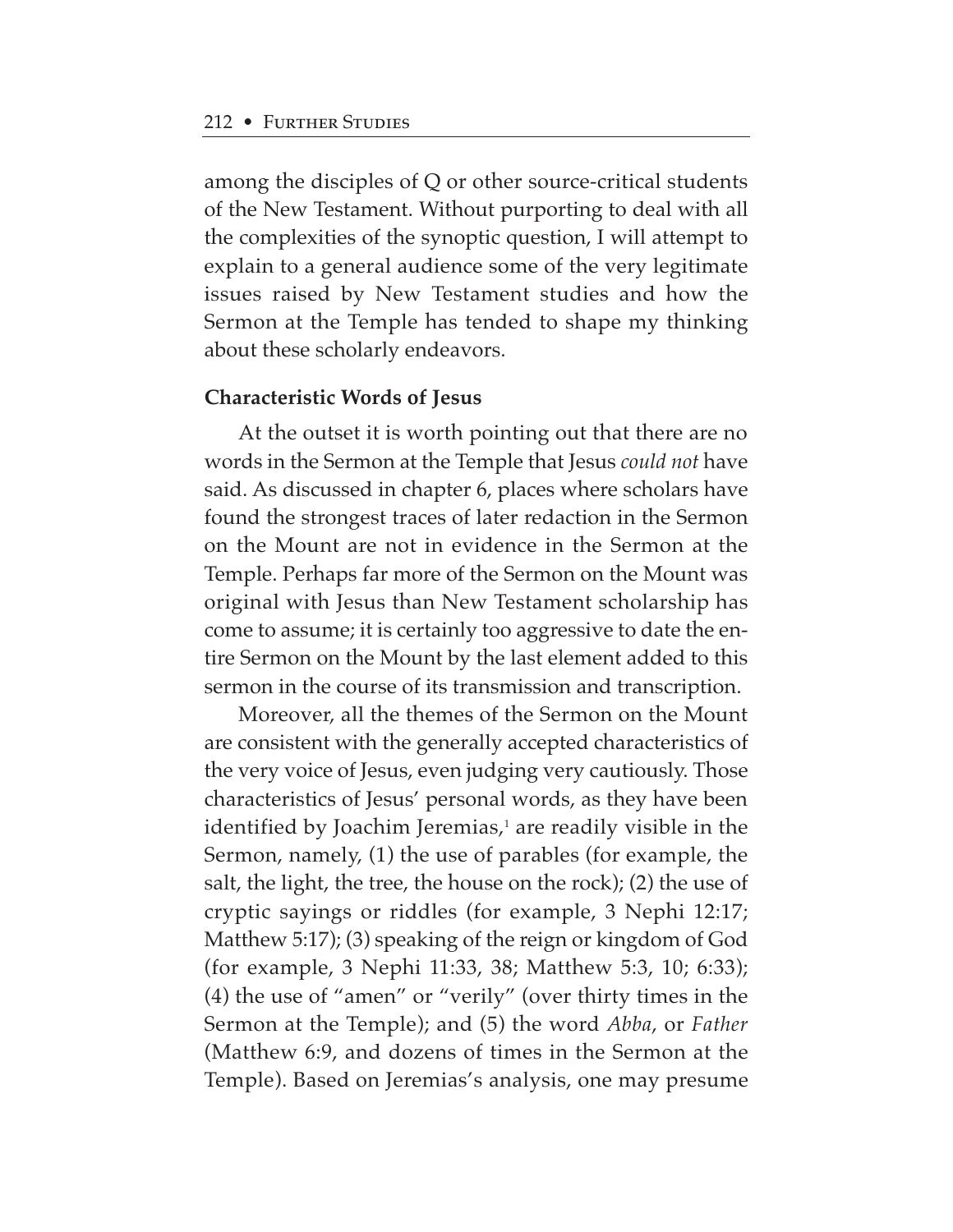among the disciples of Q or other source-critical students of the New Testament. Without purporting to deal with all the complexities of the synoptic question, I will attempt to explain to a general audience some of the very legitimate issues raised by New Testament studies and how the Sermon at the Temple has tended to shape my thinking about these scholarly endeavors.

**Characteristic Words of Jesus**

At the outset it is worth pointing out that there are no words in the Sermon at the Temple that Jesus *could not* have said. As discussed in chapter 6, places where scholars have found the strongest traces of later redaction in the Sermon on the Mount are not in evidence in the Sermon at the Temple. Perhaps far more of the Sermon on the Mount was original with Jesus than New Testament scholarship has come to assume; it is certainly too aggressive to date the entire Sermon on the Mount by the last element added to this sermon in the course of its transmission and transcription.

Moreover, all the themes of the Sermon on the Mount are consistent with the generally accepted characteristics of the very voice of Jesus, even judging very cautiously. Those characteristics of Jesus' personal words, as they have been identified by Joachim Jeremias,[1] are readily visible in the Sermon, namely, (1) the use of parables (for example, the salt, the light, the tree, the house on the rock); (2) the use of cryptic sayings or riddles (for example, 3 Nephi 12:17; Matthew 5:17); (3) speaking of the reign or kingdom of God (for example, 3 Nephi 11:33, 38; Matthew 5:3, 10; 6:33); (4) the use of "amen" or "verily" (over thirty times in the Sermon at the Temple); and (5) the word *Abba*, or *Father* (Matthew 6:9, and dozens of times in the Sermon at the Temple). Based on Jeremias's analysis, one may presume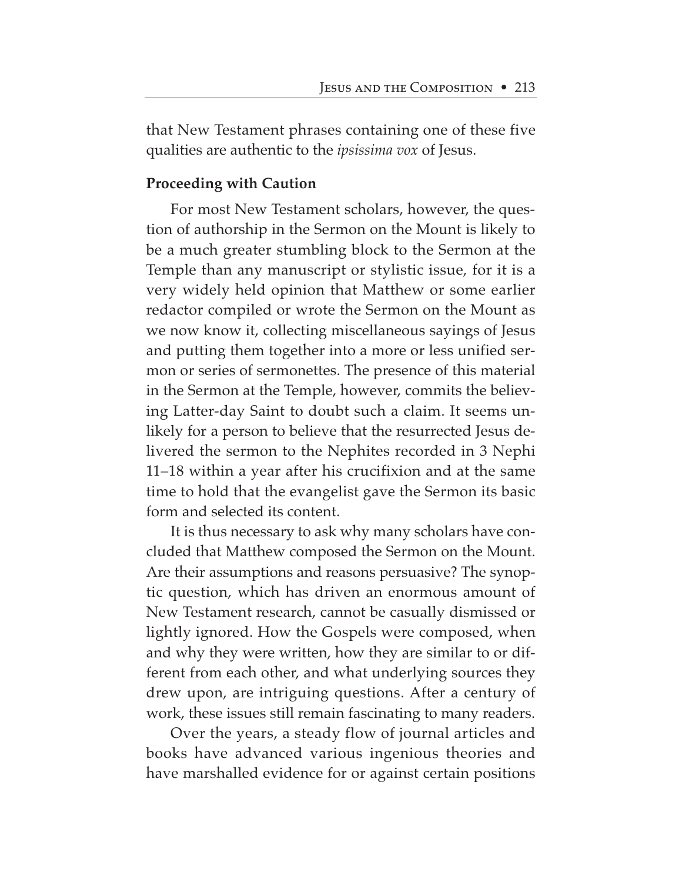that New Testament phrases containing one of these five qualities are authentic to the *ipsissima vox* of Jesus.

**Proceeding with Caution**

For most New Testament scholars, however, the question of authorship in the Sermon on the Mount is likely to be a much greater stumbling block to the Sermon at the Temple than any manuscript or stylistic issue, for it is a very widely held opinion that Matthew or some earlier redactor compiled or wrote the Sermon on the Mount as we now know it, collecting miscellaneous sayings of Jesus and putting them together into a more or less unified sermon or series of sermonettes. The presence of this material in the Sermon at the Temple, however, commits the believing Latter-day Saint to doubt such a claim. It seems unlikely for a person to believe that the resurrected Jesus delivered the sermon to the Nephites recorded in 3 Nephi 11–18 within a year after his crucifixion and at the same time to hold that the evangelist gave the Sermon its basic form and selected its content.

It is thus necessary to ask why many scholars have concluded that Matthew composed the Sermon on the Mount. Are their assumptions and reasons persuasive? The synoptic question, which has driven an enormous amount of New Testament research, cannot be casually dismissed or lightly ignored. How the Gospels were composed, when and why they were written, how they are similar to or different from each other, and what underlying sources they drew upon, are intriguing questions. After a century of work, these issues still remain fascinating to many readers.

Over the years, a steady flow of journal articles and books have advanced various ingenious theories and have marshalled evidence for or against certain positions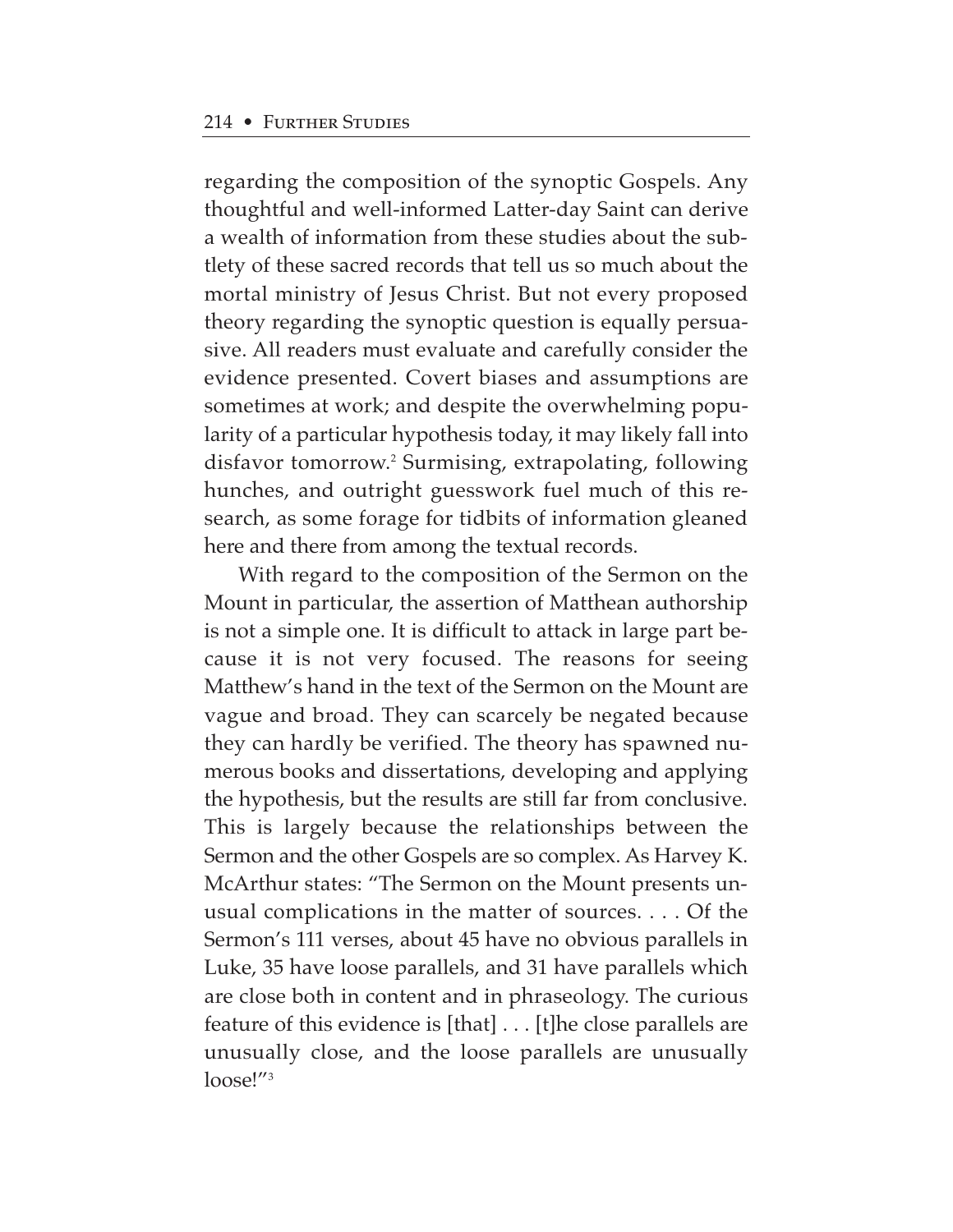regarding the composition of the synoptic Gospels. Any thoughtful and well-informed Latter-day Saint can derive a wealth of information from these studies about the subtlety of these sacred records that tell us so much about the mortal ministry of Jesus Christ. But not every proposed theory regarding the synoptic question is equally persuasive. All readers must evaluate and carefully consider the evidence presented. Covert biases and assumptions are sometimes at work; and despite the overwhelming popularity of a particular hypothesis today, it may likely fall into disfavor tomorrow.[2] Surmising, extrapolating, following hunches, and outright guesswork fuel much of this research, as some forage for tidbits of information gleaned here and there from among the textual records.

With regard to the composition of the Sermon on the Mount in particular, the assertion of Matthean authorship is not a simple one. It is difficult to attack in large part because it is not very focused. The reasons for seeing Matthew's hand in the text of the Sermon on the Mount are vague and broad. They can scarcely be negated because they can hardly be verified. The theory has spawned numerous books and dissertations, developing and applying the hypothesis, but the results are still far from conclusive. This is largely because the relationships between the Sermon and the other Gospels are so complex. As Harvey K. McArthur states: "The Sermon on the Mount presents unusual complications in the matter of sources. . . . Of the Sermon's 111 verses, about 45 have no obvious parallels in Luke, 35 have loose parallels, and 31 have parallels which are close both in content and in phraseology. The curious feature of this evidence is [that] . . . [t]he close parallels are unusually close, and the loose parallels are unusually loose!"[3]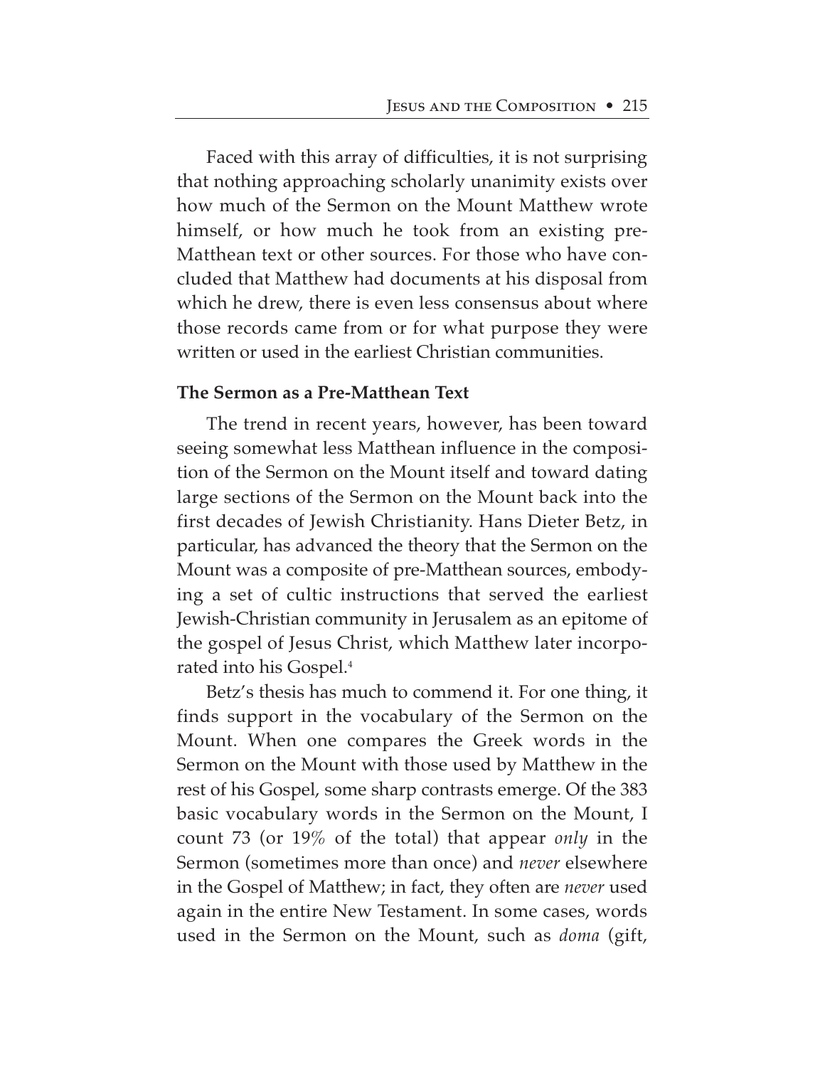Faced with this array of difficulties, it is not surprising that nothing approaching scholarly unanimity exists over how much of the Sermon on the Mount Matthew wrote himself, or how much he took from an existing pre-Matthean text or other sources. For those who have concluded that Matthew had documents at his disposal from which he drew, there is even less consensus about where those records came from or for what purpose they were written or used in the earliest Christian communities.

**The Sermon as a Pre-Matthean Text**

The trend in recent years, however, has been toward seeing somewhat less Matthean influence in the composition of the Sermon on the Mount itself and toward dating large sections of the Sermon on the Mount back into the first decades of Jewish Christianity. Hans Dieter Betz, in particular, has advanced the theory that the Sermon on the Mount was a composite of pre-Matthean sources, embodying a set of cultic instructions that served the earliest Jewish-Christian community in Jerusalem as an epitome of the gospel of Jesus Christ, which Matthew later incorporated into his Gospel.[4]

Betz's thesis has much to commend it. For one thing, it finds support in the vocabulary of the Sermon on the Mount. When one compares the Greek words in the Sermon on the Mount with those used by Matthew in the rest of his Gospel, some sharp contrasts emerge. Of the 383 basic vocabulary words in the Sermon on the Mount, I count 73 (or 19% of the total) that appear *only* in the Sermon (sometimes more than once) and *never* elsewhere in the Gospel of Matthew; in fact, they often are *never* used again in the entire New Testament. In some cases, words used in the Sermon on the Mount, such as *doma* (gift,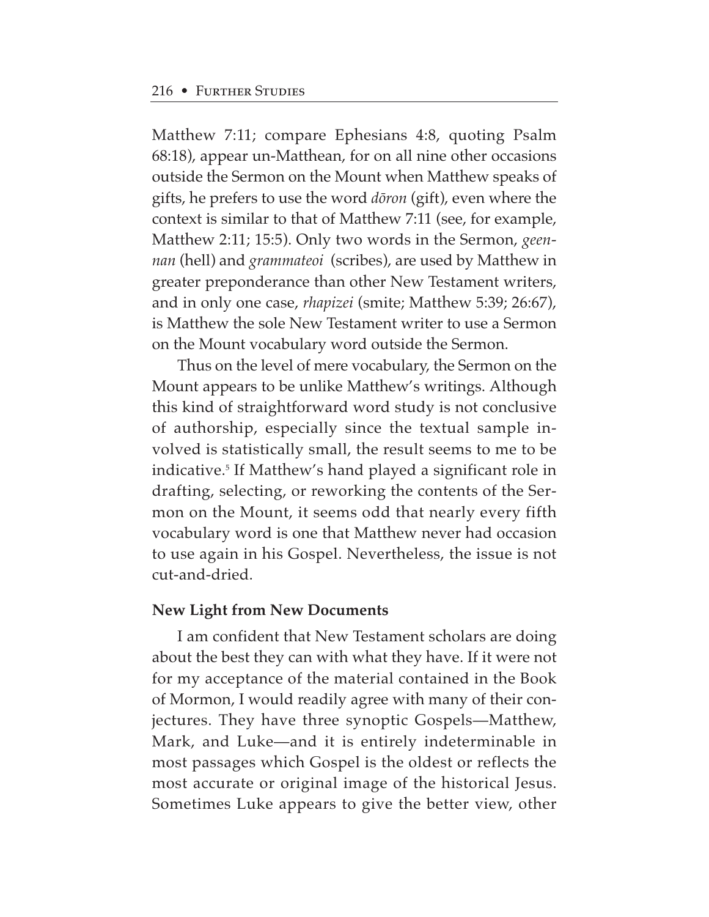Matthew 7:11; compare Ephesians 4:8, quoting Psalm 68:18), appear un-Matthean, for on all nine other occasions outside the Sermon on the Mount when Matthew speaks of gifts, he prefers to use the word *dōron* (gift), even where the context is similar to that of Matthew 7:11 (see, for example, Matthew 2:11; 15:5). Only two words in the Sermon, *geennan* (hell) and *grammateoi* (scribes), are used by Matthew in greater preponderance than other New Testament writers, and in only one case, *rhapizei* (smite; Matthew 5:39; 26:67), is Matthew the sole New Testament writer to use a Sermon on the Mount vocabulary word outside the Sermon.

Thus on the level of mere vocabulary, the Sermon on the Mount appears to be unlike Matthew's writings. Although this kind of straightforward word study is not conclusive of authorship, especially since the textual sample involved is statistically small, the result seems to me to be indicative.[5] If Matthew's hand played a significant role in drafting, selecting, or reworking the contents of the Sermon on the Mount, it seems odd that nearly every fifth vocabulary word is one that Matthew never had occasion to use again in his Gospel. Nevertheless, the issue is not cut-and-dried.

**New Light from New Documents**

I am confident that New Testament scholars are doing about the best they can with what they have. If it were not for my acceptance of the material contained in the Book of Mormon, I would readily agree with many of their conjectures. They have three synoptic Gospels—Matthew, Mark, and Luke—and it is entirely indeterminable in most passages which Gospel is the oldest or reflects the most accurate or original image of the historical Jesus. Sometimes Luke appears to give the better view, other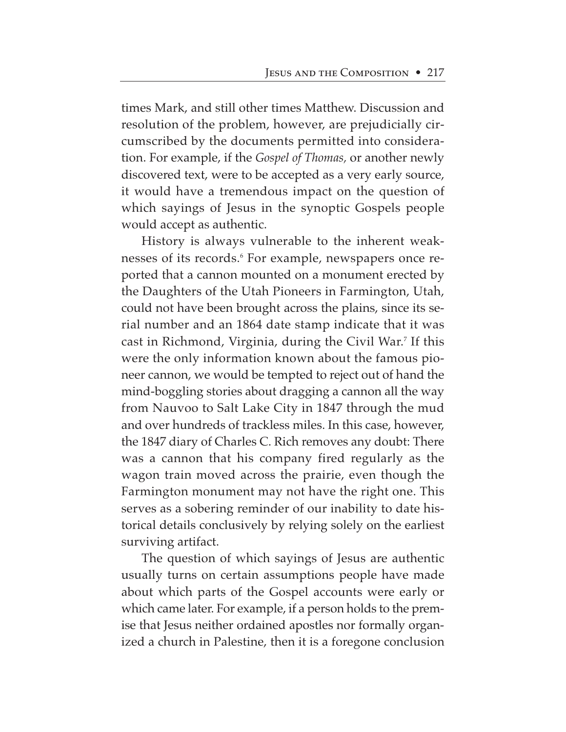times Mark, and still other times Matthew. Discussion and resolution of the problem, however, are prejudicially circumscribed by the documents permitted into consideration. For example, if the *Gospel of Thomas,* or another newly discovered text, were to be accepted as a very early source, it would have a tremendous impact on the question of which sayings of Jesus in the synoptic Gospels people would accept as authentic.

History is always vulnerable to the inherent weaknesses of its records.[6] For example, newspapers once reported that a cannon mounted on a monument erected by the Daughters of the Utah Pioneers in Farmington, Utah, could not have been brought across the plains, since its serial number and an 1864 date stamp indicate that it was cast in Richmond, Virginia, during the Civil War.[7] If this were the only information known about the famous pioneer cannon, we would be tempted to reject out of hand the mind-boggling stories about dragging a cannon all the way from Nauvoo to Salt Lake City in 1847 through the mud and over hundreds of trackless miles. In this case, however, the 1847 diary of Charles C. Rich removes any doubt: There was a cannon that his company fired regularly as the wagon train moved across the prairie, even though the Farmington monument may not have the right one. This serves as a sobering reminder of our inability to date historical details conclusively by relying solely on the earliest surviving artifact.

The question of which sayings of Jesus are authentic usually turns on certain assumptions people have made about which parts of the Gospel accounts were early or which came later. For example, if a person holds to the premise that Jesus neither ordained apostles nor formally organized a church in Palestine, then it is a foregone conclusion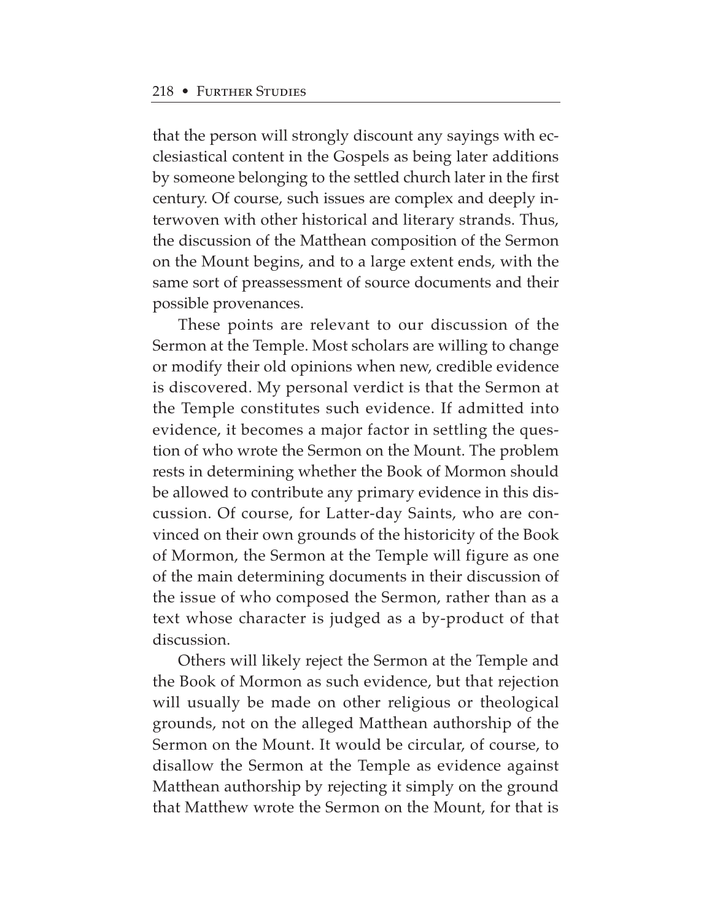that the person will strongly discount any sayings with ecclesiastical content in the Gospels as being later additions by someone belonging to the settled church later in the first century. Of course, such issues are complex and deeply interwoven with other historical and literary strands. Thus, the discussion of the Matthean composition of the Sermon on the Mount begins, and to a large extent ends, with the same sort of preassessment of source documents and their possible provenances.

These points are relevant to our discussion of the Sermon at the Temple. Most scholars are willing to change or modify their old opinions when new, credible evidence is discovered. My personal verdict is that the Sermon at the Temple constitutes such evidence. If admitted into evidence, it becomes a major factor in settling the question of who wrote the Sermon on the Mount. The problem rests in determining whether the Book of Mormon should be allowed to contribute any primary evidence in this discussion. Of course, for Latter-day Saints, who are convinced on their own grounds of the historicity of the Book of Mormon, the Sermon at the Temple will figure as one of the main determining documents in their discussion of the issue of who composed the Sermon, rather than as a text whose character is judged as a by-product of that discussion.

Others will likely reject the Sermon at the Temple and the Book of Mormon as such evidence, but that rejection will usually be made on other religious or theological grounds, not on the alleged Matthean authorship of the Sermon on the Mount. It would be circular, of course, to disallow the Sermon at the Temple as evidence against Matthean authorship by rejecting it simply on the ground that Matthew wrote the Sermon on the Mount, for that is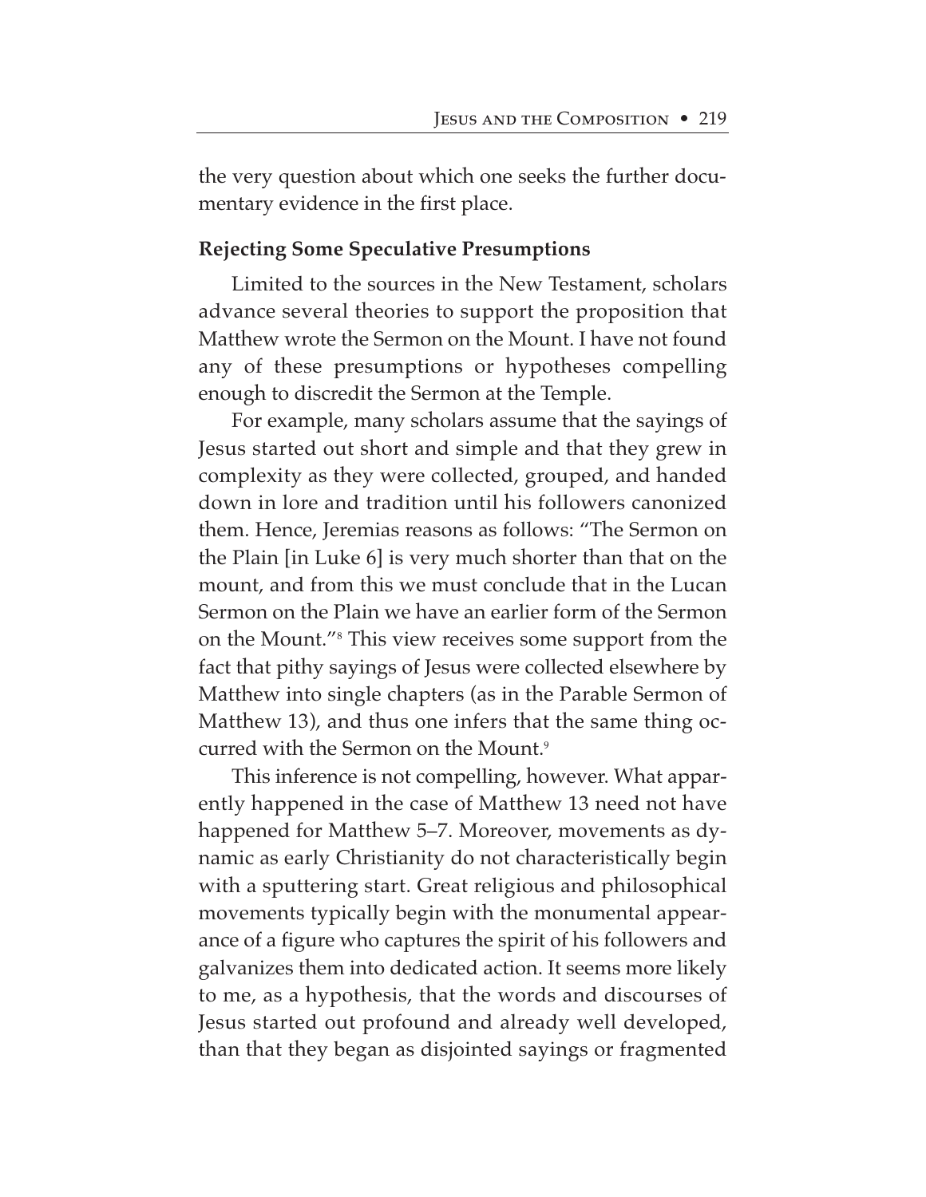the very question about which one seeks the further documentary evidence in the first place.

**Rejecting Some Speculative Presumptions**

Limited to the sources in the New Testament, scholars advance several theories to support the proposition that Matthew wrote the Sermon on the Mount. I have not found any of these presumptions or hypotheses compelling enough to discredit the Sermon at the Temple.

For example, many scholars assume that the sayings of Jesus started out short and simple and that they grew in complexity as they were collected, grouped, and handed down in lore and tradition until his followers canonized them. Hence, Jeremias reasons as follows: "The Sermon on the Plain [in Luke 6] is very much shorter than that on the mount, and from this we must conclude that in the Lucan Sermon on the Plain we have an earlier form of the Sermon on the Mount."[8] This view receives some support from the fact that pithy sayings of Jesus were collected elsewhere by Matthew into single chapters (as in the Parable Sermon of Matthew 13), and thus one infers that the same thing occurred with the Sermon on the Mount.[9]

This inference is not compelling, however. What apparently happened in the case of Matthew 13 need not have happened for Matthew 5–7. Moreover, movements as dynamic as early Christianity do not characteristically begin with a sputtering start. Great religious and philosophical movements typically begin with the monumental appearance of a figure who captures the spirit of his followers and galvanizes them into dedicated action. It seems more likely to me, as a hypothesis, that the words and discourses of Jesus started out profound and already well developed, than that they began as disjointed sayings or fragmented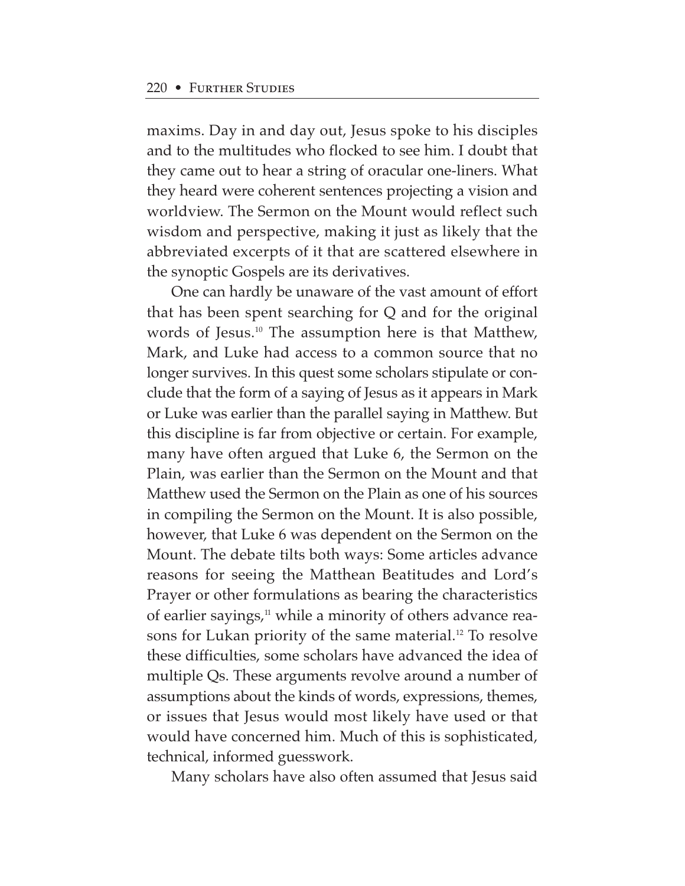maxims. Day in and day out, Jesus spoke to his disciples and to the multitudes who flocked to see him. I doubt that they came out to hear a string of oracular one-liners. What they heard were coherent sentences projecting a vision and worldview. The Sermon on the Mount would reflect such wisdom and perspective, making it just as likely that the abbreviated excerpts of it that are scattered elsewhere in the synoptic Gospels are its derivatives.

One can hardly be unaware of the vast amount of effort that has been spent searching for Q and for the original words of Jesus.[10] The assumption here is that Matthew, Mark, and Luke had access to a common source that no longer survives. In this quest some scholars stipulate or conclude that the form of a saying of Jesus as it appears in Mark or Luke was earlier than the parallel saying in Matthew. But this discipline is far from objective or certain. For example, many have often argued that Luke 6, the Sermon on the Plain, was earlier than the Sermon on the Mount and that Matthew used the Sermon on the Plain as one of his sources in compiling the Sermon on the Mount. It is also possible, however, that Luke 6 was dependent on the Sermon on the Mount. The debate tilts both ways: Some articles advance reasons for seeing the Matthean Beatitudes and Lord's Prayer or other formulations as bearing the characteristics of earlier sayings,[11] while a minority of others advance reasons for Lukan priority of the same material.[12] To resolve these difficulties, some scholars have advanced the idea of multiple Qs. These arguments revolve around a number of assumptions about the kinds of words, expressions, themes, or issues that Jesus would most likely have used or that would have concerned him. Much of this is sophisticated, technical, informed guesswork.

Many scholars have also often assumed that Jesus said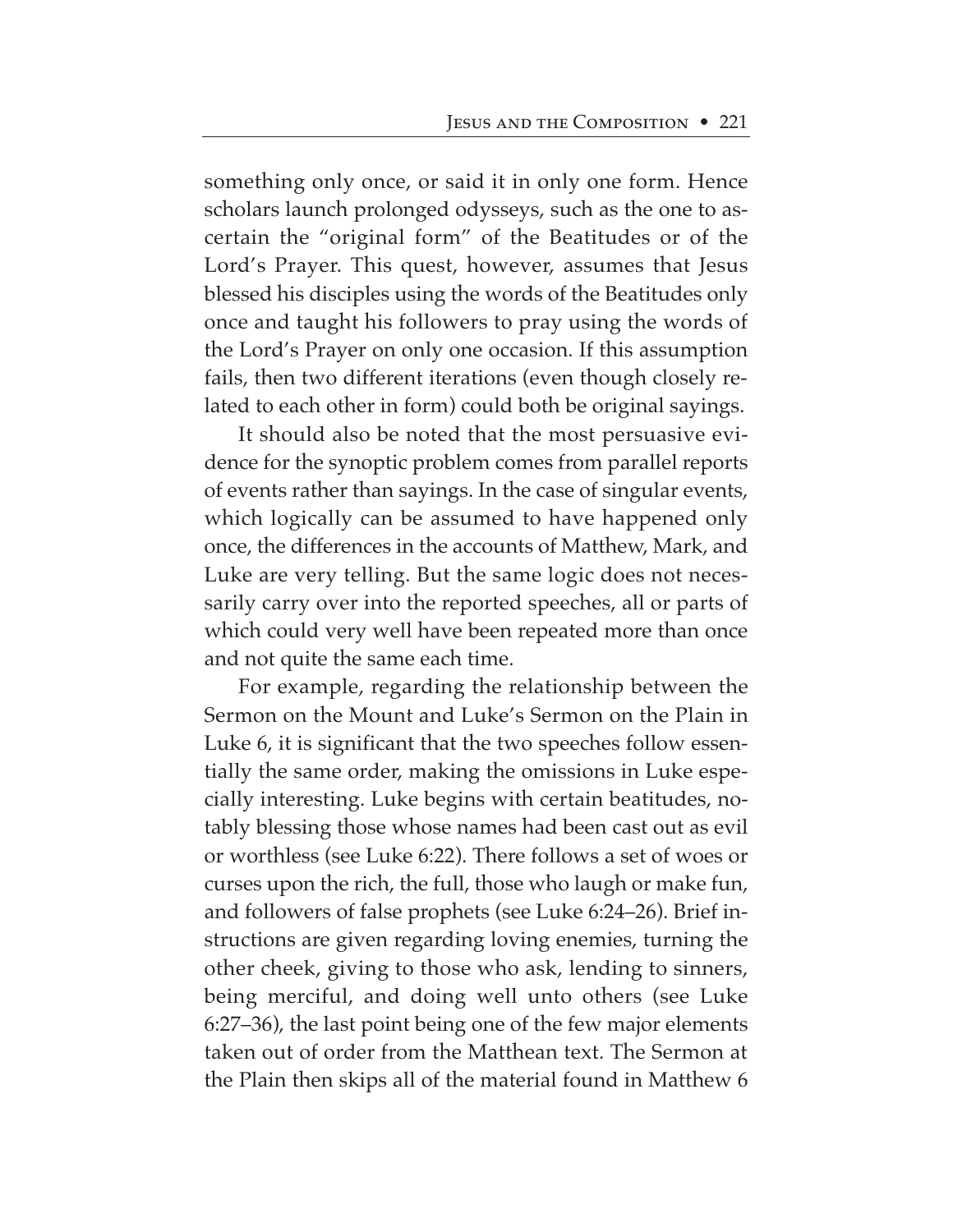something only once, or said it in only one form. Hence scholars launch prolonged odysseys, such as the one to ascertain the "original form" of the Beatitudes or of the Lord's Prayer. This quest, however, assumes that Jesus blessed his disciples using the words of the Beatitudes only once and taught his followers to pray using the words of the Lord's Prayer on only one occasion. If this assumption fails, then two different iterations (even though closely related to each other in form) could both be original sayings.

It should also be noted that the most persuasive evidence for the synoptic problem comes from parallel reports of events rather than sayings. In the case of singular events, which logically can be assumed to have happened only once, the differences in the accounts of Matthew, Mark, and Luke are very telling. But the same logic does not necessarily carry over into the reported speeches, all or parts of which could very well have been repeated more than once and not quite the same each time.

For example, regarding the relationship between the Sermon on the Mount and Luke's Sermon on the Plain in Luke 6, it is significant that the two speeches follow essentially the same order, making the omissions in Luke especially interesting. Luke begins with certain beatitudes, notably blessing those whose names had been cast out as evil or worthless (see Luke 6:22). There follows a set of woes or curses upon the rich, the full, those who laugh or make fun, and followers of false prophets (see Luke 6:24–26). Brief instructions are given regarding loving enemies, turning the other cheek, giving to those who ask, lending to sinners, being merciful, and doing well unto others (see Luke 6:27–36), the last point being one of the few major elements taken out of order from the Matthean text. The Sermon at the Plain then skips all of the material found in Matthew 6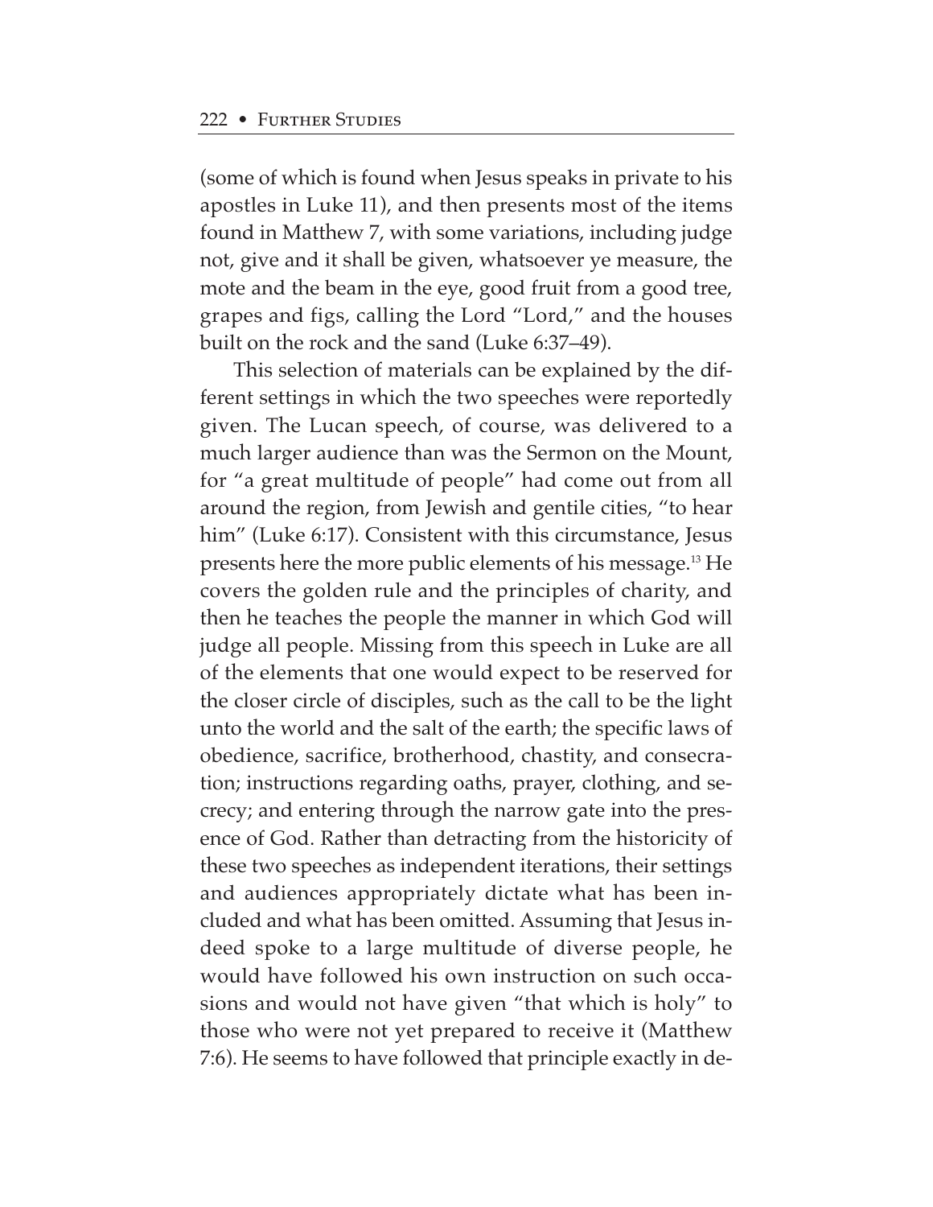(some of which is found when Jesus speaks in private to his apostles in Luke 11), and then presents most of the items found in Matthew 7, with some variations, including judge not, give and it shall be given, whatsoever ye measure, the mote and the beam in the eye, good fruit from a good tree, grapes and figs, calling the Lord "Lord," and the houses built on the rock and the sand (Luke 6:37–49).

This selection of materials can be explained by the different settings in which the two speeches were reportedly given. The Lucan speech, of course, was delivered to a much larger audience than was the Sermon on the Mount, for "a great multitude of people" had come out from all around the region, from Jewish and gentile cities, "to hear him" (Luke 6:17). Consistent with this circumstance, Jesus presents here the more public elements of his message.[13] He covers the golden rule and the principles of charity, and then he teaches the people the manner in which God will judge all people. Missing from this speech in Luke are all of the elements that one would expect to be reserved for the closer circle of disciples, such as the call to be the light unto the world and the salt of the earth; the specific laws of obedience, sacrifice, brotherhood, chastity, and consecration; instructions regarding oaths, prayer, clothing, and secrecy; and entering through the narrow gate into the presence of God. Rather than detracting from the historicity of these two speeches as independent iterations, their settings and audiences appropriately dictate what has been included and what has been omitted. Assuming that Jesus indeed spoke to a large multitude of diverse people, he would have followed his own instruction on such occasions and would not have given "that which is holy" to those who were not yet prepared to receive it (Matthew 7:6). He seems to have followed that principle exactly in de-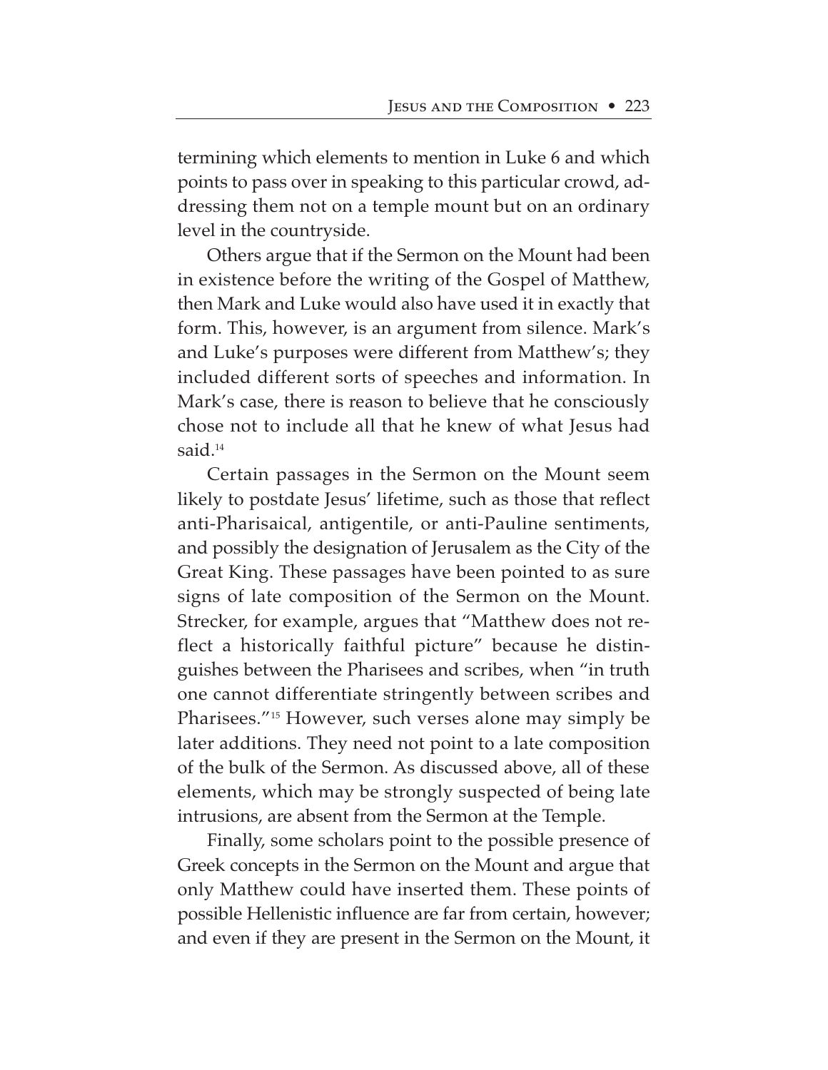termining which elements to mention in Luke 6 and which points to pass over in speaking to this particular crowd, addressing them not on a temple mount but on an ordinary level in the countryside.

Others argue that if the Sermon on the Mount had been in existence before the writing of the Gospel of Matthew, then Mark and Luke would also have used it in exactly that form. This, however, is an argument from silence. Mark's and Luke's purposes were different from Matthew's; they included different sorts of speeches and information. In Mark's case, there is reason to believe that he consciously chose not to include all that he knew of what Jesus had said.[14]

Certain passages in the Sermon on the Mount seem likely to postdate Jesus' lifetime, such as those that reflect anti-Pharisaical, antigentile, or anti-Pauline sentiments, and possibly the designation of Jerusalem as the City of the Great King. These passages have been pointed to as sure signs of late composition of the Sermon on the Mount. Strecker, for example, argues that "Matthew does not reflect a historically faithful picture" because he distinguishes between the Pharisees and scribes, when "in truth one cannot differentiate stringently between scribes and Pharisees."[15] However, such verses alone may simply be later additions. They need not point to a late composition of the bulk of the Sermon. As discussed above, all of these elements, which may be strongly suspected of being late intrusions, are absent from the Sermon at the Temple.

Finally, some scholars point to the possible presence of Greek concepts in the Sermon on the Mount and argue that only Matthew could have inserted them. These points of possible Hellenistic influence are far from certain, however; and even if they are present in the Sermon on the Mount, it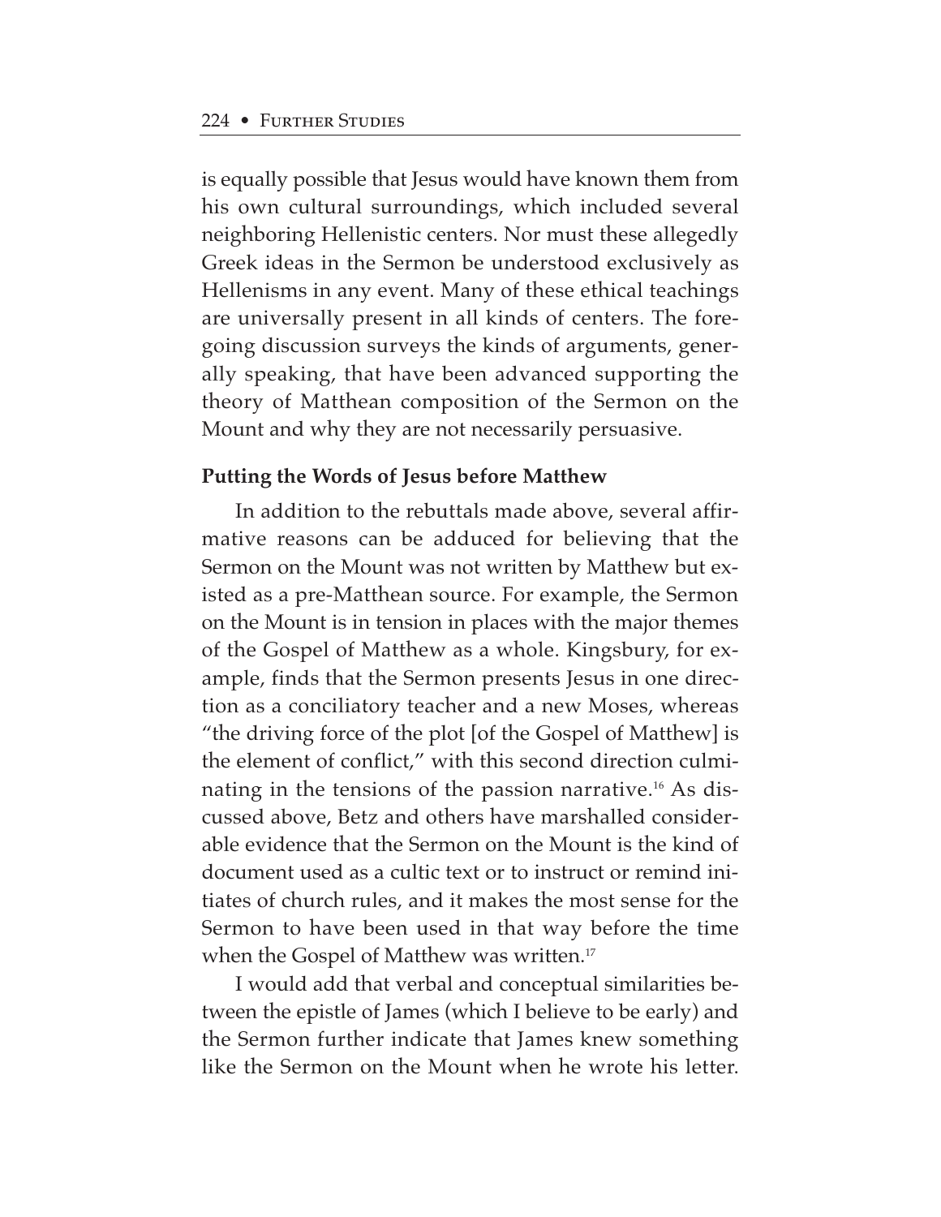is equally possible that Jesus would have known them from his own cultural surroundings, which included several neighboring Hellenistic centers. Nor must these allegedly Greek ideas in the Sermon be understood exclusively as Hellenisms in any event. Many of these ethical teachings are universally present in all kinds of centers. The foregoing discussion surveys the kinds of arguments, generally speaking, that have been advanced supporting the theory of Matthean composition of the Sermon on the Mount and why they are not necessarily persuasive.

**Putting the Words of Jesus before Matthew**

In addition to the rebuttals made above, several affirmative reasons can be adduced for believing that the Sermon on the Mount was not written by Matthew but existed as a pre-Matthean source. For example, the Sermon on the Mount is in tension in places with the major themes of the Gospel of Matthew as a whole. Kingsbury, for example, finds that the Sermon presents Jesus in one direction as a conciliatory teacher and a new Moses, whereas "the driving force of the plot [of the Gospel of Matthew] is the element of conflict," with this second direction culminating in the tensions of the passion narrative.[16] As discussed above, Betz and others have marshalled considerable evidence that the Sermon on the Mount is the kind of document used as a cultic text or to instruct or remind initiates of church rules, and it makes the most sense for the Sermon to have been used in that way before the time when the Gospel of Matthew was written.[17]

I would add that verbal and conceptual similarities between the epistle of James (which I believe to be early) and the Sermon further indicate that James knew something like the Sermon on the Mount when he wrote his letter.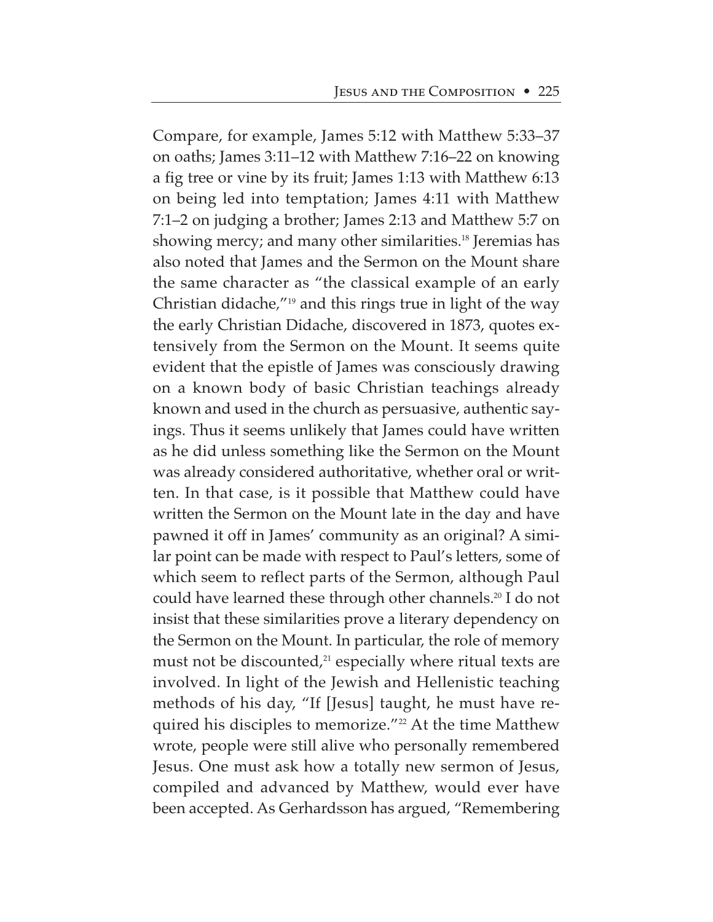Compare, for example, James 5:12 with Matthew 5:33–37 on oaths; James 3:11–12 with Matthew 7:16–22 on knowing a fig tree or vine by its fruit; James 1:13 with Matthew 6:13 on being led into temptation; James 4:11 with Matthew 7:1–2 on judging a brother; James 2:13 and Matthew 5:7 on showing mercy; and many other similarities.[18] Jeremias has also noted that James and the Sermon on the Mount share the same character as "the classical example of an early Christian didache,"[19] and this rings true in light of the way the early Christian Didache, discovered in 1873, quotes extensively from the Sermon on the Mount. It seems quite evident that the epistle of James was consciously drawing on a known body of basic Christian teachings already known and used in the church as persuasive, authentic sayings. Thus it seems unlikely that James could have written as he did unless something like the Sermon on the Mount was already considered authoritative, whether oral or written. In that case, is it possible that Matthew could have written the Sermon on the Mount late in the day and have pawned it off in James' community as an original? A similar point can be made with respect to Paul's letters, some of which seem to reflect parts of the Sermon, although Paul could have learned these through other channels.[20] I do not insist that these similarities prove a literary dependency on the Sermon on the Mount. In particular, the role of memory must not be discounted,[21] especially where ritual texts are involved. In light of the Jewish and Hellenistic teaching methods of his day, "If [Jesus] taught, he must have required his disciples to memorize."[22] At the time Matthew wrote, people were still alive who personally remembered Jesus. One must ask how a totally new sermon of Jesus, compiled and advanced by Matthew, would ever have been accepted. As Gerhardsson has argued, "Remembering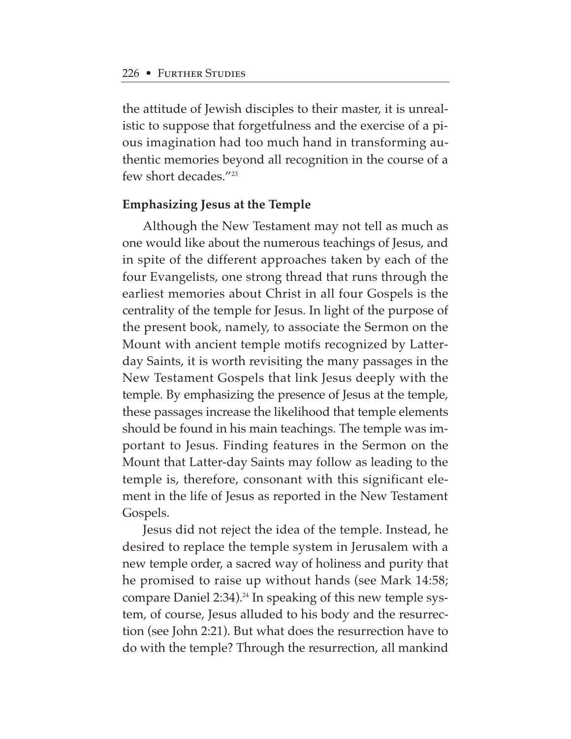the attitude of Jewish disciples to their master, it is unrealistic to suppose that forgetfulness and the exercise of a pious imagination had too much hand in transforming authentic memories beyond all recognition in the course of a few short decades."[23]

**Emphasizing Jesus at the Temple**

Although the New Testament may not tell as much as one would like about the numerous teachings of Jesus, and in spite of the different approaches taken by each of the four Evangelists, one strong thread that runs through the earliest memories about Christ in all four Gospels is the centrality of the temple for Jesus. In light of the purpose of the present book, namely, to associate the Sermon on the Mount with ancient temple motifs recognized by Latter-day Saints, it is worth revisiting the many passages in the New Testament Gospels that link Jesus deeply with the temple. By emphasizing the presence of Jesus at the temple, these passages increase the likelihood that temple elements should be found in his main teachings. The temple was important to Jesus. Finding features in the Sermon on the Mount that Latter-day Saints may follow as leading to the temple is, therefore, consonant with this significant element in the life of Jesus as reported in the New Testament Gospels.

Jesus did not reject the idea of the temple. Instead, he desired to replace the temple system in Jerusalem with a new temple order, a sacred way of holiness and purity that he promised to raise up without hands (see Mark 14:58; compare Daniel 2:34).[24] In speaking of this new temple system, of course, Jesus alluded to his body and the resurrection (see John 2:21). But what does the resurrection have to do with the temple? Through the resurrection, all mankind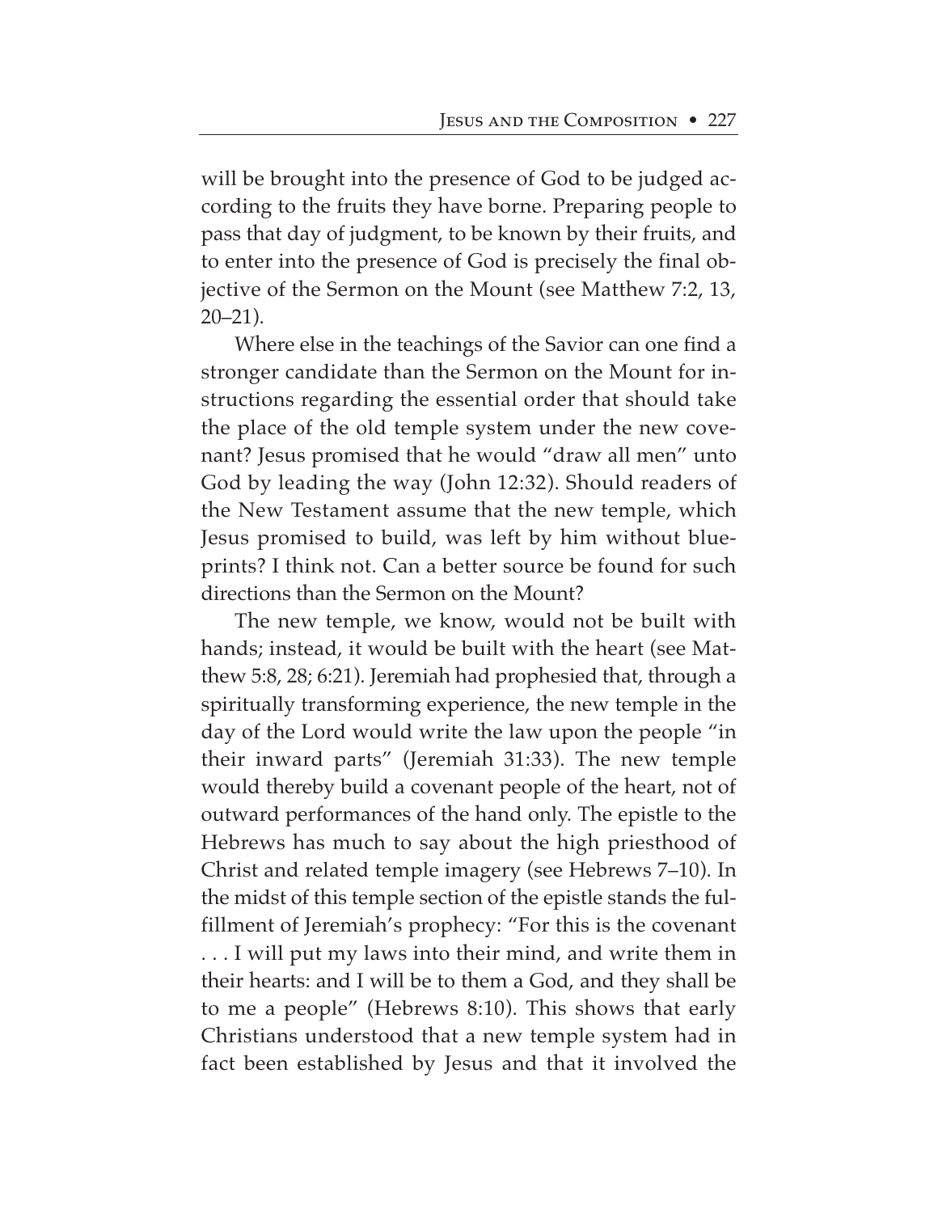will be brought into the presence of God to be judged according to the fruits they have borne. Preparing people to pass that day of judgment, to be known by their fruits, and to enter into the presence of God is precisely the final objective of the Sermon on the Mount (see Matthew 7:2, 13, 20–21).

Where else in the teachings of the Savior can one find a stronger candidate than the Sermon on the Mount for instructions regarding the essential order that should take the place of the old temple system under the new covenant? Jesus promised that he would "draw all men" unto God by leading the way (John 12:32). Should readers of the New Testament assume that the new temple, which Jesus promised to build, was left by him without blueprints? I think not. Can a better source be found for such directions than the Sermon on the Mount?

The new temple, we know, would not be built with hands; instead, it would be built with the heart (see Matthew 5:8, 28; 6:21). Jeremiah had prophesied that, through a spiritually transforming experience, the new temple in the day of the Lord would write the law upon the people "in their inward parts" (Jeremiah 31:33). The new temple would thereby build a covenant people of the heart, not of outward performances of the hand only. The epistle to the Hebrews has much to say about the high priesthood of Christ and related temple imagery (see Hebrews 7–10). In the midst of this temple section of the epistle stands the fulfillment of Jeremiah's prophecy: "For this is the covenant . . . I will put my laws into their mind, and write them in their hearts: and I will be to them a God, and they shall be to me a people" (Hebrews 8:10). This shows that early Christians understood that a new temple system had in fact been established by Jesus and that it involved the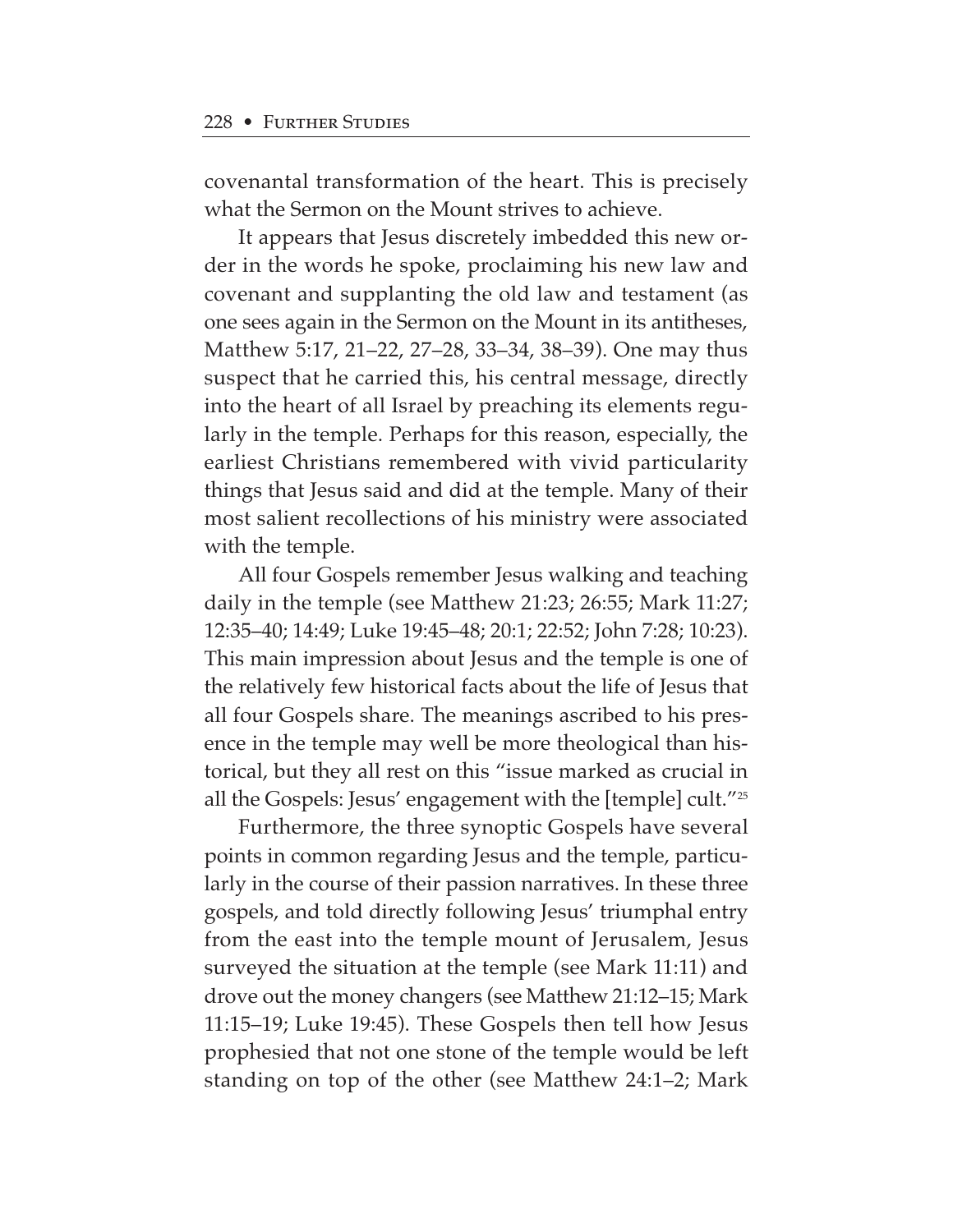covenantal transformation of the heart. This is precisely what the Sermon on the Mount strives to achieve.

It appears that Jesus discretely imbedded this new order in the words he spoke, proclaiming his new law and covenant and supplanting the old law and testament (as one sees again in the Sermon on the Mount in its antitheses, Matthew 5:17, 21–22, 27–28, 33–34, 38–39). One may thus suspect that he carried this, his central message, directly into the heart of all Israel by preaching its elements regularly in the temple. Perhaps for this reason, especially, the earliest Christians remembered with vivid particularity things that Jesus said and did at the temple. Many of their most salient recollections of his ministry were associated with the temple.

All four Gospels remember Jesus walking and teaching daily in the temple (see Matthew 21:23; 26:55; Mark 11:27; 12:35–40; 14:49; Luke 19:45–48; 20:1; 22:52; John 7:28; 10:23). This main impression about Jesus and the temple is one of the relatively few historical facts about the life of Jesus that all four Gospels share. The meanings ascribed to his presence in the temple may well be more theological than historical, but they all rest on this "issue marked as crucial in all the Gospels: Jesus' engagement with the [temple] cult."[25]

Furthermore, the three synoptic Gospels have several points in common regarding Jesus and the temple, particularly in the course of their passion narratives. In these three gospels, and told directly following Jesus' triumphal entry from the east into the temple mount of Jerusalem, Jesus surveyed the situation at the temple (see Mark 11:11) and drove out the money changers (see Matthew 21:12–15; Mark 11:15–19; Luke 19:45). These Gospels then tell how Jesus prophesied that not one stone of the temple would be left standing on top of the other (see Matthew 24:1–2; Mark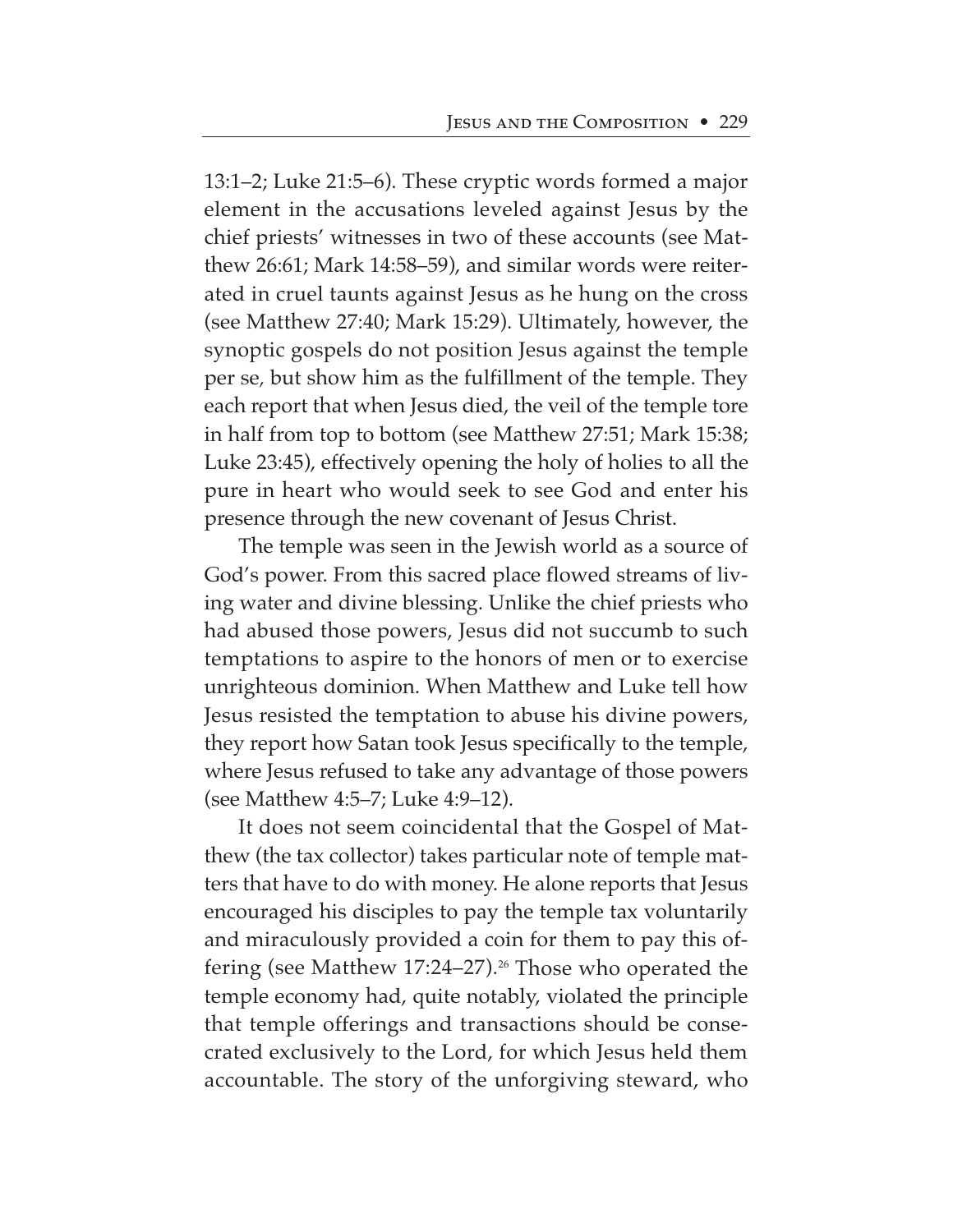13:1–2; Luke 21:5–6). These cryptic words formed a major element in the accusations leveled against Jesus by the chief priests' witnesses in two of these accounts (see Matthew 26:61; Mark 14:58–59), and similar words were reiterated in cruel taunts against Jesus as he hung on the cross (see Matthew 27:40; Mark 15:29). Ultimately, however, the synoptic gospels do not position Jesus against the temple per se, but show him as the fulfillment of the temple. They each report that when Jesus died, the veil of the temple tore in half from top to bottom (see Matthew 27:51; Mark 15:38; Luke 23:45), effectively opening the holy of holies to all the pure in heart who would seek to see God and enter his presence through the new covenant of Jesus Christ.

The temple was seen in the Jewish world as a source of God's power. From this sacred place flowed streams of living water and divine blessing. Unlike the chief priests who had abused those powers, Jesus did not succumb to such temptations to aspire to the honors of men or to exercise unrighteous dominion. When Matthew and Luke tell how Jesus resisted the temptation to abuse his divine powers, they report how Satan took Jesus specifically to the temple, where Jesus refused to take any advantage of those powers (see Matthew 4:5–7; Luke 4:9–12).

It does not seem coincidental that the Gospel of Matthew (the tax collector) takes particular note of temple matters that have to do with money. He alone reports that Jesus encouraged his disciples to pay the temple tax voluntarily and miraculously provided a coin for them to pay this offering (see Matthew 17:24–27).[26] Those who operated the temple economy had, quite notably, violated the principle that temple offerings and transactions should be consecrated exclusively to the Lord, for which Jesus held them accountable. The story of the unforgiving steward, who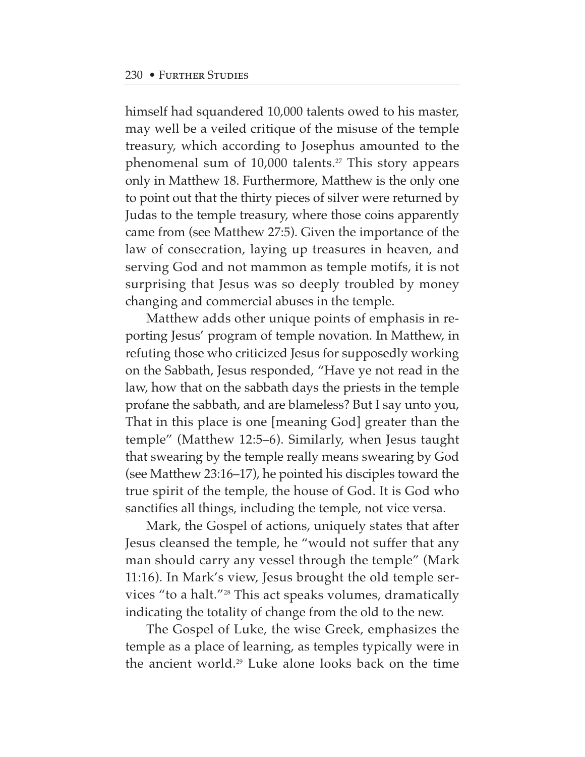himself had squandered 10,000 talents owed to his master, may well be a veiled critique of the misuse of the temple treasury, which according to Josephus amounted to the phenomenal sum of 10,000 talents.[27] This story appears only in Matthew 18. Furthermore, Matthew is the only one to point out that the thirty pieces of silver were returned by Judas to the temple treasury, where those coins apparently came from (see Matthew 27:5). Given the importance of the law of consecration, laying up treasures in heaven, and serving God and not mammon as temple motifs, it is not surprising that Jesus was so deeply troubled by money changing and commercial abuses in the temple.

Matthew adds other unique points of emphasis in reporting Jesus' program of temple novation. In Matthew, in refuting those who criticized Jesus for supposedly working on the Sabbath, Jesus responded, "Have ye not read in the law, how that on the sabbath days the priests in the temple profane the sabbath, and are blameless? But I say unto you, That in this place is one [meaning God] greater than the temple" (Matthew 12:5–6). Similarly, when Jesus taught that swearing by the temple really means swearing by God (see Matthew 23:16–17), he pointed his disciples toward the true spirit of the temple, the house of God. It is God who sanctifies all things, including the temple, not vice versa.

Mark, the Gospel of actions, uniquely states that after Jesus cleansed the temple, he "would not suffer that any man should carry any vessel through the temple" (Mark 11:16). In Mark's view, Jesus brought the old temple services "to a halt."[28] This act speaks volumes, dramatically indicating the totality of change from the old to the new.

The Gospel of Luke, the wise Greek, emphasizes the temple as a place of learning, as temples typically were in the ancient world.[29] Luke alone looks back on the time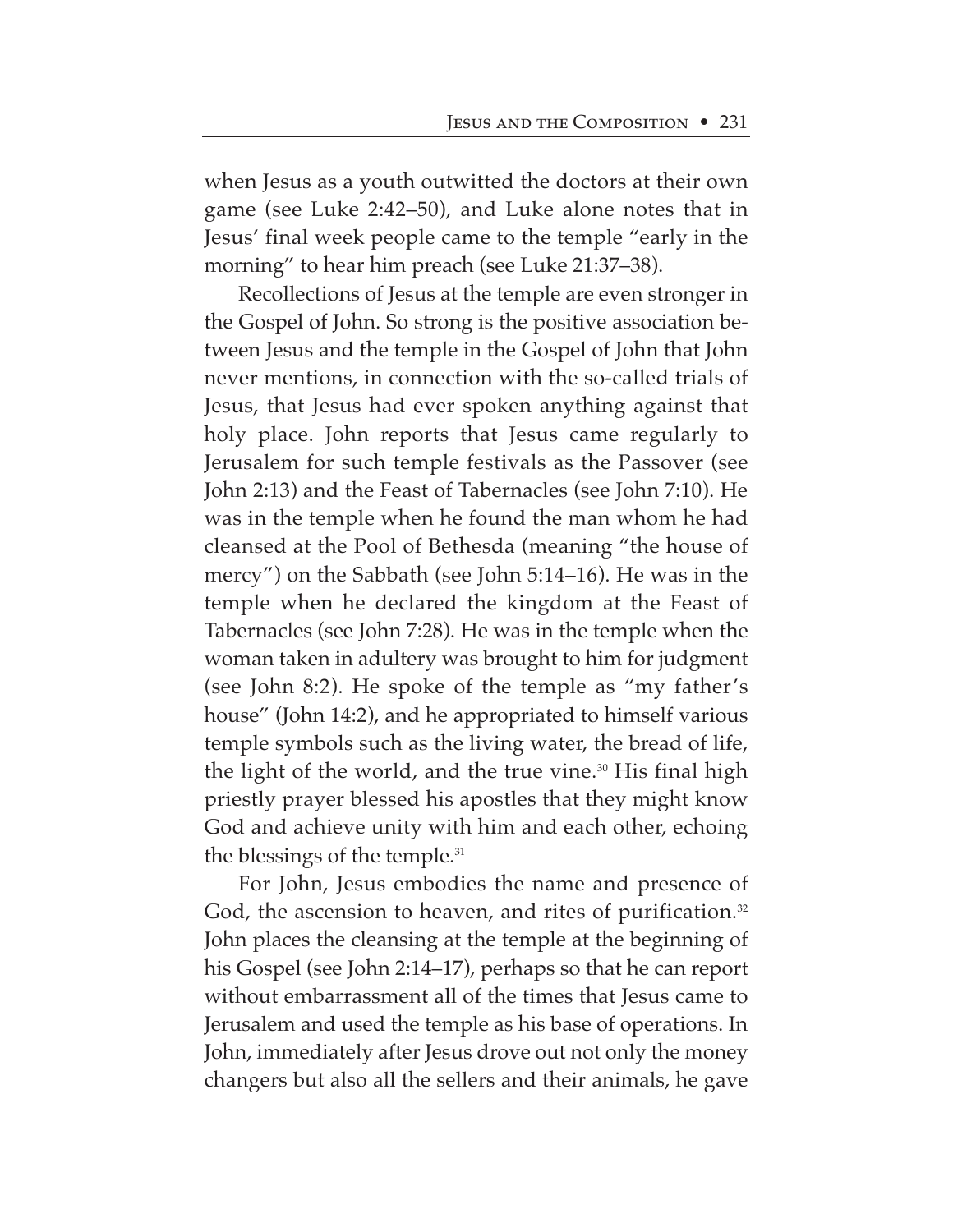when Jesus as a youth outwitted the doctors at their own game (see Luke 2:42–50), and Luke alone notes that in Jesus' final week people came to the temple "early in the morning" to hear him preach (see Luke 21:37–38).

Recollections of Jesus at the temple are even stronger in the Gospel of John. So strong is the positive association between Jesus and the temple in the Gospel of John that John never mentions, in connection with the so-called trials of Jesus, that Jesus had ever spoken anything against that holy place. John reports that Jesus came regularly to Jerusalem for such temple festivals as the Passover (see John 2:13) and the Feast of Tabernacles (see John 7:10). He was in the temple when he found the man whom he had cleansed at the Pool of Bethesda (meaning "the house of mercy") on the Sabbath (see John 5:14–16). He was in the temple when he declared the kingdom at the Feast of Tabernacles (see John 7:28). He was in the temple when the woman taken in adultery was brought to him for judgment (see John 8:2). He spoke of the temple as "my father's house" (John 14:2), and he appropriated to himself various temple symbols such as the living water, the bread of life, the light of the world, and the true vine.[30] His final high priestly prayer blessed his apostles that they might know God and achieve unity with him and each other, echoing the blessings of the temple.[31]

For John, Jesus embodies the name and presence of God, the ascension to heaven, and rites of purification.[32] John places the cleansing at the temple at the beginning of his Gospel (see John 2:14–17), perhaps so that he can report without embarrassment all of the times that Jesus came to Jerusalem and used the temple as his base of operations. In John, immediately after Jesus drove out not only the money changers but also all the sellers and their animals, he gave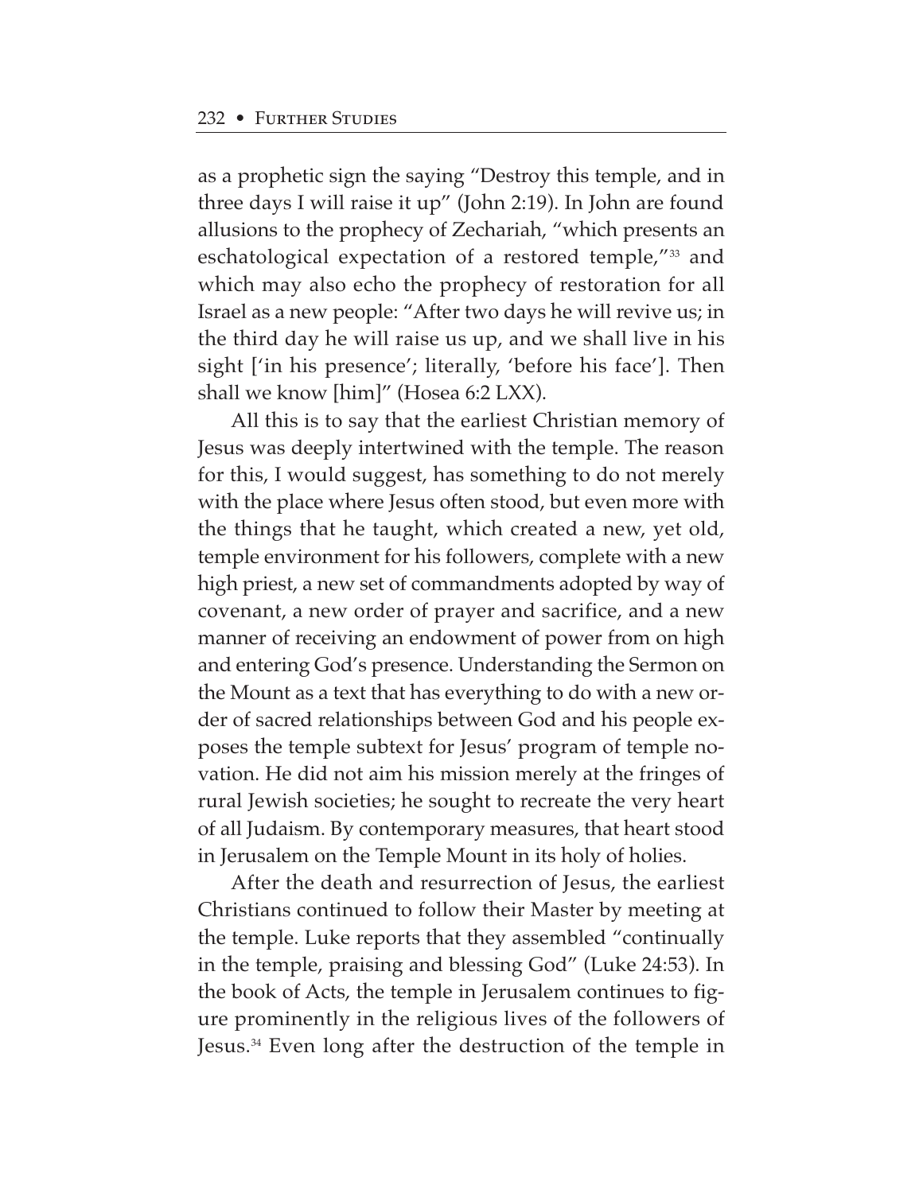as a prophetic sign the saying "Destroy this temple, and in three days I will raise it up" (John 2:19). In John are found allusions to the prophecy of Zechariah, "which presents an eschatological expectation of a restored temple,"[33] and which may also echo the prophecy of restoration for all Israel as a new people: "After two days he will revive us; in the third day he will raise us up, and we shall live in his sight ['in his presence'; literally, 'before his face']. Then shall we know [him]" (Hosea 6:2 LXX).

All this is to say that the earliest Christian memory of Jesus was deeply intertwined with the temple. The reason for this, I would suggest, has something to do not merely with the place where Jesus often stood, but even more with the things that he taught, which created a new, yet old, temple environment for his followers, complete with a new high priest, a new set of commandments adopted by way of covenant, a new order of prayer and sacrifice, and a new manner of receiving an endowment of power from on high and entering God's presence. Understanding the Sermon on the Mount as a text that has everything to do with a new order of sacred relationships between God and his people exposes the temple subtext for Jesus' program of temple novation. He did not aim his mission merely at the fringes of rural Jewish societies; he sought to recreate the very heart of all Judaism. By contemporary measures, that heart stood in Jerusalem on the Temple Mount in its holy of holies.

After the death and resurrection of Jesus, the earliest Christians continued to follow their Master by meeting at the temple. Luke reports that they assembled "continually in the temple, praising and blessing God" (Luke 24:53). In the book of Acts, the temple in Jerusalem continues to figure prominently in the religious lives of the followers of Jesus.[34] Even long after the destruction of the temple in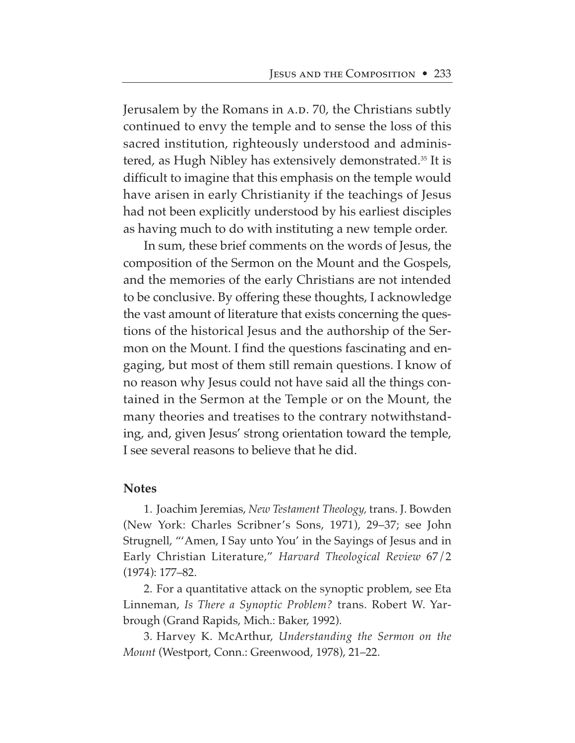Jerusalem by the Romans in A.D. 70, the Christians subtly continued to envy the temple and to sense the loss of this sacred institution, righteously understood and administered, as Hugh Nibley has extensively demonstrated.[35] It is difficult to imagine that this emphasis on the temple would have arisen in early Christianity if the teachings of Jesus had not been explicitly understood by his earliest disciples as having much to do with instituting a new temple order.

In sum, these brief comments on the words of Jesus, the composition of the Sermon on the Mount and the Gospels, and the memories of the early Christians are not intended to be conclusive. By offering these thoughts, I acknowledge the vast amount of literature that exists concerning the questions of the historical Jesus and the authorship of the Sermon on the Mount. I find the questions fascinating and engaging, but most of them still remain questions. I know of no reason why Jesus could not have said all the things contained in the Sermon at the Temple or on the Mount, the many theories and treatises to the contrary notwithstanding, and, given Jesus' strong orientation toward the temple, I see several reasons to believe that he did.

## Notes

1. Joachim Jeremias, *New Testament Theology,* trans. J. Bowden (New York: Charles Scribner's Sons, 1971), 29–37; see John Strugnell, "'Amen, I Say unto You' in the Sayings of Jesus and in Early Christian Literature," *Harvard Theological Review* 67/2 (1974): 177–82.

2. For a quantitative attack on the synoptic problem, see Eta Linneman, *Is There a Synoptic Problem?* trans. Robert W. Yarbrough (Grand Rapids, Mich.: Baker, 1992).

3. Harvey K. McArthur, *Understanding the Sermon on the Mount* (Westport, Conn.: Greenwood, 1978), 21–22.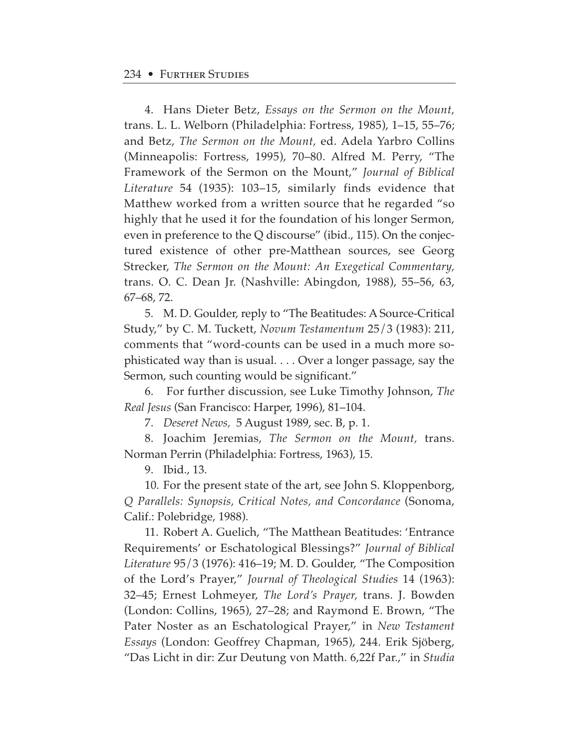4. Hans Dieter Betz, *Essays on the Sermon on the Mount,* trans. L. L. Welborn (Philadelphia: Fortress, 1985), 1–15, 55–76; and Betz, *The Sermon on the Mount,* ed. Adela Yarbro Collins (Minneapolis: Fortress, 1995), 70–80. Alfred M. Perry, "The Framework of the Sermon on the Mount," *Journal of Biblical Literature* 54 (1935): 103–15, similarly finds evidence that Matthew worked from a written source that he regarded "so highly that he used it for the foundation of his longer Sermon, even in preference to the Q discourse" (ibid., 115). On the conjectured existence of other pre-Matthean sources, see Georg Strecker, *The Sermon on the Mount: An Exegetical Commentary,* trans. O. C. Dean Jr. (Nashville: Abingdon, 1988), 55–56, 63, 67–68, 72.

5. M. D. Goulder, reply to "The Beatitudes: A Source-Critical Study," by C. M. Tuckett, *Novum Testamentum* 25/3 (1983): 211, comments that "word-counts can be used in a much more sophisticated way than is usual. . . . Over a longer passage, say the Sermon, such counting would be significant."

6. For further discussion, see Luke Timothy Johnson, *The Real Jesus* (San Francisco: Harper, 1996), 81–104.

7. *Deseret News,* 5 August 1989, sec. B, p. 1.

8. Joachim Jeremias, *The Sermon on the Mount,* trans. Norman Perrin (Philadelphia: Fortress, 1963), 15.

9. Ibid., 13.

10. For the present state of the art, see John S. Kloppenborg, *Q Parallels: Synopsis, Critical Notes, and Concordance* (Sonoma, Calif.: Polebridge, 1988).

11. Robert A. Guelich, "The Matthean Beatitudes: 'Entrance Requirements' or Eschatological Blessings?" *Journal of Biblical Literature* 95/3 (1976): 416–19; M. D. Goulder, "The Composition of the Lord's Prayer," *Journal of Theological Studies* 14 (1963): 32–45; Ernest Lohmeyer, *The Lord's Prayer,* trans. J. Bowden (London: Collins, 1965), 27–28; and Raymond E. Brown, "The Pater Noster as an Eschatological Prayer," in *New Testament Essays* (London: Geoffrey Chapman, 1965), 244. Erik Sjöberg, "Das Licht in dir: Zur Deutung von Matth. 6,22f Par.," in *Studia*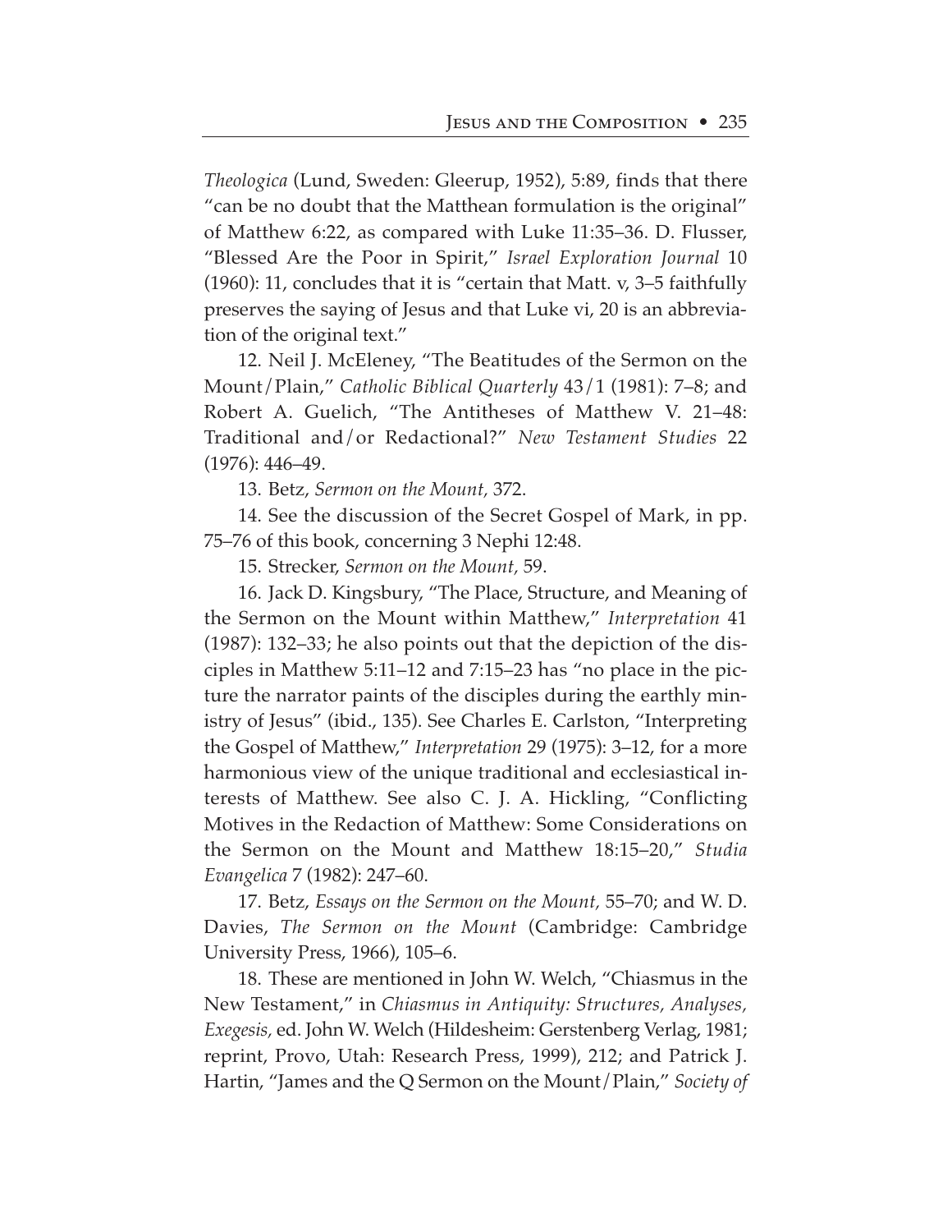*Theologica* (Lund, Sweden: Gleerup, 1952), 5:89, finds that there "can be no doubt that the Matthean formulation is the original" of Matthew 6:22, as compared with Luke 11:35–36. D. Flusser, "Blessed Are the Poor in Spirit," *Israel Exploration Journal* 10 (1960): 11, concludes that it is "certain that Matt. v, 3–5 faithfully preserves the saying of Jesus and that Luke vi, 20 is an abbreviation of the original text."

12. Neil J. McEleney, "The Beatitudes of the Sermon on the Mount/Plain," *Catholic Biblical Quarterly* 43/1 (1981): 7–8; and Robert A. Guelich, "The Antitheses of Matthew V. 21–48: Traditional and/or Redactional?" *New Testament Studies* 22 (1976): 446–49.

13. Betz, *Sermon on the Mount,* 372.

14. See the discussion of the Secret Gospel of Mark, in pp. 75–76 of this book, concerning 3 Nephi 12:48.

15. Strecker, *Sermon on the Mount,* 59.

16. Jack D. Kingsbury, "The Place, Structure, and Meaning of the Sermon on the Mount within Matthew," *Interpretation* 41 (1987): 132–33; he also points out that the depiction of the disciples in Matthew 5:11–12 and 7:15–23 has "no place in the picture the narrator paints of the disciples during the earthly ministry of Jesus" (ibid., 135). See Charles E. Carlston, "Interpreting the Gospel of Matthew," *Interpretation* 29 (1975): 3–12, for a more harmonious view of the unique traditional and ecclesiastical interests of Matthew. See also C. J. A. Hickling, "Conflicting Motives in the Redaction of Matthew: Some Considerations on the Sermon on the Mount and Matthew 18:15–20," *Studia Evangelica* 7 (1982): 247–60.

17. Betz, *Essays on the Sermon on the Mount,* 55–70; and W. D. Davies, *The Sermon on the Mount* (Cambridge: Cambridge University Press, 1966), 105–6.

18. These are mentioned in John W. Welch, "Chiasmus in the New Testament," in *Chiasmus in Antiquity: Structures, Analyses, Exegesis,* ed. John W. Welch (Hildesheim: Gerstenberg Verlag, 1981; reprint, Provo, Utah: Research Press, 1999), 212; and Patrick J. Hartin, "James and the Q Sermon on the Mount/Plain," *Society of*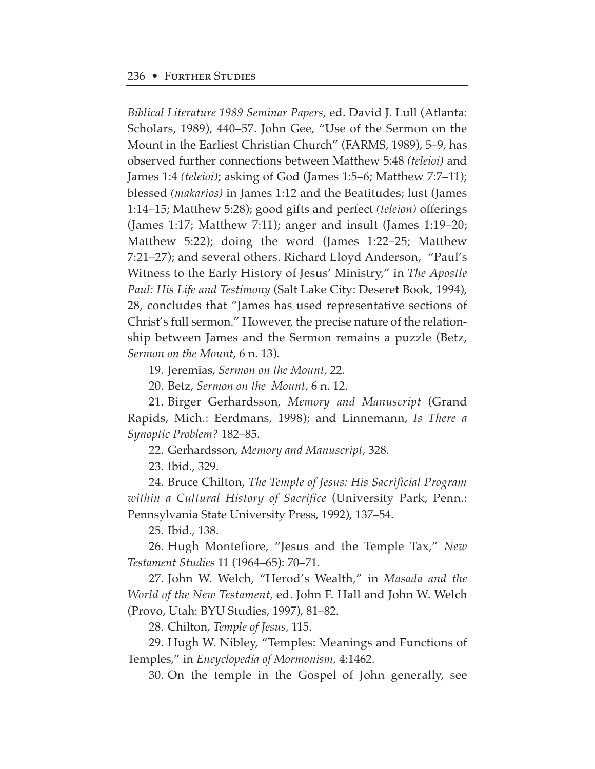*Biblical Literature 1989 Seminar Papers,* ed. David J. Lull (Atlanta: Scholars, 1989), 440–57. John Gee, "Use of the Sermon on the Mount in the Earliest Christian Church" (FARMS, 1989), 5–9, has observed further connections between Matthew 5:48 *(teleioi)* and James 1:4 *(teleioi)*; asking of God (James 1:5–6; Matthew 7:7–11); blessed *(makarios)* in James 1:12 and the Beatitudes; lust (James 1:14–15; Matthew 5:28); good gifts and perfect *(teleion)* offerings (James 1:17; Matthew 7:11); anger and insult (James 1:19–20; Matthew 5:22); doing the word (James 1:22–25; Matthew 7:21–27); and several others. Richard Lloyd Anderson, "Paul's Witness to the Early History of Jesus' Ministry," in *The Apostle Paul: His Life and Testimony* (Salt Lake City: Deseret Book, 1994), 28, concludes that "James has used representative sections of Christ's full sermon." However, the precise nature of the relationship between James and the Sermon remains a puzzle (Betz, *Sermon on the Mount,* 6 n. 13).

19. Jeremias, *Sermon on the Mount,* 22.

20. Betz, *Sermon on the Mount,* 6 n. 12.

21. Birger Gerhardsson, *Memory and Manuscript* (Grand Rapids, Mich.: Eerdmans, 1998); and Linnemann, *Is There a Synoptic Problem?* 182–85.

22. Gerhardsson, *Memory and Manuscript,* 328.

23. Ibid., 329.

24. Bruce Chilton, *The Temple of Jesus: His Sacrificial Program within a Cultural History of Sacrifice* (University Park, Penn.: Pennsylvania State University Press, 1992), 137–54.

25. Ibid., 138.

26. Hugh Montefiore, "Jesus and the Temple Tax," *New Testament Studies* 11 (1964–65): 70–71.

27. John W. Welch, "Herod's Wealth," in *Masada and the World of the New Testament,* ed. John F. Hall and John W. Welch (Provo, Utah: BYU Studies, 1997), 81–82.

28. Chilton, *Temple of Jesus,* 115.

29. Hugh W. Nibley, "Temples: Meanings and Functions of Temples," in *Encyclopedia of Mormonism,* 4:1462.

30. On the temple in the Gospel of John generally, see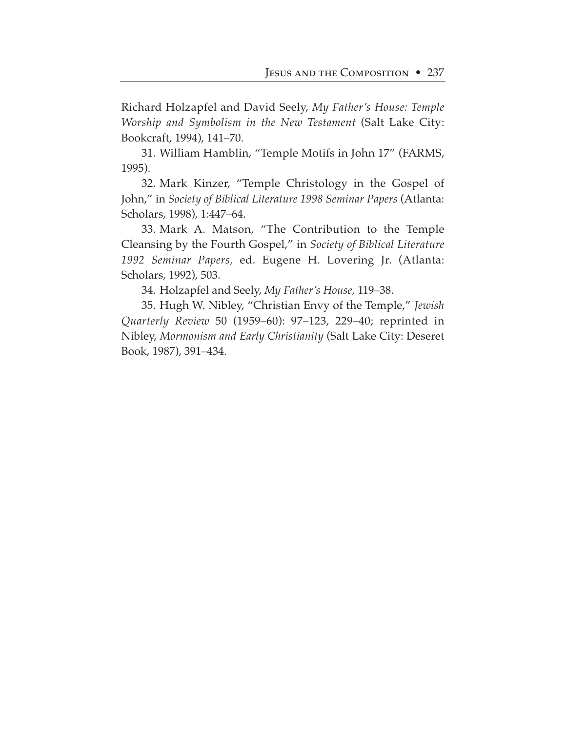Richard Holzapfel and David Seely, *My Father's House: Temple Worship and Symbolism in the New Testament* (Salt Lake City: Bookcraft, 1994), 141–70.

31. William Hamblin, "Temple Motifs in John 17" (FARMS, 1995).

32. Mark Kinzer, "Temple Christology in the Gospel of John," in *Society of Biblical Literature 1998 Seminar Papers* (Atlanta: Scholars, 1998), 1:447–64.

33. Mark A. Matson, "The Contribution to the Temple Cleansing by the Fourth Gospel," in *Society of Biblical Literature 1992 Seminar Papers,* ed. Eugene H. Lovering Jr. (Atlanta: Scholars, 1992), 503.

34. Holzapfel and Seely, *My Father's House,* 119–38.

35. Hugh W. Nibley, "Christian Envy of the Temple," *Jewish Quarterly Review* 50 (1959–60): 97–123, 229–40; reprinted in Nibley, *Mormonism and Early Christianity* (Salt Lake City: Deseret Book, 1987), 391–434.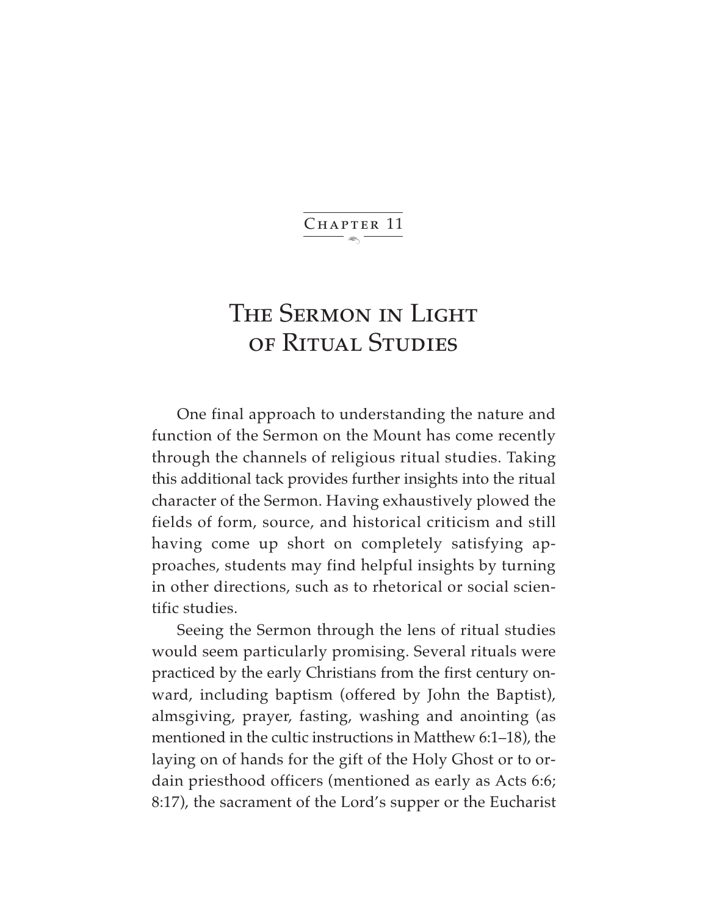# Chapter 11

# The Sermon in Light of Ritual Studies

One final approach to understanding the nature and function of the Sermon on the Mount has come recently through the channels of religious ritual studies. Taking this additional tack provides further insights into the ritual character of the Sermon. Having exhaustively plowed the fields of form, source, and historical criticism and still having come up short on completely satisfying approaches, students may find helpful insights by turning in other directions, such as to rhetorical or social scientific studies.

Seeing the Sermon through the lens of ritual studies would seem particularly promising. Several rituals were practiced by the early Christians from the first century onward, including baptism (offered by John the Baptist), almsgiving, prayer, fasting, washing and anointing (as mentioned in the cultic instructions in Matthew 6:1–18), the laying on of hands for the gift of the Holy Ghost or to ordain priesthood officers (mentioned as early as Acts 6:6; 8:17), the sacrament of the Lord's supper or the Eucharist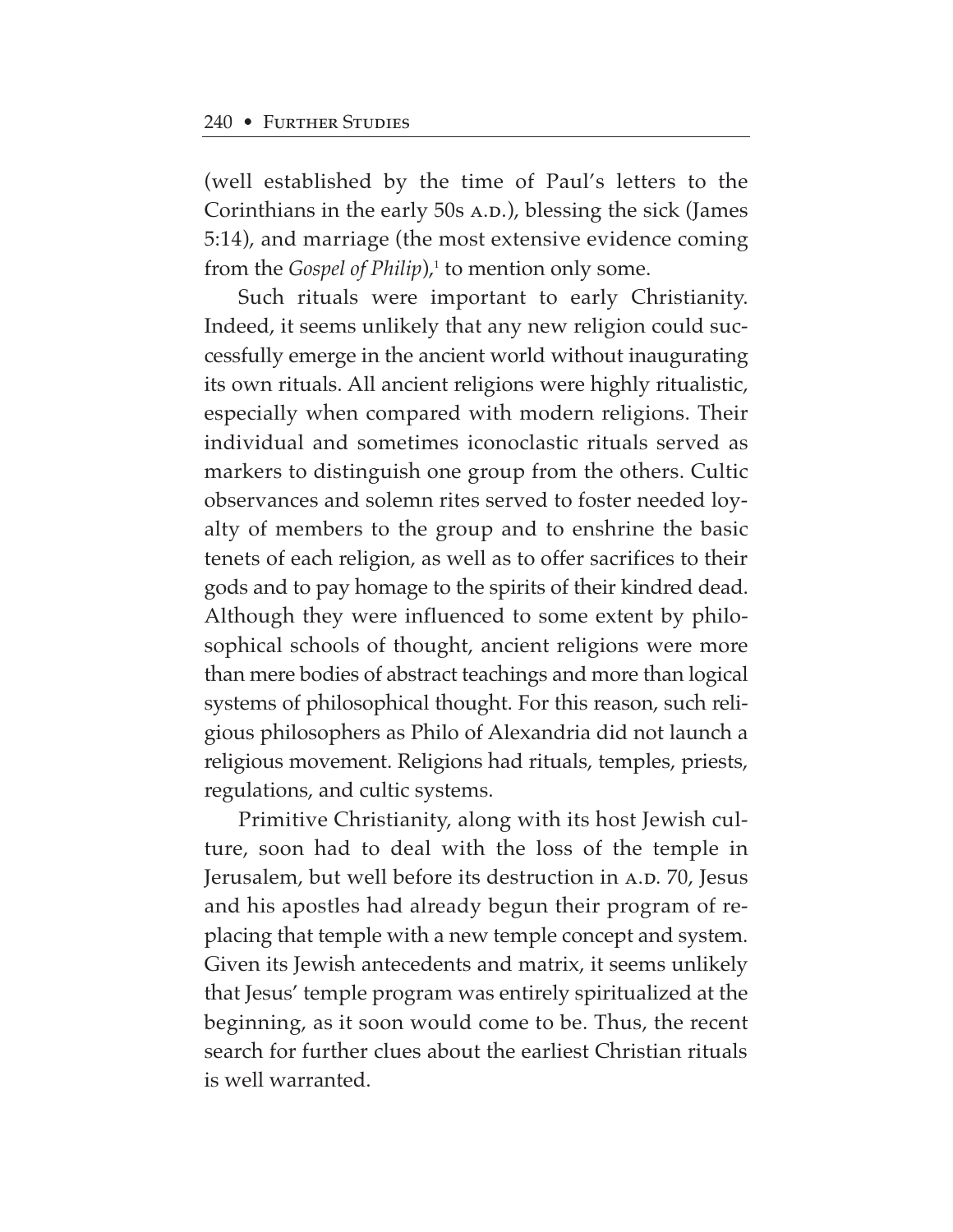(well established by the time of Paul's letters to the Corinthians in the early 50s A.D.), blessing the sick (James 5:14), and marriage (the most extensive evidence coming from the *Gospel of Philip*),[1] to mention only some.

Such rituals were important to early Christianity. Indeed, it seems unlikely that any new religion could successfully emerge in the ancient world without inaugurating its own rituals. All ancient religions were highly ritualistic, especially when compared with modern religions. Their individual and sometimes iconoclastic rituals served as markers to distinguish one group from the others. Cultic observances and solemn rites served to foster needed loyalty of members to the group and to enshrine the basic tenets of each religion, as well as to offer sacrifices to their gods and to pay homage to the spirits of their kindred dead. Although they were influenced to some extent by philosophical schools of thought, ancient religions were more than mere bodies of abstract teachings and more than logical systems of philosophical thought. For this reason, such religious philosophers as Philo of Alexandria did not launch a religious movement. Religions had rituals, temples, priests, regulations, and cultic systems.

Primitive Christianity, along with its host Jewish culture, soon had to deal with the loss of the temple in Jerusalem, but well before its destruction in A.D. 70, Jesus and his apostles had already begun their program of replacing that temple with a new temple concept and system. Given its Jewish antecedents and matrix, it seems unlikely that Jesus' temple program was entirely spiritualized at the beginning, as it soon would come to be. Thus, the recent search for further clues about the earliest Christian rituals is well warranted.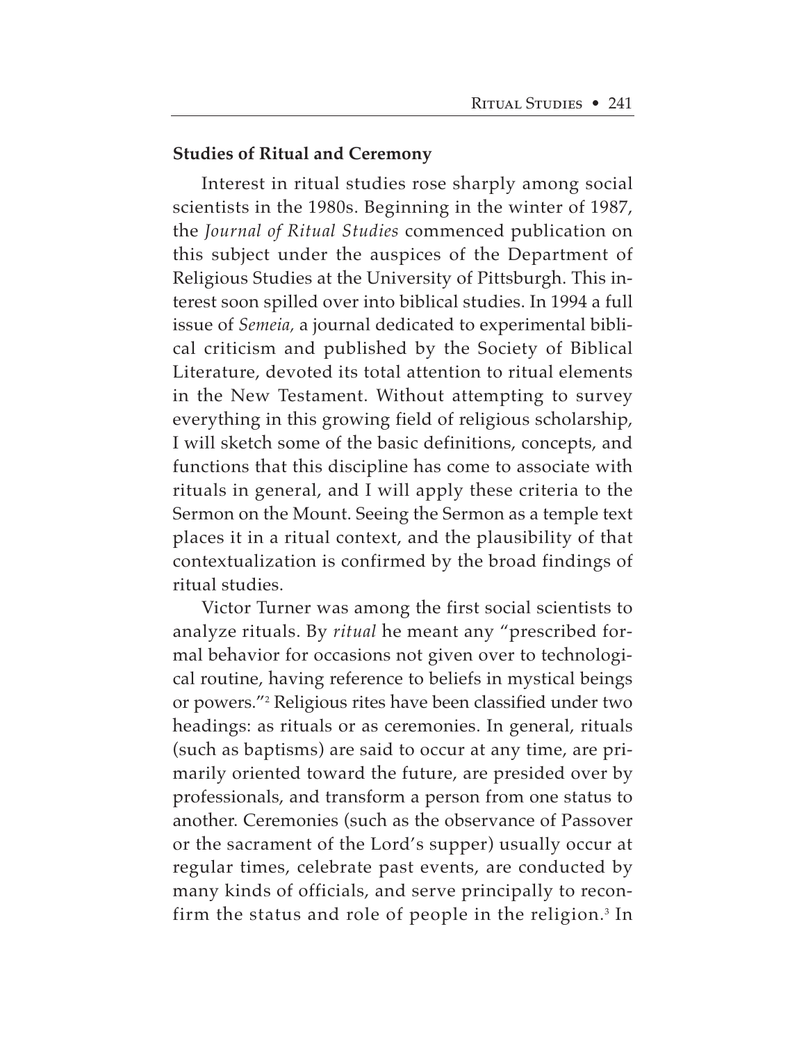**Studies of Ritual and Ceremony**

Interest in ritual studies rose sharply among social scientists in the 1980s. Beginning in the winter of 1987, the *Journal of Ritual Studies* commenced publication on this subject under the auspices of the Department of Religious Studies at the University of Pittsburgh. This interest soon spilled over into biblical studies. In 1994 a full issue of *Semeia,* a journal dedicated to experimental biblical criticism and published by the Society of Biblical Literature, devoted its total attention to ritual elements in the New Testament. Without attempting to survey everything in this growing field of religious scholarship, I will sketch some of the basic definitions, concepts, and functions that this discipline has come to associate with rituals in general, and I will apply these criteria to the Sermon on the Mount. Seeing the Sermon as a temple text places it in a ritual context, and the plausibility of that contextualization is confirmed by the broad findings of ritual studies.

Victor Turner was among the first social scientists to analyze rituals. By *ritual* he meant any "prescribed formal behavior for occasions not given over to technological routine, having reference to beliefs in mystical beings or powers."[2] Religious rites have been classified under two headings: as rituals or as ceremonies. In general, rituals (such as baptisms) are said to occur at any time, are primarily oriented toward the future, are presided over by professionals, and transform a person from one status to another. Ceremonies (such as the observance of Passover or the sacrament of the Lord's supper) usually occur at regular times, celebrate past events, are conducted by many kinds of officials, and serve principally to reconfirm the status and role of people in the religion.[3] In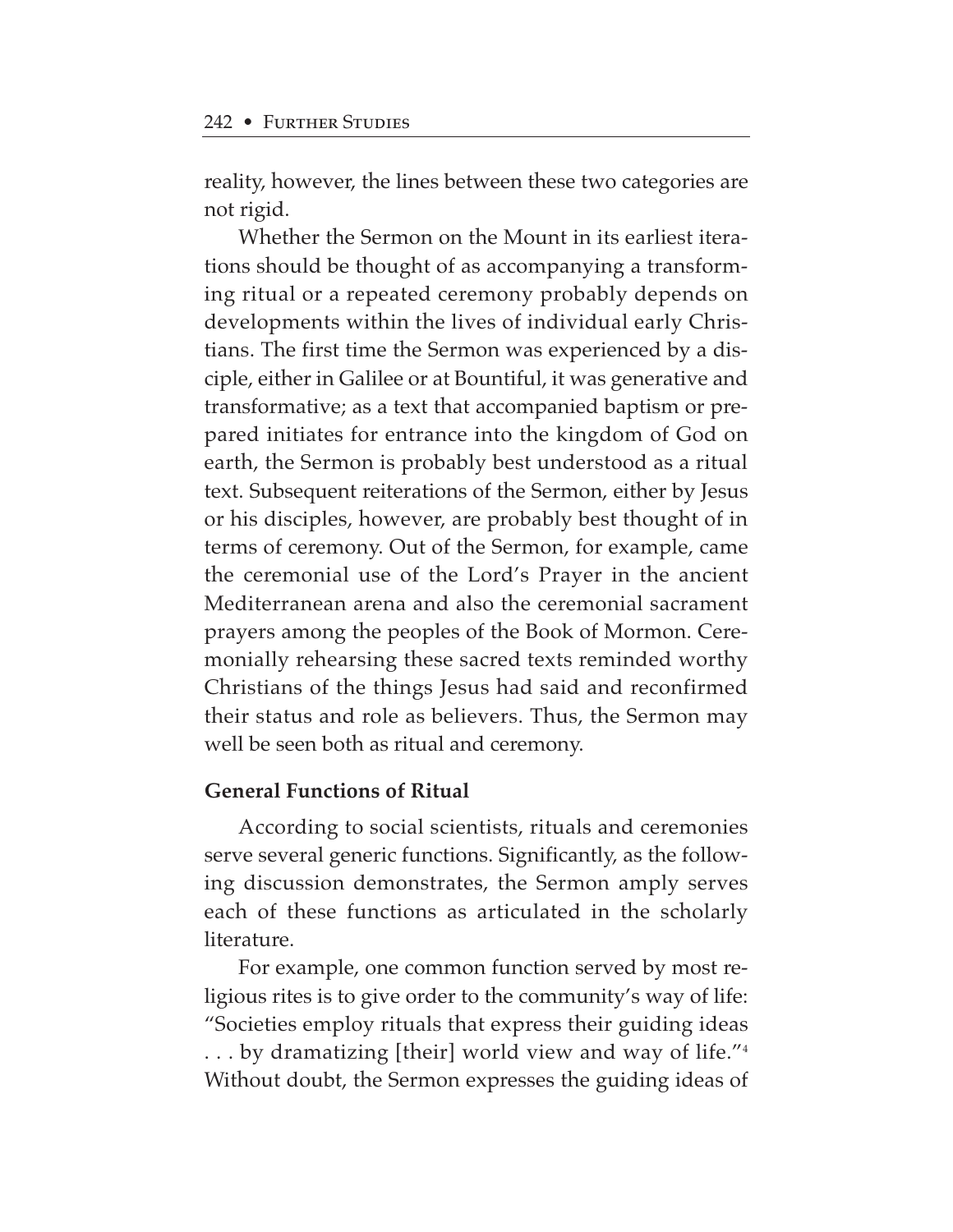reality, however, the lines between these two categories are not rigid.

Whether the Sermon on the Mount in its earliest iterations should be thought of as accompanying a transforming ritual or a repeated ceremony probably depends on developments within the lives of individual early Christians. The first time the Sermon was experienced by a disciple, either in Galilee or at Bountiful, it was generative and transformative; as a text that accompanied baptism or prepared initiates for entrance into the kingdom of God on earth, the Sermon is probably best understood as a ritual text. Subsequent reiterations of the Sermon, either by Jesus or his disciples, however, are probably best thought of in terms of ceremony. Out of the Sermon, for example, came the ceremonial use of the Lord's Prayer in the ancient Mediterranean arena and also the ceremonial sacrament prayers among the peoples of the Book of Mormon. Ceremonially rehearsing these sacred texts reminded worthy Christians of the things Jesus had said and reconfirmed their status and role as believers. Thus, the Sermon may well be seen both as ritual and ceremony.

### General Functions of Ritual

According to social scientists, rituals and ceremonies serve several generic functions. Significantly, as the following discussion demonstrates, the Sermon amply serves each of these functions as articulated in the scholarly literature.

For example, one common function served by most religious rites is to give order to the community's way of life: "Societies employ rituals that express their guiding ideas . . . by dramatizing [their] world view and way of life."[4] Without doubt, the Sermon expresses the guiding ideas of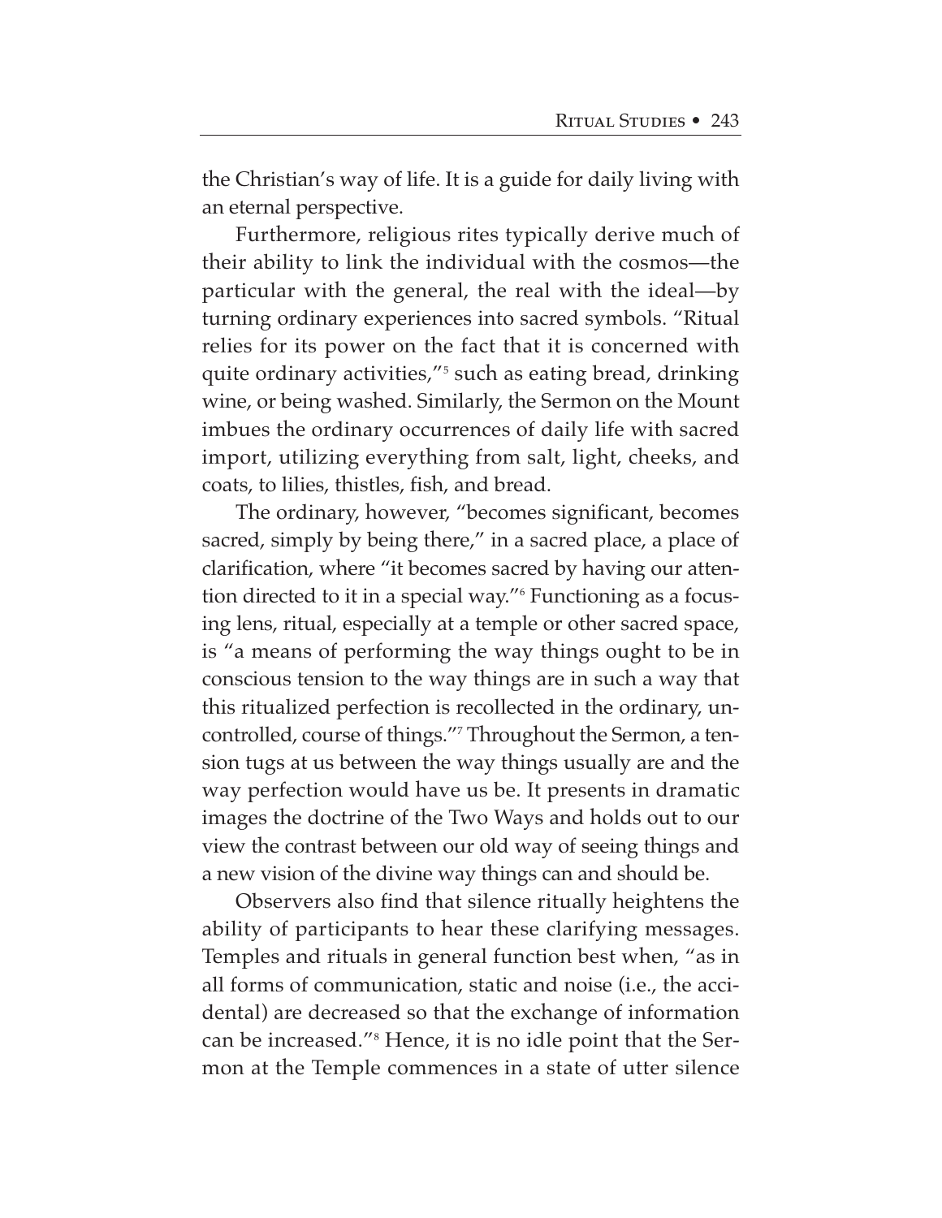the Christian's way of life. It is a guide for daily living with an eternal perspective.

Furthermore, religious rites typically derive much of their ability to link the individual with the cosmos—the particular with the general, the real with the ideal—by turning ordinary experiences into sacred symbols. "Ritual relies for its power on the fact that it is concerned with quite ordinary activities,"[5] such as eating bread, drinking wine, or being washed. Similarly, the Sermon on the Mount imbues the ordinary occurrences of daily life with sacred import, utilizing everything from salt, light, cheeks, and coats, to lilies, thistles, fish, and bread.

The ordinary, however, "becomes significant, becomes sacred, simply by being there," in a sacred place, a place of clarification, where "it becomes sacred by having our attention directed to it in a special way."[6] Functioning as a focusing lens, ritual, especially at a temple or other sacred space, is "a means of performing the way things ought to be in conscious tension to the way things are in such a way that this ritualized perfection is recollected in the ordinary, uncontrolled, course of things."[7] Throughout the Sermon, a tension tugs at us between the way things usually are and the way perfection would have us be. It presents in dramatic images the doctrine of the Two Ways and holds out to our view the contrast between our old way of seeing things and a new vision of the divine way things can and should be.

Observers also find that silence ritually heightens the ability of participants to hear these clarifying messages. Temples and rituals in general function best when, "as in all forms of communication, static and noise (i.e., the accidental) are decreased so that the exchange of information can be increased."[8] Hence, it is no idle point that the Sermon at the Temple commences in a state of utter silence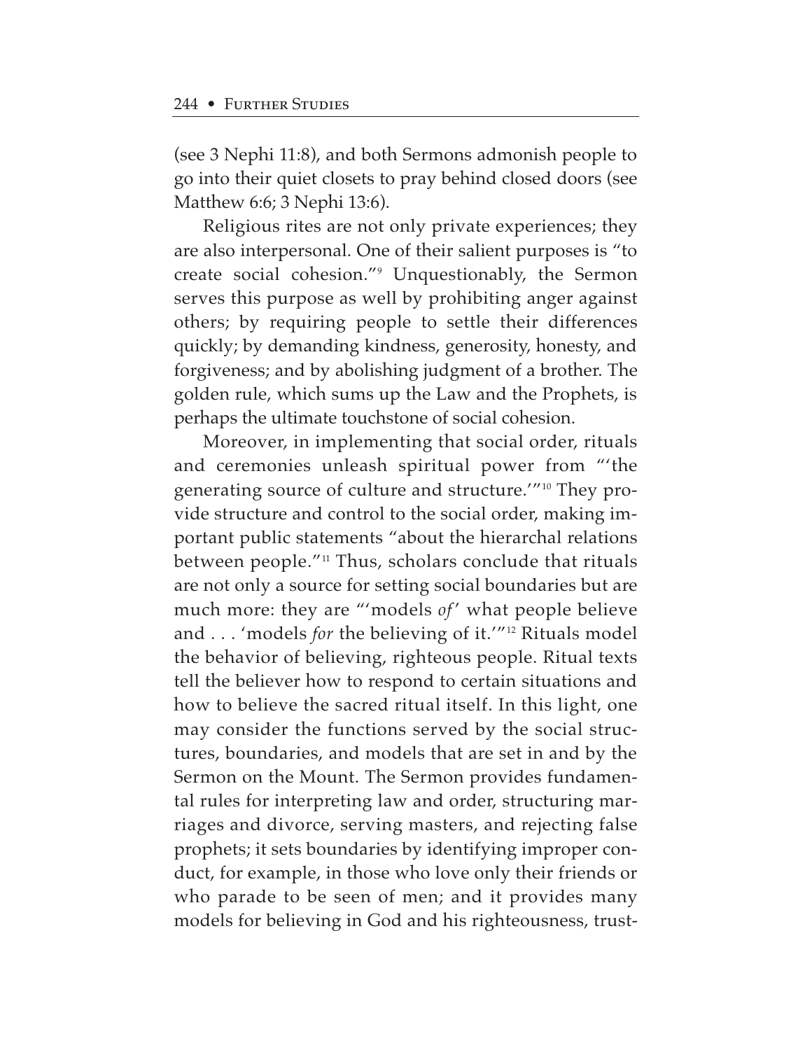(see 3 Nephi 11:8), and both Sermons admonish people to go into their quiet closets to pray behind closed doors (see Matthew 6:6; 3 Nephi 13:6).

Religious rites are not only private experiences; they are also interpersonal. One of their salient purposes is "to create social cohesion."[9] Unquestionably, the Sermon serves this purpose as well by prohibiting anger against others; by requiring people to settle their differences quickly; by demanding kindness, generosity, honesty, and forgiveness; and by abolishing judgment of a brother. The golden rule, which sums up the Law and the Prophets, is perhaps the ultimate touchstone of social cohesion.

Moreover, in implementing that social order, rituals and ceremonies unleash spiritual power from "'the generating source of culture and structure.'"[10] They provide structure and control to the social order, making important public statements "about the hierarchal relations between people."[11] Thus, scholars conclude that rituals are not only a source for setting social boundaries but are much more: they are "'models *of*' what people believe and . . . 'models *for* the believing of it.'"[12] Rituals model the behavior of believing, righteous people. Ritual texts tell the believer how to respond to certain situations and how to believe the sacred ritual itself. In this light, one may consider the functions served by the social structures, boundaries, and models that are set in and by the Sermon on the Mount. The Sermon provides fundamental rules for interpreting law and order, structuring marriages and divorce, serving masters, and rejecting false prophets; it sets boundaries by identifying improper conduct, for example, in those who love only their friends or who parade to be seen of men; and it provides many models for believing in God and his righteousness, trust-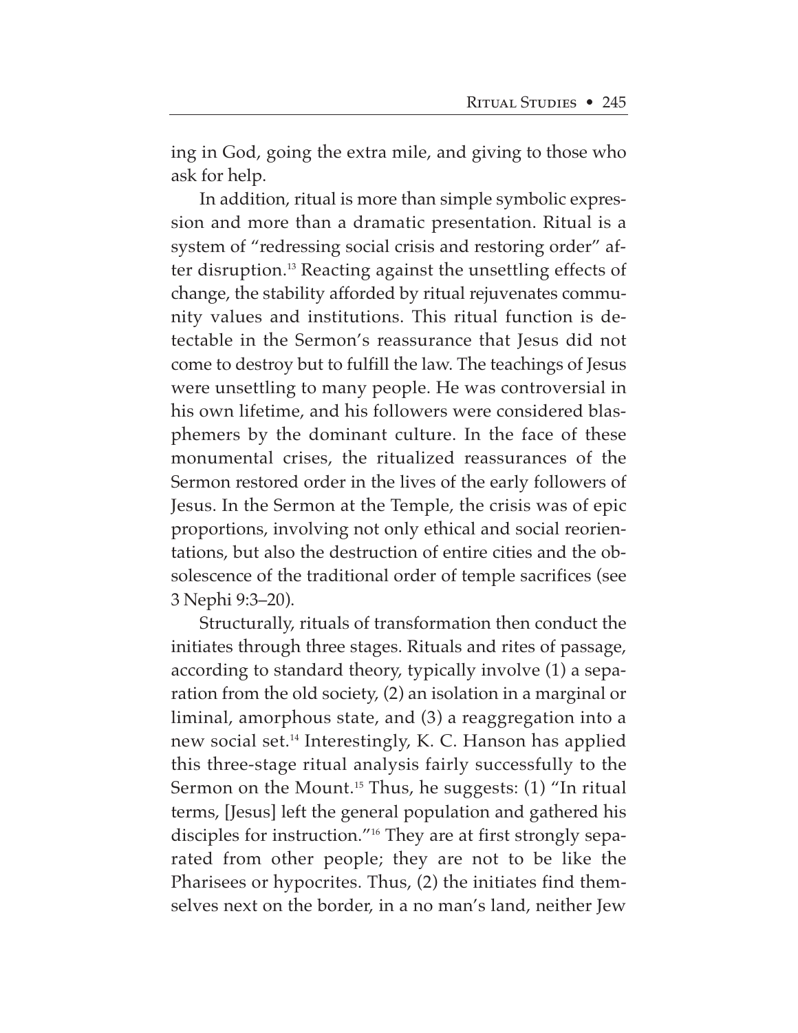ing in God, going the extra mile, and giving to those who ask for help.

In addition, ritual is more than simple symbolic expression and more than a dramatic presentation. Ritual is a system of "redressing social crisis and restoring order" after disruption.[13] Reacting against the unsettling effects of change, the stability afforded by ritual rejuvenates community values and institutions. This ritual function is detectable in the Sermon's reassurance that Jesus did not come to destroy but to fulfill the law. The teachings of Jesus were unsettling to many people. He was controversial in his own lifetime, and his followers were considered blasphemers by the dominant culture. In the face of these monumental crises, the ritualized reassurances of the Sermon restored order in the lives of the early followers of Jesus. In the Sermon at the Temple, the crisis was of epic proportions, involving not only ethical and social reorientations, but also the destruction of entire cities and the obsolescence of the traditional order of temple sacrifices (see 3 Nephi 9:3–20).

Structurally, rituals of transformation then conduct the initiates through three stages. Rituals and rites of passage, according to standard theory, typically involve (1) a separation from the old society, (2) an isolation in a marginal or liminal, amorphous state, and (3) a reaggregation into a new social set.[14] Interestingly, K. C. Hanson has applied this three-stage ritual analysis fairly successfully to the Sermon on the Mount.[15] Thus, he suggests: (1) "In ritual terms, [Jesus] left the general population and gathered his disciples for instruction."[16] They are at first strongly separated from other people; they are not to be like the Pharisees or hypocrites. Thus, (2) the initiates find themselves next on the border, in a no man's land, neither Jew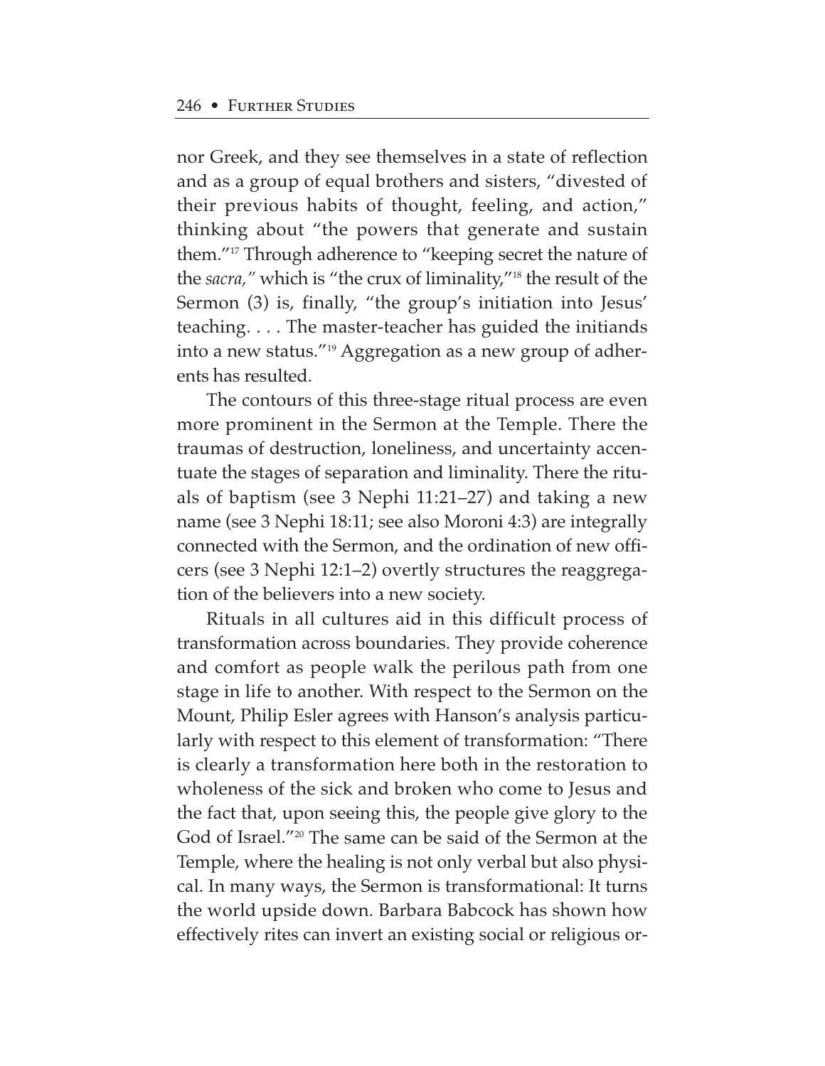nor Greek, and they see themselves in a state of reflection and as a group of equal brothers and sisters, "divested of their previous habits of thought, feeling, and action," thinking about "the powers that generate and sustain them."[17] Through adherence to "keeping secret the nature of the *sacra,"* which is "the crux of liminality,"[18] the result of the Sermon (3) is, finally, "the group's initiation into Jesus' teaching. . . . The master-teacher has guided the initiands into a new status."[19] Aggregation as a new group of adherents has resulted.

The contours of this three-stage ritual process are even more prominent in the Sermon at the Temple. There the traumas of destruction, loneliness, and uncertainty accentuate the stages of separation and liminality. There the rituals of baptism (see 3 Nephi 11:21–27) and taking a new name (see 3 Nephi 18:11; see also Moroni 4:3) are integrally connected with the Sermon, and the ordination of new officers (see 3 Nephi 12:1–2) overtly structures the reaggregation of the believers into a new society.

Rituals in all cultures aid in this difficult process of transformation across boundaries. They provide coherence and comfort as people walk the perilous path from one stage in life to another. With respect to the Sermon on the Mount, Philip Esler agrees with Hanson's analysis particularly with respect to this element of transformation: "There is clearly a transformation here both in the restoration to wholeness of the sick and broken who come to Jesus and the fact that, upon seeing this, the people give glory to the God of Israel."[20] The same can be said of the Sermon at the Temple, where the healing is not only verbal but also physical. In many ways, the Sermon is transformational: It turns the world upside down. Barbara Babcock has shown how effectively rites can invert an existing social or religious or-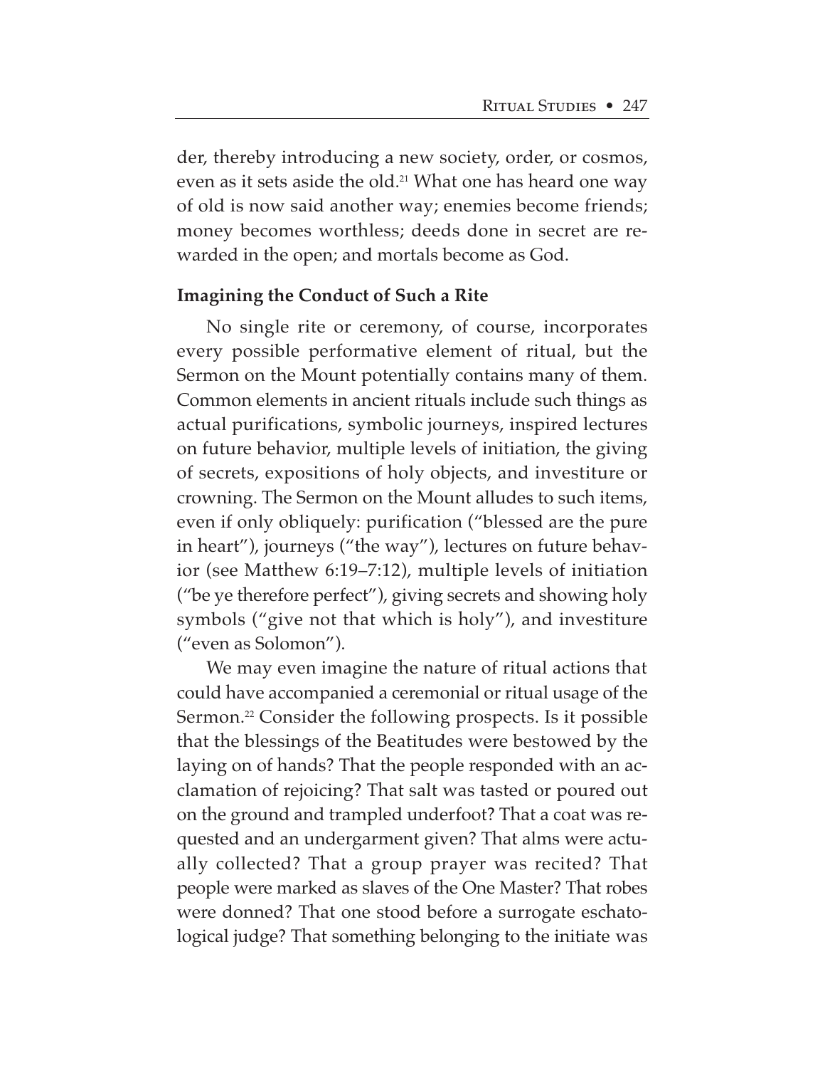der, thereby introducing a new society, order, or cosmos, even as it sets aside the old.[21] What one has heard one way of old is now said another way; enemies become friends; money becomes worthless; deeds done in secret are rewarded in the open; and mortals become as God.

### Imagining the Conduct of Such a Rite

No single rite or ceremony, of course, incorporates every possible performative element of ritual, but the Sermon on the Mount potentially contains many of them. Common elements in ancient rituals include such things as actual purifications, symbolic journeys, inspired lectures on future behavior, multiple levels of initiation, the giving of secrets, expositions of holy objects, and investiture or crowning. The Sermon on the Mount alludes to such items, even if only obliquely: purification ("blessed are the pure in heart"), journeys ("the way"), lectures on future behavior (see Matthew 6:19–7:12), multiple levels of initiation ("be ye therefore perfect"), giving secrets and showing holy symbols ("give not that which is holy"), and investiture ("even as Solomon").

We may even imagine the nature of ritual actions that could have accompanied a ceremonial or ritual usage of the Sermon.[22] Consider the following prospects. Is it possible that the blessings of the Beatitudes were bestowed by the laying on of hands? That the people responded with an acclamation of rejoicing? That salt was tasted or poured out on the ground and trampled underfoot? That a coat was requested and an undergarment given? That alms were actually collected? That a group prayer was recited? That people were marked as slaves of the One Master? That robes were donned? That one stood before a surrogate eschatological judge? That something belonging to the initiate was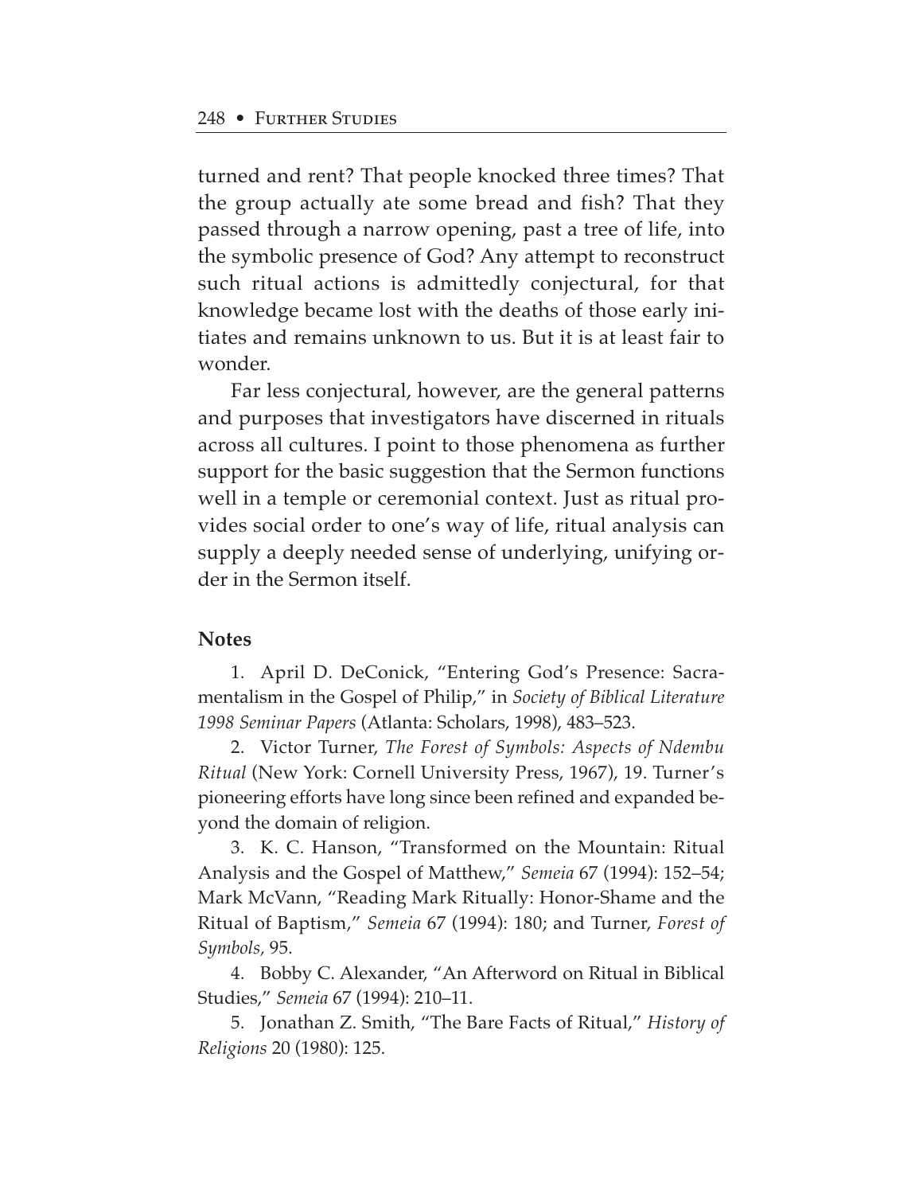turned and rent? That people knocked three times? That the group actually ate some bread and fish? That they passed through a narrow opening, past a tree of life, into the symbolic presence of God? Any attempt to reconstruct such ritual actions is admittedly conjectural, for that knowledge became lost with the deaths of those early initiates and remains unknown to us. But it is at least fair to wonder.

Far less conjectural, however, are the general patterns and purposes that investigators have discerned in rituals across all cultures. I point to those phenomena as further support for the basic suggestion that the Sermon functions well in a temple or ceremonial context. Just as ritual provides social order to one's way of life, ritual analysis can supply a deeply needed sense of underlying, unifying order in the Sermon itself.

### Notes

1. April D. DeConick, "Entering God's Presence: Sacramentalism in the Gospel of Philip," in *Society of Biblical Literature 1998 Seminar Papers* (Atlanta: Scholars, 1998), 483–523.

2. Victor Turner, *The Forest of Symbols: Aspects of Ndembu Ritual* (New York: Cornell University Press, 1967), 19. Turner's pioneering efforts have long since been refined and expanded beyond the domain of religion.

3. K. C. Hanson, "Transformed on the Mountain: Ritual Analysis and the Gospel of Matthew," *Semeia* 67 (1994): 152–54; Mark McVann, "Reading Mark Ritually: Honor-Shame and the Ritual of Baptism," *Semeia* 67 (1994): 180; and Turner, *Forest of Symbols,* 95.

4. Bobby C. Alexander, "An Afterword on Ritual in Biblical Studies," *Semeia* 67 (1994): 210–11.

5. Jonathan Z. Smith, "The Bare Facts of Ritual," *History of Religions* 20 (1980): 125.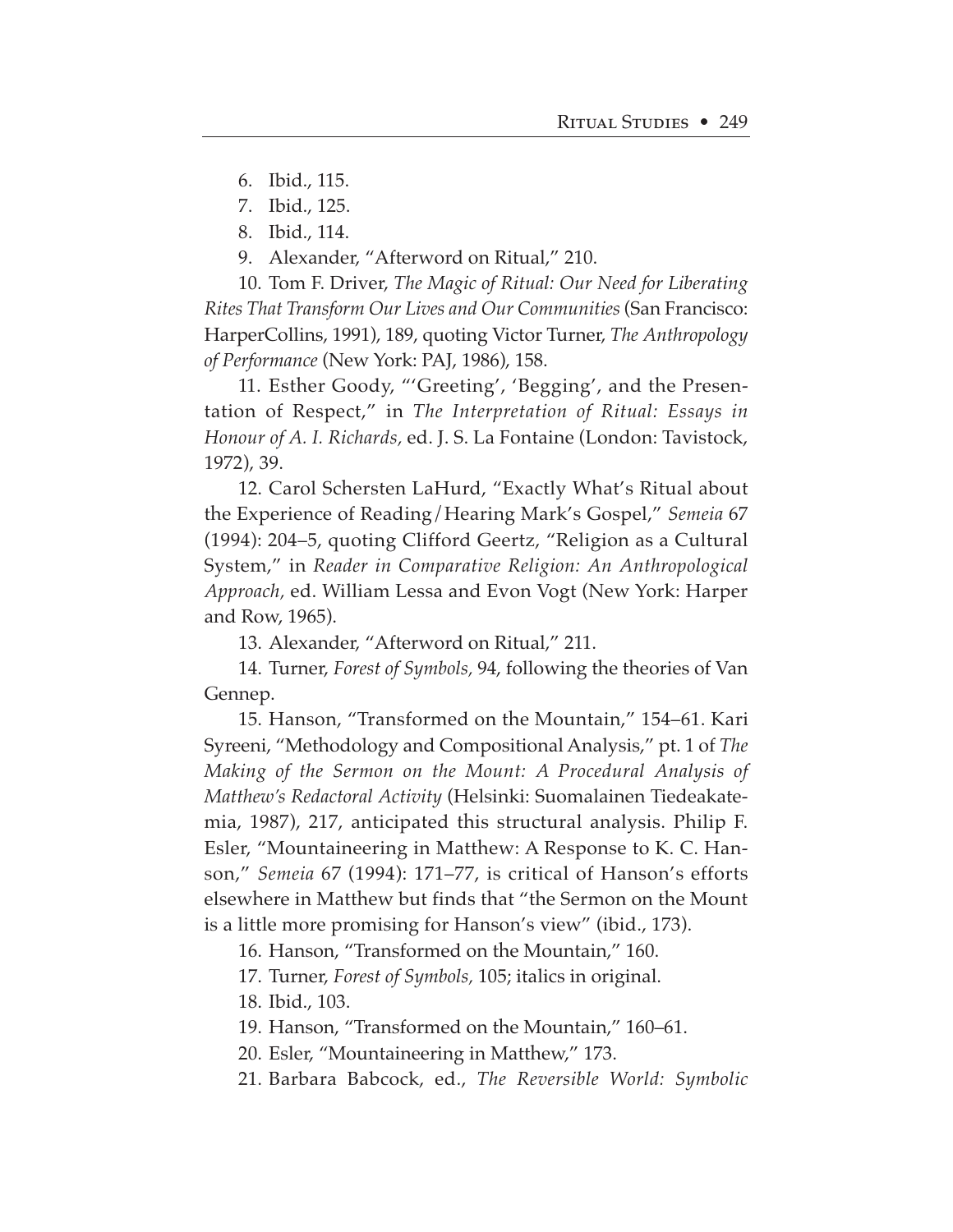6. Ibid., 115.

7. Ibid., 125.

8. Ibid., 114.

9. Alexander, "Afterword on Ritual," 210.

10. Tom F. Driver, *The Magic of Ritual: Our Need for Liberating Rites That Transform Our Lives and Our Communities* (San Francisco: HarperCollins, 1991), 189, quoting Victor Turner, *The Anthropology of Performance* (New York: PAJ, 1986), 158.

11. Esther Goody, "'Greeting', 'Begging', and the Presentation of Respect," in *The Interpretation of Ritual: Essays in Honour of A. I. Richards,* ed. J. S. La Fontaine (London: Tavistock, 1972), 39.

12. Carol Schersten LaHurd, "Exactly What's Ritual about the Experience of Reading/Hearing Mark's Gospel," *Semeia* 67 (1994): 204–5, quoting Clifford Geertz, "Religion as a Cultural System," in *Reader in Comparative Religion: An Anthropological Approach,* ed. William Lessa and Evon Vogt (New York: Harper and Row, 1965).

13. Alexander, "Afterword on Ritual," 211.

14. Turner, *Forest of Symbols,* 94, following the theories of Van Gennep.

15. Hanson, "Transformed on the Mountain," 154–61. Kari Syreeni, "Methodology and Compositional Analysis," pt. 1 of *The Making of the Sermon on the Mount: A Procedural Analysis of Matthew's Redactoral Activity* (Helsinki: Suomalainen Tiedeakatemia, 1987), 217, anticipated this structural analysis. Philip F. Esler, "Mountaineering in Matthew: A Response to K. C. Hanson," *Semeia* 67 (1994): 171–77, is critical of Hanson's efforts elsewhere in Matthew but finds that "the Sermon on the Mount is a little more promising for Hanson's view" (ibid., 173).

16. Hanson, "Transformed on the Mountain," 160.

17. Turner, *Forest of Symbols,* 105; italics in original.

18. Ibid., 103.

19. Hanson, "Transformed on the Mountain," 160–61.

20. Esler, "Mountaineering in Matthew," 173.

21. Barbara Babcock, ed., *The Reversible World: Symbolic*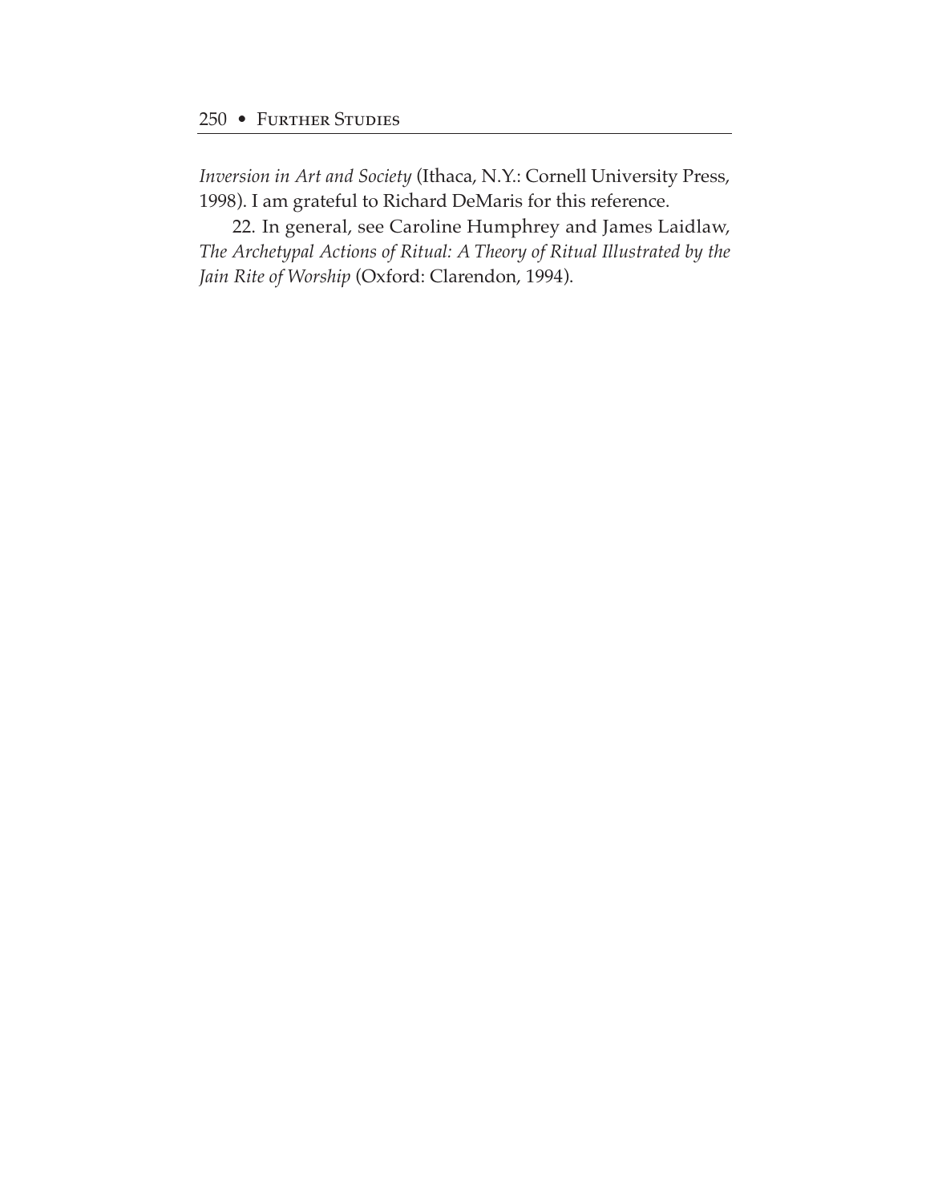*Inversion in Art and Society* (Ithaca, N.Y.: Cornell University Press, 1998). I am grateful to Richard DeMaris for this reference.

22. In general, see Caroline Humphrey and James Laidlaw, *The Archetypal Actions of Ritual: A Theory of Ritual Illustrated by the Jain Rite of Worship* (Oxford: Clarendon, 1994).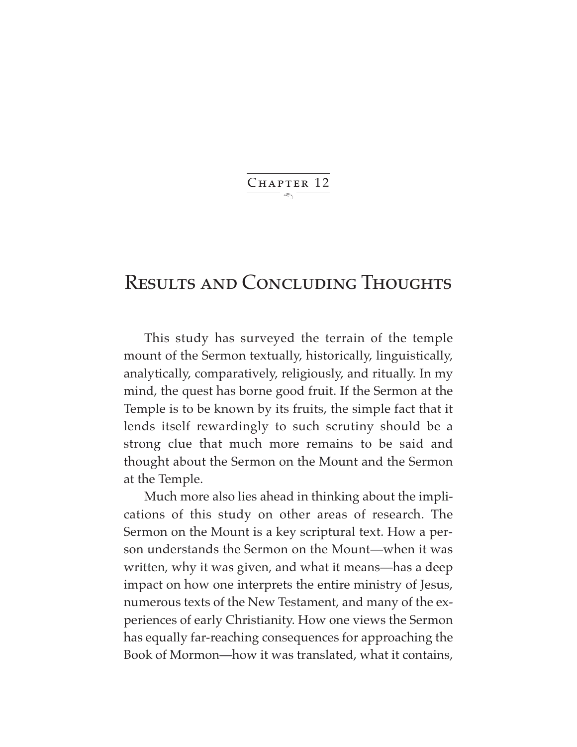# Chapter 12

## Results and Concluding Thoughts

This study has surveyed the terrain of the temple mount of the Sermon textually, historically, linguistically, analytically, comparatively, religiously, and ritually. In my mind, the quest has borne good fruit. If the Sermon at the Temple is to be known by its fruits, the simple fact that it lends itself rewardingly to such scrutiny should be a strong clue that much more remains to be said and thought about the Sermon on the Mount and the Sermon at the Temple.

Much more also lies ahead in thinking about the implications of this study on other areas of research. The Sermon on the Mount is a key scriptural text. How a person understands the Sermon on the Mount—when it was written, why it was given, and what it means—has a deep impact on how one interprets the entire ministry of Jesus, numerous texts of the New Testament, and many of the experiences of early Christianity. How one views the Sermon has equally far-reaching consequences for approaching the Book of Mormon—how it was translated, what it contains,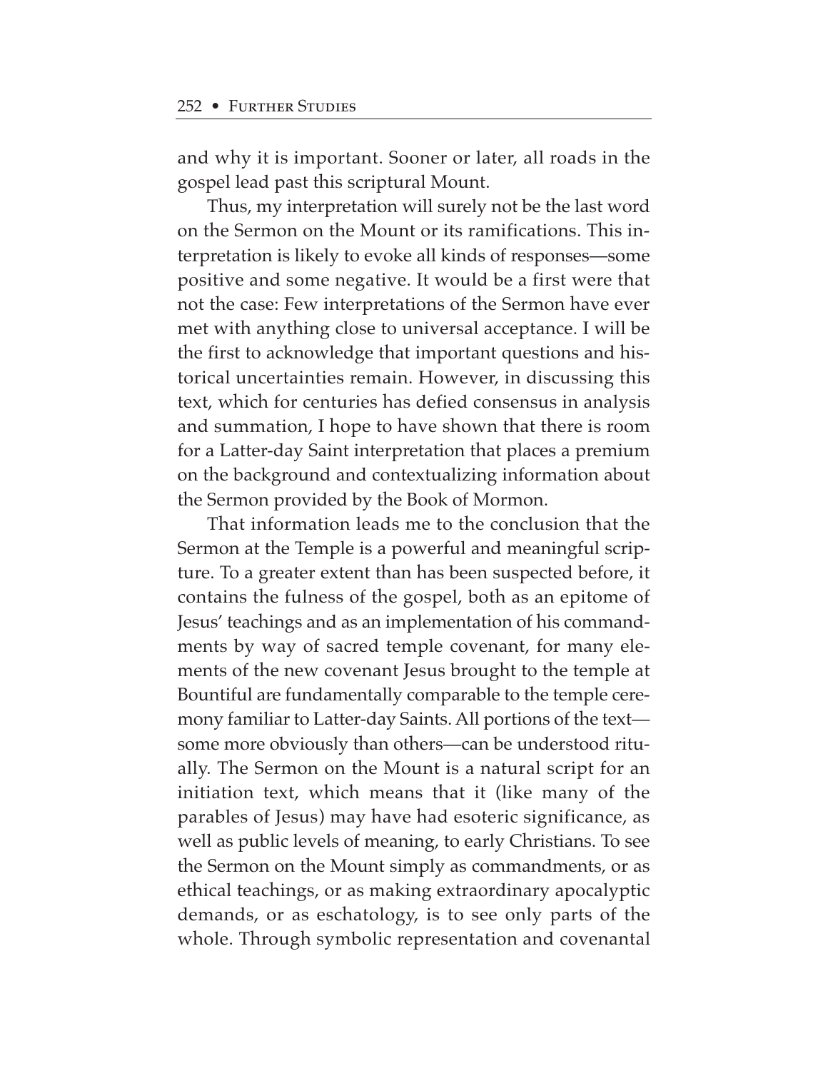and why it is important. Sooner or later, all roads in the gospel lead past this scriptural Mount.

Thus, my interpretation will surely not be the last word on the Sermon on the Mount or its ramifications. This interpretation is likely to evoke all kinds of responses—some positive and some negative. It would be a first were that not the case: Few interpretations of the Sermon have ever met with anything close to universal acceptance. I will be the first to acknowledge that important questions and historical uncertainties remain. However, in discussing this text, which for centuries has defied consensus in analysis and summation, I hope to have shown that there is room for a Latter-day Saint interpretation that places a premium on the background and contextualizing information about the Sermon provided by the Book of Mormon.

That information leads me to the conclusion that the Sermon at the Temple is a powerful and meaningful scripture. To a greater extent than has been suspected before, it contains the fulness of the gospel, both as an epitome of Jesus' teachings and as an implementation of his commandments by way of sacred temple covenant, for many elements of the new covenant Jesus brought to the temple at Bountiful are fundamentally comparable to the temple ceremony familiar to Latter-day Saints. All portions of the text—some more obviously than others—can be understood ritually. The Sermon on the Mount is a natural script for an initiation text, which means that it (like many of the parables of Jesus) may have had esoteric significance, as well as public levels of meaning, to early Christians. To see the Sermon on the Mount simply as commandments, or as ethical teachings, or as making extraordinary apocalyptic demands, or as eschatology, is to see only parts of the whole. Through symbolic representation and covenantal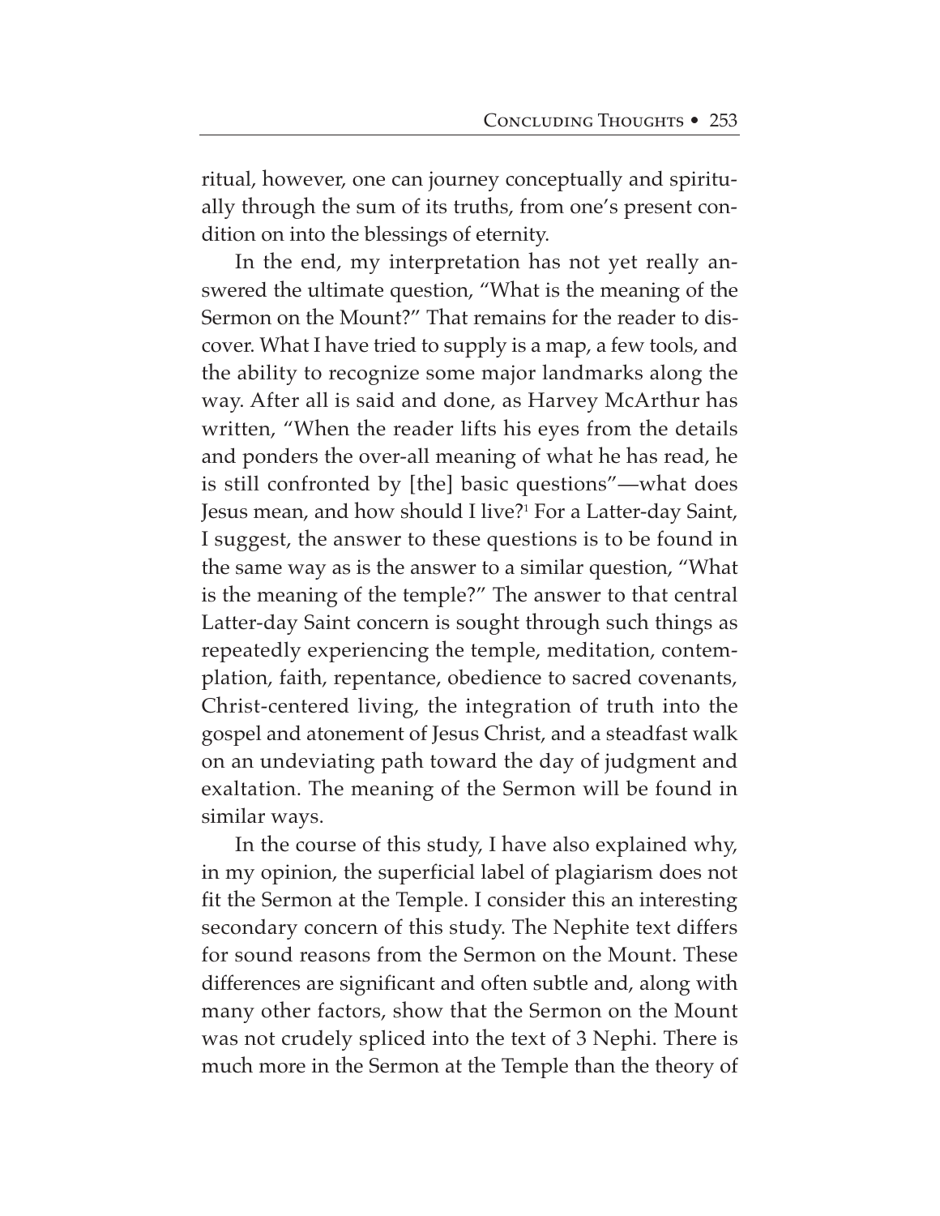ritual, however, one can journey conceptually and spiritually through the sum of its truths, from one's present condition on into the blessings of eternity.

In the end, my interpretation has not yet really answered the ultimate question, "What is the meaning of the Sermon on the Mount?" That remains for the reader to discover. What I have tried to supply is a map, a few tools, and the ability to recognize some major landmarks along the way. After all is said and done, as Harvey McArthur has written, "When the reader lifts his eyes from the details and ponders the over-all meaning of what he has read, he is still confronted by [the] basic questions"—what does Jesus mean, and how should I live?[1] For a Latter-day Saint, I suggest, the answer to these questions is to be found in the same way as is the answer to a similar question, "What is the meaning of the temple?" The answer to that central Latter-day Saint concern is sought through such things as repeatedly experiencing the temple, meditation, contemplation, faith, repentance, obedience to sacred covenants, Christ-centered living, the integration of truth into the gospel and atonement of Jesus Christ, and a steadfast walk on an undeviating path toward the day of judgment and exaltation. The meaning of the Sermon will be found in similar ways.

In the course of this study, I have also explained why, in my opinion, the superficial label of plagiarism does not fit the Sermon at the Temple. I consider this an interesting secondary concern of this study. The Nephite text differs for sound reasons from the Sermon on the Mount. These differences are significant and often subtle and, along with many other factors, show that the Sermon on the Mount was not crudely spliced into the text of 3 Nephi. There is much more in the Sermon at the Temple than the theory of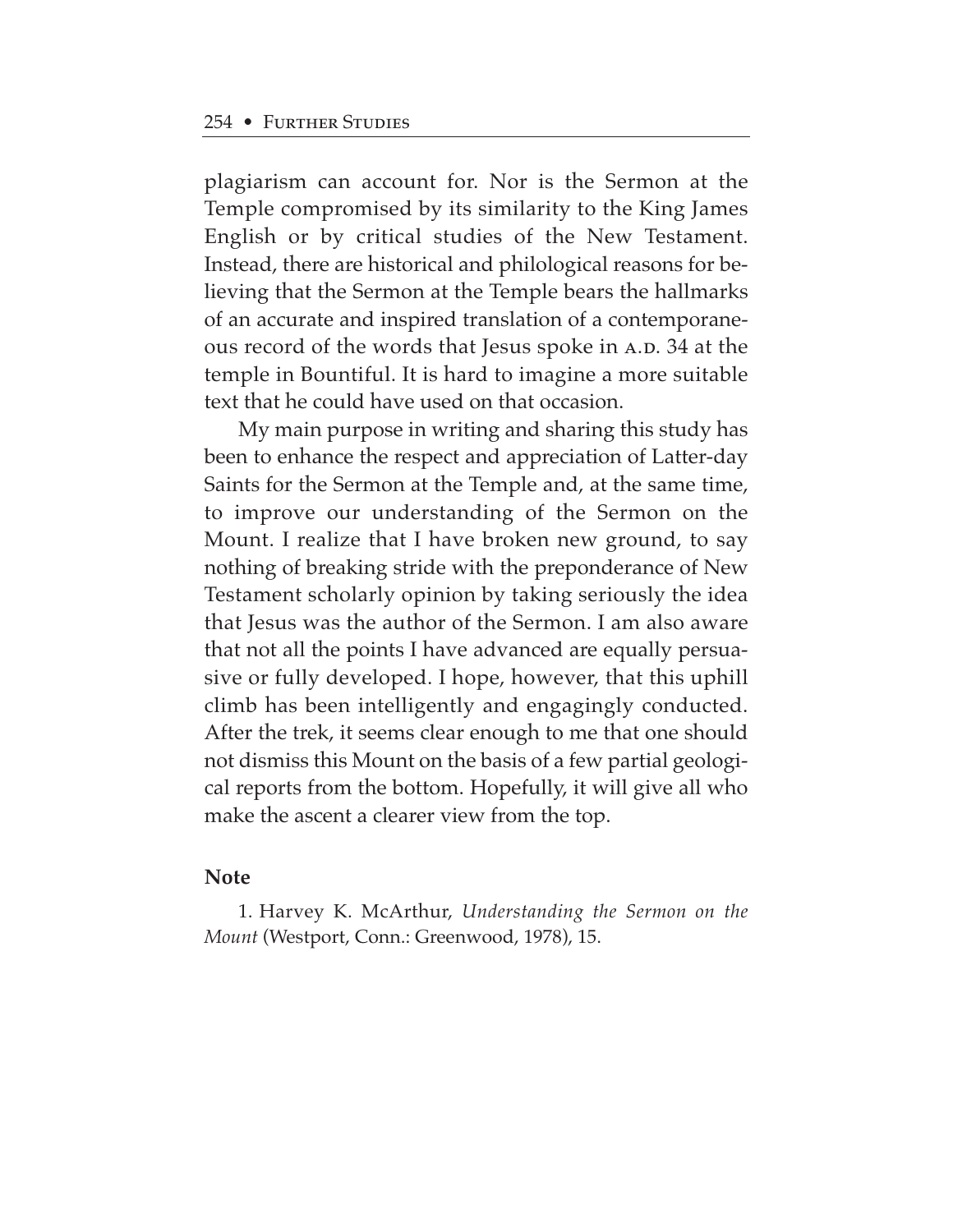plagiarism can account for. Nor is the Sermon at the Temple compromised by its similarity to the King James English or by critical studies of the New Testament. Instead, there are historical and philological reasons for believing that the Sermon at the Temple bears the hallmarks of an accurate and inspired translation of a contemporaneous record of the words that Jesus spoke in A.D. 34 at the temple in Bountiful. It is hard to imagine a more suitable text that he could have used on that occasion.

My main purpose in writing and sharing this study has been to enhance the respect and appreciation of Latter-day Saints for the Sermon at the Temple and, at the same time, to improve our understanding of the Sermon on the Mount. I realize that I have broken new ground, to say nothing of breaking stride with the preponderance of New Testament scholarly opinion by taking seriously the idea that Jesus was the author of the Sermon. I am also aware that not all the points I have advanced are equally persuasive or fully developed. I hope, however, that this uphill climb has been intelligently and engagingly conducted. After the trek, it seems clear enough to me that one should not dismiss this Mount on the basis of a few partial geological reports from the bottom. Hopefully, it will give all who make the ascent a clearer view from the top.

**Note**

1. Harvey K. McArthur, *Understanding the Sermon on the Mount* (Westport, Conn.: Greenwood, 1978), 15.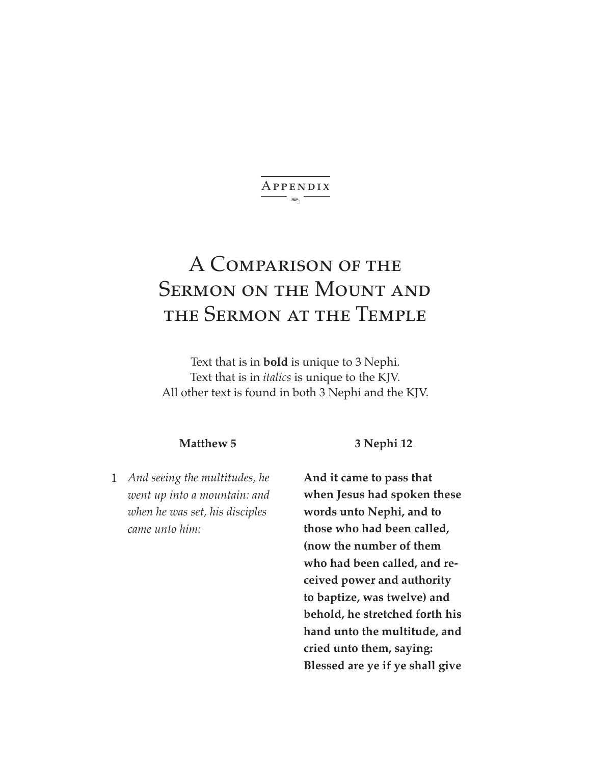Appendix

# A Comparison of the Sermon on the Mount and the Sermon at the Temple

Text that is in **bold** is unique to 3 Nephi.
Text that is in *italics* is unique to the KJV.
All other text is found in both 3 Nephi and the KJV.

| | Matthew 5 | 3 Nephi 12 |
|---|---|---|
| 1 | *And seeing the multitudes, he went up into a mountain: and when he was set, his disciples came unto him:* | **And it came to pass that when Jesus had spoken these words unto Nephi, and to those who had been called, (now the number of them who had been called, and received power and authority to baptize, was twelve) and behold, he stretched forth his hand unto the multitude, and cried unto them, saying: Blessed are ye if ye shall give** |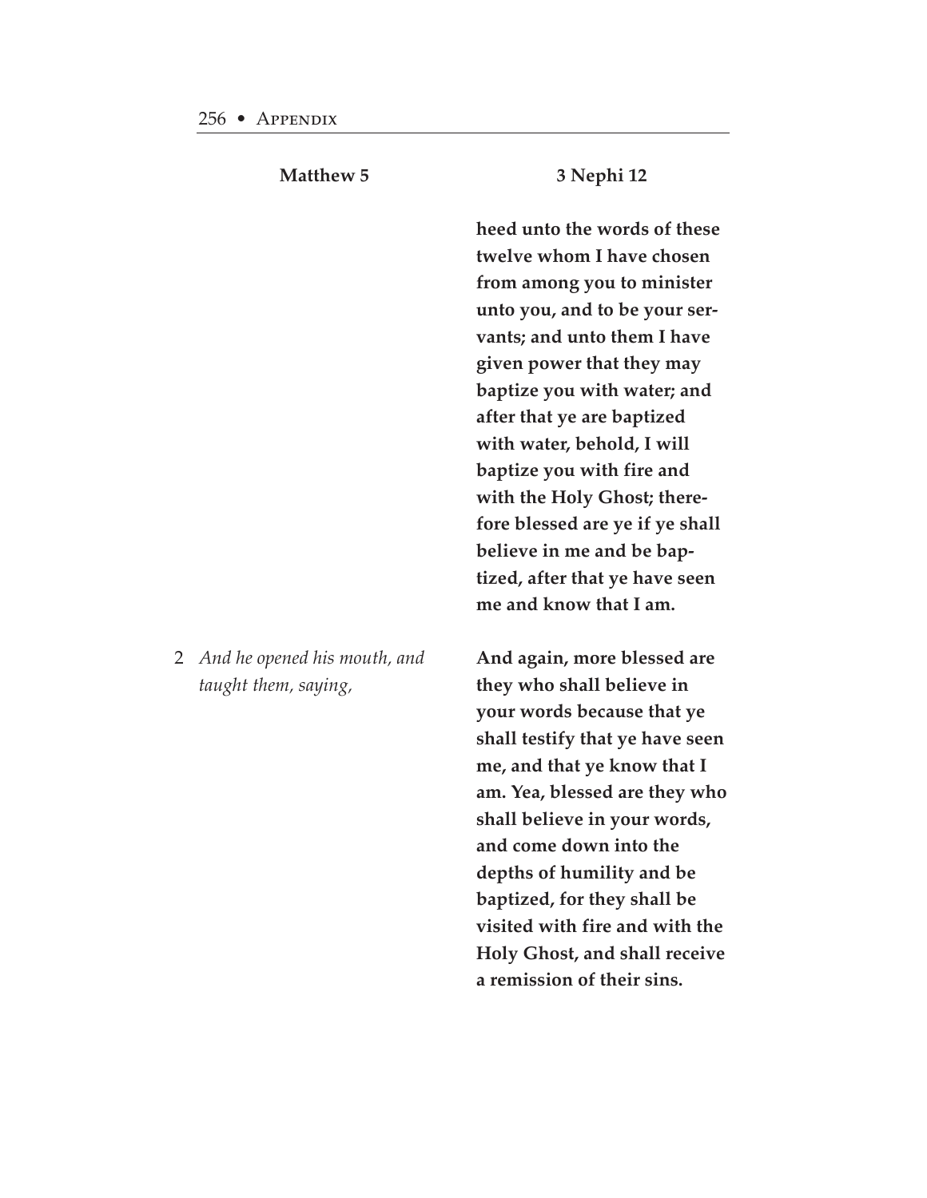| | Matthew 5 | 3 Nephi 12 |
|---|---|---|
| | | **heed unto the words of these twelve whom I have chosen from among you to minister unto you, and to be your servants; and unto them I have given power that they may baptize you with water; and after that ye are baptized with water, behold, I will baptize you with fire and with the Holy Ghost; therefore blessed are ye if ye shall believe in me and be baptized, after that ye have seen me and know that I am.** |
| 2 | *And he opened his mouth, and taught them, saying,* | **And again, more blessed are they who shall believe in your words because that ye shall testify that ye have seen me, and that ye know that I am. Yea, blessed are they who shall believe in your words, and come down into the depths of humility and be baptized, for they shall be visited with fire and with the Holy Ghost, and shall receive a remission of their sins.** |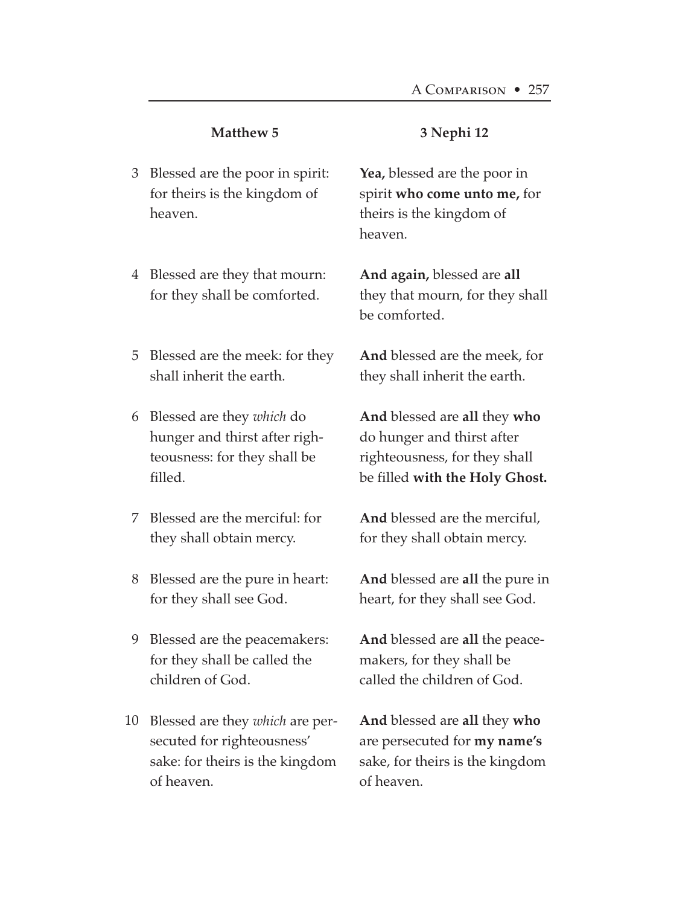| | Matthew 5 | 3 Nephi 12 |
|---|---|---|
| 3 | Blessed are the poor in spirit: for theirs is the kingdom of heaven. | **Yea,** blessed are the poor in spirit **who come unto me,** for theirs is the kingdom of heaven. |
| 4 | Blessed are they that mourn: for they shall be comforted. | **And again,** blessed are **all** they that mourn, for they shall be comforted. |
| 5 | Blessed are the meek: for they shall inherit the earth. | **And** blessed are the meek, for they shall inherit the earth. |
| 6 | Blessed are they *which* do hunger and thirst after righteousness: for they shall be filled. | **And** blessed are **all** they **who** do hunger and thirst after righteousness, for they shall be filled **with the Holy Ghost.** |
| 7 | Blessed are the merciful: for they shall obtain mercy. | **And** blessed are the merciful, for they shall obtain mercy. |
| 8 | Blessed are the pure in heart: for they shall see God. | **And** blessed are **all** the pure in heart, for they shall see God. |
| 9 | Blessed are the peacemakers: for they shall be called the children of God. | **And** blessed are **all** the peacemakers, for they shall be called the children of God. |
| 10 | Blessed are they *which* are persecuted for righteousness' sake: for theirs is the kingdom of heaven. | **And** blessed are **all** they **who** are persecuted for **my name's** sake, for theirs is the kingdom of heaven. |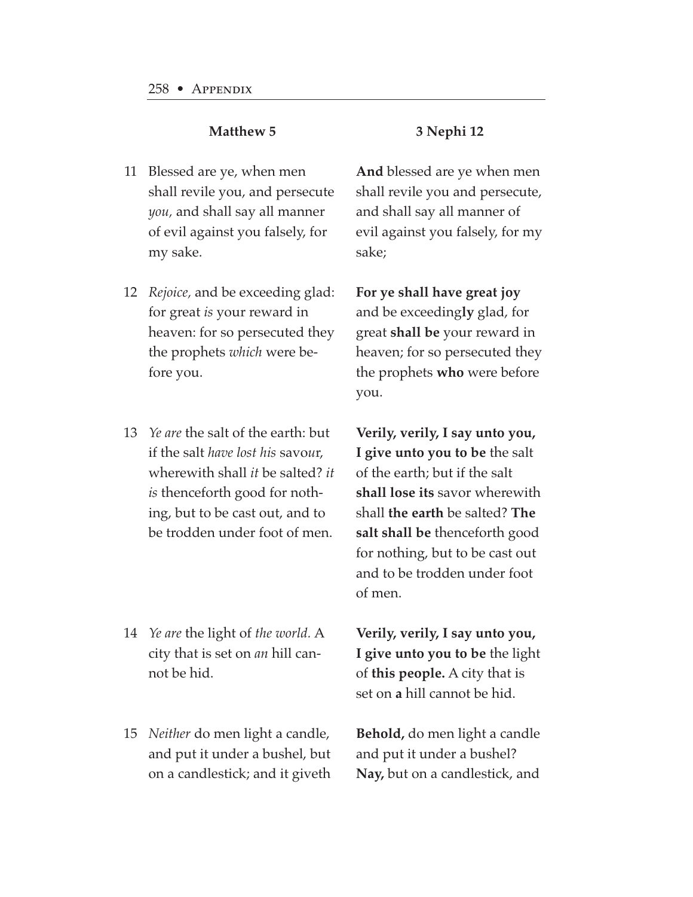| | Matthew 5 | 3 Nephi 12 |
|---|---|---|
| 11 | Blessed are ye, when men shall revile you, and persecute *you,* and shall say all manner of evil against you falsely, for my sake. | **And** blessed are ye when men shall revile you and persecute, and shall say all manner of evil against you falsely, for my sake; |
| 12 | *Rejoice,* and be exceeding glad: for great *is* your reward in heaven: for so persecuted they the prophets *which* were before you. | **For ye shall have great joy** and be exceeding**ly** glad, for great **shall be** your reward in heaven; for so persecuted they the prophets **who** were before you. |
| 13 | *Ye are* the salt of the earth: but if the salt *have lost his* savour, wherewith shall *it* be salted? *it is* thenceforth good for nothing, but to be cast out, and to be trodden under foot of men. | **Verily, verily, I say unto you, I give unto you to be** the salt of the earth; but if the salt **shall lose its** savor wherewith shall **the earth** be salted? **The salt shall be** thenceforth good for nothing, but to be cast out and to be trodden under foot of men. |
| 14 | *Ye are* the light of *the world.* A city that is set on *an* hill cannot be hid. | **Verily, verily, I say unto you, I give unto you to be** the light of **this people.** A city that is set on **a** hill cannot be hid. |
| 15 | *Neither* do men light a candle, and put it under a bushel, but on a candlestick; and it giveth | **Behold,** do men light a candle and put it under a bushel? **Nay,** but on a candlestick, and |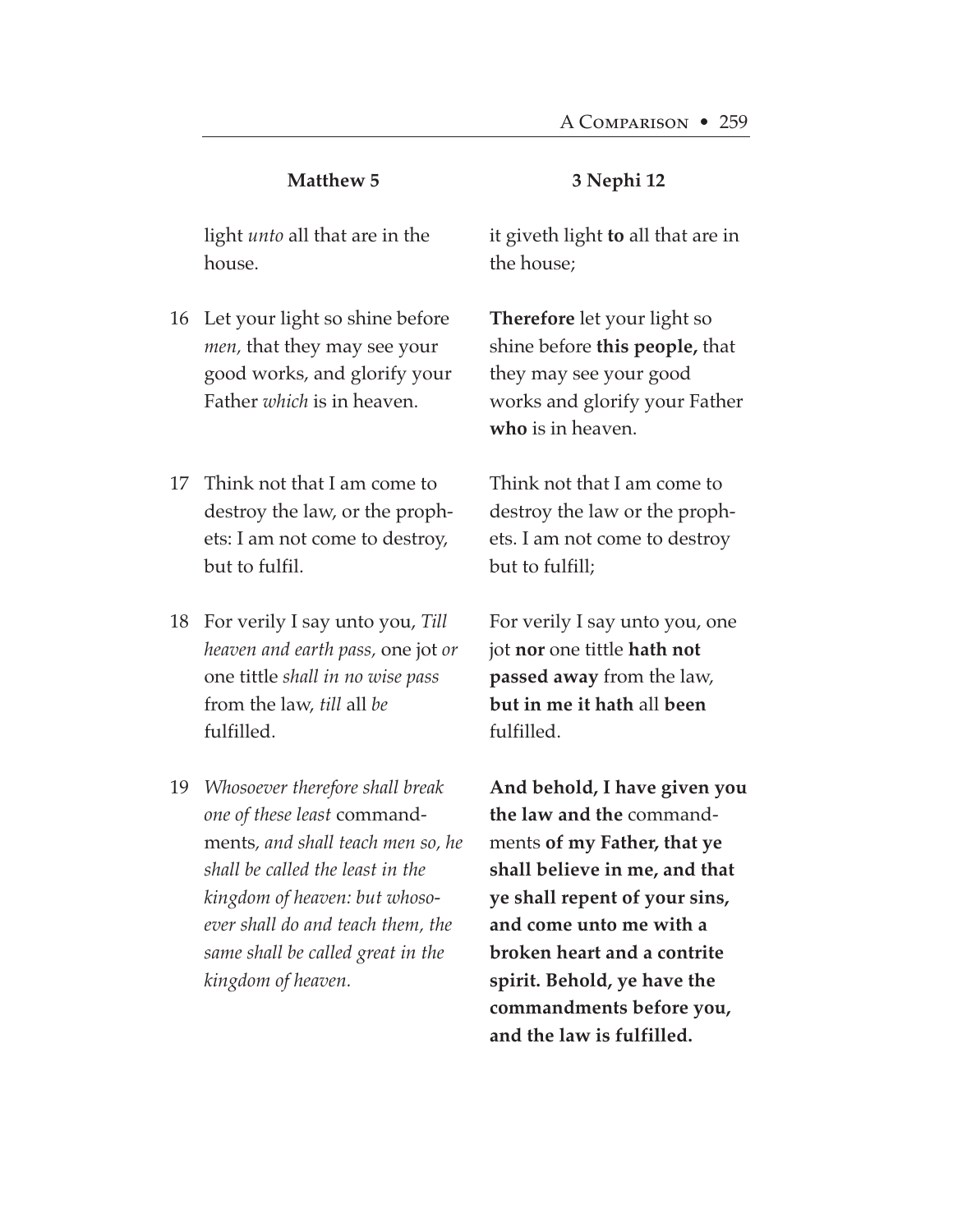| | Matthew 5 | 3 Nephi 12 |
|---|---|---|
| | light *unto* all that are in the house. | it giveth light **to** all that are in the house; |
| 16 | Let your light so shine before *men,* that they may see your good works, and glorify your Father *which* is in heaven. | **Therefore** let your light so shine before **this people,** that they may see your good works and glorify your Father **who** is in heaven. |
| 17 | Think not that I am come to destroy the law, or the prophets: I am not come to destroy, but to fulfil. | Think not that I am come to destroy the law or the prophets. I am not come to destroy but to fulfill; |
| 18 | For verily I say unto you, *Till heaven and earth pass,* one jot *or* one tittle *shall in no wise pass* from the law, *till* all *be* fulfilled. | For verily I say unto you, one jot **nor** one tittle **hath not passed away** from the law, **but in me it hath** all **been** fulfilled. |
| 19 | *Whosoever therefore shall break one of these least* commandments*, and shall teach men so, he shall be called the least in the kingdom of heaven: but whosoever shall do and teach them, the same shall be called great in the kingdom of heaven.* | **And behold, I have given you the law and the** commandments **of my Father, that ye shall believe in me, and that ye shall repent of your sins, and come unto me with a broken heart and a contrite spirit. Behold, ye have the commandments before you, and the law is fulfilled.** |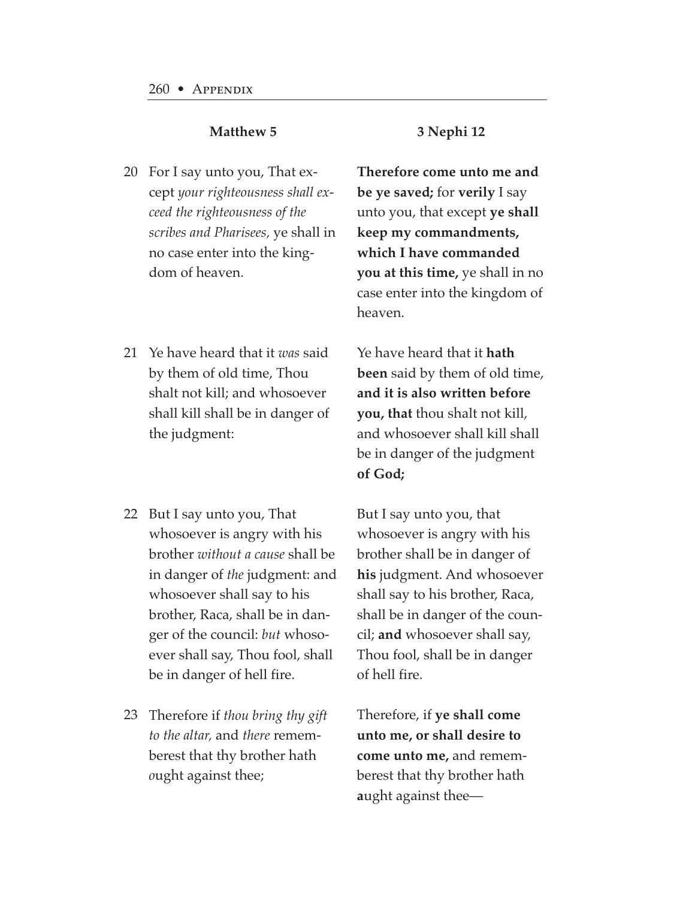| | Matthew 5 | 3 Nephi 12 |
|---|---|---|
| 20 | For I say unto you, That except *your righteousness shall exceed the righteousness of the scribes and Pharisees,* ye shall in no case enter into the kingdom of heaven. | **Therefore come unto me and be ye saved;** for **verily** I say unto you, that except **ye shall keep my commandments, which I have commanded you at this time,** ye shall in no case enter into the kingdom of heaven. |
| 21 | Ye have heard that it *was* said by them of old time, Thou shalt not kill; and whosoever shall kill shall be in danger of the judgment: | Ye have heard that it **hath been** said by them of old time, **and it is also written before you, that** thou shalt not kill, and whosoever shall kill shall be in danger of the judgment **of God;** |
| 22 | But I say unto you, That whosoever is angry with his brother *without a cause* shall be in danger of *the* judgment: and whosoever shall say to his brother, Raca, shall be in danger of the council: *but* whosoever shall say, Thou fool, shall be in danger of hell fire. | But I say unto you, that whosoever is angry with his brother shall be in danger of **his** judgment. And whosoever shall say to his brother, Raca, shall be in danger of the council; **and** whosoever shall say, Thou fool, shall be in danger of hell fire. |
| 23 | Therefore if *thou bring thy gift to the altar,* and *there* rememberest that thy brother hath *o*ught against thee; | Therefore, if **ye shall come unto me, or shall desire to come unto me,** and rememberest that thy brother hath **a**ught against thee— |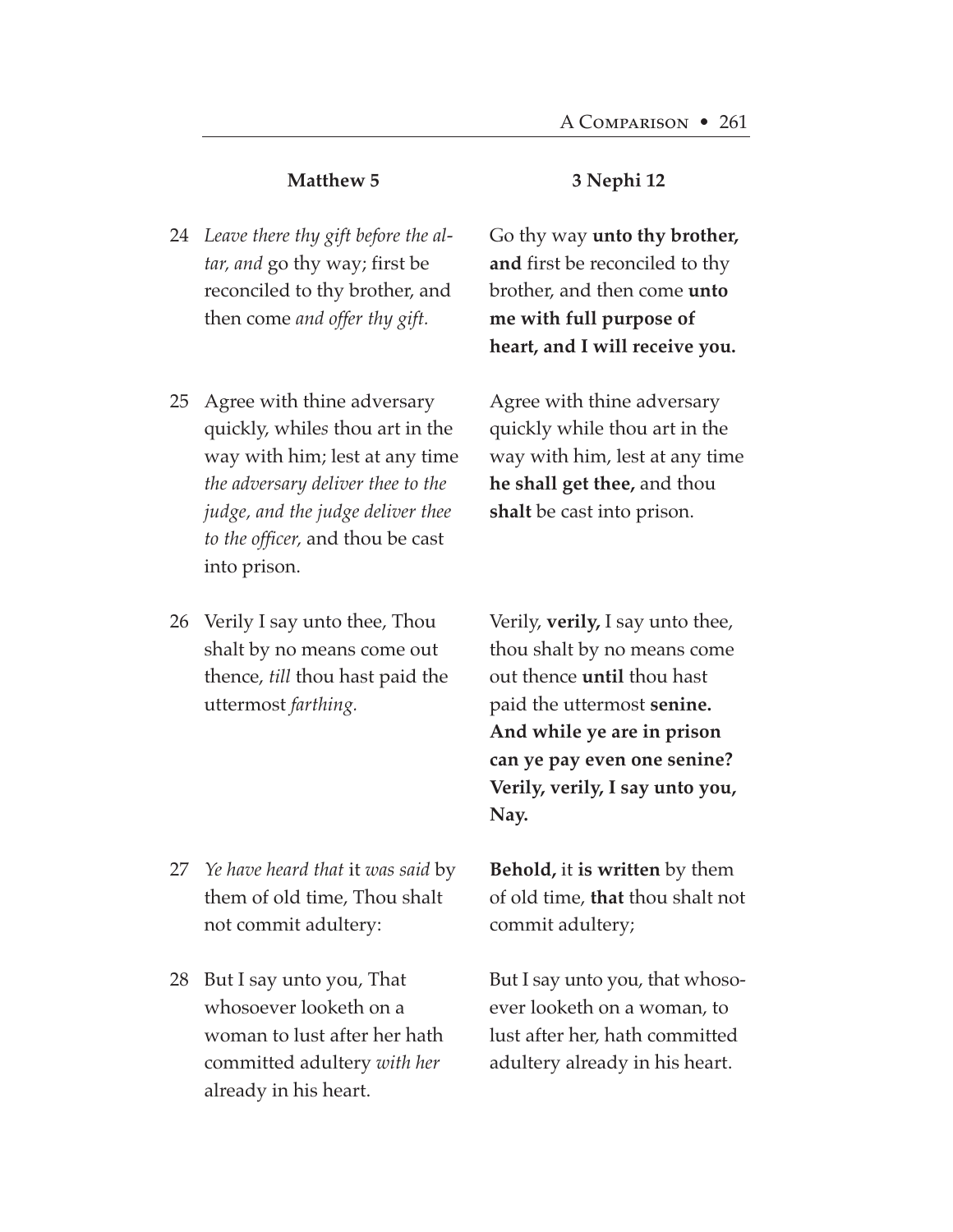| | Matthew 5 | 3 Nephi 12 |
|---|---|---|
| 24 | *Leave there thy gift before the altar, and* go thy way; first be reconciled to thy brother, and then come *and offer thy gift.* | Go thy way **unto thy brother, and** first be reconciled to thy brother, and then come **unto me with full purpose of heart, and I will receive you.** |
| 25 | Agree with thine adversary quickly, whiles thou art in the way with him; lest at any time *the adversary deliver thee to the judge, and the judge deliver thee to the officer,* and thou be cast into prison. | Agree with thine adversary quickly while thou art in the way with him, lest at any time **he shall get thee,** and thou **shalt** be cast into prison. |
| 26 | Verily I say unto thee, Thou shalt by no means come out thence, *till* thou hast paid the uttermost *farthing.* | Verily, **verily,** I say unto thee, thou shalt by no means come out thence **until** thou hast paid the uttermost **senine. And while ye are in prison can ye pay even one senine? Verily, verily, I say unto you, Nay.** |
| 27 | *Ye have heard that* it *was said* by them of old time, Thou shalt not commit adultery: | **Behold,** it **is written** by them of old time, **that** thou shalt not commit adultery; |
| 28 | But I say unto you, That whosoever looketh on a woman to lust after her hath committed adultery *with her* already in his heart. | But I say unto you, that whosoever looketh on a woman, to lust after her, hath committed adultery already in his heart. |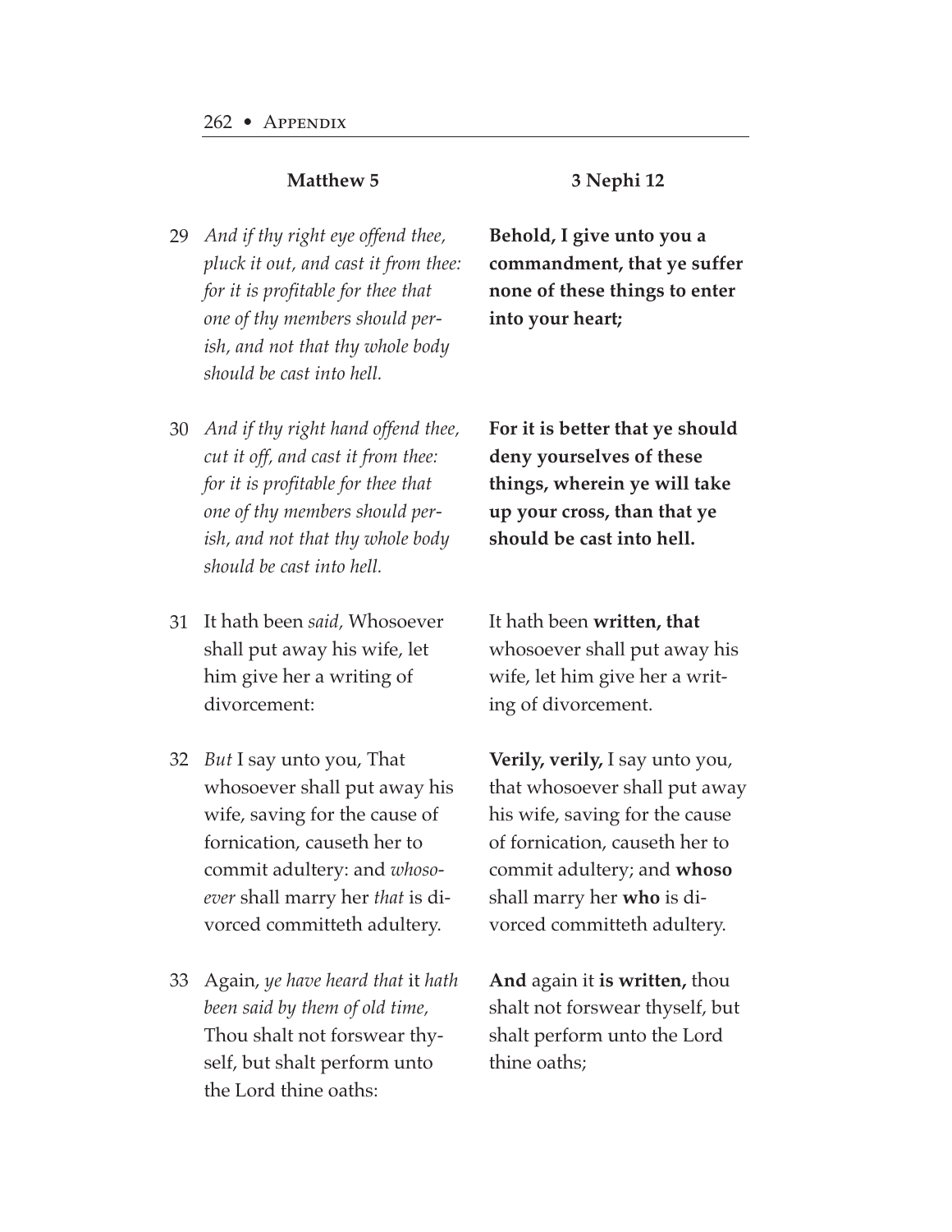| | Matthew 5 | 3 Nephi 12 |
|---|---|---|
| 29 | *And if thy right eye offend thee, pluck it out, and cast it from thee: for it is profitable for thee that one of thy members should perish, and not that thy whole body should be cast into hell.* | **Behold, I give unto you a commandment, that ye suffer none of these things to enter into your heart;** |
| 30 | *And if thy right hand offend thee, cut it off, and cast it from thee: for it is profitable for thee that one of thy members should perish, and not that thy whole body should be cast into hell.* | **For it is better that ye should deny yourselves of these things, wherein ye will take up your cross, than that ye should be cast into hell.** |
| 31 | It hath been *said,* Whosoever shall put away his wife, let him give her a writing of divorcement: | It hath been **written, that** whosoever shall put away his wife, let him give her a writing of divorcement. |
| 32 | *But* I say unto you, That whosoever shall put away his wife, saving for the cause of fornication, causeth her to commit adultery: and *whosoever* shall marry her *that* is divorced committeth adultery. | **Verily, verily,** I say unto you, that whosoever shall put away his wife, saving for the cause of fornication, causeth her to commit adultery; and **whoso** shall marry her **who** is divorced committeth adultery. |
| 33 | Again, *ye have heard that* it *hath been said by them of old time,* Thou shalt not forswear thyself, but shalt perform unto the Lord thine oaths: | **And** again it **is written,** thou shalt not forswear thyself, but shalt perform unto the Lord thine oaths; |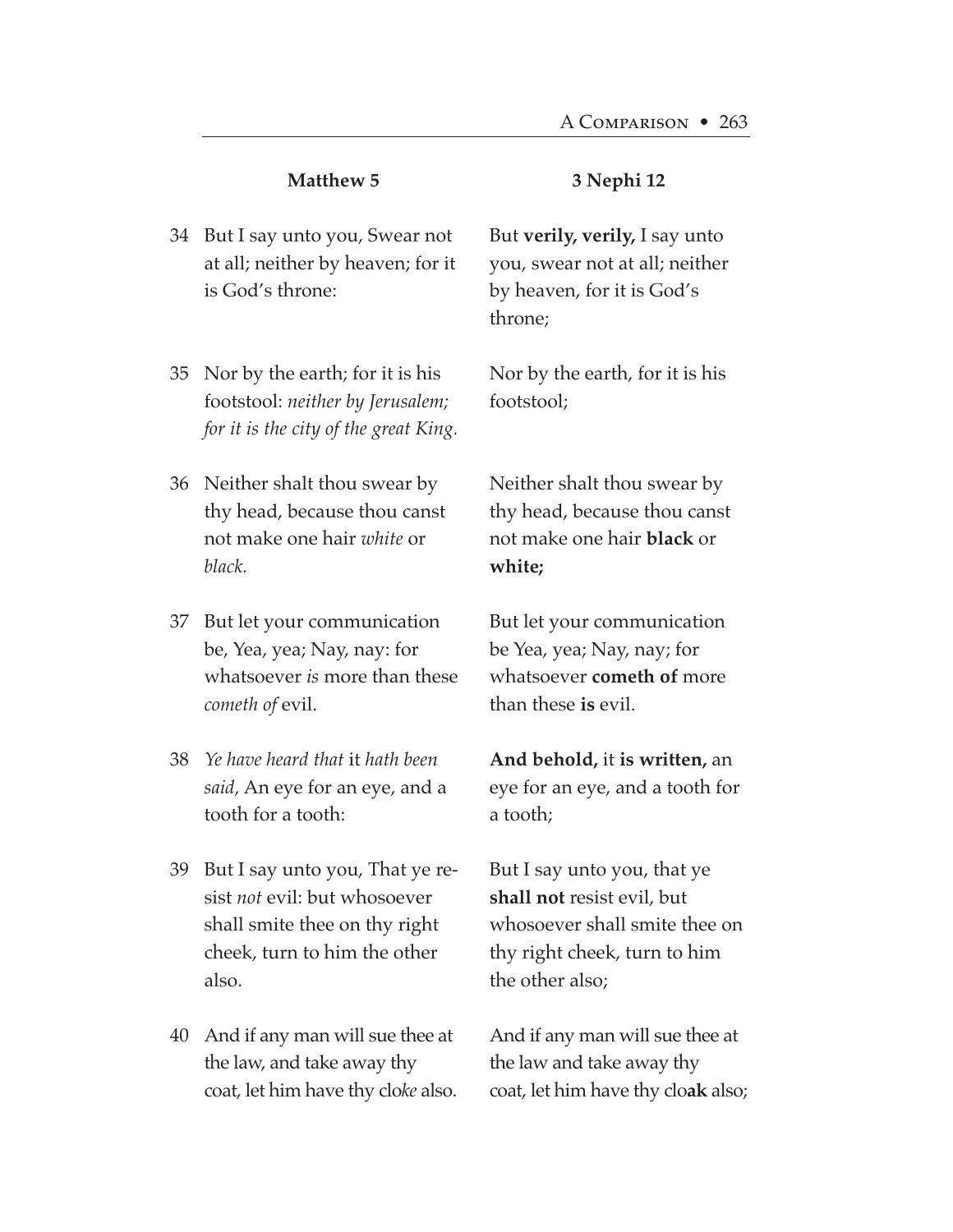| | Matthew 5 | 3 Nephi 12 |
|---|---|---|
| 34 | But I say unto you, Swear not at all; neither by heaven; for it is God's throne: | But **verily, verily,** I say unto you, swear not at all; neither by heaven, for it is God's throne; |
| 35 | Nor by the earth; for it is his footstool: *neither by Jerusalem; for it is the city of the great King.* | Nor by the earth, for it is his footstool; |
| 36 | Neither shalt thou swear by thy head, because thou canst not make one hair *white* or *black.* | Neither shalt thou swear by thy head, because thou canst not make one hair **black** or **white;** |
| 37 | But let your communication be, Yea, yea; Nay, nay: for whatsoever *is* more than these *cometh of* evil. | But let your communication be Yea, yea; Nay, nay; for whatsoever **cometh of** more than these **is** evil. |
| 38 | *Ye have heard that* it *hath been said,* An eye for an eye, and a tooth for a tooth: | **And behold,** it **is written,** an eye for an eye, and a tooth for a tooth; |
| 39 | But I say unto you, That ye resist *not* evil: but whosoever shall smite thee on thy right cheek, turn to him the other also. | But I say unto you, that ye **shall not** resist evil, but whosoever shall smite thee on thy right cheek, turn to him the other also; |
| 40 | And if any man will sue thee at the law, and take away thy coat, let him have thy clo*ke* also. | And if any man will sue thee at the law and take away thy coat, let him have thy clo**ak** also; |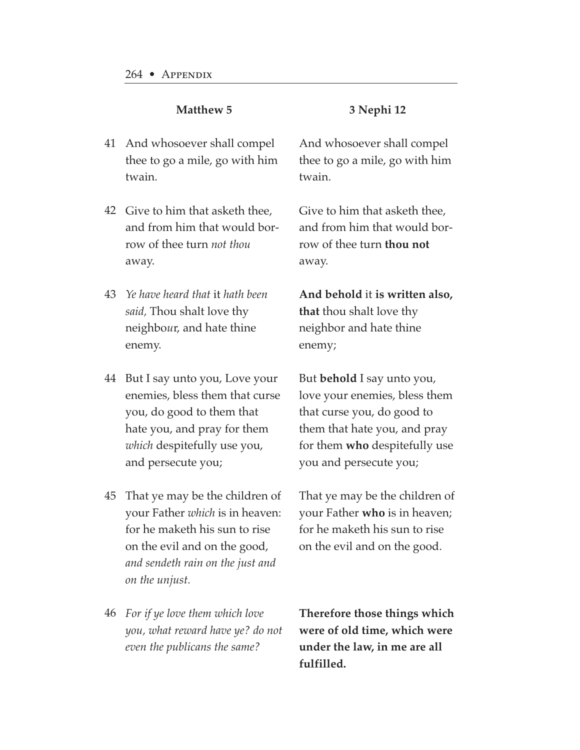| | Matthew 5 | 3 Nephi 12 |
|---|---|---|
| 41 | And whosoever shall compel thee to go a mile, go with him twain. | And whosoever shall compel thee to go a mile, go with him twain. |
| 42 | Give to him that asketh thee, and from him that would borrow of thee turn *not thou* away. | Give to him that asketh thee, and from him that would borrow of thee turn **thou not** away. |
| 43 | *Ye have heard that* it *hath been said,* Thou shalt love thy neighbo*u*r, and hate thine enemy. | **And behold** it **is written also, that** thou shalt love thy neighbor and hate thine enemy; |
| 44 | But I say unto you, Love your enemies, bless them that curse you, do good to them that hate you, and pray for them *which* despitefully use you, and persecute you; | But **behold** I say unto you, love your enemies, bless them that curse you, do good to them that hate you, and pray for them **who** despitefully use you and persecute you; |
| 45 | That ye may be the children of your Father *which* is in heaven: for he maketh his sun to rise on the evil and on the good, *and sendeth rain on the just and on the unjust.* | That ye may be the children of your Father **who** is in heaven; for he maketh his sun to rise on the evil and on the good. |
| 46 | *For if ye love them which love you, what reward have ye? do not even the publicans the same?* | **Therefore those things which were of old time, which were under the law, in me are all fulfilled.** |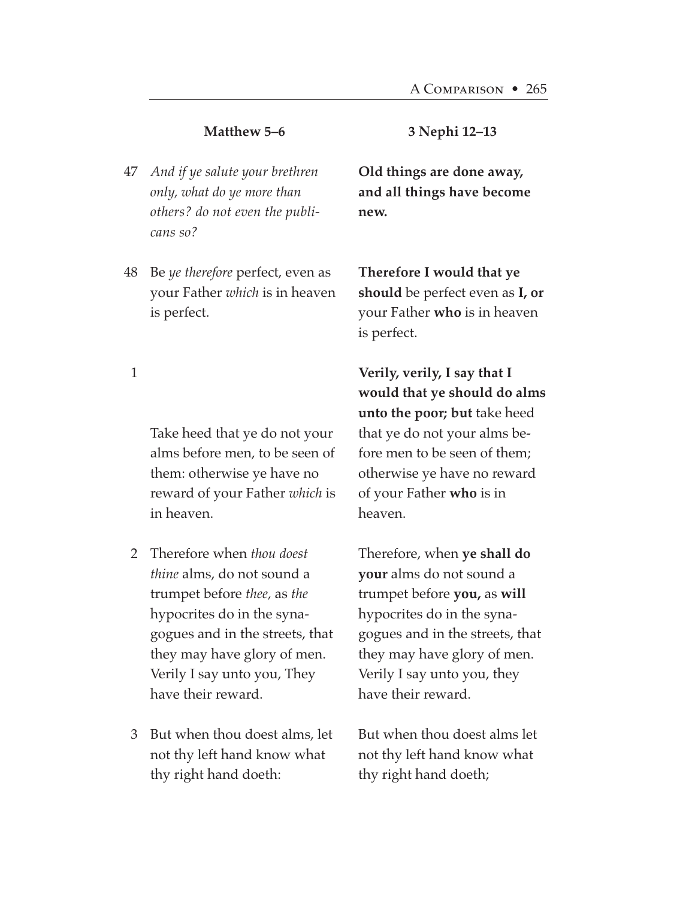| | Matthew 5–6 | 3 Nephi 12–13 |
|---|---|---|
| 47 | *And if ye salute your brethren only, what do ye more than others? do not even the publicans so?* | **Old things are done away, and all things have become new.** |
| 48 | Be *ye therefore* perfect, even as your Father *which* is in heaven is perfect. | **Therefore I would that ye should** be perfect even as **I, or** your Father **who** is in heaven is perfect. |
| 1 | Take heed that ye do not your alms before men, to be seen of them: otherwise ye have no reward of your Father *which* is in heaven. | **Verily, verily, I say that I would that ye should do alms unto the poor; but** take heed that ye do not your alms before men to be seen of them; otherwise ye have no reward of your Father **who** is in heaven. |
| 2 | Therefore when *thou dost thine* alms, do not sound a trumpet before *thee,* as *the* hypocrites do in the synagogues and in the streets, that they may have glory of men. Verily I say unto you, They have their reward. | Therefore, when **ye shall do your** alms do not sound a trumpet before **you,** as **will** hypocrites do in the synagogues and in the streets, that they may have glory of men. Verily I say unto you, they have their reward. |
| 3 | But when thou doest alms, let not thy left hand know what thy right hand doeth: | But when thou doest alms let not thy left hand know what thy right hand doeth; |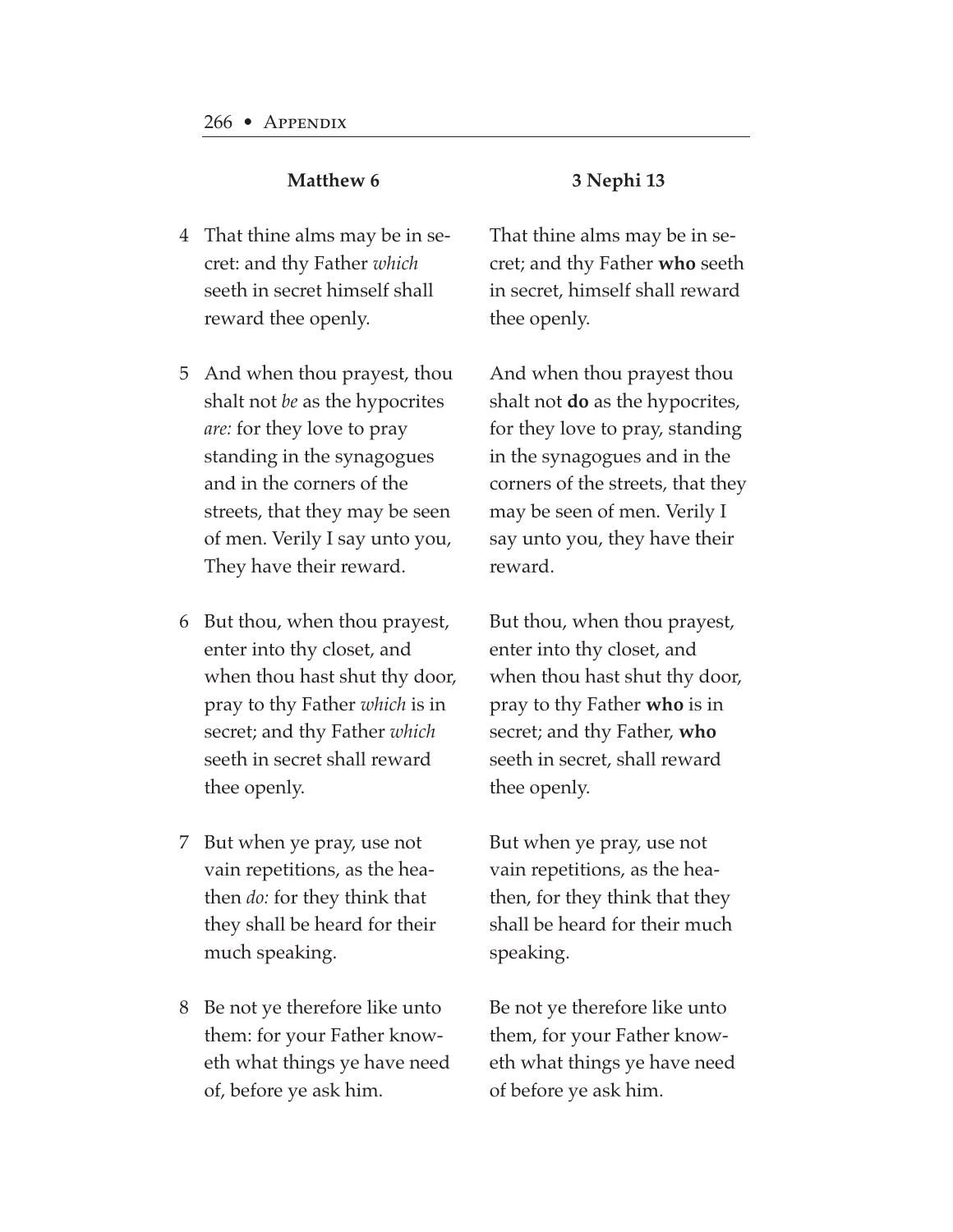| | Matthew 6 | 3 Nephi 13 |
|---|---|---|
| 4 | That thine alms may be in secret: and thy Father *which* seeth in secret himself shall reward thee openly. | That thine alms may be in secret; and thy Father **who** seeth in secret, himself shall reward thee openly. |
| 5 | And when thou prayest, thou shalt not *be* as the hypocrites *are:* for they love to pray standing in the synagogues and in the corners of the streets, that they may be seen of men. Verily I say unto you, They have their reward. | And when thou prayest thou shalt not **do** as the hypocrites, for they love to pray, standing in the synagogues and in the corners of the streets, that they may be seen of men. Verily I say unto you, they have their reward. |
| 6 | But thou, when thou prayest, enter into thy closet, and when thou hast shut thy door, pray to thy Father *which* is in secret; and thy Father *which* seeth in secret shall reward thee openly. | But thou, when thou prayest, enter into thy closet, and when thou hast shut thy door, pray to thy Father **who** is in secret; and thy Father, **who** seeth in secret, shall reward thee openly. |
| 7 | But when ye pray, use not vain repetitions, as the heathen *do:* for they think that they shall be heard for their much speaking. | But when ye pray, use not vain repetitions, as the heathen, for they think that they shall be heard for their much speaking. |
| 8 | Be not ye therefore like unto them: for your Father knoweth what things ye have need of, before ye ask him. | Be not ye therefore like unto them, for your Father knoweth what things ye have need of before ye ask him. |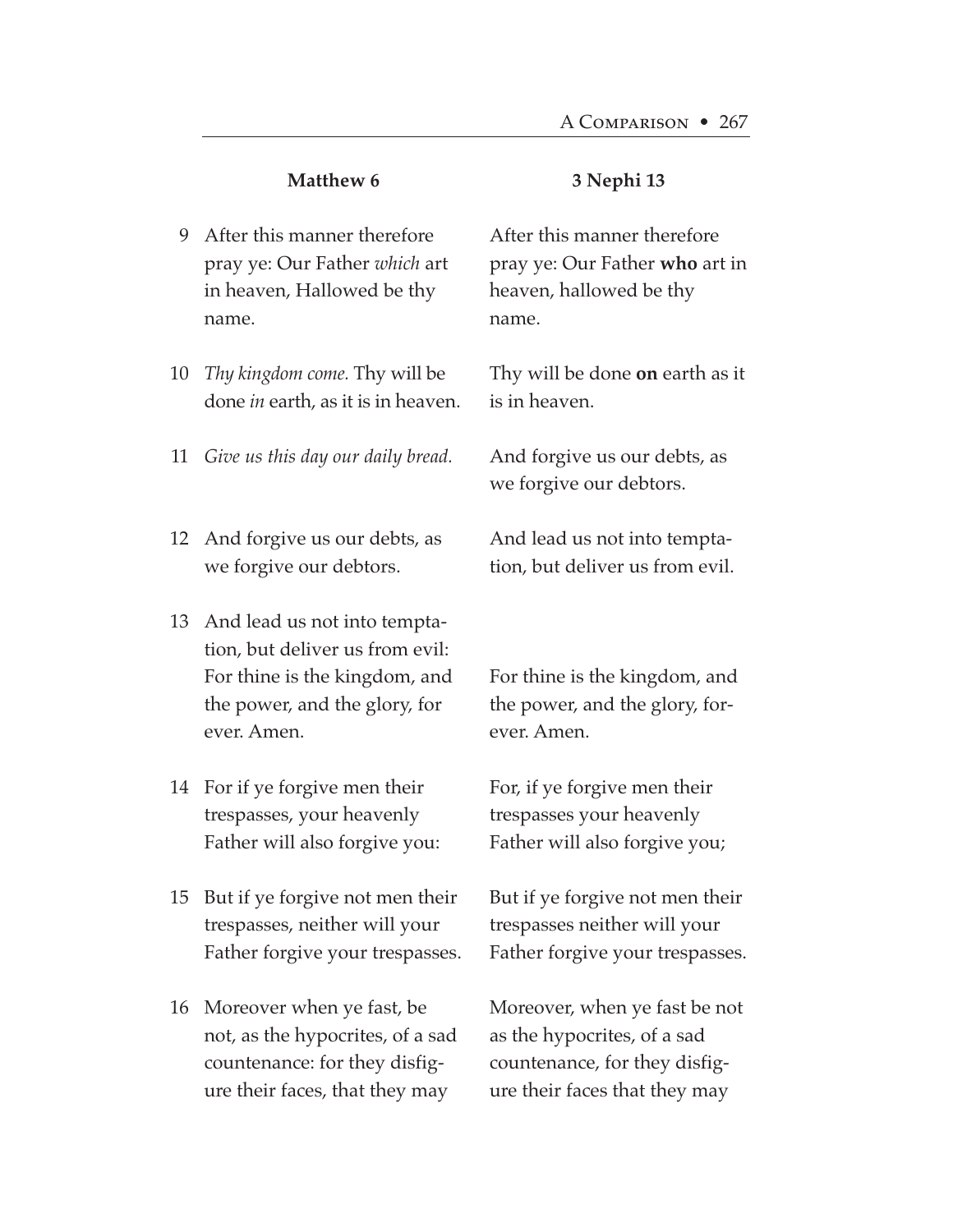| | Matthew 6 | 3 Nephi 13 |
|---|---|---|
| 9 | After this manner therefore pray ye: Our Father *which* art in heaven, Hallowed be thy name. | After this manner therefore pray ye: Our Father **who** art in heaven, hallowed be thy name. |
| 10 | *Thy kingdom come.* Thy will be done *in* earth, as it is in heaven. | Thy will be done **on** earth as it is in heaven. |
| 11 | *Give us this day our daily bread.* | And forgive us our debts, as we forgive our debtors. |
| 12 | And forgive us our debts, as we forgive our debtors. | And lead us not into temptation, but deliver us from evil. |
| 13 | And lead us not into temptation, but deliver us from evil: For thine is the kingdom, and the power, and the glory, for ever. Amen. | For thine is the kingdom, and the power, and the glory, forever. Amen. |
| 14 | For if ye forgive men their trespasses, your heavenly Father will also forgive you: | For, if ye forgive men their trespasses your heavenly Father will also forgive you; |
| 15 | But if ye forgive not men their trespasses, neither will your Father forgive your trespasses. | But if ye forgive not men their trespasses neither will your Father forgive your trespasses. |
| 16 | Moreover when ye fast, be not, as the hypocrites, of a sad countenance: for they disfigure their faces, that they may | Moreover, when ye fast be not as the hypocrites, of a sad countenance, for they disfigure their faces that they may |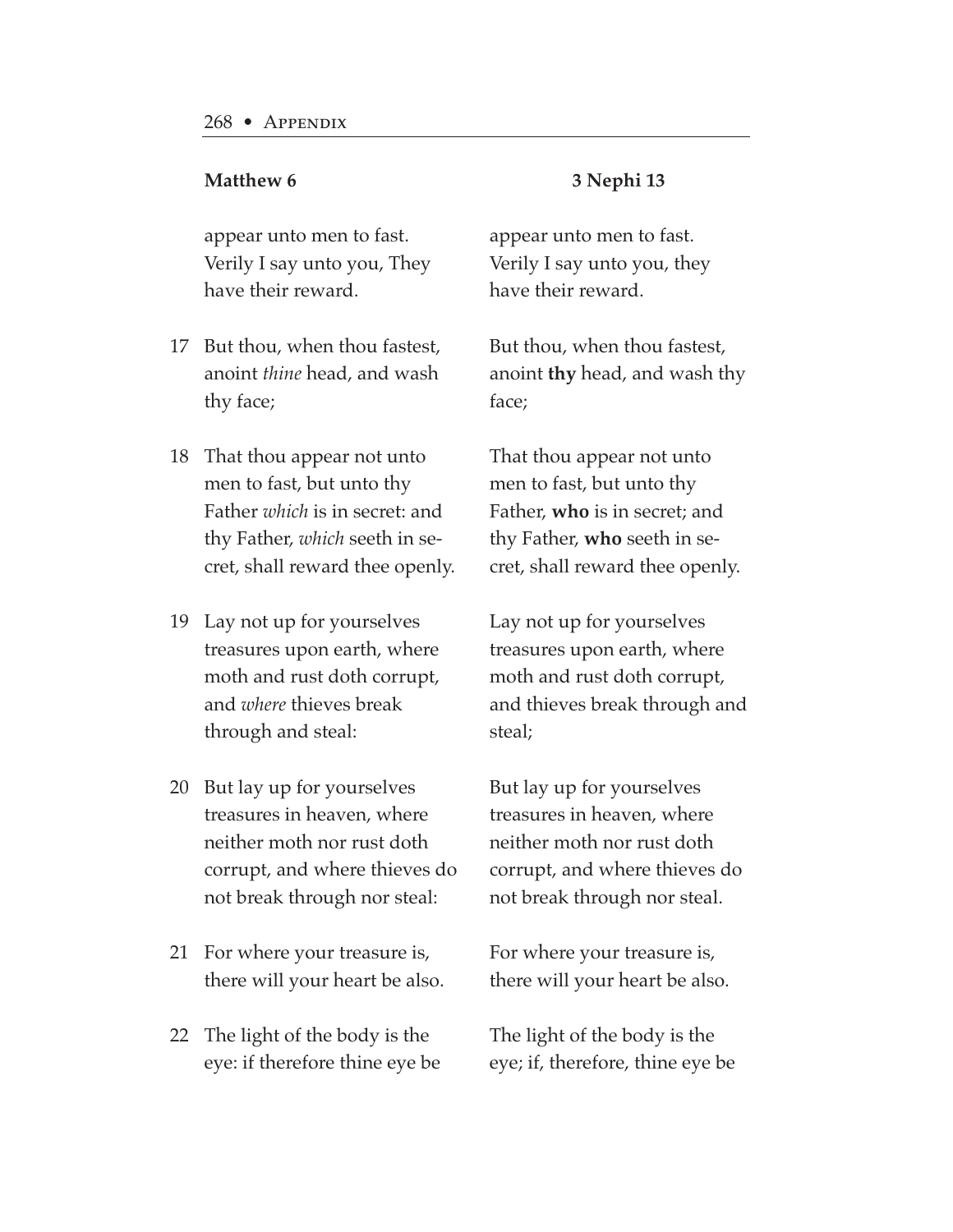| | Matthew 6 | 3 Nephi 13 |
|---|---|---|
| | appear unto men to fast. Verily I say unto you, They have their reward. | appear unto men to fast. Verily I say unto you, they have their reward. |
| 17 | But thou, when thou fastest, anoint *thine* head, and wash thy face; | But thou, when thou fastest, anoint **thy** head, and wash thy face; |
| 18 | That thou appear not unto men to fast, but unto thy Father *which* is in secret: and thy Father, *which* seeth in secret, shall reward thee openly. | That thou appear not unto men to fast, but unto thy Father, **who** is in secret; and thy Father, **who** seeth in secret, shall reward thee openly. |
| 19 | Lay not up for yourselves treasures upon earth, where moth and rust doth corrupt, and *where* thieves break through and steal: | Lay not up for yourselves treasures upon earth, where moth and rust doth corrupt, and thieves break through and steal; |
| 20 | But lay up for yourselves treasures in heaven, where neither moth nor rust doth corrupt, and where thieves do not break through nor steal: | But lay up for yourselves treasures in heaven, where neither moth nor rust doth corrupt, and where thieves do not break through nor steal. |
| 21 | For where your treasure is, there will your heart be also. | For where your treasure is, there will your heart be also. |
| 22 | The light of the body is the eye: if therefore thine eye be | The light of the body is the eye; if, therefore, thine eye be |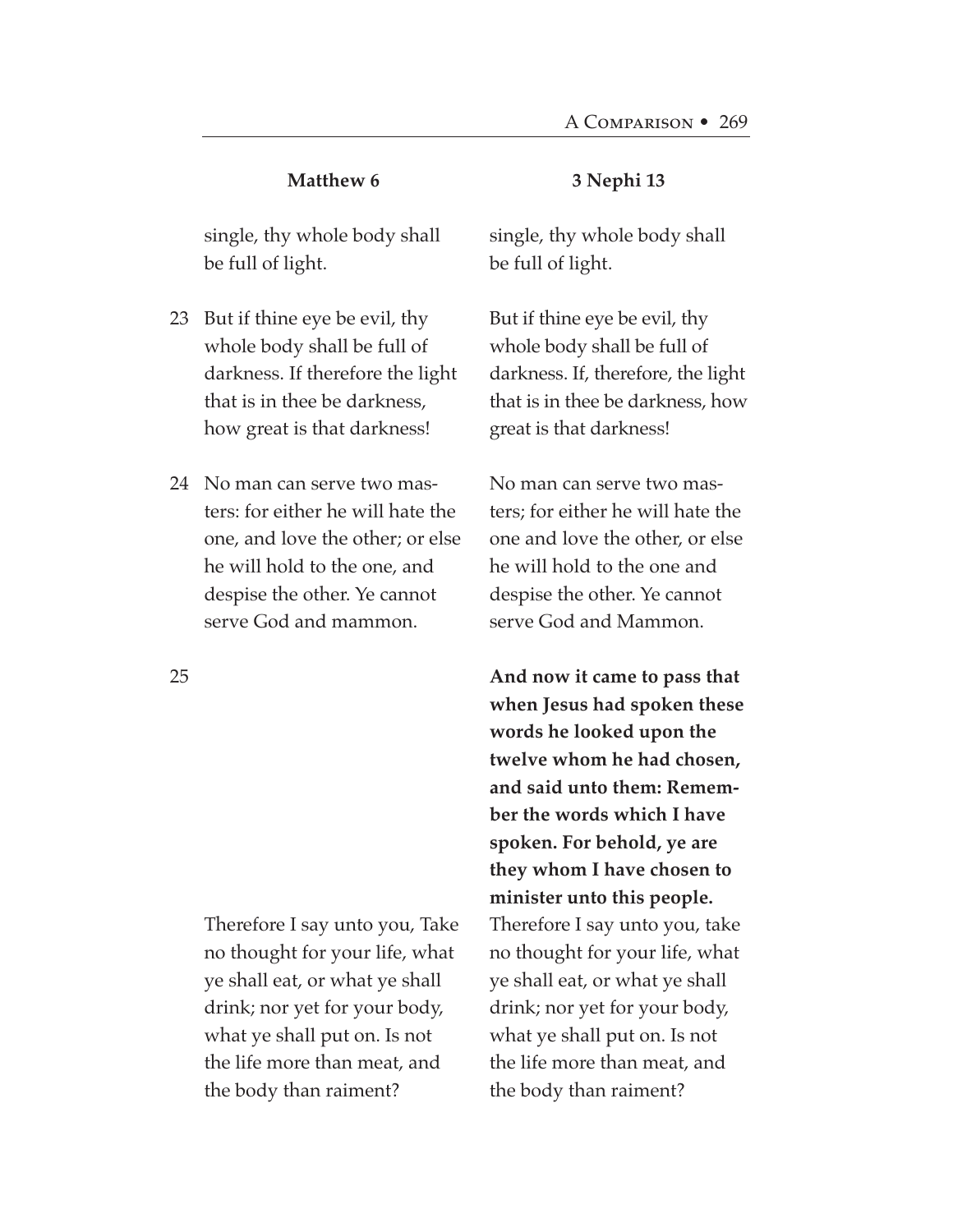| | Matthew 6 | 3 Nephi 13 |
|---|---|---|
| | single, thy whole body shall be full of light. | single, thy whole body shall be full of light. |
| 23 | But if thine eye be evil, thy whole body shall be full of darkness. If therefore the light that is in thee be darkness, how great is that darkness! | But if thine eye be evil, thy whole body shall be full of darkness. If, therefore, the light that is in thee be darkness, how great is that darkness! |
| 24 | No man can serve two masters: for either he will hate the one, and love the other; or else he will hold to the one, and despise the other. Ye cannot serve God and mammon. | No man can serve two masters; for either he will hate the one and love the other, or else he will hold to the one and despise the other. Ye cannot serve God and Mammon. |
| 25 | | **And now it came to pass that when Jesus had spoken these words he looked upon the twelve whom he had chosen, and said unto them: Remember the words which I have spoken. For behold, ye are they whom I have chosen to minister unto this people.** |
| | Therefore I say unto you, Take no thought for your life, what ye shall eat, or what ye shall drink; nor yet for your body, what ye shall put on. Is not the life more than meat, and the body than raiment? | Therefore I say unto you, take no thought for your life, what ye shall eat, or what ye shall drink; nor yet for your body, what ye shall put on. Is not the life more than meat, and the body than raiment? |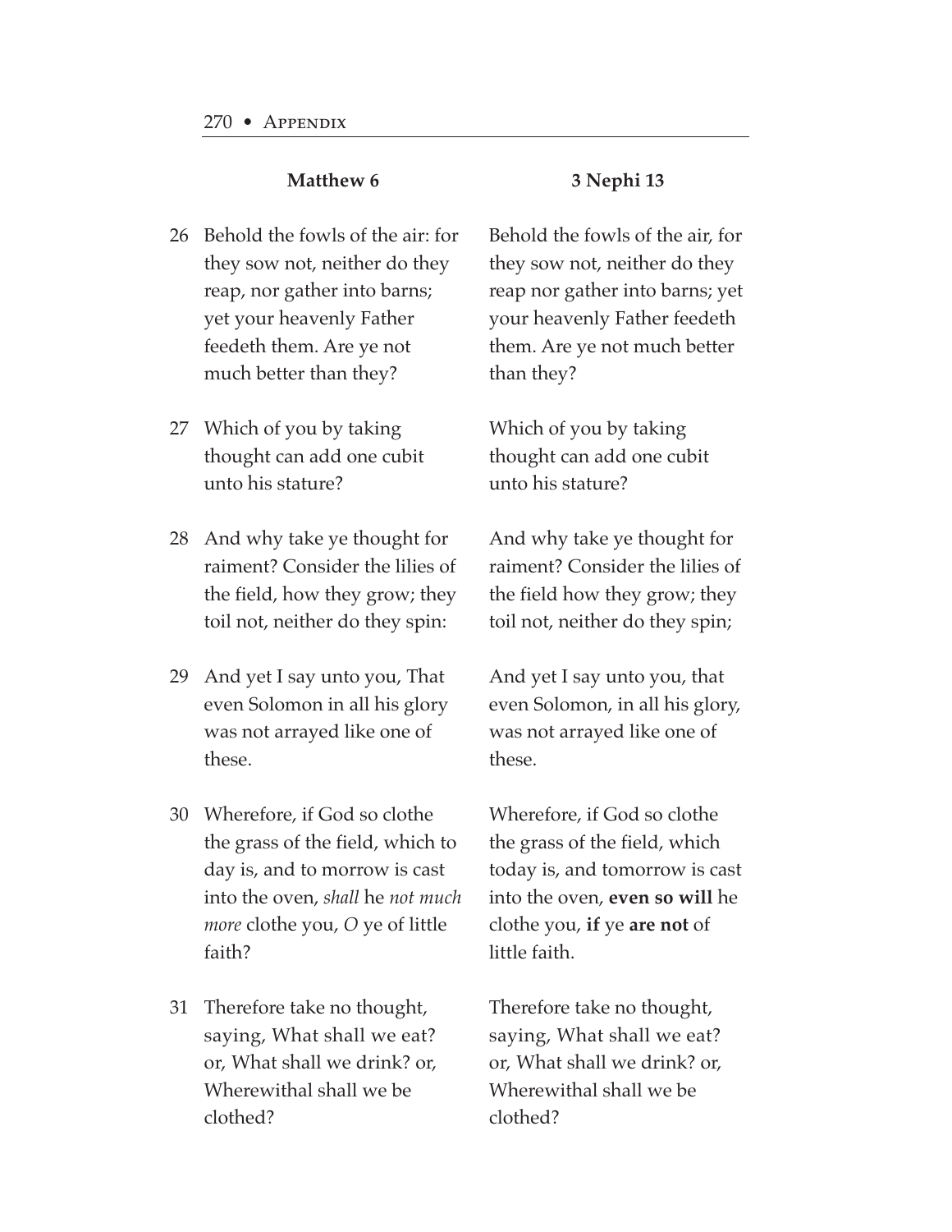| | Matthew 6 | 3 Nephi 13 |
|---|---|---|
| 26 | Behold the fowls of the air: for they sow not, neither do they reap, nor gather into barns; yet your heavenly Father feedeth them. Are ye not much better than they? | Behold the fowls of the air, for they sow not, neither do they reap nor gather into barns; yet your heavenly Father feedeth them. Are ye not much better than they? |
| 27 | Which of you by taking thought can add one cubit unto his stature? | Which of you by taking thought can add one cubit unto his stature? |
| 28 | And why take ye thought for raiment? Consider the lilies of the field, how they grow; they toil not, neither do they spin: | And why take ye thought for raiment? Consider the lilies of the field how they grow; they toil not, neither do they spin; |
| 29 | And yet I say unto you, That even Solomon in all his glory was not arrayed like one of these. | And yet I say unto you, that even Solomon, in all his glory, was not arrayed like one of these. |
| 30 | Wherefore, if God so clothe the grass of the field, which to day is, and to morrow is cast into the oven, *shall* he *not much more* clothe you, *O* ye of little faith? | Wherefore, if God so clothe the grass of the field, which today is, and tomorrow is cast into the oven, **even so will** he clothe you, **if** ye **are not** of little faith. |
| 31 | Therefore take no thought, saying, What shall we eat? or, What shall we drink? or, Wherewithal shall we be clothed? | Therefore take no thought, saying, What shall we eat? or, What shall we drink? or, Wherewithal shall we be clothed? |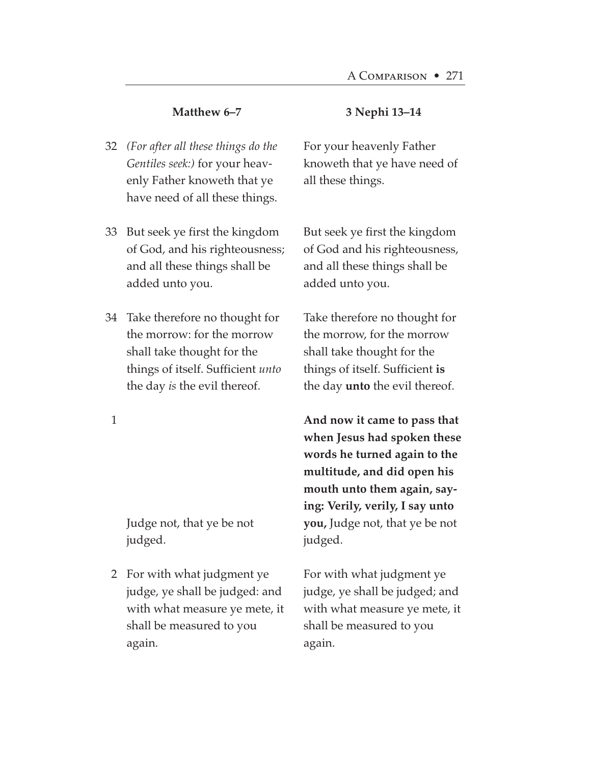| | Matthew 6–7 | 3 Nephi 13–14 |
|---|---|---|
| 32 | *(For after all these things do the Gentiles seek:)* for your heavenly Father knoweth that ye have need of all these things. | For your heavenly Father knoweth that ye have need of all these things. |
| 33 | But seek ye first the kingdom of God, and his righteousness; and all these things shall be added unto you. | But seek ye first the kingdom of God and his righteousness, and all these things shall be added unto you. |
| 34 | Take therefore no thought for the morrow: for the morrow shall take thought for the things of itself. Sufficient *unto* the day *is* the evil thereof. | Take therefore no thought for the morrow, for the morrow shall take thought for the things of itself. Sufficient **is** the day **unto** the evil thereof. |
| 1 | Judge not, that ye be not judged. | **And now it came to pass that when Jesus had spoken these words he turned again to the multitude, and did open his mouth unto them again, saying: Verily, verily, I say unto you,** Judge not, that ye be not judged. |
| 2 | For with what judgment ye judge, ye shall be judged: and with what measure ye mete, it shall be measured to you again. | For with what judgment ye judge, ye shall be judged; and with what measure ye mete, it shall be measured to you again. |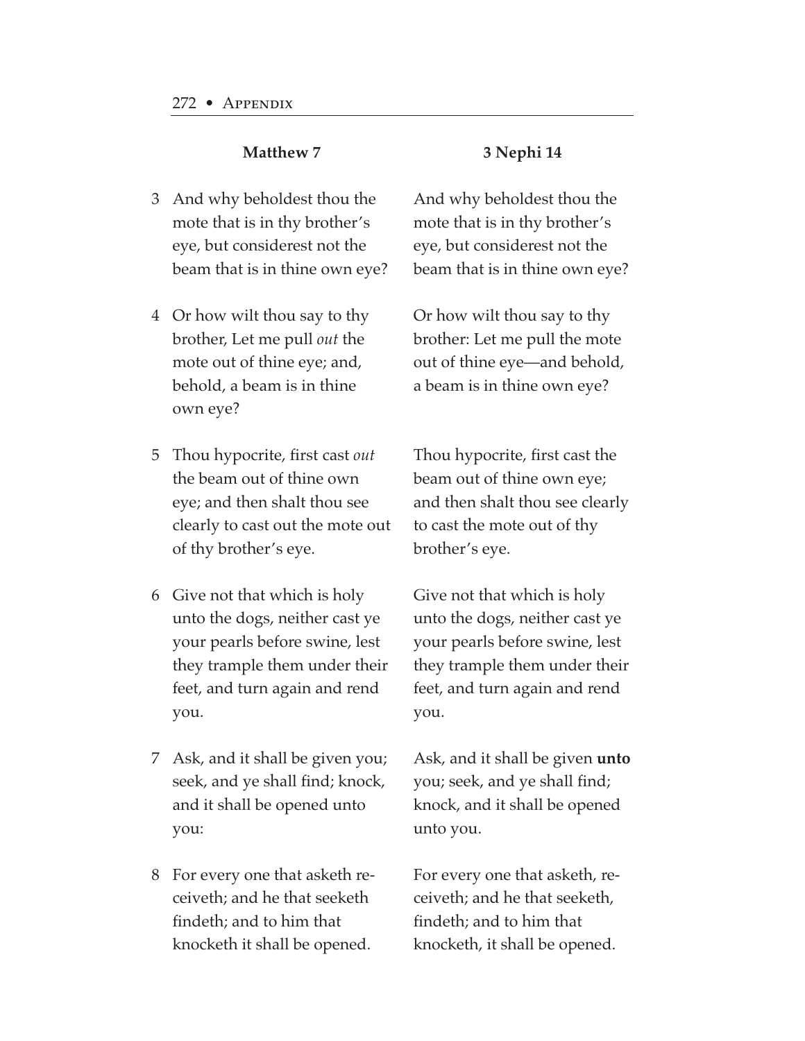| | Matthew 7 | 3 Nephi 14 |
|---|---|---|
| 3 | And why beholdest thou the mote that is in thy brother's eye, but considerest not the beam that is in thine own eye? | And why beholdest thou the mote that is in thy brother's eye, but considerest not the beam that is in thine own eye? |
| 4 | Or how wilt thou say to thy brother, Let me pull *out* the mote out of thine eye; and, behold, a beam is in thine own eye? | Or how wilt thou say to thy brother: Let me pull the mote out of thine eye—and behold, a beam is in thine own eye? |
| 5 | Thou hypocrite, first cast *out* the beam out of thine own eye; and then shalt thou see clearly to cast out the mote out of thy brother's eye. | Thou hypocrite, first cast the beam out of thine own eye; and then shalt thou see clearly to cast the mote out of thy brother's eye. |
| 6 | Give not that which is holy unto the dogs, neither cast ye your pearls before swine, lest they trample them under their feet, and turn again and rend you. | Give not that which is holy unto the dogs, neither cast ye your pearls before swine, lest they trample them under their feet, and turn again and rend you. |
| 7 | Ask, and it shall be given you; seek, and ye shall find; knock, and it shall be opened unto you: | Ask, and it shall be given **unto** you; seek, and ye shall find; knock, and it shall be opened unto you. |
| 8 | For every one that asketh receiveth; and he that seeketh findeth; and to him that knocketh it shall be opened. | For every one that asketh, receiveth; and he that seeketh, findeth; and to him that knocketh, it shall be opened. |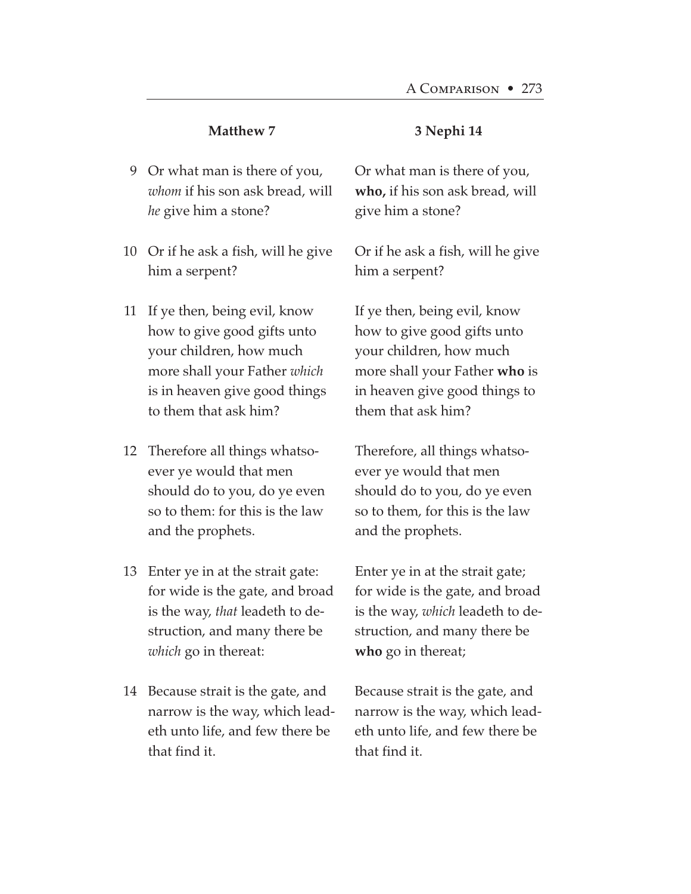| | Matthew 7 | 3 Nephi 14 |
|---|---|---|
| 9 | Or what man is there of you, *whom* if his son ask bread, will *he* give him a stone? | Or what man is there of you, **who,** if his son ask bread, will give him a stone? |
| 10 | Or if he ask a fish, will he give him a serpent? | Or if he ask a fish, will he give him a serpent? |
| 11 | If ye then, being evil, know how to give good gifts unto your children, how much more shall your Father *which* is in heaven give good things to them that ask him? | If ye then, being evil, know how to give good gifts unto your children, how much more shall your Father **who** is in heaven give good things to them that ask him? |
| 12 | Therefore all things whatsoever ye would that men should do to you, do ye even so to them: for this is the law and the prophets. | Therefore, all things whatsoever ye would that men should do to you, do ye even so to them, for this is the law and the prophets. |
| 13 | Enter ye in at the strait gate: for wide is the gate, and broad is the way, *that* leadeth to destruction, and many there be *which* go in thereat: | Enter ye in at the strait gate; for wide is the gate, and broad is the way, *which* leadeth to destruction, and many there be **who** go in thereat; |
| 14 | Because strait is the gate, and narrow is the way, which leadeth unto life, and few there be that find it. | Because strait is the gate, and narrow is the way, which leadeth unto life, and few there be that find it. |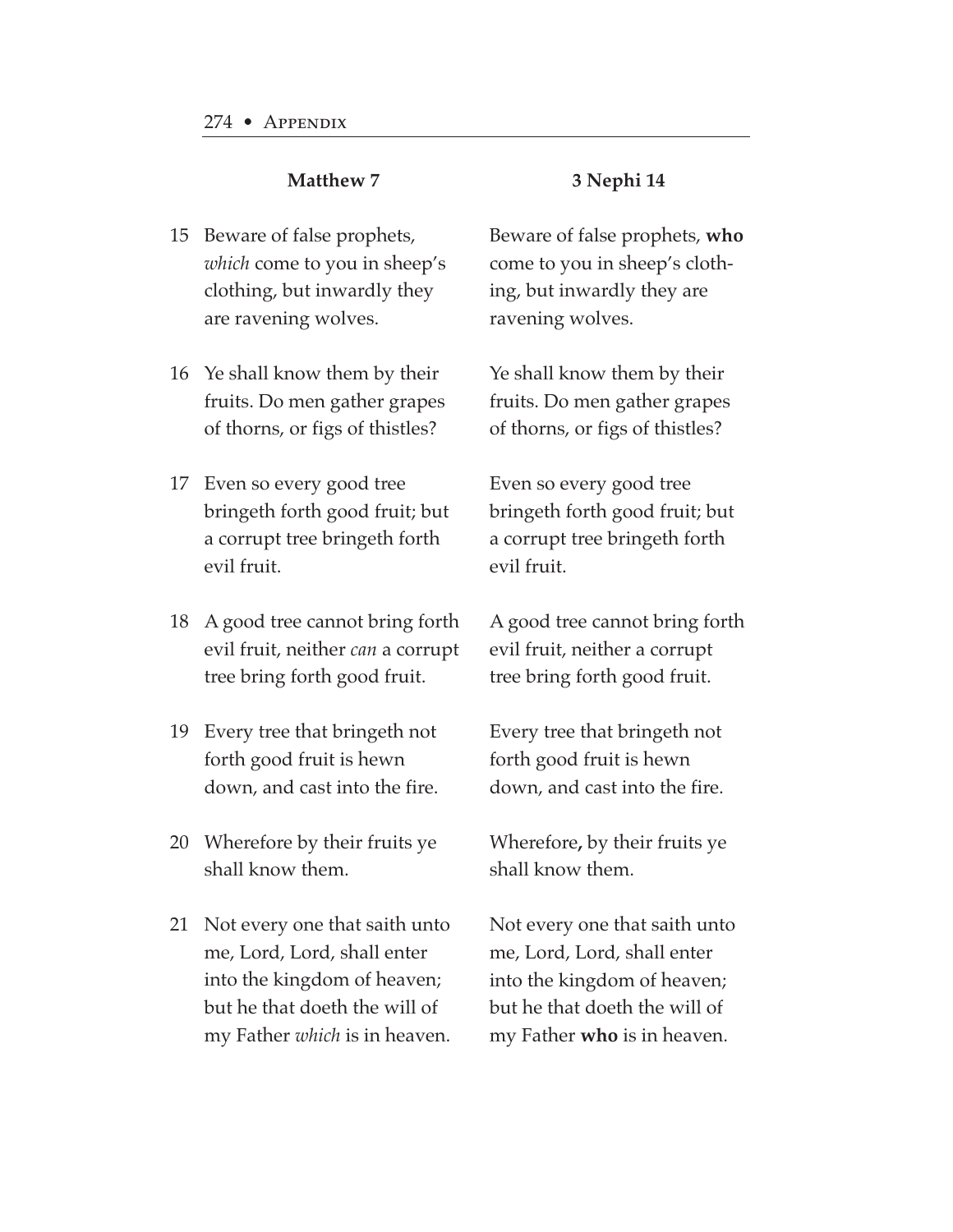| | Matthew 7 | 3 Nephi 14 |
|---|---|---|
| 15 | Beware of false prophets, *which* come to you in sheep's clothing, but inwardly they are ravening wolves. | Beware of false prophets, **who** come to you in sheep's clothing, but inwardly they are ravening wolves. |
| 16 | Ye shall know them by their fruits. Do men gather grapes of thorns, or figs of thistles? | Ye shall know them by their fruits. Do men gather grapes of thorns, or figs of thistles? |
| 17 | Even so every good tree bringeth forth good fruit; but a corrupt tree bringeth forth evil fruit. | Even so every good tree bringeth forth good fruit; but a corrupt tree bringeth forth evil fruit. |
| 18 | A good tree cannot bring forth evil fruit, neither *can* a corrupt tree bring forth good fruit. | A good tree cannot bring forth evil fruit, neither a corrupt tree bring forth good fruit. |
| 19 | Every tree that bringeth not forth good fruit is hewn down, and cast into the fire. | Every tree that bringeth not forth good fruit is hewn down, and cast into the fire. |
| 20 | Wherefore by their fruits ye shall know them. | Wherefore**,** by their fruits ye shall know them. |
| 21 | Not every one that saith unto me, Lord, Lord, shall enter into the kingdom of heaven; but he that doeth the will of my Father *which* is in heaven. | Not every one that saith unto me, Lord, Lord, shall enter into the kingdom of heaven; but he that doeth the will of my Father **who** is in heaven. |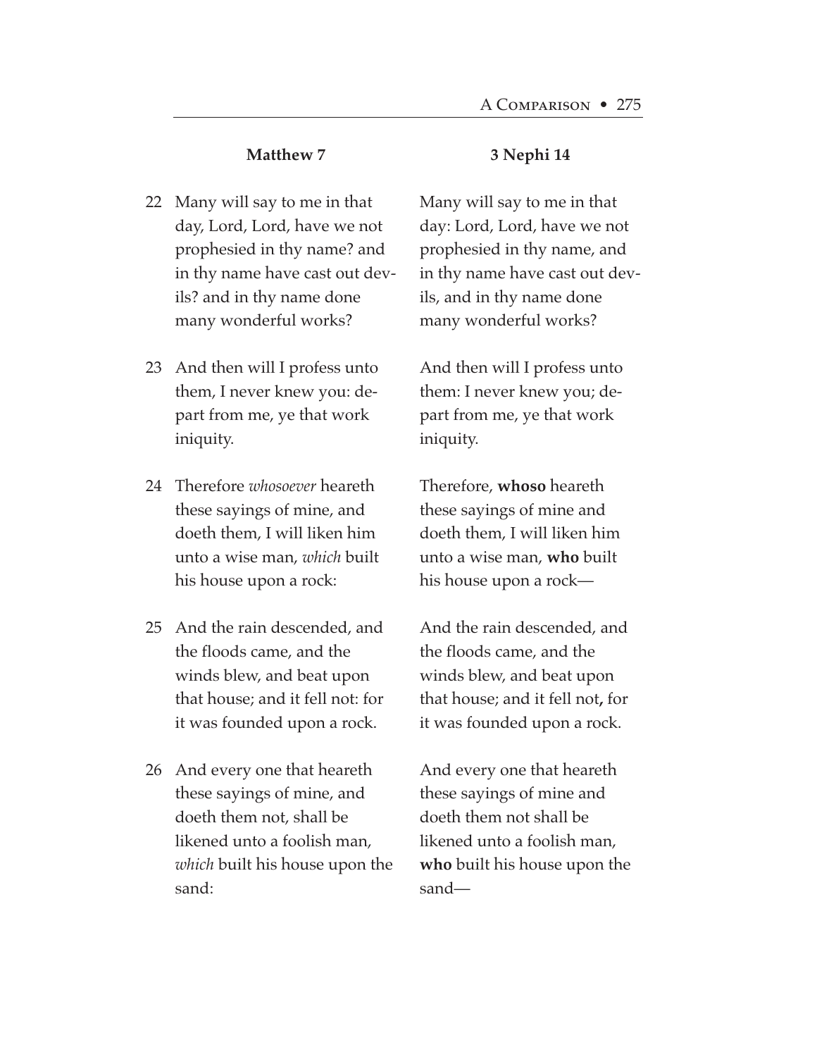| | Matthew 7 | 3 Nephi 14 |
|---|---|---|
| 22 | Many will say to me in that day, Lord, Lord, have we not prophesied in thy name? and in thy name have cast out devils? and in thy name done many wonderful works? | Many will say to me in that day: Lord, Lord, have we not prophesied in thy name, and in thy name have cast out devils, and in thy name done many wonderful works? |
| 23 | And then will I profess unto them, I never knew you: depart from me, ye that work iniquity. | And then will I profess unto them: I never knew you; depart from me, ye that work iniquity. |
| 24 | Therefore *whosoever* heareth these sayings of mine, and doeth them, I will liken him unto a wise man, *which* built his house upon a rock: | Therefore, **whoso** heareth these sayings of mine and doeth them, I will liken him unto a wise man, **who** built his house upon a rock— |
| 25 | And the rain descended, and the floods came, and the winds blew, and beat upon that house; and it fell not: for it was founded upon a rock. | And the rain descended, and the floods came, and the winds blew, and beat upon that house; and it fell not**,** for it was founded upon a rock. |
| 26 | And every one that heareth these sayings of mine, and doeth them not, shall be likened unto a foolish man, *which* built his house upon the sand: | And every one that heareth these sayings of mine and doeth them not shall be likened unto a foolish man, **who** built his house upon the sand— |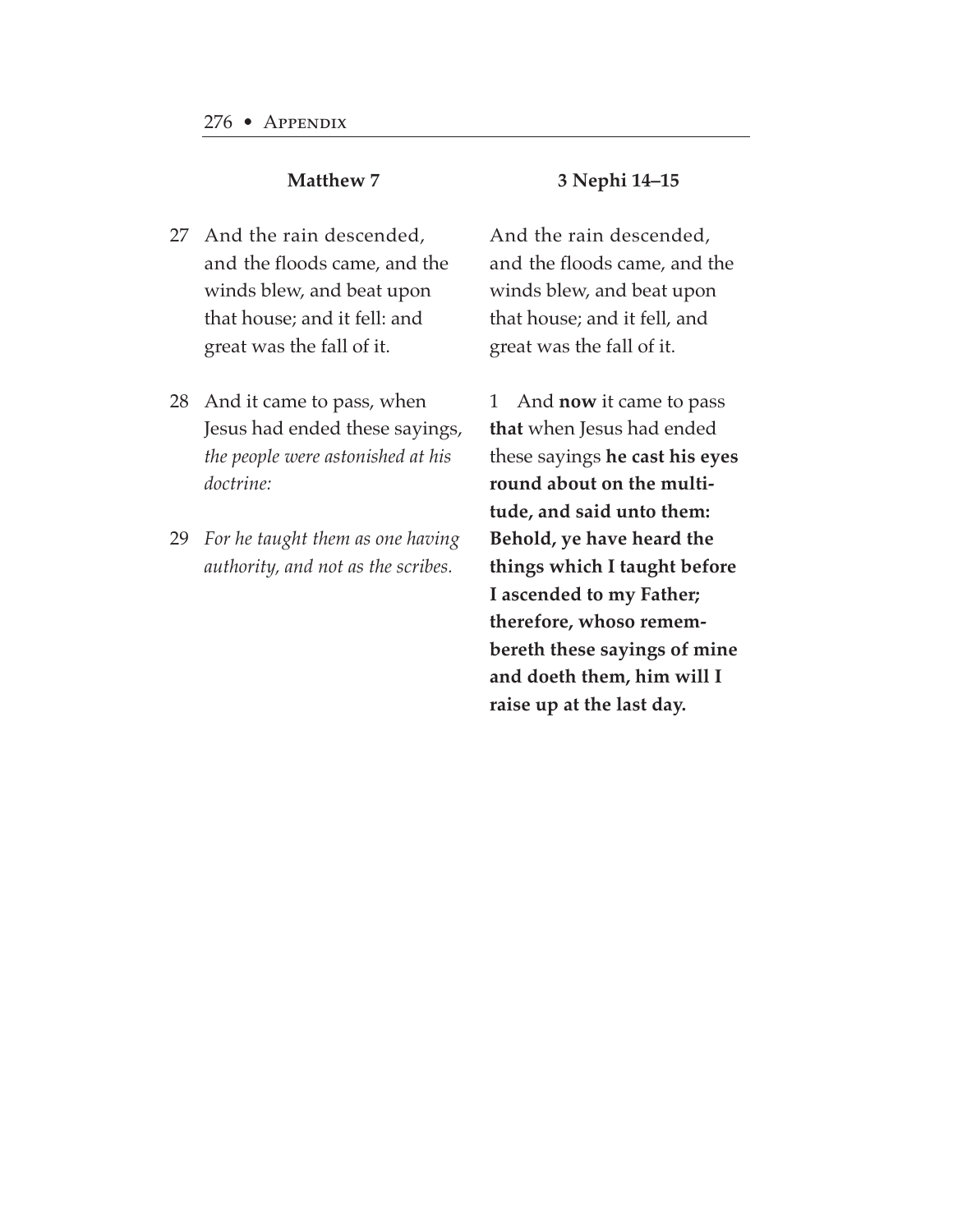| Matthew 7 | 3 Nephi 14–15 |
| --- | --- |
| 27 And the rain descended, and the floods came, and the winds blew, and beat upon that house; and it fell: and great was the fall of it. | And the rain descended, and the floods came, and the winds blew, and beat upon that house; and it fell, and great was the fall of it. |
| 28 And it came to pass, when Jesus had ended these sayings, *the people were astonished at his doctrine:* | 1 And **now** it came to pass **that** when Jesus had ended these sayings **he cast his eyes round about on the multitude, and said unto them: Behold, ye have heard the things which I taught before I ascended to my Father; therefore, whoso remembereth these sayings of mine and doeth them, him will I raise up at the last day.** |
| 29 *For he taught them as one having authority, and not as the scribes.* | |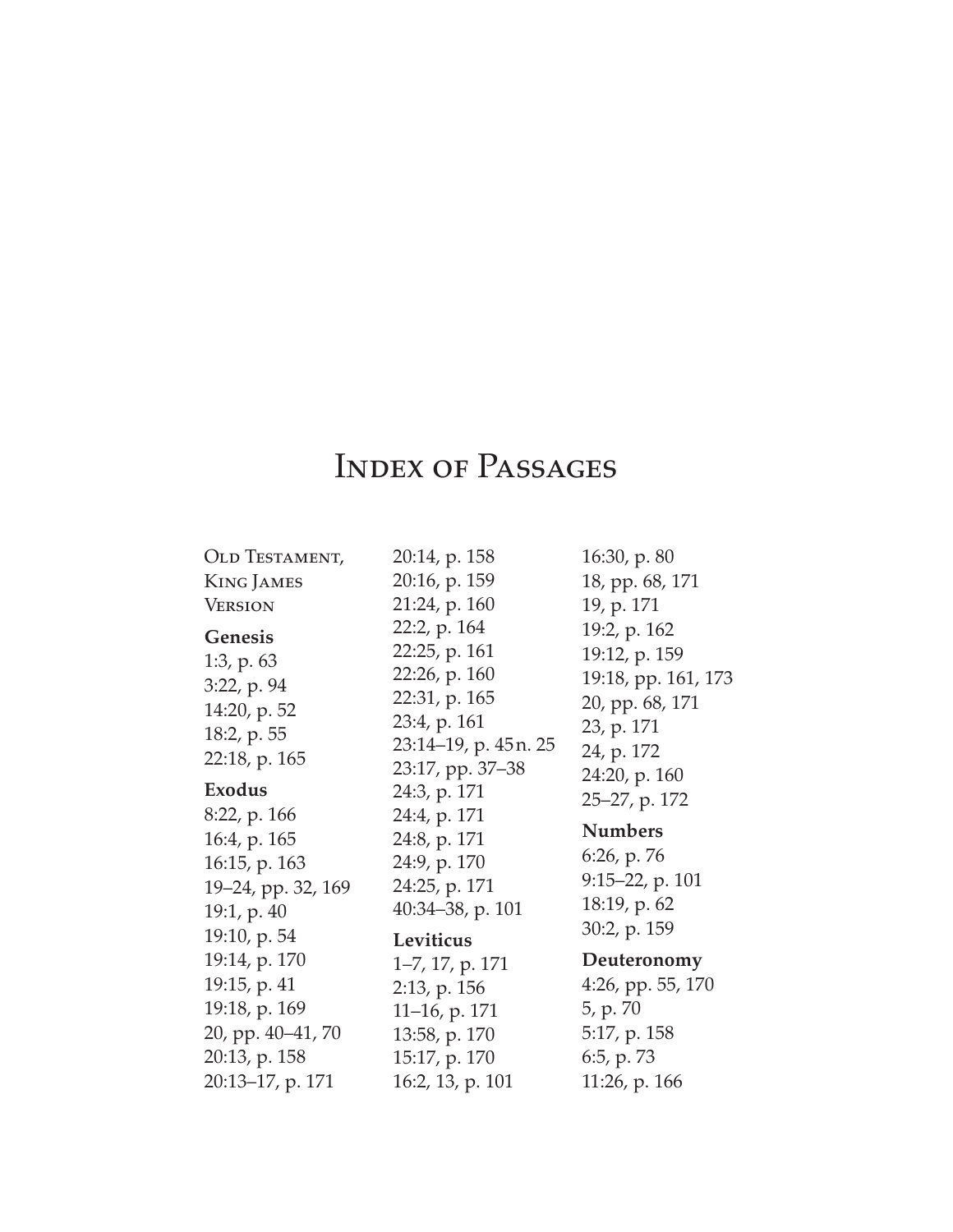# Index of Passages

Old Testament, King James Version

**Genesis**
1:3, p. 63
3:22, p. 94
14:20, p. 52
18:2, p. 55
22:18, p. 165

**Exodus**
8:22, p. 166
16:4, p. 165
16:15, p. 163
19–24, pp. 32, 169
19:1, p. 40
19:10, p. 54
19:14, p. 170
19:15, p. 41
19:18, p. 169
20, pp. 40–41, 70
20:13, p. 158
20:13–17, p. 171
20:14, p. 158
20:16, p. 159
21:24, p. 160
22:2, p. 164
22:25, p. 161
22:26, p. 160
22:31, p. 165
23:4, p. 161
23:14–19, p. 45 n. 25
23:17, pp. 37–38
24:3, p. 171
24:4, p. 171
24:8, p. 171
24:9, p. 170
24:25, p. 171
40:34–38, p. 101

**Leviticus**
1–7, 17, p. 171
2:13, p. 156
11–16, p. 171
13:58, p. 170
15:17, p. 170
16:2, 13, p. 101
16:30, p. 80
18, pp. 68, 171
19, p. 171
19:2, p. 162
19:12, p. 159
19:18, pp. 161, 173
20, pp. 68, 171
23, p. 171
24, p. 172
24:20, p. 160
25–27, p. 172

**Numbers**
6:26, p. 76
9:15–22, p. 101
18:19, p. 62
30:2, p. 159

**Deuteronomy**
4:26, pp. 55, 170
5, p. 70
5:17, p. 158
6:5, p. 73
11:26, p. 166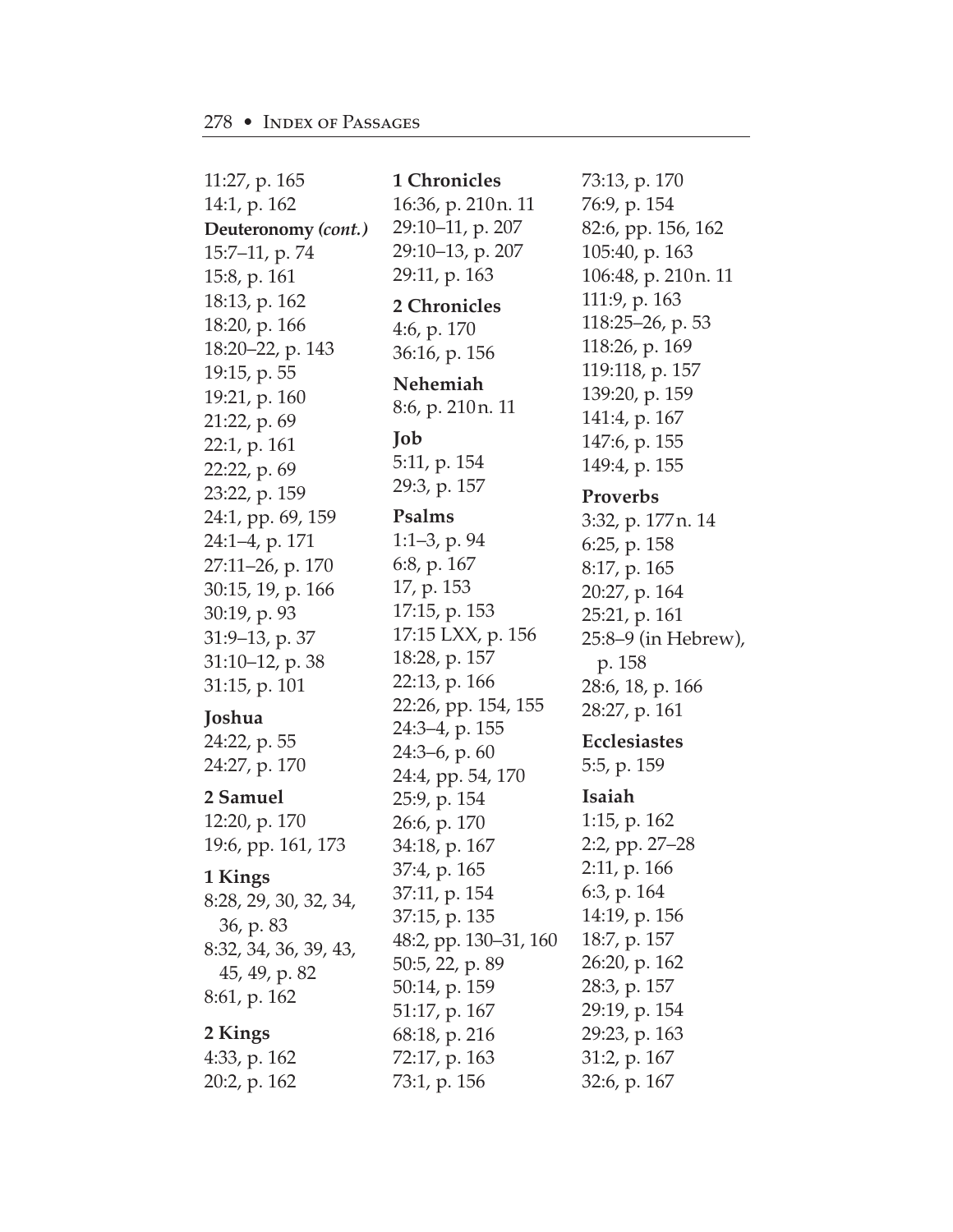11:27, p. 165
14:1, p. 162

**Deuteronomy *(cont.)***
15:7–11, p. 74
15:8, p. 161
18:13, p. 162
18:20, p. 166
18:20–22, p. 143
19:15, p. 55
19:21, p. 160
21:22, p. 69
22:1, p. 161
22:22, p. 69
23:22, p. 159
24:1, pp. 69, 159
24:1–4, p. 171
27:11–26, p. 170
30:15, 19, p. 166
30:19, p. 93
31:9–13, p. 37
31:10–12, p. 38
31:15, p. 101

**Joshua**
24:22, p. 55
24:27, p. 170

**2 Samuel**
12:20, p. 170
19:6, pp. 161, 173

**1 Kings**
8:28, 29, 30, 32, 34, 36, p. 83
8:32, 34, 36, 39, 43, 45, 49, p. 82
8:61, p. 162

**2 Kings**
4:33, p. 162
20:2, p. 162

**1 Chronicles**
16:36, p. 210 n. 11
29:10–11, p. 207
29:10–13, p. 207
29:11, p. 163

**2 Chronicles**
4:6, p. 170
36:16, p. 156

**Nehemiah**
8:6, p. 210 n. 11

**Job**
5:11, p. 154
29:3, p. 157

**Psalms**
1:1–3, p. 94
6:8, p. 167
17, p. 153
17:15, p. 153
17:15 LXX, p. 156
18:28, p. 157
22:13, p. 166
22:26, pp. 154, 155
24:3–4, p. 155
24:3–6, p. 60
24:4, pp. 54, 170
25:9, p. 154
26:6, p. 170
34:18, p. 167
37:4, p. 165
37:11, p. 154
37:15, p. 135
48:2, pp. 130–31, 160
50:5, 22, p. 89
50:14, p. 159
51:17, p. 167
68:18, p. 216
72:17, p. 163
73:1, p. 156
73:13, p. 170
76:9, p. 154
82:6, pp. 156, 162
105:40, p. 163
106:48, p. 210 n. 11
111:9, p. 163
118:25–26, p. 53
118:26, p. 169
119:118, p. 157
139:20, p. 159
141:4, p. 167
147:6, p. 155
149:4, p. 155

**Proverbs**
3:32, p. 177 n. 14
6:25, p. 158
8:17, p. 165
20:27, p. 164
25:21, p. 161
25:8–9 (in Hebrew), p. 158
28:6, 18, p. 166
28:27, p. 161

**Ecclesiastes**
5:5, p. 159

**Isaiah**
1:15, p. 162
2:2, pp. 27–28
2:11, p. 166
6:3, p. 164
14:19, p. 156
18:7, p. 157
26:20, p. 162
28:3, p. 157
29:19, p. 154
29:23, p. 163
31:2, p. 167
32:6, p. 167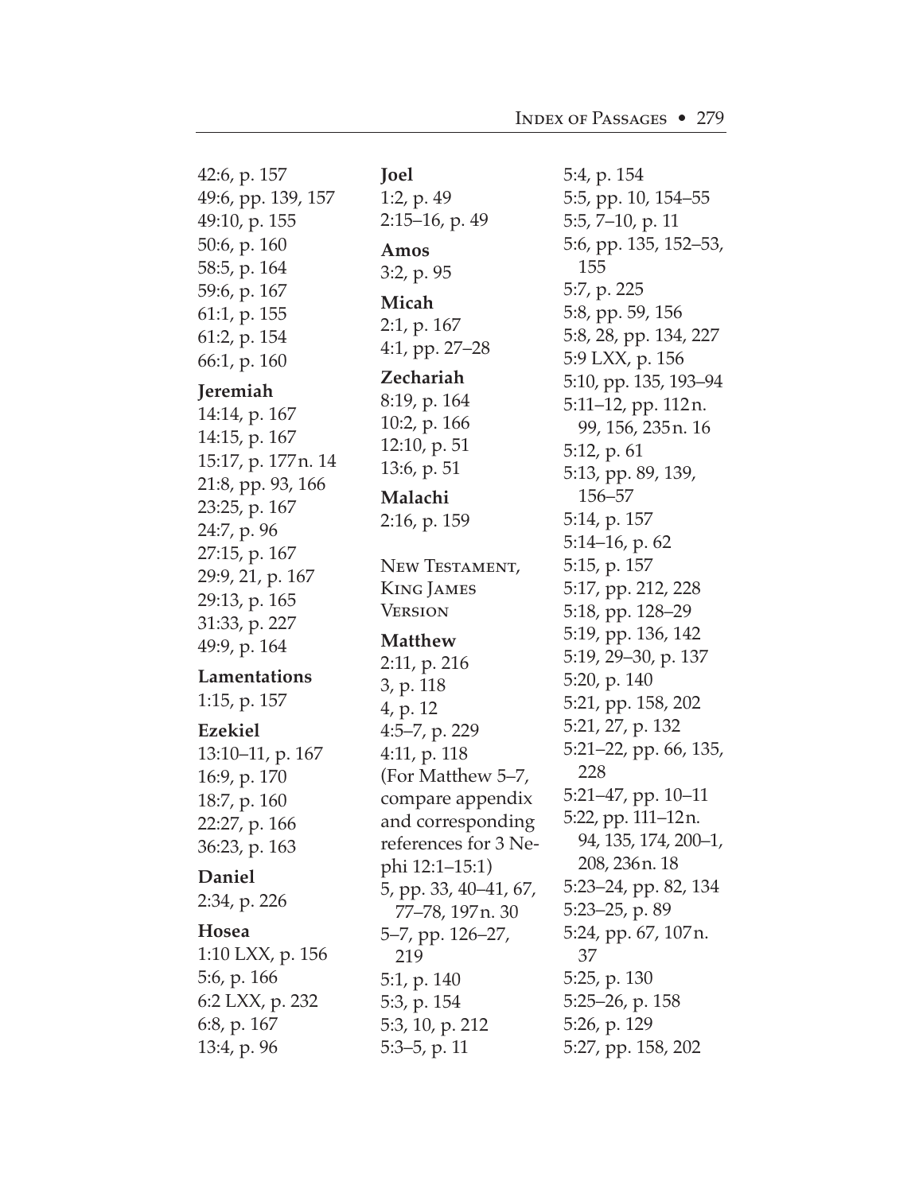42:6, p. 157
49:6, pp. 139, 157
49:10, p. 155
50:6, p. 160
58:5, p. 164
59:6, p. 167
61:1, p. 155
61:2, p. 154
66:1, p. 160

**Jeremiah**

14:14, p. 167
14:15, p. 167
15:17, p. 177 n. 14
21:8, pp. 93, 166
23:25, p. 167
24:7, p. 96
27:15, p. 167
29:9, 21, p. 167
29:13, p. 165
31:33, p. 227
49:9, p. 164

**Lamentations**

1:15, p. 157

**Ezekiel**

13:10–11, p. 167
16:9, p. 170
18:7, p. 160
22:27, p. 166
36:23, p. 163

**Daniel**

2:34, p. 226

**Hosea**

1:10 LXX, p. 156
5:6, p. 166
6:2 LXX, p. 232
6:8, p. 167
13:4, p. 96

**Joel**

1:2, p. 49
2:15–16, p. 49

**Amos**

3:2, p. 95

**Micah**

2:1, p. 167
4:1, pp. 27–28

**Zechariah**

8:19, p. 164
10:2, p. 166
12:10, p. 51
13:6, p. 51

**Malachi**

2:16, p. 159

New Testament, King James Version

**Matthew**

2:11, p. 216
3, p. 118
4, p. 12
4:5–7, p. 229
4:11, p. 118
(For Matthew 5–7, compare appendix and corresponding references for 3 Nephi 12:1–15:1)
5, pp. 33, 40–41, 67, 77–78, 197 n. 30
5–7, pp. 126–27, 219
5:1, p. 140
5:3, p. 154
5:3, 10, p. 212
5:3–5, p. 11
5:4, p. 154
5:5, pp. 10, 154–55
5:5, 7–10, p. 11
5:6, pp. 135, 152–53, 155
5:7, p. 225
5:8, pp. 59, 156
5:8, 28, pp. 134, 227
5:9 LXX, p. 156
5:10, pp. 135, 193–94
5:11–12, pp. 112 n. 99, 156, 235 n. 16
5:12, p. 61
5:13, pp. 89, 139, 156–57
5:14, p. 157
5:14–16, p. 62
5:15, p. 157
5:17, pp. 212, 228
5:18, pp. 128–29
5:19, pp. 136, 142
5:19, 29–30, p. 137
5:20, p. 140
5:21, pp. 158, 202
5:21, 27, p. 132
5:21–22, pp. 66, 135, 228
5:21–47, pp. 10–11
5:22, pp. 111–12 n. 94, 135, 174, 200–1, 208, 236 n. 18
5:23–24, pp. 82, 134
5:23–25, p. 89
5:24, pp. 67, 107 n. 37
5:25, p. 130
5:25–26, p. 158
5:26, p. 129
5:27, pp. 158, 202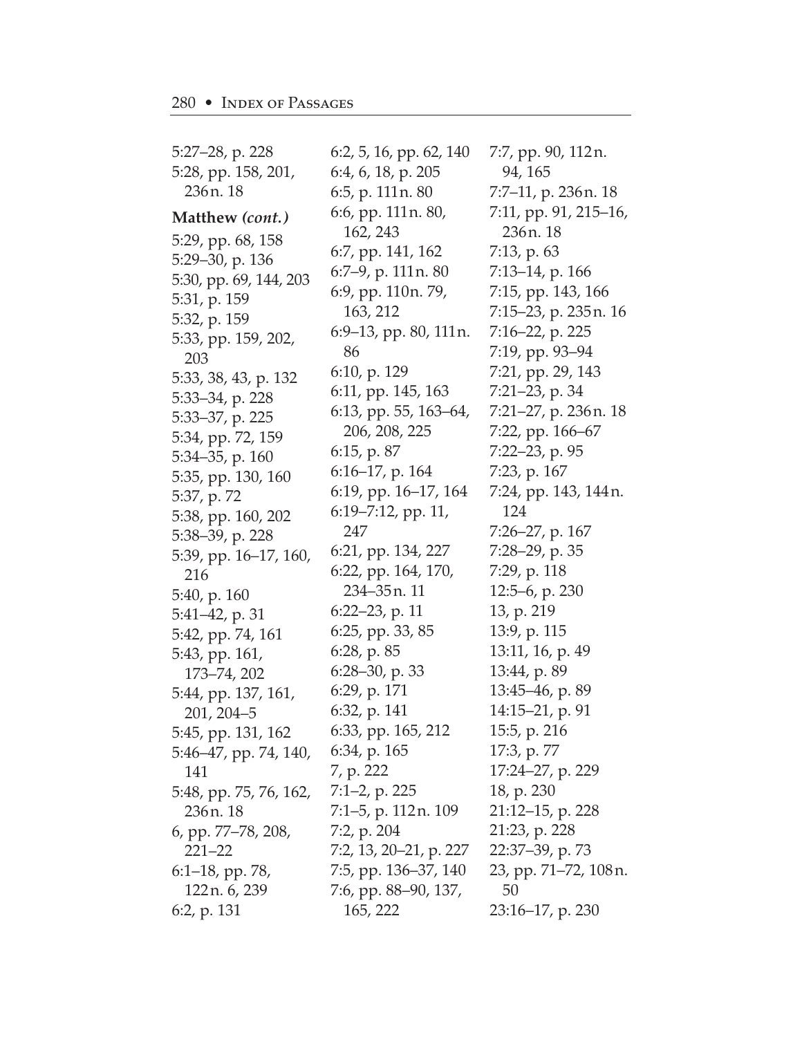5:27–28, p. 228
5:28, pp. 158, 201, 236n. 18

**Matthew *(cont.)***

5:29, pp. 68, 158
5:29–30, p. 136
5:30, pp. 69, 144, 203
5:31, p. 159
5:32, p. 159
5:33, pp. 159, 202, 203
5:33, 38, 43, p. 132
5:33–34, p. 228
5:33–37, p. 225
5:34, pp. 72, 159
5:34–35, p. 160
5:35, pp. 130, 160
5:37, p. 72
5:38, pp. 160, 202
5:38–39, p. 228
5:39, pp. 16–17, 160, 216
5:40, p. 160
5:41–42, p. 31
5:42, pp. 74, 161
5:43, pp. 161, 173–74, 202
5:44, pp. 137, 161, 201, 204–5
5:45, pp. 131, 162
5:46–47, pp. 74, 140, 141
5:48, pp. 75, 76, 162, 236n. 18
6, pp. 77–78, 208, 221–22
6:1–18, pp. 78, 122n. 6, 239
6:2, p. 131
6:2, 5, 16, pp. 62, 140
6:4, 6, 18, p. 205
6:5, p. 111n. 80
6:6, pp. 111n. 80, 162, 243
6:7, pp. 141, 162
6:7–9, p. 111n. 80
6:9, pp. 110n. 79, 163, 212
6:9–13, pp. 80, 111n. 86
6:10, p. 129
6:11, pp. 145, 163
6:13, pp. 55, 163–64, 206, 208, 225
6:15, p. 87
6:16–17, p. 164
6:19, pp. 16–17, 164
6:19–7:12, pp. 11, 247
6:21, pp. 134, 227
6:22, pp. 164, 170, 234–35n. 11
6:22–23, p. 11
6:25, pp. 33, 85
6:28, p. 85
6:28–30, p. 33
6:29, p. 171
6:32, p. 141
6:33, pp. 165, 212
6:34, p. 165
7, p. 222
7:1–2, p. 225
7:1–5, p. 112n. 109
7:2, p. 204
7:2, 13, 20–21, p. 227
7:5, pp. 136–37, 140
7:6, pp. 88–90, 137, 165, 222
7:7, pp. 90, 112n. 94, 165
7:7–11, p. 236n. 18
7:11, pp. 91, 215–16, 236n. 18
7:13, p. 63
7:13–14, p. 166
7:15, pp. 143, 166
7:15–23, p. 235n. 16
7:16–22, p. 225
7:19, pp. 93–94
7:21, pp. 29, 143
7:21–23, p. 34
7:21–27, p. 236n. 18
7:22, pp. 166–67
7:22–23, p. 95
7:23, p. 167
7:24, pp. 143, 144n. 124
7:26–27, p. 167
7:28–29, p. 35
7:29, p. 118
12:5–6, p. 230
13, p. 219
13:9, p. 115
13:11, 16, p. 49
13:44, p. 89
13:45–46, p. 89
14:15–21, p. 91
15:5, p. 216
17:3, p. 77
17:24–27, p. 229
18, p. 230
21:12–15, p. 228
21:23, p. 228
22:37–39, p. 73
23, pp. 71–72, 108n. 50
23:16–17, p. 230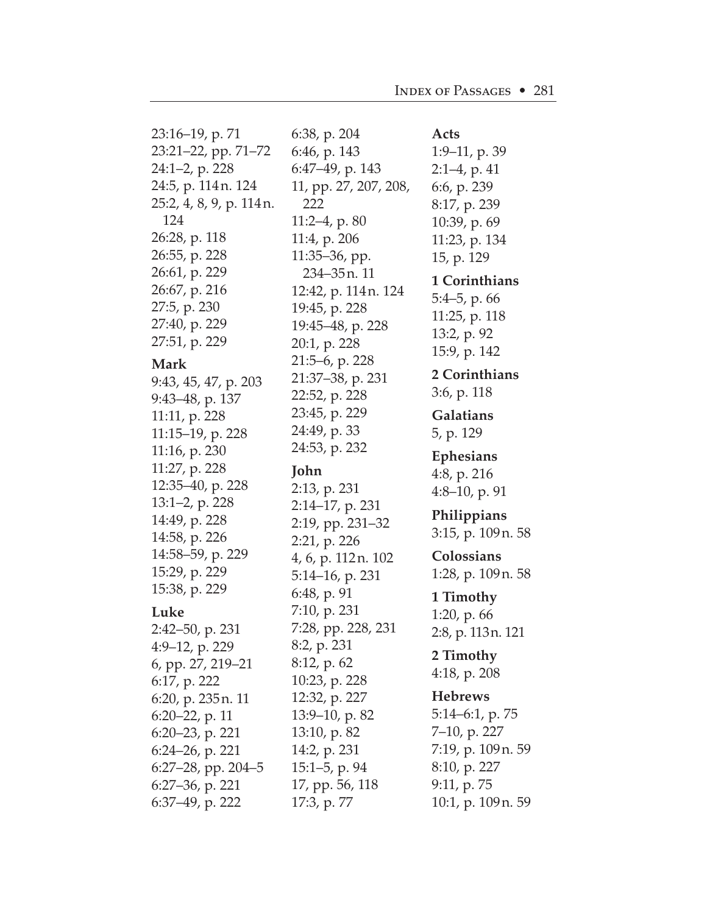23:16–19, p. 71
23:21–22, pp. 71–72
24:1–2, p. 228
24:5, p. 114 n. 124
25:2, 4, 8, 9, p. 114 n. 124
26:28, p. 118
26:55, p. 228
26:61, p. 229
26:67, p. 216
27:5, p. 230
27:40, p. 229
27:51, p. 229

**Mark**

9:43, 45, 47, p. 203
9:43–48, p. 137
11:11, p. 228
11:15–19, p. 228
11:16, p. 230
11:27, p. 228
12:35–40, p. 228
13:1–2, p. 228
14:49, p. 228
14:58, p. 226
14:58–59, p. 229
15:29, p. 229
15:38, p. 229

**Luke**

2:42–50, p. 231
4:9–12, p. 229
6, pp. 27, 219–21
6:17, p. 222
6:20, p. 235 n. 11
6:20–22, p. 11
6:20–23, p. 221
6:24–26, p. 221
6:27–28, pp. 204–5
6:27–36, p. 221
6:37–49, p. 222
6:38, p. 204
6:46, p. 143
6:47–49, p. 143
11, pp. 27, 207, 208, 222
11:2–4, p. 80
11:4, p. 206
11:35–36, pp. 234–35 n. 11
12:42, p. 114 n. 124
19:45, p. 228
19:45–48, p. 228
20:1, p. 228
21:5–6, p. 228
21:37–38, p. 231
22:52, p. 228
23:45, p. 229
24:49, p. 33
24:53, p. 232

**John**

2:13, p. 231
2:14–17, p. 231
2:19, pp. 231–32
2:21, p. 226
4, 6, p. 112 n. 102
5:14–16, p. 231
6:48, p. 91
7:10, p. 231
7:28, pp. 228, 231
8:2, p. 231
8:12, p. 62
10:23, p. 228
12:32, p. 227
13:9–10, p. 82
13:10, p. 82
14:2, p. 231
15:1–5, p. 94
17, pp. 56, 118
17:3, p. 77

**Acts**

1:9–11, p. 39
2:1–4, p. 41
6:6, p. 239
8:17, p. 239
10:39, p. 69
11:23, p. 134
15, p. 129

**1 Corinthians**

5:4–5, p. 66
11:25, p. 118
13:2, p. 92
15:9, p. 142

**2 Corinthians**

3:6, p. 118

**Galatians**

5, p. 129

**Ephesians**

4:8, p. 216
4:8–10, p. 91

**Philippians**

3:15, p. 109 n. 58

**Colossians**

1:28, p. 109 n. 58

**1 Timothy**

1:20, p. 66
2:8, p. 113 n. 121

**2 Timothy**

4:18, p. 208

**Hebrews**

5:14–6:1, p. 75
7–10, p. 227
7:19, p. 109 n. 59
8:10, p. 227
9:11, p. 75
10:1, p. 109 n. 59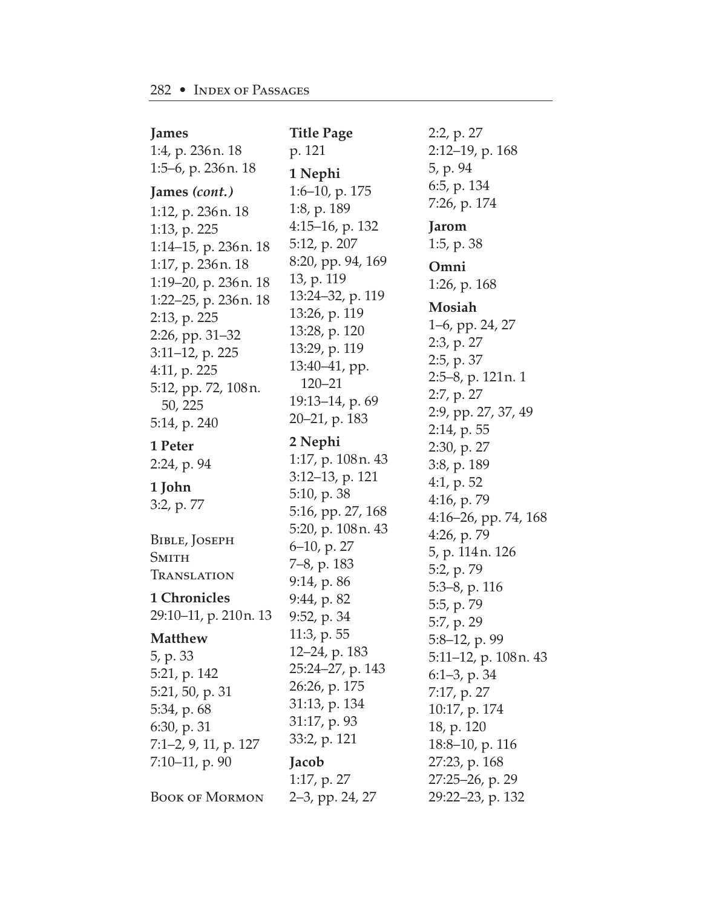**James**
1:4, p. 236 n. 18
1:5–6, p. 236 n. 18

**James *(cont.)***
1:12, p. 236 n. 18
1:13, p. 225
1:14–15, p. 236 n. 18
1:17, p. 236 n. 18
1:19–20, p. 236 n. 18
1:22–25, p. 236 n. 18
2:13, p. 225
2:26, pp. 31–32
3:11–12, p. 225
4:11, p. 225
5:12, pp. 72, 108 n. 50, 225
5:14, p. 240

**1 Peter**
2:24, p. 94

**1 John**
3:2, p. 77

Bible, Joseph Smith Translation

**1 Chronicles**
29:10–11, p. 210 n. 13

**Matthew**
5, p. 33
5:21, p. 142
5:21, 50, p. 31
5:34, p. 68
6:30, p. 31
7:1–2, 9, 11, p. 127
7:10–11, p. 90

Book of Mormon

**Title Page**
p. 121

**1 Nephi**
1:6–10, p. 175
1:8, p. 189
4:15–16, p. 132
5:12, p. 207
8:20, pp. 94, 169
13, p. 119
13:24–32, p. 119
13:26, p. 119
13:28, p. 120
13:29, p. 119
13:40–41, pp. 120–21
19:13–14, p. 69
20–21, p. 183

**2 Nephi**
1:17, p. 108 n. 43
3:12–13, p. 121
5:10, p. 38
5:16, pp. 27, 168
5:20, p. 108 n. 43
6–10, p. 27
7–8, p. 183
9:14, p. 86
9:44, p. 82
9:52, p. 34
11:3, p. 55
12–24, p. 183
25:24–27, p. 143
26:26, p. 175
31:13, p. 134
31:17, p. 93
33:2, p. 121

**Jacob**
1:17, p. 27
2–3, pp. 24, 27
2:2, p. 27
2:12–19, p. 168
5, p. 94
6:5, p. 134
7:26, p. 174

**Jarom**
1:5, p. 38

**Omni**
1:26, p. 168

**Mosiah**
1–6, pp. 24, 27
2:3, p. 27
2:5, p. 37
2:5–8, p. 121 n. 1
2:7, p. 27
2:9, pp. 27, 37, 49
2:14, p. 55
2:30, p. 27
3:8, p. 189
4:1, p. 52
4:16, p. 79
4:16–26, pp. 74, 168
4:26, p. 79
5, p. 114 n. 126
5:2, p. 79
5:3–8, p. 116
5:5, p. 79
5:7, p. 29
5:8–12, p. 99
5:11–12, p. 108 n. 43
6:1–3, p. 34
7:17, p. 27
10:17, p. 174
18, p. 120
18:8–10, p. 116
27:23, p. 168
27:25–26, p. 29
29:22–23, p. 132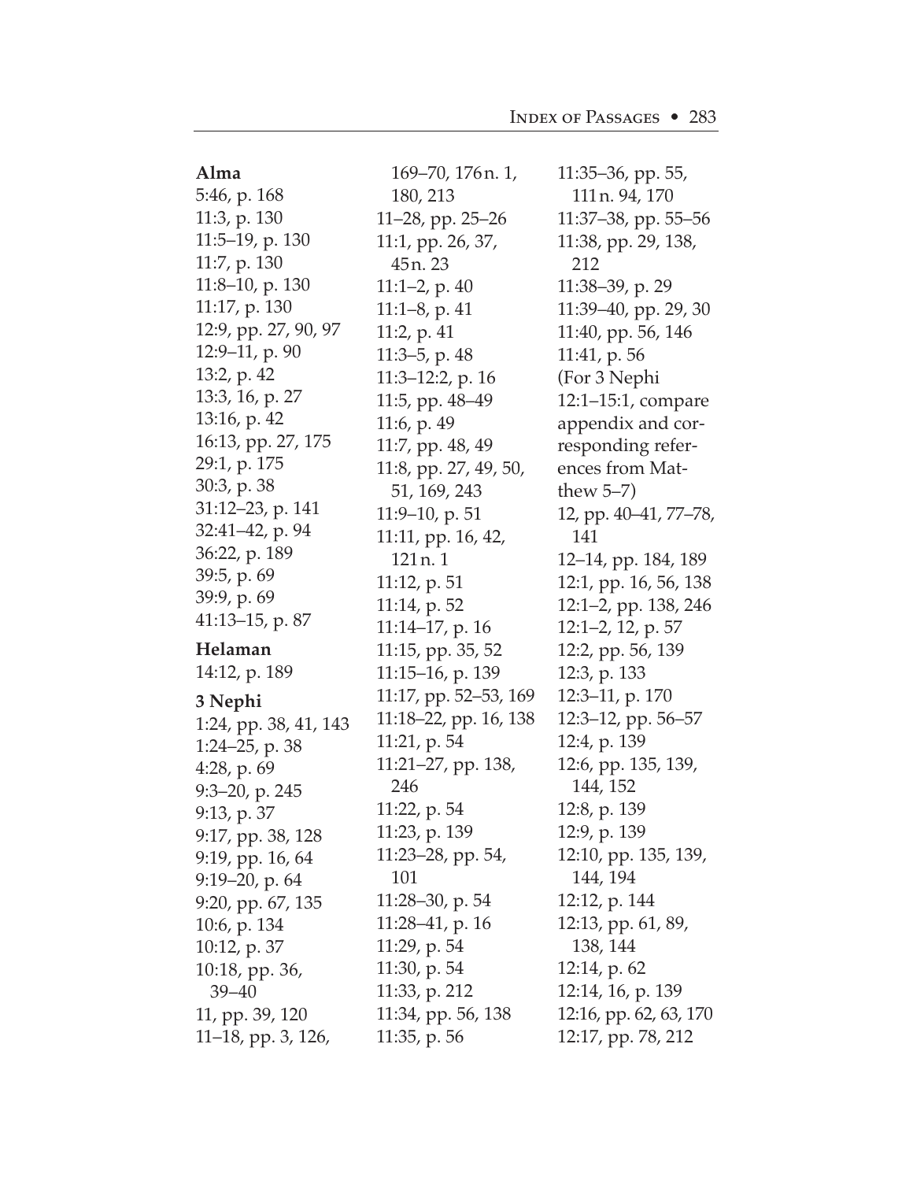**Alma**

5:46, p. 168
11:3, p. 130
11:5–19, p. 130
11:7, p. 130
11:8–10, p. 130
11:17, p. 130
12:9, pp. 27, 90, 97
12:9–11, p. 90
13:2, p. 42
13:3, 16, p. 27
13:16, p. 42
16:13, pp. 27, 175
29:1, p. 175
30:3, p. 38
31:12–23, p. 141
32:41–42, p. 94
36:22, p. 189
39:5, p. 69
39:9, p. 69
41:13–15, p. 87

**Helaman**

14:12, p. 189

**3 Nephi**

1:24, pp. 38, 41, 143
1:24–25, p. 38
4:28, p. 69
9:3–20, p. 245
9:13, p. 37
9:17, pp. 38, 128
9:19, pp. 16, 64
9:19–20, p. 64
9:20, pp. 67, 135
10:6, p. 134
10:12, p. 37
10:18, pp. 36, 39–40
11, pp. 39, 120
11–18, pp. 3, 126, 169–70, 176 n. 1, 180, 213
11–28, pp. 25–26
11:1, pp. 26, 37, 45 n. 23
11:1–2, p. 40
11:1–8, p. 41
11:2, p. 41
11:3–5, p. 48
11:3–12:2, p. 16
11:5, pp. 48–49
11:6, p. 49
11:7, pp. 48, 49
11:8, pp. 27, 49, 50, 51, 169, 243
11:9–10, p. 51
11:11, pp. 16, 42, 121 n. 1
11:12, p. 51
11:14, p. 52
11:14–17, p. 16
11:15, pp. 35, 52
11:15–16, p. 139
11:17, pp. 52–53, 169
11:18–22, pp. 16, 138
11:21, p. 54
11:21–27, pp. 138, 246
11:22, p. 54
11:23, p. 139
11:23–28, pp. 54, 101
11:28–30, p. 54
11:28–41, p. 16
11:29, p. 54
11:30, p. 54
11:33, p. 212
11:34, pp. 56, 138
11:35, p. 56
11:35–36, pp. 55, 111 n. 94, 170
11:37–38, pp. 55–56
11:38, pp. 29, 138, 212
11:38–39, p. 29
11:39–40, pp. 29, 30
11:40, pp. 56, 146
11:41, p. 56
(For 3 Nephi 12:1–15:1, compare appendix and corresponding references from Matthew 5–7)
12, pp. 40–41, 77–78, 141
12–14, pp. 184, 189
12:1, pp. 16, 56, 138
12:1–2, pp. 138, 246
12:1–2, 12, p. 57
12:2, pp. 56, 139
12:3, p. 133
12:3–11, p. 170
12:3–12, pp. 56–57
12:4, p. 139
12:6, pp. 135, 139, 144, 152
12:8, p. 139
12:9, p. 139
12:10, pp. 135, 139, 144, 194
12:12, p. 144
12:13, pp. 61, 89, 138, 144
12:14, p. 62
12:14, 16, p. 139
12:16, pp. 62, 63, 170
12:17, pp. 78, 212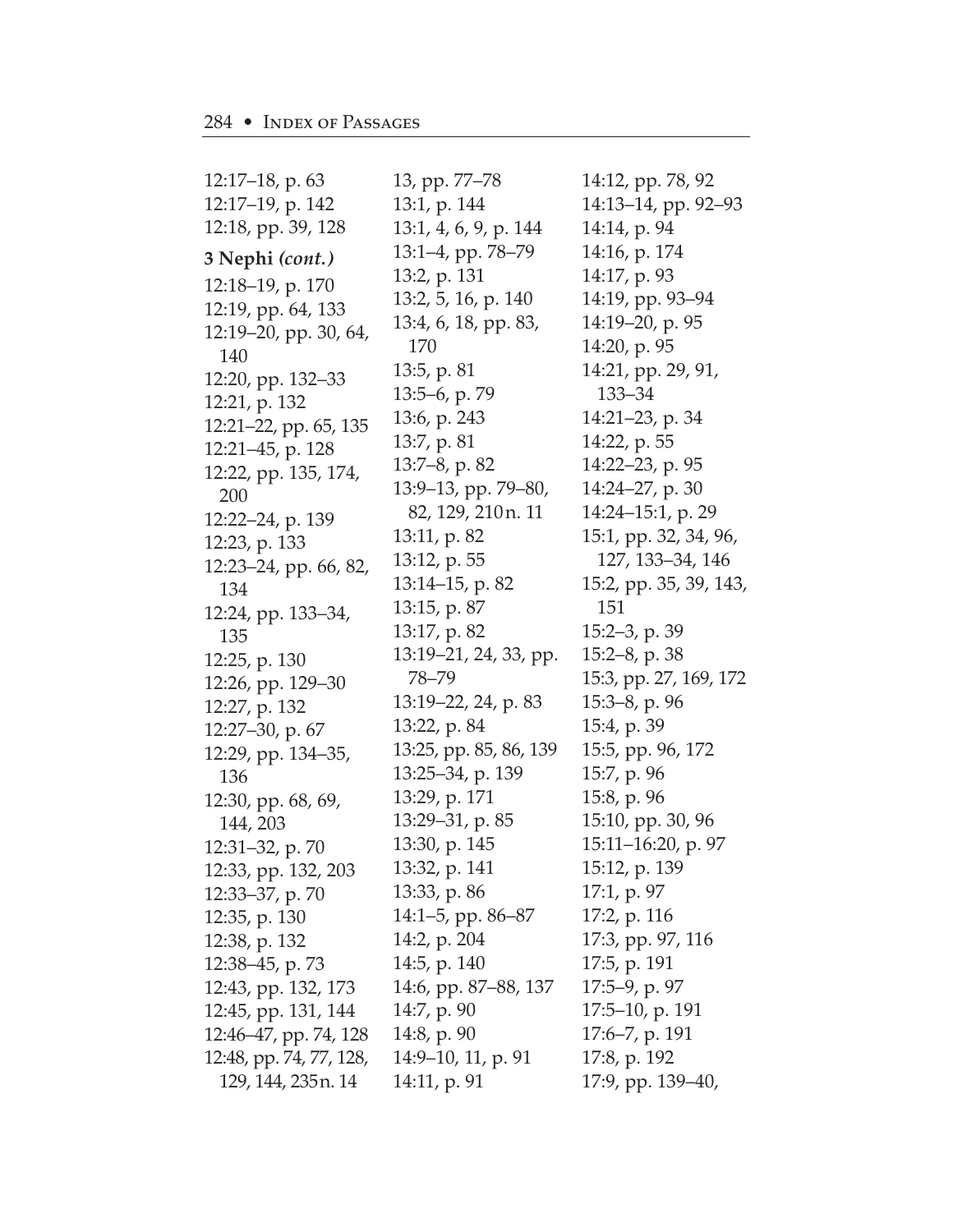12:17–18, p. 63
12:17–19, p. 142
12:18, pp. 39, 128

**3 Nephi *(cont.)***

12:18–19, p. 170
12:19, pp. 64, 133
12:19–20, pp. 30, 64, 140
12:20, pp. 132–33
12:21, p. 132
12:21–22, pp. 65, 135
12:21–45, p. 128
12:22, pp. 135, 174, 200
12:22–24, p. 139
12:23, p. 133
12:23–24, pp. 66, 82, 134
12:24, pp. 133–34, 135
12:25, p. 130
12:26, pp. 129–30
12:27, p. 132
12:27–30, p. 67
12:29, pp. 134–35, 136
12:30, pp. 68, 69, 144, 203
12:31–32, p. 70
12:33, pp. 132, 203
12:33–37, p. 70
12:35, p. 130
12:38, p. 132
12:38–45, p. 73
12:43, pp. 132, 173
12:45, pp. 131, 144
12:46–47, pp. 74, 128
12:48, pp. 74, 77, 128, 129, 144, 235 n. 14
13, pp. 77–78
13:1, p. 144
13:1, 4, 6, 9, p. 144
13:1–4, pp. 78–79
13:2, p. 131
13:2, 5, 16, p. 140
13:4, 6, 18, pp. 83, 170
13:5, p. 81
13:5–6, p. 79
13:6, p. 243
13:7, p. 81
13:7–8, p. 82
13:9–13, pp. 79–80, 82, 129, 210 n. 11
13:11, p. 82
13:12, p. 55
13:14–15, p. 82
13:15, p. 87
13:17, p. 82
13:19–21, 24, 33, pp. 78–79
13:19–22, 24, p. 83
13:22, p. 84
13:25, pp. 85, 86, 139
13:25–34, p. 139
13:29, p. 171
13:29–31, p. 85
13:30, p. 145
13:32, p. 141
13:33, p. 86
14:1–5, pp. 86–87
14:2, p. 204
14:5, p. 140
14:6, pp. 87–88, 137
14:7, p. 90
14:8, p. 90
14:9–10, 11, p. 91
14:11, p. 91
14:12, pp. 78, 92
14:13–14, pp. 92–93
14:14, p. 94
14:16, p. 174
14:17, p. 93
14:19, pp. 93–94
14:19–20, p. 95
14:20, p. 95
14:21, pp. 29, 91, 133–34
14:21–23, p. 34
14:22, p. 55
14:22–23, p. 95
14:24–27, p. 30
14:24–15:1, p. 29
15:1, pp. 32, 34, 96, 127, 133–34, 146
15:2, pp. 35, 39, 143, 151
15:2–3, p. 39
15:2–8, p. 38
15:3, pp. 27, 169, 172
15:3–8, p. 96
15:4, p. 39
15:5, pp. 96, 172
15:7, p. 96
15:8, p. 96
15:10, pp. 30, 96
15:11–16:20, p. 97
15:12, p. 139
17:1, p. 97
17:2, p. 116
17:3, pp. 97, 116
17:5, p. 191
17:5–9, p. 97
17:5–10, p. 191
17:6–7, p. 191
17:8, p. 192
17:9, pp. 139–40,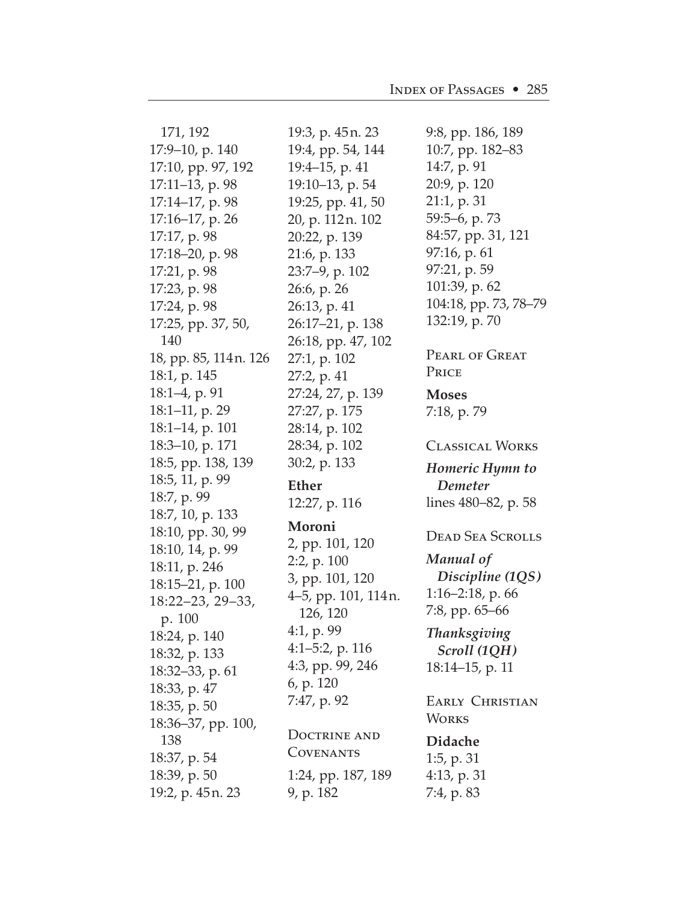171, 192
17:9–10, p. 140
17:10, pp. 97, 192
17:11–13, p. 98
17:14–17, p. 98
17:16–17, p. 26
17:17, p. 98
17:18–20, p. 98
17:21, p. 98
17:23, p. 98
17:24, p. 98
17:25, pp. 37, 50, 140
18, pp. 85, 114 n. 126
18:1, p. 145
18:1–4, p. 91
18:1–11, p. 29
18:1–14, p. 101
18:3–10, p. 171
18:5, pp. 138, 139
18:5, 11, p. 99
18:7, p. 99
18:7, 10, p. 133
18:10, pp. 30, 99
18:10, 14, p. 99
18:11, p. 246
18:15–21, p. 100
18:22–23, 29–33, p. 100
18:24, p. 140
18:32, p. 133
18:32–33, p. 61
18:33, p. 47
18:35, p. 50
18:36–37, pp. 100, 138
18:37, p. 54
18:39, p. 50
19:2, p. 45 n. 23
19:3, p. 45 n. 23
19:4, pp. 54, 144
19:4–15, p. 41
19:10–13, p. 54
19:25, pp. 41, 50
20, p. 112 n. 102
20:22, p. 139
21:6, p. 133
23:7–9, p. 102
26:6, p. 26
26:13, p. 41
26:17–21, p. 138
26:18, pp. 47, 102
27:1, p. 102
27:2, p. 41
27:24, 27, p. 139
27:27, p. 175
28:14, p. 102
28:34, p. 102
30:2, p. 133

**Ether**

12:27, p. 116

**Moroni**

2, pp. 101, 120
2:2, p. 100
3, pp. 101, 120
4–5, pp. 101, 114 n. 126, 120
4:1, p. 99
4:1–5:2, p. 116
4:3, pp. 99, 246
6, p. 120
7:47, p. 92

## Doctrine and Covenants

1:24, pp. 187, 189
9, p. 182
9:8, pp. 186, 189
10:7, pp. 182–83
14:7, p. 91
20:9, p. 120
21:1, p. 31
59:5–6, p. 73
84:57, pp. 31, 121
97:16, p. 61
97:21, p. 59
101:39, p. 62
104:18, pp. 73, 78–79
132:19, p. 70

## Pearl of Great Price

**Moses**

7:18, p. 79

## Classical Works

***Homeric Hymn to Demeter***

lines 480–82, p. 58

## Dead Sea Scrolls

***Manual of Discipline (1QS)***

1:16–2:18, p. 66
7:8, pp. 65–66

***Thanksgiving Scroll (1QH)***

18:14–15, p. 11

## Early Christian Works

**Didache**

1:5, p. 31
4:13, p. 31
7:4, p. 83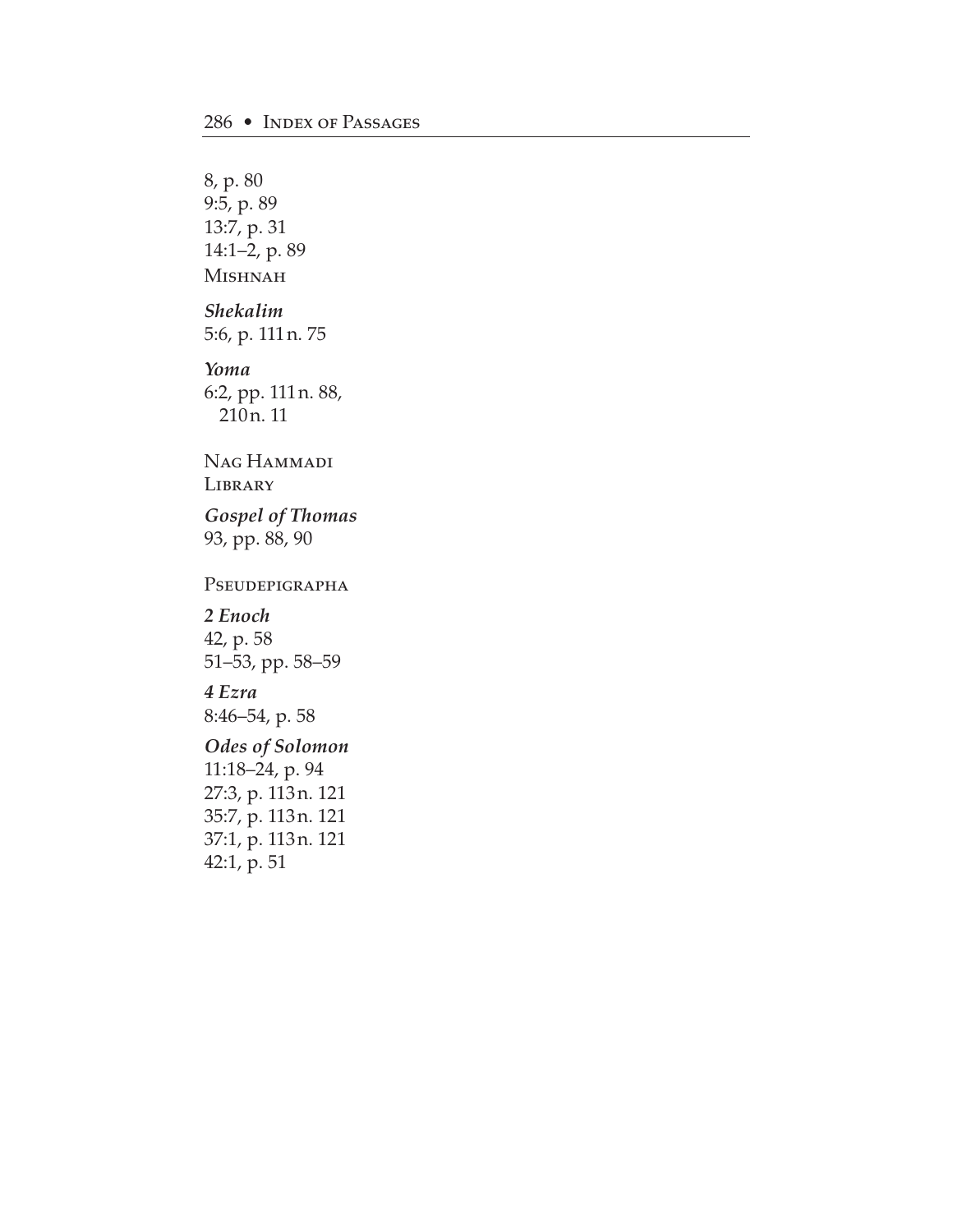8, p. 80
9:5, p. 89
13:7, p. 31
14:1–2, p. 89

MISHNAH

***Shekalim***
5:6, p. 111 n. 75

***Yoma***
6:2, pp. 111 n. 88, 210 n. 11

NAG HAMMADI LIBRARY

***Gospel of Thomas***
93, pp. 88, 90

PSEUDEPIGRAPHA

***2 Enoch***
42, p. 58
51–53, pp. 58–59

***4 Ezra***
8:46–54, p. 58

***Odes of Solomon***
11:18–24, p. 94
27:3, p. 113 n. 121
35:7, p. 113 n. 121
37:1, p. 113 n. 121
42:1, p. 51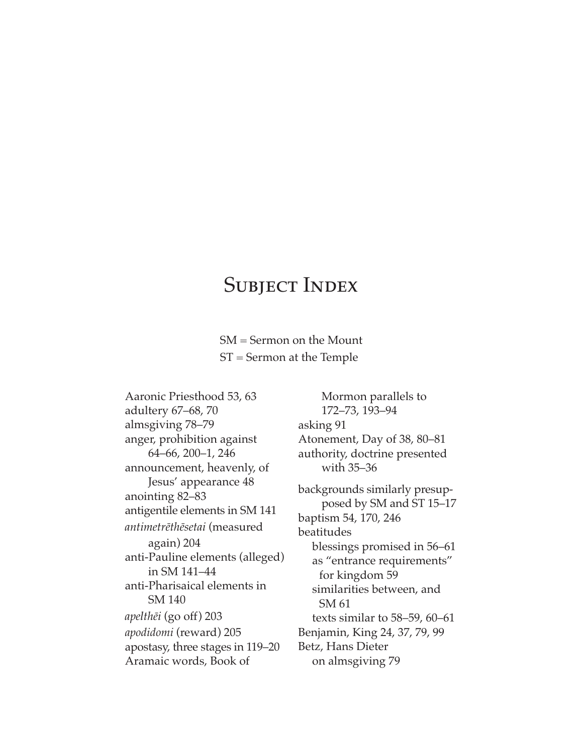# Subject Index

SM = Sermon on the Mount
ST = Sermon at the Temple

Aaronic Priesthood 53, 63
adultery 67–68, 70
almsgiving 78–79
anger, prohibition against 64–66, 200–1, 246
announcement, heavenly, of Jesus' appearance 48
anointing 82–83
antigentile elements in SM 141
*antimetrēthēsetai* (measured again) 204
anti-Pauline elements (alleged) in SM 141–44
anti-Pharisaical elements in SM 140
*apelthēi* (go off) 203
*apodidomi* (reward) 205
apostasy, three stages in 119–20
Aramaic words, Book of Mormon parallels to 172–73, 193–94
asking 91
Atonement, Day of 38, 80–81
authority, doctrine presented with 35–36

backgrounds similarly presupposed by SM and ST 15–17
baptism 54, 170, 246
beatitudes
- blessings promised in 56–61
- as "entrance requirements" for kingdom 59
- similarities between, and SM 61
- texts similar to 58–59, 60–61

Benjamin, King 24, 37, 79, 99
Betz, Hans Dieter
- on almsgiving 79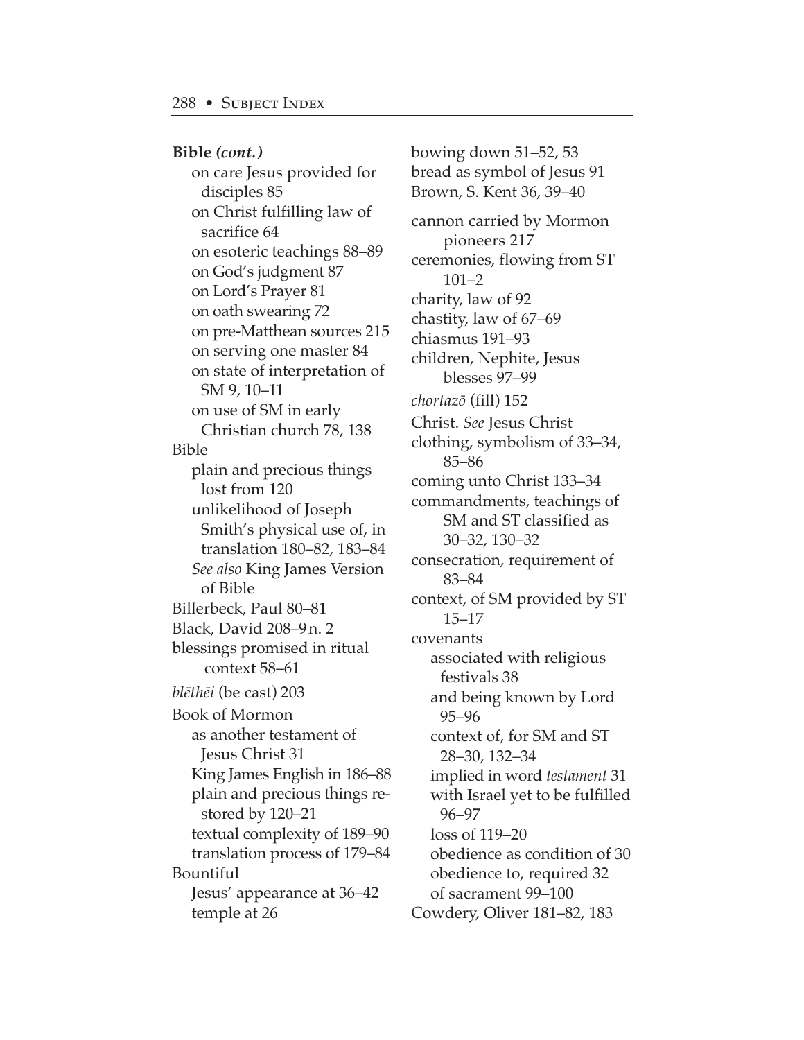**Bible *(cont.)***

- on care Jesus provided for disciples 85
- on Christ fulfilling law of sacrifice 64
- on esoteric teachings 88–89
- on God's judgment 87
- on Lord's Prayer 81
- on oath swearing 72
- on pre-Matthean sources 215
- on serving one master 84
- on state of interpretation of SM 9, 10–11
- on use of SM in early Christian church 78, 138

Bible

- plain and precious things lost from 120
- unlikelihood of Joseph Smith's physical use of, in translation 180–82, 183–84
- *See also* King James Version of Bible

Billerbeck, Paul 80–81

Black, David 208–9 n. 2

blessings promised in ritual context 58–61

*blēthēi* (be cast) 203

Book of Mormon

- as another testament of Jesus Christ 31
- King James English in 186–88
- plain and precious things restored by 120–21
- textual complexity of 189–90
- translation process of 179–84

Bountiful

- Jesus' appearance at 36–42
- temple at 26

bowing down 51–52, 53

bread as symbol of Jesus 91

Brown, S. Kent 36, 39–40

cannon carried by Mormon pioneers 217

ceremonies, flowing from ST 101–2

charity, law of 92

chastity, law of 67–69

chiasmus 191–93

children, Nephite, Jesus blesses 97–99

*chortazō* (fill) 152

Christ. *See* Jesus Christ

clothing, symbolism of 33–34, 85–86

coming unto Christ 133–34

commandments, teachings of SM and ST classified as 30–32, 130–32

consecration, requirement of 83–84

context, of SM provided by ST 15–17

covenants

- associated with religious festivals 38
- and being known by Lord 95–96
- context of, for SM and ST 28–30, 132–34
- implied in word *testament* 31
- with Israel yet to be fulfilled 96–97
- loss of 119–20
- obedience as condition of 30
- obedience to, required 32
- of sacrament 99–100

Cowdery, Oliver 181–82, 183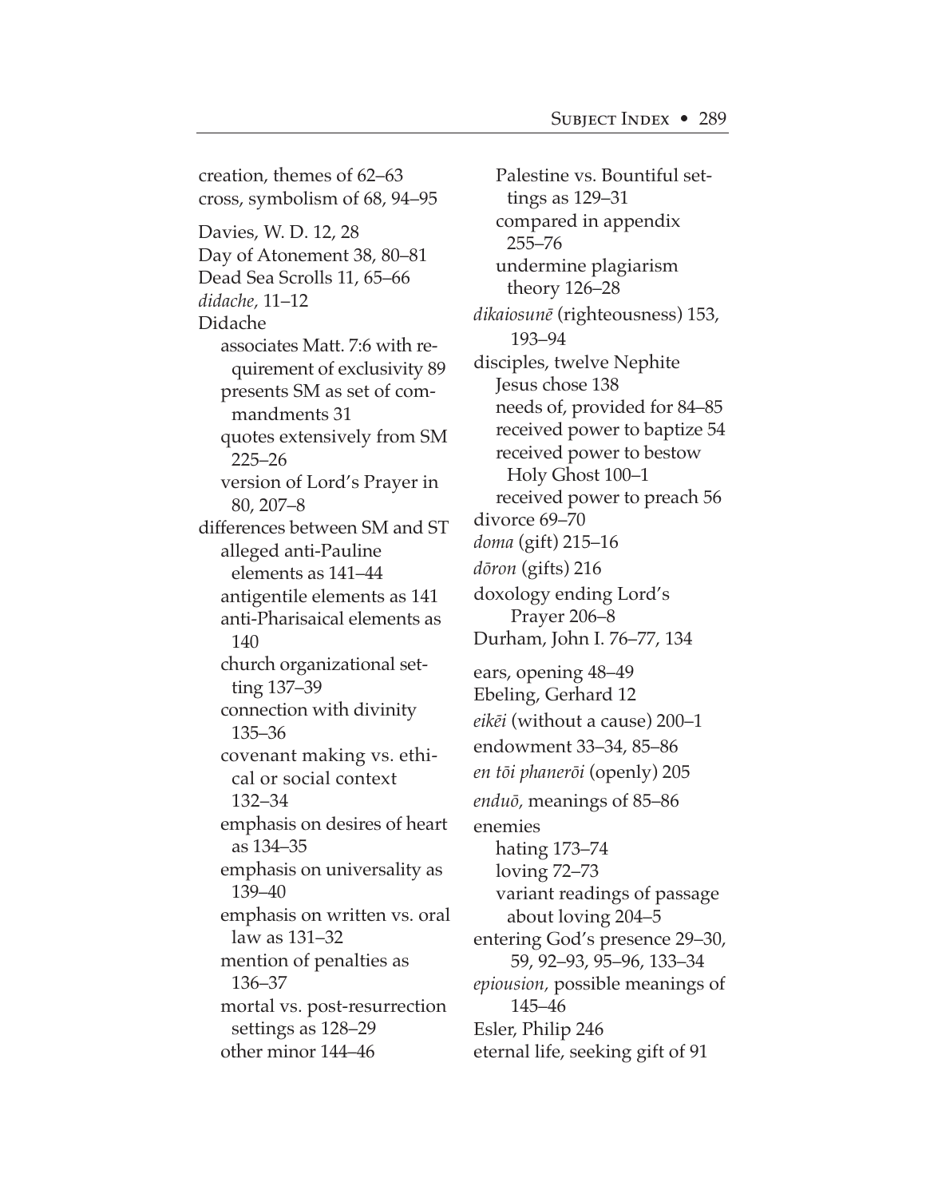creation, themes of 62–63
cross, symbolism of 68, 94–95

Davies, W. D. 12, 28
Day of Atonement 38, 80–81
Dead Sea Scrolls 11, 65–66
*didache*, 11–12
Didache
- associates Matt. 7:6 with requirement of exclusivity 89
- presents SM as set of commandments 31
- quotes extensively from SM 225–26
- version of Lord's Prayer in 80, 207–8

differences between SM and ST
- alleged anti-Pauline elements as 141–44
- antigentile elements as 141
- anti-Pharisaical elements as 140
- church organizational setting 137–39
- connection with divinity 135–36
- covenant making vs. ethical or social context 132–34
- emphasis on desires of heart as 134–35
- emphasis on universality as 139–40
- emphasis on written vs. oral law as 131–32
- mention of penalties as 136–37
- mortal vs. post-resurrection settings as 128–29
- other minor 144–46
- Palestine vs. Bountiful settings as 129–31
- compared in appendix 255–76
- undermine plagiarism theory 126–28

*dikaiosunē* (righteousness) 153, 193–94
disciples, twelve Nephite
- Jesus chose 138
- needs of, provided for 84–85
- received power to baptize 54
- received power to bestow Holy Ghost 100–1
- received power to preach 56

divorce 69–70
*doma* (gift) 215–16
*dōron* (gifts) 216
doxology ending Lord's Prayer 206–8
Durham, John I. 76–77, 134

ears, opening 48–49
Ebeling, Gerhard 12
*eikēi* (without a cause) 200–1
endowment 33–34, 85–86
*en tōi phanerōi* (openly) 205
*enduō*, meanings of 85–86
enemies
- hating 173–74
- loving 72–73
- variant readings of passage about loving 204–5

entering God's presence 29–30, 59, 92–93, 95–96, 133–34
*epiousion*, possible meanings of 145–46
Esler, Philip 246
eternal life, seeking gift of 91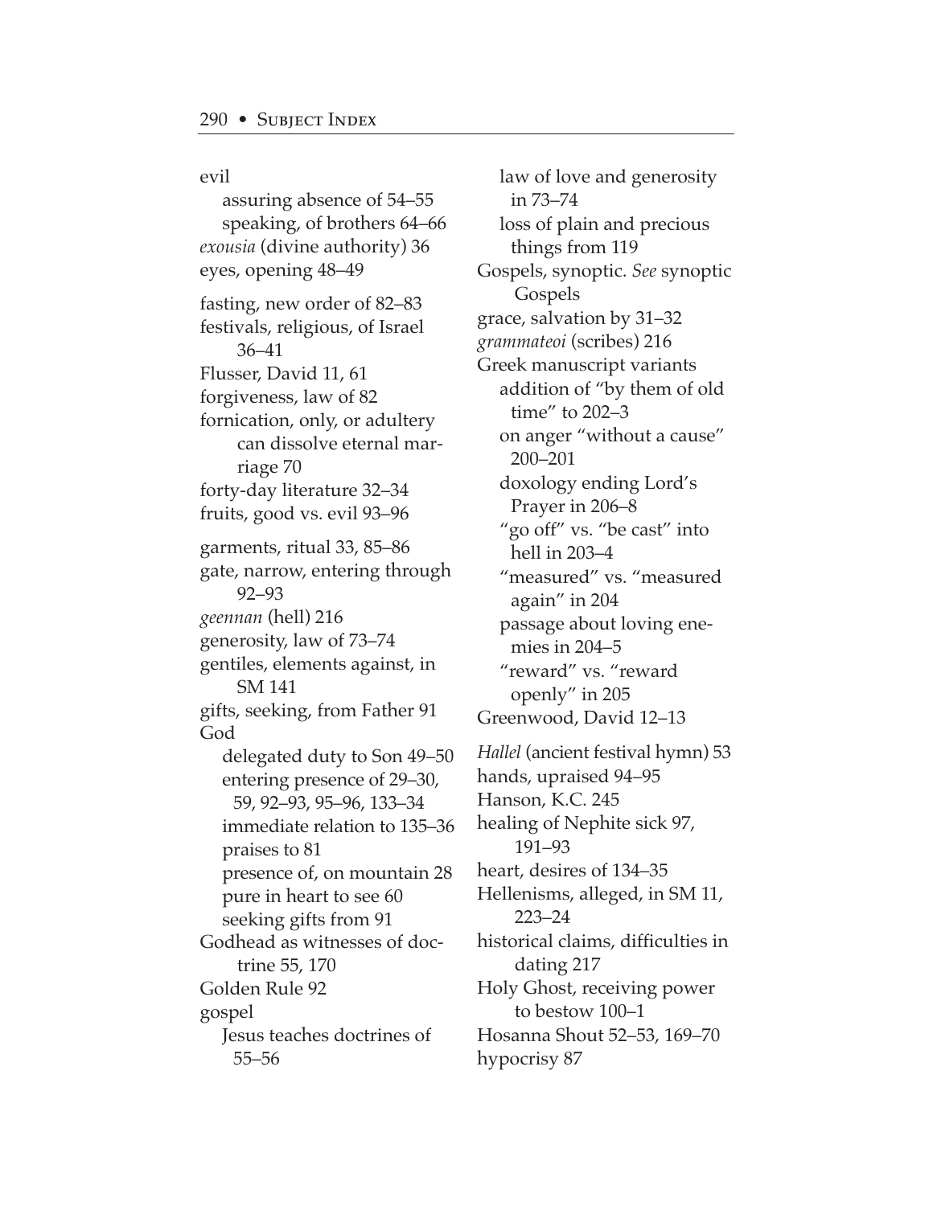evil
  assuring absence of 54–55
  speaking, of brothers 64–66
*exousia* (divine authority) 36
eyes, opening 48–49

fasting, new order of 82–83
festivals, religious, of Israel 36–41
Flusser, David 11, 61
forgiveness, law of 82
fornication, only, or adultery can dissolve eternal marriage 70
forty-day literature 32–34
fruits, good vs. evil 93–96

garments, ritual 33, 85–86
gate, narrow, entering through 92–93
*geennan* (hell) 216
generosity, law of 73–74
gentiles, elements against, in SM 141
gifts, seeking, from Father 91
God
  delegated duty to Son 49–50
  entering presence of 29–30, 59, 92–93, 95–96, 133–34
  immediate relation to 135–36
  praises to 81
  presence of, on mountain 28
  pure in heart to see 60
  seeking gifts from 91
Godhead as witnesses of doctrine 55, 170
Golden Rule 92
gospel
  Jesus teaches doctrines of 55–56
  law of love and generosity in 73–74
  loss of plain and precious things from 119
Gospels, synoptic. *See* synoptic Gospels
grace, salvation by 31–32
*grammateoi* (scribes) 216
Greek manuscript variants
  addition of "by them of old time" to 202–3
  on anger "without a cause" 200–201
  doxology ending Lord's Prayer in 206–8
  "go off" vs. "be cast" into hell in 203–4
  "measured" vs. "measured again" in 204
  passage about loving enemies in 204–5
  "reward" vs. "reward openly" in 205
Greenwood, David 12–13

*Hallel* (ancient festival hymn) 53
hands, upraised 94–95
Hanson, K.C. 245
healing of Nephite sick 97, 191–93
heart, desires of 134–35
Hellenisms, alleged, in SM 11, 223–24
historical claims, difficulties in dating 217
Holy Ghost, receiving power to bestow 100–1
Hosanna Shout 52–53, 169–70
hypocrisy 87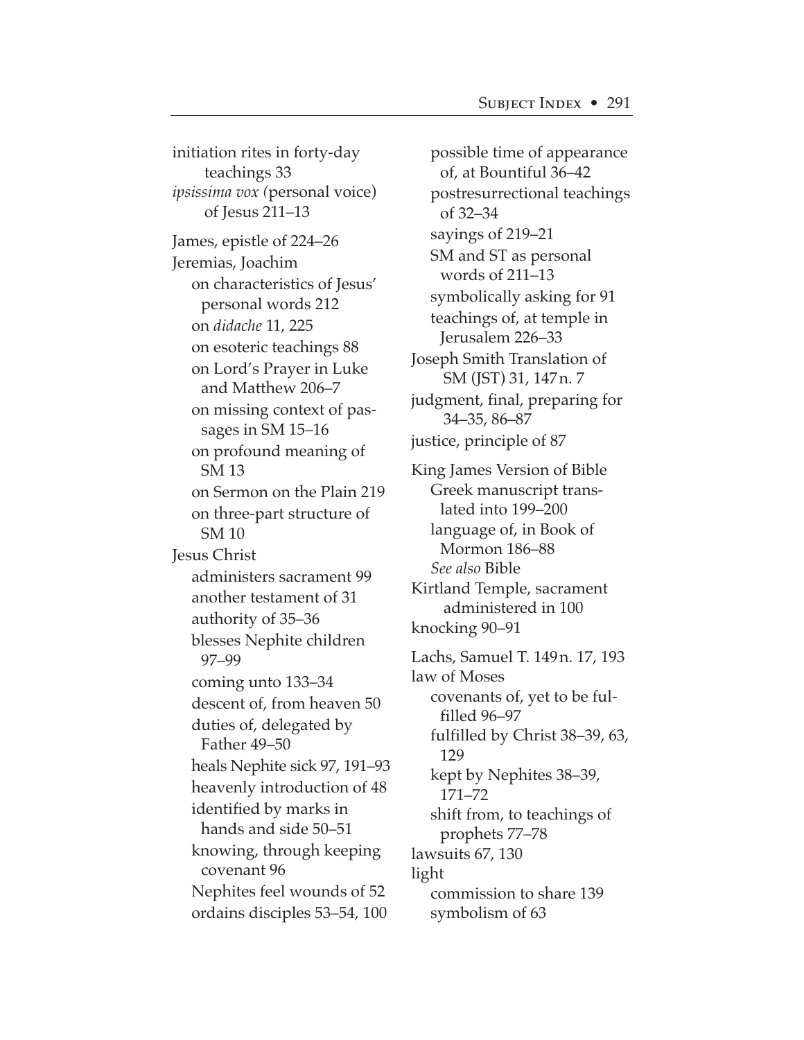initiation rites in forty-day teachings 33
*ipsissima vox (*personal voice) of Jesus 211–13

James, epistle of 224–26
Jeremias, Joachim
  on characteristics of Jesus' personal words 212
  on *didache* 11, 225
  on esoteric teachings 88
  on Lord's Prayer in Luke and Matthew 206–7
  on missing context of passages in SM 15–16
  on profound meaning of SM 13
  on Sermon on the Plain 219
  on three-part structure of SM 10
Jesus Christ
  administers sacrament 99
  another testament of 31
  authority of 35–36
  blesses Nephite children 97–99
  coming unto 133–34
  descent of, from heaven 50
  duties of, delegated by Father 49–50
  heals Nephite sick 97, 191–93
  heavenly introduction of 48
  identified by marks in hands and side 50–51
  knowing, through keeping covenant 96
  Nephites feel wounds of 52
  ordains disciples 53–54, 100
  possible time of appearance of, at Bountiful 36–42
  postresurrectional teachings of 32–34
  sayings of 219–21
  SM and ST as personal words of 211–13
  symbolically asking for 91
  teachings of, at temple in Jerusalem 226–33
Joseph Smith Translation of SM (JST) 31, 147 n. 7
judgment, final, preparing for 34–35, 86–87
justice, principle of 87

King James Version of Bible
  Greek manuscript translated into 199–200
  language of, in Book of Mormon 186–88
  *See also* Bible
Kirtland Temple, sacrament administered in 100
knocking 90–91

Lachs, Samuel T. 149 n. 17, 193
law of Moses
  covenants of, yet to be fulfilled 96–97
  fulfilled by Christ 38–39, 63, 129
  kept by Nephites 38–39, 171–72
  shift from, to teachings of prophets 77–78
lawsuits 67, 130
light
  commission to share 139
  symbolism of 63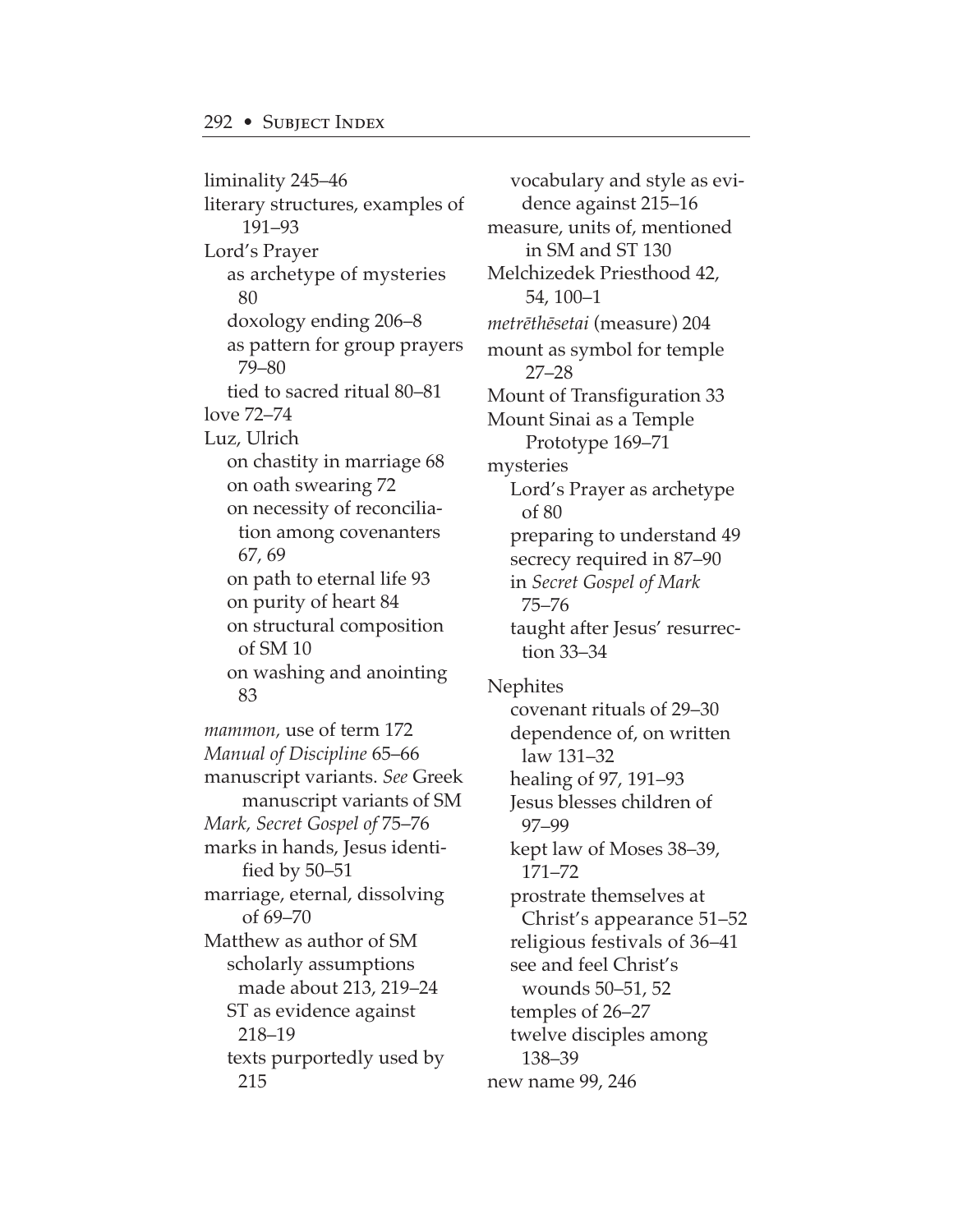liminality 245–46
literary structures, examples of 191–93
Lord's Prayer
  as archetype of mysteries 80
  doxology ending 206–8
  as pattern for group prayers 79–80
  tied to sacred ritual 80–81
love 72–74
Luz, Ulrich
  on chastity in marriage 68
  on oath swearing 72
  on necessity of reconciliation among covenanters 67, 69
  on path to eternal life 93
  on purity of heart 84
  on structural composition of SM 10
  on washing and anointing 83

*mammon,* use of term 172
*Manual of Discipline* 65–66
manuscript variants. *See* Greek manuscript variants of SM
*Mark, Secret Gospel of* 75–76
marks in hands, Jesus identified by 50–51
marriage, eternal, dissolving of 69–70
Matthew as author of SM
  scholarly assumptions made about 213, 219–24
  ST as evidence against 218–19
  texts purportedly used by 215
  vocabulary and style as evidence against 215–16
measure, units of, mentioned in SM and ST 130
Melchizedek Priesthood 42, 54, 100–1
*metrēthēsetai* (measure) 204
mount as symbol for temple 27–28
Mount of Transfiguration 33
Mount Sinai as a Temple Prototype 169–71
mysteries
  Lord's Prayer as archetype of 80
  preparing to understand 49
  secrecy required in 87–90
  in *Secret Gospel of Mark* 75–76
  taught after Jesus' resurrection 33–34

Nephites
  covenant rituals of 29–30
  dependence of, on written law 131–32
  healing of 97, 191–93
  Jesus blesses children of 97–99
  kept law of Moses 38–39, 171–72
  prostrate themselves at Christ's appearance 51–52
  religious festivals of 36–41
  see and feel Christ's wounds 50–51, 52
  temples of 26–27
  twelve disciples among 138–39
new name 99, 246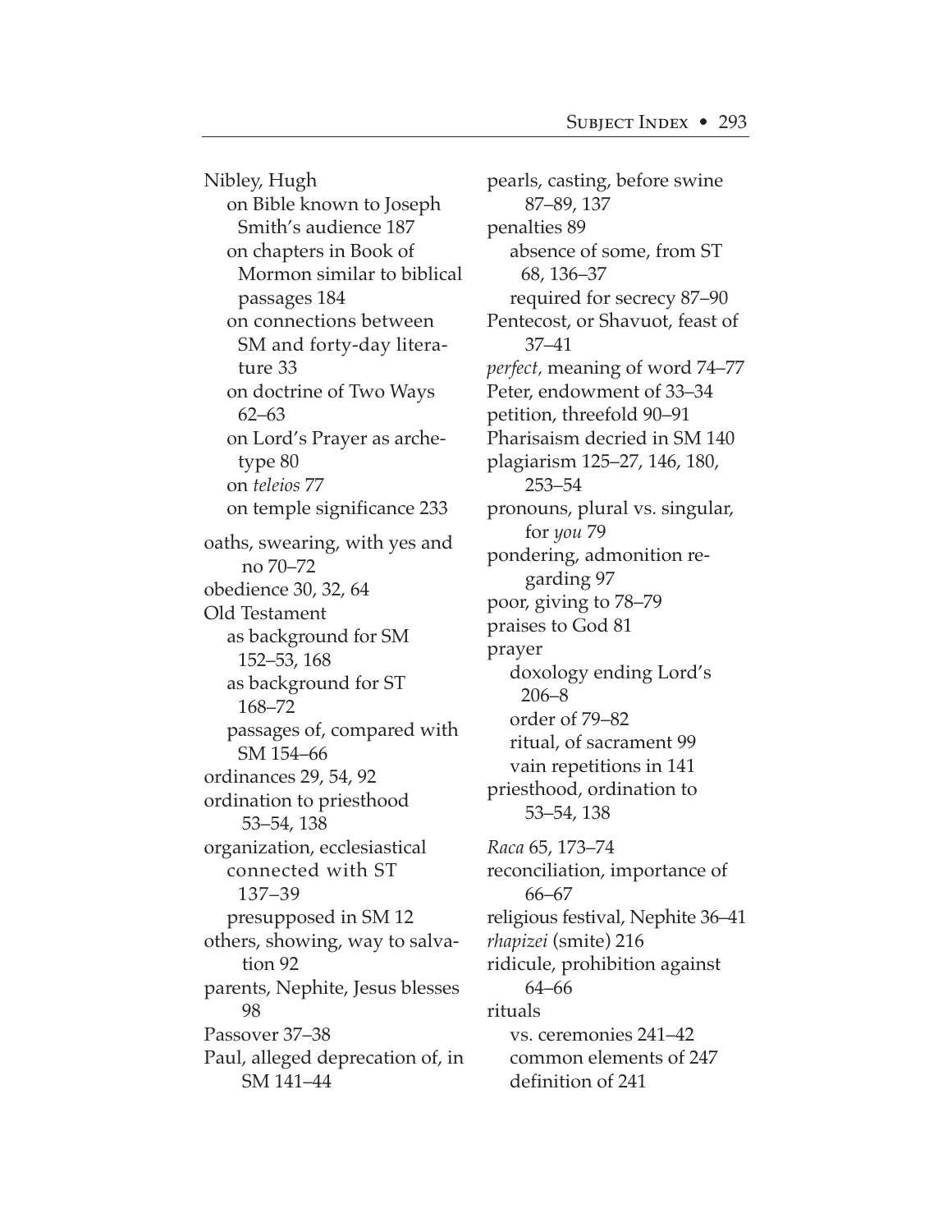Nibley, Hugh
- on Bible known to Joseph Smith's audience 187
- on chapters in Book of Mormon similar to biblical passages 184
- on connections between SM and forty-day literature 33
- on doctrine of Two Ways 62–63
- on Lord's Prayer as archetype 80
- on *teleios* 77
- on temple significance 233

oaths, swearing, with yes and no 70–72
obedience 30, 32, 64
Old Testament
- as background for SM 152–53, 168
- as background for ST 168–72
- passages of, compared with SM 154–66

ordinances 29, 54, 92
ordination to priesthood 53–54, 138
organization, ecclesiastical
- connected with ST 137–39
- presupposed in SM 12

others, showing, way to salvation 92
parents, Nephite, Jesus blesses 98
Passover 37–38
Paul, alleged deprecation of, in SM 141–44
pearls, casting, before swine 87–89, 137
penalties 89
- absence of some, from ST 68, 136–37
- required for secrecy 87–90

Pentecost, or Shavuot, feast of 37–41
*perfect*, meaning of word 74–77
Peter, endowment of 33–34
petition, threefold 90–91
Pharisaism decried in SM 140
plagiarism 125–27, 146, 180, 253–54
pronouns, plural vs. singular, for *you* 79
pondering, admonition regarding 97
poor, giving to 78–79
praises to God 81
prayer
- doxology ending Lord's 206–8
- order of 79–82
- ritual, of sacrament 99
- vain repetitions in 141

priesthood, ordination to 53–54, 138

*Raca* 65, 173–74
reconciliation, importance of 66–67
religious festival, Nephite 36–41
*rhapizei* (smite) 216
ridicule, prohibition against 64–66
rituals
- vs. ceremonies 241–42
- common elements of 247
- definition of 241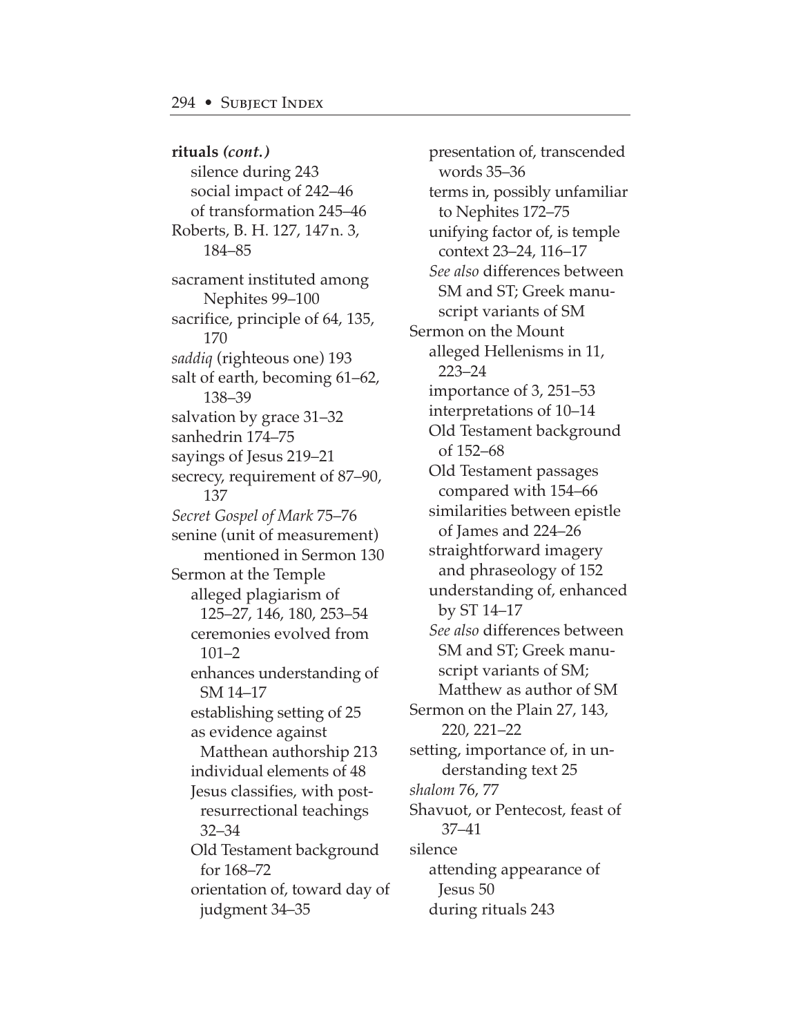**rituals** ***(cont.)***

- silence during 243
- social impact of 242–46
- of transformation 245–46

Roberts, B. H. 127, 147 n. 3, 184–85

sacrament instituted among Nephites 99–100

sacrifice, principle of 64, 135, 170

*saddiq* (righteous one) 193

salt of earth, becoming 61–62, 138–39

salvation by grace 31–32

sanhedrin 174–75

sayings of Jesus 219–21

secrecy, requirement of 87–90, 137

*Secret Gospel of Mark* 75–76

senine (unit of measurement) mentioned in Sermon 130

Sermon at the Temple

- alleged plagiarism of 125–27, 146, 180, 253–54
- ceremonies evolved from 101–2
- enhances understanding of SM 14–17
- establishing setting of 25
- as evidence against Matthean authorship 213
- individual elements of 48
- Jesus classifies, with post-resurrectional teachings 32–34
- Old Testament background for 168–72
- orientation of, toward day of judgment 34–35
- presentation of, transcended words 35–36
- terms in, possibly unfamiliar to Nephites 172–75
- unifying factor of, is temple context 23–24, 116–17
- *See also* differences between SM and ST; Greek manuscript variants of SM

Sermon on the Mount

- alleged Hellenisms in 11, 223–24
- importance of 3, 251–53
- interpretations of 10–14
- Old Testament background of 152–68
- Old Testament passages compared with 154–66
- similarities between epistle of James and 224–26
- straightforward imagery and phraseology of 152
- understanding of, enhanced by ST 14–17
- *See also* differences between SM and ST; Greek manuscript variants of SM; Matthew as author of SM

Sermon on the Plain 27, 143, 220, 221–22

setting, importance of, in understanding text 25

*shalom* 76, 77

Shavuot, or Pentecost, feast of 37–41

silence

- attending appearance of Jesus 50
- during rituals 243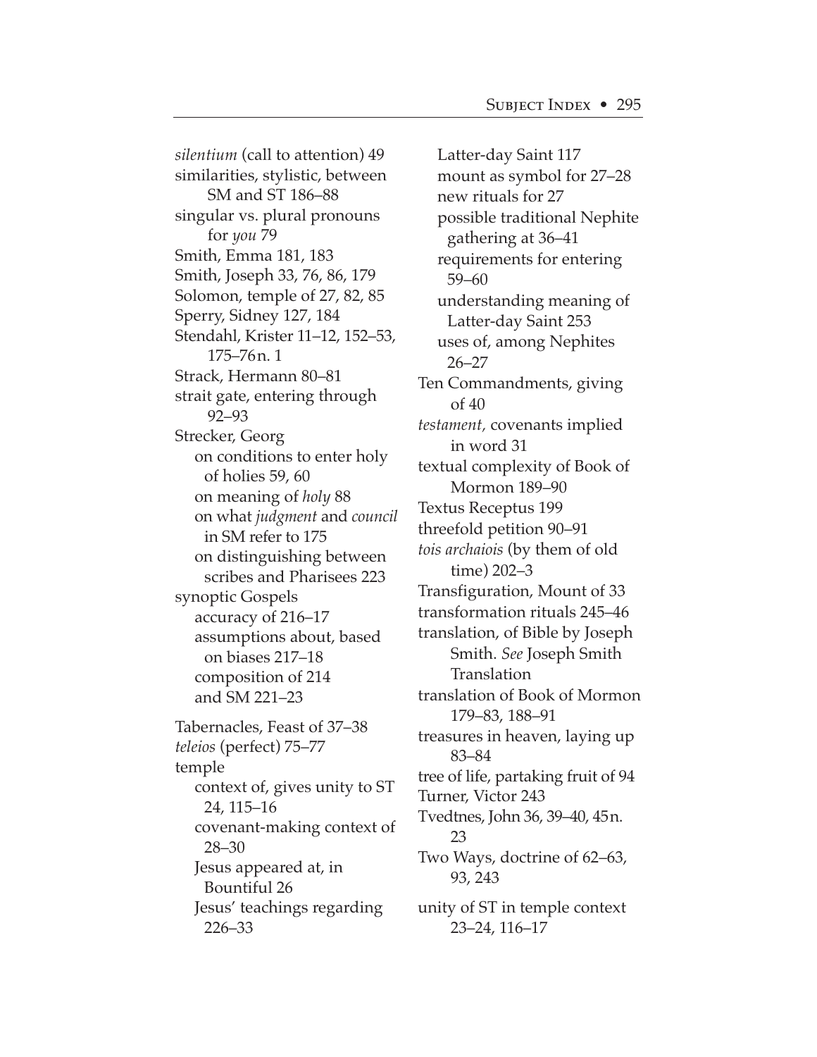*silentium* (call to attention) 49
similarities, stylistic, between SM and ST 186–88
singular vs. plural pronouns for *you* 79
Smith, Emma 181, 183
Smith, Joseph 33, 76, 86, 179
Solomon, temple of 27, 82, 85
Sperry, Sidney 127, 184
Stendahl, Krister 11–12, 152–53, 175–76n. 1
Strack, Hermann 80–81
strait gate, entering through 92–93
Strecker, Georg
  on conditions to enter holy of holies 59, 60
  on meaning of *holy* 88
  on what *judgment* and *council* in SM refer to 175
  on distinguishing between scribes and Pharisees 223
synoptic Gospels
  accuracy of 216–17
  assumptions about, based on biases 217–18
  composition of 214
  and SM 221–23

Tabernacles, Feast of 37–38
*teleios* (perfect) 75–77
temple
  context of, gives unity to ST 24, 115–16
  covenant-making context of 28–30
  Jesus appeared at, in Bountiful 26
  Jesus' teachings regarding 226–33
  Latter-day Saint 117
  mount as symbol for 27–28
  new rituals for 27
  possible traditional Nephite gathering at 36–41
  requirements for entering 59–60
  understanding meaning of Latter-day Saint 253
  uses of, among Nephites 26–27
Ten Commandments, giving of 40
*testament,* covenants implied in word 31
textual complexity of Book of Mormon 189–90
Textus Receptus 199
threefold petition 90–91
*tois archaiois* (by them of old time) 202–3
Transfiguration, Mount of 33
transformation rituals 245–46
translation, of Bible by Joseph Smith. *See* Joseph Smith Translation
translation of Book of Mormon 179–83, 188–91
treasures in heaven, laying up 83–84
tree of life, partaking fruit of 94
Turner, Victor 243
Tvedtnes, John 36, 39–40, 45n. 23
Two Ways, doctrine of 62–63, 93, 243

unity of ST in temple context 23–24, 116–17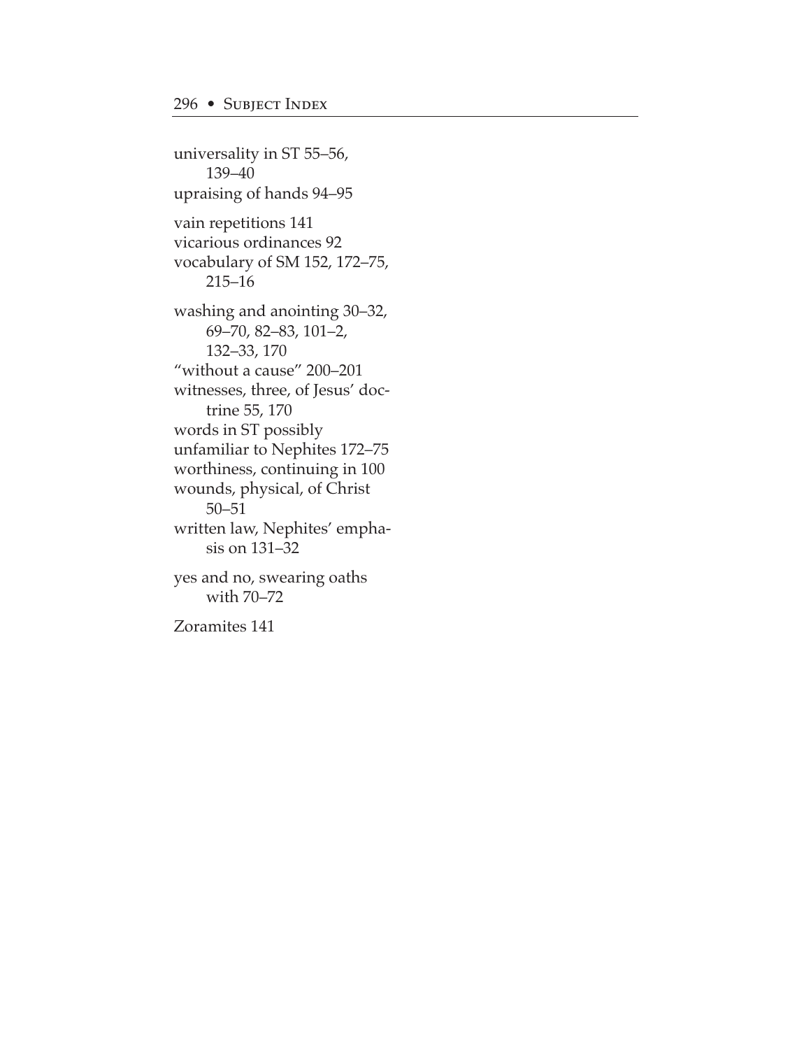universality in ST 55–56, 139–40
upraising of hands 94–95

vain repetitions 141
vicarious ordinances 92
vocabulary of SM 152, 172–75, 215–16

washing and anointing 30–32, 69–70, 82–83, 101–2, 132–33, 170
"without a cause" 200–201
witnesses, three, of Jesus' doctrine 55, 170
words in ST possibly unfamiliar to Nephites 172–75
worthiness, continuing in 100
wounds, physical, of Christ 50–51
written law, Nephites' emphasis on 131–32

yes and no, swearing oaths with 70–72

Zoramites 141